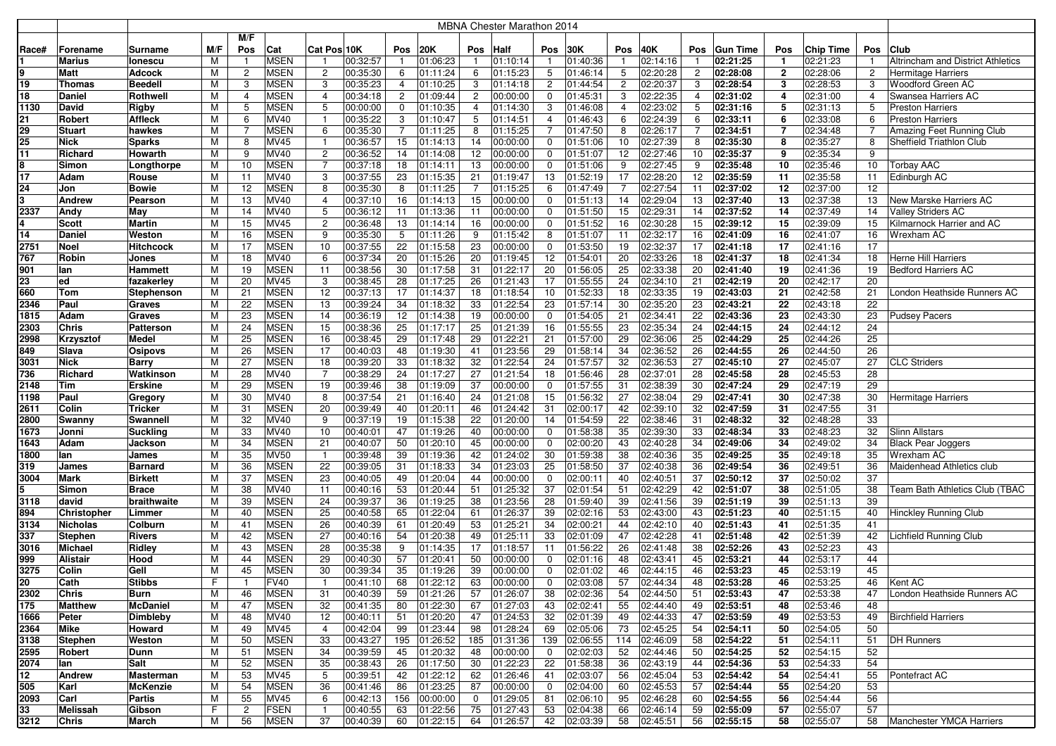# MBNA Chester Marathon 2014

| Race# | Forename | Surname | M/F | M/F Pos | Cat | Cat Pos | 10K | Pos | 20K | Pos | Half | Pos | 30K | Pos | 40K | Pos | Gun Time | Pos | Chip Time | Pos | Club |
|---|---|---|---|---|---|---|---|---|---|---|---|---|---|---|---|---|---|---|---|---|---|
| 1 | Marius | Ionescu | M | 1 | MSEN | 1 | 00:32:57 | 1 | 01:06:23 | 1 | 01:10:14 | 1 | 01:40:36 | 1 | 02:14:16 | 1 | 02:21:25 | 1 | 02:21:23 | 1 | Altrincham and District Athletics |
| 9 | Matt | Adcock | M | 2 | MSEN | 2 | 00:35:30 | 6 | 01:11:24 | 6 | 01:15:23 | 5 | 01:46:14 | 5 | 02:20:28 | 2 | 02:28:08 | 2 | 02:28:06 | 2 | Hermitage Harriers |
| 19 | Thomas | Beedell | M | 3 | MSEN | 3 | 00:35:23 | 4 | 01:10:25 | 3 | 01:14:18 | 2 | 01:44:54 | 2 | 02:20:37 | 3 | 02:28:54 | 3 | 02:28:53 | 3 | Woodford Green AC |
| 18 | Daniel | Rothwell | M | 4 | MSEN | 4 | 00:34:18 | 2 | 01:09:44 | 2 | 00:00:00 | 0 | 01:45:31 | 3 | 02:22:35 | 4 | 02:31:02 | 4 | 02:31:00 | 4 | Swansea Harriers AC |
| 1130 | David | Rigby | M | 5 | MSEN | 5 | 00:00:00 | 0 | 01:10:35 | 4 | 01:14:30 | 3 | 01:46:08 | 4 | 02:23:02 | 5 | 02:31:16 | 5 | 02:31:13 | 5 | Preston Harriers |
| 21 | Robert | Affleck | M | 6 | MV40 | 1 | 00:35:22 | 3 | 01:10:47 | 5 | 01:14:51 | 4 | 01:46:43 | 6 | 02:24:39 | 6 | 02:33:11 | 6 | 02:33:08 | 6 | Preston Harriers |
| 29 | Stuart | hawkes | M | 7 | MSEN | 6 | 00:35:30 | 7 | 01:11:25 | 8 | 01:15:25 | 7 | 01:47:50 | 8 | 02:26:17 | 7 | 02:34:51 | 7 | 02:34:48 | 7 | Amazing Feet Running Club |
| 25 | Nick | Sparks | M | 8 | MV45 | 1 | 00:36:57 | 15 | 01:14:13 | 14 | 00:00:00 | 0 | 01:51:06 | 10 | 02:27:39 | 8 | 02:35:30 | 8 | 02:35:27 | 8 | Sheffield Triathlon Club |
| 11 | Richard | Howarth | M | 9 | MV40 | 2 | 00:36:52 | 14 | 01:14:08 | 12 | 00:00:00 | 0 | 01:51:07 | 12 | 02:27:46 | 10 | 02:35:37 | 9 | 02:35:34 | 9 | |
| 8 | Simon | Longthorpe | M | 10 | MSEN | 7 | 00:37:18 | 18 | 01:14:11 | 13 | 00:00:00 | 0 | 01:51:06 | 9 | 02:27:45 | 9 | 02:35:48 | 10 | 02:35:46 | 10 | Torbay AAC |
| 17 | Adam | Rouse | M | 11 | MV40 | 3 | 00:37:55 | 23 | 01:15:35 | 21 | 01:19:47 | 13 | 01:52:19 | 17 | 02:28:20 | 12 | 02:35:59 | 11 | 02:35:58 | 11 | Edinburgh AC |
| 24 | Jon | Bowie | M | 12 | MSEN | 8 | 00:35:30 | 8 | 01:11:25 | 7 | 01:15:25 | 6 | 01:47:49 | 7 | 02:27:54 | 11 | 02:37:02 | 12 | 02:37:00 | 12 | |
| 3 | Andrew | Pearson | M | 13 | MV40 | 4 | 00:37:10 | 16 | 01:14:13 | 15 | 00:00:00 | 0 | 01:51:13 | 14 | 02:29:04 | 13 | 02:37:40 | 13 | 02:37:38 | 13 | New Marske Harriers AC |
| 2337 | Andy | May | M | 14 | MV40 | 5 | 00:36:12 | 11 | 01:13:36 | 11 | 00:00:00 | 0 | 01:51:50 | 15 | 02:29:31 | 14 | 02:37:52 | 14 | 02:37:49 | 14 | Valley Striders AC |
| 4 | Scott | Martin | M | 15 | MV45 | 2 | 00:36:48 | 13 | 01:14:14 | 16 | 00:00:00 | 0 | 01:51:52 | 16 | 02:30:28 | 15 | 02:39:12 | 15 | 02:39:09 | 15 | Kilmarnock Harrier and AC |
| 14 | Daniel | Weston | M | 16 | MSEN | 9 | 00:35:30 | 5 | 01:11:26 | 9 | 01:15:42 | 8 | 01:51:07 | 11 | 02:32:17 | 16 | 02:41:09 | 16 | 02:41:07 | 16 | Wrexham AC |
| 2751 | Noel | Hitchcock | M | 17 | MSEN | 10 | 00:37:55 | 22 | 01:15:58 | 23 | 00:00:00 | 0 | 01:53:50 | 19 | 02:32:37 | 17 | 02:41:18 | 17 | 02:41:16 | 17 | |
| 767 | Robin | Jones | M | 18 | MV40 | 6 | 00:37:34 | 20 | 01:15:26 | 20 | 01:19:45 | 12 | 01:54:01 | 20 | 02:33:26 | 18 | 02:41:37 | 18 | 02:41:34 | 18 | Herne Hill Harriers |
| 901 | Ian | Hammett | M | 19 | MSEN | 11 | 00:38:56 | 30 | 01:17:58 | 31 | 01:22:17 | 20 | 01:56:05 | 25 | 02:33:38 | 20 | 02:41:40 | 19 | 02:41:36 | 19 | Bedford Harriers AC |
| 23 | ed | fazakerley | M | 20 | MV45 | 3 | 00:38:45 | 28 | 01:17:25 | 26 | 01:21:43 | 17 | 01:55:55 | 24 | 02:34:10 | 21 | 02:42:19 | 20 | 02:42:17 | 20 | |
| 660 | Tom | Stephenson | M | 21 | MSEN | 12 | 00:37:13 | 17 | 01:14:37 | 18 | 01:18:54 | 10 | 01:52:33 | 18 | 02:33:35 | 19 | 02:43:03 | 21 | 02:42:58 | 21 | London Heathside Runners AC |
| 2346 | Paul | Graves | M | 22 | MSEN | 13 | 00:39:24 | 34 | 01:18:32 | 33 | 01:22:54 | 23 | 01:57:14 | 30 | 02:35:20 | 23 | 02:43:21 | 22 | 02:43:18 | 22 | |
| 1815 | Adam | Graves | M | 23 | MSEN | 14 | 00:36:19 | 12 | 01:14:38 | 19 | 00:00:00 | 0 | 01:54:05 | 21 | 02:34:41 | 22 | 02:43:36 | 23 | 02:43:30 | 23 | Pudsey Pacers |
| 2303 | Chris | Patterson | M | 24 | MSEN | 15 | 00:38:36 | 25 | 01:17:17 | 25 | 01:21:39 | 16 | 01:55:55 | 23 | 02:35:34 | 24 | 02:44:15 | 24 | 02:44:12 | 24 | |
| 2998 | Krzysztof | Medel | M | 25 | MSEN | 16 | 00:38:45 | 29 | 01:17:48 | 29 | 01:22:21 | 21 | 01:57:00 | 29 | 02:36:06 | 25 | 02:44:29 | 25 | 02:44:26 | 25 | |
| 849 | Slava | Osipovs | M | 26 | MSEN | 17 | 00:40:03 | 48 | 01:19:30 | 41 | 01:23:56 | 29 | 01:58:14 | 34 | 02:36:52 | 26 | 02:44:55 | 26 | 02:44:50 | 26 | |
| 3031 | Nick | Barry | M | 27 | MSEN | 18 | 00:39:20 | 33 | 01:18:32 | 32 | 01:22:54 | 24 | 01:57:57 | 32 | 02:36:53 | 27 | 02:45:10 | 27 | 02:45:07 | 27 | CLC Striders |
| 736 | Richard | Watkinson | M | 28 | MV40 | 7 | 00:38:29 | 24 | 01:17:27 | 27 | 01:21:54 | 18 | 01:56:46 | 28 | 02:37:01 | 28 | 02:45:58 | 28 | 02:45:53 | 28 | |
| 2148 | Tim | Erskine | M | 29 | MSEN | 19 | 00:39:46 | 38 | 01:19:09 | 37 | 00:00:00 | 0 | 01:57:55 | 31 | 02:38:39 | 30 | 02:47:24 | 29 | 02:47:19 | 29 | |
| 1198 | Paul | Gregory | M | 30 | MV40 | 8 | 00:37:54 | 21 | 01:16:40 | 24 | 01:21:08 | 15 | 01:56:32 | 27 | 02:38:04 | 29 | 02:47:41 | 30 | 02:47:38 | 30 | Hermitage Harriers |
| 2611 | Colin | Tricker | M | 31 | MSEN | 20 | 00:39:49 | 40 | 01:20:11 | 46 | 01:24:42 | 31 | 02:00:17 | 42 | 02:39:10 | 32 | 02:47:59 | 31 | 02:47:55 | 31 | |
| 2800 | Swanny | Swannell | M | 32 | MV40 | 9 | 00:37:19 | 19 | 01:15:38 | 22 | 01:20:00 | 14 | 01:54:59 | 22 | 02:38:46 | 31 | 02:48:32 | 32 | 02:48:28 | 33 | |
| 1673 | Jonni | Suckling | M | 33 | MV40 | 10 | 00:40:01 | 47 | 01:19:26 | 40 | 00:00:00 | 0 | 01:58:38 | 35 | 02:39:30 | 33 | 02:48:34 | 33 | 02:48:23 | 32 | Slinn Allstars |
| 1643 | Adam | Jackson | M | 34 | MSEN | 21 | 00:40:07 | 50 | 01:20:10 | 45 | 00:00:00 | 0 | 02:00:20 | 43 | 02:40:28 | 34 | 02:49:06 | 34 | 02:49:02 | 34 | Black Pear Joggers |
| 1800 | Ian | James | M | 35 | MV50 | 1 | 00:39:48 | 39 | 01:19:36 | 42 | 01:24:02 | 30 | 01:59:38 | 38 | 02:40:36 | 35 | 02:49:25 | 35 | 02:49:18 | 35 | Wrexham AC |
| 319 | James | Barnard | M | 36 | MSEN | 22 | 00:39:05 | 31 | 01:18:33 | 34 | 01:23:03 | 25 | 01:58:50 | 37 | 02:40:38 | 36 | 02:49:54 | 36 | 02:49:51 | 36 | Maidenhead Athletics club |
| 3004 | Mark | Birkett | M | 37 | MSEN | 23 | 00:40:05 | 49 | 01:20:04 | 44 | 00:00:00 | 0 | 02:00:11 | 40 | 02:40:51 | 37 | 02:50:12 | 37 | 02:50:02 | 37 | |
| 5 | Simon | Brace | M | 38 | MV40 | 11 | 00:40:16 | 53 | 01:20:44 | 51 | 01:25:32 | 37 | 02:01:54 | 51 | 02:42:29 | 42 | 02:51:07 | 38 | 02:51:05 | 38 | Team Bath Athletics Club (TBAC |
| 3118 | david | braithwaite | M | 39 | MSEN | 24 | 00:39:37 | 36 | 01:19:25 | 38 | 01:23:56 | 28 | 01:59:40 | 39 | 02:41:56 | 39 | 02:51:19 | 39 | 02:51:13 | 39 | |
| 894 | Christopher | Limmer | M | 40 | MSEN | 25 | 00:40:58 | 65 | 01:22:04 | 61 | 01:26:37 | 39 | 02:02:16 | 53 | 02:43:00 | 43 | 02:51:23 | 40 | 02:51:15 | 40 | Hinckley Running Club |
| 3134 | Nicholas | Colburn | M | 41 | MSEN | 26 | 00:40:39 | 61 | 01:20:49 | 53 | 01:25:21 | 34 | 02:00:21 | 44 | 02:42:10 | 40 | 02:51:43 | 41 | 02:51:35 | 41 | |
| 337 | Stephen | Rivers | M | 42 | MSEN | 27 | 00:40:16 | 54 | 01:20:38 | 49 | 01:25:11 | 33 | 02:01:09 | 47 | 02:42:28 | 41 | 02:51:48 | 42 | 02:51:39 | 42 | Lichfield Running Club |
| 3016 | Michael | Ridley | M | 43 | MSEN | 28 | 00:35:38 | 9 | 01:14:35 | 17 | 01:18:57 | 11 | 01:56:22 | 26 | 02:41:48 | 38 | 02:52:26 | 43 | 02:52:23 | 43 | |
| 999 | Alistair | Hood | M | 44 | MSEN | 29 | 00:40:30 | 57 | 01:20:41 | 50 | 00:00:00 | 0 | 02:01:16 | 48 | 02:43:41 | 45 | 02:53:21 | 44 | 02:53:17 | 44 | |
| 3275 | Colin | Gell | M | 45 | MSEN | 30 | 00:39:34 | 35 | 01:19:26 | 39 | 00:00:00 | 0 | 02:01:02 | 46 | 02:44:15 | 46 | 02:53:23 | 45 | 02:53:19 | 45 | |
| 20 | Cath | Stibbs | F | 1 | FV40 | 1 | 00:41:10 | 68 | 01:22:12 | 63 | 00:00:00 | 0 | 02:03:08 | 57 | 02:44:34 | 48 | 02:53:28 | 46 | 02:53:25 | 46 | Kent AC |
| 2302 | Chris | Burn | M | 46 | MSEN | 31 | 00:40:39 | 59 | 01:21:26 | 57 | 01:26:07 | 38 | 02:02:36 | 54 | 02:44:50 | 51 | 02:53:43 | 47 | 02:53:38 | 47 | London Heathside Runners AC |
| 175 | Matthew | McDaniel | M | 47 | MSEN | 32 | 00:41:35 | 80 | 01:22:30 | 67 | 01:27:03 | 43 | 02:02:41 | 55 | 02:44:40 | 49 | 02:53:51 | 48 | 02:53:46 | 48 | |
| 1666 | Peter | Dimbleby | M | 48 | MV40 | 12 | 00:40:11 | 51 | 01:20:20 | 47 | 01:24:53 | 32 | 02:01:39 | 49 | 02:44:33 | 47 | 02:53:59 | 49 | 02:53:53 | 49 | Birchfield Harriers |
| 2364 | Mike | Howard | M | 49 | MV45 | 4 | 00:42:04 | 99 | 01:23:44 | 98 | 01:28:24 | 69 | 02:05:06 | 73 | 02:45:25 | 54 | 02:54:11 | 50 | 02:54:05 | 50 | |
| 3138 | Stephen | Weston | M | 50 | MSEN | 33 | 00:43:27 | 195 | 01:26:52 | 185 | 01:31:36 | 139 | 02:06:55 | 114 | 02:46:09 | 58 | 02:54:22 | 51 | 02:54:11 | 51 | DH Runners |
| 2595 | Robert | Dunn | M | 51 | MSEN | 34 | 00:39:59 | 45 | 01:20:32 | 48 | 00:00:00 | 0 | 02:02:03 | 52 | 02:44:46 | 50 | 02:54:25 | 52 | 02:54:15 | 52 | |
| 2074 | Ian | Salt | M | 52 | MSEN | 35 | 00:38:43 | 26 | 01:17:50 | 30 | 01:22:23 | 22 | 01:58:38 | 36 | 02:43:19 | 44 | 02:54:36 | 53 | 02:54:33 | 54 | |
| 12 | Andrew | Masterman | M | 53 | MV45 | 5 | 00:39:51 | 42 | 01:22:12 | 62 | 01:26:46 | 41 | 02:03:07 | 56 | 02:45:04 | 53 | 02:54:42 | 54 | 02:54:41 | 55 | Pontefract AC |
| 505 | Karl | McKenzie | M | 54 | MSEN | 36 | 00:41:46 | 86 | 01:23:25 | 87 | 00:00:00 | 0 | 02:04:00 | 60 | 02:45:53 | 57 | 02:54:44 | 55 | 02:54:20 | 53 | |
| 2093 | Carl | Partis | M | 55 | MV45 | 6 | 00:42:13 | 156 | 00:00:00 | 0 | 01:29:05 | 81 | 02:06:10 | 95 | 02:46:28 | 60 | 02:54:55 | 56 | 02:54:44 | 56 | |
| 33 | Melissah | Gibson | F | 2 | FSEN | 1 | 00:40:55 | 63 | 01:22:56 | 75 | 01:27:43 | 53 | 02:04:38 | 66 | 02:46:14 | 59 | 02:55:09 | 57 | 02:55:07 | 57 | |
| 3212 | Chris | March | M | 56 | MSEN | 37 | 00:40:39 | 60 | 01:22:15 | 64 | 01:26:57 | 42 | 02:03:39 | 58 | 02:45:51 | 56 | 02:55:15 | 58 | 02:55:07 | 58 | Manchester YMCA Harriers |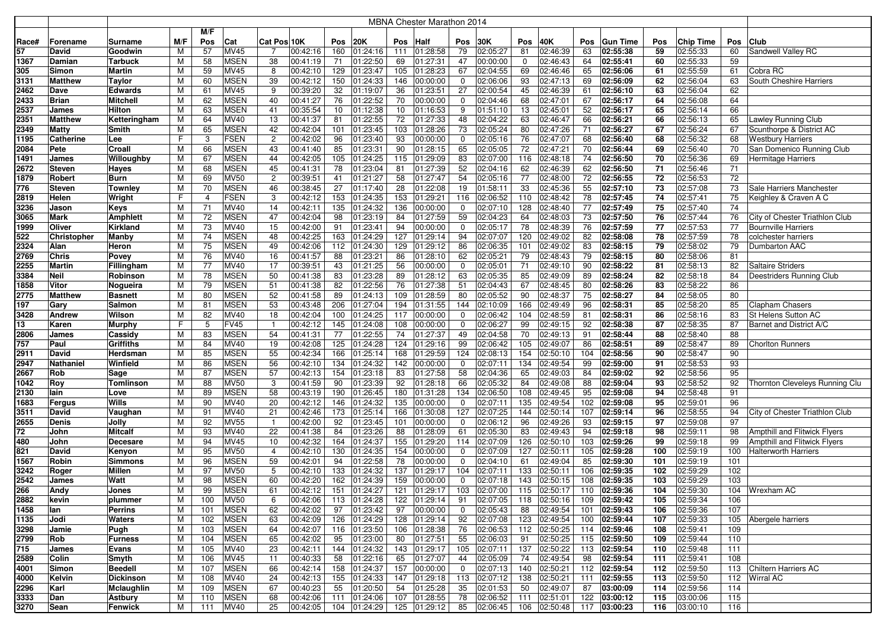# MBNA Chester Marathon 2014

| Race# | Forename | Surname | M/F | M/F Pos | Cat | Cat Pos | 10K | Pos | 20K | Pos | Half | Pos | 30K | Pos | 40K | Pos | Gun Time | Pos | Chip Time | Pos | Club |
|---|---|---|---|---|---|---|---|---|---|---|---|---|---|---|---|---|---|---|---|---|---|
| 57 | David | Goodwin | M | 57 | MV45 | 7 | 00:42:16 | 160 | 01:24:16 | 111 | 01:28:58 | 79 | 02:05:27 | 81 | 02:46:39 | 63 | 02:55:38 | 59 | 02:55:33 | 60 | Sandwell Valley RC |
| 1367 | Damian | Tarbuck | M | 58 | MSEN | 38 | 00:41:19 | 71 | 01:22:50 | 69 | 01:27:31 | 47 | 00:00:00 | 0 | 02:46:43 | 64 | 02:55:41 | 60 | 02:55:33 | 59 | |
| 305 | Simon | Martin | M | 59 | MV45 | 8 | 00:42:10 | 129 | 01:23:47 | 105 | 01:28:23 | 67 | 02:04:55 | 69 | 02:46:46 | 65 | 02:56:06 | 61 | 02:55:59 | 61 | Cobra RC |
| 3131 | Matthew | Taylor | M | 60 | MSEN | 39 | 00:42:12 | 150 | 01:24:33 | 146 | 00:00:00 | 0 | 02:06:06 | 93 | 02:47:13 | 69 | 02:56:09 | 62 | 02:56:04 | 63 | South Cheshire Harriers |
| 2462 | Dave | Edwards | M | 61 | MV45 | 9 | 00:39:20 | 32 | 01:19:07 | 36 | 01:23:51 | 27 | 02:00:54 | 45 | 02:46:39 | 61 | 02:56:10 | 63 | 02:56:04 | 62 | |
| 2433 | Brian | Mitchell | M | 62 | MSEN | 40 | 00:41:27 | 76 | 01:22:52 | 70 | 00:00:00 | 0 | 02:04:46 | 68 | 02:47:01 | 67 | 02:56:17 | 64 | 02:56:08 | 64 | |
| 2537 | James | Hilton | M | 63 | MSEN | 41 | 00:35:54 | 10 | 01:12:38 | 10 | 01:16:53 | 9 | 01:51:10 | 13 | 02:45:01 | 52 | 02:56:17 | 65 | 02:56:14 | 66 | |
| 2351 | Matthew | Ketteringham | M | 64 | MV40 | 13 | 00:41:37 | 81 | 01:22:55 | 72 | 01:27:33 | 48 | 02:04:22 | 63 | 02:46:47 | 66 | 02:56:21 | 66 | 02:56:13 | 65 | Lawley Running Club |
| 2349 | Matty | Smith | M | 65 | MSEN | 42 | 00:42:04 | 101 | 01:23:45 | 103 | 01:28:26 | 73 | 02:05:24 | 80 | 02:47:26 | 71 | 02:56:27 | 67 | 02:56:24 | 67 | Scunthorpe & District AC |
| 1195 | Catherine | Lee | F | 3 | FSEN | 2 | 00:42:02 | 96 | 01:23:40 | 93 | 00:00:00 | 0 | 02:05:16 | 76 | 02:47:07 | 68 | 02:56:40 | 68 | 02:56:32 | 68 | Westbury Harriers |
| 2084 | Pete | Croall | M | 66 | MSEN | 43 | 00:41:40 | 85 | 01:23:31 | 90 | 01:28:15 | 65 | 02:05:05 | 72 | 02:47:21 | 70 | 02:56:44 | 69 | 02:56:40 | 70 | San Domenico Running Club |
| 1491 | James | Willoughby | M | 67 | MSEN | 44 | 00:42:05 | 105 | 01:24:25 | 115 | 01:29:09 | 83 | 02:07:00 | 116 | 02:48:18 | 74 | 02:56:50 | 70 | 02:56:36 | 69 | Hermitage Harriers |
| 2672 | Steven | Hayes | M | 68 | MSEN | 45 | 00:41:31 | 78 | 01:23:04 | 81 | 01:27:39 | 52 | 02:04:16 | 62 | 02:46:39 | 62 | 02:56:50 | 71 | 02:56:46 | 71 | |
| 1879 | Robert | Burn | M | 69 | MV50 | 2 | 00:39:51 | 41 | 01:21:27 | 58 | 01:27:47 | 54 | 02:05:16 | 77 | 02:48:00 | 72 | 02:56:55 | 72 | 02:56:53 | 72 | |
| 776 | Steven | Townley | M | 70 | MSEN | 46 | 00:38:45 | 27 | 01:17:40 | 28 | 01:22:08 | 19 | 01:58:11 | 33 | 02:45:36 | 55 | 02:57:10 | 73 | 02:57:08 | 73 | Sale Harriers Manchester |
| 2819 | Helen | Wright | F | 4 | FSEN | 3 | 00:42:12 | 153 | 01:24:35 | 153 | 01:29:21 | 116 | 02:06:52 | 110 | 02:48:42 | 78 | 02:57:45 | 74 | 02:57:41 | 75 | Keighley & Craven A C |
| 3236 | Jason | Keys | M | 71 | MV40 | 14 | 00:42:11 | 135 | 01:24:32 | 136 | 00:00:00 | 0 | 02:07:10 | 128 | 02:48:40 | 77 | 02:57:49 | 75 | 02:57:40 | 74 | |
| 3065 | Mark | Amphlett | M | 72 | MSEN | 47 | 00:42:04 | 98 | 01:23:19 | 84 | 01:27:59 | 59 | 02:04:23 | 64 | 02:48:03 | 73 | 02:57:50 | 76 | 02:57:44 | 76 | City of Chester Triathlon Club |
| 1999 | Oliver | Kirkland | M | 73 | MV40 | 15 | 00:42:00 | 91 | 01:23:41 | 94 | 00:00:00 | 0 | 02:05:17 | 78 | 02:48:39 | 76 | 02:57:59 | 77 | 02:57:53 | 77 | Bournville Harriers |
| 522 | Christopher | Manby | M | 74 | MSEN | 48 | 00:42:25 | 163 | 01:24:29 | 127 | 01:29:14 | 94 | 02:07:07 | 120 | 02:49:02 | 82 | 02:58:08 | 78 | 02:57:59 | 78 | colchester harriers |
| 2324 | Alan | Heron | M | 75 | MSEN | 49 | 00:42:06 | 112 | 01:24:30 | 129 | 01:29:12 | 86 | 02:06:35 | 101 | 02:49:02 | 83 | 02:58:15 | 79 | 02:58:02 | 79 | Dumbarton AAC |
| 2769 | Chris | Povey | M | 76 | MV40 | 16 | 00:41:57 | 88 | 01:23:21 | 86 | 01:28:10 | 62 | 02:05:21 | 79 | 02:48:43 | 79 | 02:58:15 | 80 | 02:58:06 | 81 | |
| 2255 | Martin | Fillingham | M | 77 | MV40 | 17 | 00:39:51 | 43 | 01:21:25 | 56 | 00:00:00 | 0 | 02:05:01 | 71 | 02:49:10 | 90 | 02:58:22 | 81 | 02:58:13 | 82 | Saltaire Striders |
| 3384 | Neil | Robinson | M | 78 | MSEN | 50 | 00:41:38 | 83 | 01:23:28 | 89 | 01:28:12 | 63 | 02:05:35 | 85 | 02:49:09 | 89 | 02:58:24 | 82 | 02:58:18 | 84 | Deestriders Running Club |
| 1858 | Vitor | Nogueira | M | 79 | MSEN | 51 | 00:41:38 | 82 | 01:22:56 | 76 | 01:27:38 | 51 | 02:04:43 | 67 | 02:48:45 | 80 | 02:58:26 | 83 | 02:58:22 | 86 | |
| 2775 | Matthew | Basnett | M | 80 | MSEN | 52 | 00:41:58 | 89 | 01:24:13 | 109 | 01:28:59 | 80 | 02:05:52 | 90 | 02:48:37 | 75 | 02:58:27 | 84 | 02:58:05 | 80 | |
| 197 | Gary | Salmon | M | 81 | MSEN | 53 | 00:43:48 | 206 | 01:27:04 | 194 | 01:31:55 | 144 | 02:10:09 | 166 | 02:49:49 | 96 | 02:58:31 | 85 | 02:58:20 | 85 | Clapham Chasers |
| 3428 | Andrew | Wilson | M | 82 | MV40 | 18 | 00:42:04 | 100 | 01:24:25 | 117 | 00:00:00 | 0 | 02:06:42 | 104 | 02:48:59 | 81 | 02:58:31 | 86 | 02:58:16 | 83 | St Helens Sutton AC |
| 13 | Karen | Murphy | F | 5 | FV45 | 1 | 00:42:12 | 145 | 01:24:08 | 108 | 00:00:00 | 0 | 02:06:27 | 99 | 02:49:15 | 92 | 02:58:38 | 87 | 02:58:35 | 87 | Barnet and District A/C |
| 2806 | James | Cassidy | M | 83 | MSEN | 54 | 00:41:31 | 77 | 01:22:55 | 74 | 01:27:37 | 49 | 02:04:58 | 70 | 02:49:13 | 91 | 02:58:44 | 88 | 02:58:40 | 88 | |
| 757 | Paul | Griffiths | M | 84 | MV40 | 19 | 00:42:08 | 125 | 01:24:28 | 124 | 01:29:16 | 99 | 02:06:42 | 105 | 02:49:07 | 86 | 02:58:51 | 89 | 02:58:47 | 89 | Chorlton Runners |
| 2911 | David | Herdsman | M | 85 | MSEN | 55 | 00:42:34 | 166 | 01:25:14 | 168 | 01:29:59 | 124 | 02:08:13 | 154 | 02:50:10 | 104 | 02:58:56 | 90 | 02:58:47 | 90 | |
| 2947 | Nathaniel | Winfield | M | 86 | MSEN | 56 | 00:42:10 | 134 | 01:24:32 | 142 | 00:00:00 | 0 | 02:07:11 | 134 | 02:49:54 | 99 | 02:59:00 | 91 | 02:58:53 | 93 | |
| 2667 | Rob | Sage | M | 87 | MSEN | 57 | 00:42:13 | 154 | 01:23:18 | 83 | 01:27:58 | 58 | 02:04:36 | 65 | 02:49:03 | 84 | 02:59:02 | 92 | 02:58:56 | 95 | |
| 1042 | Roy | Tomlinson | M | 88 | MV50 | 3 | 00:41:59 | 90 | 01:23:39 | 92 | 01:28:18 | 66 | 02:05:32 | 84 | 02:49:08 | 88 | 02:59:04 | 93 | 02:58:52 | 92 | Thornton Cleveleys Running Clu |
| 2130 | Iain | Love | M | 89 | MSEN | 58 | 00:43:19 | 190 | 01:26:45 | 180 | 01:31:28 | 134 | 02:06:50 | 108 | 02:49:45 | 95 | 02:59:08 | 94 | 02:58:48 | 91 | |
| 1683 | Fergus | Wills | M | 90 | MV40 | 20 | 00:42:12 | 146 | 01:24:32 | 135 | 00:00:00 | 0 | 02:07:11 | 135 | 02:49:54 | 102 | 02:59:08 | 95 | 02:59:01 | 96 | |
| 3511 | David | Vaughan | M | 91 | MV40 | 21 | 00:42:46 | 173 | 01:25:14 | 166 | 01:30:08 | 127 | 02:07:25 | 144 | 02:50:14 | 107 | 02:59:14 | 96 | 02:58:55 | 94 | City of Chester Triathlon Club |
| 2655 | Denis | Jolly | M | 92 | MV55 | 1 | 00:42:00 | 92 | 01:23:45 | 101 | 00:00:00 | 0 | 02:06:12 | 96 | 02:49:26 | 93 | 02:59:15 | 97 | 02:59:08 | 97 | |
| 72 | John | Mitcalf | M | 93 | MV40 | 22 | 00:41:38 | 84 | 01:23:26 | 88 | 01:28:09 | 61 | 02:05:30 | 83 | 02:49:43 | 94 | 02:59:18 | 98 | 02:59:11 | 98 | Ampthill and Flitwick Flyers |
| 480 | John | Decesare | M | 94 | MV45 | 10 | 00:42:32 | 164 | 01:24:37 | 155 | 01:29:20 | 114 | 02:07:09 | 126 | 02:50:10 | 103 | 02:59:26 | 99 | 02:59:18 | 99 | Ampthill and Flitwick Flyers |
| 821 | David | Kenyon | M | 95 | MV50 | 4 | 00:42:10 | 130 | 01:24:35 | 154 | 00:00:00 | 0 | 02:07:09 | 127 | 02:50:11 | 105 | 02:59:28 | 100 | 02:59:19 | 100 | Halterworth Harriers |
| 1567 | Robin | Simmons | M | 96 | MSEN | 59 | 00:42:01 | 94 | 01:22:58 | 78 | 00:00:00 | 0 | 02:04:10 | 61 | 02:49:04 | 85 | 02:59:30 | 101 | 02:59:19 | 101 | |
| 3242 | Roger | Millen | M | 97 | MV50 | 5 | 00:42:10 | 133 | 01:24:32 | 137 | 01:29:17 | 104 | 02:07:11 | 133 | 02:50:11 | 106 | 02:59:35 | 102 | 02:59:29 | 102 | |
| 2542 | James | Watt | M | 98 | MSEN | 60 | 00:42:20 | 162 | 01:24:39 | 159 | 00:00:00 | 0 | 02:07:18 | 143 | 02:50:15 | 108 | 02:59:35 | 103 | 02:59:29 | 103 | |
| 266 | Andy | Jones | M | 99 | MSEN | 61 | 00:42:12 | 151 | 01:24:27 | 121 | 01:29:17 | 103 | 02:07:00 | 115 | 02:50:17 | 110 | 02:59:36 | 104 | 02:59:30 | 104 | Wrexham AC |
| 2882 | kevin | plummer | M | 100 | MV50 | 6 | 00:42:06 | 113 | 01:24:28 | 122 | 01:29:14 | 91 | 02:07:05 | 118 | 02:50:16 | 109 | 02:59:42 | 105 | 02:59:34 | 106 | |
| 1458 | Ian | Perrins | M | 101 | MSEN | 62 | 00:42:02 | 97 | 01:23:42 | 97 | 00:00:00 | 0 | 02:05:43 | 88 | 02:49:54 | 101 | 02:59:43 | 106 | 02:59:36 | 107 | |
| 1135 | Jodi | Waters | M | 102 | MSEN | 63 | 00:42:09 | 126 | 01:24:29 | 128 | 01:29:14 | 92 | 02:07:08 | 123 | 02:49:54 | 100 | 02:59:44 | 107 | 02:59:33 | 105 | Abergele harriers |
| 3298 | Jamie | Pugh | M | 103 | MSEN | 64 | 00:42:07 | 116 | 01:23:50 | 106 | 01:28:38 | 76 | 02:06:53 | 112 | 02:50:25 | 114 | 02:59:46 | 108 | 02:59:41 | 109 | |
| 2799 | Rob | Furness | M | 104 | MSEN | 65 | 00:42:02 | 95 | 01:23:00 | 80 | 01:27:51 | 55 | 02:06:03 | 91 | 02:50:25 | 115 | 02:59:50 | 109 | 02:59:44 | 110 | |
| 715 | James | Evans | M | 105 | MV40 | 23 | 00:42:11 | 144 | 01:24:32 | 143 | 01:29:17 | 105 | 02:07:11 | 137 | 02:50:22 | 113 | 02:59:54 | 110 | 02:59:48 | 111 | |
| 2589 | Colin | Smyth | M | 106 | MV45 | 11 | 00:40:33 | 58 | 01:22:16 | 65 | 01:27:07 | 44 | 02:05:09 | 74 | 02:49:54 | 98 | 02:59:54 | 111 | 02:59:41 | 108 | |
| 4001 | Simon | Beedell | M | 107 | MSEN | 66 | 00:42:14 | 158 | 01:24:37 | 157 | 00:00:00 | 0 | 02:07:13 | 140 | 02:50:21 | 112 | 02:59:54 | 112 | 02:59:50 | 113 | Chiltern Harriers AC |
| 4000 | Kelvin | Dickinson | M | 108 | MV40 | 24 | 00:42:13 | 155 | 01:24:33 | 147 | 01:29:18 | 113 | 02:07:12 | 138 | 02:50:21 | 111 | 02:59:55 | 113 | 02:59:50 | 112 | Wirral AC |
| 2296 | Karl | Mclaughlin | M | 109 | MSEN | 67 | 00:40:23 | 55 | 01:20:50 | 54 | 01:25:28 | 35 | 02:01:53 | 50 | 02:49:07 | 87 | 03:00:09 | 114 | 02:59:56 | 114 | |
| 3333 | Dan | Astbury | M | 110 | MSEN | 68 | 00:42:06 | 111 | 01:24:06 | 107 | 01:28:55 | 78 | 02:06:52 | 111 | 02:51:01 | 122 | 03:00:12 | 115 | 03:00:06 | 115 | |
| 3270 | Sean | Fenwick | M | 111 | MV40 | 25 | 00:42:05 | 104 | 01:24:29 | 125 | 01:29:12 | 85 | 02:06:45 | 106 | 02:50:48 | 117 | 03:00:23 | 116 | 03:00:10 | 116 | |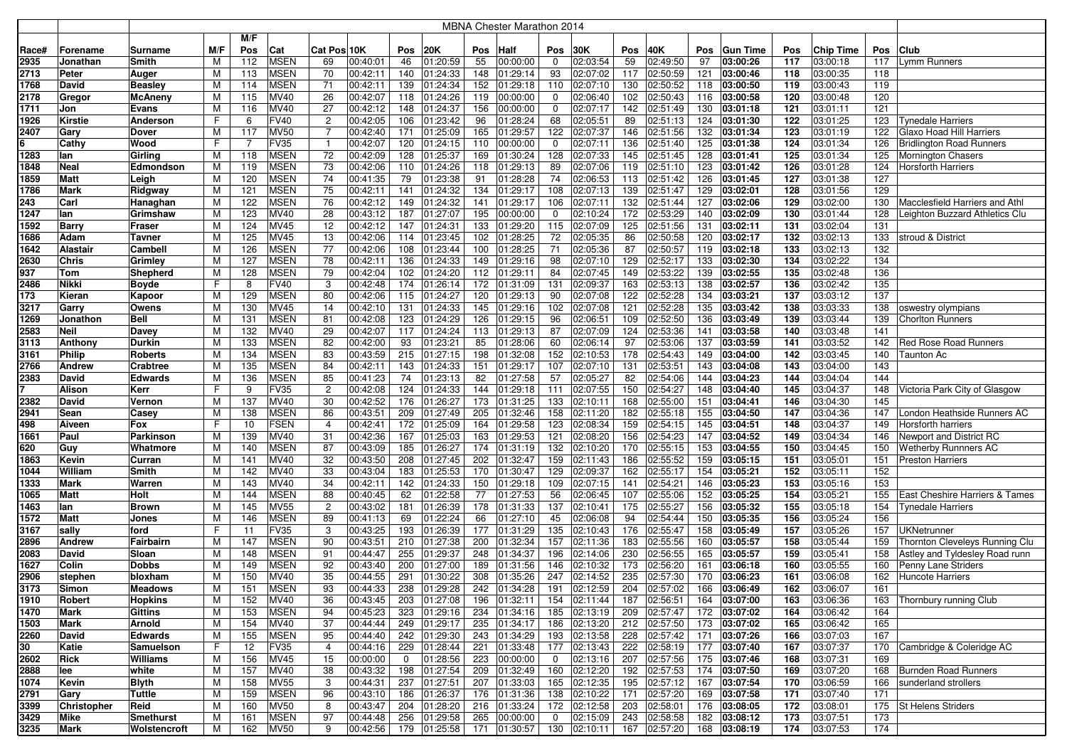| | | MBNA Chester Marathon 2014 | | | | | | | | | | | | | | | | | | | | | | |
|---|---|---|---|---|---|---|---|---|---|---|---|---|---|---|---|---|---|---|---|---|---|---|---|---|
| | | | | M/F | | | | | | | | | | | | | | | | | | | | |
| Race# | Forename | Surname | M/F | Pos | Cat | Cat Pos | 10K | Pos | 20K | Pos | Half | Pos | 30K | Pos | 40K | Pos | Gun Time | Pos | Chip Time | Pos | Club |
| 2935 | Jonathan | Smith | M | 112 | MSEN | 69 | 00:40:01 | 46 | 01:20:59 | 55 | 00:00:00 | 0 | 02:03:54 | 59 | 02:49:50 | 97 | **03:00:26** | 117 | 03:00:18 | 117 | Lymm Runners |
| 2713 | Peter | Auger | M | 113 | MSEN | 70 | 00:42:11 | 140 | 01:24:33 | 148 | 01:29:14 | 93 | 02:07:02 | 117 | 02:50:59 | 121 | **03:00:46** | 118 | 03:00:35 | 118 | |
| 1768 | David | Beasley | M | 114 | MSEN | 71 | 00:42:11 | 139 | 01:24:34 | 152 | 01:29:18 | 110 | 02:07:10 | 130 | 02:50:52 | 118 | **03:00:50** | 119 | 03:00:43 | 119 | |
| 2178 | Gregor | McAneny | M | 115 | MV40 | 26 | 00:42:07 | 118 | 01:24:26 | 119 | 00:00:00 | 0 | 02:06:40 | 102 | 02:50:43 | 116 | **03:00:58** | 120 | 03:00:48 | 120 | |
| 1711 | Jon | Evans | M | 116 | MV40 | 27 | 00:42:12 | 148 | 01:24:37 | 156 | 00:00:00 | 0 | 02:07:17 | 142 | 02:51:49 | 130 | **03:01:18** | 121 | 03:01:11 | 121 | |
| 1926 | Kirstie | Anderson | F | 6 | FV40 | 2 | 00:42:05 | 106 | 01:23:42 | 96 | 01:28:24 | 68 | 02:05:51 | 89 | 02:51:13 | 124 | **03:01:30** | 122 | 03:01:25 | 123 | Tynedale Harriers |
| 2407 | Gary | Dover | M | 117 | MV50 | 7 | 00:42:40 | 171 | 01:25:09 | 165 | 01:29:57 | 122 | 02:07:37 | 146 | 02:51:56 | 132 | **03:01:34** | 123 | 03:01:19 | 122 | Glaxo Hoad Hill Harriers |
| 6 | Cathy | Wood | F | 7 | FV35 | 1 | 00:42:07 | 120 | 01:24:15 | 110 | 00:00:00 | 0 | 02:07:11 | 136 | 02:51:40 | 125 | **03:01:38** | 124 | 03:01:34 | 126 | Bridlington Road Runners |
| 1283 | Ian | Girling | M | 118 | MSEN | 72 | 00:42:09 | 128 | 01:25:37 | 169 | 01:30:24 | 128 | 02:07:33 | 145 | 02:51:45 | 128 | **03:01:41** | 125 | 03:01:34 | 125 | Mornington Chasers |
| 1848 | Neal | Edmondson | M | 119 | MSEN | 73 | 00:42:06 | 110 | 01:24:26 | 118 | 01:29:13 | 89 | 02:07:06 | 119 | 02:51:10 | 123 | **03:01:42** | 126 | 03:01:28 | 124 | Horsforth Harriers |
| 1859 | Matt | Leigh | M | 120 | MSEN | 74 | 00:41:35 | 79 | 01:23:38 | 91 | 01:28:28 | 74 | 02:06:53 | 113 | 02:51:42 | 126 | **03:01:45** | 127 | 03:01:38 | 127 | |
| 1786 | Mark | Ridgway | M | 121 | MSEN | 75 | 00:42:11 | 141 | 01:24:32 | 134 | 01:29:17 | 108 | 02:07:13 | 139 | 02:51:47 | 129 | **03:02:01** | 128 | 03:01:56 | 129 | |
| 243 | Carl | Hanaghan | M | 122 | MSEN | 76 | 00:42:12 | 149 | 01:24:32 | 141 | 01:29:17 | 106 | 02:07:11 | 132 | 02:51:44 | 127 | **03:02:06** | 129 | 03:02:00 | 130 | Macclesfield Harriers and Athl |
| 1247 | Ian | Grimshaw | M | 123 | MV40 | 28 | 00:43:12 | 187 | 01:27:07 | 195 | 00:00:00 | 0 | 02:10:24 | 172 | 02:53:29 | 140 | **03:02:09** | 130 | 03:01:44 | 128 | Leighton Buzzard Athletics Clu |
| 1592 | Barry | Fraser | M | 124 | MV45 | 12 | 00:42:12 | 147 | 01:24:31 | 133 | 01:29:20 | 115 | 02:07:09 | 125 | 02:51:56 | 131 | **03:02:11** | 131 | 03:02:04 | 131 | |
| 1686 | Adam | Tavner | M | 125 | MV45 | 13 | 00:42:06 | 114 | 01:23:45 | 102 | 01:28:25 | 72 | 02:05:35 | 86 | 02:50:58 | 120 | **03:02:17** | 132 | 03:02:13 | 133 | stroud & District |
| 1642 | Alastair | Cambell | M | 126 | MSEN | 77 | 00:42:06 | 108 | 01:23:44 | 100 | 01:28:25 | 71 | 02:05:36 | 87 | 02:50:57 | 119 | **03:02:18** | 133 | 03:02:13 | 132 | |
| 2630 | Chris | Grimley | M | 127 | MSEN | 78 | 00:42:11 | 136 | 01:24:33 | 149 | 01:29:16 | 98 | 02:07:10 | 129 | 02:52:17 | 133 | **03:02:30** | 134 | 03:02:22 | 134 | |
| 937 | Tom | Shepherd | M | 128 | MSEN | 79 | 00:42:04 | 102 | 01:24:20 | 112 | 01:29:11 | 84 | 02:07:45 | 149 | 02:53:22 | 139 | **03:02:55** | 135 | 03:02:48 | 136 | |
| 2486 | Nikki | Boyde | F | 8 | FV40 | 3 | 00:42:48 | 174 | 01:26:14 | 172 | 01:31:09 | 131 | 02:09:37 | 163 | 02:53:13 | 138 | **03:02:57** | 136 | 03:02:42 | 135 | |
| 173 | Kieran | Kapoor | M | 129 | MSEN | 80 | 00:42:06 | 115 | 01:24:27 | 120 | 01:29:13 | 90 | 02:07:08 | 122 | 02:52:28 | 134 | **03:03:21** | 137 | 03:03:12 | 137 | |
| 3217 | Garry | Owens | M | 130 | MV45 | 14 | 00:42:10 | 131 | 01:24:33 | 145 | 01:29:16 | 102 | 02:07:08 | 121 | 02:52:28 | 135 | **03:03:42** | 138 | 03:03:33 | 138 | oswestry olympians |
| 1269 | Jonathon | Bell | M | 131 | MSEN | 81 | 00:42:08 | 123 | 01:24:29 | 126 | 01:29:15 | 96 | 02:06:51 | 109 | 02:52:50 | 136 | **03:03:49** | 139 | 03:03:44 | 139 | Chorlton Runners |
| 2583 | Neil | Davey | M | 132 | MV40 | 29 | 00:42:07 | 117 | 01:24:24 | 113 | 01:29:13 | 87 | 02:07:09 | 124 | 02:53:36 | 141 | **03:03:58** | 140 | 03:03:48 | 141 | |
| 3113 | Anthony | Durkin | M | 133 | MSEN | 82 | 00:42:00 | 93 | 01:23:21 | 85 | 01:28:06 | 60 | 02:06:14 | 97 | 02:53:06 | 137 | **03:03:59** | 141 | 03:03:52 | 142 | Red Rose Road Runners |
| 3161 | Philip | Roberts | M | 134 | MSEN | 83 | 00:43:59 | 215 | 01:27:15 | 198 | 01:32:08 | 152 | 02:10:53 | 178 | 02:54:43 | 149 | **03:04:00** | 142 | 03:03:45 | 140 | Taunton Ac |
| 2766 | Andrew | Crabtree | M | 135 | MSEN | 84 | 00:42:11 | 143 | 01:24:33 | 151 | 01:29:17 | 107 | 02:07:10 | 131 | 02:53:51 | 143 | **03:04:08** | 143 | 03:04:00 | 143 | |
| 2383 | David | Edwards | M | 136 | MSEN | 85 | 00:41:23 | 74 | 01:23:13 | 82 | 01:27:58 | 57 | 02:05:27 | 82 | 02:54:06 | 144 | **03:04:23** | 144 | 03:04:04 | 144 | |
| 7 | Alison | Kerr | F | 9 | FV35 | 2 | 00:42:08 | 124 | 01:24:33 | 144 | 01:29:18 | 111 | 02:07:55 | 150 | 02:54:27 | 148 | **03:04:40** | 145 | 03:04:37 | 148 | Victoria Park City of Glasgow |
| 2382 | David | Vernon | M | 137 | MV40 | 30 | 00:42:52 | 176 | 01:26:27 | 173 | 01:31:25 | 133 | 02:10:11 | 168 | 02:55:00 | 151 | **03:04:41** | 146 | 03:04:30 | 145 | |
| 2941 | Sean | Casey | M | 138 | MSEN | 86 | 00:43:51 | 209 | 01:27:49 | 205 | 01:32:46 | 158 | 02:11:20 | 182 | 02:55:18 | 155 | **03:04:50** | 147 | 03:04:36 | 147 | London Heathside Runners AC |
| 498 | Aiveen | Fox | F | 10 | FSEN | 4 | 00:42:41 | 172 | 01:25:09 | 164 | 01:29:58 | 123 | 02:08:34 | 159 | 02:54:15 | 145 | **03:04:51** | 148 | 03:04:37 | 149 | Horsforth harriers |
| 1661 | Paul | Parkinson | M | 139 | MV40 | 31 | 00:42:36 | 167 | 01:25:03 | 163 | 01:29:53 | 121 | 02:08:20 | 156 | 02:54:23 | 147 | **03:04:52** | 149 | 03:04:34 | 146 | Newport and District RC |
| 620 | Guy | Whatmore | M | 140 | MSEN | 87 | 00:43:09 | 185 | 01:26:27 | 174 | 01:31:19 | 132 | 02:10:20 | 170 | 02:55:15 | 153 | **03:04:55** | 150 | 03:04:45 | 150 | Wetherby Runnners AC |
| 1863 | Kevin | Curran | M | 141 | MV40 | 32 | 00:43:50 | 208 | 01:27:45 | 202 | 01:32:47 | 159 | 02:11:43 | 186 | 02:55:52 | 159 | **03:05:15** | 151 | 03:05:01 | 151 | Preston Harriers |
| 1044 | William | Smith | M | 142 | MV40 | 33 | 00:43:04 | 183 | 01:25:53 | 170 | 01:30:47 | 129 | 02:09:37 | 162 | 02:55:17 | 154 | **03:05:21** | 152 | 03:05:11 | 152 | |
| 1333 | Mark | Warren | M | 143 | MV40 | 34 | 00:42:11 | 142 | 01:24:33 | 150 | 01:29:18 | 109 | 02:07:15 | 141 | 02:54:21 | 146 | **03:05:23** | 153 | 03:05:16 | 153 | |
| 1065 | Matt | Holt | M | 144 | MSEN | 88 | 00:40:45 | 62 | 01:22:58 | 77 | 01:27:53 | 56 | 02:06:45 | 107 | 02:55:06 | 152 | **03:05:25** | 154 | 03:05:21 | 155 | East Cheshire Harriers & Tames |
| 1463 | Ian | Brown | M | 145 | MV55 | 2 | 00:43:02 | 181 | 01:26:39 | 178 | 01:31:33 | 137 | 02:10:41 | 175 | 02:55:27 | 156 | **03:05:32** | 155 | 03:05:18 | 154 | Tynedale Harriers |
| 1572 | Matt | Jones | M | 146 | MSEN | 89 | 00:41:13 | 69 | 01:22:24 | 66 | 01:27:10 | 45 | 02:06:08 | 94 | 02:54:44 | 150 | **03:05:35** | 156 | 03:05:24 | 156 | |
| 3167 | sally | ford | F | 11 | FV35 | 3 | 00:43:25 | 193 | 01:26:39 | 177 | 01:31:29 | 135 | 02:10:43 | 176 | 02:55:47 | 158 | **03:05:49** | 157 | 03:05:26 | 157 | UKNetrunner |
| 2896 | Andrew | Fairbairn | M | 147 | MSEN | 90 | 00:43:51 | 210 | 01:27:38 | 200 | 01:32:34 | 157 | 02:11:36 | 183 | 02:55:56 | 160 | **03:05:57** | 158 | 03:05:44 | 159 | Thornton Cleveleys Running Clu |
| 2083 | David | Sloan | M | 148 | MSEN | 91 | 00:44:47 | 255 | 01:29:37 | 248 | 01:34:37 | 196 | 02:14:06 | 230 | 02:56:55 | 165 | **03:05:57** | 159 | 03:05:41 | 158 | Astley and Tyldesley Road runn |
| 1627 | Colin | Dobbs | M | 149 | MSEN | 92 | 00:43:40 | 200 | 01:27:00 | 189 | 01:31:56 | 146 | 02:10:32 | 173 | 02:56:20 | 161 | **03:06:18** | 160 | 03:05:55 | 160 | Penny Lane Striders |
| 2906 | stephen | bloxham | M | 150 | MV40 | 35 | 00:44:55 | 291 | 01:30:22 | 308 | 01:35:26 | 247 | 02:14:52 | 235 | 02:57:30 | 170 | **03:06:23** | 161 | 03:06:08 | 162 | Huncote Harriers |
| 3173 | Simon | Meadows | M | 151 | MSEN | 93 | 00:44:33 | 238 | 01:29:28 | 242 | 01:34:28 | 191 | 02:12:59 | 204 | 02:57:02 | 166 | **03:06:49** | 162 | 03:06:07 | 161 | |
| 1910 | Robert | Hopkins | M | 152 | MV40 | 36 | 00:43:45 | 203 | 01:27:08 | 196 | 01:32:11 | 154 | 02:11:44 | 187 | 02:56:51 | 164 | **03:07:00** | 163 | 03:06:36 | 163 | Thornbury running Club |
| 1470 | Mark | Gittins | M | 153 | MSEN | 94 | 00:45:23 | 323 | 01:29:16 | 234 | 01:34:16 | 185 | 02:13:19 | 209 | 02:57:47 | 172 | **03:07:02** | 164 | 03:06:42 | 164 | |
| 1503 | Mark | Arnold | M | 154 | MV40 | 37 | 00:44:44 | 249 | 01:29:17 | 235 | 01:34:17 | 186 | 02:13:20 | 212 | 02:57:50 | 173 | **03:07:02** | 165 | 03:06:42 | 165 | |
| 2260 | David | Edwards | M | 155 | MSEN | 95 | 00:44:40 | 242 | 01:29:30 | 243 | 01:34:29 | 193 | 02:13:58 | 228 | 02:57:42 | 171 | **03:07:26** | 166 | 03:07:03 | 167 | |
| 30 | Katie | Samuelson | F | 12 | FV35 | 4 | 00:44:16 | 229 | 01:28:44 | 221 | 01:33:48 | 177 | 02:13:43 | 222 | 02:58:19 | 177 | **03:07:40** | 167 | 03:07:37 | 170 | Cambridge & Coleridge AC |
| 2602 | Rick | Williams | M | 156 | MV45 | 15 | 00:00:00 | 0 | 01:28:56 | 223 | 00:00:00 | 0 | 02:13:16 | 207 | 02:57:56 | 175 | **03:07:46** | 168 | 03:07:31 | 169 | |
| 2888 | lee | white | M | 157 | MV40 | 38 | 00:43:32 | 198 | 01:27:54 | 209 | 01:32:49 | 160 | 02:12:20 | 192 | 02:57:53 | 174 | **03:07:50** | 169 | 03:07:20 | 168 | Burnden Road Runners |
| 1074 | Kevin | Blyth | M | 158 | MV55 | 3 | 00:44:31 | 237 | 01:27:51 | 207 | 01:33:03 | 165 | 02:12:35 | 195 | 02:57:12 | 167 | **03:07:54** | 170 | 03:06:59 | 166 | sunderland strollers |
| 2791 | Gary | Tuttle | M | 159 | MSEN | 96 | 00:43:10 | 186 | 01:26:37 | 176 | 01:31:36 | 138 | 02:10:22 | 171 | 02:57:20 | 169 | **03:07:58** | 171 | 03:07:40 | 171 | |
| 3399 | Christopher | Reid | M | 160 | MV50 | 8 | 00:43:47 | 204 | 01:28:20 | 216 | 01:33:24 | 172 | 02:12:58 | 203 | 02:58:01 | 176 | **03:08:05** | 172 | 03:08:01 | 175 | St Helens Striders |
| 3429 | Mike | Smethurst | M | 161 | MSEN | 97 | 00:44:48 | 256 | 01:29:58 | 265 | 00:00:00 | 0 | 02:15:09 | 243 | 02:58:58 | 182 | **03:08:12** | 173 | 03:07:51 | 173 | |
| 3235 | Mark | Wolstencroft | M | 162 | MV50 | 9 | 00:42:56 | 179 | 01:25:58 | 171 | 01:30:57 | 130 | 02:10:11 | 167 | 02:57:20 | 168 | **03:08:19** | 174 | 03:07:53 | 174 | |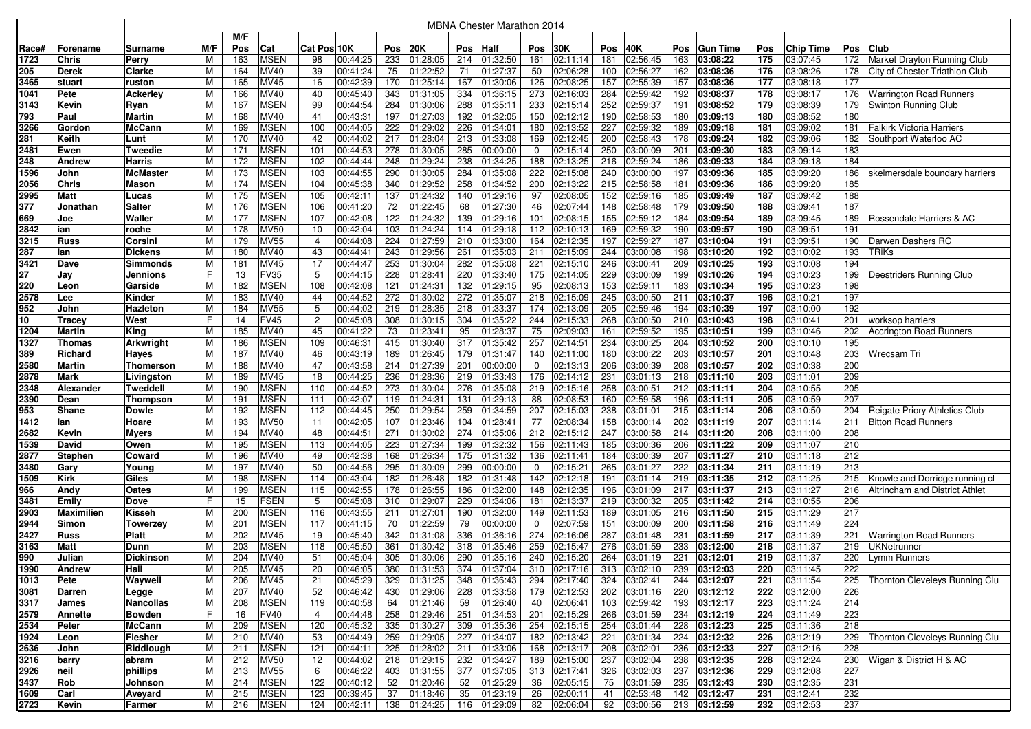# MBNA Chester Marathon 2014

| Race# | Forename | Surname | M/F | M/F Pos | Cat | Cat Pos | 10K | Pos | 20K | Pos | Half | Pos | 30K | Pos | 40K | Pos | Gun Time | Pos | Chip Time | Pos | Club |
|---|---|---|---|---|---|---|---|---|---|---|---|---|---|---|---|---|---|---|---|---|---|
| 1723 | Chris | Perry | M | 163 | MSEN | 98 | 00:44:25 | 233 | 01:28:05 | 214 | 01:32:50 | 161 | 02:11:14 | 181 | 02:56:45 | 163 | **03:08:22** | 175 | 03:07:45 | 172 | Market Drayton Running Club |
| 205 | Derek | Clarke | M | 164 | MV40 | 39 | 00:41:24 | 75 | 01:22:52 | 71 | 01:27:37 | 50 | 02:06:28 | 100 | 02:56:27 | 162 | **03:08:36** | 176 | 03:08:26 | 178 | City of Chester Triathlon Club |
| 3465 | stuart | ruston | M | 165 | MV45 | 16 | 00:42:39 | 170 | 01:25:14 | 167 | 01:30:06 | 126 | 02:08:25 | 157 | 02:55:39 | 157 | **03:08:36** | 177 | 03:08:18 | 177 | |
| 1041 | Pete | Ackerley | M | 166 | MV40 | 40 | 00:45:40 | 343 | 01:31:05 | 334 | 01:36:15 | 273 | 02:16:03 | 284 | 02:59:42 | 192 | **03:08:37** | 178 | 03:08:17 | 176 | Warrington Road Runners |
| 3143 | Kevin | Ryan | M | 167 | MSEN | 99 | 00:44:54 | 284 | 01:30:06 | 288 | 01:35:11 | 233 | 02:15:14 | 252 | 02:59:37 | 191 | **03:08:52** | 179 | 03:08:39 | 179 | Swinton Running Club |
| 793 | Paul | Martin | M | 168 | MV40 | 41 | 00:43:31 | 197 | 01:27:03 | 192 | 01:32:05 | 150 | 02:12:12 | 190 | 02:58:53 | 180 | **03:09:13** | 180 | 03:08:52 | 180 | |
| 3266 | Gordon | McCann | M | 169 | MSEN | 100 | 00:44:05 | 222 | 01:29:02 | 226 | 01:34:01 | 180 | 02:13:52 | 227 | 02:59:32 | 189 | **03:09:18** | 181 | 03:09:02 | 181 | Falkirk Victoria Harriers |
| 281 | Keith | Lunt | M | 170 | MV40 | 42 | 00:44:02 | 217 | 01:28:04 | 213 | 01:33:08 | 169 | 02:12:45 | 200 | 02:58:43 | 178 | **03:09:24** | 182 | 03:09:06 | 182 | Southport Waterloo AC |
| 2481 | Ewen | Tweedie | M | 171 | MSEN | 101 | 00:44:53 | 278 | 01:30:05 | 285 | 00:00:00 | 0 | 02:15:14 | 250 | 03:00:09 | 201 | **03:09:30** | 183 | 03:09:14 | 183 | |
| 248 | Andrew | Harris | M | 172 | MSEN | 102 | 00:44:44 | 248 | 01:29:24 | 238 | 01:34:25 | 188 | 02:13:25 | 216 | 02:59:24 | 186 | **03:09:33** | 184 | 03:09:18 | 184 | |
| 1596 | John | McMaster | M | 173 | MSEN | 103 | 00:44:55 | 290 | 01:30:05 | 284 | 01:35:08 | 222 | 02:15:08 | 240 | 03:00:00 | 197 | **03:09:36** | 185 | 03:09:20 | 186 | skelmersdale boundary harriers |
| 2056 | Chris | Mason | M | 174 | MSEN | 104 | 00:45:38 | 340 | 01:29:52 | 258 | 01:34:52 | 200 | 02:13:22 | 215 | 02:58:58 | 181 | **03:09:36** | 186 | 03:09:20 | 185 | |
| 2995 | Matt | Lucas | M | 175 | MSEN | 105 | 00:42:11 | 137 | 01:24:32 | 140 | 01:29:16 | 97 | 02:08:05 | 152 | 02:59:16 | 185 | **03:09:49** | 187 | 03:09:42 | 188 | |
| 377 | Jonathan | Salter | M | 176 | MSEN | 106 | 00:41:20 | 72 | 01:22:45 | 68 | 01:27:30 | 46 | 02:07:44 | 148 | 02:58:48 | 179 | **03:09:50** | 188 | 03:09:41 | 187 | |
| 669 | Joe | Waller | M | 177 | MSEN | 107 | 00:42:08 | 122 | 01:24:32 | 139 | 01:29:16 | 101 | 02:08:15 | 155 | 02:59:12 | 184 | **03:09:54** | 189 | 03:09:45 | 189 | Rossendale Harriers & AC |
| 2842 | ian | roche | M | 178 | MV50 | 10 | 00:42:04 | 103 | 01:24:24 | 114 | 01:29:18 | 112 | 02:10:13 | 169 | 02:59:32 | 190 | **03:09:57** | 190 | 03:09:51 | 191 | |
| 3215 | Russ | Corsini | M | 179 | MV55 | 4 | 00:44:08 | 224 | 01:27:59 | 210 | 01:33:00 | 164 | 02:12:35 | 197 | 02:59:27 | 187 | **03:10:04** | 191 | 03:09:51 | 190 | Darwen Dashers RC |
| 287 | Ian | Dickens | M | 180 | MV40 | 43 | 00:44:41 | 243 | 01:29:56 | 261 | 01:35:03 | 211 | 02:15:09 | 244 | 03:00:08 | 198 | **03:10:20** | 192 | 03:10:02 | 193 | TRiKs |
| 3421 | Dave | Simmonds | M | 181 | MV45 | 17 | 00:44:47 | 253 | 01:30:04 | 282 | 01:35:08 | 221 | 02:15:10 | 246 | 03:00:41 | 209 | **03:10:25** | 193 | 03:10:08 | 194 | |
| 27 | Jay | Jennions | F | 13 | FV35 | 5 | 00:44:15 | 228 | 01:28:41 | 220 | 01:33:40 | 175 | 02:14:05 | 229 | 03:00:09 | 199 | **03:10:26** | 194 | 03:10:23 | 199 | Deestriders Running Club |
| 220 | Leon | Garside | M | 182 | MSEN | 108 | 00:42:08 | 121 | 01:24:31 | 132 | 01:29:15 | 95 | 02:08:13 | 153 | 02:59:11 | 183 | **03:10:34** | 195 | 03:10:23 | 198 | |
| 2578 | Lee | Kinder | M | 183 | MV40 | 44 | 00:44:52 | 272 | 01:30:02 | 272 | 01:35:07 | 218 | 02:15:09 | 245 | 03:00:50 | 211 | **03:10:37** | 196 | 03:10:21 | 197 | |
| 952 | John | Hazleton | M | 184 | MV55 | 5 | 00:44:02 | 219 | 01:28:35 | 218 | 01:33:37 | 174 | 02:13:09 | 205 | 02:59:46 | 194 | **03:10:39** | 197 | 03:10:00 | 192 | |
| 10 | Tracey | West | F | 14 | FV45 | 2 | 00:45:08 | 308 | 01:30:15 | 304 | 01:35:22 | 244 | 02:15:33 | 268 | 03:00:50 | 210 | **03:10:43** | 198 | 03:10:41 | 201 | worksop harriers |
| 1204 | Martin | King | M | 185 | MV40 | 45 | 00:41:22 | 73 | 01:23:41 | 95 | 01:28:37 | 75 | 02:09:03 | 161 | 02:59:52 | 195 | **03:10:51** | 199 | 03:10:46 | 202 | Accrington Road Runners |
| 1327 | Thomas | Arkwright | M | 186 | MSEN | 109 | 00:46:31 | 415 | 01:30:40 | 317 | 01:35:42 | 257 | 02:14:51 | 234 | 03:00:25 | 204 | **03:10:52** | 200 | 03:10:10 | 195 | |
| 389 | Richard | Hayes | M | 187 | MV40 | 46 | 00:43:19 | 189 | 01:26:45 | 179 | 01:31:47 | 140 | 02:11:00 | 180 | 03:00:22 | 203 | **03:10:57** | 201 | 03:10:48 | 203 | Wrecsam Tri |
| 2580 | Martin | Thomerson | M | 188 | MV40 | 47 | 00:43:58 | 214 | 01:27:39 | 201 | 00:00:00 | 0 | 02:13:13 | 206 | 03:00:39 | 208 | **03:10:57** | 202 | 03:10:38 | 200 | |
| 2878 | Mark | Livingston | M | 189 | MV45 | 18 | 00:44:25 | 236 | 01:28:36 | 219 | 01:33:43 | 176 | 02:14:12 | 231 | 03:01:13 | 218 | **03:11:10** | 203 | 03:11:01 | 209 | |
| 2348 | Alexander | Tweddell | M | 190 | MSEN | 110 | 00:44:52 | 273 | 01:30:04 | 276 | 01:35:08 | 219 | 02:15:16 | 258 | 03:00:51 | 212 | **03:11:11** | 204 | 03:10:55 | 205 | |
| 2390 | Dean | Thompson | M | 191 | MSEN | 111 | 00:42:07 | 119 | 01:24:31 | 131 | 01:29:13 | 88 | 02:08:53 | 160 | 02:59:58 | 196 | **03:11:11** | 205 | 03:10:59 | 207 | |
| 953 | Shane | Dowle | M | 192 | MSEN | 112 | 00:44:45 | 250 | 01:29:54 | 259 | 01:34:59 | 207 | 02:15:03 | 238 | 03:01:01 | 215 | **03:11:14** | 206 | 03:10:50 | 204 | Reigate Priory Athletics Club |
| 1412 | Ian | Hoare | M | 193 | MV50 | 11 | 00:42:05 | 107 | 01:23:46 | 104 | 01:28:41 | 77 | 02:08:34 | 158 | 03:00:14 | 202 | **03:11:19** | 207 | 03:11:14 | 211 | Bitton Road Runners |
| 2682 | Kevin | Myers | M | 194 | MV40 | 48 | 00:44:51 | 271 | 01:30:02 | 274 | 01:35:06 | 212 | 02:15:12 | 247 | 03:00:58 | 214 | **03:11:20** | 208 | 03:11:00 | 208 | |
| 1539 | David | Owen | M | 195 | MSEN | 113 | 00:44:05 | 223 | 01:27:34 | 199 | 01:32:32 | 156 | 02:11:43 | 185 | 03:00:36 | 206 | **03:11:22** | 209 | 03:11:07 | 210 | |
| 2877 | Stephen | Coward | M | 196 | MV40 | 49 | 00:42:38 | 168 | 01:26:34 | 175 | 01:31:32 | 136 | 02:11:41 | 184 | 03:00:39 | 207 | **03:11:27** | 210 | 03:11:18 | 212 | |
| 3480 | Gary | Young | M | 197 | MV40 | 50 | 00:44:56 | 295 | 01:30:09 | 299 | 00:00:00 | 0 | 02:15:21 | 265 | 03:01:27 | 222 | **03:11:34** | 211 | 03:11:19 | 213 | |
| 1509 | Kirk | Giles | M | 198 | MSEN | 114 | 00:43:04 | 182 | 01:26:48 | 182 | 01:31:48 | 142 | 02:12:18 | 191 | 03:01:14 | 219 | **03:11:35** | 212 | 03:11:25 | 215 | Knowle and Dorridge running cl |
| 966 | Andy | Oates | M | 199 | MSEN | 115 | 00:42:55 | 178 | 01:26:55 | 186 | 01:32:00 | 148 | 02:12:35 | 196 | 03:01:09 | 217 | **03:11:37** | 213 | 03:11:27 | 216 | Altrincham and District Athlet |
| 3481 | Emily | Dove | F | 15 | FSEN | 5 | 00:45:08 | 310 | 01:29:07 | 229 | 01:34:06 | 181 | 02:13:37 | 219 | 03:00:32 | 205 | **03:11:42** | 214 | 03:10:55 | 206 | |
| 2903 | Maximilien | Kisseh | M | 200 | MSEN | 116 | 00:43:55 | 211 | 01:27:01 | 190 | 01:32:00 | 149 | 02:11:53 | 189 | 03:01:05 | 216 | **03:11:50** | 215 | 03:11:29 | 217 | |
| 2944 | Simon | Towerzey | M | 201 | MSEN | 117 | 00:41:15 | 70 | 01:22:59 | 79 | 00:00:00 | 0 | 02:07:59 | 151 | 03:00:09 | 200 | **03:11:58** | 216 | 03:11:49 | 224 | |
| 2427 | Russ | Platt | M | 202 | MV45 | 19 | 00:45:40 | 342 | 01:31:08 | 336 | 01:36:16 | 274 | 02:16:06 | 287 | 03:01:48 | 231 | **03:11:59** | 217 | 03:11:39 | 221 | Warrington Road Runners |
| 3163 | Matt | Dunn | M | 203 | MSEN | 118 | 00:45:50 | 361 | 01:30:42 | 318 | 01:35:46 | 259 | 02:15:47 | 276 | 03:01:59 | 233 | **03:12:00** | 218 | 03:11:37 | 219 | UKNetrunner |
| 990 | Julian | Dickinson | M | 204 | MV40 | 51 | 00:45:04 | 305 | 01:30:06 | 290 | 01:35:16 | 240 | 02:15:20 | 264 | 03:01:19 | 221 | **03:12:01** | 219 | 03:11:37 | 220 | Lymm Runners |
| 1990 | Andrew | Hall | M | 205 | MV45 | 20 | 00:46:05 | 380 | 01:31:53 | 374 | 01:37:04 | 310 | 02:17:16 | 313 | 03:02:10 | 239 | **03:12:03** | 220 | 03:11:45 | 222 | |
| 1013 | Pete | Waywell | M | 206 | MV45 | 21 | 00:45:29 | 329 | 01:31:25 | 348 | 01:36:43 | 294 | 02:17:40 | 324 | 03:02:41 | 244 | **03:12:07** | 221 | 03:11:54 | 225 | Thornton Cleveleys Running Clu |
| 3081 | Darren | Legge | M | 207 | MV40 | 52 | 00:46:42 | 430 | 01:29:06 | 228 | 01:33:58 | 179 | 02:12:53 | 202 | 03:01:16 | 220 | **03:12:12** | 222 | 03:12:00 | 226 | |
| 3317 | James | Nancollas | M | 208 | MSEN | 119 | 00:40:58 | 64 | 01:21:46 | 59 | 01:26:40 | 40 | 02:06:41 | 103 | 02:59:42 | 193 | **03:12:17** | 223 | 03:11:24 | 214 | |
| 2579 | Annette | Bowden | F | 16 | FV40 | 4 | 00:44:48 | 258 | 01:29:46 | 251 | 01:34:53 | 201 | 02:15:29 | 266 | 03:01:59 | 234 | **03:12:19** | 224 | 03:11:49 | 223 | |
| 2534 | Peter | McCann | M | 209 | MSEN | 120 | 00:45:32 | 335 | 01:30:27 | 309 | 01:35:36 | 254 | 02:15:15 | 254 | 03:01:44 | 228 | **03:12:23** | 225 | 03:11:36 | 218 | |
| 1924 | Leon | Flesher | M | 210 | MV40 | 53 | 00:44:49 | 259 | 01:29:05 | 227 | 01:34:07 | 182 | 02:13:42 | 221 | 03:01:34 | 224 | **03:12:32** | 226 | 03:12:19 | 229 | Thornton Cleveleys Running Clu |
| 2636 | John | Riddiough | M | 211 | MSEN | 121 | 00:44:11 | 225 | 01:28:02 | 211 | 01:33:06 | 168 | 02:13:17 | 208 | 03:02:01 | 236 | **03:12:33** | 227 | 03:12:16 | 228 | |
| 3216 | barry | abram | M | 212 | MV50 | 12 | 00:44:02 | 218 | 01:29:15 | 232 | 01:34:27 | 189 | 02:15:00 | 237 | 03:02:04 | 238 | **03:12:35** | 228 | 03:12:24 | 230 | Wigan & District H & AC |
| 2926 | neil | phillips | M | 213 | MV55 | 6 | 00:46:22 | 403 | 01:31:55 | 377 | 01:37:05 | 313 | 02:17:41 | 326 | 03:02:03 | 237 | **03:12:36** | 229 | 03:12:08 | 227 | |
| 3437 | Rob | Johnson | M | 214 | MSEN | 122 | 00:40:12 | 52 | 01:20:46 | 52 | 01:25:29 | 36 | 02:05:15 | 75 | 03:01:59 | 235 | **03:12:43** | 230 | 03:12:35 | 231 | |
| 1609 | Carl | Aveyard | M | 215 | MSEN | 123 | 00:39:45 | 37 | 01:18:46 | 35 | 01:23:19 | 26 | 02:00:11 | 41 | 02:53:48 | 142 | **03:12:47** | 231 | 03:12:41 | 232 | |
| 2723 | Kevin | Farmer | M | 216 | MSEN | 124 | 00:42:11 | 138 | 01:24:25 | 116 | 01:29:09 | 82 | 02:06:04 | 92 | 03:00:56 | 213 | **03:12:59** | 232 | 03:12:53 | 237 | |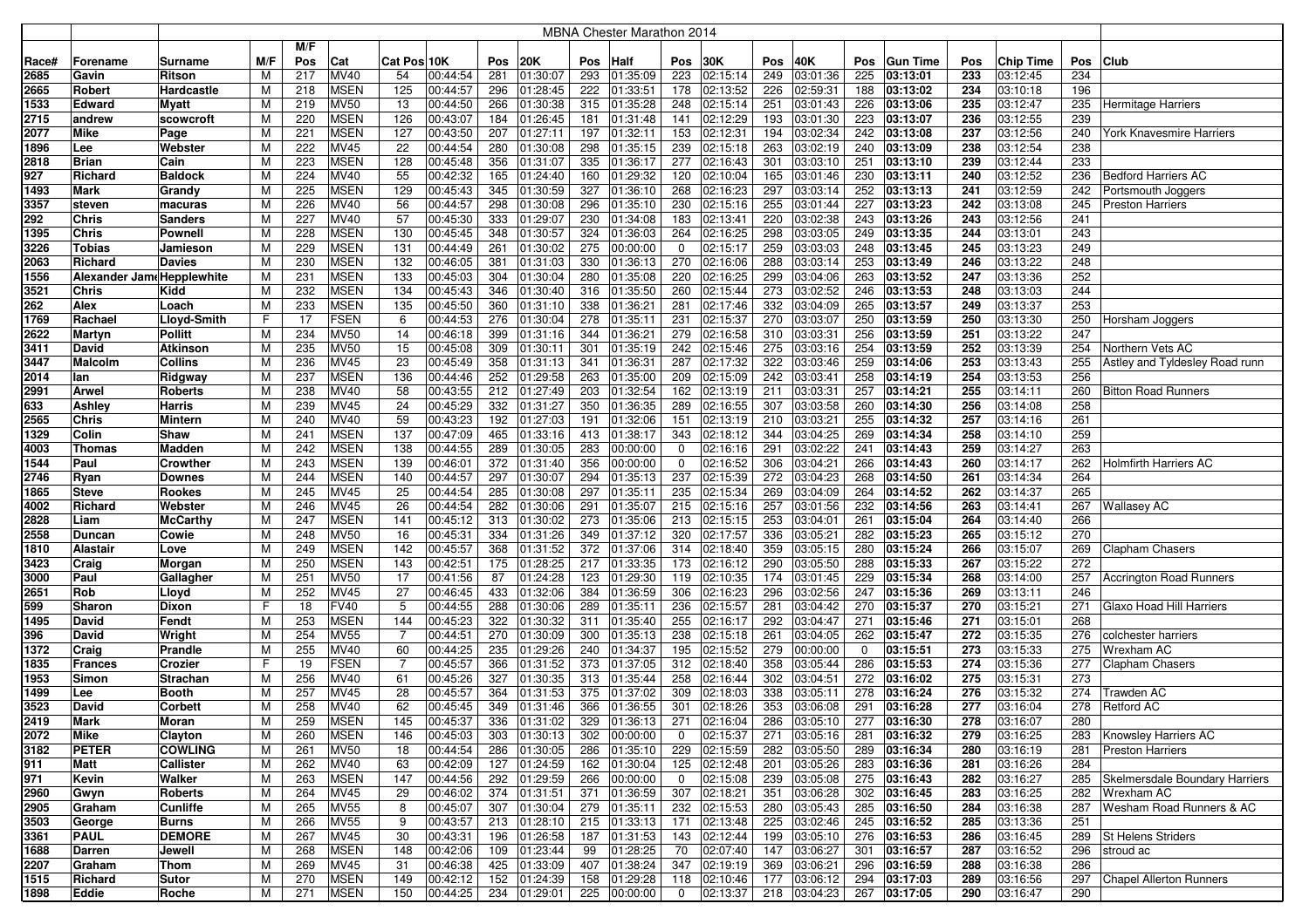| | | MBNA Chester Marathon 2014 | | | | | | | | | | | | | | | | | | | | | | |
|---|---|---|---|---|---|---|---|---|---|---|---|---|---|---|---|---|---|---|---|---|---|---|---|---|
| | | | | M/F | | | | | | | | | | | | | | | | | | | | |
| Race# | Forename | Surname | M/F | Pos | Cat | Cat Pos | 10K | Pos | 20K | Pos | Half | Pos | 30K | Pos | 40K | Pos | Gun Time | Pos | Chip Time | Pos | Club |
| 2685 | Gavin | Ritson | M | 217 | MV40 | 54 | 00:44:54 | 281 | 01:30:07 | 293 | 01:35:09 | 223 | 02:15:14 | 249 | 03:01:36 | 225 | 03:13:01 | 233 | 03:12:45 | 234 | |
| 2665 | Robert | Hardcastle | M | 218 | MSEN | 125 | 00:44:57 | 296 | 01:28:45 | 222 | 01:33:51 | 178 | 02:13:52 | 226 | 02:59:31 | 188 | 03:13:02 | 234 | 03:10:18 | 196 | |
| 1533 | Edward | Myatt | M | 219 | MV50 | 13 | 00:44:50 | 266 | 01:30:38 | 315 | 01:35:28 | 248 | 02:15:14 | 251 | 03:01:43 | 226 | 03:13:06 | 235 | 03:12:47 | 235 | Hermitage Harriers |
| 2715 | andrew | scowcroft | M | 220 | MSEN | 126 | 00:43:07 | 184 | 01:26:45 | 181 | 01:31:48 | 141 | 02:12:29 | 193 | 03:01:30 | 223 | 03:13:07 | 236 | 03:12:55 | 239 | |
| 2077 | Mike | Page | M | 221 | MSEN | 127 | 00:43:50 | 207 | 01:27:11 | 197 | 01:32:11 | 153 | 02:12:31 | 194 | 03:02:34 | 242 | 03:13:08 | 237 | 03:12:56 | 240 | York Knavesmire Harriers |
| 1896 | Lee | Webster | M | 222 | MV45 | 22 | 00:44:54 | 280 | 01:30:08 | 298 | 01:35:15 | 239 | 02:15:18 | 263 | 03:02:19 | 240 | 03:13:09 | 238 | 03:12:54 | 238 | |
| 2818 | Brian | Cain | M | 223 | MSEN | 128 | 00:45:48 | 356 | 01:31:07 | 335 | 01:36:17 | 277 | 02:16:43 | 301 | 03:03:10 | 251 | 03:13:10 | 239 | 03:12:44 | 233 | |
| 927 | Richard | Baldock | M | 224 | MV40 | 55 | 00:42:32 | 165 | 01:24:40 | 160 | 01:29:32 | 120 | 02:10:04 | 165 | 03:01:46 | 230 | 03:13:11 | 240 | 03:12:52 | 236 | Bedford Harriers AC |
| 1493 | Mark | Grandy | M | 225 | MSEN | 129 | 00:45:43 | 345 | 01:30:59 | 327 | 01:36:10 | 268 | 02:16:23 | 297 | 03:03:14 | 252 | 03:13:13 | 241 | 03:12:59 | 242 | Portsmouth Joggers |
| 3357 | steven | macuras | M | 226 | MV40 | 56 | 00:44:57 | 298 | 01:30:08 | 296 | 01:35:10 | 230 | 02:15:16 | 255 | 03:01:44 | 227 | 03:13:23 | 242 | 03:13:08 | 245 | Preston Harriers |
| 292 | Chris | Sanders | M | 227 | MV40 | 57 | 00:45:30 | 333 | 01:29:07 | 230 | 01:34:08 | 183 | 02:13:41 | 220 | 03:02:38 | 243 | 03:13:26 | 243 | 03:12:56 | 241 | |
| 1395 | Chris | Pownell | M | 228 | MSEN | 130 | 00:45:45 | 348 | 01:30:57 | 324 | 01:36:03 | 264 | 02:16:25 | 298 | 03:03:05 | 249 | 03:13:35 | 244 | 03:13:01 | 243 | |
| 3226 | Tobias | Jamieson | M | 229 | MSEN | 131 | 00:44:49 | 261 | 01:30:02 | 275 | 00:00:00 | 0 | 02:15:17 | 259 | 03:03:03 | 248 | 03:13:45 | 245 | 03:13:23 | 249 | |
| 2063 | Richard | Davies | M | 230 | MSEN | 132 | 00:46:05 | 381 | 01:31:03 | 330 | 01:36:13 | 270 | 02:16:06 | 288 | 03:03:14 | 253 | 03:13:49 | 246 | 03:13:22 | 248 | |
| 1556 | Alexander James | Hepplewhite | M | 231 | MSEN | 133 | 00:45:03 | 304 | 01:30:04 | 280 | 01:35:08 | 220 | 02:16:25 | 299 | 03:04:06 | 263 | 03:13:52 | 247 | 03:13:36 | 252 | |
| 3521 | Chris | Kidd | M | 232 | MSEN | 134 | 00:45:43 | 346 | 01:30:40 | 316 | 01:35:50 | 260 | 02:15:44 | 273 | 03:02:52 | 246 | 03:13:53 | 248 | 03:13:03 | 244 | |
| 262 | Alex | Loach | M | 233 | MSEN | 135 | 00:45:50 | 360 | 01:31:10 | 338 | 01:36:21 | 281 | 02:17:46 | 332 | 03:04:09 | 265 | 03:13:57 | 249 | 03:13:37 | 253 | |
| 1769 | Rachael | Lloyd-Smith | F | 17 | FSEN | 6 | 00:44:53 | 276 | 01:30:04 | 278 | 01:35:11 | 231 | 02:15:37 | 270 | 03:03:07 | 250 | 03:13:59 | 250 | 03:13:30 | 250 | Horsham Joggers |
| 2622 | Martyn | Pollitt | M | 234 | MV50 | 14 | 00:46:18 | 399 | 01:31:16 | 344 | 01:36:21 | 279 | 02:16:58 | 310 | 03:03:31 | 256 | 03:13:59 | 251 | 03:13:22 | 247 | |
| 3411 | David | Atkinson | M | 235 | MV50 | 15 | 00:45:08 | 309 | 01:30:11 | 301 | 01:35:19 | 242 | 02:15:46 | 275 | 03:03:16 | 254 | 03:13:59 | 252 | 03:13:39 | 254 | Northern Vets AC |
| 3447 | Malcolm | Collins | M | 236 | MV45 | 23 | 00:45:49 | 358 | 01:31:13 | 341 | 01:36:31 | 287 | 02:17:32 | 322 | 03:03:46 | 259 | 03:14:06 | 253 | 03:13:43 | 255 | Astley and Tyldesley Road runn |
| 2014 | Ian | Ridgway | M | 237 | MSEN | 136 | 00:44:46 | 252 | 01:29:58 | 263 | 01:35:00 | 209 | 02:15:09 | 242 | 03:03:41 | 258 | 03:14:19 | 254 | 03:13:53 | 256 | |
| 2991 | Arwel | Roberts | M | 238 | MV40 | 58 | 00:43:55 | 212 | 01:27:49 | 203 | 01:32:54 | 162 | 02:13:19 | 211 | 03:03:31 | 257 | 03:14:21 | 255 | 03:14:11 | 260 | Bitton Road Runners |
| 633 | Ashley | Harris | M | 239 | MV45 | 24 | 00:45:29 | 332 | 01:31:27 | 350 | 01:36:35 | 289 | 02:16:55 | 307 | 03:03:58 | 260 | 03:14:30 | 256 | 03:14:08 | 258 | |
| 2565 | Chris | Mintern | M | 240 | MV40 | 59 | 00:43:23 | 192 | 01:27:03 | 191 | 01:32:06 | 151 | 02:13:19 | 210 | 03:03:21 | 255 | 03:14:32 | 257 | 03:14:16 | 261 | |
| 1329 | Colin | Shaw | M | 241 | MSEN | 137 | 00:47:09 | 465 | 01:33:16 | 413 | 01:38:17 | 343 | 02:18:12 | 344 | 03:04:25 | 269 | 03:14:34 | 258 | 03:14:10 | 259 | |
| 4003 | Thomas | Madden | M | 242 | MSEN | 138 | 00:44:55 | 289 | 01:30:05 | 283 | 00:00:00 | 0 | 02:16:16 | 291 | 03:02:22 | 241 | 03:14:43 | 259 | 03:14:27 | 263 | |
| 1544 | Paul | Crowther | M | 243 | MSEN | 139 | 00:46:01 | 372 | 01:31:40 | 356 | 00:00:00 | 0 | 02:16:52 | 306 | 03:04:21 | 266 | 03:14:43 | 260 | 03:14:17 | 262 | Holmfirth Harriers AC |
| 2746 | Ryan | Downes | M | 244 | MSEN | 140 | 00:44:57 | 297 | 01:30:07 | 294 | 01:35:13 | 237 | 02:15:39 | 272 | 03:04:23 | 268 | 03:14:50 | 261 | 03:14:34 | 264 | |
| 1865 | Steve | Rookes | M | 245 | MV45 | 25 | 00:44:54 | 285 | 01:30:08 | 297 | 01:35:11 | 235 | 02:15:34 | 269 | 03:04:09 | 264 | 03:14:52 | 262 | 03:14:37 | 265 | |
| 4002 | Richard | Webster | M | 246 | MV45 | 26 | 00:44:54 | 282 | 01:30:06 | 291 | 01:35:07 | 215 | 02:15:16 | 257 | 03:01:56 | 232 | 03:14:56 | 263 | 03:14:41 | 267 | Wallasey AC |
| 2828 | Liam | McCarthy | M | 247 | MSEN | 141 | 00:45:12 | 313 | 01:30:02 | 273 | 01:35:06 | 213 | 02:15:15 | 253 | 03:04:01 | 261 | 03:15:04 | 264 | 03:14:40 | 266 | |
| 2558 | Duncan | Cowie | M | 248 | MV50 | 16 | 00:45:31 | 334 | 01:31:26 | 349 | 01:37:12 | 320 | 02:17:57 | 336 | 03:05:21 | 282 | 03:15:23 | 265 | 03:15:12 | 270 | |
| 1810 | Alastair | Love | M | 249 | MSEN | 142 | 00:45:57 | 368 | 01:31:52 | 372 | 01:37:06 | 314 | 02:18:40 | 359 | 03:05:15 | 280 | 03:15:24 | 266 | 03:15:07 | 269 | Clapham Chasers |
| 3423 | Craig | Morgan | M | 250 | MSEN | 143 | 00:42:51 | 175 | 01:28:25 | 217 | 01:33:35 | 173 | 02:16:12 | 290 | 03:05:50 | 288 | 03:15:33 | 267 | 03:15:22 | 272 | |
| 3000 | Paul | Gallagher | M | 251 | MV50 | 17 | 00:41:56 | 87 | 01:24:28 | 123 | 01:29:30 | 119 | 02:10:35 | 174 | 03:01:45 | 229 | 03:15:34 | 268 | 03:14:00 | 257 | Accrington Road Runners |
| 2651 | Rob | Lloyd | M | 252 | MV45 | 27 | 00:46:45 | 433 | 01:32:06 | 384 | 01:36:59 | 306 | 02:16:23 | 296 | 03:02:56 | 247 | 03:15:36 | 269 | 03:13:11 | 246 | |
| 599 | Sharon | Dixon | F | 18 | FV40 | 5 | 00:44:55 | 288 | 01:30:06 | 289 | 01:35:11 | 236 | 02:15:57 | 281 | 03:04:42 | 270 | 03:15:37 | 270 | 03:15:21 | 271 | Glaxo Hoad Hill Harriers |
| 1495 | David | Fendt | M | 253 | MSEN | 144 | 00:45:23 | 322 | 01:30:32 | 311 | 01:35:40 | 255 | 02:16:17 | 292 | 03:04:47 | 271 | 03:15:46 | 271 | 03:15:01 | 268 | |
| 396 | David | Wright | M | 254 | MV55 | 7 | 00:44:51 | 270 | 01:30:09 | 300 | 01:35:13 | 238 | 02:15:18 | 261 | 03:04:05 | 262 | 03:15:47 | 272 | 03:15:35 | 276 | colchester harriers |
| 1372 | Craig | Prandle | M | 255 | MV40 | 60 | 00:44:25 | 235 | 01:29:26 | 240 | 01:34:37 | 195 | 02:15:52 | 279 | 00:00:00 | 0 | 03:15:51 | 273 | 03:15:33 | 275 | Wrexham AC |
| 1835 | Frances | Crozier | F | 19 | FSEN | 7 | 00:45:57 | 366 | 01:31:52 | 373 | 01:37:05 | 312 | 02:18:40 | 358 | 03:05:44 | 286 | 03:15:53 | 274 | 03:15:36 | 277 | Clapham Chasers |
| 1953 | Simon | Strachan | M | 256 | MV40 | 61 | 00:45:26 | 327 | 01:30:35 | 313 | 01:35:44 | 258 | 02:16:44 | 302 | 03:04:51 | 272 | 03:16:02 | 275 | 03:15:31 | 273 | |
| 1499 | Lee | Booth | M | 257 | MV45 | 28 | 00:45:57 | 364 | 01:31:53 | 375 | 01:37:02 | 309 | 02:18:03 | 338 | 03:05:11 | 278 | 03:16:24 | 276 | 03:15:32 | 274 | Trawden AC |
| 3523 | David | Corbett | M | 258 | MV40 | 62 | 00:45:45 | 349 | 01:31:46 | 366 | 01:36:55 | 301 | 02:18:26 | 353 | 03:06:08 | 291 | 03:16:28 | 277 | 03:16:04 | 278 | Retford AC |
| 2419 | Mark | Moran | M | 259 | MSEN | 145 | 00:45:37 | 336 | 01:31:02 | 329 | 01:36:13 | 271 | 02:16:04 | 286 | 03:05:10 | 277 | 03:16:30 | 278 | 03:16:07 | 280 | |
| 2072 | Mike | Clayton | M | 260 | MSEN | 146 | 00:45:03 | 303 | 01:30:13 | 302 | 00:00:00 | 0 | 02:15:37 | 271 | 03:05:16 | 281 | 03:16:32 | 279 | 03:16:25 | 283 | Knowsley Harriers AC |
| 3182 | PETER | COWLING | M | 261 | MV50 | 18 | 00:44:54 | 286 | 01:30:05 | 286 | 01:35:10 | 229 | 02:15:59 | 282 | 03:05:50 | 289 | 03:16:34 | 280 | 03:16:19 | 281 | Preston Harriers |
| 911 | Matt | Callister | M | 262 | MV40 | 63 | 00:42:09 | 127 | 01:24:59 | 162 | 01:30:04 | 125 | 02:12:48 | 201 | 03:05:26 | 283 | 03:16:36 | 281 | 03:16:26 | 284 | |
| 971 | Kevin | Walker | M | 263 | MSEN | 147 | 00:44:56 | 292 | 01:29:59 | 266 | 00:00:00 | 0 | 02:15:08 | 239 | 03:05:08 | 275 | 03:16:43 | 282 | 03:16:27 | 285 | Skelmersdale Boundary Harriers |
| 2960 | Gwyn | Roberts | M | 264 | MV45 | 29 | 00:46:02 | 374 | 01:31:51 | 371 | 01:36:59 | 307 | 02:18:21 | 351 | 03:06:28 | 302 | 03:16:45 | 283 | 03:16:25 | 282 | Wrexham AC |
| 2905 | Graham | Cunliffe | M | 265 | MV55 | 8 | 00:45:07 | 307 | 01:30:04 | 279 | 01:35:11 | 232 | 02:15:53 | 280 | 03:05:43 | 285 | 03:16:50 | 284 | 03:16:38 | 287 | Wesham Road Runners & AC |
| 3503 | George | Burns | M | 266 | MV55 | 9 | 00:43:57 | 213 | 01:28:10 | 215 | 01:33:13 | 171 | 02:13:48 | 225 | 03:02:46 | 245 | 03:16:52 | 285 | 03:13:36 | 251 | |
| 3361 | PAUL | DEMORE | M | 267 | MV45 | 30 | 00:43:31 | 196 | 01:26:58 | 187 | 01:31:53 | 143 | 02:12:44 | 199 | 03:05:10 | 276 | 03:16:53 | 286 | 03:16:45 | 289 | St Helens Striders |
| 1688 | Darren | Jewell | M | 268 | MSEN | 148 | 00:42:06 | 109 | 01:23:44 | 99 | 01:28:25 | 70 | 02:07:40 | 147 | 03:06:27 | 301 | 03:16:57 | 287 | 03:16:52 | 296 | stroud ac |
| 2207 | Graham | Thom | M | 269 | MV45 | 31 | 00:46:38 | 425 | 01:33:09 | 407 | 01:38:24 | 347 | 02:19:19 | 369 | 03:06:21 | 296 | 03:16:59 | 288 | 03:16:38 | 286 | |
| 1515 | Richard | Sutor | M | 270 | MSEN | 149 | 00:42:12 | 152 | 01:24:39 | 158 | 01:29:28 | 118 | 02:10:46 | 177 | 03:06:12 | 294 | 03:17:03 | 289 | 03:16:56 | 297 | Chapel Allerton Runners |
| 1898 | Eddie | Roche | M | 271 | MSEN | 150 | 00:44:25 | 234 | 01:29:01 | 225 | 00:00:00 | 0 | 02:13:37 | 218 | 03:04:23 | 267 | 03:17:05 | 290 | 03:16:47 | 290 | |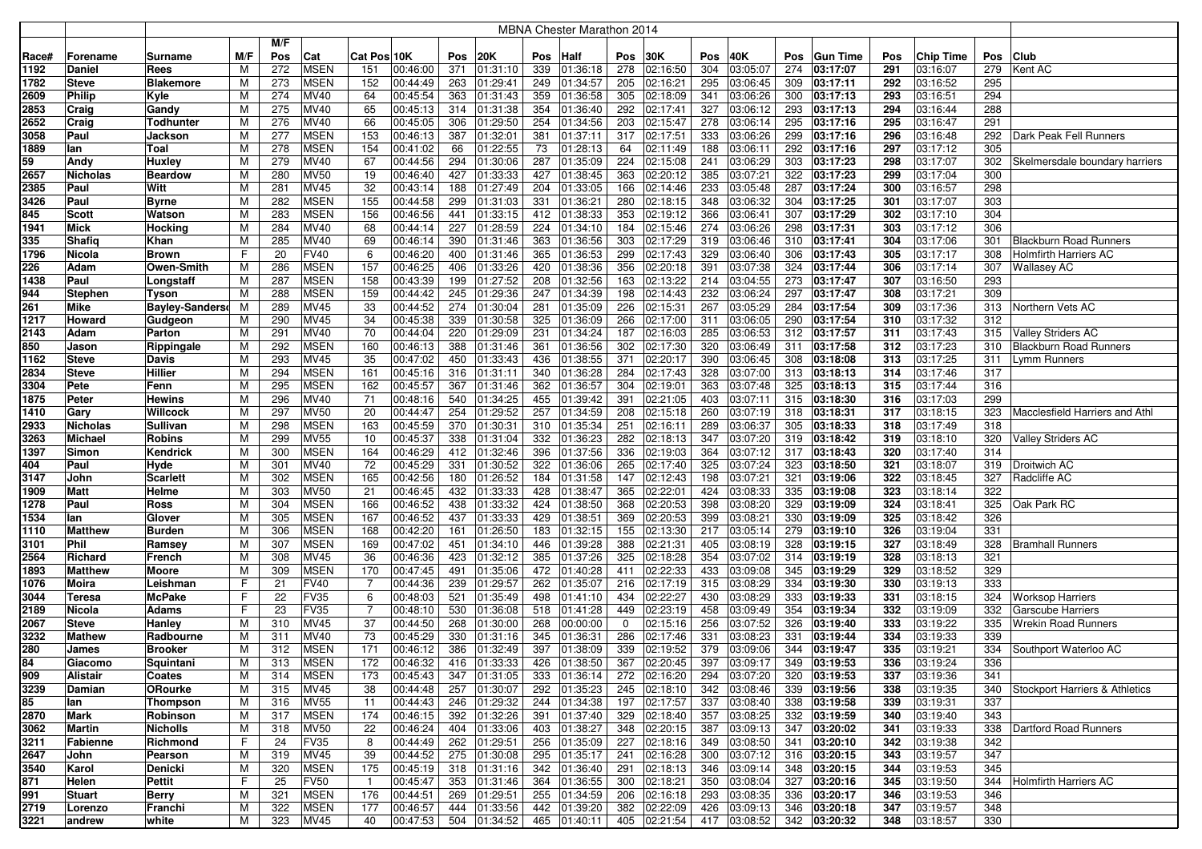| | | MBNA Chester Marathon 2014 | | | | | | | | | | | | | | | | | | | | | |
|---|---|---|---|---|---|---|---|---|---|---|---|---|---|---|---|---|---|---|---|---|---|---|---|
| | | | | M/F | | | | | | | | | | | | | | | | | | | |
| Race# | Forename | Surname | M/F | Pos | Cat | Cat Pos | 10K | Pos | 20K | Pos | Half | Pos | 30K | Pos | 40K | Pos | Gun Time | Pos | Chip Time | Pos | Club |
| 1192 | Daniel | Rees | M | 272 | MSEN | 151 | 00:46:00 | 371 | 01:31:10 | 339 | 01:36:18 | 278 | 02:16:50 | 304 | 03:05:07 | 274 | **03:17:07** | 291 | 03:16:07 | 279 | Kent AC |
| 1782 | Steve | Blakemore | M | 273 | MSEN | 152 | 00:44:49 | 263 | 01:29:41 | 249 | 01:34:57 | 205 | 02:16:21 | 295 | 03:06:45 | 309 | **03:17:11** | 292 | 03:16:52 | 295 | |
| 2609 | Philip | Kyle | M | 274 | MV40 | 64 | 00:45:54 | 363 | 01:31:43 | 359 | 01:36:58 | 305 | 02:18:09 | 341 | 03:06:26 | 300 | **03:17:13** | 293 | 03:16:51 | 294 | |
| 2853 | Craig | Gandy | M | 275 | MV40 | 65 | 00:45:13 | 314 | 01:31:38 | 354 | 01:36:40 | 292 | 02:17:41 | 327 | 03:06:12 | 293 | **03:17:13** | 294 | 03:16:44 | 288 | |
| 2652 | Craig | Todhunter | M | 276 | MV40 | 66 | 00:45:05 | 306 | 01:29:50 | 254 | 01:34:56 | 203 | 02:15:47 | 278 | 03:06:14 | 295 | **03:17:16** | 295 | 03:16:47 | 291 | |
| 3058 | Paul | Jackson | M | 277 | MSEN | 153 | 00:46:13 | 387 | 01:32:01 | 381 | 01:37:11 | 317 | 02:17:51 | 333 | 03:06:26 | 299 | **03:17:16** | 296 | 03:16:48 | 292 | Dark Peak Fell Runners |
| 1889 | Ian | Toal | M | 278 | MSEN | 154 | 00:41:02 | 66 | 01:22:55 | 73 | 01:28:13 | 64 | 02:11:49 | 188 | 03:06:11 | 292 | **03:17:16** | 297 | 03:17:12 | 305 | |
| 59 | Andy | Huxley | M | 279 | MV40 | 67 | 00:44:56 | 294 | 01:30:06 | 287 | 01:35:09 | 224 | 02:15:08 | 241 | 03:06:29 | 303 | **03:17:23** | 298 | 03:17:07 | 302 | Skelmersdale boundary harriers |
| 2657 | Nicholas | Beardow | M | 280 | MV50 | 19 | 00:46:40 | 427 | 01:33:33 | 427 | 01:38:45 | 363 | 02:20:12 | 385 | 03:07:21 | 322 | **03:17:23** | 299 | 03:17:04 | 300 | |
| 2385 | Paul | Witt | M | 281 | MV45 | 32 | 00:43:14 | 188 | 01:27:49 | 204 | 01:33:05 | 166 | 02:14:46 | 233 | 03:05:48 | 287 | **03:17:24** | 300 | 03:16:57 | 298 | |
| 3426 | Paul | Byrne | M | 282 | MSEN | 155 | 00:44:58 | 299 | 01:31:03 | 331 | 01:36:21 | 280 | 02:18:15 | 348 | 03:06:32 | 304 | **03:17:25** | 301 | 03:17:07 | 303 | |
| 845 | Scott | Watson | M | 283 | MSEN | 156 | 00:46:56 | 441 | 01:33:15 | 412 | 01:38:33 | 353 | 02:19:12 | 366 | 03:06:41 | 307 | **03:17:29** | 302 | 03:17:10 | 304 | |
| 1941 | Mick | Hocking | M | 284 | MV40 | 68 | 00:44:14 | 227 | 01:28:59 | 224 | 01:34:10 | 184 | 02:15:46 | 274 | 03:06:26 | 298 | **03:17:31** | 303 | 03:17:12 | 306 | |
| 335 | Shafiq | Khan | M | 285 | MV40 | 69 | 00:46:14 | 390 | 01:31:46 | 363 | 01:36:56 | 303 | 02:17:29 | 319 | 03:06:46 | 310 | **03:17:41** | 304 | 03:17:06 | 301 | Blackburn Road Runners |
| 1796 | Nicola | Brown | F | 20 | FV40 | 6 | 00:46:20 | 400 | 01:31:46 | 365 | 01:36:53 | 299 | 02:17:43 | 329 | 03:06:40 | 306 | **03:17:43** | 305 | 03:17:17 | 308 | Holmfirth Harriers AC |
| 226 | Adam | Owen-Smith | M | 286 | MSEN | 157 | 00:46:25 | 406 | 01:33:26 | 420 | 01:38:36 | 356 | 02:20:18 | 391 | 03:07:38 | 324 | **03:17:44** | 306 | 03:17:14 | 307 | Wallasey AC |
| 1438 | Paul | Longstaff | M | 287 | MSEN | 158 | 00:43:39 | 199 | 01:27:52 | 208 | 01:32:56 | 163 | 02:13:22 | 214 | 03:04:55 | 273 | **03:17:47** | 307 | 03:16:50 | 293 | |
| 944 | Stephen | Tyson | M | 288 | MSEN | 159 | 00:44:42 | 245 | 01:29:36 | 247 | 01:34:39 | 198 | 02:14:43 | 232 | 03:06:24 | 297 | **03:17:47** | 308 | 03:17:21 | 309 | |
| 261 | Mike | Bayley-Sanders | M | 289 | MV45 | 33 | 00:44:52 | 274 | 01:30:04 | 281 | 01:35:09 | 226 | 02:15:31 | 267 | 03:05:29 | 284 | **03:17:54** | 309 | 03:17:36 | 313 | Northern Vets AC |
| 1217 | Howard | Gudgeon | M | 290 | MV45 | 34 | 00:45:38 | 339 | 01:30:58 | 325 | 01:36:09 | 266 | 02:17:00 | 311 | 03:06:05 | 290 | **03:17:54** | 310 | 03:17:32 | 312 | |
| 2143 | Adam | Parton | M | 291 | MV40 | 70 | 00:44:04 | 220 | 01:29:09 | 231 | 01:34:24 | 187 | 02:16:03 | 285 | 03:06:53 | 312 | **03:17:57** | 311 | 03:17:43 | 315 | Valley Striders AC |
| 850 | Jason | Rippingale | M | 292 | MSEN | 160 | 00:46:13 | 388 | 01:31:46 | 361 | 01:36:56 | 302 | 02:17:30 | 320 | 03:06:49 | 311 | **03:17:58** | 312 | 03:17:23 | 310 | Blackburn Road Runners |
| 1162 | Steve | Davis | M | 293 | MV45 | 35 | 00:47:02 | 450 | 01:33:43 | 436 | 01:38:55 | 371 | 02:20:17 | 390 | 03:06:45 | 308 | **03:18:08** | 313 | 03:17:25 | 311 | Lymm Runners |
| 2834 | Steve | Hillier | M | 294 | MSEN | 161 | 00:45:16 | 316 | 01:31:11 | 340 | 01:36:28 | 284 | 02:17:43 | 328 | 03:07:00 | 313 | **03:18:13** | 314 | 03:17:46 | 317 | |
| 3304 | Pete | Fenn | M | 295 | MSEN | 162 | 00:45:57 | 367 | 01:31:46 | 362 | 01:36:57 | 304 | 02:19:01 | 363 | 03:07:48 | 325 | **03:18:13** | 315 | 03:17:44 | 316 | |
| 1875 | Peter | Hewins | M | 296 | MV40 | 71 | 00:48:16 | 540 | 01:34:25 | 455 | 01:39:42 | 391 | 02:21:05 | 403 | 03:07:11 | 315 | **03:18:30** | 316 | 03:17:03 | 299 | |
| 1410 | Gary | Willcock | M | 297 | MV50 | 20 | 00:44:47 | 254 | 01:29:52 | 257 | 01:34:59 | 208 | 02:15:18 | 260 | 03:07:19 | 318 | **03:18:31** | 317 | 03:18:15 | 323 | Macclesfield Harriers and Athl |
| 2933 | Nicholas | Sullivan | M | 298 | MSEN | 163 | 00:45:59 | 370 | 01:30:31 | 310 | 01:35:34 | 251 | 02:16:11 | 289 | 03:06:37 | 305 | **03:18:33** | 318 | 03:17:49 | 318 | |
| 3263 | Michael | Robins | M | 299 | MV55 | 10 | 00:45:37 | 338 | 01:31:04 | 332 | 01:36:23 | 282 | 02:18:13 | 347 | 03:07:20 | 319 | **03:18:42** | 319 | 03:18:10 | 320 | Valley Striders AC |
| 1397 | Simon | Kendrick | M | 300 | MSEN | 164 | 00:46:29 | 412 | 01:32:46 | 396 | 01:37:56 | 336 | 02:19:03 | 364 | 03:07:12 | 317 | **03:18:43** | 320 | 03:17:40 | 314 | |
| 404 | Paul | Hyde | M | 301 | MV40 | 72 | 00:45:29 | 331 | 01:30:52 | 322 | 01:36:06 | 265 | 02:17:40 | 325 | 03:07:24 | 323 | **03:18:50** | 321 | 03:18:07 | 319 | Droitwich AC |
| 3147 | John | Scarlett | M | 302 | MSEN | 165 | 00:42:56 | 180 | 01:26:52 | 184 | 01:31:58 | 147 | 02:12:43 | 198 | 03:07:21 | 321 | **03:19:06** | 322 | 03:18:45 | 327 | Radcliffe AC |
| 1909 | Matt | Helme | M | 303 | MV50 | 21 | 00:46:45 | 432 | 01:33:33 | 428 | 01:38:47 | 365 | 02:22:01 | 424 | 03:08:33 | 335 | **03:19:08** | 323 | 03:18:14 | 322 | |
| 1278 | Paul | Ross | M | 304 | MSEN | 166 | 00:46:52 | 438 | 01:33:32 | 424 | 01:38:50 | 368 | 02:20:53 | 398 | 03:08:20 | 329 | **03:19:09** | 324 | 03:18:41 | 325 | Oak Park RC |
| 1534 | Ian | Glover | M | 305 | MSEN | 167 | 00:46:52 | 437 | 01:33:33 | 429 | 01:38:51 | 369 | 02:20:53 | 399 | 03:08:21 | 330 | **03:19:09** | 325 | 03:18:42 | 326 | |
| 1110 | Matthew | Burden | M | 306 | MSEN | 168 | 00:42:20 | 161 | 01:26:50 | 183 | 01:32:15 | 155 | 02:13:30 | 217 | 03:05:14 | 279 | **03:19:10** | 326 | 03:19:04 | 331 | |
| 3101 | Phil | Ramsey | M | 307 | MSEN | 169 | 00:47:02 | 451 | 01:34:10 | 446 | 01:39:28 | 388 | 02:21:31 | 405 | 03:08:19 | 328 | **03:19:15** | 327 | 03:18:49 | 328 | Bramhall Runners |
| 2564 | Richard | French | M | 308 | MV45 | 36 | 00:46:36 | 423 | 01:32:12 | 385 | 01:37:26 | 325 | 02:18:28 | 354 | 03:07:02 | 314 | **03:19:19** | 328 | 03:18:13 | 321 | |
| 1893 | Matthew | Moore | M | 309 | MSEN | 170 | 00:47:45 | 491 | 01:35:06 | 472 | 01:40:28 | 411 | 02:22:33 | 433 | 03:09:08 | 345 | **03:19:29** | 329 | 03:18:52 | 329 | |
| 1076 | Moira | Leishman | F | 21 | FV40 | 7 | 00:44:36 | 239 | 01:29:57 | 262 | 01:35:07 | 216 | 02:17:19 | 315 | 03:08:29 | 334 | **03:19:30** | 330 | 03:19:13 | 333 | |
| 3044 | Teresa | McPake | F | 22 | FV35 | 6 | 00:48:03 | 521 | 01:35:49 | 498 | 01:41:10 | 434 | 02:22:27 | 430 | 03:08:29 | 333 | **03:19:33** | 331 | 03:18:15 | 324 | Worksop Harriers |
| 2189 | Nicola | Adams | F | 23 | FV35 | 7 | 00:48:10 | 530 | 01:36:08 | 518 | 01:41:28 | 449 | 02:23:19 | 458 | 03:09:49 | 354 | **03:19:34** | 332 | 03:19:09 | 332 | Garscube Harriers |
| 2067 | Steve | Hanley | M | 310 | MV45 | 37 | 00:44:50 | 268 | 01:30:00 | 268 | 00:00:00 | 0 | 02:15:16 | 256 | 03:07:52 | 326 | **03:19:40** | 333 | 03:19:22 | 335 | Wrekin Road Runners |
| 3232 | Mathew | Radbourne | M | 311 | MV40 | 73 | 00:45:29 | 330 | 01:31:16 | 345 | 01:36:31 | 286 | 02:17:46 | 331 | 03:08:23 | 331 | **03:19:44** | 334 | 03:19:33 | 339 | |
| 280 | James | Brooker | M | 312 | MSEN | 171 | 00:46:12 | 386 | 01:32:49 | 397 | 01:38:09 | 339 | 02:19:52 | 379 | 03:09:06 | 344 | **03:19:47** | 335 | 03:19:21 | 334 | Southport Waterloo AC |
| 84 | Giacomo | Squintani | M | 313 | MSEN | 172 | 00:46:32 | 416 | 01:33:33 | 426 | 01:38:50 | 367 | 02:20:45 | 397 | 03:09:17 | 349 | **03:19:53** | 336 | 03:19:24 | 336 | |
| 909 | Alistair | Coates | M | 314 | MSEN | 173 | 00:45:43 | 347 | 01:31:05 | 333 | 01:36:14 | 272 | 02:16:20 | 294 | 03:07:20 | 320 | **03:19:53** | 337 | 03:19:36 | 341 | |
| 3239 | Damian | ORourke | M | 315 | MV45 | 38 | 00:44:48 | 257 | 01:30:07 | 292 | 01:35:23 | 245 | 02:18:10 | 342 | 03:08:46 | 339 | **03:19:56** | 338 | 03:19:35 | 340 | Stockport Harriers & Athletics |
| 85 | Ian | Thompson | M | 316 | MV55 | 11 | 00:44:43 | 246 | 01:29:32 | 244 | 01:34:38 | 197 | 02:17:57 | 337 | 03:08:40 | 338 | **03:19:58** | 339 | 03:19:31 | 337 | |
| 2870 | Mark | Robinson | M | 317 | MSEN | 174 | 00:46:15 | 392 | 01:32:26 | 391 | 01:37:40 | 329 | 02:18:40 | 357 | 03:08:25 | 332 | **03:19:59** | 340 | 03:19:40 | 343 | |
| 3062 | Martin | Nicholls | M | 318 | MV50 | 22 | 00:46:24 | 404 | 01:33:06 | 403 | 01:38:27 | 348 | 02:20:15 | 387 | 03:09:13 | 347 | **03:20:02** | 341 | 03:19:33 | 338 | Dartford Road Runners |
| 3211 | Fabienne | Richmond | F | 24 | FV35 | 8 | 00:44:49 | 262 | 01:29:51 | 256 | 01:35:09 | 227 | 02:18:16 | 349 | 03:08:50 | 341 | **03:20:10** | 342 | 03:19:38 | 342 | |
| 2647 | John | Pearson | M | 319 | MV45 | 39 | 00:44:52 | 275 | 01:30:08 | 295 | 01:35:17 | 241 | 02:16:28 | 300 | 03:07:12 | 316 | **03:20:15** | 343 | 03:19:57 | 347 | |
| 3540 | Karol | Denicki | M | 320 | MSEN | 175 | 00:45:19 | 318 | 01:31:16 | 342 | 01:36:40 | 291 | 02:18:13 | 346 | 03:09:14 | 348 | **03:20:15** | 344 | 03:19:53 | 345 | |
| 871 | Helen | Pettit | F | 25 | FV50 | 1 | 00:45:47 | 353 | 01:31:46 | 364 | 01:36:55 | 300 | 02:18:21 | 350 | 03:08:04 | 327 | **03:20:16** | 345 | 03:19:50 | 344 | Holmfirth Harriers AC |
| 991 | Stuart | Berry | M | 321 | MSEN | 176 | 00:44:51 | 269 | 01:29:51 | 255 | 01:34:59 | 206 | 02:16:18 | 293 | 03:08:35 | 336 | **03:20:17** | 346 | 03:19:53 | 346 | |
| 2719 | Lorenzo | Franchi | M | 322 | MSEN | 177 | 00:46:57 | 444 | 01:33:56 | 442 | 01:39:20 | 382 | 02:22:09 | 426 | 03:09:13 | 346 | **03:20:18** | 347 | 03:19:57 | 348 | |
| 3221 | andrew | white | M | 323 | MV45 | 40 | 00:47:53 | 504 | 01:34:52 | 465 | 01:40:11 | 405 | 02:21:54 | 417 | 03:08:52 | 342 | **03:20:32** | 348 | 03:18:57 | 330 | |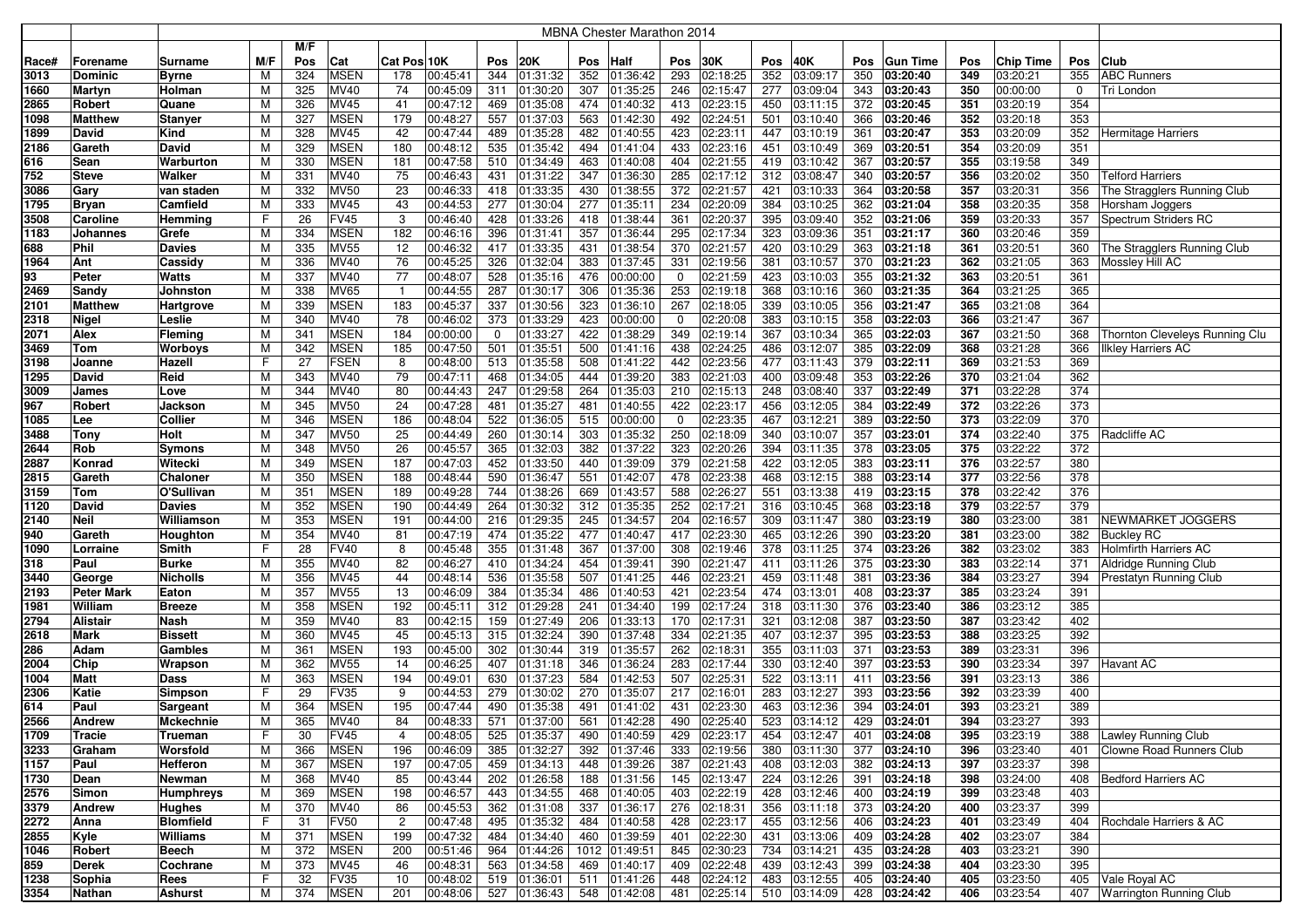| Race# | Forename | Surname | M/F | M/F Pos | Cat | Cat Pos | 10K | Pos | 20K | Pos | Half | Pos | 30K | Pos | 40K | Pos | Gun Time | Pos | Chip Time | Pos | Club |
|---|---|---|---|---|---|---|---|---|---|---|---|---|---|---|---|---|---|---|---|---|---|
| | | MBNA Chester Marathon 2014 | | | | | | | | | | | | | | | | | | | |
| 3013 | Dominic | Byrne | M | 324 | MSEN | 178 | 00:45:41 | 344 | 01:31:32 | 352 | 01:36:42 | 293 | 02:18:25 | 352 | 03:09:17 | 350 | 03:20:40 | 349 | 03:20:21 | 355 | ABC Runners |
| 1660 | Martyn | Holman | M | 325 | MV40 | 74 | 00:45:09 | 311 | 01:30:20 | 307 | 01:35:25 | 246 | 02:15:47 | 277 | 03:09:04 | 343 | 03:20:43 | 350 | 00:00:00 | 0 | Tri London |
| 2865 | Robert | Quane | M | 326 | MV45 | 41 | 00:47:12 | 469 | 01:35:08 | 474 | 01:40:32 | 413 | 02:23:15 | 450 | 03:11:15 | 372 | 03:20:45 | 351 | 03:20:19 | 354 | |
| 1098 | Matthew | Stanyer | M | 327 | MSEN | 179 | 00:48:27 | 557 | 01:37:03 | 563 | 01:42:30 | 492 | 02:24:51 | 501 | 03:10:40 | 366 | 03:20:46 | 352 | 03:20:18 | 353 | |
| 1899 | David | Kind | M | 328 | MV45 | 42 | 00:47:44 | 489 | 01:35:28 | 482 | 01:40:55 | 423 | 02:23:11 | 447 | 03:10:19 | 361 | 03:20:47 | 353 | 03:20:09 | 352 | Hermitage Harriers |
| 2186 | Gareth | David | M | 329 | MSEN | 180 | 00:48:12 | 535 | 01:35:42 | 494 | 01:41:04 | 433 | 02:23:16 | 451 | 03:10:49 | 369 | 03:20:51 | 354 | 03:20:09 | 351 | |
| 616 | Sean | Warburton | M | 330 | MSEN | 181 | 00:47:58 | 510 | 01:34:49 | 463 | 01:40:08 | 404 | 02:21:55 | 419 | 03:10:42 | 367 | 03:20:57 | 355 | 03:19:58 | 349 | |
| 752 | Steve | Walker | M | 331 | MV40 | 75 | 00:46:43 | 431 | 01:31:22 | 347 | 01:36:30 | 285 | 02:17:12 | 312 | 03:08:47 | 340 | 03:20:57 | 356 | 03:20:02 | 350 | Telford Harriers |
| 3086 | Gary | van staden | M | 332 | MV50 | 23 | 00:46:33 | 418 | 01:33:35 | 430 | 01:38:55 | 372 | 02:21:57 | 421 | 03:10:33 | 364 | 03:20:58 | 357 | 03:20:31 | 356 | The Stragglers Running Club |
| 1795 | Bryan | Camfield | M | 333 | MV45 | 43 | 00:44:53 | 277 | 01:30:04 | 277 | 01:35:11 | 234 | 02:20:09 | 384 | 03:10:25 | 362 | 03:21:04 | 358 | 03:20:35 | 358 | Horsham Joggers |
| 3508 | Caroline | Hemming | F | 26 | FV45 | 3 | 00:46:40 | 428 | 01:33:26 | 418 | 01:38:44 | 361 | 02:20:37 | 395 | 03:09:40 | 352 | 03:21:06 | 359 | 03:20:33 | 357 | Spectrum Striders RC |
| 1183 | Johannes | Grefe | M | 334 | MSEN | 182 | 00:46:16 | 396 | 01:31:41 | 357 | 01:36:44 | 295 | 02:17:34 | 323 | 03:09:36 | 351 | 03:21:17 | 360 | 03:20:46 | 359 | |
| 688 | Phil | Davies | M | 335 | MV55 | 12 | 00:46:32 | 417 | 01:33:35 | 431 | 01:38:54 | 370 | 02:21:57 | 420 | 03:10:29 | 363 | 03:21:18 | 361 | 03:20:51 | 360 | The Stragglers Running Club |
| 1964 | Ant | Cassidy | M | 336 | MV40 | 76 | 00:45:25 | 326 | 01:32:04 | 383 | 01:37:45 | 331 | 02:19:56 | 381 | 03:10:57 | 370 | 03:21:23 | 362 | 03:21:05 | 363 | Mossley Hill AC |
| 93 | Peter | Watts | M | 337 | MV40 | 77 | 00:48:07 | 528 | 01:35:16 | 476 | 00:00:00 | 0 | 02:21:59 | 423 | 03:10:03 | 355 | 03:21:32 | 363 | 03:20:51 | 361 | |
| 2469 | Sandy | Johnston | M | 338 | MV65 | 1 | 00:44:55 | 287 | 01:30:17 | 306 | 01:35:36 | 253 | 02:19:18 | 368 | 03:10:16 | 360 | 03:21:35 | 364 | 03:21:25 | 365 | |
| 2101 | Matthew | Hartgrove | M | 339 | MSEN | 183 | 00:45:37 | 337 | 01:30:56 | 323 | 01:36:10 | 267 | 02:18:05 | 339 | 03:10:05 | 356 | 03:21:47 | 365 | 03:21:08 | 364 | |
| 2318 | Nigel | Leslie | M | 340 | MV40 | 78 | 00:46:02 | 373 | 01:33:29 | 423 | 00:00:00 | 0 | 02:20:08 | 383 | 03:10:15 | 358 | 03:22:03 | 366 | 03:21:47 | 367 | |
| 2071 | Alex | Fleming | M | 341 | MSEN | 184 | 00:00:00 | 0 | 01:33:27 | 422 | 01:38:29 | 349 | 02:19:14 | 367 | 03:10:34 | 365 | 03:22:03 | 367 | 03:21:50 | 368 | Thornton Cleveleys Running Clu |
| 3469 | Tom | Worboys | M | 342 | MSEN | 185 | 00:47:50 | 501 | 01:35:51 | 500 | 01:41:16 | 438 | 02:24:25 | 486 | 03:12:07 | 385 | 03:22:09 | 368 | 03:21:28 | 366 | Ilkley Harriers AC |
| 3198 | Joanne | Hazell | F | 27 | FSEN | 8 | 00:48:00 | 513 | 01:35:58 | 508 | 01:41:22 | 442 | 02:23:56 | 477 | 03:11:43 | 379 | 03:22:11 | 369 | 03:21:53 | 369 | |
| 1295 | David | Reid | M | 343 | MV40 | 79 | 00:47:11 | 468 | 01:34:05 | 444 | 01:39:20 | 383 | 02:21:03 | 400 | 03:09:48 | 353 | 03:22:26 | 370 | 03:21:04 | 362 | |
| 3009 | James | Love | M | 344 | MV40 | 80 | 00:44:43 | 247 | 01:29:58 | 264 | 01:35:03 | 210 | 02:15:13 | 248 | 03:08:40 | 337 | 03:22:49 | 371 | 03:22:28 | 374 | |
| 967 | Robert | Jackson | M | 345 | MV50 | 24 | 00:47:28 | 481 | 01:35:27 | 481 | 01:40:55 | 422 | 02:23:17 | 456 | 03:12:05 | 384 | 03:22:49 | 372 | 03:22:26 | 373 | |
| 1085 | Lee | Collier | M | 346 | MSEN | 186 | 00:48:04 | 522 | 01:36:05 | 515 | 00:00:00 | 0 | 02:23:35 | 467 | 03:12:21 | 389 | 03:22:50 | 373 | 03:22:09 | 370 | |
| 3488 | Tony | Holt | M | 347 | MV50 | 25 | 00:44:49 | 260 | 01:30:14 | 303 | 01:35:32 | 250 | 02:18:09 | 340 | 03:10:07 | 357 | 03:23:01 | 374 | 03:22:40 | 375 | Radcliffe AC |
| 2644 | Rob | Symons | M | 348 | MV50 | 26 | 00:45:57 | 365 | 01:32:03 | 382 | 01:37:22 | 323 | 02:20:26 | 394 | 03:11:35 | 378 | 03:23:05 | 375 | 03:22:22 | 372 | |
| 2887 | Konrad | Witecki | M | 349 | MSEN | 187 | 00:47:03 | 452 | 01:33:50 | 440 | 01:39:09 | 379 | 02:21:58 | 422 | 03:12:05 | 383 | 03:23:11 | 376 | 03:22:57 | 380 | |
| 2815 | Gareth | Chaloner | M | 350 | MSEN | 188 | 00:48:44 | 590 | 01:36:47 | 551 | 01:42:07 | 478 | 02:23:38 | 468 | 03:12:15 | 388 | 03:23:14 | 377 | 03:22:56 | 378 | |
| 3159 | Tom | O'Sullivan | M | 351 | MSEN | 189 | 00:49:28 | 744 | 01:38:26 | 669 | 01:43:57 | 588 | 02:26:27 | 551 | 03:13:38 | 419 | 03:23:15 | 378 | 03:22:42 | 376 | |
| 1120 | David | Davies | M | 352 | MSEN | 190 | 00:44:49 | 264 | 01:30:32 | 312 | 01:35:35 | 252 | 02:17:21 | 316 | 03:10:45 | 368 | 03:23:18 | 379 | 03:22:57 | 379 | |
| 2140 | Neil | Williamson | M | 353 | MSEN | 191 | 00:44:00 | 216 | 01:29:35 | 245 | 01:34:57 | 204 | 02:16:57 | 309 | 03:11:47 | 380 | 03:23:19 | 380 | 03:23:00 | 381 | NEWMARKET JOGGERS |
| 940 | Gareth | Houghton | M | 354 | MV40 | 81 | 00:47:19 | 474 | 01:35:22 | 477 | 01:40:47 | 417 | 02:23:30 | 465 | 03:12:26 | 390 | 03:23:20 | 381 | 03:23:00 | 382 | Buckley RC |
| 1090 | Lorraine | Smith | F | 28 | FV40 | 8 | 00:45:48 | 355 | 01:31:48 | 367 | 01:37:00 | 308 | 02:19:46 | 378 | 03:11:25 | 374 | 03:23:26 | 382 | 03:23:02 | 383 | Holmfirth Harriers AC |
| 318 | Paul | Burke | M | 355 | MV40 | 82 | 00:46:27 | 410 | 01:34:24 | 454 | 01:39:41 | 390 | 02:21:47 | 411 | 03:11:26 | 375 | 03:23:30 | 383 | 03:22:14 | 371 | Aldridge Running Club |
| 3440 | George | Nicholls | M | 356 | MV45 | 44 | 00:48:14 | 536 | 01:35:58 | 507 | 01:41:25 | 446 | 02:23:21 | 459 | 03:11:48 | 381 | 03:23:36 | 384 | 03:23:27 | 394 | Prestatyn Running Club |
| 2193 | Peter Mark | Eaton | M | 357 | MV55 | 13 | 00:46:09 | 384 | 01:35:34 | 486 | 01:40:53 | 421 | 02:23:54 | 474 | 03:13:01 | 408 | 03:23:37 | 385 | 03:23:24 | 391 | |
| 1981 | William | Breeze | M | 358 | MSEN | 192 | 00:45:11 | 312 | 01:29:28 | 241 | 01:34:40 | 199 | 02:17:24 | 318 | 03:11:30 | 376 | 03:23:40 | 386 | 03:23:12 | 385 | |
| 2794 | Alistair | Nash | M | 359 | MV40 | 83 | 00:42:15 | 159 | 01:27:49 | 206 | 01:33:13 | 170 | 02:17:31 | 321 | 03:12:08 | 387 | 03:23:50 | 387 | 03:23:42 | 402 | |
| 2618 | Mark | Bissett | M | 360 | MV45 | 45 | 00:45:13 | 315 | 01:32:24 | 390 | 01:37:48 | 334 | 02:21:35 | 407 | 03:12:37 | 395 | 03:23:53 | 388 | 03:23:25 | 392 | |
| 286 | Adam | Gambles | M | 361 | MSEN | 193 | 00:45:00 | 302 | 01:30:44 | 319 | 01:35:57 | 262 | 02:18:31 | 355 | 03:11:03 | 371 | 03:23:53 | 389 | 03:23:31 | 396 | |
| 2004 | Chip | Wrapson | M | 362 | MV55 | 14 | 00:46:25 | 407 | 01:31:18 | 346 | 01:36:24 | 283 | 02:17:44 | 330 | 03:12:40 | 397 | 03:23:53 | 390 | 03:23:34 | 397 | Havant AC |
| 1004 | Matt | Dass | M | 363 | MSEN | 194 | 00:49:01 | 630 | 01:37:23 | 584 | 01:42:53 | 507 | 02:25:31 | 522 | 03:13:11 | 411 | 03:23:56 | 391 | 03:23:13 | 386 | |
| 2306 | Katie | Simpson | F | 29 | FV35 | 9 | 00:44:53 | 279 | 01:30:02 | 270 | 01:35:07 | 217 | 02:16:01 | 283 | 03:12:27 | 393 | 03:23:56 | 392 | 03:23:39 | 400 | |
| 614 | Paul | Sargeant | M | 364 | MSEN | 195 | 00:47:44 | 490 | 01:35:38 | 491 | 01:41:02 | 431 | 02:23:30 | 463 | 03:12:36 | 394 | 03:24:01 | 393 | 03:23:21 | 389 | |
| 2566 | Andrew | Mckechnie | M | 365 | MV40 | 84 | 00:48:33 | 571 | 01:37:00 | 561 | 01:42:28 | 490 | 02:25:40 | 523 | 03:14:12 | 429 | 03:24:01 | 394 | 03:23:27 | 393 | |
| 1709 | Tracie | Trueman | F | 30 | FV45 | 4 | 00:48:05 | 525 | 01:35:37 | 490 | 01:40:59 | 429 | 02:23:17 | 454 | 03:12:47 | 401 | 03:24:08 | 395 | 03:23:19 | 388 | Lawley Running Club |
| 3233 | Graham | Worsfold | M | 366 | MSEN | 196 | 00:46:09 | 385 | 01:32:27 | 392 | 01:37:46 | 333 | 02:19:56 | 380 | 03:11:30 | 377 | 03:24:10 | 396 | 03:23:40 | 401 | Clowne Road Runners Club |
| 1157 | Paul | Hefferon | M | 367 | MSEN | 197 | 00:47:05 | 459 | 01:34:13 | 448 | 01:39:26 | 387 | 02:21:43 | 408 | 03:12:03 | 382 | 03:24:13 | 397 | 03:23:37 | 398 | |
| 1730 | Dean | Newman | M | 368 | MV40 | 85 | 00:43:44 | 202 | 01:26:58 | 188 | 01:31:56 | 145 | 02:13:47 | 224 | 03:12:26 | 391 | 03:24:18 | 398 | 03:24:00 | 408 | Bedford Harriers AC |
| 2576 | Simon | Humphreys | M | 369 | MSEN | 198 | 00:46:57 | 443 | 01:34:55 | 468 | 01:40:05 | 403 | 02:22:19 | 428 | 03:12:46 | 400 | 03:24:19 | 399 | 03:23:48 | 403 | |
| 3379 | Andrew | Hughes | M | 370 | MV40 | 86 | 00:45:53 | 362 | 01:31:08 | 337 | 01:36:17 | 276 | 02:18:31 | 356 | 03:11:18 | 373 | 03:24:20 | 400 | 03:23:37 | 399 | |
| 2272 | Anna | Blomfield | F | 31 | FV50 | 2 | 00:47:48 | 495 | 01:35:32 | 484 | 01:40:58 | 428 | 02:23:17 | 455 | 03:12:56 | 406 | 03:24:23 | 401 | 03:23:49 | 404 | Rochdale Harriers & AC |
| 2855 | Kyle | Williams | M | 371 | MSEN | 199 | 00:47:32 | 484 | 01:34:40 | 460 | 01:39:59 | 401 | 02:22:30 | 431 | 03:13:06 | 409 | 03:24:28 | 402 | 03:23:07 | 384 | |
| 1046 | Robert | Beech | M | 372 | MSEN | 200 | 00:51:46 | 964 | 01:44:26 | 1012 | 01:49:51 | 845 | 02:30:23 | 734 | 03:14:21 | 435 | 03:24:28 | 403 | 03:23:21 | 390 | |
| 859 | Derek | Cochrane | M | 373 | MV45 | 46 | 00:48:31 | 563 | 01:34:58 | 469 | 01:40:17 | 409 | 02:22:48 | 439 | 03:12:43 | 399 | 03:24:38 | 404 | 03:23:30 | 395 | |
| 1238 | Sophia | Rees | F | 32 | FV35 | 10 | 00:48:02 | 519 | 01:36:01 | 511 | 01:41:26 | 448 | 02:24:12 | 483 | 03:12:55 | 405 | 03:24:40 | 405 | 03:23:50 | 405 | Vale Royal AC |
| 3354 | Nathan | Ashurst | M | 374 | MSEN | 201 | 00:48:06 | 527 | 01:36:43 | 548 | 01:42:08 | 481 | 02:25:14 | 510 | 03:14:09 | 428 | 03:24:42 | 406 | 03:23:54 | 407 | Warrington Running Club |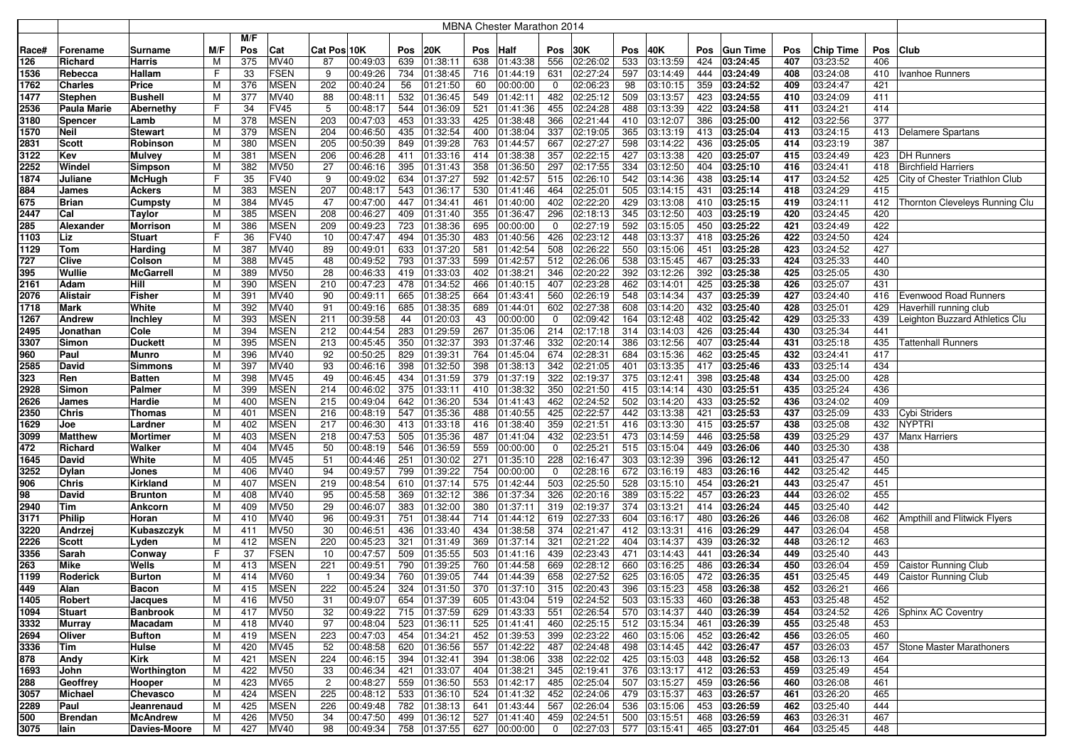| | | MBNA Chester Marathon 2014 | | | | | | | | | | | | | | | | | | | | | | |
|---|---|---|---|---|---|---|---|---|---|---|---|---|---|---|---|---|---|---|---|---|---|---|---|---|
| Race# | Forename | Surname | M/F | M/F Pos | Cat | Cat Pos | 10K | Pos | 20K | Pos | Half | Pos | 30K | Pos | 40K | Pos | Gun Time | Pos | Chip Time | Pos | Club |
| 126 | Richard | Harris | M | 375 | MV40 | 87 | 00:49:03 | 639 | 01:38:11 | 638 | 01:43:38 | 556 | 02:26:02 | 533 | 03:13:59 | 424 | **03:24:45** | 407 | 03:23:52 | 406 | |
| 1536 | Rebecca | Hallam | F | 33 | FSEN | 9 | 00:49:26 | 734 | 01:38:45 | 716 | 01:44:19 | 631 | 02:27:24 | 597 | 03:14:49 | 444 | **03:24:49** | 408 | 03:24:08 | 410 | Ivanhoe Runners |
| 1762 | Charles | Price | M | 376 | MSEN | 202 | 00:40:24 | 56 | 01:21:50 | 60 | 00:00:00 | 0 | 02:06:23 | 98 | 03:10:15 | 359 | **03:24:52** | 409 | 03:24:47 | 421 | |
| 1477 | Stephen | Bushell | M | 377 | MV40 | 88 | 00:48:11 | 532 | 01:36:45 | 549 | 01:42:11 | 482 | 02:25:12 | 509 | 03:13:57 | 423 | **03:24:55** | 410 | 03:24:09 | 411 | |
| 2536 | Paula Marie | Abernethy | F | 34 | FV45 | 5 | 00:48:17 | 544 | 01:36:09 | 521 | 01:41:36 | 455 | 02:24:28 | 488 | 03:13:39 | 422 | **03:24:58** | 411 | 03:24:21 | 414 | |
| 3180 | Spencer | Lamb | M | 378 | MSEN | 203 | 00:47:03 | 453 | 01:33:33 | 425 | 01:38:48 | 366 | 02:21:44 | 410 | 03:12:07 | 386 | **03:25:00** | 412 | 03:22:56 | 377 | |
| 1570 | Neil | Stewart | M | 379 | MSEN | 204 | 00:46:50 | 435 | 01:32:54 | 400 | 01:38:04 | 337 | 02:19:05 | 365 | 03:13:19 | 413 | **03:25:04** | 413 | 03:24:15 | 413 | Delamere Spartans |
| 2831 | Scott | Robinson | M | 380 | MSEN | 205 | 00:50:39 | 849 | 01:39:28 | 763 | 01:44:57 | 667 | 02:27:27 | 598 | 03:14:22 | 436 | **03:25:05** | 414 | 03:23:19 | 387 | |
| 3122 | Kev | Mulvey | M | 381 | MSEN | 206 | 00:46:28 | 411 | 01:33:16 | 414 | 01:38:38 | 357 | 02:22:15 | 427 | 03:13:38 | 420 | **03:25:07** | 415 | 03:24:49 | 423 | DH Runners |
| 2252 | Windel | Simpson | M | 382 | MV50 | 27 | 00:46:16 | 395 | 01:31:43 | 358 | 01:36:50 | 297 | 02:17:55 | 334 | 03:12:50 | 404 | **03:25:10** | 416 | 03:24:41 | 418 | Birchfield Harriers |
| 1874 | Juliane | McHugh | F | 35 | FV40 | 9 | 00:49:02 | 634 | 01:37:27 | 592 | 01:42:57 | 515 | 02:26:10 | 542 | 03:14:36 | 438 | **03:25:14** | 417 | 03:24:52 | 425 | City of Chester Triathlon Club |
| 884 | James | Ackers | M | 383 | MSEN | 207 | 00:48:17 | 543 | 01:36:17 | 530 | 01:41:46 | 464 | 02:25:01 | 505 | 03:14:15 | 431 | **03:25:14** | 418 | 03:24:29 | 415 | |
| 675 | Brian | Cumpsty | M | 384 | MV45 | 47 | 00:47:00 | 447 | 01:34:41 | 461 | 01:40:00 | 402 | 02:22:20 | 429 | 03:13:08 | 410 | **03:25:15** | 419 | 03:24:11 | 412 | Thornton Cleveleys Running Clu |
| 2447 | Cal | Taylor | M | 385 | MSEN | 208 | 00:46:27 | 409 | 01:31:40 | 355 | 01:36:47 | 296 | 02:18:13 | 345 | 03:12:50 | 403 | **03:25:19** | 420 | 03:24:45 | 420 | |
| 285 | Alexander | Morrison | M | 386 | MSEN | 209 | 00:49:23 | 723 | 01:38:36 | 695 | 00:00:00 | 0 | 02:27:19 | 592 | 03:15:05 | 450 | **03:25:22** | 421 | 03:24:49 | 422 | |
| 1103 | Liz | Stuart | F | 36 | FV40 | 10 | 00:47:47 | 494 | 01:35:30 | 483 | 01:40:56 | 426 | 02:23:12 | 448 | 03:13:37 | 418 | **03:25:26** | 422 | 03:24:50 | 424 | |
| 1129 | Tom | Harding | M | 387 | MV40 | 89 | 00:49:01 | 633 | 01:37:20 | 581 | 01:42:54 | 508 | 02:26:22 | 550 | 03:15:06 | 451 | **03:25:28** | 423 | 03:24:52 | 427 | |
| 727 | Clive | Colson | M | 388 | MV45 | 48 | 00:49:52 | 793 | 01:37:33 | 599 | 01:42:57 | 512 | 02:26:06 | 538 | 03:15:45 | 467 | **03:25:33** | 424 | 03:25:33 | 440 | |
| 395 | Wullie | McGarrell | M | 389 | MV50 | 28 | 00:46:33 | 419 | 01:33:03 | 402 | 01:38:21 | 346 | 02:20:22 | 392 | 03:12:26 | 392 | **03:25:38** | 425 | 03:25:05 | 430 | |
| 2161 | Adam | Hill | M | 390 | MSEN | 210 | 00:47:23 | 478 | 01:34:52 | 466 | 01:40:15 | 407 | 02:23:28 | 462 | 03:14:01 | 425 | **03:25:38** | 426 | 03:25:07 | 431 | |
| 2076 | Alistair | Fisher | M | 391 | MV40 | 90 | 00:49:11 | 665 | 01:38:25 | 664 | 01:43:41 | 560 | 02:26:19 | 548 | 03:14:34 | 437 | **03:25:39** | 427 | 03:24:40 | 416 | Evenwood Road Runners |
| 1718 | Mark | White | M | 392 | MV40 | 91 | 00:49:16 | 685 | 01:38:35 | 689 | 01:44:01 | 602 | 02:27:38 | 608 | 03:14:20 | 432 | **03:25:40** | 428 | 03:25:01 | 429 | Haverhill running club |
| 1267 | Andrew | Inchley | M | 393 | MSEN | 211 | 00:39:58 | 44 | 01:20:03 | 43 | 00:00:00 | 0 | 02:09:42 | 164 | 03:12:48 | 402 | **03:25:42** | 429 | 03:25:33 | 439 | Leighton Buzzard Athletics Clu |
| 2495 | Jonathan | Cole | M | 394 | MSEN | 212 | 00:44:54 | 283 | 01:29:59 | 267 | 01:35:06 | 214 | 02:17:18 | 314 | 03:14:03 | 426 | **03:25:44** | 430 | 03:25:34 | 441 | |
| 3307 | Simon | Duckett | M | 395 | MSEN | 213 | 00:45:45 | 350 | 01:32:37 | 393 | 01:37:46 | 332 | 02:20:14 | 386 | 03:12:56 | 407 | **03:25:44** | 431 | 03:25:18 | 435 | Tattenhall Runners |
| 960 | Paul | Munro | M | 396 | MV40 | 92 | 00:50:25 | 829 | 01:39:31 | 764 | 01:45:04 | 674 | 02:28:31 | 684 | 03:15:36 | 462 | **03:25:45** | 432 | 03:24:41 | 417 | |
| 2585 | David | Simmons | M | 397 | MV40 | 93 | 00:46:16 | 398 | 01:32:50 | 398 | 01:38:13 | 342 | 02:21:05 | 401 | 03:13:35 | 417 | **03:25:46** | 433 | 03:25:14 | 434 | |
| 323 | Ren | Batten | M | 398 | MV45 | 49 | 00:46:45 | 434 | 01:31:59 | 379 | 01:37:19 | 322 | 02:19:37 | 375 | 03:12:41 | 398 | **03:25:48** | 434 | 03:25:00 | 428 | |
| 2928 | Simon | Palmer | M | 399 | MSEN | 214 | 00:46:02 | 375 | 01:33:11 | 410 | 01:38:32 | 350 | 02:21:50 | 415 | 03:14:14 | 430 | **03:25:51** | 435 | 03:25:24 | 436 | |
| 2626 | James | Hardie | M | 400 | MSEN | 215 | 00:49:04 | 642 | 01:36:20 | 534 | 01:41:43 | 462 | 02:24:52 | 502 | 03:14:20 | 433 | **03:25:52** | 436 | 03:24:02 | 409 | |
| 2350 | Chris | Thomas | M | 401 | MSEN | 216 | 00:48:19 | 547 | 01:35:36 | 488 | 01:40:55 | 425 | 02:22:57 | 442 | 03:13:38 | 421 | **03:25:53** | 437 | 03:25:09 | 433 | Cybi Striders |
| 1629 | Joe | Lardner | M | 402 | MSEN | 217 | 00:46:30 | 413 | 01:33:18 | 416 | 01:38:40 | 359 | 02:21:51 | 416 | 03:13:30 | 415 | **03:25:57** | 438 | 03:25:08 | 432 | NYPTRI |
| 3099 | Matthew | Mortimer | M | 403 | MSEN | 218 | 00:47:53 | 505 | 01:35:36 | 487 | 01:41:04 | 432 | 02:23:51 | 473 | 03:14:59 | 446 | **03:25:58** | 439 | 03:25:29 | 437 | Manx Harriers |
| 472 | Richard | Walker | M | 404 | MV45 | 50 | 00:48:19 | 546 | 01:36:59 | 559 | 00:00:00 | 0 | 02:25:21 | 515 | 03:15:04 | 449 | **03:26:06** | 440 | 03:25:30 | 438 | |
| 1645 | David | White | M | 405 | MV45 | 51 | 00:44:46 | 251 | 01:30:02 | 271 | 01:35:10 | 228 | 02:16:47 | 303 | 03:12:39 | 396 | **03:26:12** | 441 | 03:25:47 | 450 | |
| 3252 | Dylan | Jones | M | 406 | MV40 | 94 | 00:49:57 | 799 | 01:39:22 | 754 | 00:00:00 | 0 | 02:28:16 | 672 | 03:16:19 | 483 | **03:26:16** | 442 | 03:25:42 | 445 | |
| 906 | Chris | Kirkland | M | 407 | MSEN | 219 | 00:48:54 | 610 | 01:37:14 | 575 | 01:42:44 | 503 | 02:25:50 | 528 | 03:15:10 | 454 | **03:26:21** | 443 | 03:25:47 | 451 | |
| 98 | David | Brunton | M | 408 | MV40 | 95 | 00:45:58 | 369 | 01:32:12 | 386 | 01:37:34 | 326 | 02:20:16 | 389 | 03:15:22 | 457 | **03:26:23** | 444 | 03:26:02 | 455 | |
| 2940 | Tim | Ankcorn | M | 409 | MV50 | 29 | 00:46:07 | 383 | 01:32:00 | 380 | 01:37:11 | 319 | 02:19:37 | 374 | 03:13:21 | 414 | **03:26:24** | 445 | 03:25:40 | 442 | |
| 3171 | Philip | Horan | M | 410 | MV40 | 96 | 00:49:31 | 751 | 01:38:44 | 714 | 01:44:12 | 619 | 02:27:33 | 604 | 03:16:17 | 480 | **03:26:26** | 446 | 03:26:08 | 462 | Ampthill and Flitwick Flyers |
| 3220 | Andrzej | Kubaszczyk | M | 411 | MV50 | 30 | 00:46:51 | 436 | 01:33:40 | 434 | 01:38:58 | 374 | 02:21:47 | 412 | 03:13:31 | 416 | **03:26:29** | 447 | 03:26:04 | 458 | |
| 2226 | Scott | Lyden | M | 412 | MSEN | 220 | 00:45:23 | 321 | 01:31:49 | 369 | 01:37:14 | 321 | 02:21:22 | 404 | 03:14:37 | 439 | **03:26:32** | 448 | 03:26:12 | 463 | |
| 3356 | Sarah | Conway | F | 37 | FSEN | 10 | 00:47:57 | 509 | 01:35:55 | 503 | 01:41:16 | 439 | 02:23:43 | 471 | 03:14:43 | 441 | **03:26:34** | 449 | 03:25:40 | 443 | |
| 263 | Mike | Wells | M | 413 | MSEN | 221 | 00:49:51 | 790 | 01:39:25 | 760 | 01:44:58 | 669 | 02:28:12 | 660 | 03:16:25 | 486 | **03:26:34** | 450 | 03:26:04 | 459 | Caistor Running Club |
| 1199 | Roderick | Burton | M | 414 | MV60 | 1 | 00:49:34 | 760 | 01:39:05 | 744 | 01:44:39 | 658 | 02:27:52 | 625 | 03:16:05 | 472 | **03:26:35** | 451 | 03:25:45 | 449 | Caistor Running Club |
| 449 | Alan | Bacon | M | 415 | MSEN | 222 | 00:45:24 | 324 | 01:31:50 | 370 | 01:37:10 | 315 | 02:20:43 | 396 | 03:15:23 | 458 | **03:26:38** | 452 | 03:26:21 | 466 | |
| 1405 | Robert | Jacques | M | 416 | MV50 | 31 | 00:49:07 | 654 | 01:37:39 | 605 | 01:43:04 | 519 | 02:24:52 | 503 | 03:15:33 | 460 | **03:26:38** | 453 | 03:25:48 | 452 | |
| 1094 | Stuart | Banbrook | M | 417 | MV50 | 32 | 00:49:22 | 715 | 01:37:59 | 629 | 01:43:33 | 551 | 02:26:54 | 570 | 03:14:37 | 440 | **03:26:39** | 454 | 03:24:52 | 426 | Sphinx AC Coventry |
| 3332 | Murray | Macadam | M | 418 | MV40 | 97 | 00:48:04 | 523 | 01:36:11 | 525 | 01:41:41 | 460 | 02:25:15 | 512 | 03:15:34 | 461 | **03:26:39** | 455 | 03:25:48 | 453 | |
| 2694 | Oliver | Bufton | M | 419 | MSEN | 223 | 00:47:03 | 454 | 01:34:21 | 452 | 01:39:53 | 399 | 02:23:22 | 460 | 03:15:06 | 452 | **03:26:42** | 456 | 03:26:05 | 460 | |
| 3336 | Tim | Hulse | M | 420 | MV45 | 52 | 00:48:58 | 620 | 01:36:56 | 557 | 01:42:22 | 487 | 02:24:48 | 498 | 03:14:45 | 442 | **03:26:47** | 457 | 03:26:03 | 457 | Stone Master Marathoners |
| 878 | Andy | Kirk | M | 421 | MSEN | 224 | 00:46:15 | 394 | 01:32:41 | 394 | 01:38:06 | 338 | 02:22:02 | 425 | 03:15:03 | 448 | **03:26:52** | 458 | 03:26:13 | 464 | |
| 1693 | John | Worthington | M | 422 | MV50 | 33 | 00:46:34 | 421 | 01:33:07 | 404 | 01:38:21 | 345 | 02:19:41 | 376 | 03:13:17 | 412 | **03:26:53** | 459 | 03:25:49 | 454 | |
| 288 | Geoffrey | Hooper | M | 423 | MV65 | 2 | 00:48:27 | 559 | 01:36:50 | 553 | 01:42:17 | 485 | 02:25:04 | 507 | 03:15:27 | 459 | **03:26:56** | 460 | 03:26:08 | 461 | |
| 3057 | Michael | Chevasco | M | 424 | MSEN | 225 | 00:48:12 | 533 | 01:36:10 | 524 | 01:41:32 | 452 | 02:24:06 | 479 | 03:15:37 | 463 | **03:26:57** | 461 | 03:26:20 | 465 | |
| 2289 | Paul | Jeanrenaud | M | 425 | MSEN | 226 | 00:49:48 | 782 | 01:38:13 | 641 | 01:43:44 | 567 | 02:26:04 | 536 | 03:15:06 | 453 | **03:26:59** | 462 | 03:25:40 | 444 | |
| 500 | Brendan | McAndrew | M | 426 | MV50 | 34 | 00:47:50 | 499 | 01:36:12 | 527 | 01:41:40 | 459 | 02:24:51 | 500 | 03:15:51 | 468 | **03:26:59** | 463 | 03:26:31 | 467 | |
| 3075 | Iain | Davies-Moore | M | 427 | MV40 | 98 | 00:49:34 | 758 | 01:37:55 | 627 | 00:00:00 | 0 | 02:27:03 | 577 | 03:15:41 | 465 | **03:27:01** | 464 | 03:25:45 | 448 | |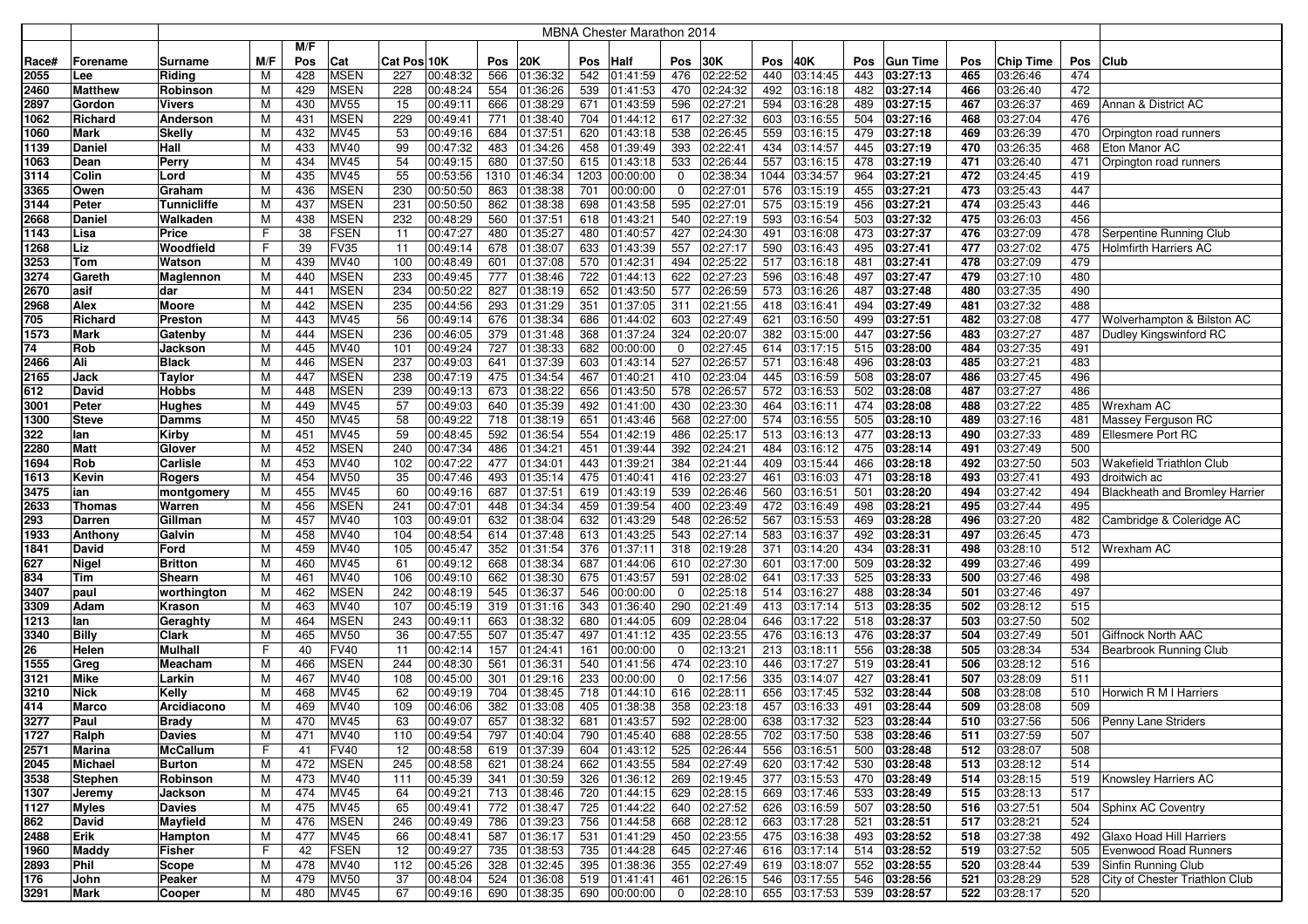| Race# | Forename | Surname | M/F | M/F Pos | Cat | Cat Pos | 10K | Pos | 20K | Pos | Half | Pos | 30K | Pos | 40K | Pos | Gun Time | Pos | Chip Time | Pos | Club |
|---|---|---|---|---|---|---|---|---|---|---|---|---|---|---|---|---|---|---|---|---|---|
| | | MBNA Chester Marathon 2014 | | | | | | | | | | | | | | | | | | | |
| 2055 | Lee | Riding | M | 428 | MSEN | 227 | 00:48:32 | 566 | 01:36:32 | 542 | 01:41:59 | 476 | 02:22:52 | 440 | 03:14:45 | 443 | **03:27:13** | 465 | 03:26:46 | 474 | |
| 2460 | Matthew | Robinson | M | 429 | MSEN | 228 | 00:48:24 | 554 | 01:36:26 | 539 | 01:41:53 | 470 | 02:24:32 | 492 | 03:16:18 | 482 | **03:27:14** | 466 | 03:26:40 | 472 | |
| 2897 | Gordon | Vivers | M | 430 | MV55 | 15 | 00:49:11 | 666 | 01:38:29 | 671 | 01:43:59 | 596 | 02:27:21 | 594 | 03:16:28 | 489 | **03:27:15** | 467 | 03:26:37 | 469 | Annan & District AC |
| 1062 | Richard | Anderson | M | 431 | MSEN | 229 | 00:49:41 | 771 | 01:38:40 | 704 | 01:44:12 | 617 | 02:27:32 | 603 | 03:16:55 | 504 | **03:27:16** | 468 | 03:27:04 | 476 | |
| 1060 | Mark | Skelly | M | 432 | MV45 | 53 | 00:49:16 | 684 | 01:37:51 | 620 | 01:43:18 | 538 | 02:26:45 | 559 | 03:16:15 | 479 | **03:27:18** | 469 | 03:26:39 | 470 | Orpington road runners |
| 1139 | Daniel | Hall | M | 433 | MV40 | 99 | 00:47:32 | 483 | 01:34:26 | 458 | 01:39:49 | 393 | 02:22:41 | 434 | 03:14:57 | 445 | **03:27:19** | 470 | 03:26:35 | 468 | Eton Manor AC |
| 1063 | Dean | Perry | M | 434 | MV45 | 54 | 00:49:15 | 680 | 01:37:50 | 615 | 01:43:18 | 533 | 02:26:44 | 557 | 03:16:15 | 478 | **03:27:19** | 471 | 03:26:40 | 471 | Orpington road runners |
| 3114 | Colin | Lord | M | 435 | MV45 | 55 | 00:53:56 | 1310 | 01:46:34 | 1203 | 00:00:00 | 0 | 02:38:34 | 1044 | 03:34:57 | 964 | **03:27:21** | 472 | 03:24:45 | 419 | |
| 3365 | Owen | Graham | M | 436 | MSEN | 230 | 00:50:50 | 863 | 01:38:38 | 701 | 00:00:00 | 0 | 02:27:01 | 576 | 03:15:19 | 455 | **03:27:21** | 473 | 03:25:43 | 447 | |
| 3144 | Peter | Tunnicliffe | M | 437 | MSEN | 231 | 00:50:50 | 862 | 01:38:38 | 698 | 01:43:58 | 595 | 02:27:01 | 575 | 03:15:19 | 456 | **03:27:21** | 474 | 03:25:43 | 446 | |
| 2668 | Daniel | Walkaden | M | 438 | MSEN | 232 | 00:48:29 | 560 | 01:37:51 | 618 | 01:43:21 | 540 | 02:27:19 | 593 | 03:16:54 | 503 | **03:27:32** | 475 | 03:26:03 | 456 | |
| 1143 | Lisa | Price | F | 38 | FSEN | 11 | 00:47:27 | 480 | 01:35:27 | 480 | 01:40:57 | 427 | 02:24:30 | 491 | 03:16:08 | 473 | **03:27:37** | 476 | 03:27:09 | 478 | Serpentine Running Club |
| 1268 | Liz | Woodfield | F | 39 | FV35 | 11 | 00:49:14 | 678 | 01:38:07 | 633 | 01:43:39 | 557 | 02:27:17 | 590 | 03:16:43 | 495 | **03:27:41** | 477 | 03:27:02 | 475 | Holmfirth Harriers AC |
| 3253 | Tom | Watson | M | 439 | MV40 | 100 | 00:48:49 | 601 | 01:37:08 | 570 | 01:42:31 | 494 | 02:25:22 | 517 | 03:16:18 | 481 | **03:27:41** | 478 | 03:27:09 | 479 | |
| 3274 | Gareth | Maglennon | M | 440 | MSEN | 233 | 00:49:45 | 777 | 01:38:46 | 722 | 01:44:13 | 622 | 02:27:23 | 596 | 03:16:48 | 497 | **03:27:47** | 479 | 03:27:10 | 480 | |
| 2670 | asif | dar | M | 441 | MSEN | 234 | 00:50:22 | 827 | 01:38:19 | 652 | 01:43:50 | 577 | 02:26:59 | 573 | 03:16:26 | 487 | **03:27:48** | 480 | 03:27:35 | 490 | |
| 2968 | Alex | Moore | M | 442 | MSEN | 235 | 00:44:56 | 293 | 01:31:29 | 351 | 01:37:05 | 311 | 02:21:55 | 418 | 03:16:41 | 494 | **03:27:49** | 481 | 03:27:32 | 488 | |
| 705 | Richard | Preston | M | 443 | MV45 | 56 | 00:49:14 | 676 | 01:38:34 | 686 | 01:44:02 | 603 | 02:27:49 | 621 | 03:16:50 | 499 | **03:27:51** | 482 | 03:27:08 | 477 | Wolverhampton & Bilston AC |
| 1573 | Mark | Gatenby | M | 444 | MSEN | 236 | 00:46:05 | 379 | 01:31:48 | 368 | 01:37:24 | 324 | 02:20:07 | 382 | 03:15:00 | 447 | **03:27:56** | 483 | 03:27:27 | 487 | Dudley Kingswinford RC |
| 74 | Rob | Jackson | M | 445 | MV40 | 101 | 00:49:24 | 727 | 01:38:33 | 682 | 00:00:00 | 0 | 02:27:45 | 614 | 03:17:15 | 515 | **03:28:00** | 484 | 03:27:35 | 491 | |
| 2466 | Ali | Black | M | 446 | MSEN | 237 | 00:49:03 | 641 | 01:37:39 | 603 | 01:43:14 | 527 | 02:26:57 | 571 | 03:16:48 | 496 | **03:28:03** | 485 | 03:27:21 | 483 | |
| 2165 | Jack | Taylor | M | 447 | MSEN | 238 | 00:47:19 | 475 | 01:34:54 | 467 | 01:40:21 | 410 | 02:23:04 | 445 | 03:16:59 | 508 | **03:28:07** | 486 | 03:27:45 | 496 | |
| 612 | David | Hobbs | M | 448 | MSEN | 239 | 00:49:13 | 673 | 01:38:22 | 656 | 01:43:50 | 578 | 02:26:57 | 572 | 03:16:53 | 502 | **03:28:08** | 487 | 03:27:27 | 486 | |
| 3001 | Peter | Hughes | M | 449 | MV45 | 57 | 00:49:03 | 640 | 01:35:39 | 492 | 01:41:00 | 430 | 02:23:30 | 464 | 03:16:11 | 474 | **03:28:08** | 488 | 03:27:22 | 485 | Wrexham AC |
| 1300 | Steve | Damms | M | 450 | MV45 | 58 | 00:49:22 | 718 | 01:38:19 | 651 | 01:43:46 | 568 | 02:27:00 | 574 | 03:16:55 | 505 | **03:28:10** | 489 | 03:27:16 | 481 | Massey Ferguson RC |
| 322 | Ian | Kirby | M | 451 | MV45 | 59 | 00:48:45 | 592 | 01:36:54 | 554 | 01:42:19 | 486 | 02:25:17 | 513 | 03:16:13 | 477 | **03:28:13** | 490 | 03:27:33 | 489 | Ellesmere Port RC |
| 2280 | Matt | Glover | M | 452 | MSEN | 240 | 00:47:34 | 486 | 01:34:21 | 451 | 01:39:44 | 392 | 02:24:21 | 484 | 03:16:12 | 475 | **03:28:14** | 491 | 03:27:49 | 500 | |
| 1694 | Rob | Carlisle | M | 453 | MV40 | 102 | 00:47:22 | 477 | 01:34:01 | 443 | 01:39:21 | 384 | 02:21:44 | 409 | 03:15:44 | 466 | **03:28:18** | 492 | 03:27:50 | 503 | Wakefield Triathlon Club |
| 1613 | Kevin | Rogers | M | 454 | MV50 | 35 | 00:47:46 | 493 | 01:35:14 | 475 | 01:40:41 | 416 | 02:23:27 | 461 | 03:16:03 | 471 | **03:28:18** | 493 | 03:27:41 | 493 | droitwich ac |
| 3475 | ian | montgomery | M | 455 | MV45 | 60 | 00:49:16 | 687 | 01:37:51 | 619 | 01:43:19 | 539 | 02:26:46 | 560 | 03:16:51 | 501 | **03:28:20** | 494 | 03:27:42 | 494 | Blackheath and Bromley Harrier |
| 2633 | Thomas | Warren | M | 456 | MSEN | 241 | 00:47:01 | 448 | 01:34:34 | 459 | 01:39:54 | 400 | 02:23:49 | 472 | 03:16:49 | 498 | **03:28:21** | 495 | 03:27:44 | 495 | |
| 293 | Darren | Gillman | M | 457 | MV40 | 103 | 00:49:01 | 632 | 01:38:04 | 632 | 01:43:29 | 548 | 02:26:52 | 567 | 03:15:53 | 469 | **03:28:28** | 496 | 03:27:20 | 482 | Cambridge & Coleridge AC |
| 1933 | Anthony | Galvin | M | 458 | MV40 | 104 | 00:48:54 | 614 | 01:37:48 | 613 | 01:43:25 | 543 | 02:27:14 | 583 | 03:16:37 | 492 | **03:28:31** | 497 | 03:26:45 | 473 | |
| 1841 | David | Ford | M | 459 | MV40 | 105 | 00:45:47 | 352 | 01:31:54 | 376 | 01:37:11 | 318 | 02:19:28 | 371 | 03:14:20 | 434 | **03:28:31** | 498 | 03:28:10 | 512 | Wrexham AC |
| 627 | Nigel | Britton | M | 460 | MV45 | 61 | 00:49:12 | 668 | 01:38:34 | 687 | 01:44:06 | 610 | 02:27:30 | 601 | 03:17:00 | 509 | **03:28:32** | 499 | 03:27:46 | 499 | |
| 834 | Tim | Shearn | M | 461 | MV40 | 106 | 00:49:10 | 662 | 01:38:30 | 675 | 01:43:57 | 591 | 02:28:02 | 641 | 03:17:33 | 525 | **03:28:33** | 500 | 03:27:46 | 498 | |
| 3407 | paul | worthington | M | 462 | MSEN | 242 | 00:48:19 | 545 | 01:36:37 | 546 | 00:00:00 | 0 | 02:25:18 | 514 | 03:16:27 | 488 | **03:28:34** | 501 | 03:27:46 | 497 | |
| 3309 | Adam | Krason | M | 463 | MV40 | 107 | 00:45:19 | 319 | 01:31:16 | 343 | 01:36:40 | 290 | 02:21:49 | 413 | 03:17:14 | 513 | **03:28:35** | 502 | 03:28:12 | 515 | |
| 1213 | Ian | Geraghty | M | 464 | MSEN | 243 | 00:49:11 | 663 | 01:38:32 | 680 | 01:44:05 | 609 | 02:28:04 | 646 | 03:17:22 | 518 | **03:28:37** | 503 | 03:27:50 | 502 | |
| 3340 | Billy | Clark | M | 465 | MV50 | 36 | 00:47:55 | 507 | 01:35:47 | 497 | 01:41:12 | 435 | 02:23:55 | 476 | 03:16:13 | 476 | **03:28:37** | 504 | 03:27:49 | 501 | Giffnock North AAC |
| 26 | Helen | Mulhall | F | 40 | FV40 | 11 | 00:42:14 | 157 | 01:24:41 | 161 | 00:00:00 | 0 | 02:13:21 | 213 | 03:18:11 | 556 | **03:28:38** | 505 | 03:28:34 | 534 | Bearbrook Running Club |
| 1555 | Greg | Meacham | M | 466 | MSEN | 244 | 00:48:30 | 561 | 01:36:31 | 540 | 01:41:56 | 474 | 02:23:10 | 446 | 03:17:27 | 519 | **03:28:41** | 506 | 03:28:12 | 516 | |
| 3121 | Mike | Larkin | M | 467 | MV40 | 108 | 00:45:00 | 301 | 01:29:16 | 233 | 00:00:00 | 0 | 02:17:56 | 335 | 03:14:07 | 427 | **03:28:41** | 507 | 03:28:09 | 511 | |
| 3210 | Nick | Kelly | M | 468 | MV45 | 62 | 00:49:19 | 704 | 01:38:45 | 718 | 01:44:10 | 616 | 02:28:11 | 656 | 03:17:45 | 532 | **03:28:44** | 508 | 03:28:08 | 510 | Horwich R M I Harriers |
| 414 | Marco | Arcidiacono | M | 469 | MV40 | 109 | 00:46:06 | 382 | 01:33:08 | 405 | 01:38:38 | 358 | 02:23:18 | 457 | 03:16:33 | 491 | **03:28:44** | 509 | 03:28:08 | 509 | |
| 3277 | Paul | Brady | M | 470 | MV45 | 63 | 00:49:07 | 657 | 01:38:32 | 681 | 01:43:57 | 592 | 02:28:00 | 638 | 03:17:32 | 523 | **03:28:44** | 510 | 03:27:56 | 506 | Penny Lane Striders |
| 1727 | Ralph | Davies | M | 471 | MV40 | 110 | 00:49:54 | 797 | 01:40:04 | 790 | 01:45:40 | 688 | 02:28:55 | 702 | 03:17:50 | 538 | **03:28:46** | 511 | 03:27:59 | 507 | |
| 2571 | Marina | McCallum | F | 41 | FV40 | 12 | 00:48:58 | 619 | 01:37:39 | 604 | 01:43:12 | 525 | 02:26:44 | 556 | 03:16:51 | 500 | **03:28:48** | 512 | 03:28:07 | 508 | |
| 2045 | Michael | Burton | M | 472 | MSEN | 245 | 00:48:58 | 621 | 01:38:24 | 662 | 01:43:55 | 584 | 02:27:49 | 620 | 03:17:42 | 530 | **03:28:48** | 513 | 03:28:12 | 514 | |
| 3538 | Stephen | Robinson | M | 473 | MV40 | 111 | 00:45:39 | 341 | 01:30:59 | 326 | 01:36:12 | 269 | 02:19:45 | 377 | 03:15:53 | 470 | **03:28:49** | 514 | 03:28:15 | 519 | Knowsley Harriers AC |
| 1307 | Jeremy | Jackson | M | 474 | MV45 | 64 | 00:49:21 | 713 | 01:38:46 | 720 | 01:44:15 | 629 | 02:28:15 | 669 | 03:17:46 | 533 | **03:28:49** | 515 | 03:28:13 | 517 | |
| 1127 | Myles | Davies | M | 475 | MV45 | 65 | 00:49:41 | 772 | 01:38:47 | 725 | 01:44:22 | 640 | 02:27:52 | 626 | 03:16:59 | 507 | **03:28:50** | 516 | 03:27:51 | 504 | Sphinx AC Coventry |
| 862 | David | Mayfield | M | 476 | MSEN | 246 | 00:49:49 | 786 | 01:39:23 | 756 | 01:44:58 | 668 | 02:28:12 | 663 | 03:17:28 | 521 | **03:28:51** | 517 | 03:28:21 | 524 | |
| 2488 | Erik | Hampton | M | 477 | MV45 | 66 | 00:48:41 | 587 | 01:36:17 | 531 | 01:41:29 | 450 | 02:23:55 | 475 | 03:16:38 | 493 | **03:28:52** | 518 | 03:27:38 | 492 | Glaxo Hoad Hill Harriers |
| 1960 | Maddy | Fisher | F | 42 | FSEN | 12 | 00:49:27 | 735 | 01:38:53 | 735 | 01:44:28 | 645 | 02:27:46 | 616 | 03:17:14 | 514 | **03:28:52** | 519 | 03:27:52 | 505 | Evenwood Road Runners |
| 2893 | Phil | Scope | M | 478 | MV40 | 112 | 00:45:26 | 328 | 01:32:45 | 395 | 01:38:36 | 355 | 02:27:49 | 619 | 03:18:07 | 552 | **03:28:55** | 520 | 03:28:44 | 539 | Sinfin Running Club |
| 176 | John | Peaker | M | 479 | MV50 | 37 | 00:48:04 | 524 | 01:36:08 | 519 | 01:41:41 | 461 | 02:26:15 | 546 | 03:17:55 | 546 | **03:28:56** | 521 | 03:28:29 | 528 | City of Chester Triathlon Club |
| 3291 | Mark | Cooper | M | 480 | MV45 | 67 | 00:49:16 | 690 | 01:38:35 | 690 | 00:00:00 | 0 | 02:28:10 | 655 | 03:17:53 | 539 | **03:28:57** | 522 | 03:28:17 | 520 | |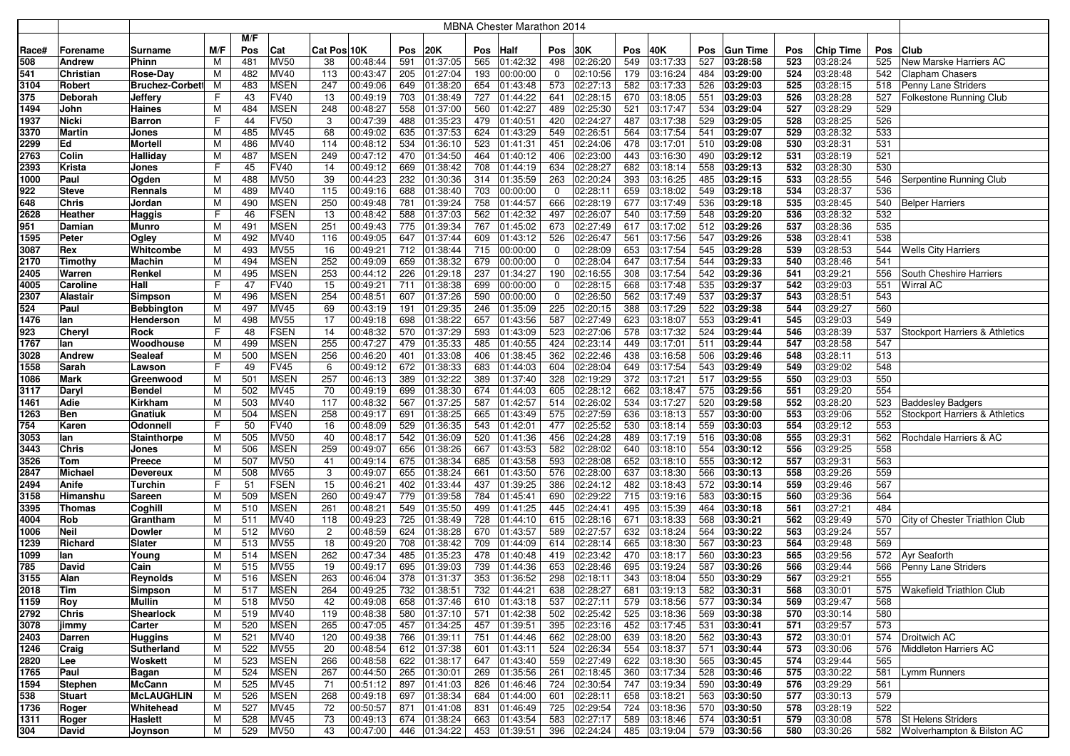| | | MBNA Chester Marathon 2014 | | | | | | | | | | | | | | | | | | | | | | |
|---|---|---|---|---|---|---|---|---|---|---|---|---|---|---|---|---|---|---|---|---|---|---|---|---|
| | | | | M/F | | | | | | | | | | | | | | | | | | | | |
| Race# | Forename | Surname | M/F | Pos | Cat | Cat Pos | 10K | Pos | 20K | Pos | Half | Pos | 30K | Pos | 40K | Pos | Gun Time | Pos | Chip Time | Pos | Club |
| 508 | Andrew | Phinn | M | 481 | MV50 | 38 | 00:48:44 | 591 | 01:37:05 | 565 | 01:42:32 | 498 | 02:26:20 | 487 | 03:17:33 | 527 | 03:28:58 | 523 | 03:28:24 | 525 | New Marske Harriers AC |
| 541 | Christian | Rose-Day | M | 482 | MV40 | 113 | 00:43:47 | 205 | 01:27:04 | 193 | 00:00:00 | 0 | 02:10:56 | 179 | 03:16:24 | 484 | 03:29:00 | 524 | 03:28:48 | 542 | Clapham Chasers |
| 3104 | Robert | Bruchez-Corbett | M | 483 | MSEN | 247 | 00:49:06 | 649 | 01:38:20 | 654 | 01:43:48 | 573 | 02:27:13 | 582 | 03:17:33 | 526 | 03:29:03 | 525 | 03:28:15 | 518 | Penny Lane Striders |
| 375 | Deborah | Jeffery | F | 43 | FV40 | 13 | 00:49:19 | 703 | 01:38:49 | 727 | 01:44:22 | 641 | 02:28:15 | 670 | 03:18:05 | 551 | 03:29:03 | 526 | 03:28:28 | 527 | Folkestone Running Club |
| 1494 | John | Haines | M | 484 | MSEN | 248 | 00:48:27 | 558 | 01:37:00 | 560 | 01:42:27 | 489 | 02:25:30 | 521 | 03:17:47 | 534 | 03:29:04 | 527 | 03:28:29 | 529 | |
| 1937 | Nicki | Barron | F | 44 | FV50 | 3 | 00:47:39 | 488 | 01:35:23 | 479 | 01:40:51 | 420 | 02:24:27 | 487 | 03:17:38 | 529 | 03:29:05 | 528 | 03:28:25 | 526 | |
| 3370 | Martin | Jones | M | 485 | MV45 | 68 | 00:49:02 | 635 | 01:37:53 | 624 | 01:43:29 | 549 | 02:26:51 | 564 | 03:17:54 | 541 | 03:29:07 | 529 | 03:28:32 | 533 | |
| 2299 | Ed | Mortell | M | 486 | MV40 | 114 | 00:48:12 | 534 | 01:36:10 | 523 | 01:41:31 | 451 | 02:24:06 | 478 | 03:17:01 | 510 | 03:29:08 | 530 | 03:28:31 | 531 | |
| 2763 | Colin | Halliday | M | 487 | MSEN | 249 | 00:47:12 | 470 | 01:34:50 | 464 | 01:40:12 | 406 | 02:23:00 | 443 | 03:16:30 | 490 | 03:29:12 | 531 | 03:28:19 | 521 | |
| 2393 | Krista | Jones | F | 45 | FV40 | 14 | 00:49:12 | 669 | 01:38:42 | 708 | 01:44:19 | 634 | 02:28:27 | 682 | 03:18:14 | 558 | 03:29:13 | 532 | 03:28:30 | 530 | |
| 1000 | Paul | Ogden | M | 488 | MV50 | 39 | 00:44:23 | 232 | 01:30:36 | 314 | 01:35:59 | 263 | 02:20:24 | 393 | 03:16:25 | 485 | 03:29:15 | 533 | 03:28:55 | 546 | Serpentine Running Club |
| 922 | Steve | Rennals | M | 489 | MV40 | 115 | 00:49:16 | 688 | 01:38:40 | 703 | 00:00:00 | 0 | 02:28:11 | 659 | 03:18:02 | 549 | 03:29:18 | 534 | 03:28:37 | 536 | |
| 648 | Chris | Jordan | M | 490 | MSEN | 250 | 00:49:48 | 781 | 01:39:24 | 758 | 01:44:57 | 666 | 02:28:19 | 677 | 03:17:49 | 536 | 03:29:18 | 535 | 03:28:45 | 540 | Belper Harriers |
| 2628 | Heather | Haggis | F | 46 | FSEN | 13 | 00:48:42 | 588 | 01:37:03 | 562 | 01:42:32 | 497 | 02:26:07 | 540 | 03:17:59 | 548 | 03:29:20 | 536 | 03:28:32 | 532 | |
| 951 | Damian | Munro | M | 491 | MSEN | 251 | 00:49:43 | 775 | 01:39:34 | 767 | 01:45:02 | 673 | 02:27:49 | 617 | 03:17:02 | 512 | 03:29:26 | 537 | 03:28:36 | 535 | |
| 1595 | Peter | Ogley | M | 492 | MV40 | 116 | 00:49:05 | 647 | 01:37:44 | 609 | 01:43:12 | 526 | 02:26:47 | 561 | 03:17:56 | 547 | 03:29:26 | 538 | 03:28:41 | 538 | |
| 3087 | Rex | Whitcombe | M | 493 | MV55 | 16 | 00:49:21 | 712 | 01:38:44 | 715 | 00:00:00 | 0 | 02:28:09 | 653 | 03:17:54 | 545 | 03:29:28 | 539 | 03:28:53 | 544 | Wells City Harriers |
| 2170 | Timothy | Machin | M | 494 | MSEN | 252 | 00:49:09 | 659 | 01:38:32 | 679 | 00:00:00 | 0 | 02:28:04 | 647 | 03:17:54 | 544 | 03:29:33 | 540 | 03:28:46 | 541 | |
| 2405 | Warren | Renkel | M | 495 | MSEN | 253 | 00:44:12 | 226 | 01:29:18 | 237 | 01:34:27 | 190 | 02:16:55 | 308 | 03:17:54 | 542 | 03:29:36 | 541 | 03:29:21 | 556 | South Cheshire Harriers |
| 4005 | Caroline | Hall | F | 47 | FV40 | 15 | 00:49:21 | 711 | 01:38:38 | 699 | 00:00:00 | 0 | 02:28:15 | 668 | 03:17:48 | 535 | 03:29:37 | 542 | 03:29:03 | 551 | Wirral AC |
| 2307 | Alastair | Simpson | M | 496 | MSEN | 254 | 00:48:51 | 607 | 01:37:26 | 590 | 00:00:00 | 0 | 02:26:50 | 562 | 03:17:49 | 537 | 03:29:37 | 543 | 03:28:51 | 543 | |
| 524 | Paul | Bebbington | M | 497 | MV45 | 69 | 00:43:19 | 191 | 01:29:35 | 246 | 01:35:09 | 225 | 02:20:15 | 388 | 03:17:29 | 522 | 03:29:38 | 544 | 03:29:27 | 560 | |
| 1476 | Ian | Henderson | M | 498 | MV55 | 17 | 00:49:18 | 698 | 01:38:22 | 657 | 01:43:56 | 587 | 02:27:49 | 623 | 03:18:07 | 553 | 03:29:41 | 545 | 03:29:03 | 549 | |
| 923 | Cheryl | Rock | F | 48 | FSEN | 14 | 00:48:32 | 570 | 01:37:29 | 593 | 01:43:09 | 523 | 02:27:06 | 578 | 03:17:32 | 524 | 03:29:44 | 546 | 03:28:39 | 537 | Stockport Harriers & Athletics |
| 1767 | Ian | Woodhouse | M | 499 | MSEN | 255 | 00:47:27 | 479 | 01:35:33 | 485 | 01:40:55 | 424 | 02:23:14 | 449 | 03:17:01 | 511 | 03:29:44 | 547 | 03:28:58 | 547 | |
| 3028 | Andrew | Sealeaf | M | 500 | MSEN | 256 | 00:46:20 | 401 | 01:33:08 | 406 | 01:38:45 | 362 | 02:22:46 | 438 | 03:16:58 | 506 | 03:29:46 | 548 | 03:28:11 | 513 | |
| 1558 | Sarah | Lawson | F | 49 | FV45 | 6 | 00:49:12 | 672 | 01:38:33 | 683 | 01:44:03 | 604 | 02:28:04 | 649 | 03:17:54 | 543 | 03:29:49 | 549 | 03:29:02 | 548 | |
| 1086 | Mark | Greenwood | M | 501 | MSEN | 257 | 00:46:13 | 389 | 01:32:22 | 389 | 01:37:40 | 328 | 02:19:29 | 372 | 03:17:21 | 517 | 03:29:55 | 550 | 03:29:03 | 550 | |
| 3117 | Daryl | Bendel | M | 502 | MV45 | 70 | 00:49:19 | 699 | 01:38:30 | 674 | 01:44:03 | 605 | 02:28:12 | 662 | 03:18:47 | 575 | 03:29:56 | 551 | 03:29:20 | 554 | |
| 1461 | Adie | Kirkham | M | 503 | MV40 | 117 | 00:48:32 | 567 | 01:37:25 | 587 | 01:42:57 | 514 | 02:26:02 | 534 | 03:17:27 | 520 | 03:29:58 | 552 | 03:28:20 | 523 | Baddesley Badgers |
| 1263 | Ben | Gnatiuk | M | 504 | MSEN | 258 | 00:49:17 | 691 | 01:38:25 | 665 | 01:43:49 | 575 | 02:27:59 | 636 | 03:18:13 | 557 | 03:30:00 | 553 | 03:29:06 | 552 | Stockport Harriers & Athletics |
| 754 | Karen | Odonnell | F | 50 | FV40 | 16 | 00:48:09 | 529 | 01:36:35 | 543 | 01:42:01 | 477 | 02:25:52 | 530 | 03:18:14 | 559 | 03:30:03 | 554 | 03:29:12 | 553 | |
| 3053 | Ian | Stainthorpe | M | 505 | MV50 | 40 | 00:48:17 | 542 | 01:36:09 | 520 | 01:41:36 | 456 | 02:24:28 | 489 | 03:17:19 | 516 | 03:30:08 | 555 | 03:29:31 | 562 | Rochdale Harriers & AC |
| 3443 | Chris | Jones | M | 506 | MSEN | 259 | 00:49:07 | 656 | 01:38:26 | 667 | 01:43:53 | 582 | 02:28:02 | 640 | 03:18:10 | 554 | 03:30:12 | 556 | 03:29:25 | 558 | |
| 3526 | Tom | Preece | M | 507 | MV50 | 41 | 00:49:14 | 675 | 01:38:34 | 685 | 01:43:58 | 593 | 02:28:08 | 652 | 03:18:10 | 555 | 03:30:12 | 557 | 03:29:31 | 563 | |
| 2847 | Michael | Devereux | M | 508 | MV65 | 3 | 00:49:07 | 655 | 01:38:24 | 661 | 01:43:50 | 576 | 02:28:00 | 637 | 03:18:30 | 566 | 03:30:13 | 558 | 03:29:26 | 559 | |
| 2494 | Anife | Turchin | F | 51 | FSEN | 15 | 00:46:21 | 402 | 01:33:44 | 437 | 01:39:25 | 386 | 02:24:12 | 482 | 03:18:43 | 572 | 03:30:14 | 559 | 03:29:46 | 567 | |
| 3158 | Himanshu | Sareen | M | 509 | MSEN | 260 | 00:49:47 | 779 | 01:39:58 | 784 | 01:45:41 | 690 | 02:29:22 | 715 | 03:19:16 | 583 | 03:30:15 | 560 | 03:29:36 | 564 | |
| 3395 | Thomas | Coghill | M | 510 | MSEN | 261 | 00:48:21 | 549 | 01:35:50 | 499 | 01:41:25 | 445 | 02:24:41 | 495 | 03:15:39 | 464 | 03:30:18 | 561 | 03:27:21 | 484 | |
| 4004 | Rob | Grantham | M | 511 | MV40 | 118 | 00:49:23 | 725 | 01:38:49 | 728 | 01:44:10 | 615 | 02:28:16 | 671 | 03:18:33 | 568 | 03:30:21 | 562 | 03:29:49 | 570 | City of Chester Triathlon Club |
| 1006 | Neil | Dowler | M | 512 | MV60 | 2 | 00:48:59 | 624 | 01:38:28 | 670 | 01:43:57 | 589 | 02:27:57 | 632 | 03:18:24 | 564 | 03:30:22 | 563 | 03:29:24 | 557 | |
| 1239 | Richard | Slater | M | 513 | MV55 | 18 | 00:49:20 | 708 | 01:38:42 | 709 | 01:44:09 | 614 | 02:28:14 | 665 | 03:18:30 | 567 | 03:30:23 | 564 | 03:29:48 | 569 | |
| 1099 | Ian | Young | M | 514 | MSEN | 262 | 00:47:34 | 485 | 01:35:23 | 478 | 01:40:48 | 419 | 02:23:42 | 470 | 03:18:17 | 560 | 03:30:23 | 565 | 03:29:56 | 572 | Ayr Seaforth |
| 785 | David | Cain | M | 515 | MV55 | 19 | 00:49:17 | 695 | 01:39:03 | 739 | 01:44:36 | 653 | 02:28:46 | 695 | 03:19:24 | 587 | 03:30:26 | 566 | 03:29:44 | 566 | Penny Lane Striders |
| 3155 | Alan | Reynolds | M | 516 | MSEN | 263 | 00:46:04 | 378 | 01:31:37 | 353 | 01:36:52 | 298 | 02:18:11 | 343 | 03:18:04 | 550 | 03:30:29 | 567 | 03:29:21 | 555 | |
| 2018 | Tim | Simpson | M | 517 | MSEN | 264 | 00:49:25 | 732 | 01:38:51 | 732 | 01:44:21 | 638 | 02:28:27 | 681 | 03:19:13 | 582 | 03:30:31 | 568 | 03:30:01 | 575 | Wakefield Triathlon Club |
| 1159 | Roy | Mullin | M | 518 | MV50 | 42 | 00:49:08 | 658 | 01:37:46 | 610 | 01:43:18 | 537 | 02:27:11 | 579 | 03:18:56 | 577 | 03:30:34 | 569 | 03:29:47 | 568 | |
| 2792 | Chris | Shearlock | M | 519 | MV40 | 119 | 00:48:38 | 580 | 01:37:10 | 571 | 01:42:38 | 502 | 02:25:42 | 525 | 03:18:36 | 569 | 03:30:38 | 570 | 03:30:14 | 580 | |
| 3078 | jimmy | Carter | M | 520 | MSEN | 265 | 00:47:05 | 457 | 01:34:25 | 457 | 01:39:51 | 395 | 02:23:16 | 452 | 03:17:45 | 531 | 03:30:41 | 571 | 03:29:57 | 573 | |
| 2403 | Darren | Huggins | M | 521 | MV40 | 120 | 00:49:38 | 766 | 01:39:11 | 751 | 01:44:46 | 662 | 02:28:00 | 639 | 03:18:20 | 562 | 03:30:43 | 572 | 03:30:01 | 574 | Droitwich AC |
| 1246 | Craig | Sutherland | M | 522 | MV55 | 20 | 00:48:54 | 612 | 01:37:38 | 601 | 01:43:11 | 524 | 02:26:34 | 554 | 03:18:37 | 571 | 03:30:44 | 573 | 03:30:06 | 576 | Middleton Harriers AC |
| 2820 | Lee | Woskett | M | 523 | MSEN | 266 | 00:48:58 | 622 | 01:38:17 | 647 | 01:43:40 | 559 | 02:27:49 | 622 | 03:18:30 | 565 | 03:30:45 | 574 | 03:29:44 | 565 | |
| 1765 | Paul | Bagan | M | 524 | MSEN | 267 | 00:44:50 | 265 | 01:30:01 | 269 | 01:35:56 | 261 | 02:18:45 | 360 | 03:17:34 | 528 | 03:30:46 | 575 | 03:30:22 | 581 | Lymm Runners |
| 1594 | Stephen | McCann | M | 525 | MV45 | 71 | 00:51:12 | 897 | 01:41:03 | 826 | 01:46:46 | 724 | 02:30:54 | 747 | 03:19:34 | 590 | 03:30:49 | 576 | 03:29:29 | 561 | |
| 538 | Stuart | McLAUGHLIN | M | 526 | MSEN | 268 | 00:49:18 | 697 | 01:38:34 | 684 | 01:44:00 | 601 | 02:28:11 | 658 | 03:18:21 | 563 | 03:30:50 | 577 | 03:30:13 | 579 | |
| 1736 | Roger | Whitehead | M | 527 | MV45 | 72 | 00:50:57 | 871 | 01:41:08 | 831 | 01:46:49 | 725 | 02:29:54 | 724 | 03:18:36 | 570 | 03:30:50 | 578 | 03:28:19 | 522 | |
| 1311 | Roger | Haslett | M | 528 | MV45 | 73 | 00:49:13 | 674 | 01:38:24 | 663 | 01:43:54 | 583 | 02:27:17 | 589 | 03:18:46 | 574 | 03:30:51 | 579 | 03:30:08 | 578 | St Helens Striders |
| 304 | David | Joynson | M | 529 | MV50 | 43 | 00:47:00 | 446 | 01:34:22 | 453 | 01:39:51 | 396 | 02:24:24 | 485 | 03:19:04 | 579 | 03:30:56 | 580 | 03:30:26 | 582 | Wolverhampton & Bilston AC |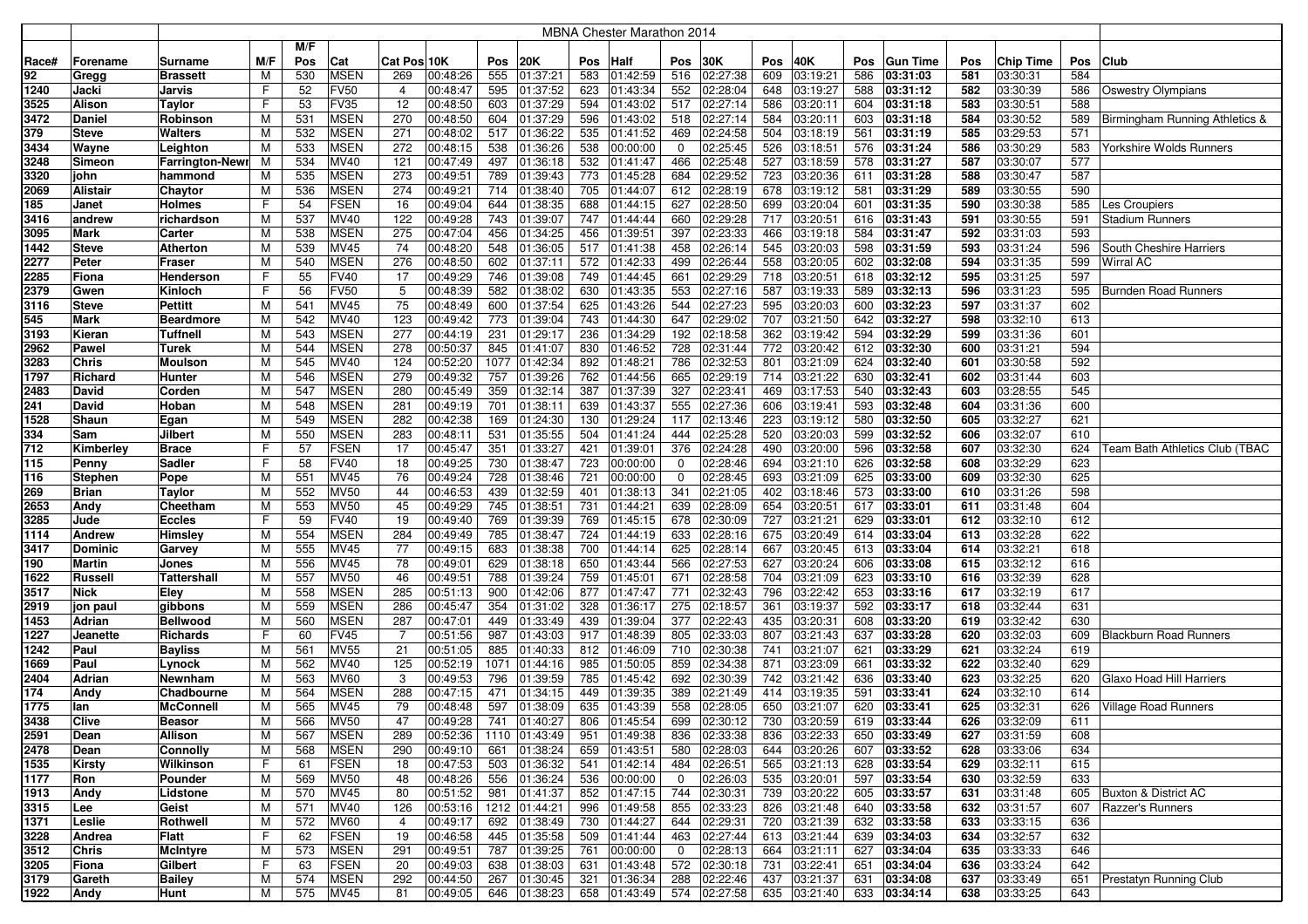| | | MBNA Chester Marathon 2014 | | | | | | | | | | | | | | | | | | | | | |
|---|---|---|---|---|---|---|---|---|---|---|---|---|---|---|---|---|---|---|---|---|---|---|---|
| | | | | M/F | | | | | | | | | | | | | | | | | | | |
| Race# | Forename | Surname | M/F | Pos | Cat | Cat Pos | 10K | Pos | 20K | Pos | Half | Pos | 30K | Pos | 40K | Pos | Gun Time | Pos | Chip Time | Pos | Club |
| 92 | Gregg | Brassett | M | 530 | MSEN | 269 | 00:48:26 | 555 | 01:37:21 | 583 | 01:42:59 | 516 | 02:27:38 | 609 | 03:19:21 | 586 | 03:31:03 | 581 | 03:30:31 | 584 | |
| 1240 | Jacki | Jarvis | F | 52 | FV50 | 4 | 00:48:47 | 595 | 01:37:52 | 623 | 01:43:34 | 552 | 02:28:04 | 648 | 03:19:27 | 588 | 03:31:12 | 582 | 03:30:39 | 586 | Oswestry Olympians |
| 3525 | Alison | Taylor | F | 53 | FV35 | 12 | 00:48:50 | 603 | 01:37:29 | 594 | 01:43:02 | 517 | 02:27:14 | 586 | 03:20:11 | 604 | 03:31:18 | 583 | 03:30:51 | 588 | |
| 3472 | Daniel | Robinson | M | 531 | MSEN | 270 | 00:48:50 | 604 | 01:37:29 | 596 | 01:43:02 | 518 | 02:27:14 | 584 | 03:20:11 | 603 | 03:31:18 | 584 | 03:30:52 | 589 | Birmingham Running Athletics & |
| 379 | Steve | Walters | M | 532 | MSEN | 271 | 00:48:02 | 517 | 01:36:22 | 535 | 01:41:52 | 469 | 02:24:58 | 504 | 03:18:19 | 561 | 03:31:19 | 585 | 03:29:53 | 571 | |
| 3434 | Wayne | Leighton | M | 533 | MSEN | 272 | 00:48:15 | 538 | 01:36:26 | 538 | 00:00:00 | 0 | 02:25:45 | 526 | 03:18:51 | 576 | 03:31:24 | 586 | 03:30:29 | 583 | Yorkshire Wolds Runners |
| 3248 | Simeon | Farrington-Newr | M | 534 | MV40 | 121 | 00:47:49 | 497 | 01:36:18 | 532 | 01:41:47 | 466 | 02:25:48 | 527 | 03:18:59 | 578 | 03:31:27 | 587 | 03:30:07 | 577 | |
| 3320 | john | hammond | M | 535 | MSEN | 273 | 00:49:51 | 789 | 01:39:43 | 773 | 01:45:28 | 684 | 02:29:52 | 723 | 03:20:36 | 611 | 03:31:28 | 588 | 03:30:47 | 587 | |
| 2069 | Alistair | Chaytor | M | 536 | MSEN | 274 | 00:49:21 | 714 | 01:38:40 | 705 | 01:44:07 | 612 | 02:28:19 | 678 | 03:19:12 | 581 | 03:31:29 | 589 | 03:30:55 | 590 | |
| 185 | Janet | Holmes | F | 54 | FSEN | 16 | 00:49:04 | 644 | 01:38:35 | 688 | 01:44:15 | 627 | 02:28:50 | 699 | 03:20:04 | 601 | 03:31:35 | 590 | 03:30:38 | 585 | Les Croupiers |
| 3416 | andrew | richardson | M | 537 | MV40 | 122 | 00:49:28 | 743 | 01:39:07 | 747 | 01:44:44 | 660 | 02:29:28 | 717 | 03:20:51 | 616 | 03:31:43 | 591 | 03:30:55 | 591 | Stadium Runners |
| 3095 | Mark | Carter | M | 538 | MSEN | 275 | 00:47:04 | 456 | 01:34:25 | 456 | 01:39:51 | 397 | 02:23:33 | 466 | 03:19:18 | 584 | 03:31:47 | 592 | 03:31:03 | 593 | |
| 1442 | Steve | Atherton | M | 539 | MV45 | 74 | 00:48:20 | 548 | 01:36:05 | 517 | 01:41:38 | 458 | 02:26:14 | 545 | 03:20:03 | 598 | 03:31:59 | 593 | 03:31:24 | 596 | South Cheshire Harriers |
| 2277 | Peter | Fraser | M | 540 | MSEN | 276 | 00:48:50 | 602 | 01:37:11 | 572 | 01:42:33 | 499 | 02:26:44 | 558 | 03:20:05 | 602 | 03:32:08 | 594 | 03:31:35 | 599 | Wirral AC |
| 2285 | Fiona | Henderson | F | 55 | FV40 | 17 | 00:49:29 | 746 | 01:39:08 | 749 | 01:44:45 | 661 | 02:29:29 | 718 | 03:20:51 | 618 | 03:32:12 | 595 | 03:31:25 | 597 | |
| 2379 | Gwen | Kinloch | F | 56 | FV50 | 5 | 00:48:39 | 582 | 01:38:02 | 630 | 01:43:35 | 553 | 02:27:16 | 587 | 03:19:33 | 589 | 03:32:13 | 596 | 03:31:23 | 595 | Burnden Road Runners |
| 3116 | Steve | Pettitt | M | 541 | MV45 | 75 | 00:48:49 | 600 | 01:37:54 | 625 | 01:43:26 | 544 | 02:27:23 | 595 | 03:20:03 | 600 | 03:32:23 | 597 | 03:31:37 | 602 | |
| 545 | Mark | Beardmore | M | 542 | MV40 | 123 | 00:49:42 | 773 | 01:39:04 | 743 | 01:44:30 | 647 | 02:29:02 | 707 | 03:21:50 | 642 | 03:32:27 | 598 | 03:32:10 | 613 | |
| 3193 | Kieran | Tuffnell | M | 543 | MSEN | 277 | 00:44:19 | 231 | 01:29:17 | 236 | 01:34:29 | 192 | 02:18:58 | 362 | 03:19:42 | 594 | 03:32:29 | 599 | 03:31:36 | 601 | |
| 2962 | Pawel | Turek | M | 544 | MSEN | 278 | 00:50:37 | 845 | 01:41:07 | 830 | 01:46:52 | 728 | 02:31:44 | 772 | 03:20:42 | 612 | 03:32:30 | 600 | 03:31:21 | 594 | |
| 3283 | Chris | Moulson | M | 545 | MV40 | 124 | 00:52:20 | 1077 | 01:42:34 | 892 | 01:48:21 | 786 | 02:32:53 | 801 | 03:21:09 | 624 | 03:32:40 | 601 | 03:30:58 | 592 | |
| 1797 | Richard | Hunter | M | 546 | MSEN | 279 | 00:49:32 | 757 | 01:39:26 | 762 | 01:44:56 | 665 | 02:29:19 | 714 | 03:21:22 | 630 | 03:32:41 | 602 | 03:31:44 | 603 | |
| 2483 | David | Corden | M | 547 | MSEN | 280 | 00:45:49 | 359 | 01:32:14 | 387 | 01:37:39 | 327 | 02:23:41 | 469 | 03:17:53 | 540 | 03:32:43 | 603 | 03:28:55 | 545 | |
| 241 | David | Hoban | M | 548 | MSEN | 281 | 00:49:19 | 701 | 01:38:11 | 639 | 01:43:37 | 555 | 02:27:36 | 606 | 03:19:41 | 593 | 03:32:48 | 604 | 03:31:36 | 600 | |
| 1528 | Shaun | Egan | M | 549 | MSEN | 282 | 00:42:38 | 169 | 01:24:30 | 130 | 01:29:24 | 117 | 02:13:46 | 223 | 03:19:12 | 580 | 03:32:50 | 605 | 03:32:27 | 621 | |
| 334 | Sam | Jilbert | M | 550 | MSEN | 283 | 00:48:11 | 531 | 01:35:55 | 504 | 01:41:24 | 444 | 02:25:28 | 520 | 03:20:03 | 599 | 03:32:52 | 606 | 03:32:07 | 610 | |
| 712 | Kimberley | Brace | F | 57 | FSEN | 17 | 00:45:47 | 351 | 01:33:27 | 421 | 01:39:01 | 376 | 02:24:28 | 490 | 03:20:00 | 596 | 03:32:58 | 607 | 03:32:30 | 624 | Team Bath Athletics Club (TBAC |
| 115 | Penny | Sadler | F | 58 | FV40 | 18 | 00:49:25 | 730 | 01:38:47 | 723 | 00:00:00 | 0 | 02:28:46 | 694 | 03:21:10 | 626 | 03:32:58 | 608 | 03:32:29 | 623 | |
| 116 | Stephen | Pope | M | 551 | MV45 | 76 | 00:49:24 | 728 | 01:38:46 | 721 | 00:00:00 | 0 | 02:28:45 | 693 | 03:21:09 | 625 | 03:33:00 | 609 | 03:32:30 | 625 | |
| 269 | Brian | Taylor | M | 552 | MV50 | 44 | 00:46:53 | 439 | 01:32:59 | 401 | 01:38:13 | 341 | 02:21:05 | 402 | 03:18:46 | 573 | 03:33:00 | 610 | 03:31:26 | 598 | |
| 2653 | Andy | Cheetham | M | 553 | MV50 | 45 | 00:49:29 | 745 | 01:38:51 | 731 | 01:44:21 | 639 | 02:28:09 | 654 | 03:20:51 | 617 | 03:33:01 | 611 | 03:31:48 | 604 | |
| 3285 | Jude | Eccles | F | 59 | FV40 | 19 | 00:49:40 | 769 | 01:39:39 | 769 | 01:45:15 | 678 | 02:30:09 | 727 | 03:21:21 | 629 | 03:33:01 | 612 | 03:32:10 | 612 | |
| 1114 | Andrew | Himsley | M | 554 | MSEN | 284 | 00:49:49 | 785 | 01:38:47 | 724 | 01:44:19 | 633 | 02:28:16 | 675 | 03:20:49 | 614 | 03:33:04 | 613 | 03:32:28 | 622 | |
| 3417 | Dominic | Garvey | M | 555 | MV45 | 77 | 00:49:15 | 683 | 01:38:38 | 700 | 01:44:14 | 625 | 02:28:14 | 667 | 03:20:45 | 613 | 03:33:04 | 614 | 03:32:21 | 618 | |
| 190 | Martin | Jones | M | 556 | MV45 | 78 | 00:49:01 | 629 | 01:38:18 | 650 | 01:43:44 | 566 | 02:27:53 | 627 | 03:20:24 | 606 | 03:33:08 | 615 | 03:32:12 | 616 | |
| 1622 | Russell | Tattershall | M | 557 | MV50 | 46 | 00:49:51 | 788 | 01:39:24 | 759 | 01:45:01 | 671 | 02:28:58 | 704 | 03:21:09 | 623 | 03:33:10 | 616 | 03:32:39 | 628 | |
| 3517 | Nick | Eley | M | 558 | MSEN | 285 | 00:51:13 | 900 | 01:42:06 | 877 | 01:47:47 | 771 | 02:32:43 | 796 | 03:22:42 | 653 | 03:33:16 | 617 | 03:32:19 | 617 | |
| 2919 | jon paul | gibbons | M | 559 | MSEN | 286 | 00:45:47 | 354 | 01:31:02 | 328 | 01:36:17 | 275 | 02:18:57 | 361 | 03:19:37 | 592 | 03:33:17 | 618 | 03:32:44 | 631 | |
| 1453 | Adrian | Bellwood | M | 560 | MSEN | 287 | 00:47:01 | 449 | 01:33:49 | 439 | 01:39:04 | 377 | 02:22:43 | 435 | 03:20:31 | 608 | 03:33:20 | 619 | 03:32:42 | 630 | |
| 1227 | Jeanette | Richards | F | 60 | FV45 | 7 | 00:51:56 | 987 | 01:43:03 | 917 | 01:48:39 | 805 | 02:33:03 | 807 | 03:21:43 | 637 | 03:33:28 | 620 | 03:32:03 | 609 | Blackburn Road Runners |
| 1242 | Paul | Bayliss | M | 561 | MV55 | 21 | 00:51:05 | 885 | 01:40:33 | 812 | 01:46:09 | 710 | 02:30:38 | 741 | 03:21:07 | 621 | 03:33:29 | 621 | 03:32:24 | 619 | |
| 1669 | Paul | Lynock | M | 562 | MV40 | 125 | 00:52:19 | 1071 | 01:44:16 | 985 | 01:50:05 | 859 | 02:34:38 | 871 | 03:23:09 | 661 | 03:33:32 | 622 | 03:32:40 | 629 | |
| 2404 | Adrian | Newnham | M | 563 | MV60 | 3 | 00:49:53 | 796 | 01:39:59 | 785 | 01:45:42 | 692 | 02:30:39 | 742 | 03:21:42 | 636 | 03:33:40 | 623 | 03:32:25 | 620 | Glaxo Hoad Hill Harriers |
| 174 | Andy | Chadbourne | M | 564 | MSEN | 288 | 00:47:15 | 471 | 01:34:15 | 449 | 01:39:35 | 389 | 02:21:49 | 414 | 03:19:35 | 591 | 03:33:41 | 624 | 03:32:10 | 614 | |
| 1775 | Ian | McConnell | M | 565 | MV45 | 79 | 00:48:48 | 597 | 01:38:09 | 635 | 01:43:39 | 558 | 02:28:05 | 650 | 03:21:07 | 620 | 03:33:41 | 625 | 03:32:31 | 626 | Village Road Runners |
| 3438 | Clive | Beasor | M | 566 | MV50 | 47 | 00:49:28 | 741 | 01:40:27 | 806 | 01:45:54 | 699 | 02:30:12 | 730 | 03:20:59 | 619 | 03:33:44 | 626 | 03:32:09 | 611 | |
| 2591 | Dean | Allison | M | 567 | MSEN | 289 | 00:52:36 | 1110 | 01:43:49 | 951 | 01:49:38 | 836 | 02:33:38 | 836 | 03:22:33 | 650 | 03:33:49 | 627 | 03:31:59 | 608 | |
| 2478 | Dean | Connolly | M | 568 | MSEN | 290 | 00:49:10 | 661 | 01:38:24 | 659 | 01:43:51 | 580 | 02:28:03 | 644 | 03:20:26 | 607 | 03:33:52 | 628 | 03:33:06 | 634 | |
| 1535 | Kirsty | Wilkinson | F | 61 | FSEN | 18 | 00:47:53 | 503 | 01:36:32 | 541 | 01:42:14 | 484 | 02:26:51 | 565 | 03:21:13 | 628 | 03:33:54 | 629 | 03:32:11 | 615 | |
| 1177 | Ron | Pounder | M | 569 | MV50 | 48 | 00:48:26 | 556 | 01:36:24 | 536 | 00:00:00 | 0 | 02:26:03 | 535 | 03:20:01 | 597 | 03:33:54 | 630 | 03:32:59 | 633 | |
| 1913 | Andy | Lidstone | M | 570 | MV45 | 80 | 00:51:52 | 981 | 01:41:37 | 852 | 01:47:15 | 744 | 02:30:31 | 739 | 03:20:22 | 605 | 03:33:57 | 631 | 03:31:48 | 605 | Buxton & District AC |
| 3315 | Lee | Geist | M | 571 | MV40 | 126 | 00:53:16 | 1212 | 01:44:21 | 996 | 01:49:58 | 855 | 02:33:23 | 826 | 03:21:48 | 640 | 03:33:58 | 632 | 03:31:57 | 607 | Razzer's Runners |
| 1371 | Leslie | Rothwell | M | 572 | MV60 | 4 | 00:49:17 | 692 | 01:38:49 | 730 | 01:44:27 | 644 | 02:29:31 | 720 | 03:21:39 | 632 | 03:33:58 | 633 | 03:33:15 | 636 | |
| 3228 | Andrea | Flatt | F | 62 | FSEN | 19 | 00:46:58 | 445 | 01:35:58 | 509 | 01:41:44 | 463 | 02:27:44 | 613 | 03:21:44 | 639 | 03:34:03 | 634 | 03:32:57 | 632 | |
| 3512 | Chris | McIntyre | M | 573 | MSEN | 291 | 00:49:51 | 787 | 01:39:25 | 761 | 00:00:00 | 0 | 02:28:13 | 664 | 03:21:11 | 627 | 03:34:04 | 635 | 03:33:33 | 646 | |
| 3205 | Fiona | Gilbert | F | 63 | FSEN | 20 | 00:49:03 | 638 | 01:38:03 | 631 | 01:43:48 | 572 | 02:30:18 | 731 | 03:22:41 | 651 | 03:34:04 | 636 | 03:33:24 | 642 | |
| 3179 | Gareth | Bailey | M | 574 | MSEN | 292 | 00:44:50 | 267 | 01:30:45 | 321 | 01:36:34 | 288 | 02:22:46 | 437 | 03:21:37 | 631 | 03:34:08 | 637 | 03:33:49 | 651 | Prestatyn Running Club |
| 1922 | Andy | Hunt | M | 575 | MV45 | 81 | 00:49:05 | 646 | 01:38:23 | 658 | 01:43:49 | 574 | 02:27:58 | 635 | 03:21:40 | 633 | 03:34:14 | 638 | 03:33:25 | 643 | |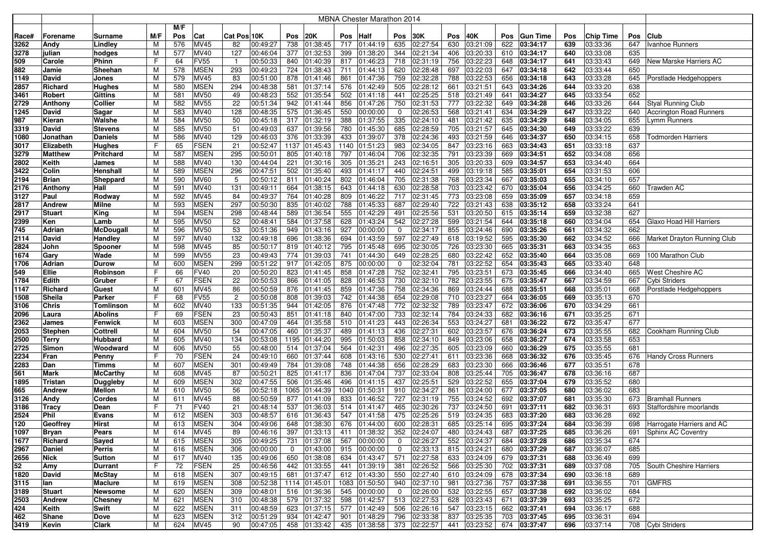# MBNA Chester Marathon 2014

| Race# | Forename | Surname | M/F | M/F Pos | Cat | Cat Pos | 10K | Pos | 20K | Pos | Half | Pos | 30K | Pos | 40K | Pos | Gun Time | Pos | Chip Time | Pos | Club |
|---|---|---|---|---|---|---|---|---|---|---|---|---|---|---|---|---|---|---|---|---|---|
| 3262 | Andy | Lindley | M | 576 | MV45 | 82 | 00:49:27 | 738 | 01:38:45 | 717 | 01:44:19 | 635 | 02:27:54 | 661 | 03:21:09 | 622 | 03:34:17 | 639 | 03:33:36 | 647 | Ivanhoe Runners |
| 3278 | julian | hodges | M | 577 | MV40 | 127 | 00:46:04 | 377 | 01:32:53 | 399 | 01:38:20 | 344 | 02:21:34 | 406 | 03:20:33 | 610 | 03:34:17 | 640 | 03:33:08 | 635 | |
| 509 | Carole | Phinn | F | 64 | FV55 | 1 | 00:50:33 | 840 | 01:40:39 | 817 | 01:46:23 | 718 | 02:31:19 | 756 | 03:22:23 | 648 | 03:34:17 | 641 | 03:33:43 | 649 | New Marske Harriers AC |
| 882 | Jamie | Sheehan | M | 578 | MSEN | 293 | 00:49:23 | 724 | 01:38:43 | 711 | 01:44:13 | 620 | 02:28:48 | 697 | 03:22:03 | 647 | 03:34:18 | 642 | 03:33:44 | 650 | |
| 1149 | David | Jones | M | 579 | MV45 | 83 | 00:51:00 | 878 | 01:41:46 | 861 | 01:47:36 | 759 | 02:32:28 | 788 | 03:22:53 | 656 | 03:34:18 | 643 | 03:33:28 | 645 | Porstlade Hedgehoppers |
| 2857 | Richard | Hughes | M | 580 | MSEN | 294 | 00:48:38 | 581 | 01:37:14 | 576 | 01:42:49 | 505 | 02:28:12 | 661 | 03:21:51 | 643 | 03:34:26 | 644 | 03:33:20 | 638 | |
| 3461 | Robert | Gittins | M | 581 | MV50 | 49 | 00:48:23 | 552 | 01:35:54 | 502 | 01:41:18 | 441 | 02:25:25 | 518 | 03:21:49 | 641 | 03:34:27 | 645 | 03:33:54 | 652 | |
| 2729 | Anthony | Collier | M | 582 | MV55 | 22 | 00:51:34 | 942 | 01:41:44 | 856 | 01:47:26 | 750 | 02:31:53 | 777 | 03:22:32 | 649 | 03:34:28 | 646 | 03:33:26 | 644 | Styal Running Club |
| 1245 | David | Sagar | M | 583 | MV40 | 128 | 00:48:35 | 575 | 01:36:45 | 550 | 00:00:00 | 0 | 02:26:53 | 568 | 03:21:41 | 634 | 03:34:29 | 647 | 03:33:22 | 640 | Accrington Road Runners |
| 987 | Kieran | Walshe | M | 584 | MV50 | 50 | 00:45:18 | 317 | 01:32:19 | 388 | 01:37:55 | 335 | 02:24:10 | 481 | 03:21:42 | 635 | 03:34:29 | 648 | 03:34:05 | 655 | Lymm Runners |
| 3319 | David | Stevens | M | 585 | MV50 | 51 | 00:49:03 | 637 | 01:39:56 | 780 | 01:45:30 | 685 | 02:28:59 | 705 | 03:21:57 | 645 | 03:34:30 | 649 | 03:33:22 | 639 | |
| 1080 | Jonathan | Daniels | M | 586 | MV40 | 129 | 00:46:03 | 376 | 01:33:39 | 433 | 01:39:07 | 378 | 02:24:36 | 493 | 03:21:59 | 646 | 03:34:37 | 650 | 03:34:15 | 658 | Todmorden Harriers |
| 3017 | Elizabeth | Hughes | F | 65 | FSEN | 21 | 00:52:47 | 1137 | 01:45:43 | 1140 | 01:51:23 | 983 | 02:34:05 | 847 | 03:23:16 | 663 | 03:34:43 | 651 | 03:33:18 | 637 | |
| 3279 | Matthew | Pritchard | M | 587 | MSEN | 295 | 00:50:01 | 805 | 01:40:18 | 797 | 01:46:04 | 706 | 02:32:35 | 791 | 03:23:39 | 669 | 03:34:51 | 652 | 03:34:08 | 656 | |
| 2802 | Keith | James | M | 588 | MV40 | 130 | 00:44:04 | 221 | 01:30:16 | 305 | 01:35:21 | 243 | 02:16:51 | 305 | 03:20:33 | 609 | 03:34:57 | 653 | 03:34:40 | 664 | |
| 3422 | Colin | Henshall | M | 589 | MSEN | 296 | 00:47:51 | 502 | 01:35:40 | 493 | 01:41:17 | 440 | 02:24:51 | 499 | 03:19:18 | 585 | 03:35:01 | 654 | 03:31:53 | 606 | |
| 2194 | Brian | Sheppard | M | 590 | MV60 | 5 | 00:50:12 | 811 | 01:40:24 | 802 | 01:46:04 | 705 | 02:31:38 | 768 | 03:23:34 | 667 | 03:35:03 | 655 | 03:34:10 | 657 | |
| 2176 | Anthony | Hall | M | 591 | MV40 | 131 | 00:49:11 | 664 | 01:38:15 | 643 | 01:44:18 | 630 | 02:28:58 | 703 | 03:23:42 | 670 | 03:35:04 | 656 | 03:34:25 | 660 | Trawden AC |
| 3127 | Paul | Rodway | M | 592 | MV45 | 84 | 00:49:37 | 764 | 01:40:28 | 809 | 01:46:22 | 717 | 02:31:45 | 773 | 03:23:08 | 659 | 03:35:09 | 657 | 03:34:18 | 659 | |
| 2817 | Andrew | Milne | M | 593 | MSEN | 297 | 00:50:30 | 835 | 01:40:02 | 788 | 01:45:33 | 687 | 02:29:40 | 722 | 03:21:43 | 638 | 03:35:12 | 658 | 03:33:24 | 641 | |
| 2917 | Stuart | King | M | 594 | MSEN | 298 | 00:48:44 | 589 | 01:36:54 | 555 | 01:42:29 | 491 | 02:25:56 | 531 | 03:20:50 | 615 | 03:35:14 | 659 | 03:32:38 | 627 | |
| 2399 | Ken | Lamb | M | 595 | MV50 | 52 | 00:48:41 | 584 | 01:37:58 | 628 | 01:43:24 | 542 | 02:27:28 | 599 | 03:21:54 | 644 | 03:35:18 | 660 | 03:34:04 | 654 | Glaxo Hoad Hill Harriers |
| 745 | Adrian | McDougall | M | 596 | MV50 | 53 | 00:51:36 | 949 | 01:43:16 | 927 | 00:00:00 | 0 | 02:34:17 | 855 | 03:24:46 | 690 | 03:35:26 | 661 | 03:34:32 | 662 | |
| 2114 | David | Handley | M | 597 | MV40 | 132 | 00:49:18 | 696 | 01:38:36 | 694 | 01:43:59 | 597 | 02:27:49 | 618 | 03:19:52 | 595 | 03:35:30 | 662 | 03:34:52 | 666 | Market Drayton Running Club |
| 2824 | John | Spooner | M | 598 | MV45 | 85 | 00:50:17 | 819 | 01:40:12 | 795 | 01:45:48 | 695 | 02:30:05 | 726 | 03:23:30 | 665 | 03:35:31 | 663 | 03:34:35 | 663 | |
| 1674 | Gary | Wade | M | 599 | MV55 | 23 | 00:49:43 | 774 | 01:39:03 | 741 | 01:44:30 | 649 | 02:28:25 | 680 | 03:22:42 | 652 | 03:35:40 | 664 | 03:35:08 | 669 | 100 Marathon Club |
| 1706 | Adrian | Durow | M | 600 | MSEN | 299 | 00:51:22 | 917 | 01:42:05 | 875 | 00:00:00 | 0 | 02:32:04 | 781 | 03:22:52 | 654 | 03:35:43 | 665 | 03:33:40 | 648 | |
| 549 | Ellie | Robinson | F | 66 | FV40 | 20 | 00:50:20 | 823 | 01:41:45 | 858 | 01:47:28 | 752 | 02:32:41 | 795 | 03:23:51 | 673 | 03:35:45 | 666 | 03:34:40 | 665 | West Cheshire AC |
| 1784 | Edith | Gruber | F | 67 | FSEN | 22 | 00:50:53 | 866 | 01:41:05 | 828 | 01:46:53 | 730 | 02:32:10 | 782 | 03:23:55 | 675 | 03:35:47 | 667 | 03:34:59 | 667 | Cybi Striders |
| 1147 | Richard | Guest | M | 601 | MV45 | 86 | 00:50:59 | 876 | 01:41:45 | 859 | 01:47:36 | 758 | 02:34:36 | 869 | 03:24:44 | 688 | 03:35:51 | 668 | 03:35:01 | 668 | Porstlade Hedgehoppers |
| 1508 | Sheila | Parker | F | 68 | FV55 | 2 | 00:50:08 | 808 | 01:39:03 | 742 | 01:44:38 | 654 | 02:29:08 | 710 | 03:23:27 | 664 | 03:36:05 | 669 | 03:35:13 | 670 | |
| 3106 | Chris | Tomlinson | M | 602 | MV40 | 133 | 00:51:35 | 944 | 01:42:05 | 876 | 01:47:48 | 772 | 02:32:32 | 789 | 03:23:47 | 672 | 03:36:06 | 670 | 03:34:29 | 661 | |
| 2096 | Laura | Abolins | F | 69 | FSEN | 23 | 00:50:43 | 851 | 01:41:18 | 840 | 01:47:00 | 733 | 02:32:14 | 784 | 03:24:33 | 682 | 03:36:16 | 671 | 03:35:25 | 671 | |
| 2362 | James | Fenwick | M | 603 | MSEN | 300 | 00:47:09 | 464 | 01:35:58 | 510 | 01:41:23 | 443 | 02:26:34 | 553 | 03:24:27 | 681 | 03:36:22 | 672 | 03:35:47 | 677 | |
| 2053 | Stephen | Cottrell | M | 604 | MV50 | 54 | 00:47:05 | 460 | 01:35:37 | 489 | 01:41:13 | 436 | 02:27:31 | 602 | 03:23:57 | 676 | 03:36:24 | 673 | 03:35:55 | 682 | Cookham Running Club |
| 2500 | Terry | Hubbard | M | 605 | MV40 | 134 | 00:53:08 | 1195 | 01:44:20 | 995 | 01:50:03 | 858 | 02:34:10 | 849 | 03:23:06 | 658 | 03:36:27 | 674 | 03:33:58 | 653 | |
| 2725 | Simon | Woodward | M | 606 | MV50 | 55 | 00:48:00 | 514 | 01:37:04 | 564 | 01:42:31 | 496 | 02:27:35 | 605 | 03:23:09 | 660 | 03:36:29 | 675 | 03:35:55 | 681 | |
| 2234 | Fran | Penny | F | 70 | FSEN | 24 | 00:49:10 | 660 | 01:37:44 | 608 | 01:43:16 | 530 | 02:27:41 | 611 | 03:23:36 | 668 | 03:36:32 | 676 | 03:35:45 | 676 | Handy Cross Runners |
| 2283 | Dan | Timms | M | 607 | MSEN | 301 | 00:49:49 | 784 | 01:39:08 | 748 | 01:44:38 | 656 | 02:28:29 | 683 | 03:23:30 | 666 | 03:36:46 | 677 | 03:35:51 | 678 | |
| 561 | Mark | McCarthy | M | 608 | MV45 | 87 | 00:50:21 | 825 | 01:41:17 | 836 | 01:47:04 | 737 | 02:33:04 | 808 | 03:25:44 | 705 | 03:36:47 | 678 | 03:36:16 | 687 | |
| 1895 | Tristan | Duggleby | M | 609 | MSEN | 302 | 00:47:55 | 506 | 01:35:46 | 496 | 01:41:15 | 437 | 02:25:51 | 529 | 03:22:52 | 655 | 03:37:04 | 679 | 03:35:52 | 680 | |
| 665 | Andrew | Mellon | M | 610 | MV50 | 56 | 00:52:18 | 1065 | 01:44:39 | 1040 | 01:50:31 | 910 | 02:34:27 | 861 | 03:24:00 | 677 | 03:37:05 | 680 | 03:36:02 | 683 | |
| 3126 | Andy | Cordes | M | 611 | MV45 | 88 | 00:50:59 | 877 | 01:41:09 | 833 | 01:46:52 | 727 | 02:31:19 | 755 | 03:24:52 | 692 | 03:37:07 | 681 | 03:35:30 | 673 | Bramhall Runners |
| 3186 | Tracy | Dean | F | 71 | FV40 | 21 | 00:48:14 | 537 | 01:36:03 | 514 | 01:41:47 | 465 | 02:30:26 | 737 | 03:24:50 | 691 | 03:37:11 | 682 | 03:36:31 | 693 | Staffordshire moorlands |
| 2524 | Phil | Evans | M | 612 | MSEN | 303 | 00:48:57 | 616 | 01:36:43 | 547 | 01:41:58 | 475 | 02:25:26 | 519 | 03:24:35 | 683 | 03:37:20 | 683 | 03:36:28 | 692 | |
| 120 | Geoffrey | Hirst | M | 613 | MSEN | 304 | 00:49:06 | 648 | 01:38:30 | 676 | 01:44:00 | 600 | 02:28:31 | 685 | 03:25:14 | 695 | 03:37:24 | 684 | 03:36:39 | 698 | Harrogate Harriers and AC |
| 1097 | Bryan | Pears | M | 614 | MV45 | 89 | 00:46:16 | 397 | 01:33:13 | 411 | 01:38:32 | 352 | 02:24:07 | 480 | 03:24:43 | 687 | 03:37:25 | 685 | 03:36:26 | 691 | Sphinx AC Coventry |
| 1677 | Richard | Sayed | M | 615 | MSEN | 305 | 00:49:25 | 731 | 01:37:08 | 567 | 00:00:00 | 0 | 02:26:27 | 552 | 03:24:37 | 684 | 03:37:28 | 686 | 03:35:34 | 674 | |
| 2967 | Daniel | Perris | M | 616 | MSEN | 306 | 00:00:00 | 0 | 01:43:00 | 915 | 00:00:00 | 0 | 02:33:13 | 815 | 03:24:21 | 680 | 03:37:29 | 687 | 03:36:07 | 685 | |
| 2656 | Nick | Sutton | M | 617 | MV40 | 135 | 00:49:06 | 650 | 01:38:08 | 634 | 01:43:47 | 571 | 02:27:58 | 633 | 03:24:09 | 679 | 03:37:31 | 688 | 03:36:49 | 699 | |
| 52 | Amy | Durrant | F | 72 | FSEN | 25 | 00:46:56 | 442 | 01:33:55 | 441 | 01:39:19 | 381 | 02:26:52 | 566 | 03:25:30 | 702 | 03:37:31 | 689 | 03:37:08 | 705 | South Cheshire Harriers |
| 1820 | David | McStay | M | 618 | MSEN | 307 | 00:49:15 | 681 | 01:37:47 | 612 | 01:43:30 | 550 | 02:27:40 | 610 | 03:24:09 | 678 | 03:37:34 | 690 | 03:36:18 | 689 | |
| 3115 | Ian | Maclure | M | 619 | MSEN | 308 | 00:52:38 | 1114 | 01:45:01 | 1083 | 01:50:50 | 940 | 02:37:10 | 981 | 03:27:36 | 757 | 03:37:38 | 691 | 03:36:55 | 701 | GMFRS |
| 3189 | Stuart | Newsome | M | 620 | MSEN | 309 | 00:48:01 | 516 | 01:36:36 | 545 | 00:00:00 | 0 | 02:26:00 | 532 | 03:22:55 | 657 | 03:37:38 | 692 | 03:36:02 | 684 | |
| 2503 | Andrew | Chesney | M | 621 | MSEN | 310 | 00:48:38 | 579 | 01:37:32 | 598 | 01:42:57 | 513 | 02:27:53 | 628 | 03:23:43 | 671 | 03:37:39 | 693 | 03:35:25 | 672 | |
| 424 | Keith | Swift | M | 622 | MSEN | 311 | 00:48:59 | 623 | 01:37:15 | 577 | 01:42:49 | 506 | 02:26:16 | 547 | 03:23:15 | 662 | 03:37:41 | 694 | 03:36:17 | 688 | |
| 462 | Shane | Dove | M | 623 | MSEN | 312 | 00:51:29 | 934 | 01:42:47 | 901 | 01:48:29 | 796 | 02:33:38 | 837 | 03:25:35 | 703 | 03:37:45 | 695 | 03:36:31 | 694 | |
| 3419 | Kevin | Clark | M | 624 | MV45 | 90 | 00:47:05 | 458 | 01:33:42 | 435 | 01:38:58 | 373 | 02:22:57 | 441 | 03:23:52 | 674 | 03:37:47 | 696 | 03:37:14 | 708 | Cybi Striders |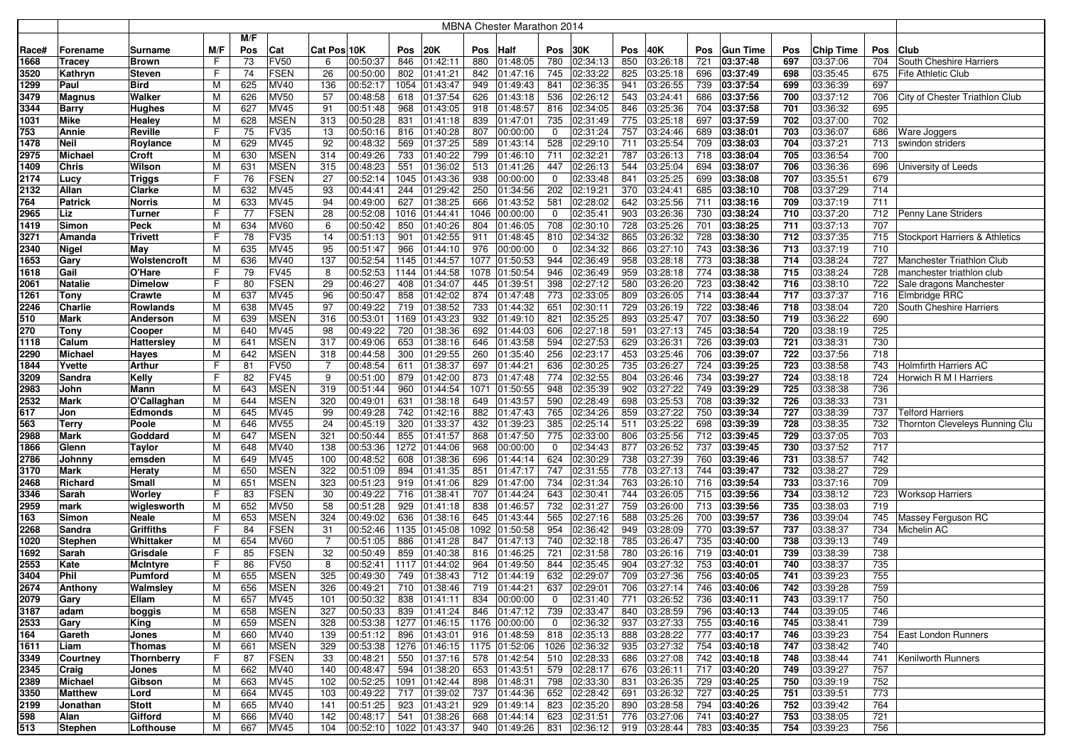# MBNA Chester Marathon 2014

| Race# | Forename | Surname | M/F | M/F Pos | Cat | Cat Pos | 10K | Pos | 20K | Pos | Half | Pos | 30K | Pos | 40K | Pos | Gun Time | Pos | Chip Time | Pos | Club |
|---|---|---|---|---|---|---|---|---|---|---|---|---|---|---|---|---|---|---|---|---|---|
| 1668 | Tracey | Brown | F | 73 | FV50 | 6 | 00:50:37 | 846 | 01:42:11 | 880 | 01:48:05 | 780 | 02:34:13 | 850 | 03:26:18 | 721 | 03:37:48 | 697 | 03:37:06 | 704 | South Cheshire Harriers |
| 3520 | Kathryn | Steven | F | 74 | FSEN | 26 | 00:50:00 | 802 | 01:41:21 | 842 | 01:47:16 | 745 | 02:33:22 | 825 | 03:25:18 | 696 | 03:37:49 | 698 | 03:35:45 | 675 | Fife Athletic Club |
| 1299 | Paul | Bird | M | 625 | MV40 | 136 | 00:52:17 | 1054 | 01:43:47 | 949 | 01:49:43 | 841 | 02:36:35 | 941 | 03:26:55 | 739 | 03:37:54 | 699 | 03:36:39 | 697 | |
| 3479 | Magnus | Walker | M | 626 | MV50 | 57 | 00:48:58 | 618 | 01:37:54 | 626 | 01:43:18 | 536 | 02:26:12 | 543 | 03:24:41 | 686 | 03:37:56 | 700 | 03:37:12 | 706 | City of Chester Triathlon Club |
| 3344 | Barry | Hughes | M | 627 | MV45 | 91 | 00:51:48 | 968 | 01:43:05 | 918 | 01:48:57 | 816 | 02:34:05 | 846 | 03:25:36 | 704 | 03:37:58 | 701 | 03:36:32 | 695 | |
| 1031 | Mike | Healey | M | 628 | MSEN | 313 | 00:50:28 | 831 | 01:41:18 | 839 | 01:47:01 | 735 | 02:31:49 | 775 | 03:25:18 | 697 | 03:37:59 | 702 | 03:37:00 | 702 | |
| 753 | Annie | Reville | F | 75 | FV35 | 13 | 00:50:16 | 816 | 01:40:28 | 807 | 00:00:00 | 0 | 02:31:24 | 757 | 03:24:46 | 689 | 03:38:01 | 703 | 03:36:07 | 686 | Ware Joggers |
| 1478 | Neil | Roylance | M | 629 | MV45 | 92 | 00:48:32 | 569 | 01:37:25 | 589 | 01:43:14 | 528 | 02:29:10 | 711 | 03:25:54 | 709 | 03:38:03 | 704 | 03:37:21 | 713 | swindon striders |
| 2975 | Michael | Croft | M | 630 | MSEN | 314 | 00:49:26 | 733 | 01:40:22 | 799 | 01:46:10 | 711 | 02:32:21 | 787 | 03:26:13 | 718 | 03:38:04 | 705 | 03:36:54 | 700 | |
| 1409 | Chris | Wilson | M | 631 | MSEN | 315 | 00:48:23 | 551 | 01:36:02 | 513 | 01:41:26 | 447 | 02:26:13 | 544 | 03:25:04 | 694 | 03:38:07 | 706 | 03:36:36 | 696 | University of Leeds |
| 2174 | Lucy | Triggs | F | 76 | FSEN | 27 | 00:52:14 | 1045 | 01:43:36 | 938 | 00:00:00 | 0 | 02:33:48 | 841 | 03:25:25 | 699 | 03:38:08 | 707 | 03:35:51 | 679 | |
| 2132 | Allan | Clarke | M | 632 | MV45 | 93 | 00:44:41 | 244 | 01:29:42 | 250 | 01:34:56 | 202 | 02:19:21 | 370 | 03:24:41 | 685 | 03:38:10 | 708 | 03:37:29 | 714 | |
| 764 | Patrick | Norris | M | 633 | MV45 | 94 | 00:49:00 | 627 | 01:38:25 | 666 | 01:43:52 | 581 | 02:28:02 | 642 | 03:25:56 | 711 | 03:38:16 | 709 | 03:37:19 | 711 | |
| 2965 | Liz | Turner | F | 77 | FSEN | 28 | 00:52:08 | 1016 | 01:44:41 | 1046 | 00:00:00 | 0 | 02:35:41 | 903 | 03:26:36 | 730 | 03:38:24 | 710 | 03:37:20 | 712 | Penny Lane Striders |
| 1419 | Simon | Peck | M | 634 | MV60 | 6 | 00:50:42 | 850 | 01:40:26 | 804 | 01:46:05 | 708 | 02:30:10 | 728 | 03:25:26 | 701 | 03:38:25 | 711 | 03:37:13 | 707 | |
| 3271 | Amanda | Trivett | F | 78 | FV35 | 14 | 00:51:13 | 901 | 01:42:55 | 911 | 01:48:45 | 810 | 02:34:32 | 865 | 03:26:32 | 728 | 03:38:30 | 712 | 03:37:35 | 715 | Stockport Harriers & Athletics |
| 2340 | Nigel | May | M | 635 | MV45 | 95 | 00:51:47 | 966 | 01:44:10 | 976 | 00:00:00 | 0 | 02:34:32 | 866 | 03:27:10 | 743 | 03:38:36 | 713 | 03:37:19 | 710 | |
| 1653 | Gary | Wolstencroft | M | 636 | MV40 | 137 | 00:52:54 | 1145 | 01:44:57 | 1077 | 01:50:53 | 944 | 02:36:49 | 958 | 03:28:18 | 773 | 03:38:38 | 714 | 03:38:24 | 727 | Manchester Triathlon Club |
| 1618 | Gail | O'Hare | F | 79 | FV45 | 8 | 00:52:53 | 1144 | 01:44:58 | 1078 | 01:50:54 | 946 | 02:36:49 | 959 | 03:28:18 | 774 | 03:38:38 | 715 | 03:38:24 | 728 | manchester triathlon club |
| 2061 | Natalie | Dimelow | F | 80 | FSEN | 29 | 00:46:27 | 408 | 01:34:07 | 445 | 01:39:51 | 398 | 02:27:12 | 580 | 03:26:20 | 723 | 03:38:42 | 716 | 03:38:10 | 722 | Sale dragons Manchester |
| 1261 | Tony | Crawte | M | 637 | MV45 | 96 | 00:50:47 | 858 | 01:42:02 | 874 | 01:47:48 | 773 | 02:33:05 | 809 | 03:26:05 | 714 | 03:38:44 | 717 | 03:37:37 | 716 | Elmbridge RRC |
| 2246 | Charlie | Rowlands | M | 638 | MV45 | 97 | 00:49:22 | 719 | 01:38:52 | 733 | 01:44:32 | 651 | 02:30:11 | 729 | 03:26:19 | 722 | 03:38:46 | 718 | 03:38:04 | 720 | South Cheshire Harriers |
| 510 | Mark | Anderson | M | 639 | MSEN | 316 | 00:53:01 | 1169 | 01:43:23 | 932 | 01:49:10 | 821 | 02:35:25 | 893 | 03:25:47 | 707 | 03:38:50 | 719 | 03:36:22 | 690 | |
| 270 | Tony | Cooper | M | 640 | MV45 | 98 | 00:49:22 | 720 | 01:38:36 | 692 | 01:44:03 | 606 | 02:27:18 | 591 | 03:27:13 | 745 | 03:38:54 | 720 | 03:38:19 | 725 | |
| 1118 | Calum | Hattersley | M | 641 | MSEN | 317 | 00:49:06 | 653 | 01:38:16 | 646 | 01:43:58 | 594 | 02:27:53 | 629 | 03:26:31 | 726 | 03:39:03 | 721 | 03:38:31 | 730 | |
| 2290 | Michael | Hayes | M | 642 | MSEN | 318 | 00:44:58 | 300 | 01:29:55 | 260 | 01:35:40 | 256 | 02:23:17 | 453 | 03:25:46 | 706 | 03:39:07 | 722 | 03:37:56 | 718 | |
| 1844 | Yvette | Arthur | F | 81 | FV50 | 7 | 00:48:54 | 611 | 01:38:37 | 697 | 01:44:21 | 636 | 02:30:25 | 735 | 03:26:27 | 724 | 03:39:25 | 723 | 03:38:58 | 743 | Holmfirth Harriers AC |
| 3209 | Sandra | Kelly | F | 82 | FV45 | 9 | 00:51:00 | 879 | 01:42:00 | 873 | 01:47:48 | 774 | 02:32:55 | 804 | 03:26:46 | 734 | 03:39:27 | 724 | 03:38:18 | 724 | Horwich R M I Harriers |
| 2983 | John | Mann | M | 643 | MSEN | 319 | 00:51:44 | 960 | 01:44:54 | 1071 | 01:50:55 | 948 | 02:35:39 | 902 | 03:27:22 | 749 | 03:39:29 | 725 | 03:38:38 | 736 | |
| 2532 | Mark | O'Callaghan | M | 644 | MSEN | 320 | 00:49:01 | 631 | 01:38:18 | 649 | 01:43:57 | 590 | 02:28:49 | 698 | 03:25:53 | 708 | 03:39:32 | 726 | 03:38:33 | 731 | |
| 617 | Jon | Edmonds | M | 645 | MV45 | 99 | 00:49:28 | 742 | 01:42:16 | 882 | 01:47:43 | 765 | 02:34:26 | 859 | 03:27:22 | 750 | 03:39:34 | 727 | 03:38:39 | 737 | Telford Harriers |
| 563 | Terry | Poole | M | 646 | MV55 | 24 | 00:45:19 | 320 | 01:33:37 | 432 | 01:39:23 | 385 | 02:25:14 | 511 | 03:25:22 | 698 | 03:39:39 | 728 | 03:38:35 | 732 | Thornton Cleveleys Running Clu |
| 2988 | Mark | Goddard | M | 647 | MSEN | 321 | 00:50:44 | 855 | 01:41:57 | 868 | 01:47:50 | 775 | 02:33:00 | 806 | 03:25:56 | 712 | 03:39:45 | 729 | 03:37:05 | 703 | |
| 1866 | Glenn | Taylor | M | 648 | MV40 | 138 | 00:53:36 | 1272 | 01:44:06 | 968 | 00:00:00 | 0 | 02:34:43 | 877 | 03:26:52 | 737 | 03:39:45 | 730 | 03:37:52 | 717 | |
| 2786 | Johnny | emsden | M | 649 | MV45 | 100 | 00:48:52 | 608 | 01:38:36 | 696 | 01:44:14 | 624 | 02:30:29 | 738 | 03:27:39 | 760 | 03:39:46 | 731 | 03:38:57 | 742 | |
| 3170 | Mark | Heraty | M | 650 | MSEN | 322 | 00:51:09 | 894 | 01:41:35 | 851 | 01:47:17 | 747 | 02:31:55 | 778 | 03:27:13 | 744 | 03:39:47 | 732 | 03:38:27 | 729 | |
| 2468 | Richard | Small | M | 651 | MSEN | 323 | 00:51:23 | 919 | 01:41:06 | 829 | 01:47:00 | 734 | 02:31:34 | 763 | 03:26:10 | 716 | 03:39:54 | 733 | 03:37:16 | 709 | |
| 3346 | Sarah | Worley | F | 83 | FSEN | 30 | 00:49:22 | 716 | 01:38:41 | 707 | 01:44:24 | 643 | 02:30:41 | 744 | 03:26:05 | 715 | 03:39:56 | 734 | 03:38:12 | 723 | Worksop Harriers |
| 2959 | mark | wiglesworth | M | 652 | MV50 | 58 | 00:51:28 | 929 | 01:41:18 | 838 | 01:46:57 | 732 | 02:31:27 | 759 | 03:26:00 | 713 | 03:39:56 | 735 | 03:38:03 | 719 | |
| 163 | Simon | Neale | M | 653 | MSEN | 324 | 00:49:02 | 636 | 01:38:16 | 645 | 01:43:44 | 565 | 02:27:16 | 588 | 03:25:26 | 700 | 03:39:57 | 736 | 03:39:04 | 745 | Massey Ferguson RC |
| 2268 | Sandra | Griffiths | F | 84 | FSEN | 31 | 00:52:46 | 1135 | 01:45:08 | 1092 | 01:50:58 | 954 | 02:36:42 | 949 | 03:28:09 | 770 | 03:39:57 | 737 | 03:38:37 | 734 | Michelin AC |
| 1020 | Stephen | Whittaker | M | 654 | MV60 | 7 | 00:51:05 | 886 | 01:41:28 | 847 | 01:47:13 | 740 | 02:32:18 | 785 | 03:26:47 | 735 | 03:40:00 | 738 | 03:39:13 | 749 | |
| 1692 | Sarah | Grisdale | F | 85 | FSEN | 32 | 00:50:49 | 859 | 01:40:38 | 816 | 01:46:25 | 721 | 02:31:58 | 780 | 03:26:16 | 719 | 03:40:01 | 739 | 03:38:39 | 738 | |
| 2553 | Kate | McIntyre | F | 86 | FV50 | 8 | 00:52:41 | 1117 | 01:44:02 | 964 | 01:49:50 | 844 | 02:35:45 | 904 | 03:27:32 | 753 | 03:40:01 | 740 | 03:38:37 | 735 | |
| 3404 | Phil | Pumford | M | 655 | MSEN | 325 | 00:49:30 | 749 | 01:38:43 | 712 | 01:44:19 | 632 | 02:29:07 | 709 | 03:27:36 | 756 | 03:40:05 | 741 | 03:39:23 | 755 | |
| 2674 | Anthony | Walmsley | M | 656 | MSEN | 326 | 00:49:21 | 710 | 01:38:46 | 719 | 01:44:21 | 637 | 02:29:01 | 706 | 03:27:14 | 746 | 03:40:06 | 742 | 03:39:28 | 759 | |
| 2079 | Gary | Ellam | M | 657 | MV45 | 101 | 00:50:32 | 838 | 01:41:11 | 834 | 00:00:00 | 0 | 02:31:40 | 771 | 03:26:52 | 736 | 03:40:11 | 743 | 03:39:17 | 750 | |
| 3187 | adam | boggis | M | 658 | MSEN | 327 | 00:50:33 | 839 | 01:41:24 | 846 | 01:47:12 | 739 | 02:33:47 | 840 | 03:28:59 | 796 | 03:40:13 | 744 | 03:39:05 | 746 | |
| 2533 | Gary | King | M | 659 | MSEN | 328 | 00:53:38 | 1277 | 01:46:15 | 1176 | 00:00:00 | 0 | 02:36:32 | 937 | 03:27:33 | 755 | 03:40:16 | 745 | 03:38:41 | 739 | |
| 164 | Gareth | Jones | M | 660 | MV40 | 139 | 00:51:12 | 896 | 01:43:01 | 916 | 01:48:59 | 818 | 02:35:13 | 888 | 03:28:22 | 777 | 03:40:17 | 746 | 03:39:23 | 754 | East London Runners |
| 1611 | Liam | Thomas | M | 661 | MSEN | 329 | 00:53:38 | 1276 | 01:46:15 | 1175 | 01:52:06 | 1026 | 02:36:32 | 935 | 03:27:32 | 754 | 03:40:18 | 747 | 03:38:42 | 740 | |
| 3349 | Courtney | Thornberry | F | 87 | FSEN | 33 | 00:48:21 | 550 | 01:37:16 | 578 | 01:42:54 | 510 | 02:28:33 | 686 | 03:27:08 | 742 | 03:40:18 | 748 | 03:38:44 | 741 | Kenilworth Runners |
| 2345 | Craig | Jones | M | 662 | MV40 | 140 | 00:48:47 | 594 | 01:38:20 | 653 | 01:43:51 | 579 | 02:28:17 | 676 | 03:26:11 | 717 | 03:40:20 | 749 | 03:39:27 | 757 | |
| 2389 | Michael | Gibson | M | 663 | MV45 | 102 | 00:52:25 | 1091 | 01:42:44 | 898 | 01:48:31 | 798 | 02:33:30 | 831 | 03:26:35 | 729 | 03:40:25 | 750 | 03:39:19 | 752 | |
| 3350 | Matthew | Lord | M | 664 | MV45 | 103 | 00:49:22 | 717 | 01:39:02 | 737 | 01:44:36 | 652 | 02:28:42 | 691 | 03:26:32 | 727 | 03:40:25 | 751 | 03:39:51 | 773 | |
| 2199 | Jonathan | Stott | M | 665 | MV40 | 141 | 00:51:25 | 923 | 01:43:21 | 929 | 01:49:14 | 823 | 02:35:20 | 890 | 03:28:58 | 794 | 03:40:26 | 752 | 03:39:42 | 764 | |
| 598 | Alan | Gifford | M | 666 | MV40 | 142 | 00:48:17 | 541 | 01:38:26 | 668 | 01:44:14 | 623 | 02:31:51 | 776 | 03:27:06 | 741 | 03:40:27 | 753 | 03:38:05 | 721 | |
| 513 | Stephen | Lofthouse | M | 667 | MV45 | 104 | 00:52:10 | 1022 | 01:43:37 | 940 | 01:49:26 | 831 | 02:36:12 | 919 | 03:28:44 | 783 | 03:40:35 | 754 | 03:39:23 | 756 | |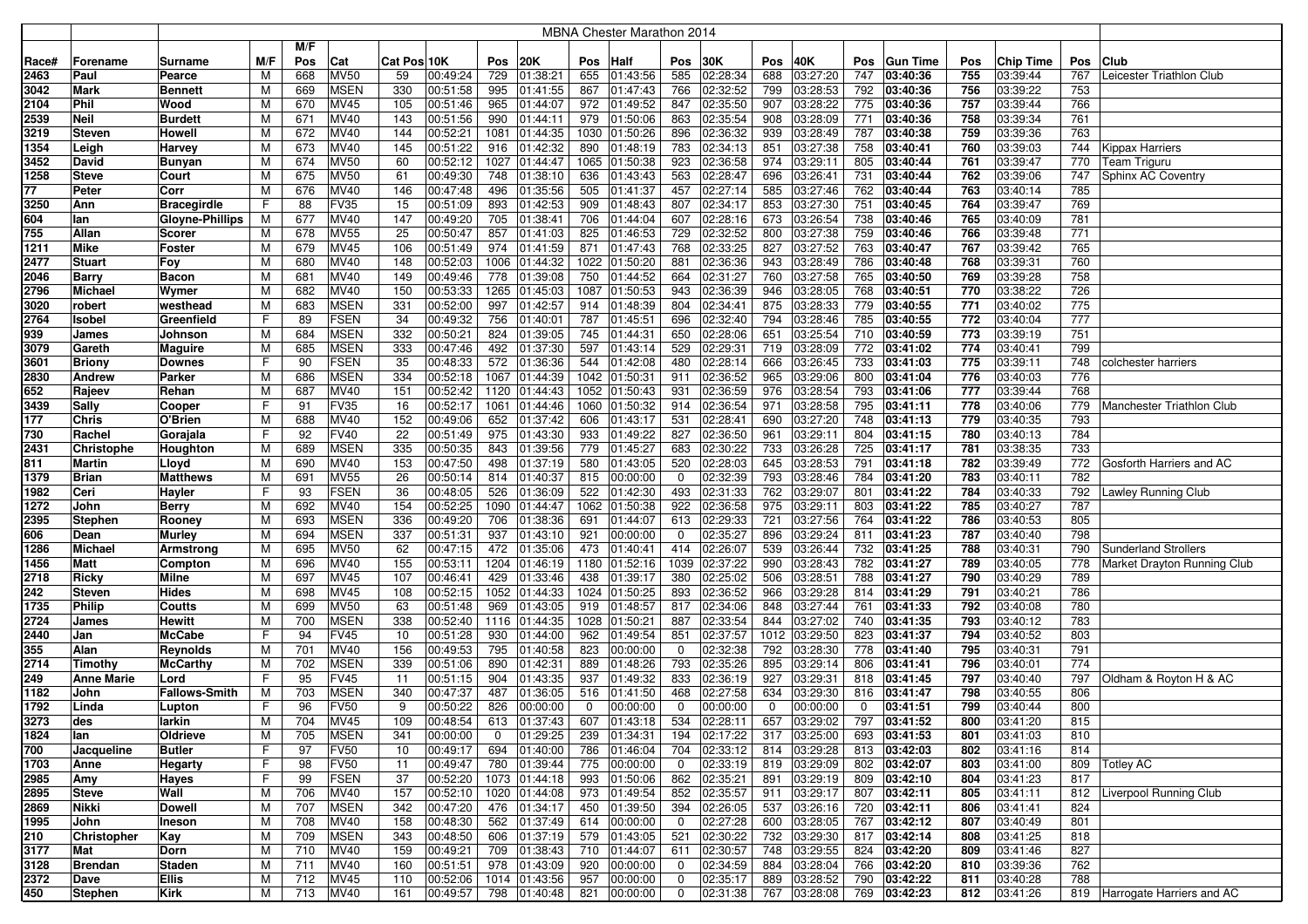# MBNA Chester Marathon 2014

| Race# | Forename | Surname | M/F | M/F Pos | Cat | Cat Pos | 10K | Pos | 20K | Pos | Half | Pos | 30K | Pos | 40K | Pos | Gun Time | Pos | Chip Time | Pos | Club |
|---|---|---|---|---|---|---|---|---|---|---|---|---|---|---|---|---|---|---|---|---|---|
| 2463 | Paul | Pearce | M | 668 | MV50 | 59 | 00:49:24 | 729 | 01:38:21 | 655 | 01:43:56 | 585 | 02:28:34 | 688 | 03:27:20 | 747 | 03:40:36 | 755 | 03:39:44 | 767 | Leicester Triathlon Club |
| 3042 | Mark | Bennett | M | 669 | MSEN | 330 | 00:51:58 | 995 | 01:41:55 | 867 | 01:47:43 | 766 | 02:32:52 | 799 | 03:28:53 | 792 | 03:40:36 | 756 | 03:39:22 | 753 | |
| 2104 | Phil | Wood | M | 670 | MV45 | 105 | 00:51:46 | 965 | 01:44:07 | 972 | 01:49:52 | 847 | 02:35:50 | 907 | 03:28:22 | 775 | 03:40:36 | 757 | 03:39:44 | 766 | |
| 2539 | Neil | Burdett | M | 671 | MV40 | 143 | 00:51:56 | 990 | 01:44:11 | 979 | 01:50:06 | 863 | 02:35:54 | 908 | 03:28:09 | 771 | 03:40:36 | 758 | 03:39:34 | 761 | |
| 3219 | Steven | Howell | M | 672 | MV40 | 144 | 00:52:21 | 1081 | 01:44:35 | 1030 | 01:50:26 | 896 | 02:36:32 | 939 | 03:28:49 | 787 | 03:40:38 | 759 | 03:39:36 | 763 | |
| 1354 | Leigh | Harvey | M | 673 | MV40 | 145 | 00:51:22 | 916 | 01:42:32 | 890 | 01:48:19 | 783 | 02:34:13 | 851 | 03:27:38 | 758 | 03:40:41 | 760 | 03:39:03 | 744 | Kippax Harriers |
| 3452 | David | Bunyan | M | 674 | MV50 | 60 | 00:52:12 | 1027 | 01:44:47 | 1065 | 01:50:38 | 923 | 02:36:58 | 974 | 03:29:11 | 805 | 03:40:44 | 761 | 03:39:47 | 770 | Team Triguru |
| 1258 | Steve | Court | M | 675 | MV50 | 61 | 00:49:30 | 748 | 01:38:10 | 636 | 01:43:43 | 563 | 02:28:47 | 696 | 03:26:41 | 731 | 03:40:44 | 762 | 03:39:06 | 747 | Sphinx AC Coventry |
| 77 | Peter | Corr | M | 676 | MV40 | 146 | 00:47:48 | 496 | 01:35:56 | 505 | 01:41:37 | 457 | 02:27:14 | 585 | 03:27:46 | 762 | 03:40:44 | 763 | 03:40:14 | 785 | |
| 3250 | Ann | Bracegirdle | F | 88 | FV35 | 15 | 00:51:09 | 893 | 01:42:53 | 909 | 01:48:43 | 807 | 02:34:17 | 853 | 03:27:30 | 751 | 03:40:45 | 764 | 03:39:47 | 769 | |
| 604 | Ian | Gloyne-Phillips | M | 677 | MV40 | 147 | 00:49:20 | 705 | 01:38:41 | 706 | 01:44:04 | 607 | 02:28:16 | 673 | 03:26:54 | 738 | 03:40:46 | 765 | 03:40:09 | 781 | |
| 755 | Allan | Scorer | M | 678 | MV55 | 25 | 00:50:47 | 857 | 01:41:03 | 825 | 01:46:53 | 729 | 02:32:52 | 800 | 03:27:38 | 759 | 03:40:46 | 766 | 03:39:48 | 771 | |
| 1211 | Mike | Foster | M | 679 | MV45 | 106 | 00:51:49 | 974 | 01:41:59 | 871 | 01:47:43 | 768 | 02:33:25 | 827 | 03:27:52 | 763 | 03:40:47 | 767 | 03:39:42 | 765 | |
| 2477 | Stuart | Foy | M | 680 | MV40 | 148 | 00:52:03 | 1006 | 01:44:32 | 1022 | 01:50:20 | 881 | 02:36:36 | 943 | 03:28:49 | 786 | 03:40:48 | 768 | 03:39:31 | 760 | |
| 2046 | Barry | Bacon | M | 681 | MV40 | 149 | 00:49:46 | 778 | 01:39:08 | 750 | 01:44:52 | 664 | 02:31:27 | 760 | 03:27:58 | 765 | 03:40:50 | 769 | 03:39:28 | 758 | |
| 2796 | Michael | Wymer | M | 682 | MV40 | 150 | 00:53:33 | 1265 | 01:45:03 | 1087 | 01:50:53 | 943 | 02:36:39 | 946 | 03:28:05 | 768 | 03:40:51 | 770 | 03:38:22 | 726 | |
| 3020 | robert | westhead | M | 683 | MSEN | 331 | 00:52:00 | 997 | 01:42:57 | 914 | 01:48:39 | 804 | 02:34:41 | 875 | 03:28:33 | 779 | 03:40:55 | 771 | 03:40:02 | 775 | |
| 2764 | Isobel | Greenfield | F | 89 | FSEN | 34 | 00:49:32 | 756 | 01:40:01 | 787 | 01:45:51 | 696 | 02:32:40 | 794 | 03:28:46 | 785 | 03:40:55 | 772 | 03:40:04 | 777 | |
| 939 | James | Johnson | M | 684 | MSEN | 332 | 00:50:21 | 824 | 01:39:05 | 745 | 01:44:31 | 650 | 02:28:06 | 651 | 03:25:54 | 710 | 03:40:59 | 773 | 03:39:19 | 751 | |
| 3079 | Gareth | Maguire | M | 685 | MSEN | 333 | 00:47:46 | 492 | 01:37:30 | 597 | 01:43:14 | 529 | 02:29:31 | 719 | 03:28:09 | 772 | 03:41:02 | 774 | 03:40:41 | 799 | |
| 3601 | Briony | Downes | F | 90 | FSEN | 35 | 00:48:33 | 572 | 01:36:36 | 544 | 01:42:08 | 480 | 02:28:14 | 666 | 03:26:45 | 733 | 03:41:03 | 775 | 03:39:11 | 748 | colchester harriers |
| 2830 | Andrew | Parker | M | 686 | MSEN | 334 | 00:52:18 | 1067 | 01:44:39 | 1042 | 01:50:31 | 911 | 02:36:52 | 965 | 03:29:06 | 800 | 03:41:04 | 776 | 03:40:03 | 776 | |
| 652 | Rajeev | Rehan | M | 687 | MV40 | 151 | 00:52:42 | 1120 | 01:44:43 | 1052 | 01:50:43 | 931 | 02:36:59 | 976 | 03:28:54 | 793 | 03:41:06 | 777 | 03:39:44 | 768 | |
| 3439 | Sally | Cooper | F | 91 | FV35 | 16 | 00:52:17 | 1061 | 01:44:46 | 1060 | 01:50:32 | 914 | 02:36:54 | 971 | 03:28:58 | 795 | 03:41:11 | 778 | 03:40:06 | 779 | Manchester Triathlon Club |
| 177 | Chris | O'Brien | M | 688 | MV40 | 152 | 00:49:06 | 652 | 01:37:42 | 606 | 01:43:17 | 531 | 02:28:41 | 690 | 03:27:20 | 748 | 03:41:13 | 779 | 03:40:35 | 793 | |
| 730 | Rachel | Gorajala | F | 92 | FV40 | 22 | 00:51:49 | 975 | 01:43:30 | 933 | 01:49:22 | 827 | 02:36:50 | 961 | 03:29:11 | 804 | 03:41:15 | 780 | 03:40:13 | 784 | |
| 2431 | Christophe | Houghton | M | 689 | MSEN | 335 | 00:50:35 | 843 | 01:39:56 | 779 | 01:45:27 | 683 | 02:30:22 | 733 | 03:26:28 | 725 | 03:41:17 | 781 | 03:38:35 | 733 | |
| 811 | Martin | Lloyd | M | 690 | MV40 | 153 | 00:47:50 | 498 | 01:37:19 | 580 | 01:43:05 | 520 | 02:28:03 | 645 | 03:28:53 | 791 | 03:41:18 | 782 | 03:39:49 | 772 | Gosforth Harriers and AC |
| 1379 | Brian | Matthews | M | 691 | MV55 | 26 | 00:50:14 | 814 | 01:40:37 | 815 | 00:00:00 | 0 | 02:32:39 | 793 | 03:28:46 | 784 | 03:41:20 | 783 | 03:40:11 | 782 | |
| 1982 | Ceri | Hayler | F | 93 | FSEN | 36 | 00:48:05 | 526 | 01:36:09 | 522 | 01:42:30 | 493 | 02:31:33 | 762 | 03:29:07 | 801 | 03:41:22 | 784 | 03:40:33 | 792 | Lawley Running Club |
| 1272 | John | Berry | M | 692 | MV40 | 154 | 00:52:25 | 1090 | 01:44:47 | 1062 | 01:50:38 | 922 | 02:36:58 | 975 | 03:29:11 | 803 | 03:41:22 | 785 | 03:40:27 | 787 | |
| 2395 | Stephen | Rooney | M | 693 | MSEN | 336 | 00:49:20 | 706 | 01:38:36 | 691 | 01:44:07 | 613 | 02:29:33 | 721 | 03:27:56 | 764 | 03:41:22 | 786 | 03:40:53 | 805 | |
| 606 | Dean | Murley | M | 694 | MSEN | 337 | 00:51:31 | 937 | 01:43:10 | 921 | 00:00:00 | 0 | 02:35:27 | 896 | 03:29:24 | 811 | 03:41:23 | 787 | 03:40:40 | 798 | |
| 1286 | Michael | Armstrong | M | 695 | MV50 | 62 | 00:47:15 | 472 | 01:35:06 | 473 | 01:40:41 | 414 | 02:26:07 | 539 | 03:26:44 | 732 | 03:41:25 | 788 | 03:40:31 | 790 | Sunderland Strollers |
| 1456 | Matt | Compton | M | 696 | MV40 | 155 | 00:53:11 | 1204 | 01:46:19 | 1180 | 01:52:16 | 1039 | 02:37:22 | 990 | 03:28:43 | 782 | 03:41:27 | 789 | 03:40:05 | 778 | Market Drayton Running Club |
| 2718 | Ricky | Milne | M | 697 | MV45 | 107 | 00:46:41 | 429 | 01:33:46 | 438 | 01:39:17 | 380 | 02:25:02 | 506 | 03:28:51 | 788 | 03:41:27 | 790 | 03:40:29 | 789 | |
| 242 | Steven | Hides | M | 698 | MV45 | 108 | 00:52:15 | 1052 | 01:44:33 | 1024 | 01:50:25 | 893 | 02:36:52 | 966 | 03:29:28 | 814 | 03:41:29 | 791 | 03:40:21 | 786 | |
| 1735 | Philip | Coutts | M | 699 | MV50 | 63 | 00:51:48 | 969 | 01:43:05 | 919 | 01:48:57 | 817 | 02:34:06 | 848 | 03:27:44 | 761 | 03:41:33 | 792 | 03:40:08 | 780 | |
| 2724 | James | Hewitt | M | 700 | MSEN | 338 | 00:52:40 | 1116 | 01:44:35 | 1028 | 01:50:21 | 887 | 02:33:54 | 844 | 03:27:02 | 740 | 03:41:35 | 793 | 03:40:12 | 783 | |
| 2440 | Jan | McCabe | F | 94 | FV45 | 10 | 00:51:28 | 930 | 01:44:00 | 962 | 01:49:54 | 851 | 02:37:57 | 1012 | 03:29:50 | 823 | 03:41:37 | 794 | 03:40:52 | 803 | |
| 355 | Alan | Reynolds | M | 701 | MV40 | 156 | 00:49:53 | 795 | 01:40:58 | 823 | 00:00:00 | 0 | 02:32:38 | 792 | 03:28:30 | 778 | 03:41:40 | 795 | 03:40:31 | 791 | |
| 2714 | Timothy | McCarthy | M | 702 | MSEN | 339 | 00:51:06 | 890 | 01:42:31 | 889 | 01:48:26 | 793 | 02:35:26 | 895 | 03:29:14 | 806 | 03:41:41 | 796 | 03:40:01 | 774 | |
| 249 | Anne Marie | Lord | F | 95 | FV45 | 11 | 00:51:15 | 904 | 01:43:35 | 937 | 01:49:32 | 833 | 02:36:19 | 927 | 03:29:31 | 818 | 03:41:45 | 797 | 03:40:40 | 797 | Oldham & Royton H & AC |
| 1182 | John | Fallows-Smith | M | 703 | MSEN | 340 | 00:47:37 | 487 | 01:36:05 | 516 | 01:41:50 | 468 | 02:27:58 | 634 | 03:29:30 | 816 | 03:41:47 | 798 | 03:40:55 | 806 | |
| 1792 | Linda | Lupton | F | 96 | FV50 | 9 | 00:50:22 | 826 | 00:00:00 | 0 | 00:00:00 | 0 | 00:00:00 | 0 | 00:00:00 | 0 | 03:41:51 | 799 | 03:40:44 | 800 | |
| 3273 | des | larkin | M | 704 | MV45 | 109 | 00:48:54 | 613 | 01:37:43 | 607 | 01:43:18 | 534 | 02:28:11 | 657 | 03:29:02 | 797 | 03:41:52 | 800 | 03:41:20 | 815 | |
| 1824 | Ian | Oldrieve | M | 705 | MSEN | 341 | 00:00:00 | 0 | 01:29:25 | 239 | 01:34:31 | 194 | 02:17:22 | 317 | 03:25:00 | 693 | 03:41:53 | 801 | 03:41:03 | 810 | |
| 700 | Jacqueline | Butler | F | 97 | FV50 | 10 | 00:49:17 | 694 | 01:40:00 | 786 | 01:46:04 | 704 | 02:33:12 | 814 | 03:29:28 | 813 | 03:42:03 | 802 | 03:41:16 | 814 | |
| 1703 | Anne | Hegarty | F | 98 | FV50 | 11 | 00:49:47 | 780 | 01:39:44 | 775 | 00:00:00 | 0 | 02:33:19 | 819 | 03:29:09 | 802 | 03:42:07 | 803 | 03:41:00 | 809 | Totley AC |
| 2985 | Amy | Hayes | F | 99 | FSEN | 37 | 00:52:20 | 1073 | 01:44:18 | 993 | 01:50:06 | 862 | 02:35:21 | 891 | 03:29:19 | 809 | 03:42:10 | 804 | 03:41:23 | 817 | |
| 2895 | Steve | Wall | M | 706 | MV40 | 157 | 00:52:10 | 1020 | 01:44:08 | 973 | 01:49:54 | 852 | 02:35:57 | 911 | 03:29:17 | 807 | 03:42:11 | 805 | 03:41:11 | 812 | Liverpool Running Club |
| 2869 | Nikki | Dowell | M | 707 | MSEN | 342 | 00:47:20 | 476 | 01:34:17 | 450 | 01:39:50 | 394 | 02:26:05 | 537 | 03:26:16 | 720 | 03:42:11 | 806 | 03:41:41 | 824 | |
| 1995 | John | Ineson | M | 708 | MV40 | 158 | 00:48:30 | 562 | 01:37:49 | 614 | 00:00:00 | 0 | 02:27:28 | 600 | 03:28:05 | 767 | 03:42:12 | 807 | 03:40:49 | 801 | |
| 210 | Christopher | Kay | M | 709 | MSEN | 343 | 00:48:50 | 606 | 01:37:19 | 579 | 01:43:05 | 521 | 02:30:22 | 732 | 03:29:30 | 817 | 03:42:14 | 808 | 03:41:25 | 818 | |
| 3177 | Mat | Dorn | M | 710 | MV40 | 159 | 00:49:21 | 709 | 01:38:43 | 710 | 01:44:07 | 611 | 02:30:57 | 748 | 03:29:55 | 824 | 03:42:20 | 809 | 03:41:46 | 827 | |
| 3128 | Brendan | Staden | M | 711 | MV40 | 160 | 00:51:51 | 978 | 01:43:09 | 920 | 00:00:00 | 0 | 02:34:59 | 884 | 03:28:04 | 766 | 03:42:20 | 810 | 03:39:36 | 762 | |
| 2372 | Dave | Ellis | M | 712 | MV45 | 110 | 00:52:06 | 1014 | 01:43:56 | 957 | 00:00:00 | 0 | 02:35:17 | 889 | 03:28:52 | 790 | 03:42:22 | 811 | 03:40:28 | 788 | |
| 450 | Stephen | Kirk | M | 713 | MV40 | 161 | 00:49:57 | 798 | 01:40:48 | 821 | 00:00:00 | 0 | 02:31:38 | 767 | 03:28:08 | 769 | 03:42:23 | 812 | 03:41:26 | 819 | Harrogate Harriers and AC |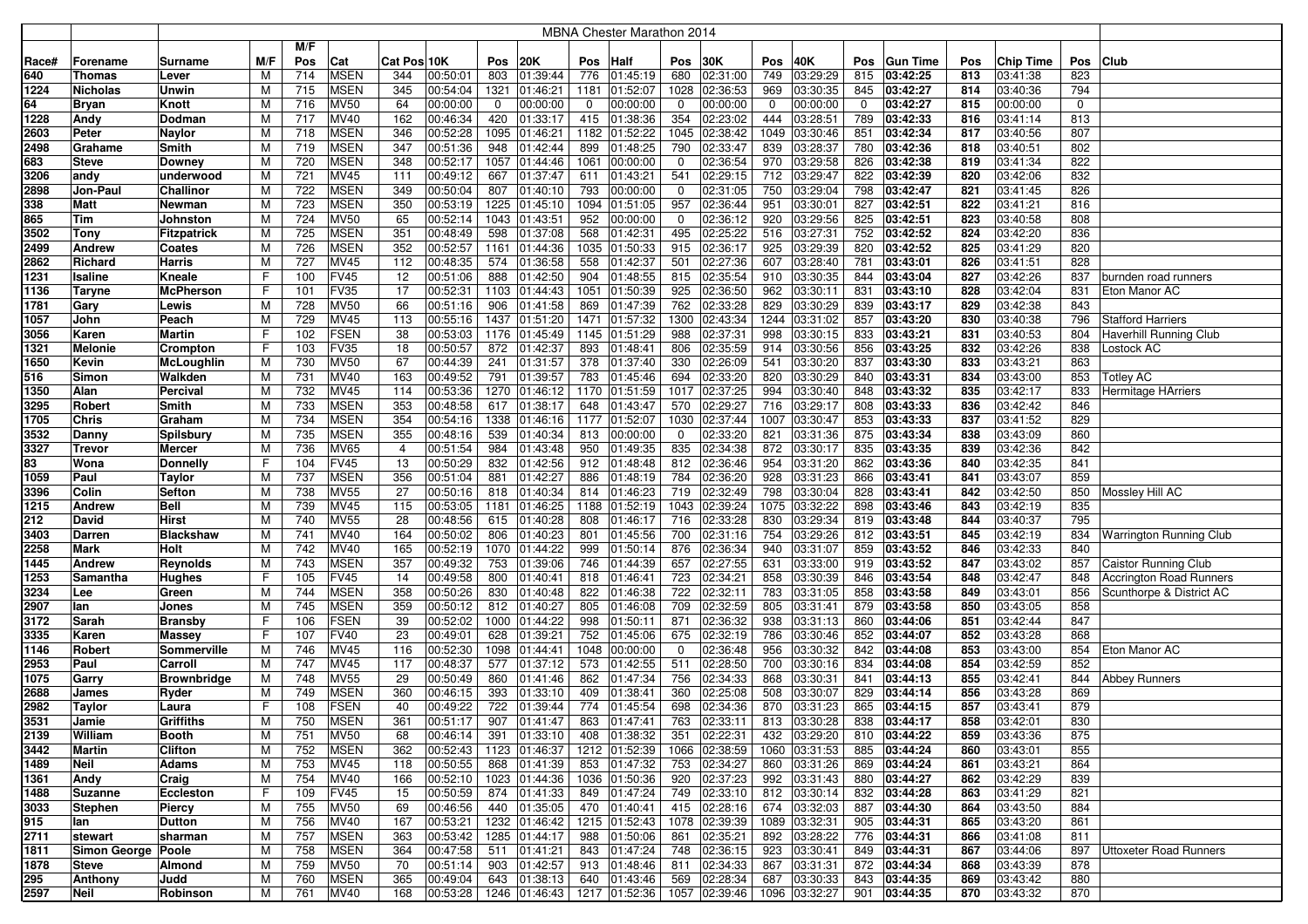| | | MBNA Chester Marathon 2014 | | | | | | | | | | | | | | | | | | | | | | |
|---|---|---|---|---|---|---|---|---|---|---|---|---|---|---|---|---|---|---|---|---|---|---|---|---|
| Race# | Forename | Surname | M/F | M/F Pos | Cat | Cat Pos | 10K | Pos | 20K | Pos | Half | Pos | 30K | Pos | 40K | Pos | Gun Time | Pos | Chip Time | Pos | Club |
| 640 | Thomas | Lever | M | 714 | MSEN | 344 | 00:50:01 | 803 | 01:39:44 | 776 | 01:45:19 | 680 | 02:31:00 | 749 | 03:29:29 | 815 | **03:42:25** | 813 | 03:41:38 | 823 | |
| 1224 | Nicholas | Unwin | M | 715 | MSEN | 345 | 00:54:04 | 1321 | 01:46:21 | 1181 | 01:52:07 | 1028 | 02:36:53 | 969 | 03:30:35 | 845 | **03:42:27** | 814 | 03:40:36 | 794 | |
| 64 | Bryan | Knott | M | 716 | MV50 | 64 | 00:00:00 | 0 | 00:00:00 | 0 | 00:00:00 | 0 | 00:00:00 | 0 | 00:00:00 | 0 | **03:42:27** | 815 | 00:00:00 | 0 | |
| 1228 | Andy | Dodman | M | 717 | MV40 | 162 | 00:46:34 | 420 | 01:33:17 | 415 | 01:38:36 | 354 | 02:23:02 | 444 | 03:28:51 | 789 | **03:42:33** | 816 | 03:41:14 | 813 | |
| 2603 | Peter | Naylor | M | 718 | MSEN | 346 | 00:52:28 | 1095 | 01:46:21 | 1182 | 01:52:22 | 1045 | 02:38:42 | 1049 | 03:30:46 | 851 | **03:42:34** | 817 | 03:40:56 | 807 | |
| 2498 | Grahame | Smith | M | 719 | MSEN | 347 | 00:51:36 | 948 | 01:42:44 | 899 | 01:48:25 | 790 | 02:33:47 | 839 | 03:28:37 | 780 | **03:42:36** | 818 | 03:40:51 | 802 | |
| 683 | Steve | Downey | M | 720 | MSEN | 348 | 00:52:17 | 1057 | 01:44:46 | 1061 | 00:00:00 | 0 | 02:36:54 | 970 | 03:29:58 | 826 | **03:42:38** | 819 | 03:41:34 | 822 | |
| 3206 | andy | underwood | M | 721 | MV45 | 111 | 00:49:12 | 667 | 01:37:47 | 611 | 01:43:21 | 541 | 02:29:15 | 712 | 03:29:47 | 822 | **03:42:39** | 820 | 03:42:06 | 832 | |
| 2898 | Jon-Paul | Challinor | M | 722 | MSEN | 349 | 00:50:04 | 807 | 01:40:10 | 793 | 00:00:00 | 0 | 02:31:05 | 750 | 03:29:04 | 798 | **03:42:47** | 821 | 03:41:45 | 826 | |
| 338 | Matt | Newman | M | 723 | MSEN | 350 | 00:53:19 | 1225 | 01:45:10 | 1094 | 01:51:05 | 957 | 02:36:44 | 951 | 03:30:01 | 827 | **03:42:51** | 822 | 03:41:21 | 816 | |
| 865 | Tim | Johnston | M | 724 | MV50 | 65 | 00:52:14 | 1043 | 01:43:51 | 952 | 00:00:00 | 0 | 02:36:12 | 920 | 03:29:56 | 825 | **03:42:51** | 823 | 03:40:58 | 808 | |
| 3502 | Tony | Fitzpatrick | M | 725 | MSEN | 351 | 00:48:49 | 598 | 01:37:08 | 568 | 01:42:31 | 495 | 02:25:22 | 516 | 03:27:31 | 752 | **03:42:52** | 824 | 03:42:20 | 836 | |
| 2499 | Andrew | Coates | M | 726 | MSEN | 352 | 00:52:57 | 1161 | 01:44:36 | 1035 | 01:50:33 | 915 | 02:36:17 | 925 | 03:29:39 | 820 | **03:42:52** | 825 | 03:41:29 | 820 | |
| 2862 | Richard | Harris | M | 727 | MV45 | 112 | 00:48:35 | 574 | 01:36:58 | 558 | 01:42:37 | 501 | 02:27:36 | 607 | 03:28:40 | 781 | **03:43:01** | 826 | 03:41:51 | 828 | |
| 1231 | Isaline | Kneale | F | 100 | FV45 | 12 | 00:51:06 | 888 | 01:42:50 | 904 | 01:48:55 | 815 | 02:35:54 | 910 | 03:30:35 | 844 | **03:43:04** | 827 | 03:42:26 | 837 | burnden road runners |
| 1136 | Taryne | McPherson | F | 101 | FV35 | 17 | 00:52:31 | 1103 | 01:44:43 | 1051 | 01:50:39 | 925 | 02:36:50 | 962 | 03:30:11 | 831 | **03:43:10** | 828 | 03:42:04 | 831 | Eton Manor AC |
| 1781 | Gary | Lewis | M | 728 | MV50 | 66 | 00:51:16 | 906 | 01:41:58 | 869 | 01:47:39 | 762 | 02:33:28 | 829 | 03:30:29 | 839 | **03:43:17** | 829 | 03:42:38 | 843 | |
| 1057 | John | Peach | M | 729 | MV45 | 113 | 00:55:16 | 1437 | 01:51:20 | 1471 | 01:57:32 | 1300 | 02:43:34 | 1244 | 03:31:02 | 857 | **03:43:20** | 830 | 03:40:38 | 796 | Stafford Harriers |
| 3056 | Karen | Martin | F | 102 | FSEN | 38 | 00:53:03 | 1176 | 01:45:49 | 1145 | 01:51:29 | 988 | 02:37:31 | 998 | 03:30:15 | 833 | **03:43:21** | 831 | 03:40:53 | 804 | Haverhill Running Club |
| 1321 | Melonie | Crompton | F | 103 | FV35 | 18 | 00:50:57 | 872 | 01:42:37 | 893 | 01:48:41 | 806 | 02:35:59 | 914 | 03:30:56 | 856 | **03:43:25** | 832 | 03:42:26 | 838 | Lostock AC |
| 1650 | Kevin | McLoughlin | M | 730 | MV50 | 67 | 00:44:39 | 241 | 01:31:57 | 378 | 01:37:40 | 330 | 02:26:09 | 541 | 03:30:20 | 837 | **03:43:30** | 833 | 03:43:21 | 863 | |
| 516 | Simon | Walkden | M | 731 | MV40 | 163 | 00:49:52 | 791 | 01:39:57 | 783 | 01:45:46 | 694 | 02:33:20 | 820 | 03:30:29 | 840 | **03:43:31** | 834 | 03:43:00 | 853 | Totley AC |
| 1350 | Alan | Percival | M | 732 | MV45 | 114 | 00:53:36 | 1270 | 01:46:12 | 1170 | 01:51:59 | 1017 | 02:37:25 | 994 | 03:30:40 | 848 | **03:43:32** | 835 | 03:42:17 | 833 | Hermitage HArriers |
| 3295 | Robert | Smith | M | 733 | MSEN | 353 | 00:48:58 | 617 | 01:38:17 | 648 | 01:43:47 | 570 | 02:29:27 | 716 | 03:29:17 | 808 | **03:43:33** | 836 | 03:42:42 | 846 | |
| 1705 | Chris | Graham | M | 734 | MSEN | 354 | 00:54:16 | 1338 | 01:46:16 | 1177 | 01:52:07 | 1030 | 02:37:44 | 1007 | 03:30:47 | 853 | **03:43:33** | 837 | 03:41:52 | 829 | |
| 3532 | Danny | Spilsbury | M | 735 | MSEN | 355 | 00:48:16 | 539 | 01:40:34 | 813 | 00:00:00 | 0 | 02:33:20 | 821 | 03:31:36 | 875 | **03:43:34** | 838 | 03:43:09 | 860 | |
| 3327 | Trevor | Mercer | M | 736 | MV65 | 4 | 00:51:54 | 984 | 01:43:48 | 950 | 01:49:35 | 835 | 02:34:38 | 872 | 03:30:17 | 835 | **03:43:35** | 839 | 03:42:36 | 842 | |
| 83 | Wona | Donnelly | F | 104 | FV45 | 13 | 00:50:29 | 832 | 01:42:56 | 912 | 01:48:48 | 812 | 02:36:46 | 954 | 03:31:20 | 862 | **03:43:36** | 840 | 03:42:35 | 841 | |
| 1059 | Paul | Taylor | M | 737 | MSEN | 356 | 00:51:04 | 881 | 01:42:27 | 886 | 01:48:19 | 784 | 02:36:20 | 928 | 03:31:23 | 866 | **03:43:41** | 841 | 03:43:07 | 859 | |
| 3396 | Colin | Sefton | M | 738 | MV55 | 27 | 00:50:16 | 818 | 01:40:34 | 814 | 01:46:23 | 719 | 02:32:49 | 798 | 03:30:04 | 828 | **03:43:41** | 842 | 03:42:50 | 850 | Mossley Hill AC |
| 1215 | Andrew | Bell | M | 739 | MV45 | 115 | 00:53:05 | 1181 | 01:46:25 | 1188 | 01:52:19 | 1043 | 02:39:24 | 1075 | 03:32:22 | 898 | **03:43:46** | 843 | 03:42:19 | 835 | |
| 212 | David | Hirst | M | 740 | MV55 | 28 | 00:48:56 | 615 | 01:40:28 | 808 | 01:46:17 | 716 | 02:33:28 | 830 | 03:29:34 | 819 | **03:43:48** | 844 | 03:40:37 | 795 | |
| 3403 | Darren | Blackshaw | M | 741 | MV40 | 164 | 00:50:02 | 806 | 01:40:23 | 801 | 01:45:56 | 700 | 02:31:16 | 754 | 03:29:26 | 812 | **03:43:51** | 845 | 03:42:19 | 834 | Warrington Running Club |
| 2258 | Mark | Holt | M | 742 | MV40 | 165 | 00:52:19 | 1070 | 01:44:22 | 999 | 01:50:14 | 876 | 02:36:34 | 940 | 03:31:07 | 859 | **03:43:52** | 846 | 03:42:33 | 840 | |
| 1445 | Andrew | Reynolds | M | 743 | MSEN | 357 | 00:49:32 | 753 | 01:39:06 | 746 | 01:44:39 | 657 | 02:27:55 | 631 | 03:33:00 | 919 | **03:43:52** | 847 | 03:43:02 | 857 | Caistor Running Club |
| 1253 | Samantha | Hughes | F | 105 | FV45 | 14 | 00:49:58 | 800 | 01:40:41 | 818 | 01:46:41 | 723 | 02:34:21 | 858 | 03:30:39 | 846 | **03:43:54** | 848 | 03:42:47 | 848 | Accrington Road Runners |
| 3234 | Lee | Green | M | 744 | MSEN | 358 | 00:50:26 | 830 | 01:40:48 | 822 | 01:46:38 | 722 | 02:32:11 | 783 | 03:31:05 | 858 | **03:43:58** | 849 | 03:43:01 | 856 | Scunthorpe & District AC |
| 2907 | Ian | Jones | M | 745 | MSEN | 359 | 00:50:12 | 812 | 01:40:27 | 805 | 01:46:08 | 709 | 02:32:59 | 805 | 03:31:41 | 879 | **03:43:58** | 850 | 03:43:05 | 858 | |
| 3172 | Sarah | Bransby | F | 106 | FSEN | 39 | 00:52:02 | 1000 | 01:44:22 | 998 | 01:50:11 | 871 | 02:36:32 | 938 | 03:31:13 | 860 | **03:44:06** | 851 | 03:42:44 | 847 | |
| 3335 | Karen | Massey | F | 107 | FV40 | 23 | 00:49:01 | 628 | 01:39:21 | 752 | 01:45:06 | 675 | 02:32:19 | 786 | 03:30:46 | 852 | **03:44:07** | 852 | 03:43:28 | 868 | |
| 1146 | Robert | Sommerville | M | 746 | MV45 | 116 | 00:52:30 | 1098 | 01:44:41 | 1048 | 00:00:00 | 0 | 02:36:48 | 956 | 03:30:32 | 842 | **03:44:08** | 853 | 03:43:00 | 854 | Eton Manor AC |
| 2953 | Paul | Carroll | M | 747 | MV45 | 117 | 00:48:37 | 577 | 01:37:12 | 573 | 01:42:55 | 511 | 02:28:50 | 700 | 03:30:16 | 834 | **03:44:08** | 854 | 03:42:59 | 852 | |
| 1075 | Garry | Brownbridge | M | 748 | MV55 | 29 | 00:50:49 | 860 | 01:41:46 | 862 | 01:47:34 | 756 | 02:34:33 | 868 | 03:30:31 | 841 | **03:44:13** | 855 | 03:42:41 | 844 | Abbey Runners |
| 2688 | James | Ryder | M | 749 | MSEN | 360 | 00:46:15 | 393 | 01:33:10 | 409 | 01:38:41 | 360 | 02:25:08 | 508 | 03:30:07 | 829 | **03:44:14** | 856 | 03:43:28 | 869 | |
| 2982 | Taylor | Laura | F | 108 | FSEN | 40 | 00:49:22 | 722 | 01:39:44 | 774 | 01:45:54 | 698 | 02:34:36 | 870 | 03:31:23 | 865 | **03:44:15** | 857 | 03:43:41 | 879 | |
| 3531 | Jamie | Griffiths | M | 750 | MSEN | 361 | 00:51:17 | 907 | 01:41:47 | 863 | 01:47:41 | 763 | 02:33:11 | 813 | 03:30:28 | 838 | **03:44:17** | 858 | 03:42:01 | 830 | |
| 2139 | William | Booth | M | 751 | MV50 | 68 | 00:46:14 | 391 | 01:33:10 | 408 | 01:38:32 | 351 | 02:22:31 | 432 | 03:29:20 | 810 | **03:44:22** | 859 | 03:43:36 | 875 | |
| 3442 | Martin | Clifton | M | 752 | MSEN | 362 | 00:52:43 | 1123 | 01:46:37 | 1212 | 01:52:39 | 1066 | 02:38:59 | 1060 | 03:31:53 | 885 | **03:44:24** | 860 | 03:43:01 | 855 | |
| 1489 | Neil | Adams | M | 753 | MV45 | 118 | 00:50:55 | 868 | 01:41:39 | 853 | 01:47:32 | 753 | 02:34:27 | 860 | 03:31:26 | 869 | **03:44:24** | 861 | 03:43:21 | 864 | |
| 1361 | Andy | Craig | M | 754 | MV40 | 166 | 00:52:10 | 1023 | 01:44:36 | 1036 | 01:50:36 | 920 | 02:37:23 | 992 | 03:31:43 | 880 | **03:44:27** | 862 | 03:42:29 | 839 | |
| 1488 | Suzanne | Eccleston | F | 109 | FV45 | 15 | 00:50:59 | 874 | 01:41:33 | 849 | 01:47:24 | 749 | 02:33:10 | 812 | 03:30:14 | 832 | **03:44:28** | 863 | 03:41:29 | 821 | |
| 3033 | Stephen | Piercy | M | 755 | MV50 | 69 | 00:46:56 | 440 | 01:35:05 | 470 | 01:40:41 | 415 | 02:28:16 | 674 | 03:32:03 | 887 | **03:44:30** | 864 | 03:43:50 | 884 | |
| 915 | Ian | Dutton | M | 756 | MV40 | 167 | 00:53:21 | 1232 | 01:46:42 | 1215 | 01:52:43 | 1078 | 02:39:39 | 1089 | 03:32:31 | 905 | **03:44:31** | 865 | 03:43:20 | 861 | |
| 2711 | stewart | sharman | M | 757 | MSEN | 363 | 00:53:42 | 1285 | 01:44:17 | 988 | 01:50:06 | 861 | 02:35:21 | 892 | 03:28:22 | 776 | **03:44:31** | 866 | 03:41:08 | 811 | |
| 1811 | Simon George | Poole | M | 758 | MSEN | 364 | 00:47:58 | 511 | 01:41:21 | 843 | 01:47:24 | 748 | 02:36:15 | 923 | 03:30:41 | 849 | **03:44:31** | 867 | 03:44:06 | 897 | Uttoxeter Road Runners |
| 1878 | Steve | Almond | M | 759 | MV50 | 70 | 00:51:14 | 903 | 01:42:57 | 913 | 01:48:46 | 811 | 02:34:33 | 867 | 03:31:31 | 872 | **03:44:34** | 868 | 03:43:39 | 878 | |
| 295 | Anthony | Judd | M | 760 | MSEN | 365 | 00:49:04 | 643 | 01:38:13 | 640 | 01:43:46 | 569 | 02:28:34 | 687 | 03:30:33 | 843 | **03:44:35** | 869 | 03:43:42 | 880 | |
| 2597 | Neil | Robinson | M | 761 | MV40 | 168 | 00:53:28 | 1246 | 01:46:43 | 1217 | 01:52:36 | 1057 | 02:39:46 | 1096 | 03:32:27 | 901 | **03:44:35** | 870 | 03:43:32 | 870 | |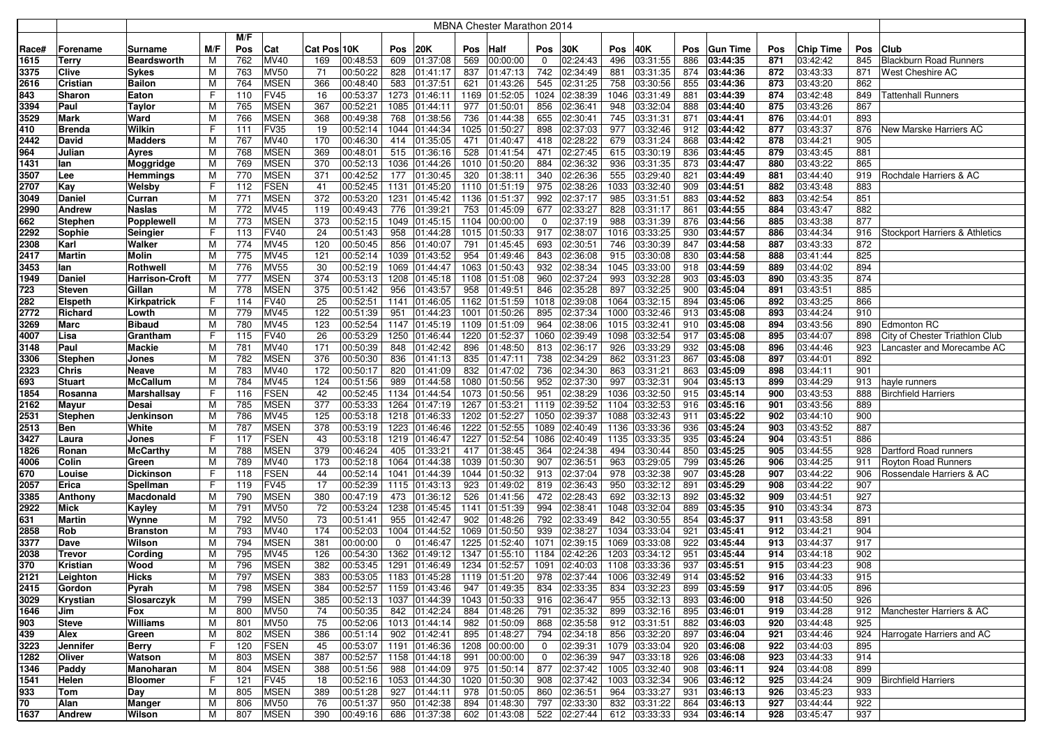| | | MBNA Chester Marathon 2014 | | | | | | | | | | | | | | | | | | | | | |
|---|---|---|---|---|---|---|---|---|---|---|---|---|---|---|---|---|---|---|---|---|---|---|---|
| Race# | Forename | Surname | M/F | M/F Pos | Cat | Cat Pos | 10K | Pos | 20K | Pos | Half | Pos | 30K | Pos | 40K | Pos | Gun Time | Pos | Chip Time | Pos | Club |
| 1615 | Terry | Beardsworth | M | 762 | MV40 | 169 | 00:48:53 | 609 | 01:37:08 | 569 | 00:00:00 | 0 | 02:24:43 | 496 | 03:31:55 | 886 | 03:44:35 | 871 | 03:42:42 | 845 | Blackburn Road Runners |
| 3375 | Clive | Sykes | M | 763 | MV50 | 71 | 00:50:22 | 828 | 01:41:17 | 837 | 01:47:13 | 742 | 02:34:49 | 881 | 03:31:35 | 874 | 03:44:36 | 872 | 03:43:33 | 871 | West Cheshire AC |
| 2616 | Cristian | Bailon | M | 764 | MSEN | 366 | 00:48:40 | 583 | 01:37:51 | 621 | 01:43:26 | 545 | 02:31:25 | 758 | 03:30:56 | 855 | 03:44:36 | 873 | 03:43:20 | 862 | |
| 843 | Sharon | Eaton | F | 110 | FV45 | 16 | 00:53:37 | 1273 | 01:46:11 | 1169 | 01:52:05 | 1024 | 02:38:39 | 1046 | 03:31:49 | 881 | 03:44:39 | 874 | 03:42:48 | 849 | Tattenhall Runners |
| 3394 | Paul | Taylor | M | 765 | MSEN | 367 | 00:52:21 | 1085 | 01:44:11 | 977 | 01:50:01 | 856 | 02:36:41 | 948 | 03:32:04 | 888 | 03:44:40 | 875 | 03:43:26 | 867 | |
| 3529 | Mark | Ward | M | 766 | MSEN | 368 | 00:49:38 | 768 | 01:38:56 | 736 | 01:44:38 | 655 | 02:30:41 | 745 | 03:31:31 | 871 | 03:44:41 | 876 | 03:44:01 | 893 | |
| 410 | Brenda | Wilkin | F | 111 | FV35 | 19 | 00:52:14 | 1044 | 01:44:34 | 1025 | 01:50:27 | 898 | 02:37:03 | 977 | 03:32:46 | 912 | 03:44:42 | 877 | 03:43:37 | 876 | New Marske Harriers AC |
| 2442 | David | Madders | M | 767 | MV40 | 170 | 00:46:30 | 414 | 01:35:05 | 471 | 01:40:47 | 418 | 02:28:22 | 679 | 03:31:24 | 868 | 03:44:42 | 878 | 03:44:21 | 905 | |
| 964 | Julian | Ayres | M | 768 | MSEN | 369 | 00:48:01 | 515 | 01:36:16 | 528 | 01:41:54 | 471 | 02:27:45 | 615 | 03:30:19 | 836 | 03:44:45 | 879 | 03:43:45 | 881 | |
| 1431 | Ian | Moggridge | M | 769 | MSEN | 370 | 00:52:13 | 1036 | 01:44:26 | 1010 | 01:50:20 | 884 | 02:36:32 | 936 | 03:31:35 | 873 | 03:44:47 | 880 | 03:43:22 | 865 | |
| 3507 | Lee | Hemmings | M | 770 | MSEN | 371 | 00:42:52 | 177 | 01:30:45 | 320 | 01:38:11 | 340 | 02:26:36 | 555 | 03:29:40 | 821 | 03:44:49 | 881 | 03:44:40 | 919 | Rochdale Harriers & AC |
| 2707 | Kay | Welsby | F | 112 | FSEN | 41 | 00:52:45 | 1131 | 01:45:20 | 1110 | 01:51:19 | 975 | 02:38:26 | 1033 | 03:32:40 | 909 | 03:44:51 | 882 | 03:43:48 | 883 | |
| 3049 | Daniel | Curran | M | 771 | MSEN | 372 | 00:53:20 | 1231 | 01:45:42 | 1136 | 01:51:37 | 992 | 02:37:17 | 985 | 03:31:51 | 883 | 03:44:52 | 883 | 03:42:54 | 851 | |
| 2990 | Andrew | Naslas | M | 772 | MV45 | 119 | 00:49:43 | 776 | 01:39:21 | 753 | 01:45:09 | 677 | 02:33:27 | 828 | 03:31:17 | 861 | 03:44:55 | 884 | 03:43:47 | 882 | |
| 662 | Stephen | Popplewell | M | 773 | MSEN | 373 | 00:52:15 | 1049 | 01:45:15 | 1104 | 00:00:00 | 0 | 02:37:19 | 988 | 03:31:39 | 876 | 03:44:56 | 885 | 03:43:38 | 877 | |
| 2292 | Sophie | Seingier | F | 113 | FV40 | 24 | 00:51:43 | 958 | 01:44:28 | 1015 | 01:50:33 | 917 | 02:38:07 | 1016 | 03:33:25 | 930 | 03:44:57 | 886 | 03:44:34 | 916 | Stockport Harriers & Athletics |
| 2308 | Karl | Walker | M | 774 | MV45 | 120 | 00:50:45 | 856 | 01:40:07 | 791 | 01:45:45 | 693 | 02:30:51 | 746 | 03:30:39 | 847 | 03:44:58 | 887 | 03:43:33 | 872 | |
| 2417 | Martin | Molin | M | 775 | MV45 | 121 | 00:52:14 | 1039 | 01:43:52 | 954 | 01:49:46 | 843 | 02:36:08 | 915 | 03:30:08 | 830 | 03:44:58 | 888 | 03:41:44 | 825 | |
| 3453 | Ian | Rothwell | M | 776 | MV55 | 30 | 00:52:19 | 1069 | 01:44:47 | 1063 | 01:50:43 | 932 | 02:38:34 | 1045 | 03:33:00 | 918 | 03:44:59 | 889 | 03:44:02 | 894 | |
| 1949 | Daniel | Harrison-Croft | M | 777 | MSEN | 374 | 00:53:13 | 1208 | 01:45:18 | 1108 | 01:51:08 | 960 | 02:37:24 | 993 | 03:32:28 | 903 | 03:45:03 | 890 | 03:43:35 | 874 | |
| 723 | Steven | Gillan | M | 778 | MSEN | 375 | 00:51:42 | 956 | 01:43:57 | 958 | 01:49:51 | 846 | 02:35:28 | 897 | 03:32:25 | 900 | 03:45:04 | 891 | 03:43:51 | 885 | |
| 282 | Elspeth | Kirkpatrick | F | 114 | FV40 | 25 | 00:52:51 | 1141 | 01:46:05 | 1162 | 01:51:59 | 1018 | 02:39:08 | 1064 | 03:32:15 | 894 | 03:45:06 | 892 | 03:43:25 | 866 | |
| 2772 | Richard | Lowth | M | 779 | MV45 | 122 | 00:51:39 | 951 | 01:44:23 | 1001 | 01:50:26 | 895 | 02:37:34 | 1000 | 03:32:46 | 913 | 03:45:08 | 893 | 03:44:24 | 910 | |
| 3269 | Marc | Bibaud | M | 780 | MV45 | 123 | 00:52:54 | 1147 | 01:45:19 | 1109 | 01:51:09 | 964 | 02:38:06 | 1015 | 03:32:41 | 910 | 03:45:08 | 894 | 03:43:56 | 890 | Edmonton RC |
| 4007 | Lisa | Grantham | F | 115 | FV40 | 26 | 00:53:29 | 1250 | 01:46:44 | 1220 | 01:52:37 | 1060 | 02:39:49 | 1098 | 03:32:54 | 917 | 03:45:08 | 895 | 03:44:07 | 898 | City of Chester Triathlon Club |
| 3148 | Paul | Mackie | M | 781 | MV40 | 171 | 00:50:39 | 848 | 01:42:42 | 896 | 01:48:50 | 813 | 02:36:17 | 926 | 03:33:29 | 932 | 03:45:08 | 896 | 03:44:46 | 923 | Lancaster and Morecambe AC |
| 3306 | Stephen | Jones | M | 782 | MSEN | 376 | 00:50:30 | 836 | 01:41:13 | 835 | 01:47:11 | 738 | 02:34:29 | 862 | 03:31:23 | 867 | 03:45:08 | 897 | 03:44:01 | 892 | |
| 2323 | Chris | Neave | M | 783 | MV40 | 172 | 00:50:17 | 820 | 01:41:09 | 832 | 01:47:02 | 736 | 02:34:30 | 863 | 03:31:21 | 863 | 03:45:09 | 898 | 03:44:11 | 901 | |
| 693 | Stuart | McCallum | M | 784 | MV45 | 124 | 00:51:56 | 989 | 01:44:58 | 1080 | 01:50:56 | 952 | 02:37:30 | 997 | 03:32:31 | 904 | 03:45:13 | 899 | 03:44:29 | 913 | hayle runners |
| 1854 | Rosanna | Marshallsay | F | 116 | FSEN | 42 | 00:52:45 | 1134 | 01:44:54 | 1073 | 01:50:56 | 951 | 02:38:29 | 1036 | 03:32:50 | 915 | 03:45:14 | 900 | 03:43:53 | 888 | Birchfield Harriers |
| 2162 | Mayur | Desai | M | 785 | MSEN | 377 | 00:53:33 | 1264 | 01:47:19 | 1267 | 01:53:21 | 1119 | 02:39:52 | 1104 | 03:32:53 | 916 | 03:45:16 | 901 | 03:43:56 | 889 | |
| 2531 | Stephen | Jenkinson | M | 786 | MV45 | 125 | 00:53:18 | 1218 | 01:46:33 | 1202 | 01:52:27 | 1050 | 02:39:37 | 1088 | 03:32:43 | 911 | 03:45:22 | 902 | 03:44:10 | 900 | |
| 2513 | Ben | White | M | 787 | MSEN | 378 | 00:53:19 | 1223 | 01:46:46 | 1222 | 01:52:55 | 1089 | 02:40:49 | 1136 | 03:33:36 | 936 | 03:45:24 | 903 | 03:43:52 | 887 | |
| 3427 | Laura | Jones | F | 117 | FSEN | 43 | 00:53:18 | 1219 | 01:46:47 | 1227 | 01:52:54 | 1086 | 02:40:49 | 1135 | 03:33:35 | 935 | 03:45:24 | 904 | 03:43:51 | 886 | |
| 1826 | Ronan | McCarthy | M | 788 | MSEN | 379 | 00:46:24 | 405 | 01:33:21 | 417 | 01:38:45 | 364 | 02:24:38 | 494 | 03:30:44 | 850 | 03:45:25 | 905 | 03:44:55 | 928 | Dartford Road runners |
| 4006 | Colin | Green | M | 789 | MV40 | 173 | 00:52:18 | 1064 | 01:44:38 | 1039 | 01:50:30 | 907 | 02:36:51 | 963 | 03:29:05 | 799 | 03:45:26 | 906 | 03:44:25 | 911 | Royton Road Runners |
| 670 | Louise | Dickinson | F | 118 | FSEN | 44 | 00:52:14 | 1041 | 01:44:39 | 1044 | 01:50:32 | 913 | 02:37:04 | 978 | 03:32:38 | 907 | 03:45:28 | 907 | 03:44:22 | 906 | Rossendale Harriers & AC |
| 2057 | Erica | Spellman | F | 119 | FV45 | 17 | 00:52:39 | 1115 | 01:43:13 | 923 | 01:49:02 | 819 | 02:36:43 | 950 | 03:32:12 | 891 | 03:45:29 | 908 | 03:44:22 | 907 | |
| 3385 | Anthony | Macdonald | M | 790 | MSEN | 380 | 00:47:19 | 473 | 01:36:12 | 526 | 01:41:56 | 472 | 02:28:43 | 692 | 03:32:13 | 892 | 03:45:32 | 909 | 03:44:51 | 927 | |
| 2922 | Mick | Kayley | M | 791 | MV50 | 72 | 00:53:24 | 1238 | 01:45:45 | 1141 | 01:51:39 | 994 | 02:38:41 | 1048 | 03:32:04 | 889 | 03:45:35 | 910 | 03:43:34 | 873 | |
| 631 | Martin | Wynne | M | 792 | MV50 | 73 | 00:51:41 | 955 | 01:42:47 | 902 | 01:48:26 | 792 | 02:33:49 | 842 | 03:30:55 | 854 | 03:45:37 | 911 | 03:43:58 | 891 | |
| 2858 | Rob | Branston | M | 793 | MV40 | 174 | 00:52:03 | 1004 | 01:44:52 | 1069 | 01:50:50 | 939 | 02:38:27 | 1034 | 03:33:04 | 921 | 03:45:41 | 912 | 03:44:21 | 904 | |
| 3377 | Dave | Wilson | M | 794 | MSEN | 381 | 00:00:00 | 0 | 01:46:47 | 1225 | 01:52:40 | 1071 | 02:39:15 | 1069 | 03:33:08 | 922 | 03:45:44 | 913 | 03:44:37 | 917 | |
| 2038 | Trevor | Cording | M | 795 | MV45 | 126 | 00:54:30 | 1362 | 01:49:12 | 1347 | 01:55:10 | 1184 | 02:42:26 | 1203 | 03:34:12 | 951 | 03:45:44 | 914 | 03:44:18 | 902 | |
| 370 | Kristian | Wood | M | 796 | MSEN | 382 | 00:53:45 | 1291 | 01:46:49 | 1234 | 01:52:57 | 1091 | 02:40:03 | 1108 | 03:33:36 | 937 | 03:45:51 | 915 | 03:44:23 | 908 | |
| 2121 | Leighton | Hicks | M | 797 | MSEN | 383 | 00:53:05 | 1183 | 01:45:28 | 1119 | 01:51:20 | 978 | 02:37:44 | 1006 | 03:32:49 | 914 | 03:45:52 | 916 | 03:44:33 | 915 | |
| 2415 | Gordon | Pyrah | M | 798 | MSEN | 384 | 00:52:57 | 1159 | 01:43:46 | 947 | 01:49:35 | 834 | 02:33:35 | 834 | 03:32:23 | 899 | 03:45:59 | 917 | 03:44:05 | 896 | |
| 3029 | Krystian | Slosarczyk | M | 799 | MSEN | 385 | 00:52:13 | 1037 | 01:44:39 | 1043 | 01:50:33 | 916 | 02:36:47 | 955 | 03:32:13 | 893 | 03:46:00 | 918 | 03:44:50 | 926 | |
| 1646 | Jim | Fox | M | 800 | MV50 | 74 | 00:50:35 | 842 | 01:42:24 | 884 | 01:48:26 | 791 | 02:35:32 | 899 | 03:32:16 | 895 | 03:46:01 | 919 | 03:44:28 | 912 | Manchester Harriers & AC |
| 903 | Steve | Williams | M | 801 | MV50 | 75 | 00:52:06 | 1013 | 01:44:14 | 982 | 01:50:09 | 868 | 02:35:58 | 912 | 03:31:51 | 882 | 03:46:03 | 920 | 03:44:48 | 925 | |
| 439 | Alex | Green | M | 802 | MSEN | 386 | 00:51:14 | 902 | 01:42:41 | 895 | 01:48:27 | 794 | 02:34:18 | 856 | 03:32:20 | 897 | 03:46:04 | 921 | 03:44:46 | 924 | Harrogate Harriers and AC |
| 3223 | Jennifer | Berry | F | 120 | FSEN | 45 | 00:53:07 | 1191 | 01:46:36 | 1208 | 00:00:00 | 0 | 02:39:31 | 1079 | 03:33:04 | 920 | 03:46:08 | 922 | 03:44:03 | 895 | |
| 1282 | Oliver | Watson | M | 803 | MSEN | 387 | 00:52:57 | 1158 | 01:44:18 | 991 | 00:00:00 | 0 | 02:36:39 | 947 | 03:33:18 | 926 | 03:46:08 | 923 | 03:44:33 | 914 | |
| 1346 | Paddy | Manoharan | M | 804 | MSEN | 388 | 00:51:56 | 988 | 01:44:09 | 975 | 01:50:14 | 877 | 02:37:42 | 1005 | 03:32:40 | 908 | 03:46:11 | 924 | 03:44:08 | 899 | |
| 1541 | Helen | Bloomer | F | 121 | FV45 | 18 | 00:52:16 | 1053 | 01:44:30 | 1020 | 01:50:30 | 908 | 02:37:42 | 1003 | 03:32:34 | 906 | 03:46:12 | 925 | 03:44:24 | 909 | Birchfield Harriers |
| 933 | Tom | Day | M | 805 | MSEN | 389 | 00:51:28 | 927 | 01:44:11 | 978 | 01:50:05 | 860 | 02:36:51 | 964 | 03:33:27 | 931 | 03:46:13 | 926 | 03:45:23 | 933 | |
| 70 | Alan | Manger | M | 806 | MV50 | 76 | 00:51:37 | 950 | 01:42:38 | 894 | 01:48:30 | 797 | 02:33:30 | 832 | 03:31:22 | 864 | 03:46:13 | 927 | 03:44:44 | 922 | |
| 1637 | Andrew | Wilson | M | 807 | MSEN | 390 | 00:49:16 | 686 | 01:37:38 | 602 | 01:43:08 | 522 | 02:27:44 | 612 | 03:33:33 | 934 | 03:46:14 | 928 | 03:45:47 | 937 | |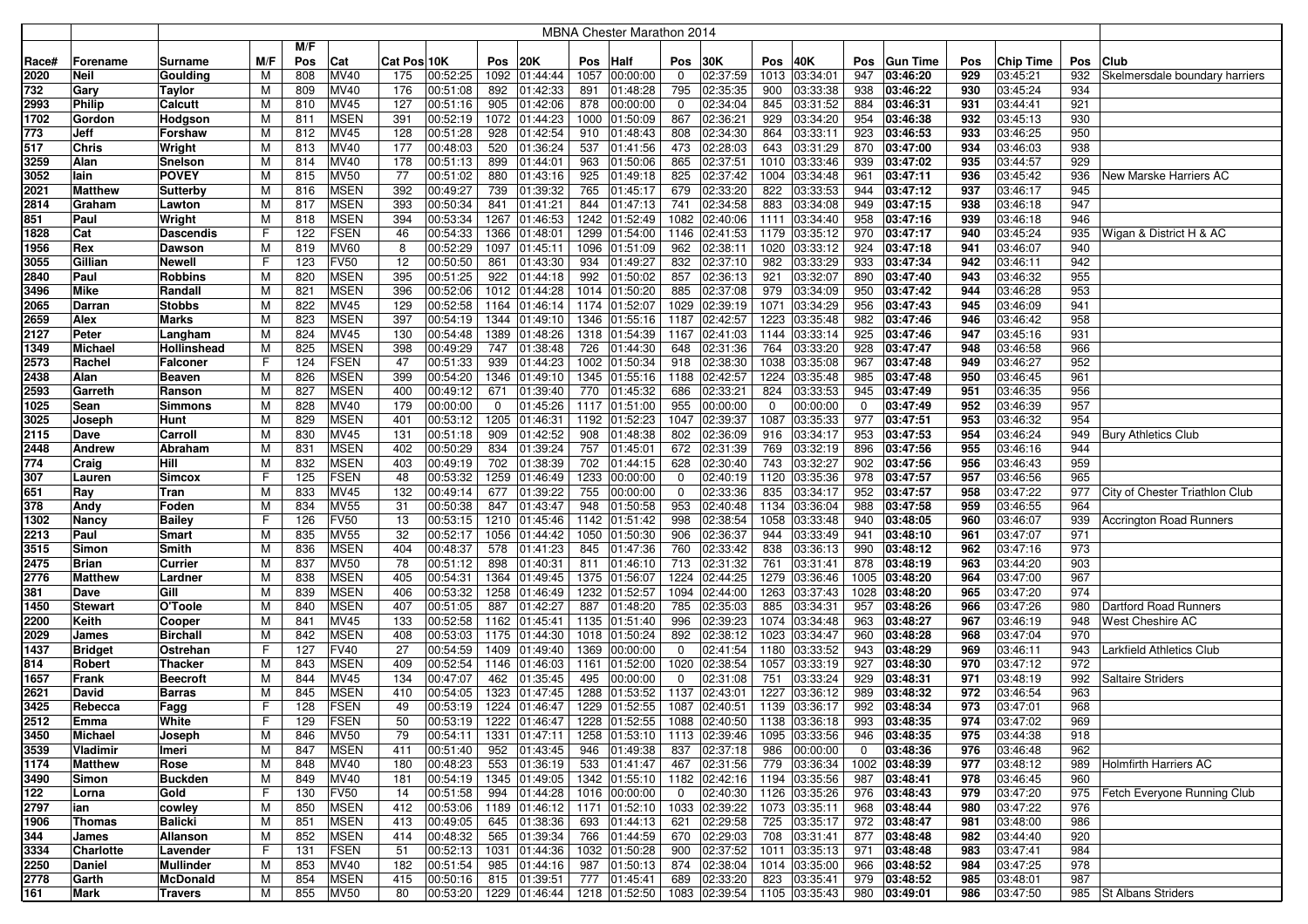| | | MBNA Chester Marathon 2014 | | | | | | | | | | | | | | | | | | | | | | |
|---|---|---|---|---|---|---|---|---|---|---|---|---|---|---|---|---|---|---|---|---|---|---|---|---|
| | | | | M/F | | | | | | | | | | | | | | | | | | | | |
| Race# | Forename | Surname | M/F | Pos | Cat | Cat Pos | 10K | Pos | 20K | Pos | Half | Pos | 30K | Pos | 40K | Pos | Gun Time | Pos | Chip Time | Pos | Club |
| 2020 | Neil | Goulding | M | 808 | MV40 | 175 | 00:52:25 | 1092 | 01:44:44 | 1057 | 00:00:00 | 0 | 02:37:59 | 1013 | 03:34:01 | 947 | 03:46:20 | 929 | 03:45:21 | 932 | Skelmersdale boundary harriers |
| 732 | Gary | Taylor | M | 809 | MV40 | 176 | 00:51:08 | 892 | 01:42:33 | 891 | 01:48:28 | 795 | 02:35:35 | 900 | 03:33:38 | 938 | 03:46:22 | 930 | 03:45:24 | 934 | |
| 2993 | Philip | Calcutt | M | 810 | MV45 | 127 | 00:51:16 | 905 | 01:42:06 | 878 | 00:00:00 | 0 | 02:34:04 | 845 | 03:31:52 | 884 | 03:46:31 | 931 | 03:44:41 | 921 | |
| 1702 | Gordon | Hodgson | M | 811 | MSEN | 391 | 00:52:19 | 1072 | 01:44:23 | 1000 | 01:50:09 | 867 | 02:36:21 | 929 | 03:34:20 | 954 | 03:46:38 | 932 | 03:45:13 | 930 | |
| 773 | Jeff | Forshaw | M | 812 | MV45 | 128 | 00:51:28 | 928 | 01:42:54 | 910 | 01:48:43 | 808 | 02:34:30 | 864 | 03:33:11 | 923 | 03:46:53 | 933 | 03:46:25 | 950 | |
| 517 | Chris | Wright | M | 813 | MV40 | 177 | 00:48:03 | 520 | 01:36:24 | 537 | 01:41:56 | 473 | 02:28:03 | 643 | 03:31:29 | 870 | 03:47:00 | 934 | 03:46:03 | 938 | |
| 3259 | Alan | Snelson | M | 814 | MV40 | 178 | 00:51:13 | 899 | 01:44:01 | 963 | 01:50:06 | 865 | 02:37:51 | 1010 | 03:33:46 | 939 | 03:47:02 | 935 | 03:44:57 | 929 | |
| 3052 | Iain | POVEY | M | 815 | MV50 | 77 | 00:51:02 | 880 | 01:43:16 | 925 | 01:49:18 | 825 | 02:37:42 | 1004 | 03:34:48 | 961 | 03:47:11 | 936 | 03:45:42 | 936 | New Marske Harriers AC |
| 2021 | Matthew | Sutterby | M | 816 | MSEN | 392 | 00:49:27 | 739 | 01:39:32 | 765 | 01:45:17 | 679 | 02:33:20 | 822 | 03:33:53 | 944 | 03:47:12 | 937 | 03:46:17 | 945 | |
| 2814 | Graham | Lawton | M | 817 | MSEN | 393 | 00:50:34 | 841 | 01:41:21 | 844 | 01:47:13 | 741 | 02:34:58 | 883 | 03:34:08 | 949 | 03:47:15 | 938 | 03:46:18 | 947 | |
| 851 | Paul | Wright | M | 818 | MSEN | 394 | 00:53:34 | 1267 | 01:46:53 | 1242 | 01:52:49 | 1082 | 02:40:06 | 1111 | 03:34:40 | 958 | 03:47:16 | 939 | 03:46:18 | 946 | |
| 1828 | Cat | Dascendis | F | 122 | FSEN | 46 | 00:54:33 | 1366 | 01:48:01 | 1299 | 01:54:00 | 1146 | 02:41:53 | 1179 | 03:35:12 | 970 | 03:47:17 | 940 | 03:45:24 | 935 | Wigan & District H & AC |
| 1956 | Rex | Dawson | M | 819 | MV60 | 8 | 00:52:29 | 1097 | 01:45:11 | 1096 | 01:51:09 | 962 | 02:38:11 | 1020 | 03:33:12 | 924 | 03:47:18 | 941 | 03:46:07 | 940 | |
| 3055 | Gillian | Newell | F | 123 | FV50 | 12 | 00:50:50 | 861 | 01:43:30 | 934 | 01:49:27 | 832 | 02:37:10 | 982 | 03:33:29 | 933 | 03:47:34 | 942 | 03:46:11 | 942 | |
| 2840 | Paul | Robbins | M | 820 | MSEN | 395 | 00:51:25 | 922 | 01:44:18 | 992 | 01:50:02 | 857 | 02:36:13 | 921 | 03:32:07 | 890 | 03:47:40 | 943 | 03:46:32 | 955 | |
| 3496 | Mike | Randall | M | 821 | MSEN | 396 | 00:52:06 | 1012 | 01:44:28 | 1014 | 01:50:20 | 885 | 02:37:08 | 979 | 03:34:09 | 950 | 03:47:42 | 944 | 03:46:28 | 953 | |
| 2065 | Darran | Stobbs | M | 822 | MV45 | 129 | 00:52:58 | 1164 | 01:46:14 | 1174 | 01:52:07 | 1029 | 02:39:19 | 1071 | 03:34:29 | 956 | 03:47:43 | 945 | 03:46:09 | 941 | |
| 2659 | Alex | Marks | M | 823 | MSEN | 397 | 00:54:19 | 1344 | 01:49:10 | 1346 | 01:55:16 | 1187 | 02:42:57 | 1223 | 03:35:48 | 982 | 03:47:46 | 946 | 03:46:42 | 958 | |
| 2127 | Peter | Langham | M | 824 | MV45 | 130 | 00:54:48 | 1389 | 01:48:26 | 1318 | 01:54:39 | 1167 | 02:41:03 | 1144 | 03:33:14 | 925 | 03:47:46 | 947 | 03:45:16 | 931 | |
| 1349 | Michael | Hollinshead | M | 825 | MSEN | 398 | 00:49:29 | 747 | 01:38:48 | 726 | 01:44:30 | 648 | 02:31:36 | 764 | 03:33:20 | 928 | 03:47:47 | 948 | 03:46:58 | 966 | |
| 2573 | Rachel | Falconer | F | 124 | FSEN | 47 | 00:51:33 | 939 | 01:44:23 | 1002 | 01:50:34 | 918 | 02:38:30 | 1038 | 03:35:08 | 967 | 03:47:48 | 949 | 03:46:27 | 952 | |
| 2438 | Alan | Beaven | M | 826 | MSEN | 399 | 00:54:20 | 1346 | 01:49:10 | 1345 | 01:55:16 | 1188 | 02:42:57 | 1224 | 03:35:48 | 985 | 03:47:48 | 950 | 03:46:45 | 961 | |
| 2593 | Garreth | Ranson | M | 827 | MSEN | 400 | 00:49:12 | 671 | 01:39:40 | 770 | 01:45:32 | 686 | 02:33:21 | 824 | 03:33:53 | 945 | 03:47:49 | 951 | 03:46:35 | 956 | |
| 1025 | Sean | Simmons | M | 828 | MV40 | 179 | 00:00:00 | 0 | 01:45:26 | 1117 | 01:51:00 | 955 | 00:00:00 | 0 | 00:00:00 | 0 | 03:47:49 | 952 | 03:46:39 | 957 | |
| 3025 | Joseph | Hunt | M | 829 | MSEN | 401 | 00:53:12 | 1205 | 01:46:31 | 1192 | 01:52:23 | 1047 | 02:39:37 | 1087 | 03:35:33 | 977 | 03:47:51 | 953 | 03:46:32 | 954 | |
| 2115 | Dave | Carroll | M | 830 | MV45 | 131 | 00:51:18 | 909 | 01:42:52 | 908 | 01:48:38 | 802 | 02:36:09 | 916 | 03:34:17 | 953 | 03:47:53 | 954 | 03:46:24 | 949 | Bury Athletics Club |
| 2448 | Andrew | Abraham | M | 831 | MSEN | 402 | 00:50:29 | 834 | 01:39:24 | 757 | 01:45:01 | 672 | 02:31:39 | 769 | 03:32:19 | 896 | 03:47:56 | 955 | 03:46:16 | 944 | |
| 774 | Craig | Hill | M | 832 | MSEN | 403 | 00:49:19 | 702 | 01:38:39 | 702 | 01:44:15 | 628 | 02:30:40 | 743 | 03:32:27 | 902 | 03:47:56 | 956 | 03:46:43 | 959 | |
| 307 | Lauren | Simcox | F | 125 | FSEN | 48 | 00:53:32 | 1259 | 01:46:49 | 1233 | 00:00:00 | 0 | 02:40:19 | 1120 | 03:35:36 | 978 | 03:47:57 | 957 | 03:46:56 | 965 | |
| 651 | Ray | Tran | M | 833 | MV45 | 132 | 00:49:14 | 677 | 01:39:22 | 755 | 00:00:00 | 0 | 02:33:36 | 835 | 03:34:17 | 952 | 03:47:57 | 958 | 03:47:22 | 977 | City of Chester Triathlon Club |
| 378 | Andy | Foden | M | 834 | MV55 | 31 | 00:50:38 | 847 | 01:43:47 | 948 | 01:50:58 | 953 | 02:40:48 | 1134 | 03:36:04 | 988 | 03:47:58 | 959 | 03:46:55 | 964 | |
| 1302 | Nancy | Bailey | F | 126 | FV50 | 13 | 00:53:15 | 1210 | 01:45:46 | 1142 | 01:51:42 | 998 | 02:38:54 | 1058 | 03:33:48 | 940 | 03:48:05 | 960 | 03:46:07 | 939 | Accrington Road Runners |
| 2213 | Paul | Smart | M | 835 | MV55 | 32 | 00:52:17 | 1056 | 01:44:42 | 1050 | 01:50:30 | 906 | 02:36:37 | 944 | 03:33:49 | 941 | 03:48:10 | 961 | 03:47:07 | 971 | |
| 3515 | Simon | Smith | M | 836 | MSEN | 404 | 00:48:37 | 578 | 01:41:23 | 845 | 01:47:36 | 760 | 02:33:42 | 838 | 03:36:13 | 990 | 03:48:12 | 962 | 03:47:16 | 973 | |
| 2475 | Brian | Currier | M | 837 | MV50 | 78 | 00:51:12 | 898 | 01:40:31 | 811 | 01:46:10 | 713 | 02:31:32 | 761 | 03:31:41 | 878 | 03:48:19 | 963 | 03:44:20 | 903 | |
| 2776 | Matthew | Lardner | M | 838 | MSEN | 405 | 00:54:31 | 1364 | 01:49:45 | 1375 | 01:56:07 | 1224 | 02:44:25 | 1279 | 03:36:46 | 1005 | 03:48:20 | 964 | 03:47:00 | 967 | |
| 381 | Dave | Gill | M | 839 | MSEN | 406 | 00:53:32 | 1258 | 01:46:49 | 1232 | 01:52:57 | 1094 | 02:44:00 | 1263 | 03:37:43 | 1028 | 03:48:20 | 965 | 03:47:20 | 974 | |
| 1450 | Stewart | O'Toole | M | 840 | MSEN | 407 | 00:51:05 | 887 | 01:42:27 | 887 | 01:48:20 | 785 | 02:35:03 | 885 | 03:34:31 | 957 | 03:48:26 | 966 | 03:47:26 | 980 | Dartford Road Runners |
| 2200 | Keith | Cooper | M | 841 | MV45 | 133 | 00:52:58 | 1162 | 01:45:41 | 1135 | 01:51:40 | 996 | 02:39:23 | 1074 | 03:34:48 | 963 | 03:48:27 | 967 | 03:46:19 | 948 | West Cheshire AC |
| 2029 | James | Birchall | M | 842 | MSEN | 408 | 00:53:03 | 1175 | 01:44:30 | 1018 | 01:50:24 | 892 | 02:38:12 | 1023 | 03:34:47 | 960 | 03:48:28 | 968 | 03:47:04 | 970 | |
| 1437 | Bridget | Ostrehan | F | 127 | FV40 | 27 | 00:54:59 | 1409 | 01:49:40 | 1369 | 00:00:00 | 0 | 02:41:54 | 1180 | 03:33:52 | 943 | 03:48:29 | 969 | 03:46:11 | 943 | Larkfield Athletics Club |
| 814 | Robert | Thacker | M | 843 | MSEN | 409 | 00:52:54 | 1146 | 01:46:03 | 1161 | 01:52:00 | 1020 | 02:38:54 | 1057 | 03:33:19 | 927 | 03:48:30 | 970 | 03:47:12 | 972 | |
| 1657 | Frank | Beecroft | M | 844 | MV45 | 134 | 00:47:07 | 462 | 01:35:45 | 495 | 00:00:00 | 0 | 02:31:08 | 751 | 03:33:24 | 929 | 03:48:31 | 971 | 03:48:19 | 992 | Saltaire Striders |
| 2621 | David | Barras | M | 845 | MSEN | 410 | 00:54:05 | 1323 | 01:47:45 | 1288 | 01:53:52 | 1137 | 02:43:01 | 1227 | 03:36:12 | 989 | 03:48:32 | 972 | 03:46:54 | 963 | |
| 3425 | Rebecca | Fagg | F | 128 | FSEN | 49 | 00:53:19 | 1224 | 01:46:47 | 1229 | 01:52:55 | 1087 | 02:40:51 | 1139 | 03:36:17 | 992 | 03:48:34 | 973 | 03:47:01 | 968 | |
| 2512 | Emma | White | F | 129 | FSEN | 50 | 00:53:19 | 1222 | 01:46:47 | 1228 | 01:52:55 | 1088 | 02:40:50 | 1138 | 03:36:18 | 993 | 03:48:35 | 974 | 03:47:02 | 969 | |
| 3450 | Michael | Joseph | M | 846 | MV50 | 79 | 00:54:11 | 1331 | 01:47:11 | 1258 | 01:53:10 | 1113 | 02:39:46 | 1095 | 03:33:56 | 946 | 03:48:35 | 975 | 03:44:38 | 918 | |
| 3539 | Vladimir | Imeri | M | 847 | MSEN | 411 | 00:51:40 | 952 | 01:43:45 | 946 | 01:49:38 | 837 | 02:37:18 | 986 | 00:00:00 | 0 | 03:48:36 | 976 | 03:46:48 | 962 | |
| 1174 | Matthew | Rose | M | 848 | MV40 | 180 | 00:48:23 | 553 | 01:36:19 | 533 | 01:41:47 | 467 | 02:31:56 | 779 | 03:36:34 | 1002 | 03:48:39 | 977 | 03:48:12 | 989 | Holmfirth Harriers AC |
| 3490 | Simon | Buckden | M | 849 | MV40 | 181 | 00:54:19 | 1345 | 01:49:05 | 1342 | 01:55:10 | 1182 | 02:42:16 | 1194 | 03:35:56 | 987 | 03:48:41 | 978 | 03:46:45 | 960 | |
| 122 | Lorna | Gold | F | 130 | FV50 | 14 | 00:51:58 | 994 | 01:44:28 | 1016 | 00:00:00 | 0 | 02:40:30 | 1126 | 03:35:26 | 976 | 03:48:43 | 979 | 03:47:20 | 975 | Fetch Everyone Running Club |
| 2797 | ian | cowley | M | 850 | MSEN | 412 | 00:53:06 | 1189 | 01:46:12 | 1171 | 01:52:10 | 1033 | 02:39:22 | 1073 | 03:35:11 | 968 | 03:48:44 | 980 | 03:47:22 | 976 | |
| 1906 | Thomas | Balicki | M | 851 | MSEN | 413 | 00:49:05 | 645 | 01:38:36 | 693 | 01:44:13 | 621 | 02:29:58 | 725 | 03:35:17 | 972 | 03:48:47 | 981 | 03:48:00 | 986 | |
| 344 | James | Allanson | M | 852 | MSEN | 414 | 00:48:32 | 565 | 01:39:34 | 766 | 01:44:59 | 670 | 02:29:03 | 708 | 03:31:41 | 877 | 03:48:48 | 982 | 03:44:40 | 920 | |
| 3334 | Charlotte | Lavender | F | 131 | FSEN | 51 | 00:52:13 | 1031 | 01:44:36 | 1032 | 01:50:28 | 900 | 02:37:52 | 1011 | 03:35:13 | 971 | 03:48:48 | 983 | 03:47:41 | 984 | |
| 2250 | Daniel | Mullinder | M | 853 | MV40 | 182 | 00:51:54 | 985 | 01:44:16 | 987 | 01:50:13 | 874 | 02:38:04 | 1014 | 03:35:00 | 966 | 03:48:52 | 984 | 03:47:25 | 978 | |
| 2778 | Garth | McDonald | M | 854 | MSEN | 415 | 00:50:16 | 815 | 01:39:51 | 777 | 01:45:41 | 689 | 02:33:20 | 823 | 03:35:41 | 979 | 03:48:52 | 985 | 03:48:01 | 987 | |
| 161 | Mark | Travers | M | 855 | MV50 | 80 | 00:53:20 | 1229 | 01:46:44 | 1218 | 01:52:50 | 1083 | 02:39:54 | 1105 | 03:35:43 | 980 | 03:49:01 | 986 | 03:47:50 | 985 | St Albans Striders |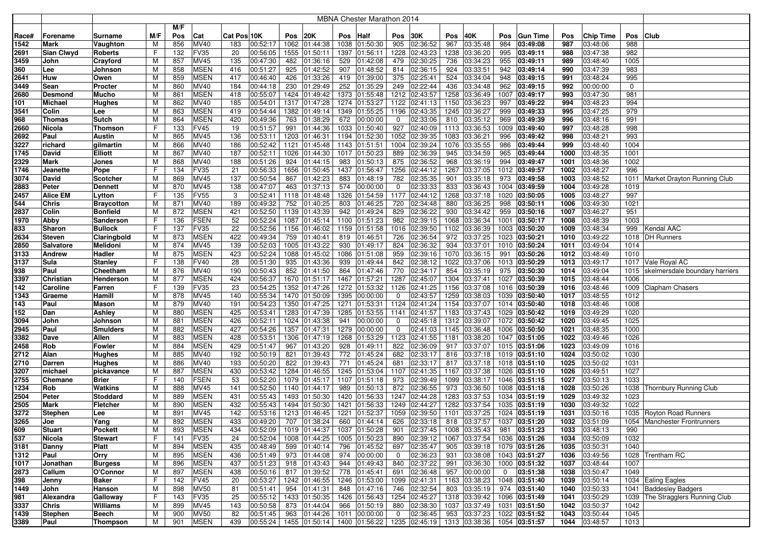| | | MBNA Chester Marathon 2014 | | | | | | | | | | | | | | | | | | | | | | |
|---|---|---|---|---|---|---|---|---|---|---|---|---|---|---|---|---|---|---|---|---|---|---|---|---|
| | | | | M/F | | | | | | | | | | | | | | | | | | | | |
| Race# | Forename | Surname | M/F | Pos | Cat | Cat Pos | 10K | Pos | 20K | Pos | Half | Pos | 30K | Pos | 40K | Pos | Gun Time | Pos | Chip Time | Pos | Club |
| 1542 | Mark | Vaughton | M | 856 | MV40 | 183 | 00:52:17 | 1062 | 01:44:38 | 1038 | 01:50:30 | 905 | 02:36:52 | 967 | 03:35:48 | 984 | 03:49:08 | 987 | 03:48:06 | 988 | |
| 2691 | Sian Clwyd | Roberts | F | 132 | FV35 | 20 | 00:56:05 | 1555 | 01:50:11 | 1397 | 01:56:11 | 1228 | 02:43:23 | 1238 | 03:36:20 | 995 | 03:49:11 | 988 | 03:47:38 | 982 | |
| 3459 | John | Crayford | M | 857 | MV45 | 135 | 00:47:30 | 482 | 01:36:16 | 529 | 01:42:08 | 479 | 02:30:25 | 736 | 03:34:23 | 955 | 03:49:11 | 989 | 03:48:40 | 1005 | |
| 360 | Lee | Johnson | M | 858 | MSEN | 416 | 00:51:27 | 925 | 01:42:52 | 907 | 01:48:52 | 814 | 02:36:15 | 924 | 03:33:51 | 942 | 03:49:14 | 990 | 03:47:39 | 983 | |
| 2641 | Huw | Owen | M | 859 | MSEN | 417 | 00:46:40 | 426 | 01:33:26 | 419 | 01:39:00 | 375 | 02:25:41 | 524 | 03:34:04 | 948 | 03:49:15 | 991 | 03:48:24 | 995 | |
| 3449 | Sean | Procter | M | 860 | MV40 | 184 | 00:44:18 | 230 | 01:29:49 | 252 | 01:35:29 | 249 | 02:22:44 | 436 | 03:34:48 | 962 | 03:49:15 | 992 | 00:00:00 | 0 | |
| 2680 | Desmond | Mucho | M | 861 | MSEN | 418 | 00:55:07 | 1424 | 01:49:42 | 1373 | 01:55:48 | 1212 | 02:43:57 | 1258 | 03:36:49 | 1007 | 03:49:17 | 993 | 03:47:30 | 981 | |
| 101 | Michael | Hughes | M | 862 | MV40 | 185 | 00:54:01 | 1317 | 01:47:28 | 1274 | 01:53:27 | 1122 | 02:41:13 | 1150 | 03:36:23 | 997 | 03:49:22 | 994 | 03:48:23 | 994 | |
| 3541 | Colin | Lee | M | 863 | MSEN | 419 | 00:54:44 | 1382 | 01:49:14 | 1349 | 01:55:25 | 1196 | 02:43:35 | 1245 | 03:36:27 | 999 | 03:49:33 | 995 | 03:47:25 | 979 | |
| 968 | Thomas | Sutch | M | 864 | MSEN | 420 | 00:49:36 | 763 | 01:38:29 | 672 | 00:00:00 | 0 | 02:33:06 | 810 | 03:35:12 | 969 | 03:49:39 | 996 | 03:48:16 | 991 | |
| 2660 | Nicola | Thomson | F | 133 | FV45 | 19 | 00:51:57 | 991 | 01:44:36 | 1033 | 01:50:40 | 927 | 02:40:09 | 1113 | 03:36:53 | 1009 | 03:49:40 | 997 | 03:48:28 | 998 | |
| 2692 | Paul | Austin | M | 865 | MV45 | 136 | 00:53:11 | 1203 | 01:46:31 | 1194 | 01:52:30 | 1052 | 02:39:35 | 1083 | 03:36:21 | 996 | 03:49:42 | 998 | 03:48:21 | 993 | |
| 3227 | richard | gilmartin | M | 866 | MV40 | 186 | 00:52:42 | 1121 | 01:45:48 | 1143 | 01:51:51 | 1004 | 02:39:24 | 1076 | 03:35:55 | 986 | 03:49:44 | 999 | 03:48:40 | 1004 | |
| 1745 | David | Elliott | M | 867 | MV40 | 187 | 00:52:11 | 1026 | 01:44:30 | 1017 | 01:50:23 | 889 | 02:36:39 | 945 | 03:34:59 | 965 | 03:49:44 | 1000 | 03:48:35 | 1001 | |
| 2329 | Mark | Jones | M | 868 | MV40 | 188 | 00:51:26 | 924 | 01:44:15 | 983 | 01:50:13 | 875 | 02:36:52 | 968 | 03:36:19 | 994 | 03:49:47 | 1001 | 03:48:36 | 1002 | |
| 1746 | Jeanette | Pope | F | 134 | FV35 | 21 | 00:56:33 | 1656 | 01:50:45 | 1437 | 01:56:47 | 1256 | 02:44:12 | 1267 | 03:37:05 | 1012 | 03:49:57 | 1002 | 03:48:27 | 996 | |
| 3074 | David | Scotcher | M | 869 | MV45 | 137 | 00:50:54 | 867 | 01:42:23 | 883 | 01:48:19 | 782 | 02:35:35 | 901 | 03:35:18 | 973 | 03:49:58 | 1003 | 03:48:52 | 1011 | Market Drayton Running Club |
| 2883 | Peter | Dennett | M | 870 | MV45 | 138 | 00:47:07 | 463 | 01:37:13 | 574 | 00:00:00 | 0 | 02:33:33 | 833 | 03:36:43 | 1004 | 03:49:59 | 1004 | 03:49:28 | 1019 | |
| 2457 | Alice EM | Lytton | F | 135 | FV55 | 3 | 00:52:41 | 1118 | 01:48:48 | 1326 | 01:54:59 | 1177 | 02:44:12 | 1268 | 03:37:18 | 1020 | 03:50:05 | 1005 | 03:48:27 | 997 | |
| 544 | Chris | Braycotton | M | 871 | MV40 | 189 | 00:49:32 | 752 | 01:40:25 | 803 | 01:46:25 | 720 | 02:34:48 | 880 | 03:36:25 | 998 | 03:50:11 | 1006 | 03:49:30 | 1021 | |
| 2837 | Colin | Bonfield | M | 872 | MSEN | 421 | 00:52:50 | 1139 | 01:43:39 | 942 | 01:49:24 | 829 | 02:36:22 | 930 | 03:34:42 | 959 | 03:50:16 | 1007 | 03:46:27 | 951 | |
| 1970 | Abby | Sanderson | F | 136 | FSEN | 52 | 00:52:24 | 1087 | 01:45:14 | 1100 | 01:51:23 | 982 | 02:39:15 | 1068 | 03:36:34 | 1001 | 03:50:17 | 1008 | 03:48:39 | 1003 | |
| 833 | Sharon | Bullock | F | 137 | FV35 | 22 | 00:52:56 | 1156 | 01:46:02 | 1159 | 01:51:58 | 1016 | 02:39:50 | 1102 | 03:36:39 | 1003 | 03:50:20 | 1009 | 03:48:34 | 999 | Kendal AAC |
| 2634 | Steven | Claringbold | M | 873 | MSEN | 422 | 00:49:34 | 759 | 01:40:41 | 819 | 01:46:51 | 726 | 02:36:54 | 972 | 03:37:25 | 1023 | 03:50:21 | 1010 | 03:49:22 | 1018 | DH Runners |
| 2850 | Salvatore | Melidoni | M | 874 | MV45 | 139 | 00:52:03 | 1005 | 01:43:22 | 930 | 01:49:17 | 824 | 02:36:32 | 934 | 03:37:01 | 1010 | 03:50:24 | 1011 | 03:49:04 | 1014 | |
| 3133 | Andrew | Hadler | M | 875 | MSEN | 423 | 00:52:24 | 1088 | 01:45:02 | 1086 | 01:51:08 | 959 | 02:39:16 | 1070 | 03:36:15 | 991 | 03:50:26 | 1012 | 03:48:49 | 1010 | |
| 3137 | Sula | Stanley | F | 138 | FV40 | 28 | 00:51:30 | 935 | 01:43:36 | 939 | 01:49:44 | 842 | 02:38:12 | 1022 | 03:37:06 | 1013 | 03:50:29 | 1013 | 03:49:17 | 1017 | Vale Royal AC |
| 938 | Paul | Cheetham | M | 876 | MV40 | 190 | 00:50:43 | 852 | 01:41:50 | 864 | 01:47:46 | 770 | 02:34:17 | 854 | 03:35:19 | 975 | 03:50:30 | 1014 | 03:49:04 | 1015 | skelmersdale boundary harriers |
| 3397 | Christian | Henderson | M | 877 | MSEN | 424 | 00:56:37 | 1670 | 01:51:17 | 1467 | 01:57:21 | 1287 | 02:45:07 | 1304 | 03:37:41 | 1027 | 03:50:39 | 1015 | 03:48:44 | 1006 | |
| 142 | Caroline | Farren | F | 139 | FV35 | 23 | 00:54:25 | 1352 | 01:47:26 | 1272 | 01:53:32 | 1126 | 02:41:25 | 1156 | 03:37:08 | 1016 | 03:50:39 | 1016 | 03:48:46 | 1009 | Clapham Chasers |
| 1343 | Graeme | Hamill | M | 878 | MV45 | 140 | 00:55:34 | 1470 | 01:50:09 | 1395 | 00:00:00 | 0 | 02:43:57 | 1259 | 03:38:03 | 1039 | 03:50:40 | 1017 | 03:48:55 | 1012 | |
| 143 | Paul | Mason | M | 879 | MV40 | 191 | 00:54:23 | 1350 | 01:47:25 | 1271 | 01:53:31 | 1124 | 02:41:24 | 1154 | 03:37:07 | 1014 | 03:50:40 | 1018 | 03:48:46 | 1008 | |
| 152 | Dan | Ashley | M | 880 | MSEN | 425 | 00:53:41 | 1283 | 01:47:39 | 1285 | 01:53:55 | 1141 | 02:41:57 | 1183 | 03:37:43 | 1029 | 03:50:42 | 1019 | 03:49:29 | 1020 | |
| 3094 | John | Johnson | M | 881 | MSEN | 426 | 00:52:11 | 1024 | 01:43:38 | 941 | 00:00:00 | 0 | 02:45:18 | 1312 | 03:39:07 | 1072 | 03:50:42 | 1020 | 03:49:45 | 1025 | |
| 2945 | Paul | Smulders | M | 882 | MSEN | 427 | 00:54:26 | 1357 | 01:47:31 | 1279 | 00:00:00 | 0 | 02:41:03 | 1145 | 03:36:48 | 1006 | 03:50:50 | 1021 | 03:48:35 | 1000 | |
| 3382 | Dave | Allen | M | 883 | MSEN | 428 | 00:53:51 | 1306 | 01:47:19 | 1268 | 01:53:29 | 1123 | 02:41:55 | 1181 | 03:38:20 | 1047 | 03:51:05 | 1022 | 03:49:46 | 1026 | |
| 2458 | Rob | Fowler | M | 884 | MSEN | 429 | 00:51:47 | 967 | 01:43:20 | 928 | 01:49:11 | 822 | 02:36:09 | 917 | 03:37:07 | 1015 | 03:51:06 | 1023 | 03:49:09 | 1016 | |
| 2712 | Alan | Hughes | M | 885 | MV40 | 192 | 00:50:19 | 821 | 01:39:43 | 772 | 01:45:24 | 682 | 02:33:17 | 816 | 03:37:18 | 1019 | 03:51:10 | 1024 | 03:50:02 | 1030 | |
| 2710 | Darren | Hughes | M | 886 | MV40 | 193 | 00:50:20 | 822 | 01:39:43 | 771 | 01:45:24 | 681 | 02:33:17 | 817 | 03:37:18 | 1018 | 03:51:10 | 1025 | 03:50:02 | 1031 | |
| 3207 | michael | pickavance | M | 887 | MSEN | 430 | 00:53:42 | 1284 | 01:46:55 | 1245 | 01:53:04 | 1107 | 02:41:35 | 1167 | 03:37:38 | 1026 | 03:51:10 | 1026 | 03:49:51 | 1027 | |
| 2755 | Chemane | Brier | F | 140 | FSEN | 53 | 00:52:20 | 1079 | 01:45:17 | 1107 | 01:51:18 | 973 | 02:39:49 | 1099 | 03:38:17 | 1046 | 03:51:15 | 1027 | 03:50:13 | 1033 | |
| 1234 | Rob | Watkins | M | 888 | MV45 | 141 | 00:52:50 | 1140 | 01:44:17 | 989 | 01:50:13 | 872 | 02:36:55 | 973 | 03:36:50 | 1008 | 03:51:18 | 1028 | 03:50:26 | 1038 | Thornbury Running Club |
| 2504 | Peter | Stoddard | M | 889 | MSEN | 431 | 00:55:43 | 1493 | 01:50:30 | 1420 | 01:56:33 | 1247 | 02:44:28 | 1283 | 03:37:53 | 1034 | 03:51:19 | 1029 | 03:49:32 | 1023 | |
| 2505 | Mark | Fletcher | M | 890 | MSEN | 432 | 00:55:43 | 1494 | 01:50:30 | 1421 | 01:56:33 | 1249 | 02:44:27 | 1282 | 03:37:54 | 1035 | 03:51:19 | 1030 | 03:49:32 | 1022 | |
| 3272 | Stephen | Lee | M | 891 | MV45 | 142 | 00:53:16 | 1213 | 01:46:45 | 1221 | 01:52:37 | 1059 | 02:39:50 | 1101 | 03:37:25 | 1024 | 03:51:19 | 1031 | 03:50:16 | 1035 | Royton Road Runners |
| 3265 | Joe | Yang | M | 892 | MSEN | 433 | 00:49:20 | 707 | 01:38:24 | 660 | 01:44:14 | 626 | 02:33:18 | 818 | 03:37:57 | 1037 | 03:51:20 | 1032 | 03:51:09 | 1054 | Manchester Frontrunners |
| 609 | Stuart | Pockett | M | 893 | MSEN | 434 | 00:52:09 | 1019 | 01:44:37 | 1037 | 01:50:28 | 901 | 02:37:45 | 1008 | 03:35:43 | 981 | 03:51:23 | 1033 | 03:48:13 | 990 | |
| 537 | Nicola | Stewart | F | 141 | FV35 | 24 | 00:52:04 | 1008 | 01:44:25 | 1005 | 01:50:23 | 890 | 02:39:12 | 1067 | 03:37:54 | 1036 | 03:51:26 | 1034 | 03:50:09 | 1032 | |
| 3181 | Danny | Platt | M | 894 | MSEN | 435 | 00:48:49 | 599 | 01:40:14 | 796 | 01:45:52 | 697 | 02:35:47 | 905 | 03:39:18 | 1079 | 03:51:26 | 1035 | 03:50:31 | 1040 | |
| 1312 | Paul | Orry | M | 895 | MSEN | 436 | 00:51:49 | 973 | 01:44:08 | 974 | 00:00:00 | 0 | 02:36:23 | 931 | 03:38:08 | 1043 | 03:51:27 | 1036 | 03:49:56 | 1028 | Trentham RC |
| 1017 | Jonathan | Burgess | M | 896 | MSEN | 437 | 00:51:23 | 918 | 01:43:43 | 944 | 01:49:43 | 840 | 02:37:22 | 991 | 03:36:30 | 1000 | 03:51:32 | 1037 | 03:48:44 | 1007 | |
| 2873 | Callum | O'Connor | M | 897 | MSEN | 438 | 00:50:16 | 817 | 01:39:52 | 778 | 01:45:41 | 691 | 02:36:48 | 957 | 00:00:00 | 0 | 03:51:38 | 1038 | 03:50:47 | 1049 | |
| 398 | Jenny | Baker | F | 142 | FV45 | 20 | 00:53:27 | 1242 | 01:46:55 | 1246 | 01:53:00 | 1099 | 02:41:31 | 1163 | 03:38:23 | 1048 | 03:51:40 | 1039 | 03:50:14 | 1034 | Ealing Eagles |
| 1449 | John | Hanson | M | 898 | MV50 | 81 | 00:51:41 | 954 | 01:41:31 | 848 | 01:47:16 | 746 | 02:32:54 | 803 | 03:35:19 | 974 | 03:51:40 | 1040 | 03:50:33 | 1041 | Baddesley Badgers |
| 981 | Alexandra | Galloway | F | 143 | FV35 | 25 | 00:55:12 | 1433 | 01:50:35 | 1426 | 01:56:43 | 1254 | 02:45:27 | 1318 | 03:39:42 | 1096 | 03:51:49 | 1041 | 03:50:29 | 1039 | The Stragglers Running Club |
| 3337 | Chris | Williams | M | 899 | MV45 | 143 | 00:50:58 | 873 | 01:44:04 | 966 | 01:50:19 | 880 | 02:38:30 | 1037 | 03:37:49 | 1031 | 03:51:50 | 1042 | 03:50:37 | 1042 | |
| 1439 | Stephen | Beech | M | 900 | MV50 | 82 | 00:51:45 | 963 | 01:44:26 | 1011 | 00:00:00 | 0 | 02:36:45 | 953 | 03:37:23 | 1022 | 03:51:52 | 1043 | 03:50:44 | 1045 | |
| 3389 | Paul | Thompson | M | 901 | MSEN | 439 | 00:55:24 | 1455 | 01:50:14 | 1400 | 01:56:22 | 1235 | 02:45:19 | 1313 | 03:38:36 | 1054 | 03:51:57 | 1044 | 03:48:57 | 1013 | |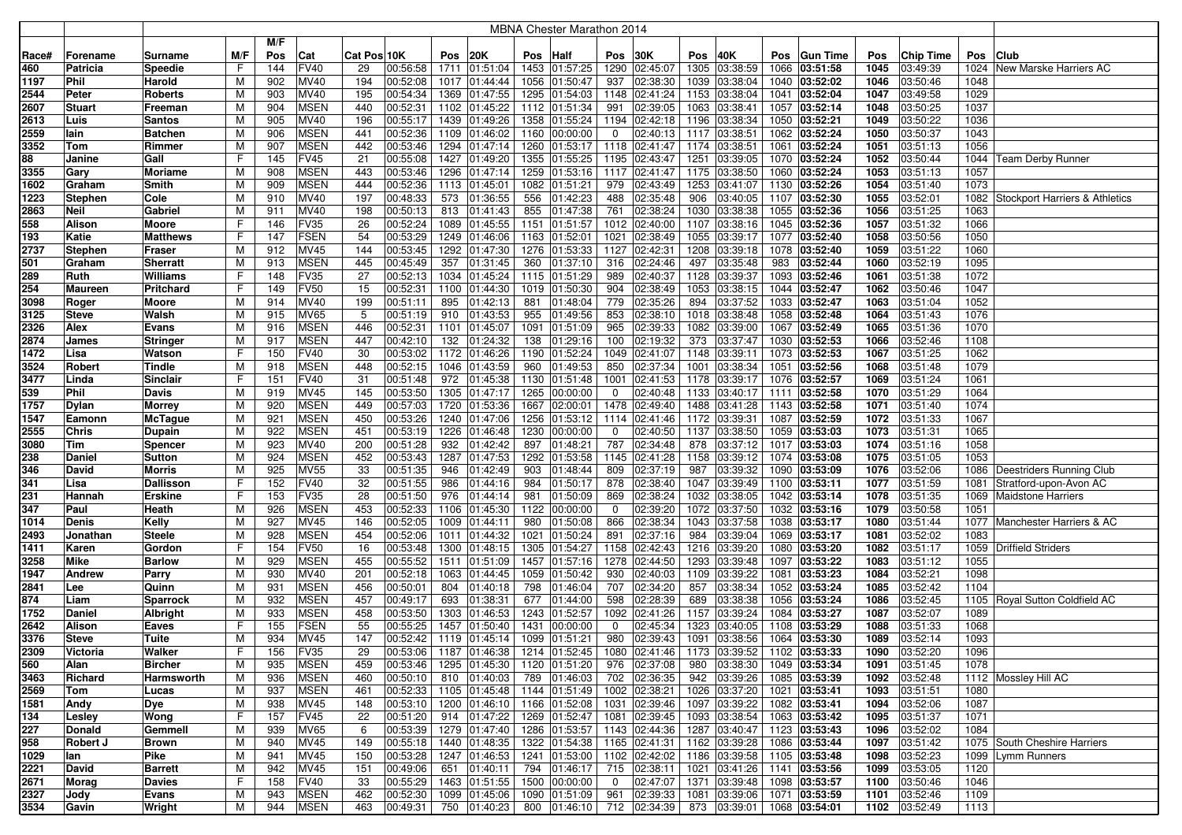| | | MBNA Chester Marathon 2014 | | | | | | | | | | | | | | | | | | | | | |
|---|---|---|---|---|---|---|---|---|---|---|---|---|---|---|---|---|---|---|---|---|---|---|---|
| Race# | Forename | Surname | M/F | M/F Pos | Cat | Cat Pos | 10K | Pos | 20K | Pos | Half | Pos | 30K | Pos | 40K | Pos | Gun Time | Pos | Chip Time | Pos | Club |
| 460 | Patricia | Speedie | F | 144 | FV40 | 29 | 00:56:58 | 1711 | 01:51:04 | 1453 | 01:57:25 | 1290 | 02:45:07 | 1305 | 03:38:59 | 1066 | 03:51:58 | 1045 | 03:49:39 | 1024 | New Marske Harriers AC |
| 1197 | Phil | Harold | M | 902 | MV40 | 194 | 00:52:08 | 1017 | 01:44:44 | 1056 | 01:50:47 | 937 | 02:38:30 | 1039 | 03:38:04 | 1040 | 03:52:02 | 1046 | 03:50:46 | 1048 | |
| 2544 | Peter | Roberts | M | 903 | MV40 | 195 | 00:54:34 | 1369 | 01:47:55 | 1295 | 01:54:03 | 1148 | 02:41:24 | 1153 | 03:38:04 | 1041 | 03:52:04 | 1047 | 03:49:58 | 1029 | |
| 2607 | Stuart | Freeman | M | 904 | MSEN | 440 | 00:52:31 | 1102 | 01:45:22 | 1112 | 01:51:34 | 991 | 02:39:05 | 1063 | 03:38:41 | 1057 | 03:52:14 | 1048 | 03:50:25 | 1037 | |
| 2613 | Luis | Santos | M | 905 | MV40 | 196 | 00:55:17 | 1439 | 01:49:26 | 1358 | 01:55:24 | 1194 | 02:42:18 | 1196 | 03:38:34 | 1050 | 03:52:21 | 1049 | 03:50:22 | 1036 | |
| 2559 | Iain | Batchen | M | 906 | MSEN | 441 | 00:52:36 | 1109 | 01:46:02 | 1160 | 00:00:00 | 0 | 02:40:13 | 1117 | 03:38:51 | 1062 | 03:52:24 | 1050 | 03:50:37 | 1043 | |
| 3352 | Tom | Rimmer | M | 907 | MSEN | 442 | 00:53:46 | 1294 | 01:47:14 | 1260 | 01:53:17 | 1118 | 02:41:47 | 1174 | 03:38:51 | 1061 | 03:52:24 | 1051 | 03:51:13 | 1056 | |
| 88 | Janine | Gall | F | 145 | FV45 | 21 | 00:55:08 | 1427 | 01:49:20 | 1355 | 01:55:25 | 1195 | 02:43:47 | 1251 | 03:39:05 | 1070 | 03:52:24 | 1052 | 03:50:44 | 1044 | Team Derby Runner |
| 3355 | Gary | Moriame | M | 908 | MSEN | 443 | 00:53:46 | 1296 | 01:47:14 | 1259 | 01:53:16 | 1117 | 02:41:47 | 1175 | 03:38:50 | 1060 | 03:52:24 | 1053 | 03:51:13 | 1057 | |
| 1602 | Graham | Smith | M | 909 | MSEN | 444 | 00:52:36 | 1113 | 01:45:01 | 1082 | 01:51:21 | 979 | 02:43:49 | 1253 | 03:41:07 | 1130 | 03:52:26 | 1054 | 03:51:40 | 1073 | |
| 1223 | Stephen | Cole | M | 910 | MV40 | 197 | 00:48:33 | 573 | 01:36:55 | 556 | 01:42:23 | 488 | 02:35:48 | 906 | 03:40:05 | 1107 | 03:52:30 | 1055 | 03:52:01 | 1082 | Stockport Harriers & Athletics |
| 2863 | Neil | Gabriel | M | 911 | MV40 | 198 | 00:50:13 | 813 | 01:41:43 | 855 | 01:47:38 | 761 | 02:38:24 | 1030 | 03:38:38 | 1055 | 03:52:36 | 1056 | 03:51:25 | 1063 | |
| 558 | Alison | Moore | F | 146 | FV35 | 26 | 00:52:24 | 1089 | 01:45:55 | 1151 | 01:51:57 | 1012 | 02:40:00 | 1107 | 03:38:16 | 1045 | 03:52:36 | 1057 | 03:51:32 | 1066 | |
| 193 | Katie | Matthews | F | 147 | FSEN | 54 | 00:53:29 | 1249 | 01:46:06 | 1163 | 01:52:01 | 1021 | 02:38:49 | 1055 | 03:39:17 | 1077 | 03:52:40 | 1058 | 03:50:56 | 1050 | |
| 2737 | Stephen | Fraser | M | 912 | MV45 | 144 | 00:53:45 | 1292 | 01:47:30 | 1276 | 01:53:33 | 1127 | 02:42:31 | 1208 | 03:39:18 | 1078 | 03:52:40 | 1059 | 03:51:22 | 1060 | |
| 501 | Graham | Sherratt | M | 913 | MSEN | 445 | 00:45:49 | 357 | 01:31:45 | 360 | 01:37:10 | 316 | 02:24:46 | 497 | 03:35:48 | 983 | 03:52:44 | 1060 | 03:52:19 | 1095 | |
| 289 | Ruth | Williams | F | 148 | FV35 | 27 | 00:52:13 | 1034 | 01:45:24 | 1115 | 01:51:29 | 989 | 02:40:37 | 1128 | 03:39:37 | 1093 | 03:52:46 | 1061 | 03:51:38 | 1072 | |
| 254 | Maureen | Pritchard | F | 149 | FV50 | 15 | 00:52:31 | 1100 | 01:44:30 | 1019 | 01:50:30 | 904 | 02:38:49 | 1053 | 03:38:15 | 1044 | 03:52:47 | 1062 | 03:50:46 | 1047 | |
| 3098 | Roger | Moore | M | 914 | MV40 | 199 | 00:51:11 | 895 | 01:42:13 | 881 | 01:48:04 | 779 | 02:35:26 | 894 | 03:37:52 | 1033 | 03:52:47 | 1063 | 03:51:04 | 1052 | |
| 3125 | Steve | Walsh | M | 915 | MV65 | 5 | 00:51:19 | 910 | 01:43:53 | 955 | 01:49:56 | 853 | 02:38:10 | 1018 | 03:38:48 | 1058 | 03:52:48 | 1064 | 03:51:43 | 1076 | |
| 2326 | Alex | Evans | M | 916 | MSEN | 446 | 00:52:31 | 1101 | 01:45:07 | 1091 | 01:51:09 | 965 | 02:39:33 | 1082 | 03:39:00 | 1067 | 03:52:49 | 1065 | 03:51:36 | 1070 | |
| 2874 | James | Stringer | M | 917 | MSEN | 447 | 00:42:10 | 132 | 01:24:32 | 138 | 01:29:16 | 100 | 02:19:32 | 373 | 03:37:47 | 1030 | 03:52:53 | 1066 | 03:52:46 | 1108 | |
| 1472 | Lisa | Watson | F | 150 | FV40 | 30 | 00:53:02 | 1172 | 01:46:26 | 1190 | 01:52:24 | 1049 | 02:41:07 | 1148 | 03:39:11 | 1073 | 03:52:53 | 1067 | 03:51:25 | 1062 | |
| 3524 | Robert | Tindle | M | 918 | MSEN | 448 | 00:52:15 | 1046 | 01:43:59 | 960 | 01:49:53 | 852 | 02:37:34 | 1001 | 03:38:34 | 1051 | 03:52:56 | 1068 | 03:51:48 | 1079 | |
| 3477 | Linda | Sinclair | F | 151 | FV40 | 31 | 00:51:48 | 972 | 01:45:38 | 1130 | 01:51:48 | 1001 | 02:41:53 | 1178 | 03:39:17 | 1076 | 03:52:57 | 1069 | 03:51:24 | 1061 | |
| 539 | Phil | Davis | M | 919 | MV45 | 145 | 00:53:50 | 1305 | 01:47:17 | 1265 | 00:00:00 | 0 | 02:40:48 | 1133 | 03:40:17 | 1111 | 03:52:58 | 1070 | 03:51:29 | 1064 | |
| 1757 | Dylan | Morrey | M | 920 | MSEN | 449 | 00:57:03 | 1720 | 01:53:36 | 1667 | 02:00:01 | 1478 | 02:49:40 | 1488 | 03:41:28 | 1143 | 03:52:58 | 1071 | 03:51:40 | 1074 | |
| 1547 | Eamonn | McTague | M | 921 | MSEN | 450 | 00:53:26 | 1240 | 01:47:06 | 1256 | 01:53:12 | 1114 | 02:41:46 | 1172 | 03:39:31 | 1087 | 03:52:59 | 1072 | 03:51:33 | 1067 | |
| 2555 | Chris | Dupain | M | 922 | MSEN | 451 | 00:53:19 | 1226 | 01:46:48 | 1230 | 00:00:00 | 0 | 02:40:50 | 1137 | 03:38:50 | 1059 | 03:53:03 | 1073 | 03:51:31 | 1065 | |
| 3080 | Tim | Spencer | M | 923 | MV40 | 200 | 00:51:28 | 932 | 01:42:42 | 897 | 01:48:21 | 787 | 02:34:48 | 878 | 03:37:12 | 1017 | 03:53:03 | 1074 | 03:51:16 | 1058 | |
| 238 | Daniel | Sutton | M | 924 | MSEN | 452 | 00:53:43 | 1287 | 01:47:53 | 1292 | 01:53:58 | 1145 | 02:41:28 | 1158 | 03:39:12 | 1074 | 03:53:08 | 1075 | 03:51:05 | 1053 | |
| 346 | David | Morris | M | 925 | MV55 | 33 | 00:51:35 | 946 | 01:42:49 | 903 | 01:48:44 | 809 | 02:37:19 | 987 | 03:39:32 | 1090 | 03:53:09 | 1076 | 03:52:06 | 1086 | Deestriders Running Club |
| 341 | Lisa | Dallisson | F | 152 | FV40 | 32 | 00:51:55 | 986 | 01:44:16 | 984 | 01:50:17 | 878 | 02:38:40 | 1047 | 03:39:49 | 1100 | 03:53:11 | 1077 | 03:51:59 | 1081 | Stratford-upon-Avon AC |
| 231 | Hannah | Erskine | F | 153 | FV35 | 28 | 00:51:50 | 976 | 01:44:14 | 981 | 01:50:09 | 869 | 02:38:24 | 1032 | 03:38:05 | 1042 | 03:53:14 | 1078 | 03:51:35 | 1069 | Maidstone Harriers |
| 347 | Paul | Heath | M | 926 | MSEN | 453 | 00:52:33 | 1106 | 01:45:30 | 1122 | 00:00:00 | 0 | 02:39:20 | 1072 | 03:37:50 | 1032 | 03:53:16 | 1079 | 03:50:58 | 1051 | |
| 1014 | Denis | Kelly | M | 927 | MV45 | 146 | 00:52:05 | 1009 | 01:44:11 | 980 | 01:50:08 | 866 | 02:38:34 | 1043 | 03:37:58 | 1038 | 03:53:17 | 1080 | 03:51:44 | 1077 | Manchester Harriers & AC |
| 2493 | Jonathan | Steele | M | 928 | MSEN | 454 | 00:52:06 | 1011 | 01:44:32 | 1021 | 01:50:24 | 891 | 02:37:16 | 984 | 03:39:04 | 1069 | 03:53:17 | 1081 | 03:52:02 | 1083 | |
| 1411 | Karen | Gordon | F | 154 | FV50 | 16 | 00:53:48 | 1300 | 01:48:15 | 1305 | 01:54:27 | 1158 | 02:42:43 | 1216 | 03:39:20 | 1080 | 03:53:20 | 1082 | 03:51:17 | 1059 | Driffield Striders |
| 3258 | Mike | Barlow | M | 929 | MSEN | 455 | 00:55:52 | 1511 | 01:51:09 | 1457 | 01:57:16 | 1278 | 02:44:50 | 1293 | 03:39:48 | 1097 | 03:53:22 | 1083 | 03:51:12 | 1055 | |
| 1947 | Andrew | Parry | M | 930 | MV40 | 201 | 00:52:18 | 1063 | 01:44:45 | 1059 | 01:50:42 | 930 | 02:40:03 | 1109 | 03:39:22 | 1081 | 03:53:23 | 1084 | 03:52:21 | 1098 | |
| 2841 | Lee | Quinn | M | 931 | MSEN | 456 | 00:50:01 | 804 | 01:40:18 | 798 | 01:46:04 | 707 | 02:34:20 | 857 | 03:38:34 | 1052 | 03:53:24 | 1085 | 03:52:42 | 1104 | |
| 874 | Liam | Sparrock | M | 932 | MSEN | 457 | 00:49:17 | 693 | 01:38:31 | 677 | 01:44:00 | 598 | 02:28:39 | 689 | 03:38:38 | 1056 | 03:53:24 | 1086 | 03:52:45 | 1105 | Royal Sutton Coldfield AC |
| 1752 | Daniel | Albright | M | 933 | MSEN | 458 | 00:53:50 | 1303 | 01:46:53 | 1243 | 01:52:57 | 1092 | 02:41:26 | 1157 | 03:39:24 | 1084 | 03:53:27 | 1087 | 03:52:07 | 1089 | |
| 2642 | Alison | Eaves | F | 155 | FSEN | 55 | 00:55:25 | 1457 | 01:50:40 | 1431 | 00:00:00 | 0 | 02:45:34 | 1323 | 03:40:05 | 1108 | 03:53:29 | 1088 | 03:51:33 | 1068 | |
| 3376 | Steve | Tuite | M | 934 | MV45 | 147 | 00:52:42 | 1119 | 01:45:14 | 1099 | 01:51:21 | 980 | 02:39:43 | 1091 | 03:38:56 | 1064 | 03:53:30 | 1089 | 03:52:14 | 1093 | |
| 2309 | Victoria | Walker | F | 156 | FV35 | 29 | 00:53:06 | 1187 | 01:46:38 | 1214 | 01:52:45 | 1080 | 02:41:46 | 1173 | 03:39:52 | 1102 | 03:53:33 | 1090 | 03:52:20 | 1096 | |
| 560 | Alan | Bircher | M | 935 | MSEN | 459 | 00:53:46 | 1295 | 01:45:30 | 1120 | 01:51:20 | 976 | 02:37:08 | 980 | 03:38:30 | 1049 | 03:53:34 | 1091 | 03:51:45 | 1078 | |
| 3463 | Richard | Harmsworth | M | 936 | MSEN | 460 | 00:50:10 | 810 | 01:40:03 | 789 | 01:46:03 | 702 | 02:36:35 | 942 | 03:39:26 | 1085 | 03:53:39 | 1092 | 03:52:48 | 1112 | Mossley Hill AC |
| 2569 | Tom | Lucas | M | 937 | MSEN | 461 | 00:52:33 | 1105 | 01:45:48 | 1144 | 01:51:49 | 1002 | 02:38:21 | 1026 | 03:37:20 | 1021 | 03:53:41 | 1093 | 03:51:51 | 1080 | |
| 1581 | Andy | Dye | M | 938 | MV45 | 148 | 00:53:10 | 1200 | 01:46:10 | 1166 | 01:52:08 | 1031 | 02:39:46 | 1097 | 03:39:22 | 1082 | 03:53:41 | 1094 | 03:52:06 | 1087 | |
| 134 | Lesley | Wong | F | 157 | FV45 | 22 | 00:51:20 | 914 | 01:47:22 | 1269 | 01:52:47 | 1081 | 02:39:45 | 1093 | 03:38:54 | 1063 | 03:53:42 | 1095 | 03:51:37 | 1071 | |
| 227 | Donald | Gemmell | M | 939 | MV65 | 6 | 00:53:39 | 1279 | 01:47:40 | 1286 | 01:53:57 | 1143 | 02:44:36 | 1287 | 03:40:47 | 1123 | 03:53:43 | 1096 | 03:52:02 | 1084 | |
| 958 | Robert J | Brown | M | 940 | MV45 | 149 | 00:55:18 | 1440 | 01:48:35 | 1322 | 01:54:38 | 1165 | 02:41:31 | 1162 | 03:39:28 | 1086 | 03:53:44 | 1097 | 03:51:42 | 1075 | South Cheshire Harriers |
| 1029 | Ian | Pike | M | 941 | MV45 | 150 | 00:53:28 | 1247 | 01:46:53 | 1241 | 01:53:00 | 1102 | 02:42:02 | 1186 | 03:39:58 | 1105 | 03:53:48 | 1098 | 03:52:23 | 1099 | Lymm Runners |
| 2221 | David | Barrett | M | 942 | MV45 | 151 | 00:49:06 | 651 | 01:40:11 | 794 | 01:46:17 | 715 | 02:38:11 | 1021 | 03:41:26 | 1141 | 03:53:56 | 1099 | 03:53:05 | 1120 | |
| 2671 | Morag | Davies | F | 158 | FV40 | 33 | 00:55:29 | 1463 | 01:51:55 | 1500 | 00:00:00 | 0 | 02:47:07 | 1371 | 03:39:48 | 1098 | 03:53:57 | 1100 | 03:50:46 | 1046 | |
| 2327 | Jody | Evans | M | 943 | MSEN | 462 | 00:52:30 | 1099 | 01:45:06 | 1090 | 01:51:09 | 961 | 02:39:33 | 1081 | 03:39:06 | 1071 | 03:53:59 | 1101 | 03:52:46 | 1109 | |
| 3534 | Gavin | Wright | M | 944 | MSEN | 463 | 00:49:31 | 750 | 01:40:23 | 800 | 01:46:10 | 712 | 02:34:39 | 873 | 03:39:01 | 1068 | 03:54:01 | 1102 | 03:52:49 | 1113 | |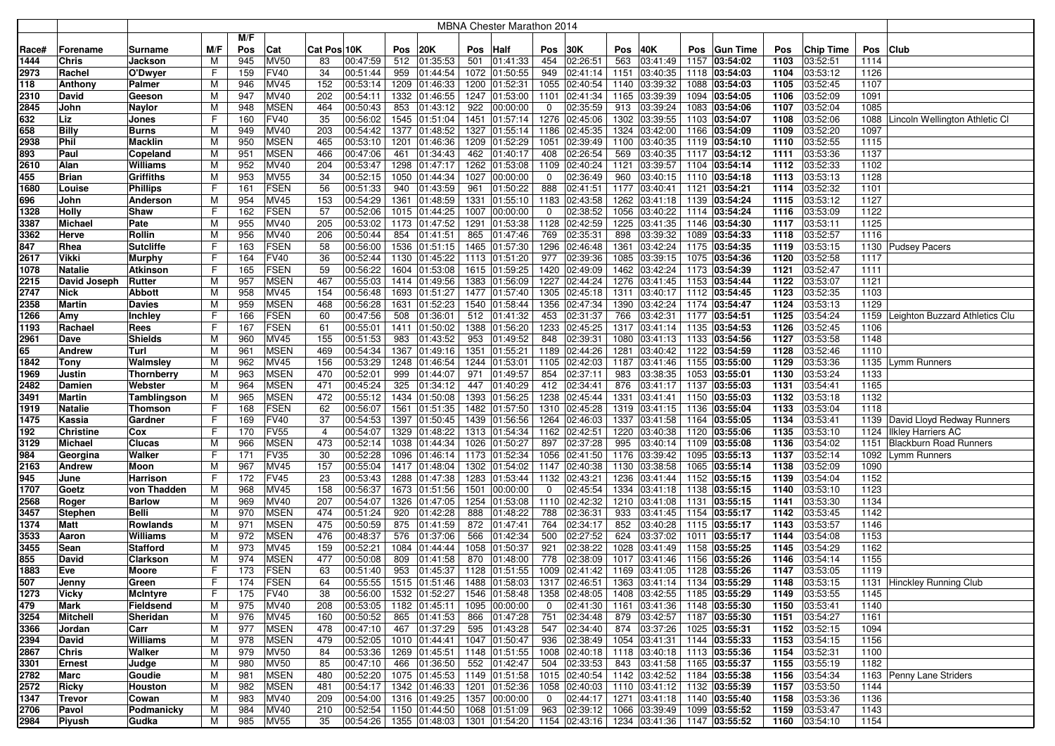| | | MBNA Chester Marathon 2014 | | | | | | | | | | | | | | | | | | | | | |
|---|---|---|---|---|---|---|---|---|---|---|---|---|---|---|---|---|---|---|---|---|---|---|---|
| Race# | Forename | Surname | M/F | M/F Pos | Cat | Cat Pos | 10K | Pos | 20K | Pos | Half | Pos | 30K | Pos | 40K | Pos | Gun Time | Pos | Chip Time | Pos | Club |
| 1444 | Chris | Jackson | M | 945 | MV50 | 83 | 00:47:59 | 512 | 01:35:53 | 501 | 01:41:33 | 454 | 02:26:51 | 563 | 03:41:49 | 1157 | 03:54:02 | 1103 | 03:52:51 | 1114 | |
| 2973 | Rachel | O'Dwyer | F | 159 | FV40 | 34 | 00:51:44 | 959 | 01:44:54 | 1072 | 01:50:55 | 949 | 02:41:14 | 1151 | 03:40:35 | 1118 | 03:54:03 | 1104 | 03:53:12 | 1126 | |
| 118 | Anthony | Palmer | M | 946 | MV45 | 152 | 00:53:14 | 1209 | 01:46:33 | 1200 | 01:52:31 | 1055 | 02:40:54 | 1140 | 03:39:32 | 1088 | 03:54:03 | 1105 | 03:52:45 | 1107 | |
| 2310 | David | Geeson | M | 947 | MV40 | 202 | 00:54:11 | 1332 | 01:46:55 | 1247 | 01:53:00 | 1101 | 02:41:34 | 1165 | 03:39:39 | 1094 | 03:54:05 | 1106 | 03:52:09 | 1091 | |
| 2845 | John | Naylor | M | 948 | MSEN | 464 | 00:50:43 | 853 | 01:43:12 | 922 | 00:00:00 | 0 | 02:35:59 | 913 | 03:39:24 | 1083 | 03:54:06 | 1107 | 03:52:04 | 1085 | |
| 632 | Liz | Jones | F | 160 | FV40 | 35 | 00:56:02 | 1545 | 01:51:04 | 1451 | 01:57:14 | 1276 | 02:45:06 | 1302 | 03:39:55 | 1103 | 03:54:07 | 1108 | 03:52:06 | 1088 | Lincoln Wellington Athletic Cl |
| 658 | Billy | Burns | M | 949 | MV40 | 203 | 00:54:42 | 1377 | 01:48:52 | 1327 | 01:55:14 | 1186 | 02:45:35 | 1324 | 03:42:00 | 1166 | 03:54:09 | 1109 | 03:52:20 | 1097 | |
| 2938 | Phil | Macklin | M | 950 | MSEN | 465 | 00:53:10 | 1201 | 01:46:36 | 1209 | 01:52:29 | 1051 | 02:39:49 | 1100 | 03:40:35 | 1119 | 03:54:10 | 1110 | 03:52:55 | 1115 | |
| 893 | Paul | Copeland | M | 951 | MSEN | 466 | 00:47:06 | 461 | 01:34:43 | 462 | 01:40:17 | 408 | 02:26:54 | 569 | 03:40:35 | 1117 | 03:54:12 | 1111 | 03:53:36 | 1137 | |
| 2610 | Alan | Williams | M | 952 | MV40 | 204 | 00:53:47 | 1298 | 01:47:17 | 1262 | 01:53:08 | 1109 | 02:40:24 | 1121 | 03:39:57 | 1104 | 03:54:14 | 1112 | 03:52:33 | 1102 | |
| 455 | Brian | Griffiths | M | 953 | MV55 | 34 | 00:52:15 | 1050 | 01:44:34 | 1027 | 00:00:00 | 0 | 02:36:49 | 960 | 03:40:15 | 1110 | 03:54:18 | 1113 | 03:53:13 | 1128 | |
| 1680 | Louise | Phillips | F | 161 | FSEN | 56 | 00:51:33 | 940 | 01:43:59 | 961 | 01:50:22 | 888 | 02:41:51 | 1177 | 03:40:41 | 1121 | 03:54:21 | 1114 | 03:52:32 | 1101 | |
| 696 | John | Anderson | M | 954 | MV45 | 153 | 00:54:29 | 1361 | 01:48:59 | 1331 | 01:55:10 | 1183 | 02:43:58 | 1262 | 03:41:18 | 1139 | 03:54:24 | 1115 | 03:53:12 | 1127 | |
| 1328 | Holly | Shaw | F | 162 | FSEN | 57 | 00:52:06 | 1015 | 01:44:25 | 1007 | 00:00:00 | 0 | 02:38:52 | 1056 | 03:40:22 | 1114 | 03:54:24 | 1116 | 03:53:09 | 1122 | |
| 3387 | Michael | Pate | M | 955 | MV40 | 205 | 00:53:02 | 1173 | 01:47:52 | 1291 | 01:53:38 | 1128 | 02:42:59 | 1225 | 03:41:35 | 1146 | 03:54:30 | 1117 | 03:53:11 | 1125 | |
| 3362 | Herve | Rollin | M | 956 | MV40 | 206 | 00:50:44 | 854 | 01:41:51 | 865 | 01:47:46 | 769 | 02:35:31 | 898 | 03:39:32 | 1089 | 03:54:33 | 1118 | 03:52:57 | 1116 | |
| 847 | Rhea | Sutcliffe | F | 163 | FSEN | 58 | 00:56:00 | 1536 | 01:51:15 | 1465 | 01:57:30 | 1296 | 02:46:48 | 1361 | 03:42:24 | 1175 | 03:54:35 | 1119 | 03:53:15 | 1130 | Pudsey Pacers |
| 2617 | Vikki | Murphy | F | 164 | FV40 | 36 | 00:52:44 | 1130 | 01:45:22 | 1113 | 01:51:20 | 977 | 02:39:36 | 1085 | 03:39:15 | 1075 | 03:54:36 | 1120 | 03:52:58 | 1117 | |
| 1078 | Natalie | Atkinson | F | 165 | FSEN | 59 | 00:56:22 | 1604 | 01:53:08 | 1615 | 01:59:25 | 1420 | 02:49:09 | 1462 | 03:42:24 | 1173 | 03:54:39 | 1121 | 03:52:47 | 1111 | |
| 2215 | David Joseph | Rutter | M | 957 | MSEN | 467 | 00:55:03 | 1414 | 01:49:56 | 1383 | 01:56:09 | 1227 | 02:44:24 | 1276 | 03:41:45 | 1153 | 03:54:44 | 1122 | 03:53:07 | 1121 | |
| 2747 | Nick | Abbott | M | 958 | MV45 | 154 | 00:56:48 | 1693 | 01:51:27 | 1477 | 01:57:40 | 1305 | 02:45:18 | 1311 | 03:40:17 | 1112 | 03:54:45 | 1123 | 03:52:35 | 1103 | |
| 2358 | Martin | Davies | M | 959 | MSEN | 468 | 00:56:28 | 1631 | 01:52:23 | 1540 | 01:58:44 | 1356 | 02:47:34 | 1390 | 03:42:24 | 1174 | 03:54:47 | 1124 | 03:53:13 | 1129 | |
| 1266 | Amy | Inchley | F | 166 | FSEN | 60 | 00:47:56 | 508 | 01:36:01 | 512 | 01:41:32 | 453 | 02:31:37 | 766 | 03:42:31 | 1177 | 03:54:51 | 1125 | 03:54:24 | 1159 | Leighton Buzzard Athletics Clu |
| 1193 | Rachael | Rees | F | 167 | FSEN | 61 | 00:55:01 | 1411 | 01:50:02 | 1388 | 01:56:20 | 1233 | 02:45:25 | 1317 | 03:41:14 | 1135 | 03:54:53 | 1126 | 03:52:45 | 1106 | |
| 2961 | Dave | Shields | M | 960 | MV45 | 155 | 00:51:53 | 983 | 01:43:52 | 953 | 01:49:52 | 848 | 02:39:31 | 1080 | 03:41:13 | 1133 | 03:54:56 | 1127 | 03:53:58 | 1148 | |
| 65 | Andrew | Turl | M | 961 | MSEN | 469 | 00:54:34 | 1367 | 01:49:16 | 1351 | 01:55:21 | 1189 | 02:44:26 | 1281 | 03:40:42 | 1122 | 03:54:59 | 1128 | 03:52:46 | 1110 | |
| 1842 | Tony | Walmsley | M | 962 | MV45 | 156 | 00:53:29 | 1248 | 01:46:54 | 1244 | 01:53:01 | 1105 | 02:42:03 | 1187 | 03:41:46 | 1155 | 03:55:00 | 1129 | 03:53:36 | 1135 | Lymm Runners |
| 1969 | Justin | Thornberry | M | 963 | MSEN | 470 | 00:52:01 | 999 | 01:44:07 | 971 | 01:49:57 | 854 | 02:37:11 | 983 | 03:38:35 | 1053 | 03:55:01 | 1130 | 03:53:24 | 1133 | |
| 2482 | Damien | Webster | M | 964 | MSEN | 471 | 00:45:24 | 325 | 01:34:12 | 447 | 01:40:29 | 412 | 02:34:41 | 876 | 03:41:17 | 1137 | 03:55:03 | 1131 | 03:54:41 | 1165 | |
| 3491 | Martin | Tamblingson | M | 965 | MSEN | 472 | 00:55:12 | 1434 | 01:50:08 | 1393 | 01:56:25 | 1238 | 02:45:44 | 1331 | 03:41:41 | 1150 | 03:55:03 | 1132 | 03:53:18 | 1132 | |
| 1919 | Natalie | Thomson | F | 168 | FSEN | 62 | 00:56:07 | 1561 | 01:51:35 | 1482 | 01:57:50 | 1310 | 02:45:28 | 1319 | 03:41:15 | 1136 | 03:55:04 | 1133 | 03:53:04 | 1118 | |
| 1475 | Kassia | Gardner | F | 169 | FV40 | 37 | 00:54:53 | 1397 | 01:50:45 | 1439 | 01:56:56 | 1264 | 02:46:03 | 1337 | 03:41:58 | 1164 | 03:55:05 | 1134 | 03:53:41 | 1139 | David Lloyd Redway Runners |
| 192 | Christine | Cox | F | 170 | FV55 | 4 | 00:54:07 | 1329 | 01:48:22 | 1313 | 01:54:34 | 1162 | 02:42:51 | 1220 | 03:40:38 | 1120 | 03:55:06 | 1135 | 03:53:10 | 1124 | Ilkley Harriers AC |
| 3129 | Michael | Clucas | M | 966 | MSEN | 473 | 00:52:14 | 1038 | 01:44:34 | 1026 | 01:50:27 | 897 | 02:37:28 | 995 | 03:40:14 | 1109 | 03:55:08 | 1136 | 03:54:02 | 1151 | Blackburn Road Runners |
| 984 | Georgina | Walker | F | 171 | FV35 | 30 | 00:52:28 | 1096 | 01:46:14 | 1173 | 01:52:34 | 1056 | 02:41:50 | 1176 | 03:39:42 | 1095 | 03:55:13 | 1137 | 03:52:14 | 1092 | Lymm Runners |
| 2163 | Andrew | Moon | M | 967 | MV45 | 157 | 00:55:04 | 1417 | 01:48:04 | 1302 | 01:54:02 | 1147 | 02:40:38 | 1130 | 03:38:58 | 1065 | 03:55:14 | 1138 | 03:52:09 | 1090 | |
| 945 | June | Harrison | F | 172 | FV45 | 23 | 00:53:43 | 1288 | 01:47:38 | 1283 | 01:53:44 | 1132 | 02:43:21 | 1236 | 03:41:44 | 1152 | 03:55:15 | 1139 | 03:54:04 | 1152 | |
| 1707 | Goetz | von Thadden | M | 968 | MV45 | 158 | 00:56:37 | 1673 | 01:51:56 | 1501 | 00:00:00 | 0 | 02:45:54 | 1334 | 03:41:18 | 1138 | 03:55:15 | 1140 | 03:53:10 | 1123 | |
| 2568 | Roger | Barlow | M | 969 | MV40 | 207 | 00:54:07 | 1326 | 01:47:05 | 1254 | 01:53:08 | 1110 | 02:42:32 | 1210 | 03:41:08 | 1131 | 03:55:15 | 1141 | 03:53:30 | 1134 | |
| 3457 | Stephen | Belli | M | 970 | MSEN | 474 | 00:51:24 | 920 | 01:42:28 | 888 | 01:48:22 | 788 | 02:36:31 | 933 | 03:41:45 | 1154 | 03:55:17 | 1142 | 03:53:45 | 1142 | |
| 1374 | Matt | Rowlands | M | 971 | MSEN | 475 | 00:50:59 | 875 | 01:41:59 | 872 | 01:47:41 | 764 | 02:34:17 | 852 | 03:40:28 | 1115 | 03:55:17 | 1143 | 03:53:57 | 1146 | |
| 3533 | Aaron | Williams | M | 972 | MSEN | 476 | 00:48:37 | 576 | 01:37:06 | 566 | 01:42:34 | 500 | 02:27:52 | 624 | 03:37:02 | 1011 | 03:55:17 | 1144 | 03:54:08 | 1153 | |
| 3455 | Sean | Stafford | M | 973 | MV45 | 159 | 00:52:21 | 1084 | 01:44:44 | 1058 | 01:50:37 | 921 | 02:38:22 | 1028 | 03:41:49 | 1158 | 03:55:25 | 1145 | 03:54:29 | 1162 | |
| 855 | David | Clarkson | M | 974 | MSEN | 477 | 00:50:08 | 809 | 01:41:58 | 870 | 01:48:00 | 778 | 02:38:09 | 1017 | 03:41:46 | 1156 | 03:55:26 | 1146 | 03:54:14 | 1155 | |
| 1883 | Eve | Moore | F | 173 | FSEN | 63 | 00:51:40 | 953 | 01:45:37 | 1128 | 01:51:55 | 1009 | 02:41:42 | 1169 | 03:41:05 | 1128 | 03:55:26 | 1147 | 03:53:05 | 1119 | |
| 507 | Jenny | Green | F | 174 | FSEN | 64 | 00:55:55 | 1515 | 01:51:46 | 1488 | 01:58:03 | 1317 | 02:46:51 | 1363 | 03:41:14 | 1134 | 03:55:29 | 1148 | 03:53:15 | 1131 | Hinckley Running Club |
| 1273 | Vicky | McIntyre | F | 175 | FV40 | 38 | 00:56:00 | 1532 | 01:52:27 | 1546 | 01:58:48 | 1358 | 02:48:05 | 1408 | 03:42:55 | 1185 | 03:55:29 | 1149 | 03:53:55 | 1145 | |
| 479 | Mark | Fieldsend | M | 975 | MV40 | 208 | 00:53:05 | 1182 | 01:45:11 | 1095 | 00:00:00 | 0 | 02:41:30 | 1161 | 03:41:36 | 1148 | 03:55:30 | 1150 | 03:53:41 | 1140 | |
| 3254 | Mitchell | Sheridan | M | 976 | MV45 | 160 | 00:50:52 | 865 | 01:41:53 | 866 | 01:47:28 | 751 | 02:34:48 | 879 | 03:42:57 | 1187 | 03:55:30 | 1151 | 03:54:27 | 1161 | |
| 3366 | Jordan | Carr | M | 977 | MSEN | 478 | 00:47:10 | 467 | 01:37:29 | 595 | 01:43:28 | 547 | 02:34:40 | 874 | 03:37:26 | 1025 | 03:55:31 | 1152 | 03:52:15 | 1094 | |
| 2394 | David | Williams | M | 978 | MSEN | 479 | 00:52:05 | 1010 | 01:44:41 | 1047 | 01:50:47 | 936 | 02:38:49 | 1054 | 03:41:31 | 1144 | 03:55:33 | 1153 | 03:54:15 | 1156 | |
| 2867 | Chris | Walker | M | 979 | MV50 | 84 | 00:53:36 | 1269 | 01:45:51 | 1148 | 01:51:55 | 1008 | 02:40:18 | 1118 | 03:40:18 | 1113 | 03:55:36 | 1154 | 03:52:31 | 1100 | |
| 3301 | Ernest | Judge | M | 980 | MV50 | 85 | 00:47:10 | 466 | 01:36:50 | 552 | 01:42:47 | 504 | 02:33:53 | 843 | 03:41:58 | 1165 | 03:55:37 | 1155 | 03:55:19 | 1182 | |
| 2782 | Marc | Goudie | M | 981 | MSEN | 480 | 00:52:20 | 1075 | 01:45:53 | 1149 | 01:51:58 | 1015 | 02:40:54 | 1142 | 03:42:52 | 1184 | 03:55:38 | 1156 | 03:54:34 | 1163 | Penny Lane Striders |
| 2572 | Ricky | Houston | M | 982 | MSEN | 481 | 00:54:17 | 1342 | 01:46:33 | 1201 | 01:52:36 | 1058 | 02:40:03 | 1110 | 03:41:12 | 1132 | 03:55:39 | 1157 | 03:53:50 | 1144 | |
| 1347 | Trevor | Cowan | M | 983 | MV40 | 209 | 00:54:00 | 1316 | 01:49:25 | 1357 | 00:00:00 | 0 | 02:44:17 | 1271 | 03:41:18 | 1140 | 03:55:40 | 1158 | 03:53:36 | 1136 | |
| 2706 | Pavol | Podmanicky | M | 984 | MV40 | 210 | 00:52:54 | 1150 | 01:44:50 | 1068 | 01:51:09 | 963 | 02:39:12 | 1066 | 03:39:49 | 1099 | 03:55:52 | 1159 | 03:53:47 | 1143 | |
| 2984 | Piyush | Gudka | M | 985 | MV55 | 35 | 00:54:26 | 1355 | 01:48:03 | 1301 | 01:54:20 | 1154 | 02:43:16 | 1234 | 03:41:36 | 1147 | 03:55:52 | 1160 | 03:54:10 | 1154 | |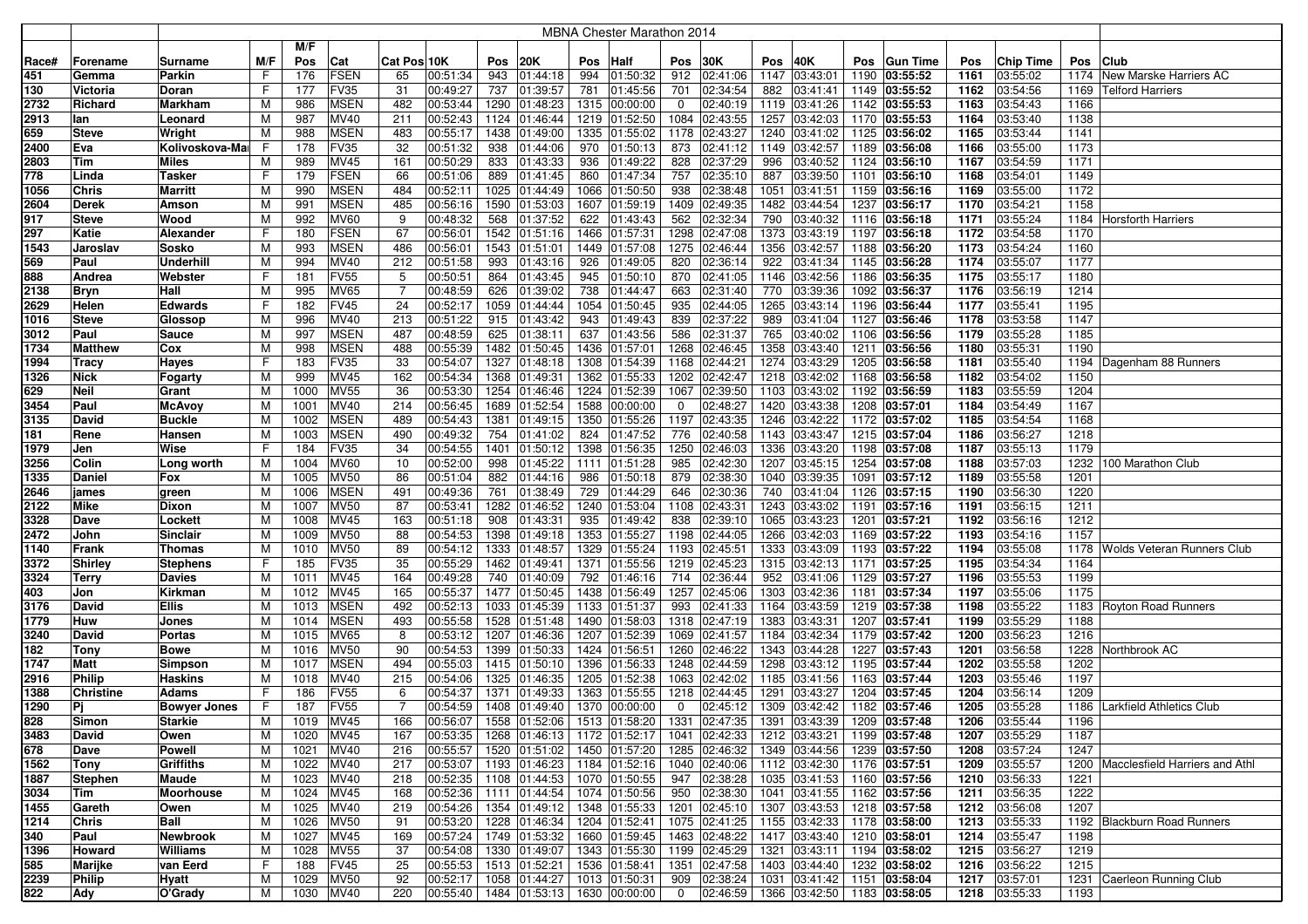# MBNA Chester Marathon 2014

| Race# | Forename | Surname | M/F | M/F Pos | Cat | Cat Pos | 10K | Pos | 20K | Pos | Half | Pos | 30K | Pos | 40K | Pos | Gun Time | Pos | Chip Time | Pos | Club |
|---|---|---|---|---|---|---|---|---|---|---|---|---|---|---|---|---|---|---|---|---|---|
| 451 | Gemma | Parkin | F | 176 | FSEN | 65 | 00:51:34 | 943 | 01:44:18 | 994 | 01:50:32 | 912 | 02:41:06 | 1147 | 03:43:01 | 1190 | 03:55:52 | 1161 | 03:55:02 | 1174 | New Marske Harriers AC |
| 130 | Victoria | Doran | F | 177 | FV35 | 31 | 00:49:27 | 737 | 01:39:57 | 781 | 01:45:56 | 701 | 02:34:54 | 882 | 03:41:41 | 1149 | 03:55:52 | 1162 | 03:54:56 | 1169 | Telford Harriers |
| 2732 | Richard | Markham | M | 986 | MSEN | 482 | 00:53:44 | 1290 | 01:48:23 | 1315 | 00:00:00 | 0 | 02:40:19 | 1119 | 03:41:26 | 1142 | 03:55:53 | 1163 | 03:54:43 | 1166 | |
| 2913 | Ian | Leonard | M | 987 | MV40 | 211 | 00:52:43 | 1124 | 01:46:44 | 1219 | 01:52:50 | 1084 | 02:43:55 | 1257 | 03:42:03 | 1170 | 03:55:53 | 1164 | 03:53:40 | 1138 | |
| 659 | Steve | Wright | M | 988 | MSEN | 483 | 00:55:17 | 1438 | 01:49:00 | 1335 | 01:55:02 | 1178 | 02:43:27 | 1240 | 03:41:02 | 1125 | 03:56:02 | 1165 | 03:53:44 | 1141 | |
| 2400 | Eva | Kolivoskova-Ma | F | 178 | FV35 | 32 | 00:51:32 | 938 | 01:44:06 | 970 | 01:50:13 | 873 | 02:41:12 | 1149 | 03:42:57 | 1189 | 03:56:08 | 1166 | 03:55:00 | 1173 | |
| 2803 | Tim | Miles | M | 989 | MV45 | 161 | 00:50:29 | 833 | 01:43:33 | 936 | 01:49:22 | 828 | 02:37:29 | 996 | 03:40:52 | 1124 | 03:56:10 | 1167 | 03:54:59 | 1171 | |
| 778 | Linda | Tasker | F | 179 | FSEN | 66 | 00:51:06 | 889 | 01:41:45 | 860 | 01:47:34 | 757 | 02:35:10 | 887 | 03:39:50 | 1101 | 03:56:10 | 1168 | 03:54:01 | 1149 | |
| 1056 | Chris | Marritt | M | 990 | MSEN | 484 | 00:52:11 | 1025 | 01:44:49 | 1066 | 01:50:50 | 938 | 02:38:48 | 1051 | 03:41:51 | 1159 | 03:56:16 | 1169 | 03:55:00 | 1172 | |
| 2604 | Derek | Amson | M | 991 | MSEN | 485 | 00:56:16 | 1590 | 01:53:03 | 1607 | 01:59:19 | 1409 | 02:49:35 | 1482 | 03:44:54 | 1237 | 03:56:17 | 1170 | 03:54:21 | 1158 | |
| 917 | Steve | Wood | M | 992 | MV60 | 9 | 00:48:32 | 568 | 01:37:52 | 622 | 01:43:43 | 562 | 02:32:34 | 790 | 03:40:32 | 1116 | 03:56:18 | 1171 | 03:55:24 | 1184 | Horsforth Harriers |
| 297 | Katie | Alexander | F | 180 | FSEN | 67 | 00:56:01 | 1542 | 01:51:16 | 1466 | 01:57:31 | 1298 | 02:47:08 | 1373 | 03:43:19 | 1197 | 03:56:18 | 1172 | 03:54:58 | 1170 | |
| 1543 | Jaroslav | Sosko | M | 993 | MSEN | 486 | 00:56:01 | 1543 | 01:51:01 | 1449 | 01:57:08 | 1275 | 02:46:44 | 1356 | 03:42:57 | 1188 | 03:56:20 | 1173 | 03:54:24 | 1160 | |
| 569 | Paul | Underhill | M | 994 | MV40 | 212 | 00:51:58 | 993 | 01:43:16 | 926 | 01:49:05 | 820 | 02:36:14 | 922 | 03:41:34 | 1145 | 03:56:28 | 1174 | 03:55:07 | 1177 | |
| 888 | Andrea | Webster | F | 181 | FV55 | 5 | 00:50:51 | 864 | 01:43:45 | 945 | 01:50:10 | 870 | 02:41:05 | 1146 | 03:42:56 | 1186 | 03:56:35 | 1175 | 03:55:17 | 1180 | |
| 2138 | Bryn | Hall | M | 995 | MV65 | 7 | 00:48:59 | 626 | 01:39:02 | 738 | 01:44:47 | 663 | 02:31:40 | 770 | 03:39:36 | 1092 | 03:56:37 | 1176 | 03:56:19 | 1214 | |
| 2629 | Helen | Edwards | F | 182 | FV45 | 24 | 00:52:17 | 1059 | 01:44:44 | 1054 | 01:50:45 | 935 | 02:44:05 | 1265 | 03:43:14 | 1196 | 03:56:44 | 1177 | 03:55:41 | 1195 | |
| 1016 | Steve | Glossop | M | 996 | MV40 | 213 | 00:51:22 | 915 | 01:43:42 | 943 | 01:49:43 | 839 | 02:37:22 | 989 | 03:41:04 | 1127 | 03:56:46 | 1178 | 03:53:58 | 1147 | |
| 3012 | Paul | Sauce | M | 997 | MSEN | 487 | 00:48:59 | 625 | 01:38:11 | 637 | 01:43:56 | 586 | 02:31:37 | 765 | 03:40:02 | 1106 | 03:56:56 | 1179 | 03:55:28 | 1185 | |
| 1734 | Matthew | Cox | M | 998 | MSEN | 488 | 00:55:39 | 1482 | 01:50:45 | 1436 | 01:57:01 | 1268 | 02:46:45 | 1358 | 03:43:40 | 1211 | 03:56:56 | 1180 | 03:55:31 | 1190 | |
| 1994 | Tracy | Hayes | F | 183 | FV35 | 33 | 00:54:07 | 1327 | 01:48:18 | 1308 | 01:54:39 | 1168 | 02:44:21 | 1274 | 03:43:29 | 1205 | 03:56:58 | 1181 | 03:55:40 | 1194 | Dagenham 88 Runners |
| 1326 | Nick | Fogarty | M | 999 | MV45 | 162 | 00:54:34 | 1368 | 01:49:31 | 1362 | 01:55:33 | 1202 | 02:42:47 | 1218 | 03:42:02 | 1168 | 03:56:58 | 1182 | 03:54:02 | 1150 | |
| 629 | Neil | Grant | M | 1000 | MV55 | 36 | 00:53:30 | 1254 | 01:46:46 | 1224 | 01:52:39 | 1067 | 02:39:50 | 1103 | 03:43:02 | 1192 | 03:56:59 | 1183 | 03:55:59 | 1204 | |
| 3454 | Paul | McAvoy | M | 1001 | MV40 | 214 | 00:56:45 | 1689 | 01:52:54 | 1588 | 00:00:00 | 0 | 02:48:27 | 1420 | 03:43:38 | 1208 | 03:57:01 | 1184 | 03:54:49 | 1167 | |
| 3135 | David | Buckle | M | 1002 | MSEN | 489 | 00:54:43 | 1381 | 01:49:15 | 1350 | 01:55:26 | 1197 | 02:43:35 | 1246 | 03:42:22 | 1172 | 03:57:02 | 1185 | 03:54:54 | 1168 | |
| 181 | Rene | Hansen | M | 1003 | MSEN | 490 | 00:49:32 | 754 | 01:41:02 | 824 | 01:47:52 | 776 | 02:40:58 | 1143 | 03:43:47 | 1215 | 03:57:04 | 1186 | 03:56:27 | 1218 | |
| 1979 | Jen | Wise | F | 184 | FV35 | 34 | 00:54:55 | 1401 | 01:50:12 | 1398 | 01:56:35 | 1250 | 02:46:03 | 1336 | 03:43:20 | 1198 | 03:57:08 | 1187 | 03:55:13 | 1179 | |
| 3256 | Colin | Long worth | M | 1004 | MV60 | 10 | 00:52:00 | 998 | 01:45:22 | 1111 | 01:51:28 | 985 | 02:42:30 | 1207 | 03:45:15 | 1254 | 03:57:08 | 1188 | 03:57:03 | 1232 | 100 Marathon Club |
| 1335 | Daniel | Fox | M | 1005 | MV50 | 86 | 00:51:04 | 882 | 01:44:16 | 986 | 01:50:18 | 879 | 02:38:30 | 1040 | 03:39:15 | 1091 | 03:57:12 | 1189 | 03:55:58 | 1201 | |
| 2646 | james | green | M | 1006 | MSEN | 491 | 00:49:36 | 761 | 01:38:49 | 729 | 01:44:29 | 646 | 02:30:36 | 740 | 03:41:04 | 1126 | 03:57:15 | 1190 | 03:56:30 | 1220 | |
| 2122 | Mike | Dixon | M | 1007 | MV50 | 87 | 00:53:41 | 1282 | 01:46:52 | 1240 | 01:53:04 | 1108 | 02:43:31 | 1243 | 03:43:02 | 1191 | 03:57:16 | 1191 | 03:56:15 | 1211 | |
| 3328 | Dave | Lockett | M | 1008 | MV45 | 163 | 00:51:18 | 908 | 01:43:31 | 935 | 01:49:42 | 838 | 02:39:10 | 1065 | 03:43:23 | 1201 | 03:57:21 | 1192 | 03:56:16 | 1212 | |
| 2472 | John | Sinclair | M | 1009 | MV50 | 88 | 00:54:53 | 1398 | 01:49:18 | 1353 | 01:55:27 | 1198 | 02:44:05 | 1266 | 03:42:03 | 1169 | 03:57:22 | 1193 | 03:54:16 | 1157 | |
| 1140 | Frank | Thomas | M | 1010 | MV50 | 89 | 00:54:12 | 1333 | 01:48:57 | 1329 | 01:55:24 | 1193 | 02:45:51 | 1333 | 03:43:09 | 1193 | 03:57:22 | 1194 | 03:55:08 | 1178 | Wolds Veteran Runners Club |
| 3372 | Shirley | Stephens | F | 185 | FV35 | 35 | 00:55:29 | 1462 | 01:49:41 | 1371 | 01:55:56 | 1219 | 02:45:23 | 1315 | 03:42:13 | 1171 | 03:57:25 | 1195 | 03:54:34 | 1164 | |
| 3324 | Terry | Davies | M | 1011 | MV45 | 164 | 00:49:28 | 740 | 01:40:09 | 792 | 01:46:16 | 714 | 02:36:44 | 952 | 03:41:06 | 1129 | 03:57:27 | 1196 | 03:55:53 | 1199 | |
| 403 | Jon | Kirkman | M | 1012 | MV45 | 165 | 00:55:37 | 1477 | 01:50:45 | 1438 | 01:56:49 | 1257 | 02:45:06 | 1303 | 03:42:36 | 1181 | 03:57:34 | 1197 | 03:55:06 | 1175 | |
| 3176 | David | Ellis | M | 1013 | MSEN | 492 | 00:52:13 | 1033 | 01:45:39 | 1133 | 01:51:37 | 993 | 02:41:33 | 1164 | 03:43:59 | 1219 | 03:57:38 | 1198 | 03:55:22 | 1183 | Royton Road Runners |
| 1779 | Huw | Jones | M | 1014 | MSEN | 493 | 00:55:58 | 1528 | 01:51:48 | 1490 | 01:58:03 | 1318 | 02:47:19 | 1383 | 03:43:31 | 1207 | 03:57:41 | 1199 | 03:55:29 | 1188 | |
| 3240 | David | Portas | M | 1015 | MV65 | 8 | 00:53:12 | 1207 | 01:46:36 | 1207 | 01:52:39 | 1069 | 02:41:57 | 1184 | 03:42:34 | 1179 | 03:57:42 | 1200 | 03:56:23 | 1216 | |
| 182 | Tony | Bowe | M | 1016 | MV50 | 90 | 00:54:53 | 1399 | 01:50:33 | 1424 | 01:56:51 | 1260 | 02:46:22 | 1343 | 03:44:28 | 1227 | 03:57:43 | 1201 | 03:56:58 | 1228 | Northbrook AC |
| 1747 | Matt | Simpson | M | 1017 | MSEN | 494 | 00:55:03 | 1415 | 01:50:10 | 1396 | 01:56:33 | 1248 | 02:44:59 | 1298 | 03:43:12 | 1195 | 03:57:44 | 1202 | 03:55:58 | 1202 | |
| 2916 | Philip | Haskins | M | 1018 | MV40 | 215 | 00:54:06 | 1325 | 01:46:35 | 1205 | 01:52:38 | 1063 | 02:42:02 | 1185 | 03:41:56 | 1163 | 03:57:44 | 1203 | 03:55:46 | 1197 | |
| 1388 | Christine | Adams | F | 186 | FV55 | 6 | 00:54:37 | 1371 | 01:49:33 | 1363 | 01:55:55 | 1218 | 02:44:54 | 1291 | 03:43:27 | 1204 | 03:57:45 | 1204 | 03:56:14 | 1209 | |
| 1290 | Pj | Bowyer Jones | F | 187 | FV55 | 7 | 00:54:59 | 1408 | 01:49:40 | 1370 | 00:00:00 | 0 | 02:45:12 | 1309 | 03:42:42 | 1182 | 03:57:46 | 1205 | 03:55:28 | 1186 | Larkfield Athletics Club |
| 828 | Simon | Starkie | M | 1019 | MV45 | 166 | 00:56:07 | 1558 | 01:52:06 | 1513 | 01:58:20 | 1331 | 02:47:35 | 1391 | 03:43:39 | 1209 | 03:57:48 | 1206 | 03:55:44 | 1196 | |
| 3483 | David | Owen | M | 1020 | MV45 | 167 | 00:53:35 | 1268 | 01:46:13 | 1172 | 01:52:17 | 1041 | 02:42:33 | 1212 | 03:43:21 | 1199 | 03:57:48 | 1207 | 03:55:29 | 1187 | |
| 678 | Dave | Powell | M | 1021 | MV40 | 216 | 00:55:57 | 1520 | 01:51:02 | 1450 | 01:57:20 | 1285 | 02:46:32 | 1349 | 03:44:56 | 1239 | 03:57:50 | 1208 | 03:57:24 | 1247 | |
| 1562 | Tony | Griffiths | M | 1022 | MV40 | 217 | 00:53:07 | 1193 | 01:46:23 | 1184 | 01:52:16 | 1040 | 02:40:06 | 1112 | 03:42:30 | 1176 | 03:57:51 | 1209 | 03:55:57 | 1200 | Macclesfield Harriers and Athl |
| 1887 | Stephen | Maude | M | 1023 | MV40 | 218 | 00:52:35 | 1108 | 01:44:53 | 1070 | 01:50:55 | 947 | 02:38:28 | 1035 | 03:41:53 | 1160 | 03:57:56 | 1210 | 03:56:33 | 1221 | |
| 3034 | Tim | Moorhouse | M | 1024 | MV45 | 168 | 00:52:36 | 1111 | 01:44:54 | 1074 | 01:50:56 | 950 | 02:38:30 | 1041 | 03:41:55 | 1162 | 03:57:56 | 1211 | 03:56:35 | 1222 | |
| 1455 | Gareth | Owen | M | 1025 | MV40 | 219 | 00:54:26 | 1354 | 01:49:12 | 1348 | 01:55:33 | 1201 | 02:45:10 | 1307 | 03:43:53 | 1218 | 03:57:58 | 1212 | 03:56:08 | 1207 | |
| 1214 | Chris | Ball | M | 1026 | MV50 | 91 | 00:53:20 | 1228 | 01:46:34 | 1204 | 01:52:41 | 1075 | 02:41:25 | 1155 | 03:42:33 | 1178 | 03:58:00 | 1213 | 03:55:33 | 1192 | Blackburn Road Runners |
| 340 | Paul | Newbrook | M | 1027 | MV45 | 169 | 00:57:24 | 1749 | 01:53:32 | 1660 | 01:59:45 | 1463 | 02:48:22 | 1417 | 03:43:40 | 1210 | 03:58:01 | 1214 | 03:55:47 | 1198 | |
| 1396 | Howard | Williams | M | 1028 | MV55 | 37 | 00:54:08 | 1330 | 01:49:07 | 1343 | 01:55:30 | 1199 | 02:45:29 | 1321 | 03:43:11 | 1194 | 03:58:02 | 1215 | 03:56:27 | 1219 | |
| 585 | Marijke | van Eerd | F | 188 | FV45 | 25 | 00:55:53 | 1513 | 01:52:21 | 1536 | 01:58:41 | 1351 | 02:47:58 | 1403 | 03:44:40 | 1232 | 03:58:02 | 1216 | 03:56:22 | 1215 | |
| 2239 | Philip | Hyatt | M | 1029 | MV50 | 92 | 00:52:17 | 1058 | 01:44:27 | 1013 | 01:50:31 | 909 | 02:38:24 | 1031 | 03:41:42 | 1151 | 03:58:04 | 1217 | 03:57:01 | 1231 | Caerleon Running Club |
| 822 | Ady | O'Grady | M | 1030 | MV40 | 220 | 00:55:40 | 1484 | 01:53:13 | 1630 | 00:00:00 | 0 | 02:46:59 | 1366 | 03:42:50 | 1183 | 03:58:05 | 1218 | 03:55:33 | 1193 | |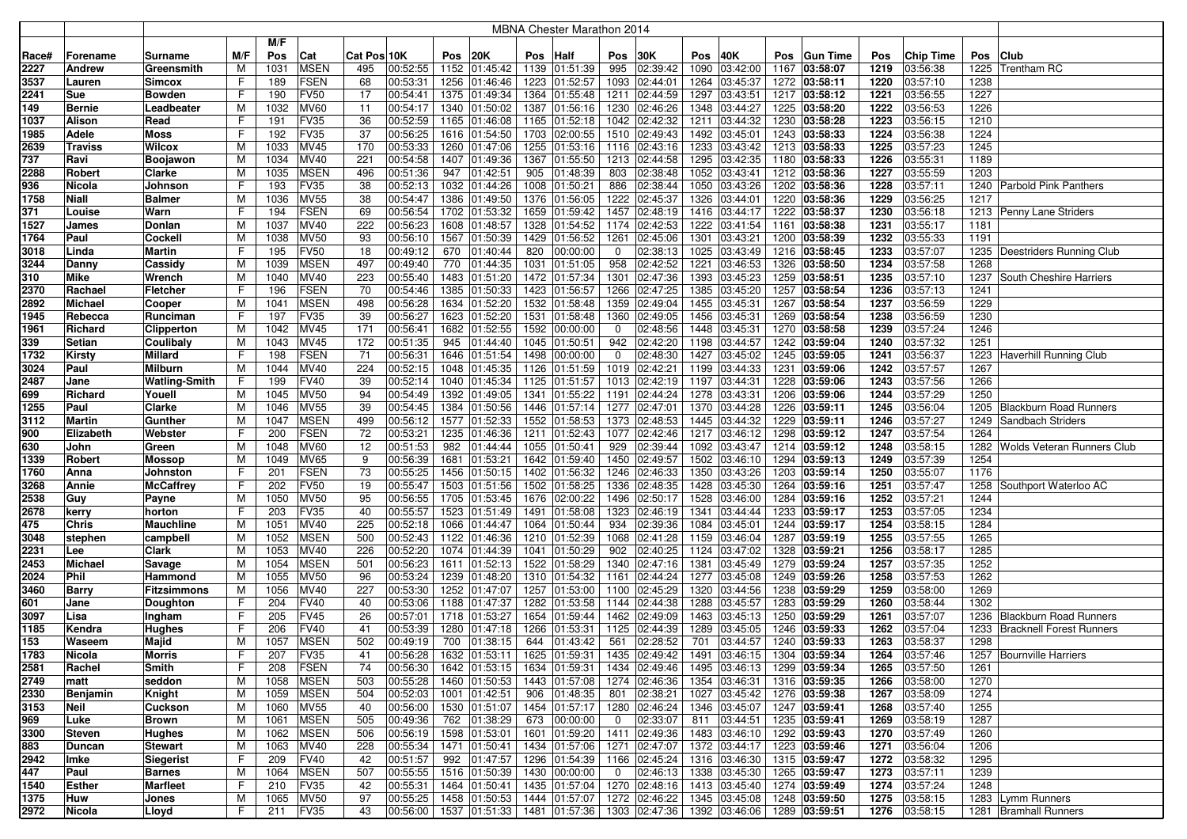| | | MBNA Chester Marathon 2014 | | | | | | | | | | | | | | | | | | | | | |
|---|---|---|---|---|---|---|---|---|---|---|---|---|---|---|---|---|---|---|---|---|---|---|---|
| Race# | Forename | Surname | M/F | M/F Pos | Cat | Cat Pos | 10K | Pos | 20K | Pos | Half | Pos | 30K | Pos | 40K | Pos | Gun Time | Pos | Chip Time | Pos | Club |
| 2227 | Andrew | Greensmith | M | 1031 | MSEN | 495 | 00:52:55 | 1152 | 01:45:42 | 1139 | 01:51:39 | 995 | 02:39:42 | 1090 | 03:42:00 | 1167 | 03:58:07 | 1219 | 03:56:38 | 1225 | Trentham RC |
| 3537 | Lauren | Simcox | F | 189 | FSEN | 68 | 00:53:31 | 1256 | 01:46:46 | 1223 | 01:52:57 | 1093 | 02:44:01 | 1264 | 03:45:37 | 1272 | 03:58:11 | 1220 | 03:57:10 | 1238 | |
| 2241 | Sue | Bowden | F | 190 | FV50 | 17 | 00:54:41 | 1375 | 01:49:34 | 1364 | 01:55:48 | 1211 | 02:44:59 | 1297 | 03:43:51 | 1217 | 03:58:12 | 1221 | 03:56:55 | 1227 | |
| 149 | Bernie | Leadbeater | M | 1032 | MV60 | 11 | 00:54:17 | 1340 | 01:50:02 | 1387 | 01:56:16 | 1230 | 02:46:26 | 1348 | 03:44:27 | 1225 | 03:58:20 | 1222 | 03:56:53 | 1226 | |
| 1037 | Alison | Read | F | 191 | FV35 | 36 | 00:52:59 | 1165 | 01:46:08 | 1165 | 01:52:18 | 1042 | 02:42:32 | 1211 | 03:44:32 | 1230 | 03:58:28 | 1223 | 03:56:15 | 1210 | |
| 1985 | Adele | Moss | F | 192 | FV35 | 37 | 00:56:25 | 1616 | 01:54:50 | 1703 | 02:00:55 | 1510 | 02:49:43 | 1492 | 03:45:01 | 1243 | 03:58:33 | 1224 | 03:56:38 | 1224 | |
| 2639 | Traviss | Wilcox | M | 1033 | MV45 | 170 | 00:53:33 | 1260 | 01:47:06 | 1255 | 01:53:16 | 1116 | 02:43:16 | 1233 | 03:43:42 | 1213 | 03:58:33 | 1225 | 03:57:23 | 1245 | |
| 737 | Ravi | Boojawon | M | 1034 | MV40 | 221 | 00:54:58 | 1407 | 01:49:36 | 1367 | 01:55:50 | 1213 | 02:44:58 | 1295 | 03:42:35 | 1180 | 03:58:33 | 1226 | 03:55:31 | 1189 | |
| 2288 | Robert | Clarke | M | 1035 | MSEN | 496 | 00:51:36 | 947 | 01:42:51 | 905 | 01:48:39 | 803 | 02:38:48 | 1052 | 03:43:41 | 1212 | 03:58:36 | 1227 | 03:55:59 | 1203 | |
| 936 | Nicola | Johnson | F | 193 | FV35 | 38 | 00:52:13 | 1032 | 01:44:26 | 1008 | 01:50:21 | 886 | 02:38:44 | 1050 | 03:43:26 | 1202 | 03:58:36 | 1228 | 03:57:11 | 1240 | Parbold Pink Panthers |
| 1758 | Niall | Balmer | M | 1036 | MV55 | 38 | 00:54:47 | 1386 | 01:49:50 | 1376 | 01:56:05 | 1222 | 02:45:37 | 1326 | 03:44:01 | 1220 | 03:58:36 | 1229 | 03:56:25 | 1217 | |
| 371 | Louise | Warn | F | 194 | FSEN | 69 | 00:56:54 | 1702 | 01:53:32 | 1659 | 01:59:42 | 1457 | 02:48:19 | 1416 | 03:44:17 | 1222 | 03:58:37 | 1230 | 03:56:18 | 1213 | Penny Lane Striders |
| 1527 | James | Donlan | M | 1037 | MV40 | 222 | 00:56:23 | 1608 | 01:48:57 | 1328 | 01:54:52 | 1174 | 02:42:53 | 1222 | 03:41:54 | 1161 | 03:58:38 | 1231 | 03:55:17 | 1181 | |
| 1764 | Paul | Cockell | M | 1038 | MV50 | 93 | 00:56:10 | 1567 | 01:50:39 | 1429 | 01:56:52 | 1261 | 02:45:06 | 1301 | 03:43:21 | 1200 | 03:58:39 | 1232 | 03:55:33 | 1191 | |
| 3018 | Linda | Martin | F | 195 | FV50 | 18 | 00:49:12 | 670 | 01:40:44 | 820 | 00:00:00 | 0 | 02:38:13 | 1025 | 03:43:49 | 1216 | 03:58:45 | 1233 | 03:57:07 | 1235 | Deestriders Running Club |
| 3244 | Danny | Cassidy | M | 1039 | MSEN | 497 | 00:49:40 | 770 | 01:44:35 | 1031 | 01:51:05 | 958 | 02:42:52 | 1221 | 03:46:53 | 1326 | 03:58:50 | 1234 | 03:57:58 | 1268 | |
| 310 | Mike | Wrench | M | 1040 | MV40 | 223 | 00:55:40 | 1483 | 01:51:20 | 1472 | 01:57:34 | 1301 | 02:47:36 | 1393 | 03:45:23 | 1259 | 03:58:51 | 1235 | 03:57:10 | 1237 | South Cheshire Harriers |
| 2370 | Rachael | Fletcher | F | 196 | FSEN | 70 | 00:54:46 | 1385 | 01:50:33 | 1423 | 01:56:57 | 1266 | 02:47:25 | 1385 | 03:45:20 | 1257 | 03:58:54 | 1236 | 03:57:13 | 1241 | |
| 2892 | Michael | Cooper | M | 1041 | MSEN | 498 | 00:56:28 | 1634 | 01:52:20 | 1532 | 01:58:48 | 1359 | 02:49:04 | 1455 | 03:45:31 | 1267 | 03:58:54 | 1237 | 03:56:59 | 1229 | |
| 1945 | Rebecca | Runciman | F | 197 | FV35 | 39 | 00:56:27 | 1623 | 01:52:20 | 1531 | 01:58:48 | 1360 | 02:49:05 | 1456 | 03:45:31 | 1269 | 03:58:54 | 1238 | 03:56:59 | 1230 | |
| 1961 | Richard | Clipperton | M | 1042 | MV45 | 171 | 00:56:41 | 1682 | 01:52:55 | 1592 | 00:00:00 | 0 | 02:48:56 | 1448 | 03:45:31 | 1270 | 03:58:58 | 1239 | 03:57:24 | 1246 | |
| 339 | Setian | Coulibaly | M | 1043 | MV45 | 172 | 00:51:35 | 945 | 01:44:40 | 1045 | 01:50:51 | 942 | 02:42:20 | 1198 | 03:44:57 | 1242 | 03:59:04 | 1240 | 03:57:32 | 1251 | |
| 1732 | Kirsty | Millard | F | 198 | FSEN | 71 | 00:56:31 | 1646 | 01:51:54 | 1498 | 00:00:00 | 0 | 02:48:30 | 1427 | 03:45:02 | 1245 | 03:59:05 | 1241 | 03:56:37 | 1223 | Haverhill Running Club |
| 3024 | Paul | Milburn | M | 1044 | MV40 | 224 | 00:52:15 | 1048 | 01:45:35 | 1126 | 01:51:59 | 1019 | 02:42:21 | 1199 | 03:44:33 | 1231 | 03:59:06 | 1242 | 03:57:57 | 1267 | |
| 2487 | Jane | Watling-Smith | F | 199 | FV40 | 39 | 00:52:14 | 1040 | 01:45:34 | 1125 | 01:51:57 | 1013 | 02:42:19 | 1197 | 03:44:31 | 1228 | 03:59:06 | 1243 | 03:57:56 | 1266 | |
| 699 | Richard | Youell | M | 1045 | MV50 | 94 | 00:54:49 | 1392 | 01:49:05 | 1341 | 01:55:22 | 1191 | 02:44:24 | 1278 | 03:43:31 | 1206 | 03:59:06 | 1244 | 03:57:29 | 1250 | |
| 1255 | Paul | Clarke | M | 1046 | MV55 | 39 | 00:54:45 | 1384 | 01:50:56 | 1446 | 01:57:14 | 1277 | 02:47:01 | 1370 | 03:44:28 | 1226 | 03:59:11 | 1245 | 03:56:04 | 1205 | Blackburn Road Runners |
| 3112 | Martin | Gunther | M | 1047 | MSEN | 499 | 00:56:12 | 1577 | 01:52:33 | 1552 | 01:58:53 | 1373 | 02:48:53 | 1445 | 03:44:32 | 1229 | 03:59:11 | 1246 | 03:57:27 | 1249 | Sandbach Striders |
| 900 | Elizabeth | Webster | F | 200 | FSEN | 72 | 00:53:21 | 1235 | 01:46:36 | 1211 | 01:52:43 | 1077 | 02:42:46 | 1217 | 03:46:12 | 1298 | 03:59:12 | 1247 | 03:57:54 | 1264 | |
| 630 | John | Green | M | 1048 | MV60 | 12 | 00:51:53 | 982 | 01:44:44 | 1055 | 01:50:41 | 929 | 02:39:44 | 1092 | 03:43:47 | 1214 | 03:59:12 | 1248 | 03:58:15 | 1282 | Wolds Veteran Runners Club |
| 1339 | Robert | Mossop | M | 1049 | MV65 | 9 | 00:56:39 | 1681 | 01:53:21 | 1642 | 01:59:40 | 1450 | 02:49:57 | 1502 | 03:46:10 | 1294 | 03:59:13 | 1249 | 03:57:39 | 1254 | |
| 1760 | Anna | Johnston | F | 201 | FSEN | 73 | 00:55:25 | 1456 | 01:50:15 | 1402 | 01:56:32 | 1246 | 02:46:33 | 1350 | 03:43:26 | 1203 | 03:59:14 | 1250 | 03:55:07 | 1176 | |
| 3268 | Annie | McCaffrey | F | 202 | FV50 | 19 | 00:55:47 | 1503 | 01:51:56 | 1502 | 01:58:25 | 1336 | 02:48:35 | 1428 | 03:45:30 | 1264 | 03:59:16 | 1251 | 03:57:47 | 1258 | Southport Waterloo AC |
| 2538 | Guy | Payne | M | 1050 | MV50 | 95 | 00:56:55 | 1705 | 01:53:45 | 1676 | 02:00:22 | 1496 | 02:50:17 | 1528 | 03:46:00 | 1284 | 03:59:16 | 1252 | 03:57:21 | 1244 | |
| 2678 | kerry | horton | F | 203 | FV35 | 40 | 00:55:57 | 1523 | 01:51:49 | 1491 | 01:58:08 | 1323 | 02:46:19 | 1341 | 03:44:44 | 1233 | 03:59:17 | 1253 | 03:57:05 | 1234 | |
| 475 | Chris | Mauchline | M | 1051 | MV40 | 225 | 00:52:18 | 1066 | 01:44:47 | 1064 | 01:50:44 | 934 | 02:39:36 | 1084 | 03:45:01 | 1244 | 03:59:17 | 1254 | 03:58:15 | 1284 | |
| 3048 | stephen | campbell | M | 1052 | MSEN | 500 | 00:52:43 | 1122 | 01:46:36 | 1210 | 01:52:39 | 1068 | 02:41:28 | 1159 | 03:46:04 | 1287 | 03:59:19 | 1255 | 03:57:55 | 1265 | |
| 2231 | Lee | Clark | M | 1053 | MV40 | 226 | 00:52:20 | 1074 | 01:44:39 | 1041 | 01:50:29 | 902 | 02:40:25 | 1124 | 03:47:02 | 1328 | 03:59:21 | 1256 | 03:58:17 | 1285 | |
| 2453 | Michael | Savage | M | 1054 | MSEN | 501 | 00:56:23 | 1611 | 01:52:13 | 1522 | 01:58:29 | 1340 | 02:47:16 | 1381 | 03:45:49 | 1279 | 03:59:24 | 1257 | 03:57:35 | 1252 | |
| 2024 | Phil | Hammond | M | 1055 | MV50 | 96 | 00:53:24 | 1239 | 01:48:20 | 1310 | 01:54:32 | 1161 | 02:44:24 | 1277 | 03:45:08 | 1249 | 03:59:26 | 1258 | 03:57:53 | 1262 | |
| 3460 | Barry | Fitzsimmons | M | 1056 | MV40 | 227 | 00:53:30 | 1252 | 01:47:07 | 1257 | 01:53:00 | 1100 | 02:45:29 | 1320 | 03:44:56 | 1238 | 03:59:29 | 1259 | 03:58:00 | 1269 | |
| 601 | Jane | Doughton | F | 204 | FV40 | 40 | 00:53:06 | 1188 | 01:47:37 | 1282 | 01:53:58 | 1144 | 02:44:38 | 1288 | 03:45:57 | 1283 | 03:59:29 | 1260 | 03:58:44 | 1302 | |
| 3097 | Lisa | Ingham | F | 205 | FV45 | 26 | 00:57:01 | 1718 | 01:53:27 | 1654 | 01:59:44 | 1462 | 02:49:09 | 1463 | 03:45:13 | 1250 | 03:59:29 | 1261 | 03:57:07 | 1236 | Blackburn Road Runners |
| 1185 | Kendra | Hughes | F | 206 | FV40 | 41 | 00:53:39 | 1280 | 01:47:18 | 1266 | 01:53:31 | 1125 | 02:44:39 | 1289 | 03:45:05 | 1246 | 03:59:33 | 1262 | 03:57:04 | 1233 | Bracknell Forest Runners |
| 153 | Waseem | Majid | M | 1057 | MSEN | 502 | 00:49:19 | 700 | 01:38:15 | 644 | 01:43:42 | 561 | 02:28:52 | 701 | 03:44:57 | 1240 | 03:59:33 | 1263 | 03:58:37 | 1298 | |
| 1783 | Nicola | Morris | F | 207 | FV35 | 41 | 00:56:28 | 1632 | 01:53:11 | 1625 | 01:59:31 | 1435 | 02:49:42 | 1491 | 03:46:15 | 1304 | 03:59:34 | 1264 | 03:57:46 | 1257 | Bournville Harriers |
| 2581 | Rachel | Smith | F | 208 | FSEN | 74 | 00:56:30 | 1642 | 01:53:15 | 1634 | 01:59:31 | 1434 | 02:49:46 | 1495 | 03:46:13 | 1299 | 03:59:34 | 1265 | 03:57:50 | 1261 | |
| 2749 | matt | seddon | M | 1058 | MSEN | 503 | 00:55:28 | 1460 | 01:50:53 | 1443 | 01:57:08 | 1274 | 02:46:36 | 1354 | 03:46:31 | 1316 | 03:59:35 | 1266 | 03:58:00 | 1270 | |
| 2330 | Benjamin | Knight | M | 1059 | MSEN | 504 | 00:52:03 | 1001 | 01:42:51 | 906 | 01:48:35 | 801 | 02:38:21 | 1027 | 03:45:42 | 1276 | 03:59:38 | 1267 | 03:58:09 | 1274 | |
| 3153 | Neil | Cuckson | M | 1060 | MV55 | 40 | 00:56:00 | 1530 | 01:51:07 | 1454 | 01:57:17 | 1280 | 02:46:24 | 1346 | 03:45:07 | 1247 | 03:59:41 | 1268 | 03:57:40 | 1255 | |
| 969 | Luke | Brown | M | 1061 | MSEN | 505 | 00:49:36 | 762 | 01:38:29 | 673 | 00:00:00 | 0 | 02:33:07 | 811 | 03:44:51 | 1235 | 03:59:41 | 1269 | 03:58:19 | 1287 | |
| 3300 | Steven | Hughes | M | 1062 | MSEN | 506 | 00:56:19 | 1598 | 01:53:01 | 1601 | 01:59:20 | 1411 | 02:49:36 | 1483 | 03:46:10 | 1292 | 03:59:43 | 1270 | 03:57:49 | 1260 | |
| 883 | Duncan | Stewart | M | 1063 | MV40 | 228 | 00:55:34 | 1471 | 01:50:41 | 1434 | 01:57:06 | 1271 | 02:47:07 | 1372 | 03:44:17 | 1223 | 03:59:46 | 1271 | 03:56:04 | 1206 | |
| 2942 | Imke | Siegerist | F | 209 | FV40 | 42 | 00:51:57 | 992 | 01:47:57 | 1296 | 01:54:39 | 1166 | 02:45:24 | 1316 | 03:46:30 | 1315 | 03:59:47 | 1272 | 03:58:32 | 1295 | |
| 447 | Paul | Barnes | M | 1064 | MSEN | 507 | 00:55:55 | 1516 | 01:50:39 | 1430 | 00:00:00 | 0 | 02:46:13 | 1338 | 03:45:30 | 1265 | 03:59:47 | 1273 | 03:57:11 | 1239 | |
| 1540 | Esther | Marfleet | F | 210 | FV35 | 42 | 00:55:31 | 1464 | 01:50:41 | 1435 | 01:57:04 | 1270 | 02:48:16 | 1413 | 03:45:40 | 1274 | 03:59:49 | 1274 | 03:57:24 | 1248 | |
| 1375 | Huw | Jones | M | 1065 | MV50 | 97 | 00:55:25 | 1458 | 01:50:53 | 1444 | 01:57:07 | 1272 | 02:46:22 | 1345 | 03:45:08 | 1248 | 03:59:50 | 1275 | 03:58:15 | 1283 | Lymm Runners |
| 2972 | Nicola | Lloyd | F | 211 | FV35 | 43 | 00:56:00 | 1537 | 01:51:33 | 1481 | 01:57:36 | 1303 | 02:47:36 | 1392 | 03:46:06 | 1289 | 03:59:51 | 1276 | 03:58:15 | 1281 | Bramhall Runners |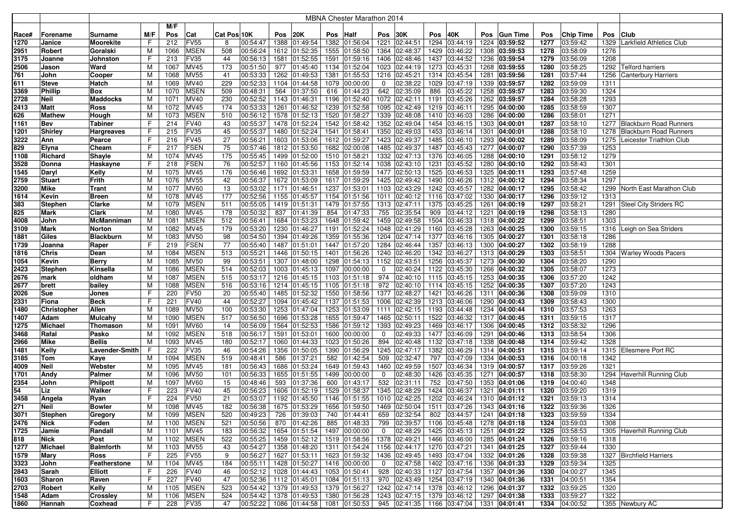| | | MBNA Chester Marathon 2014 | | | | | | | | | | | | | | | | | | | | | |
|---|---|---|---|---|---|---|---|---|---|---|---|---|---|---|---|---|---|---|---|---|---|---|---|
| | | | | M/F | | | | | | | | | | | | | | | | | | | |
| Race# | Forename | Surname | M/F | Pos | Cat | Cat Pos | 10K | Pos | 20K | Pos | Half | Pos | 30K | Pos | 40K | Pos | Gun Time | Pos | Chip Time | Pos | Club |
| 1270 | Janice | Moorekite | F | 212 | FV55 | 8 | 00:54:47 | 1388 | 01:49:54 | 1382 | 01:56:04 | 1221 | 02:44:51 | 1294 | 03:44:19 | 1224 | 03:59:52 | 1277 | 03:59:42 | 1329 | Larkfield Athletics Club |
| 2951 | Robert | Goralski | M | 1066 | MSEN | 508 | 00:56:24 | 1612 | 01:52:35 | 1555 | 01:58:50 | 1364 | 02:48:37 | 1429 | 03:46:22 | 1308 | 03:59:53 | 1278 | 03:58:09 | 1276 | |
| 3175 | Joanne | Johnston | F | 213 | FV35 | 44 | 00:56:13 | 1581 | 01:52:55 | 1591 | 01:59:16 | 1406 | 02:48:46 | 1437 | 03:44:52 | 1236 | 03:59:54 | 1279 | 03:56:09 | 1208 | |
| 2506 | Jason | Ward | M | 1067 | MV45 | 173 | 00:51:50 | 977 | 01:45:40 | 1134 | 01:52:04 | 1023 | 02:44:19 | 1273 | 03:45:31 | 1268 | 03:59:55 | 1280 | 03:58:25 | 1292 | Telford harriers |
| 761 | John | Cooper | M | 1068 | MV55 | 41 | 00:53:33 | 1262 | 01:49:53 | 1381 | 01:55:53 | 1216 | 02:45:21 | 1314 | 03:45:54 | 1281 | 03:59:56 | 1281 | 03:57:44 | 1256 | Canterbury Harriers |
| 611 | Steve | Hatch | M | 1069 | MV40 | 229 | 00:52:33 | 1104 | 01:44:58 | 1079 | 00:00:00 | 0 | 02:38:22 | 1029 | 03:47:19 | 1339 | 03:59:57 | 1282 | 03:59:09 | 1311 | |
| 3369 | Phillip | Box | M | 1070 | MSEN | 509 | 00:48:31 | 564 | 01:37:50 | 616 | 01:44:23 | 642 | 02:35:09 | 886 | 03:45:22 | 1258 | 03:59:57 | 1283 | 03:59:30 | 1324 | |
| 2728 | Neil | Maddocks | M | 1071 | MV40 | 230 | 00:52:52 | 1143 | 01:46:31 | 1196 | 01:52:40 | 1072 | 02:42:11 | 1191 | 03:45:26 | 1262 | 03:59:57 | 1284 | 03:58:28 | 1293 | |
| 2413 | Matt | Ross | M | 1072 | MV45 | 174 | 00:53:33 | 1261 | 01:46:52 | 1239 | 01:52:58 | 1095 | 02:42:49 | 1219 | 03:46:11 | 1295 | 04:00:00 | 1285 | 03:58:59 | 1307 | |
| 626 | Mathew | Hough | M | 1073 | MSEN | 510 | 00:56:12 | 1578 | 01:52:13 | 1520 | 01:58:27 | 1339 | 02:48:08 | 1410 | 03:46:03 | 1286 | 04:00:00 | 1286 | 03:58:01 | 1271 | |
| 1161 | Bev | Tabiner | F | 214 | FV40 | 43 | 00:55:37 | 1478 | 01:52:24 | 1542 | 01:58:42 | 1352 | 02:49:04 | 1454 | 03:46:15 | 1303 | 04:00:01 | 1287 | 03:58:10 | 1277 | Blackburn Road Runners |
| 1201 | Shirley | Hargreaves | F | 215 | FV35 | 45 | 00:55:37 | 1480 | 01:52:24 | 1541 | 01:58:41 | 1350 | 02:49:03 | 1453 | 03:46:14 | 1301 | 04:00:01 | 1288 | 03:58:10 | 1278 | Blackburn Road Runners |
| 3222 | Ann | Pearce | F | 216 | FV45 | 27 | 00:56:21 | 1603 | 01:53:06 | 1612 | 01:59:27 | 1423 | 02:49:37 | 1485 | 03:46:10 | 1293 | 04:00:02 | 1289 | 03:58:09 | 1275 | Leicester Triathlon Club |
| 829 | Elyna | Cheam | F | 217 | FSEN | 75 | 00:57:46 | 1812 | 01:53:50 | 1682 | 02:00:08 | 1485 | 02:49:37 | 1487 | 03:45:43 | 1277 | 04:00:07 | 1290 | 03:57:39 | 1253 | |
| 1108 | Richard | Shayle | M | 1074 | MV45 | 175 | 00:55:45 | 1499 | 01:52:00 | 1510 | 01:58:21 | 1332 | 02:47:13 | 1376 | 03:46:05 | 1288 | 04:00:10 | 1291 | 03:58:12 | 1279 | |
| 3528 | Donna | Haskayne | F | 218 | FSEN | 76 | 00:52:57 | 1160 | 01:45:56 | 1153 | 01:52:14 | 1038 | 02:43:10 | 1231 | 03:45:52 | 1280 | 04:00:10 | 1292 | 03:58:43 | 1301 | |
| 1545 | Daryl | Kelly | M | 1075 | MV45 | 176 | 00:56:46 | 1692 | 01:53:31 | 1658 | 01:59:59 | 1477 | 02:50:13 | 1525 | 03:46:53 | 1325 | 04:00:11 | 1293 | 03:57:48 | 1259 | |
| 2759 | Stuart | Frith | M | 1076 | MV55 | 42 | 00:56:37 | 1672 | 01:53:09 | 1617 | 01:59:29 | 1425 | 02:49:42 | 1490 | 03:46:26 | 1312 | 04:00:12 | 1294 | 03:58:34 | 1297 | |
| 3200 | Mike | Trant | M | 1077 | MV60 | 13 | 00:53:02 | 1171 | 01:46:51 | 1237 | 01:53:01 | 1103 | 02:43:29 | 1242 | 03:45:57 | 1282 | 04:00:17 | 1295 | 03:58:42 | 1299 | North East Marathon Club |
| 1614 | Kevin | Breen | M | 1078 | MV45 | 177 | 00:52:56 | 1155 | 01:45:57 | 1154 | 01:51:56 | 1011 | 02:40:12 | 1116 | 03:47:02 | 1330 | 04:00:17 | 1296 | 03:59:12 | 1313 | |
| 383 | Stephen | Clarke | M | 1079 | MSEN | 511 | 00:55:05 | 1419 | 01:51:31 | 1479 | 01:57:55 | 1313 | 02:47:11 | 1375 | 03:45:25 | 1261 | 04:00:19 | 1297 | 03:58:21 | 1291 | Steel City Striders RC |
| 825 | Mark | Clark | M | 1080 | MV45 | 178 | 00:50:32 | 837 | 01:41:39 | 854 | 01:47:33 | 755 | 02:35:54 | 909 | 03:44:12 | 1221 | 04:00:19 | 1298 | 03:58:13 | 1280 | |
| 4008 | John | McManniman | M | 1081 | MSEN | 512 | 00:56:41 | 1684 | 01:53:23 | 1648 | 01:59:42 | 1459 | 02:49:58 | 1504 | 03:46:33 | 1318 | 04:00:22 | 1299 | 03:58:51 | 1303 | |
| 3109 | Mark | Norton | M | 1082 | MV45 | 179 | 00:53:20 | 1230 | 01:46:27 | 1191 | 01:52:24 | 1048 | 02:41:29 | 1160 | 03:45:28 | 1263 | 04:00:25 | 1300 | 03:59:15 | 1316 | Leigh on Sea Striders |
| 1881 | Giles | Blackburn | M | 1083 | MV50 | 98 | 00:54:50 | 1394 | 01:49:26 | 1359 | 01:55:36 | 1204 | 02:47:14 | 1377 | 03:46:16 | 1305 | 04:00:27 | 1301 | 03:58:18 | 1286 | |
| 1739 | Joanna | Raper | F | 219 | FSEN | 77 | 00:55:40 | 1487 | 01:51:01 | 1447 | 01:57:20 | 1284 | 02:46:44 | 1357 | 03:46:13 | 1300 | 04:00:27 | 1302 | 03:58:19 | 1288 | |
| 1816 | Chris | Dean | M | 1084 | MSEN | 513 | 00:55:21 | 1446 | 01:50:15 | 1401 | 01:56:26 | 1240 | 02:46:20 | 1342 | 03:46:27 | 1313 | 04:00:29 | 1303 | 03:58:51 | 1304 | Warley Woods Pacers |
| 1054 | Kevin | Berry | M | 1085 | MV50 | 99 | 00:53:51 | 1307 | 01:48:00 | 1298 | 01:54:13 | 1152 | 02:43:51 | 1256 | 03:45:37 | 1273 | 04:00:30 | 1304 | 03:58:20 | 1290 | |
| 2423 | Stephen | Kinsella | M | 1086 | MSEN | 514 | 00:52:03 | 1003 | 01:45:13 | 1097 | 00:00:00 | 0 | 02:40:24 | 1122 | 03:45:30 | 1266 | 04:00:32 | 1305 | 03:58:07 | 1273 | |
| 2676 | mark | oldham | M | 1087 | MSEN | 515 | 00:53:17 | 1216 | 01:45:15 | 1103 | 01:51:18 | 974 | 02:40:10 | 1115 | 03:45:15 | 1253 | 04:00:35 | 1306 | 03:57:20 | 1242 | |
| 2677 | brett | bailey | M | 1088 | MSEN | 516 | 00:53:16 | 1214 | 01:45:15 | 1105 | 01:51:18 | 972 | 02:40:10 | 1114 | 03:45:15 | 1252 | 04:00:35 | 1307 | 03:57:20 | 1243 | |
| 2026 | Sue | Jones | F | 220 | FV50 | 20 | 00:55:40 | 1485 | 01:52:32 | 1550 | 01:58:56 | 1377 | 02:48:27 | 1421 | 03:46:26 | 1311 | 04:00:36 | 1308 | 03:59:09 | 1310 | |
| 2331 | Fiona | Beck | F | 221 | FV40 | 44 | 00:52:27 | 1094 | 01:45:42 | 1137 | 01:51:53 | 1006 | 02:42:39 | 1213 | 03:46:06 | 1290 | 04:00:43 | 1309 | 03:58:43 | 1300 | |
| 1480 | Christopher | Allen | M | 1089 | MV50 | 100 | 00:53:30 | 1253 | 01:47:04 | 1253 | 01:53:09 | 1111 | 02:42:15 | 1193 | 03:44:48 | 1234 | 04:00:44 | 1310 | 03:57:53 | 1263 | |
| 1407 | Adam | Mulcahy | M | 1090 | MSEN | 517 | 00:56:50 | 1696 | 01:53:28 | 1655 | 01:59:47 | 1465 | 02:50:11 | 1522 | 03:46:32 | 1317 | 04:00:45 | 1311 | 03:59:15 | 1317 | |
| 1275 | Michael | Thomason | M | 1091 | MV60 | 14 | 00:56:09 | 1564 | 01:52:53 | 1586 | 01:59:12 | 1393 | 02:49:23 | 1469 | 03:46:17 | 1306 | 04:00:45 | 1312 | 03:58:32 | 1296 | |
| 3468 | Rafal | Pasko | M | 1092 | MSEN | 518 | 00:56:17 | 1591 | 01:53:01 | 1600 | 00:00:00 | 0 | 02:49:33 | 1477 | 03:46:09 | 1291 | 04:00:46 | 1313 | 03:58:54 | 1306 | |
| 2966 | Mike | Bellis | M | 1093 | MV45 | 180 | 00:52:17 | 1060 | 01:44:33 | 1023 | 01:50:26 | 894 | 02:40:48 | 1132 | 03:47:18 | 1338 | 04:00:48 | 1314 | 03:59:42 | 1328 | |
| 1481 | Kelly | Lavender-Smith | F | 222 | FV35 | 46 | 00:54:26 | 1356 | 01:50:05 | 1390 | 01:56:29 | 1245 | 02:47:17 | 1382 | 03:46:29 | 1314 | 04:00:51 | 1315 | 03:59:14 | 1315 | Ellesmere Port RC |
| 3185 | Tom | Kaye | M | 1094 | MSEN | 519 | 00:48:41 | 586 | 01:37:21 | 582 | 01:42:54 | 509 | 02:32:47 | 797 | 03:47:09 | 1334 | 04:00:53 | 1316 | 04:00:18 | 1342 | |
| 4009 | Neil | Webster | M | 1095 | MV45 | 181 | 00:56:43 | 1686 | 01:53:24 | 1649 | 01:59:43 | 1460 | 02:49:59 | 1507 | 03:46:34 | 1319 | 04:00:57 | 1317 | 03:59:26 | 1321 | |
| 1701 | Andy | Palmer | M | 1096 | MV50 | 101 | 00:56:33 | 1655 | 01:51:55 | 1499 | 00:00:00 | 0 | 02:48:30 | 1426 | 03:45:35 | 1271 | 04:00:57 | 1318 | 03:58:30 | 1294 | Haverhill Running Club |
| 2354 | John | Philpott | M | 1097 | MV60 | 15 | 00:48:46 | 593 | 01:37:36 | 600 | 01:43:17 | 532 | 02:31:11 | 752 | 03:47:50 | 1353 | 04:01:06 | 1319 | 04:00:40 | 1348 | |
| 54 | Liz | Walker | F | 223 | FV40 | 45 | 00:56:23 | 1606 | 01:52:19 | 1529 | 01:58:37 | 1345 | 02:48:27 | 1424 | 03:46:37 | 1321 | 04:01:11 | 1320 | 03:59:20 | 1319 | |
| 3458 | Angela | Ryan | F | 224 | FV50 | 21 | 00:53:07 | 1192 | 01:45:50 | 1146 | 01:51:55 | 1010 | 02:42:25 | 1202 | 03:46:24 | 1310 | 04:01:12 | 1321 | 03:59:13 | 1314 | |
| 271 | Neil | Bowler | M | 1098 | MV45 | 182 | 00:56:38 | 1675 | 01:53:29 | 1656 | 01:59:50 | 1469 | 02:50:04 | 1511 | 03:47:26 | 1343 | 04:01:16 | 1322 | 03:59:36 | 1326 | |
| 3071 | Stephen | Gregory | M | 1099 | MSEN | 520 | 00:49:23 | 726 | 01:39:03 | 740 | 01:44:41 | 659 | 02:32:54 | 802 | 03:44:57 | 1241 | 04:01:18 | 1323 | 03:59:59 | 1334 | |
| 2476 | Nick | Foden | M | 1100 | MSEN | 521 | 00:50:56 | 870 | 01:42:26 | 885 | 01:48:33 | 799 | 02:39:57 | 1106 | 03:45:48 | 1278 | 04:01:18 | 1324 | 03:59:03 | 1308 | |
| 1725 | Jamie | Randall | M | 1101 | MV45 | 183 | 00:56:32 | 1654 | 01:51:54 | 1497 | 00:00:00 | 0 | 02:48:29 | 1425 | 03:45:13 | 1251 | 04:01:22 | 1325 | 03:58:53 | 1305 | Haverhill Running Club |
| 818 | Nick | Post | M | 1102 | MSEN | 522 | 00:55:25 | 1459 | 01:52:12 | 1519 | 01:58:56 | 1378 | 02:49:21 | 1466 | 03:46:00 | 1285 | 04:01:24 | 1326 | 03:59:16 | 1318 | |
| 1277 | Michael | Balmforth | M | 1103 | MV55 | 43 | 00:54:27 | 1358 | 01:48:20 | 1311 | 01:54:24 | 1156 | 02:44:17 | 1270 | 03:47:21 | 1341 | 04:01:25 | 1327 | 03:59:44 | 1330 | |
| 1579 | Mary | Ross | F | 225 | FV55 | 9 | 00:56:27 | 1627 | 01:53:11 | 1623 | 01:59:32 | 1436 | 02:49:45 | 1493 | 03:47:04 | 1332 | 04:01:26 | 1328 | 03:59:38 | 1327 | Birchfield Harriers |
| 3323 | John | Featherstone | M | 1104 | MV45 | 184 | 00:55:11 | 1428 | 01:50:27 | 1416 | 00:00:00 | 0 | 02:47:58 | 1402 | 03:47:16 | 1336 | 04:01:33 | 1329 | 03:59:34 | 1325 | |
| 2843 | Sarah | Elliott | F | 226 | FV40 | 46 | 00:52:12 | 1028 | 01:44:43 | 1053 | 01:50:41 | 928 | 02:40:33 | 1127 | 03:47:54 | 1357 | 04:01:36 | 1330 | 04:00:27 | 1345 | |
| 1603 | Sharon | Raven | F | 227 | FV40 | 47 | 00:52:36 | 1112 | 01:45:01 | 1084 | 01:51:13 | 970 | 02:43:49 | 1254 | 03:47:19 | 1340 | 04:01:36 | 1331 | 04:00:51 | 1354 | |
| 2703 | Robert | Kelly | M | 1105 | MSEN | 523 | 00:54:42 | 1379 | 01:49:53 | 1379 | 01:56:27 | 1242 | 02:47:14 | 1378 | 03:46:12 | 1296 | 04:01:37 | 1332 | 03:59:25 | 1320 | |
| 1548 | Adam | Crossley | M | 1106 | MSEN | 524 | 00:54:42 | 1378 | 01:49:53 | 1380 | 01:56:28 | 1243 | 02:47:15 | 1379 | 03:46:12 | 1297 | 04:01:38 | 1333 | 03:59:27 | 1322 | |
| 1860 | Hannah | Coxhead | F | 228 | FV35 | 47 | 00:52:22 | 1086 | 01:44:58 | 1081 | 01:50:53 | 945 | 02:41:35 | 1166 | 03:47:04 | 1331 | 04:01:41 | 1334 | 04:00:52 | 1355 | Newbury AC |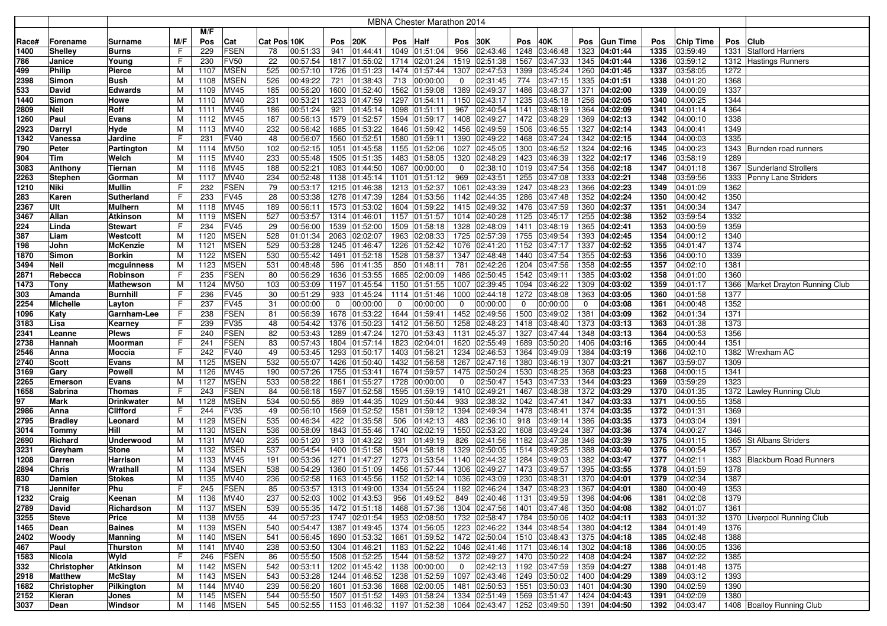# MBNA Chester Marathon 2014

| Race# | Forename | Surname | M/F | M/F Pos | Cat | Cat Pos | 10K | Pos | 20K | Pos | Half | Pos | 30K | Pos | 40K | Pos | Gun Time | Pos | Chip Time | Pos | Club |
|---|---|---|---|---|---|---|---|---|---|---|---|---|---|---|---|---|---|---|---|---|---|
| 1400 | Shelley | Burns | F | 229 | FSEN | 78 | 00:51:33 | 941 | 01:44:41 | 1049 | 01:51:04 | 956 | 02:43:46 | 1248 | 03:46:48 | 1323 | 04:01:44 | 1335 | 03:59:49 | 1331 | Stafford Harriers |
| 786 | Janice | Young | F | 230 | FV50 | 22 | 00:57:54 | 1817 | 01:55:02 | 1714 | 02:01:24 | 1519 | 02:51:38 | 1567 | 03:47:33 | 1345 | 04:01:44 | 1336 | 03:59:12 | 1312 | Hastings Runners |
| 499 | Philip | Pierce | M | 1107 | MSEN | 525 | 00:57:10 | 1726 | 01:51:23 | 1474 | 01:57:44 | 1307 | 02:47:53 | 1399 | 03:45:24 | 1260 | 04:01:45 | 1337 | 03:58:05 | 1272 | |
| 2398 | Simon | Bush | M | 1108 | MSEN | 526 | 00:49:22 | 721 | 01:38:43 | 713 | 00:00:00 | 0 | 02:31:45 | 774 | 03:47:15 | 1335 | 04:01:51 | 1338 | 04:01:20 | 1368 | |
| 533 | David | Edwards | M | 1109 | MV45 | 185 | 00:56:20 | 1600 | 01:52:40 | 1562 | 01:59:08 | 1389 | 02:49:37 | 1486 | 03:48:37 | 1371 | 04:02:00 | 1339 | 04:00:09 | 1337 | |
| 1440 | Simon | Howe | M | 1110 | MV40 | 231 | 00:53:21 | 1233 | 01:47:59 | 1297 | 01:54:11 | 1150 | 02:43:17 | 1235 | 03:45:18 | 1256 | 04:02:05 | 1340 | 04:00:25 | 1344 | |
| 2809 | Neil | Roff | M | 1111 | MV45 | 186 | 00:51:24 | 921 | 01:45:14 | 1098 | 01:51:11 | 967 | 02:40:54 | 1141 | 03:48:19 | 1364 | 04:02:09 | 1341 | 04:01:14 | 1364 | |
| 1260 | Paul | Evans | M | 1112 | MV45 | 187 | 00:56:13 | 1579 | 01:52:57 | 1594 | 01:59:17 | 1408 | 02:49:27 | 1472 | 03:48:29 | 1369 | 04:02:13 | 1342 | 04:00:10 | 1338 | |
| 2923 | Darryl | Hyde | M | 1113 | MV40 | 232 | 00:56:42 | 1685 | 01:53:22 | 1646 | 01:59:42 | 1456 | 02:49:59 | 1506 | 03:46:55 | 1327 | 04:02:14 | 1343 | 04:00:41 | 1349 | |
| 1342 | Vanessa | Jardine | F | 231 | FV40 | 48 | 00:56:07 | 1560 | 01:52:51 | 1580 | 01:59:11 | 1390 | 02:49:22 | 1468 | 03:47:24 | 1342 | 04:02:15 | 1344 | 04:00:03 | 1335 | |
| 790 | Peter | Partington | M | 1114 | MV50 | 102 | 00:52:15 | 1051 | 01:45:58 | 1155 | 01:52:06 | 1027 | 02:45:05 | 1300 | 03:46:52 | 1324 | 04:02:16 | 1345 | 04:00:23 | 1343 | Burnden road runners |
| 904 | Tim | Welch | M | 1115 | MV40 | 233 | 00:55:48 | 1505 | 01:51:35 | 1483 | 01:58:05 | 1320 | 02:48:29 | 1423 | 03:46:39 | 1322 | 04:02:17 | 1346 | 03:58:19 | 1289 | |
| 3083 | Anthony | Tiernan | M | 1116 | MV45 | 188 | 00:52:21 | 1083 | 01:44:50 | 1067 | 00:00:00 | 0 | 02:38:10 | 1019 | 03:47:54 | 1356 | 04:02:18 | 1347 | 04:01:18 | 1367 | Sunderland Strollers |
| 2263 | Stephen | Gorman | M | 1117 | MV40 | 234 | 00:52:48 | 1138 | 01:45:14 | 1101 | 01:51:12 | 969 | 02:43:51 | 1255 | 03:47:08 | 1333 | 04:02:21 | 1348 | 03:59:56 | 1333 | Penny Lane Striders |
| 1210 | Niki | Mullin | F | 232 | FSEN | 79 | 00:53:17 | 1215 | 01:46:38 | 1213 | 01:52:37 | 1061 | 02:43:39 | 1247 | 03:48:23 | 1366 | 04:02:23 | 1349 | 04:01:09 | 1362 | |
| 283 | Karen | Sutherland | F | 233 | FV45 | 28 | 00:53:38 | 1278 | 01:47:39 | 1284 | 01:53:56 | 1142 | 02:44:35 | 1286 | 03:47:48 | 1352 | 04:02:24 | 1350 | 04:00:42 | 1350 | |
| 2367 | Ult | Mulhern | M | 1118 | MV45 | 189 | 00:56:11 | 1573 | 01:53:02 | 1604 | 01:59:22 | 1415 | 02:49:32 | 1476 | 03:47:59 | 1360 | 04:02:37 | 1351 | 04:00:34 | 1347 | |
| 3467 | Allan | Atkinson | M | 1119 | MSEN | 527 | 00:53:57 | 1314 | 01:46:01 | 1157 | 01:51:57 | 1014 | 02:40:28 | 1125 | 03:45:17 | 1255 | 04:02:38 | 1352 | 03:59:54 | 1332 | |
| 224 | Linda | Stewart | F | 234 | FV45 | 29 | 00:56:00 | 1539 | 01:52:00 | 1509 | 01:58:18 | 1328 | 02:48:09 | 1411 | 03:48:19 | 1365 | 04:02:41 | 1353 | 04:00:59 | 1359 | |
| 387 | Liam | Westcott | M | 1120 | MSEN | 528 | 01:01:34 | 2063 | 02:02:07 | 1963 | 02:08:33 | 1725 | 02:57:39 | 1755 | 03:49:54 | 1393 | 04:02:45 | 1354 | 04:00:12 | 1340 | |
| 198 | John | McKenzie | M | 1121 | MSEN | 529 | 00:53:28 | 1245 | 01:46:47 | 1226 | 01:52:42 | 1076 | 02:41:20 | 1152 | 03:47:17 | 1337 | 04:02:52 | 1355 | 04:01:47 | 1374 | |
| 1870 | Simon | Borkin | M | 1122 | MSEN | 530 | 00:55:42 | 1491 | 01:52:18 | 1528 | 01:58:37 | 1347 | 02:48:48 | 1440 | 03:47:54 | 1355 | 04:02:53 | 1356 | 04:00:10 | 1339 | |
| 3494 | Neil | mcguinness | M | 1123 | MSEN | 531 | 00:48:48 | 596 | 01:41:35 | 850 | 01:48:11 | 781 | 02:42:26 | 1204 | 03:47:56 | 1358 | 04:02:55 | 1357 | 04:02:10 | 1381 | |
| 2871 | Rebecca | Robinson | F | 235 | FSEN | 80 | 00:56:29 | 1636 | 01:53:55 | 1685 | 02:00:09 | 1486 | 02:50:45 | 1542 | 03:49:11 | 1385 | 04:03:02 | 1358 | 04:01:00 | 1360 | |
| 1473 | Tony | Mathewson | M | 1124 | MV50 | 103 | 00:53:09 | 1197 | 01:45:54 | 1150 | 01:51:55 | 1007 | 02:39:45 | 1094 | 03:46:22 | 1309 | 04:03:02 | 1359 | 04:01:17 | 1366 | Market Drayton Running Club |
| 303 | Amanda | Burnhill | F | 236 | FV45 | 30 | 00:51:29 | 933 | 01:45:24 | 1114 | 01:51:46 | 1000 | 02:44:18 | 1272 | 03:48:08 | 1363 | 04:03:05 | 1360 | 04:01:58 | 1377 | |
| 2254 | Michelle | Layton | F | 237 | FV45 | 31 | 00:00:00 | 0 | 00:00:00 | 0 | 00:00:00 | 0 | 00:00:00 | 0 | 00:00:00 | 0 | 04:03:08 | 1361 | 04:00:48 | 1352 | |
| 1096 | Katy | Garnham-Lee | F | 238 | FSEN | 81 | 00:56:39 | 1678 | 01:53:22 | 1644 | 01:59:41 | 1452 | 02:49:56 | 1500 | 03:49:02 | 1381 | 04:03:09 | 1362 | 04:01:34 | 1371 | |
| 3183 | Lisa | Kearney | F | 239 | FV35 | 48 | 00:54:42 | 1376 | 01:50:23 | 1412 | 01:56:50 | 1258 | 02:48:23 | 1418 | 03:48:40 | 1373 | 04:03:13 | 1363 | 04:01:38 | 1373 | |
| 2341 | Leanne | Plews | F | 240 | FSEN | 82 | 00:53:43 | 1289 | 01:47:24 | 1270 | 01:53:43 | 1131 | 02:45:37 | 1327 | 03:47:44 | 1348 | 04:03:13 | 1364 | 04:00:53 | 1356 | |
| 2738 | Hannah | Moorman | F | 241 | FSEN | 83 | 00:57:43 | 1804 | 01:57:14 | 1823 | 02:04:01 | 1620 | 02:55:49 | 1689 | 03:50:20 | 1406 | 04:03:16 | 1365 | 04:00:44 | 1351 | |
| 2546 | Anna | Moccia | F | 242 | FV40 | 49 | 00:53:45 | 1293 | 01:50:17 | 1403 | 01:56:21 | 1234 | 02:46:53 | 1364 | 03:49:09 | 1384 | 04:03:19 | 1366 | 04:02:10 | 1382 | Wrexham AC |
| 2740 | Scott | Evans | M | 1125 | MSEN | 532 | 00:55:07 | 1426 | 01:50:40 | 1432 | 01:56:58 | 1267 | 02:47:16 | 1380 | 03:46:19 | 1307 | 04:03:21 | 1367 | 03:59:07 | 1309 | |
| 3169 | Gary | Powell | M | 1126 | MV45 | 190 | 00:57:26 | 1755 | 01:53:41 | 1674 | 01:59:57 | 1475 | 02:50:24 | 1530 | 03:48:25 | 1368 | 04:03:23 | 1368 | 04:00:15 | 1341 | |
| 2265 | Emerson | Evans | M | 1127 | MSEN | 533 | 00:58:22 | 1861 | 01:55:27 | 1728 | 00:00:00 | 0 | 02:50:47 | 1543 | 03:47:33 | 1344 | 04:03:23 | 1369 | 03:59:29 | 1323 | |
| 1658 | Sabrina | Thomas | F | 243 | FSEN | 84 | 00:56:18 | 1597 | 01:52:58 | 1595 | 01:59:19 | 1410 | 02:49:21 | 1467 | 03:48:38 | 1372 | 04:03:29 | 1370 | 04:01:35 | 1372 | Lawley Running Club |
| 97 | Mark | Drinkwater | M | 1128 | MSEN | 534 | 00:50:55 | 869 | 01:44:35 | 1029 | 01:50:44 | 933 | 02:38:32 | 1042 | 03:47:41 | 1347 | 04:03:33 | 1371 | 04:00:55 | 1358 | |
| 2986 | Anna | Clifford | F | 244 | FV35 | 49 | 00:56:10 | 1569 | 01:52:52 | 1581 | 01:59:12 | 1394 | 02:49:34 | 1478 | 03:48:41 | 1374 | 04:03:35 | 1372 | 04:01:31 | 1369 | |
| 2795 | Bradley | Leonard | M | 1129 | MSEN | 535 | 00:46:34 | 422 | 01:35:58 | 506 | 01:42:13 | 483 | 02:36:10 | 918 | 03:49:14 | 1386 | 04:03:35 | 1373 | 04:03:04 | 1391 | |
| 3014 | Tommy | Hill | M | 1130 | MSEN | 536 | 00:58:09 | 1843 | 01:55:46 | 1740 | 02:02:19 | 1550 | 02:53:20 | 1608 | 03:49:24 | 1387 | 04:03:36 | 1374 | 04:00:27 | 1346 | |
| 2690 | Richard | Underwood | M | 1131 | MV40 | 235 | 00:51:20 | 913 | 01:43:22 | 931 | 01:49:19 | 826 | 02:41:56 | 1182 | 03:47:38 | 1346 | 04:03:39 | 1375 | 04:01:15 | 1365 | St Albans Striders |
| 3231 | Greyham | Stone | M | 1132 | MSEN | 537 | 00:54:54 | 1400 | 01:51:58 | 1504 | 01:58:18 | 1329 | 02:50:05 | 1514 | 03:49:25 | 1388 | 04:03:40 | 1376 | 04:00:54 | 1357 | |
| 1208 | Darren | Harrison | M | 1133 | MV45 | 191 | 00:53:36 | 1271 | 01:47:27 | 1273 | 01:53:54 | 1140 | 02:44:32 | 1284 | 03:49:03 | 1382 | 04:03:47 | 1377 | 04:02:11 | 1383 | Blackburn Road Runners |
| 2894 | Chris | Wrathall | M | 1134 | MSEN | 538 | 00:54:29 | 1360 | 01:51:09 | 1456 | 01:57:44 | 1306 | 02:49:27 | 1473 | 03:49:57 | 1395 | 04:03:55 | 1378 | 04:01:59 | 1378 | |
| 830 | Damien | Stokes | M | 1135 | MV40 | 236 | 00:52:58 | 1163 | 01:45:56 | 1152 | 01:52:14 | 1036 | 02:43:09 | 1230 | 03:48:31 | 1370 | 04:04:01 | 1379 | 04:02:34 | 1387 | |
| 718 | Jennifer | Phu | F | 245 | FSEN | 85 | 00:53:57 | 1313 | 01:49:00 | 1334 | 01:55:24 | 1192 | 02:46:24 | 1347 | 03:48:23 | 1367 | 04:04:01 | 1380 | 04:00:49 | 1353 | |
| 1232 | Craig | Keenan | M | 1136 | MV40 | 237 | 00:52:03 | 1002 | 01:43:53 | 956 | 01:49:52 | 849 | 02:40:46 | 1131 | 03:49:59 | 1396 | 04:04:06 | 1381 | 04:02:08 | 1379 | |
| 2789 | David | Richardson | M | 1137 | MSEN | 539 | 00:55:35 | 1472 | 01:51:18 | 1468 | 01:57:36 | 1304 | 02:47:56 | 1401 | 03:47:46 | 1350 | 04:04:08 | 1382 | 04:01:07 | 1361 | |
| 3255 | Steve | Price | M | 1138 | MV55 | 44 | 00:57:23 | 1747 | 02:01:54 | 1953 | 02:08:50 | 1732 | 02:58:47 | 1784 | 03:50:06 | 1402 | 04:04:11 | 1383 | 04:01:32 | 1370 | Liverpool Running Club |
| 1465 | Dean | Baines | M | 1139 | MSEN | 540 | 00:54:47 | 1387 | 01:49:45 | 1374 | 01:56:05 | 1223 | 02:46:22 | 1344 | 03:48:54 | 1380 | 04:04:12 | 1384 | 04:01:49 | 1376 | |
| 2402 | Woody | Manning | M | 1140 | MSEN | 541 | 00:56:45 | 1690 | 01:53:32 | 1661 | 01:59:52 | 1472 | 02:50:04 | 1510 | 03:48:43 | 1375 | 04:04:18 | 1385 | 04:02:48 | 1388 | |
| 467 | Paul | Thurston | M | 1141 | MV40 | 238 | 00:53:50 | 1304 | 01:46:21 | 1183 | 01:52:22 | 1046 | 02:41:46 | 1171 | 03:46:14 | 1302 | 04:04:18 | 1386 | 04:00:05 | 1336 | |
| 1583 | Nicola | Wyld | F | 246 | FSEN | 86 | 00:55:50 | 1508 | 01:52:25 | 1544 | 01:58:52 | 1372 | 02:49:27 | 1470 | 03:50:22 | 1408 | 04:04:24 | 1387 | 04:02:22 | 1385 | |
| 332 | Christopher | Atkinson | M | 1142 | MSEN | 542 | 00:53:11 | 1202 | 01:45:42 | 1138 | 00:00:00 | 0 | 02:42:13 | 1192 | 03:47:59 | 1359 | 04:04:27 | 1388 | 04:01:48 | 1375 | |
| 2918 | Matthew | McStay | M | 1143 | MSEN | 543 | 00:53:28 | 1244 | 01:46:52 | 1238 | 01:52:59 | 1097 | 02:43:46 | 1249 | 03:50:02 | 1400 | 04:04:29 | 1389 | 04:03:12 | 1393 | |
| 1682 | Christopher | Pilkington | M | 1144 | MV40 | 239 | 00:56:20 | 1601 | 01:53:36 | 1668 | 02:00:05 | 1481 | 02:50:53 | 1551 | 03:50:03 | 1401 | 04:04:30 | 1390 | 04:02:59 | 1390 | |
| 2152 | Kieran | Jones | M | 1145 | MSEN | 544 | 00:55:50 | 1507 | 01:51:52 | 1493 | 01:58:24 | 1334 | 02:51:49 | 1569 | 03:51:47 | 1424 | 04:04:43 | 1391 | 04:02:09 | 1380 | |
| 3037 | Dean | Windsor | M | 1146 | MSEN | 545 | 00:52:55 | 1153 | 01:46:32 | 1197 | 01:52:38 | 1064 | 02:43:47 | 1252 | 03:49:50 | 1391 | 04:04:50 | 1392 | 04:03:47 | 1408 | Boalloy Running Club |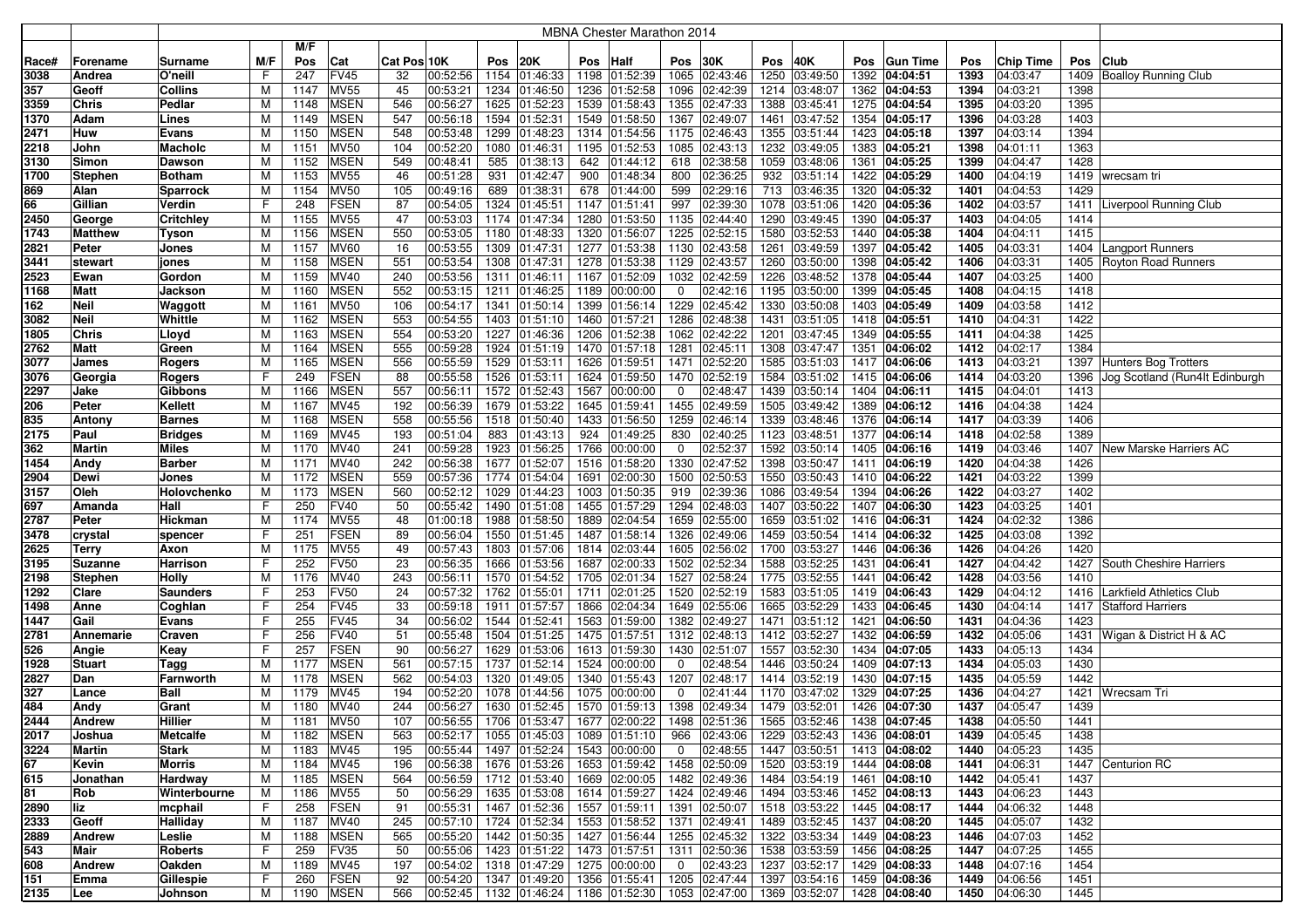# MBNA Chester Marathon 2014

| Race# | Forename | Surname | M/F | M/F Pos | Cat | Cat Pos | 10K | Pos | 20K | Pos | Half | Pos | 30K | Pos | 40K | Pos | Gun Time | Pos | Chip Time | Pos | Club |
|---|---|---|---|---|---|---|---|---|---|---|---|---|---|---|---|---|---|---|---|---|---|
| 3038 | Andrea | O'neill | F | 247 | FV45 | 32 | 00:52:56 | 1154 | 01:46:33 | 1198 | 01:52:39 | 1065 | 02:43:46 | 1250 | 03:49:50 | 1392 | 04:04:51 | 1393 | 04:03:47 | 1409 | Boalloy Running Club |
| 357 | Geoff | Collins | M | 1147 | MV55 | 45 | 00:53:21 | 1234 | 01:46:50 | 1236 | 01:52:58 | 1096 | 02:42:39 | 1214 | 03:48:07 | 1362 | 04:04:53 | 1394 | 04:03:21 | 1398 | |
| 3359 | Chris | Pedlar | M | 1148 | MSEN | 546 | 00:56:27 | 1625 | 01:52:23 | 1539 | 01:58:43 | 1355 | 02:47:33 | 1388 | 03:45:41 | 1275 | 04:04:54 | 1395 | 04:03:20 | 1395 | |
| 1370 | Adam | Lines | M | 1149 | MSEN | 547 | 00:56:18 | 1594 | 01:52:31 | 1549 | 01:58:50 | 1367 | 02:49:07 | 1461 | 03:47:52 | 1354 | 04:05:17 | 1396 | 04:03:28 | 1403 | |
| 2471 | Huw | Evans | M | 1150 | MSEN | 548 | 00:53:48 | 1299 | 01:48:23 | 1314 | 01:54:56 | 1175 | 02:46:43 | 1355 | 03:51:44 | 1423 | 04:05:18 | 1397 | 04:03:14 | 1394 | |
| 2218 | John | Macholc | M | 1151 | MV50 | 104 | 00:52:20 | 1080 | 01:46:31 | 1195 | 01:52:53 | 1085 | 02:43:13 | 1232 | 03:49:05 | 1383 | 04:05:21 | 1398 | 04:01:11 | 1363 | |
| 3130 | Simon | Dawson | M | 1152 | MSEN | 549 | 00:48:41 | 585 | 01:38:13 | 642 | 01:44:12 | 618 | 02:38:58 | 1059 | 03:48:06 | 1361 | 04:05:25 | 1399 | 04:04:47 | 1428 | |
| 1700 | Stephen | Botham | M | 1153 | MV55 | 46 | 00:51:28 | 931 | 01:42:47 | 900 | 01:48:34 | 800 | 02:36:25 | 932 | 03:51:14 | 1422 | 04:05:29 | 1400 | 04:04:19 | 1419 | wrecsam tri |
| 869 | Alan | Sparrock | M | 1154 | MV50 | 105 | 00:49:16 | 689 | 01:38:31 | 678 | 01:44:00 | 599 | 02:29:16 | 713 | 03:46:35 | 1320 | 04:05:32 | 1401 | 04:04:53 | 1429 | |
| 66 | Gillian | Verdin | F | 248 | FSEN | 87 | 00:54:05 | 1324 | 01:45:51 | 1147 | 01:51:41 | 997 | 02:39:30 | 1078 | 03:51:06 | 1420 | 04:05:36 | 1402 | 04:03:57 | 1411 | Liverpool Running Club |
| 2450 | George | Critchley | M | 1155 | MV55 | 47 | 00:53:03 | 1174 | 01:47:34 | 1280 | 01:53:50 | 1135 | 02:44:40 | 1290 | 03:49:45 | 1390 | 04:05:37 | 1403 | 04:04:05 | 1414 | |
| 1743 | Matthew | Tyson | M | 1156 | MSEN | 550 | 00:53:05 | 1180 | 01:48:33 | 1320 | 01:56:07 | 1225 | 02:52:15 | 1580 | 03:52:53 | 1440 | 04:05:38 | 1404 | 04:04:11 | 1415 | |
| 2821 | Peter | Jones | M | 1157 | MV60 | 16 | 00:53:55 | 1309 | 01:47:31 | 1277 | 01:53:38 | 1130 | 02:43:58 | 1261 | 03:49:59 | 1397 | 04:05:42 | 1405 | 04:03:31 | 1404 | Langport Runners |
| 3441 | stewart | jones | M | 1158 | MSEN | 551 | 00:53:54 | 1308 | 01:47:31 | 1278 | 01:53:38 | 1129 | 02:43:57 | 1260 | 03:50:00 | 1398 | 04:05:42 | 1406 | 04:03:31 | 1405 | Royton Road Runners |
| 2523 | Ewan | Gordon | M | 1159 | MV40 | 240 | 00:53:56 | 1311 | 01:46:11 | 1167 | 01:52:09 | 1032 | 02:42:59 | 1226 | 03:48:52 | 1378 | 04:05:44 | 1407 | 04:03:25 | 1400 | |
| 1168 | Matt | Jackson | M | 1160 | MSEN | 552 | 00:53:15 | 1211 | 01:46:25 | 1189 | 00:00:00 | 0 | 02:42:16 | 1195 | 03:50:00 | 1399 | 04:05:45 | 1408 | 04:04:15 | 1418 | |
| 162 | Neil | Waggott | M | 1161 | MV50 | 106 | 00:54:17 | 1341 | 01:50:14 | 1399 | 01:56:14 | 1229 | 02:45:42 | 1330 | 03:50:08 | 1403 | 04:05:49 | 1409 | 04:03:58 | 1412 | |
| 3082 | Neil | Whittle | M | 1162 | MSEN | 553 | 00:54:55 | 1403 | 01:51:10 | 1460 | 01:57:21 | 1286 | 02:48:38 | 1431 | 03:51:05 | 1418 | 04:05:51 | 1410 | 04:04:31 | 1422 | |
| 1805 | Chris | Lloyd | M | 1163 | MSEN | 554 | 00:53:20 | 1227 | 01:46:36 | 1206 | 01:52:38 | 1062 | 02:42:22 | 1201 | 03:47:45 | 1349 | 04:05:55 | 1411 | 04:04:38 | 1425 | |
| 2762 | Matt | Green | M | 1164 | MSEN | 555 | 00:59:28 | 1924 | 01:51:19 | 1470 | 01:57:18 | 1281 | 02:45:11 | 1308 | 03:47:47 | 1351 | 04:06:02 | 1412 | 04:02:17 | 1384 | |
| 3077 | James | Rogers | M | 1165 | MSEN | 556 | 00:55:59 | 1529 | 01:53:11 | 1626 | 01:59:51 | 1471 | 02:52:20 | 1585 | 03:51:03 | 1417 | 04:06:06 | 1413 | 04:03:21 | 1397 | Hunters Bog Trotters |
| 3076 | Georgia | Rogers | F | 249 | FSEN | 88 | 00:55:58 | 1526 | 01:53:11 | 1624 | 01:59:50 | 1470 | 02:52:19 | 1584 | 03:51:02 | 1415 | 04:06:06 | 1414 | 04:03:20 | 1396 | Jog Scotland (Run4It Edinburgh |
| 2297 | Jake | Gibbons | M | 1166 | MSEN | 557 | 00:56:11 | 1572 | 01:52:43 | 1567 | 00:00:00 | 0 | 02:48:47 | 1439 | 03:50:14 | 1404 | 04:06:11 | 1415 | 04:04:01 | 1413 | |
| 206 | Peter | Kellett | M | 1167 | MV45 | 192 | 00:56:39 | 1679 | 01:53:22 | 1645 | 01:59:41 | 1455 | 02:49:59 | 1505 | 03:49:42 | 1389 | 04:06:12 | 1416 | 04:04:38 | 1424 | |
| 835 | Antony | Barnes | M | 1168 | MSEN | 558 | 00:55:56 | 1518 | 01:50:40 | 1433 | 01:56:50 | 1259 | 02:46:14 | 1339 | 03:48:46 | 1376 | 04:06:14 | 1417 | 04:03:39 | 1406 | |
| 2175 | Paul | Bridges | M | 1169 | MV45 | 193 | 00:51:04 | 883 | 01:43:13 | 924 | 01:49:25 | 830 | 02:40:25 | 1123 | 03:48:51 | 1377 | 04:06:14 | 1418 | 04:02:58 | 1389 | |
| 362 | Martin | Miles | M | 1170 | MV40 | 241 | 00:59:28 | 1923 | 01:56:25 | 1766 | 00:00:00 | 0 | 02:52:37 | 1592 | 03:50:14 | 1405 | 04:06:16 | 1419 | 04:03:46 | 1407 | New Marske Harriers AC |
| 1454 | Andy | Barber | M | 1171 | MV40 | 242 | 00:56:38 | 1677 | 01:52:07 | 1516 | 01:58:20 | 1330 | 02:47:52 | 1398 | 03:50:47 | 1411 | 04:06:19 | 1420 | 04:04:38 | 1426 | |
| 2904 | Dewi | Jones | M | 1172 | MSEN | 559 | 00:57:36 | 1774 | 01:54:04 | 1691 | 02:00:30 | 1500 | 02:50:53 | 1550 | 03:50:43 | 1410 | 04:06:22 | 1421 | 04:03:22 | 1399 | |
| 3157 | Oleh | Holovchenko | M | 1173 | MSEN | 560 | 00:52:12 | 1029 | 01:44:23 | 1003 | 01:50:35 | 919 | 02:39:36 | 1086 | 03:49:54 | 1394 | 04:06:26 | 1422 | 04:03:27 | 1402 | |
| 697 | Amanda | Hall | F | 250 | FV40 | 50 | 00:55:42 | 1490 | 01:51:08 | 1455 | 01:57:29 | 1294 | 02:48:03 | 1407 | 03:50:22 | 1407 | 04:06:30 | 1423 | 04:03:25 | 1401 | |
| 2787 | Peter | Hickman | M | 1174 | MV55 | 48 | 01:00:18 | 1988 | 01:58:50 | 1889 | 02:04:54 | 1659 | 02:55:00 | 1659 | 03:51:02 | 1416 | 04:06:31 | 1424 | 04:02:52 | 1386 | |
| 3478 | crystal | spencer | F | 251 | FSEN | 89 | 00:56:04 | 1550 | 01:51:45 | 1487 | 01:58:14 | 1326 | 02:49:06 | 1459 | 03:50:54 | 1414 | 04:06:32 | 1425 | 04:03:08 | 1392 | |
| 2625 | Terry | Axon | M | 1175 | MV55 | 49 | 00:57:43 | 1803 | 01:57:06 | 1814 | 02:03:44 | 1605 | 02:56:02 | 1700 | 03:53:27 | 1446 | 04:06:36 | 1426 | 04:04:26 | 1420 | |
| 3195 | Suzanne | Harrison | F | 252 | FV50 | 23 | 00:56:35 | 1666 | 01:53:56 | 1687 | 02:00:33 | 1502 | 02:52:34 | 1588 | 03:52:25 | 1431 | 04:06:41 | 1427 | 04:04:42 | 1427 | South Cheshire Harriers |
| 2198 | Stephen | Holly | M | 1176 | MV40 | 243 | 00:56:11 | 1570 | 01:54:52 | 1705 | 02:01:34 | 1527 | 02:58:24 | 1775 | 03:52:55 | 1441 | 04:06:42 | 1428 | 04:03:56 | 1410 | |
| 1292 | Clare | Saunders | F | 253 | FV50 | 24 | 00:57:32 | 1762 | 01:55:01 | 1711 | 02:01:25 | 1520 | 02:52:19 | 1583 | 03:51:05 | 1419 | 04:06:43 | 1429 | 04:04:12 | 1416 | Larkfield Athletics Club |
| 1498 | Anne | Coghlan | F | 254 | FV45 | 33 | 00:59:18 | 1911 | 01:57:57 | 1866 | 02:04:34 | 1649 | 02:55:06 | 1665 | 03:52:29 | 1433 | 04:06:45 | 1430 | 04:04:14 | 1417 | Stafford Harriers |
| 1447 | Gail | Evans | F | 255 | FV45 | 34 | 00:56:02 | 1544 | 01:52:41 | 1563 | 01:59:00 | 1382 | 02:49:27 | 1471 | 03:51:12 | 1421 | 04:06:50 | 1431 | 04:04:36 | 1423 | |
| 2781 | Annemarie | Craven | F | 256 | FV40 | 51 | 00:55:48 | 1504 | 01:51:25 | 1475 | 01:57:51 | 1312 | 02:48:13 | 1412 | 03:52:27 | 1432 | 04:06:59 | 1432 | 04:05:06 | 1431 | Wigan & District H & AC |
| 526 | Angie | Keay | F | 257 | FSEN | 90 | 00:56:27 | 1629 | 01:53:06 | 1613 | 01:59:30 | 1430 | 02:51:07 | 1557 | 03:52:30 | 1434 | 04:07:05 | 1433 | 04:05:13 | 1434 | |
| 1928 | Stuart | Tagg | M | 1177 | MSEN | 561 | 00:57:15 | 1737 | 01:52:14 | 1524 | 00:00:00 | 0 | 02:48:54 | 1446 | 03:50:24 | 1409 | 04:07:13 | 1434 | 04:05:03 | 1430 | |
| 2827 | Dan | Farnworth | M | 1178 | MSEN | 562 | 00:54:03 | 1320 | 01:49:05 | 1340 | 01:55:43 | 1207 | 02:48:17 | 1414 | 03:52:19 | 1430 | 04:07:15 | 1435 | 04:05:59 | 1442 | |
| 327 | Lance | Ball | M | 1179 | MV45 | 194 | 00:52:20 | 1078 | 01:44:56 | 1075 | 00:00:00 | 0 | 02:41:44 | 1170 | 03:47:02 | 1329 | 04:07:25 | 1436 | 04:04:27 | 1421 | Wrecsam Tri |
| 484 | Andy | Grant | M | 1180 | MV40 | 244 | 00:56:27 | 1630 | 01:52:45 | 1570 | 01:59:13 | 1398 | 02:49:34 | 1479 | 03:52:01 | 1426 | 04:07:30 | 1437 | 04:05:47 | 1439 | |
| 2444 | Andrew | Hillier | M | 1181 | MV50 | 107 | 00:56:55 | 1706 | 01:53:47 | 1677 | 02:00:22 | 1498 | 02:51:36 | 1565 | 03:52:46 | 1438 | 04:07:45 | 1438 | 04:05:50 | 1441 | |
| 2017 | Joshua | Metcalfe | M | 1182 | MSEN | 563 | 00:52:17 | 1055 | 01:45:03 | 1089 | 01:51:10 | 966 | 02:43:06 | 1229 | 03:52:43 | 1436 | 04:08:01 | 1439 | 04:05:45 | 1438 | |
| 3224 | Martin | Stark | M | 1183 | MV45 | 195 | 00:55:44 | 1497 | 01:52:24 | 1543 | 00:00:00 | 0 | 02:48:55 | 1447 | 03:50:51 | 1413 | 04:08:02 | 1440 | 04:05:23 | 1435 | |
| 67 | Kevin | Morris | M | 1184 | MV45 | 196 | 00:56:38 | 1676 | 01:53:26 | 1653 | 01:59:42 | 1458 | 02:50:09 | 1520 | 03:53:19 | 1444 | 04:08:08 | 1441 | 04:06:31 | 1447 | Centurion RC |
| 615 | Jonathan | Hardway | M | 1185 | MSEN | 564 | 00:56:59 | 1712 | 01:53:40 | 1669 | 02:00:05 | 1482 | 02:49:36 | 1484 | 03:54:19 | 1461 | 04:08:10 | 1442 | 04:05:41 | 1437 | |
| 81 | Rob | Winterbourne | M | 1186 | MV55 | 50 | 00:56:29 | 1635 | 01:53:08 | 1614 | 01:59:27 | 1424 | 02:49:46 | 1494 | 03:53:46 | 1452 | 04:08:13 | 1443 | 04:06:23 | 1443 | |
| 2890 | liz | mcphail | F | 258 | FSEN | 91 | 00:55:31 | 1467 | 01:52:36 | 1557 | 01:59:11 | 1391 | 02:50:07 | 1518 | 03:53:22 | 1445 | 04:08:17 | 1444 | 04:06:32 | 1448 | |
| 2333 | Geoff | Halliday | M | 1187 | MV40 | 245 | 00:57:10 | 1724 | 01:52:34 | 1553 | 01:58:52 | 1371 | 02:49:41 | 1489 | 03:52:45 | 1437 | 04:08:20 | 1445 | 04:05:07 | 1432 | |
| 2889 | Andrew | Leslie | M | 1188 | MSEN | 565 | 00:55:20 | 1442 | 01:50:35 | 1427 | 01:56:44 | 1255 | 02:45:32 | 1322 | 03:53:34 | 1449 | 04:08:23 | 1446 | 04:07:03 | 1452 | |
| 543 | Mair | Roberts | F | 259 | FV35 | 50 | 00:55:06 | 1423 | 01:51:22 | 1473 | 01:57:51 | 1311 | 02:50:36 | 1538 | 03:53:59 | 1456 | 04:08:25 | 1447 | 04:07:25 | 1455 | |
| 608 | Andrew | Oakden | M | 1189 | MV45 | 197 | 00:54:02 | 1318 | 01:47:29 | 1275 | 00:00:00 | 0 | 02:43:23 | 1237 | 03:52:17 | 1429 | 04:08:33 | 1448 | 04:07:16 | 1454 | |
| 151 | Emma | Gillespie | F | 260 | FSEN | 92 | 00:54:20 | 1347 | 01:49:20 | 1356 | 01:55:41 | 1205 | 02:47:44 | 1397 | 03:54:16 | 1459 | 04:08:36 | 1449 | 04:06:56 | 1451 | |
| 2135 | Lee | Johnson | M | 1190 | MSEN | 566 | 00:52:45 | 1132 | 01:46:24 | 1186 | 01:52:30 | 1053 | 02:47:00 | 1369 | 03:52:07 | 1428 | 04:08:40 | 1450 | 04:06:30 | 1445 | |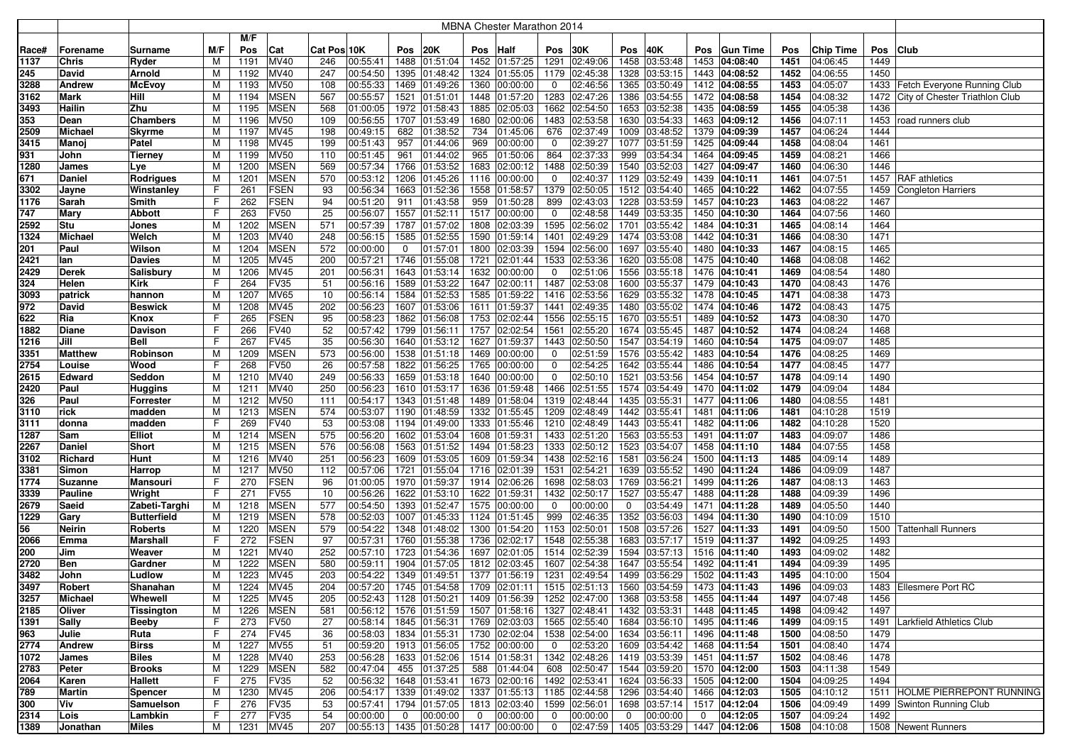# MBNA Chester Marathon 2014

| Race# | Forename | Surname | M/F | M/F Pos | Cat | Cat Pos | 10K | Pos | 20K | Pos | Half | Pos | 30K | Pos | 40K | Pos | Gun Time | Pos | Chip Time | Pos | Club |
|---|---|---|---|---|---|---|---|---|---|---|---|---|---|---|---|---|---|---|---|---|---|
| 1137 | Chris | Ryder | M | 1191 | MV40 | 246 | 00:55:41 | 1488 | 01:51:04 | 1452 | 01:57:25 | 1291 | 02:49:06 | 1458 | 03:53:48 | 1453 | 04:08:40 | 1451 | 04:06:45 | 1449 | |
| 245 | David | Arnold | M | 1192 | MV40 | 247 | 00:54:50 | 1395 | 01:48:42 | 1324 | 01:55:05 | 1179 | 02:45:38 | 1328 | 03:53:15 | 1443 | 04:08:52 | 1452 | 04:06:55 | 1450 | |
| 3288 | Andrew | McEvoy | M | 1193 | MV50 | 108 | 00:55:33 | 1469 | 01:49:26 | 1360 | 00:00:00 | 0 | 02:46:56 | 1365 | 03:50:49 | 1412 | 04:08:55 | 1453 | 04:05:07 | 1433 | Fetch Everyone Running Club |
| 3162 | Mark | Hill | M | 1194 | MSEN | 567 | 00:55:57 | 1521 | 01:51:01 | 1448 | 01:57:20 | 1283 | 02:47:26 | 1386 | 03:54:55 | 1472 | 04:08:58 | 1454 | 04:08:32 | 1472 | City of Chester Triathlon Club |
| 3493 | Hailin | Zhu | M | 1195 | MSEN | 568 | 01:00:05 | 1972 | 01:58:43 | 1885 | 02:05:03 | 1662 | 02:54:50 | 1653 | 03:52:38 | 1435 | 04:08:59 | 1455 | 04:05:38 | 1436 | |
| 353 | Dean | Chambers | M | 1196 | MV50 | 109 | 00:56:55 | 1707 | 01:53:49 | 1680 | 02:00:06 | 1483 | 02:53:58 | 1630 | 03:54:33 | 1463 | 04:09:12 | 1456 | 04:07:11 | 1453 | road runners club |
| 2509 | Michael | Skyrme | M | 1197 | MV45 | 198 | 00:49:15 | 682 | 01:38:52 | 734 | 01:45:06 | 676 | 02:37:49 | 1009 | 03:48:52 | 1379 | 04:09:39 | 1457 | 04:06:24 | 1444 | |
| 3415 | Manoj | Patel | M | 1198 | MV45 | 199 | 00:51:43 | 957 | 01:44:06 | 969 | 00:00:00 | 0 | 02:39:27 | 1077 | 03:51:59 | 1425 | 04:09:44 | 1458 | 04:08:04 | 1461 | |
| 931 | John | Tierney | M | 1199 | MV50 | 110 | 00:51:45 | 961 | 01:44:02 | 965 | 01:50:06 | 864 | 02:37:33 | 999 | 03:54:34 | 1464 | 04:09:45 | 1459 | 04:08:21 | 1466 | |
| 1280 | James | Lye | M | 1200 | MSEN | 569 | 00:57:34 | 1766 | 01:53:52 | 1683 | 02:00:12 | 1488 | 02:50:39 | 1540 | 03:52:03 | 1427 | 04:09:47 | 1460 | 04:06:30 | 1446 | |
| 671 | Daniel | Rodrigues | M | 1201 | MSEN | 570 | 00:53:12 | 1206 | 01:45:26 | 1116 | 00:00:00 | 0 | 02:40:37 | 1129 | 03:52:49 | 1439 | 04:10:11 | 1461 | 04:07:51 | 1457 | RAF athletics |
| 3302 | Jayne | Winstanley | F | 261 | FSEN | 93 | 00:56:34 | 1663 | 01:52:36 | 1558 | 01:58:57 | 1379 | 02:50:05 | 1512 | 03:54:40 | 1465 | 04:10:22 | 1462 | 04:07:55 | 1459 | Congleton Harriers |
| 1176 | Sarah | Smith | F | 262 | FSEN | 94 | 00:51:20 | 911 | 01:43:58 | 959 | 01:50:28 | 899 | 02:43:03 | 1228 | 03:53:59 | 1457 | 04:10:23 | 1463 | 04:08:22 | 1467 | |
| 747 | Mary | Abbott | F | 263 | FV50 | 25 | 00:56:07 | 1557 | 01:52:11 | 1517 | 00:00:00 | 0 | 02:48:58 | 1449 | 03:53:35 | 1450 | 04:10:30 | 1464 | 04:07:56 | 1460 | |
| 2592 | Stu | Jones | M | 1202 | MSEN | 571 | 00:57:39 | 1787 | 01:57:02 | 1808 | 02:03:39 | 1595 | 02:56:02 | 1701 | 03:55:42 | 1484 | 04:10:31 | 1465 | 04:08:14 | 1464 | |
| 1324 | Michael | Welch | M | 1203 | MV40 | 248 | 00:56:15 | 1585 | 01:52:55 | 1590 | 01:59:14 | 1401 | 02:49:29 | 1474 | 03:53:08 | 1442 | 04:10:31 | 1466 | 04:08:30 | 1471 | |
| 201 | Paul | Wilson | M | 1204 | MSEN | 572 | 00:00:00 | 0 | 01:57:01 | 1800 | 02:03:39 | 1594 | 02:56:00 | 1697 | 03:55:40 | 1480 | 04:10:33 | 1467 | 04:08:15 | 1465 | |
| 2421 | Ian | Davies | M | 1205 | MV45 | 200 | 00:57:21 | 1746 | 01:55:08 | 1721 | 02:01:44 | 1533 | 02:53:36 | 1620 | 03:55:08 | 1475 | 04:10:40 | 1468 | 04:08:04 | 1462 | |
| 2429 | Derek | Salisbury | M | 1206 | MV45 | 201 | 00:56:31 | 1643 | 01:53:14 | 1632 | 00:00:00 | 0 | 02:51:06 | 1556 | 03:55:18 | 1476 | 04:10:41 | 1469 | 04:08:54 | 1480 | |
| 324 | Helen | Kirk | F | 264 | FV35 | 51 | 00:56:16 | 1589 | 01:53:22 | 1647 | 02:00:11 | 1487 | 02:53:08 | 1600 | 03:55:37 | 1479 | 04:10:43 | 1470 | 04:08:43 | 1476 | |
| 3093 | patrick | hannon | M | 1207 | MV65 | 10 | 00:56:14 | 1584 | 01:52:53 | 1585 | 01:59:22 | 1416 | 02:53:56 | 1629 | 03:55:32 | 1478 | 04:10:45 | 1471 | 04:08:38 | 1473 | |
| 972 | David | Beswick | M | 1208 | MV45 | 202 | 00:56:23 | 1607 | 01:53:06 | 1611 | 01:59:37 | 1441 | 02:49:35 | 1480 | 03:55:02 | 1474 | 04:10:46 | 1472 | 04:08:43 | 1475 | |
| 622 | Ria | Knox | F | 265 | FSEN | 95 | 00:58:23 | 1862 | 01:56:08 | 1753 | 02:02:44 | 1556 | 02:55:15 | 1670 | 03:55:51 | 1489 | 04:10:52 | 1473 | 04:08:30 | 1470 | |
| 1882 | Diane | Davison | F | 266 | FV40 | 52 | 00:57:42 | 1799 | 01:56:11 | 1757 | 02:02:54 | 1561 | 02:55:20 | 1674 | 03:55:45 | 1487 | 04:10:52 | 1474 | 04:08:24 | 1468 | |
| 1216 | Jill | Bell | F | 267 | FV45 | 35 | 00:56:30 | 1640 | 01:53:12 | 1627 | 01:59:37 | 1443 | 02:50:50 | 1547 | 03:54:19 | 1460 | 04:10:54 | 1475 | 04:09:07 | 1485 | |
| 3351 | Matthew | Robinson | M | 1209 | MSEN | 573 | 00:56:00 | 1538 | 01:51:18 | 1469 | 00:00:00 | 0 | 02:51:59 | 1576 | 03:55:42 | 1483 | 04:10:54 | 1476 | 04:08:25 | 1469 | |
| 2754 | Louise | Wood | F | 268 | FV50 | 26 | 00:57:58 | 1822 | 01:56:25 | 1765 | 00:00:00 | 0 | 02:54:25 | 1642 | 03:55:44 | 1486 | 04:10:54 | 1477 | 04:08:45 | 1477 | |
| 2615 | Edward | Seddon | M | 1210 | MV40 | 249 | 00:56:33 | 1659 | 01:53:18 | 1640 | 00:00:00 | 0 | 02:50:10 | 1521 | 03:53:56 | 1454 | 04:10:57 | 1478 | 04:09:14 | 1490 | |
| 2420 | Paul | Huggins | M | 1211 | MV40 | 250 | 00:56:23 | 1610 | 01:53:17 | 1636 | 01:59:48 | 1466 | 02:51:55 | 1574 | 03:54:49 | 1470 | 04:11:02 | 1479 | 04:09:04 | 1484 | |
| 326 | Paul | Forrester | M | 1212 | MV50 | 111 | 00:54:17 | 1343 | 01:51:48 | 1489 | 01:58:04 | 1319 | 02:48:44 | 1435 | 03:55:31 | 1477 | 04:11:06 | 1480 | 04:08:55 | 1481 | |
| 3110 | rick | madden | M | 1213 | MSEN | 574 | 00:53:07 | 1190 | 01:48:59 | 1332 | 01:55:45 | 1209 | 02:48:49 | 1442 | 03:55:41 | 1481 | 04:11:06 | 1481 | 04:10:28 | 1519 | |
| 3111 | donna | madden | F | 269 | FV40 | 53 | 00:53:08 | 1194 | 01:49:00 | 1333 | 01:55:46 | 1210 | 02:48:49 | 1443 | 03:55:41 | 1482 | 04:11:06 | 1482 | 04:10:28 | 1520 | |
| 1287 | Sam | Elliot | M | 1214 | MSEN | 575 | 00:56:20 | 1602 | 01:53:04 | 1608 | 01:59:31 | 1433 | 02:51:20 | 1563 | 03:55:53 | 1491 | 04:11:07 | 1483 | 04:09:07 | 1486 | |
| 2267 | Daniel | Short | M | 1215 | MSEN | 576 | 00:56:08 | 1563 | 01:51:52 | 1494 | 01:58:23 | 1333 | 02:50:12 | 1523 | 03:54:07 | 1458 | 04:11:10 | 1484 | 04:07:55 | 1458 | |
| 3102 | Richard | Hunt | M | 1216 | MV40 | 251 | 00:56:23 | 1609 | 01:53:05 | 1609 | 01:59:34 | 1438 | 02:52:16 | 1581 | 03:56:24 | 1500 | 04:11:13 | 1485 | 04:09:14 | 1489 | |
| 3381 | Simon | Harrop | M | 1217 | MV50 | 112 | 00:57:06 | 1721 | 01:55:04 | 1716 | 02:01:39 | 1531 | 02:54:21 | 1639 | 03:55:52 | 1490 | 04:11:24 | 1486 | 04:09:09 | 1487 | |
| 1774 | Suzanne | Mansouri | F | 270 | FSEN | 96 | 01:00:05 | 1970 | 01:59:37 | 1914 | 02:06:26 | 1698 | 02:58:03 | 1769 | 03:56:21 | 1499 | 04:11:26 | 1487 | 04:08:13 | 1463 | |
| 3339 | Pauline | Wright | F | 271 | FV55 | 10 | 00:56:26 | 1622 | 01:53:10 | 1622 | 01:59:31 | 1432 | 02:50:17 | 1527 | 03:55:47 | 1488 | 04:11:28 | 1488 | 04:09:39 | 1496 | |
| 2679 | Saeid | Zabeti-Targhi | M | 1218 | MSEN | 577 | 00:54:50 | 1393 | 01:52:47 | 1575 | 00:00:00 | 0 | 00:00:00 | 0 | 03:54:49 | 1471 | 04:11:28 | 1489 | 04:05:50 | 1440 | |
| 1229 | Gary | Butterfield | M | 1219 | MSEN | 578 | 00:52:03 | 1007 | 01:45:33 | 1124 | 01:51:45 | 999 | 02:46:35 | 1352 | 03:56:03 | 1494 | 04:11:30 | 1490 | 04:10:09 | 1510 | |
| 56 | Neirin | Roberts | M | 1220 | MSEN | 579 | 00:54:22 | 1348 | 01:48:02 | 1300 | 01:54:20 | 1153 | 02:50:01 | 1508 | 03:57:26 | 1527 | 04:11:33 | 1491 | 04:09:50 | 1500 | Tattenhall Runners |
| 2066 | Emma | Marshall | F | 272 | FSEN | 97 | 00:57:31 | 1760 | 01:55:38 | 1736 | 02:02:17 | 1548 | 02:55:38 | 1683 | 03:57:17 | 1519 | 04:11:37 | 1492 | 04:09:25 | 1493 | |
| 200 | Jim | Weaver | M | 1221 | MV40 | 252 | 00:57:10 | 1723 | 01:54:36 | 1697 | 02:01:05 | 1514 | 02:52:39 | 1594 | 03:57:13 | 1516 | 04:11:40 | 1493 | 04:09:02 | 1482 | |
| 2720 | Ben | Gardner | M | 1222 | MSEN | 580 | 00:59:11 | 1904 | 01:57:05 | 1812 | 02:03:45 | 1607 | 02:54:38 | 1647 | 03:55:54 | 1492 | 04:11:41 | 1494 | 04:09:39 | 1495 | |
| 3482 | John | Ludlow | M | 1223 | MV45 | 203 | 00:54:22 | 1349 | 01:49:51 | 1377 | 01:56:19 | 1231 | 02:49:54 | 1499 | 03:56:29 | 1502 | 04:11:43 | 1495 | 04:10:00 | 1504 | |
| 3497 | Robert | Shanahan | M | 1224 | MV45 | 204 | 00:57:20 | 1745 | 01:54:58 | 1709 | 02:01:11 | 1515 | 02:51:13 | 1560 | 03:54:59 | 1473 | 04:11:43 | 1496 | 04:09:03 | 1483 | Ellesmere Port RC |
| 3257 | Michael | Whewell | M | 1225 | MV45 | 205 | 00:52:43 | 1128 | 01:50:21 | 1409 | 01:56:39 | 1252 | 02:47:00 | 1368 | 03:53:58 | 1455 | 04:11:44 | 1497 | 04:07:48 | 1456 | |
| 2185 | Oliver | Tissington | M | 1226 | MSEN | 581 | 00:56:12 | 1576 | 01:51:59 | 1507 | 01:58:16 | 1327 | 02:48:41 | 1432 | 03:53:31 | 1448 | 04:11:45 | 1498 | 04:09:42 | 1497 | |
| 1391 | Sally | Beeby | F | 273 | FV50 | 27 | 00:58:14 | 1845 | 01:56:31 | 1769 | 02:03:03 | 1565 | 02:55:40 | 1684 | 03:56:10 | 1495 | 04:11:46 | 1499 | 04:09:15 | 1491 | Larkfield Athletics Club |
| 963 | Julie | Ruta | F | 274 | FV45 | 36 | 00:58:03 | 1834 | 01:55:31 | 1730 | 02:02:04 | 1538 | 02:54:00 | 1634 | 03:56:11 | 1496 | 04:11:48 | 1500 | 04:08:50 | 1479 | |
| 2774 | Andrew | Birss | M | 1227 | MV55 | 51 | 00:59:20 | 1913 | 01:56:05 | 1752 | 00:00:00 | 0 | 02:53:20 | 1609 | 03:54:42 | 1468 | 04:11:54 | 1501 | 04:08:40 | 1474 | |
| 1072 | James | Biles | M | 1228 | MV40 | 253 | 00:56:28 | 1633 | 01:52:06 | 1514 | 01:58:31 | 1342 | 02:48:26 | 1419 | 03:53:39 | 1451 | 04:11:57 | 1502 | 04:08:46 | 1478 | |
| 2783 | Peter | Brooks | M | 1229 | MSEN | 582 | 00:47:04 | 455 | 01:37:25 | 588 | 01:44:04 | 608 | 02:50:47 | 1544 | 03:59:20 | 1570 | 04:12:00 | 1503 | 04:11:38 | 1549 | |
| 2064 | Karen | Hallett | F | 275 | FV35 | 52 | 00:56:32 | 1648 | 01:53:41 | 1673 | 02:00:16 | 1492 | 02:53:41 | 1624 | 03:56:33 | 1505 | 04:12:00 | 1504 | 04:09:25 | 1494 | |
| 789 | Martin | Spencer | M | 1230 | MV45 | 206 | 00:54:17 | 1339 | 01:49:02 | 1337 | 01:55:13 | 1185 | 02:44:58 | 1296 | 03:54:40 | 1466 | 04:12:03 | 1505 | 04:10:12 | 1511 | HOLME PIERREPONT RUNNING |
| 300 | Viv | Samuelson | F | 276 | FV35 | 53 | 00:57:41 | 1794 | 01:57:05 | 1813 | 02:03:40 | 1599 | 02:56:01 | 1698 | 03:57:14 | 1517 | 04:12:04 | 1506 | 04:09:49 | 1499 | Swinton Running Club |
| 2314 | Lois | Lambkin | F | 277 | FV35 | 54 | 00:00:00 | 0 | 00:00:00 | 0 | 00:00:00 | 0 | 00:00:00 | 0 | 00:00:00 | 0 | 04:12:05 | 1507 | 04:09:24 | 1492 | |
| 1389 | Jonathan | Miles | M | 1231 | MV45 | 207 | 00:55:13 | 1435 | 01:50:28 | 1417 | 00:00:00 | 0 | 02:47:59 | 1405 | 03:53:29 | 1447 | 04:12:06 | 1508 | 04:10:08 | 1508 | Newent Runners |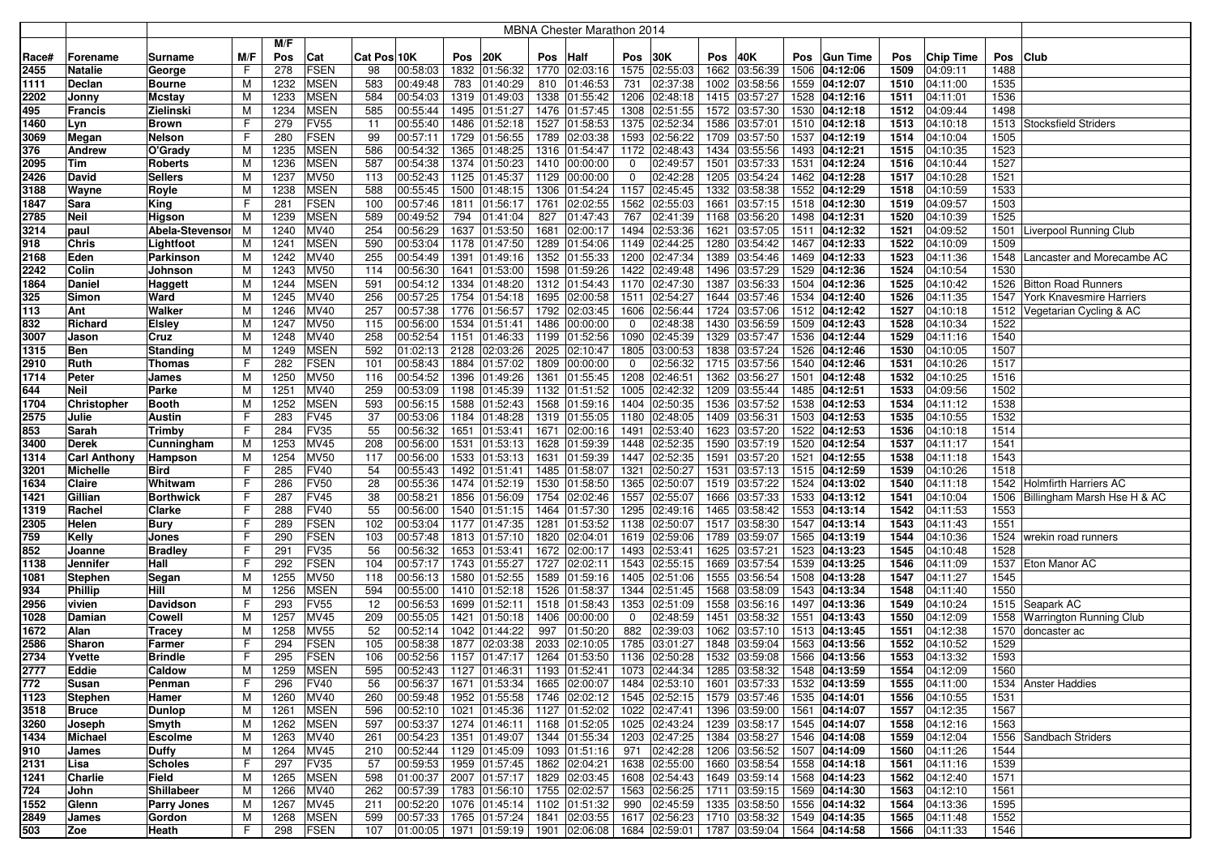# MBNA Chester Marathon 2014

| Race# | Forename | Surname | M/F | M/F Pos | Cat | Cat Pos | 10K | Pos | 20K | Pos | Half | Pos | 30K | Pos | 40K | Pos | Gun Time | Pos | Chip Time | Pos | Club |
|---|---|---|---|---|---|---|---|---|---|---|---|---|---|---|---|---|---|---|---|---|---|
| 2455 | Natalie | George | F | 278 | FSEN | 98 | 00:58:03 | 1832 | 01:56:32 | 1770 | 02:03:16 | 1575 | 02:55:03 | 1662 | 03:56:39 | 1506 | 04:12:06 | 1509 | 04:09:11 | 1488 | |
| 1111 | Declan | Bourne | M | 1232 | MSEN | 583 | 00:49:48 | 783 | 01:40:29 | 810 | 01:46:53 | 731 | 02:37:38 | 1002 | 03:58:56 | 1559 | 04:12:07 | 1510 | 04:11:00 | 1535 | |
| 2202 | Jonny | Mcstay | M | 1233 | MSEN | 584 | 00:54:03 | 1319 | 01:49:03 | 1338 | 01:55:42 | 1206 | 02:48:18 | 1415 | 03:57:27 | 1528 | 04:12:16 | 1511 | 04:11:01 | 1536 | |
| 495 | Francis | Zielinski | M | 1234 | MSEN | 585 | 00:55:44 | 1495 | 01:51:27 | 1476 | 01:57:45 | 1308 | 02:51:55 | 1572 | 03:57:30 | 1530 | 04:12:18 | 1512 | 04:09:44 | 1498 | |
| 1460 | Lyn | Brown | F | 279 | FV55 | 11 | 00:55:40 | 1486 | 01:52:18 | 1527 | 01:58:53 | 1375 | 02:52:34 | 1586 | 03:57:01 | 1510 | 04:12:18 | 1513 | 04:10:18 | 1513 | Stocksfield Striders |
| 3069 | Megan | Nelson | F | 280 | FSEN | 99 | 00:57:11 | 1729 | 01:56:55 | 1789 | 02:03:38 | 1593 | 02:56:22 | 1709 | 03:57:50 | 1537 | 04:12:19 | 1514 | 04:10:04 | 1505 | |
| 376 | Andrew | O'Grady | M | 1235 | MSEN | 586 | 00:54:32 | 1365 | 01:48:25 | 1316 | 01:54:47 | 1172 | 02:48:43 | 1434 | 03:55:56 | 1493 | 04:12:21 | 1515 | 04:10:35 | 1523 | |
| 2095 | Tim | Roberts | M | 1236 | MSEN | 587 | 00:54:38 | 1374 | 01:50:23 | 1410 | 00:00:00 | 0 | 02:49:57 | 1501 | 03:57:33 | 1531 | 04:12:24 | 1516 | 04:10:44 | 1527 | |
| 2426 | David | Sellers | M | 1237 | MV50 | 113 | 00:52:43 | 1125 | 01:45:37 | 1129 | 00:00:00 | 0 | 02:42:28 | 1205 | 03:54:24 | 1462 | 04:12:28 | 1517 | 04:10:28 | 1521 | |
| 3188 | Wayne | Royle | M | 1238 | MSEN | 588 | 00:55:45 | 1500 | 01:48:15 | 1306 | 01:54:24 | 1157 | 02:45:45 | 1332 | 03:58:38 | 1552 | 04:12:29 | 1518 | 04:10:59 | 1533 | |
| 1847 | Sara | King | F | 281 | FSEN | 100 | 00:57:46 | 1811 | 01:56:17 | 1761 | 02:02:55 | 1562 | 02:55:03 | 1661 | 03:57:15 | 1518 | 04:12:30 | 1519 | 04:09:57 | 1503 | |
| 2785 | Neil | Higson | M | 1239 | MSEN | 589 | 00:49:52 | 794 | 01:41:04 | 827 | 01:47:43 | 767 | 02:41:39 | 1168 | 03:56:20 | 1498 | 04:12:31 | 1520 | 04:10:39 | 1525 | |
| 3214 | paul | Abela-Stevensor | M | 1240 | MV40 | 254 | 00:56:29 | 1637 | 01:53:50 | 1681 | 02:00:17 | 1494 | 02:53:36 | 1621 | 03:57:05 | 1511 | 04:12:32 | 1521 | 04:09:52 | 1501 | Liverpool Running Club |
| 918 | Chris | Lightfoot | M | 1241 | MSEN | 590 | 00:53:04 | 1178 | 01:47:50 | 1289 | 01:54:06 | 1149 | 02:44:25 | 1280 | 03:54:42 | 1467 | 04:12:33 | 1522 | 04:10:09 | 1509 | |
| 2168 | Eden | Parkinson | M | 1242 | MV40 | 255 | 00:54:49 | 1391 | 01:49:16 | 1352 | 01:55:33 | 1200 | 02:47:34 | 1389 | 03:54:46 | 1469 | 04:12:33 | 1523 | 04:11:36 | 1548 | Lancaster and Morecambe AC |
| 2242 | Colin | Johnson | M | 1243 | MV50 | 114 | 00:56:30 | 1641 | 01:53:00 | 1598 | 01:59:26 | 1422 | 02:49:48 | 1496 | 03:57:29 | 1529 | 04:12:36 | 1524 | 04:10:54 | 1530 | |
| 1864 | Daniel | Haggett | M | 1244 | MSEN | 591 | 00:54:12 | 1334 | 01:48:20 | 1312 | 01:54:43 | 1170 | 02:47:30 | 1387 | 03:56:33 | 1504 | 04:12:36 | 1525 | 04:10:42 | 1526 | Bitton Road Runners |
| 325 | Simon | Ward | M | 1245 | MV40 | 256 | 00:57:25 | 1754 | 01:54:18 | 1695 | 02:00:58 | 1511 | 02:54:27 | 1644 | 03:57:46 | 1534 | 04:12:40 | 1526 | 04:11:35 | 1547 | York Knavesmire Harriers |
| 113 | Ant | Walker | M | 1246 | MV40 | 257 | 00:57:38 | 1776 | 01:56:57 | 1792 | 02:03:45 | 1606 | 02:56:44 | 1724 | 03:57:06 | 1512 | 04:12:42 | 1527 | 04:10:18 | 1512 | Vegetarian Cycling & AC |
| 832 | Richard | Elsley | M | 1247 | MV50 | 115 | 00:56:00 | 1534 | 01:51:41 | 1486 | 00:00:00 | 0 | 02:48:38 | 1430 | 03:56:59 | 1509 | 04:12:43 | 1528 | 04:10:34 | 1522 | |
| 3007 | Jason | Cruz | M | 1248 | MV40 | 258 | 00:52:54 | 1151 | 01:46:33 | 1199 | 01:52:56 | 1090 | 02:45:39 | 1329 | 03:57:47 | 1536 | 04:12:44 | 1529 | 04:11:16 | 1540 | |
| 1315 | Ben | Standing | M | 1249 | MSEN | 592 | 01:02:13 | 2128 | 02:03:26 | 2025 | 02:10:47 | 1805 | 03:00:53 | 1838 | 03:57:24 | 1526 | 04:12:46 | 1530 | 04:10:05 | 1507 | |
| 2910 | Ruth | Thomas | F | 282 | FSEN | 101 | 00:58:43 | 1884 | 01:57:02 | 1809 | 00:00:00 | 0 | 02:56:32 | 1715 | 03:57:56 | 1540 | 04:12:46 | 1531 | 04:10:26 | 1517 | |
| 1714 | Peter | James | M | 1250 | MV50 | 116 | 00:54:52 | 1396 | 01:49:26 | 1361 | 01:55:45 | 1208 | 02:46:51 | 1362 | 03:56:27 | 1501 | 04:12:48 | 1532 | 04:10:25 | 1516 | |
| 644 | Neil | Parke | M | 1251 | MV40 | 259 | 00:53:09 | 1198 | 01:45:39 | 1132 | 01:51:52 | 1005 | 02:42:32 | 1209 | 03:55:44 | 1485 | 04:12:51 | 1533 | 04:09:56 | 1502 | |
| 1704 | Christopher | Booth | M | 1252 | MSEN | 593 | 00:56:15 | 1588 | 01:52:43 | 1568 | 01:59:16 | 1404 | 02:50:35 | 1536 | 03:57:52 | 1538 | 04:12:53 | 1534 | 04:11:12 | 1538 | |
| 2575 | Julie | Austin | F | 283 | FV45 | 37 | 00:53:06 | 1184 | 01:48:28 | 1319 | 01:55:05 | 1180 | 02:48:05 | 1409 | 03:56:31 | 1503 | 04:12:53 | 1535 | 04:10:55 | 1532 | |
| 853 | Sarah | Trimby | F | 284 | FV35 | 55 | 00:56:32 | 1651 | 01:53:41 | 1671 | 02:00:16 | 1491 | 02:53:40 | 1623 | 03:57:20 | 1522 | 04:12:53 | 1536 | 04:10:18 | 1514 | |
| 3400 | Derek | Cunningham | M | 1253 | MV45 | 208 | 00:56:00 | 1531 | 01:53:13 | 1628 | 01:59:39 | 1448 | 02:52:35 | 1590 | 03:57:19 | 1520 | 04:12:54 | 1537 | 04:11:17 | 1541 | |
| 1314 | Carl Anthony | Hampson | M | 1254 | MV50 | 117 | 00:56:00 | 1533 | 01:53:13 | 1631 | 01:59:39 | 1447 | 02:52:35 | 1591 | 03:57:20 | 1521 | 04:12:55 | 1538 | 04:11:18 | 1543 | |
| 3201 | Michelle | Bird | F | 285 | FV40 | 54 | 00:55:43 | 1492 | 01:51:41 | 1485 | 01:58:07 | 1321 | 02:50:27 | 1531 | 03:57:13 | 1515 | 04:12:59 | 1539 | 04:10:26 | 1518 | |
| 1634 | Claire | Whitwam | F | 286 | FV50 | 28 | 00:55:36 | 1474 | 01:52:19 | 1530 | 01:58:50 | 1365 | 02:50:07 | 1519 | 03:57:22 | 1524 | 04:13:02 | 1540 | 04:11:18 | 1542 | Holmfirth Harriers AC |
| 1421 | Gillian | Borthwick | F | 287 | FV45 | 38 | 00:58:21 | 1856 | 01:56:09 | 1754 | 02:02:46 | 1557 | 02:55:07 | 1666 | 03:57:33 | 1533 | 04:13:12 | 1541 | 04:10:04 | 1506 | Billingham Marsh Hse H & AC |
| 1319 | Rachel | Clarke | F | 288 | FV40 | 55 | 00:56:00 | 1540 | 01:51:15 | 1464 | 01:57:30 | 1295 | 02:49:16 | 1465 | 03:58:42 | 1553 | 04:13:14 | 1542 | 04:11:53 | 1553 | |
| 2305 | Helen | Bury | F | 289 | FSEN | 102 | 00:53:04 | 1177 | 01:47:35 | 1281 | 01:53:52 | 1138 | 02:50:07 | 1517 | 03:58:30 | 1547 | 04:13:14 | 1543 | 04:11:43 | 1551 | |
| 759 | Kelly | Jones | F | 290 | FSEN | 103 | 00:57:48 | 1813 | 01:57:10 | 1820 | 02:04:01 | 1619 | 02:59:06 | 1789 | 03:59:07 | 1565 | 04:13:19 | 1544 | 04:10:36 | 1524 | wrekin road runners |
| 852 | Joanne | Bradley | F | 291 | FV35 | 56 | 00:56:32 | 1653 | 01:53:41 | 1672 | 02:00:17 | 1493 | 02:53:41 | 1625 | 03:57:21 | 1523 | 04:13:23 | 1545 | 04:10:48 | 1528 | |
| 1138 | Jennifer | Hall | F | 292 | FSEN | 104 | 00:57:17 | 1743 | 01:55:27 | 1727 | 02:02:11 | 1543 | 02:55:15 | 1669 | 03:57:54 | 1539 | 04:13:25 | 1546 | 04:11:09 | 1537 | Eton Manor AC |
| 1081 | Stephen | Segan | M | 1255 | MV50 | 118 | 00:56:13 | 1580 | 01:52:55 | 1589 | 01:59:16 | 1405 | 02:51:06 | 1555 | 03:56:54 | 1508 | 04:13:28 | 1547 | 04:11:27 | 1545 | |
| 934 | Phillip | Hill | M | 1256 | MSEN | 594 | 00:55:00 | 1410 | 01:52:18 | 1526 | 01:58:37 | 1344 | 02:51:45 | 1568 | 03:58:09 | 1543 | 04:13:34 | 1548 | 04:11:40 | 1550 | |
| 2956 | vivien | Davidson | F | 293 | FV55 | 12 | 00:56:53 | 1699 | 01:52:11 | 1518 | 01:58:43 | 1353 | 02:51:09 | 1558 | 03:56:16 | 1497 | 04:13:36 | 1549 | 04:10:24 | 1515 | Seapark AC |
| 1028 | Damian | Cowell | M | 1257 | MV45 | 209 | 00:55:05 | 1421 | 01:50:18 | 1406 | 00:00:00 | 0 | 02:48:59 | 1451 | 03:58:32 | 1551 | 04:13:43 | 1550 | 04:12:09 | 1558 | Warrington Running Club |
| 1672 | Alan | Tracey | M | 1258 | MV55 | 52 | 00:52:14 | 1042 | 01:44:22 | 997 | 01:50:20 | 882 | 02:39:03 | 1062 | 03:57:10 | 1513 | 04:13:45 | 1551 | 04:12:38 | 1570 | doncaster ac |
| 2586 | Sharon | Farmer | F | 294 | FSEN | 105 | 00:58:38 | 1877 | 02:03:38 | 2033 | 02:10:05 | 1785 | 03:01:27 | 1848 | 03:59:04 | 1563 | 04:13:56 | 1552 | 04:10:52 | 1529 | |
| 2734 | Yvette | Brindle | F | 295 | FSEN | 106 | 00:52:56 | 1157 | 01:47:17 | 1264 | 01:53:50 | 1136 | 02:50:28 | 1532 | 03:59:08 | 1566 | 04:13:56 | 1553 | 04:13:32 | 1593 | |
| 2777 | Eddie | Caldow | M | 1259 | MSEN | 595 | 00:52:43 | 1127 | 01:46:31 | 1193 | 01:52:41 | 1073 | 02:44:34 | 1285 | 03:58:32 | 1548 | 04:13:59 | 1554 | 04:12:09 | 1560 | |
| 772 | Susan | Penman | F | 296 | FV40 | 56 | 00:56:37 | 1671 | 01:53:34 | 1665 | 02:00:07 | 1484 | 02:53:10 | 1601 | 03:57:33 | 1532 | 04:13:59 | 1555 | 04:11:00 | 1534 | Anster Haddies |
| 1123 | Stephen | Hamer | M | 1260 | MV40 | 260 | 00:59:48 | 1952 | 01:55:58 | 1746 | 02:02:12 | 1545 | 02:52:15 | 1579 | 03:57:46 | 1535 | 04:14:01 | 1556 | 04:10:55 | 1531 | |
| 3518 | Bruce | Dunlop | M | 1261 | MSEN | 596 | 00:52:10 | 1021 | 01:45:36 | 1127 | 01:52:02 | 1022 | 02:47:41 | 1396 | 03:59:00 | 1561 | 04:14:07 | 1557 | 04:12:35 | 1567 | |
| 3260 | Joseph | Smyth | M | 1262 | MSEN | 597 | 00:53:37 | 1274 | 01:46:11 | 1168 | 01:52:05 | 1025 | 02:43:24 | 1239 | 03:58:17 | 1545 | 04:14:07 | 1558 | 04:12:16 | 1563 | |
| 1434 | Michael | Escolme | M | 1263 | MV40 | 261 | 00:54:23 | 1351 | 01:49:07 | 1344 | 01:55:34 | 1203 | 02:47:25 | 1384 | 03:58:27 | 1546 | 04:14:08 | 1559 | 04:12:04 | 1556 | Sandbach Striders |
| 910 | James | Duffy | M | 1264 | MV45 | 210 | 00:52:44 | 1129 | 01:45:09 | 1093 | 01:51:16 | 971 | 02:42:28 | 1206 | 03:56:52 | 1507 | 04:14:09 | 1560 | 04:11:26 | 1544 | |
| 2131 | Lisa | Scholes | F | 297 | FV35 | 57 | 00:59:53 | 1959 | 01:57:45 | 1862 | 02:04:21 | 1638 | 02:55:00 | 1660 | 03:58:54 | 1558 | 04:14:18 | 1561 | 04:11:16 | 1539 | |
| 1241 | Charlie | Field | M | 1265 | MSEN | 598 | 01:00:37 | 2007 | 01:57:17 | 1829 | 02:03:45 | 1608 | 02:54:43 | 1649 | 03:59:14 | 1568 | 04:14:23 | 1562 | 04:12:40 | 1571 | |
| 724 | John | Shillabeer | M | 1266 | MV40 | 262 | 00:57:39 | 1783 | 01:56:10 | 1755 | 02:02:57 | 1563 | 02:56:25 | 1711 | 03:59:15 | 1569 | 04:14:30 | 1563 | 04:12:10 | 1561 | |
| 1552 | Glenn | Parry Jones | M | 1267 | MV45 | 211 | 00:52:20 | 1076 | 01:45:14 | 1102 | 01:51:32 | 990 | 02:45:59 | 1335 | 03:58:50 | 1556 | 04:14:32 | 1564 | 04:13:36 | 1595 | |
| 2849 | James | Gordon | M | 1268 | MSEN | 599 | 00:57:33 | 1765 | 01:57:24 | 1841 | 02:03:55 | 1617 | 02:56:23 | 1710 | 03:58:32 | 1549 | 04:14:35 | 1565 | 04:11:48 | 1552 | |
| 503 | Zoe | Heath | F | 298 | FSEN | 107 | 01:00:05 | 1971 | 01:59:19 | 1901 | 02:06:08 | 1684 | 02:59:01 | 1787 | 03:59:04 | 1564 | 04:14:58 | 1566 | 04:11:33 | 1546 | |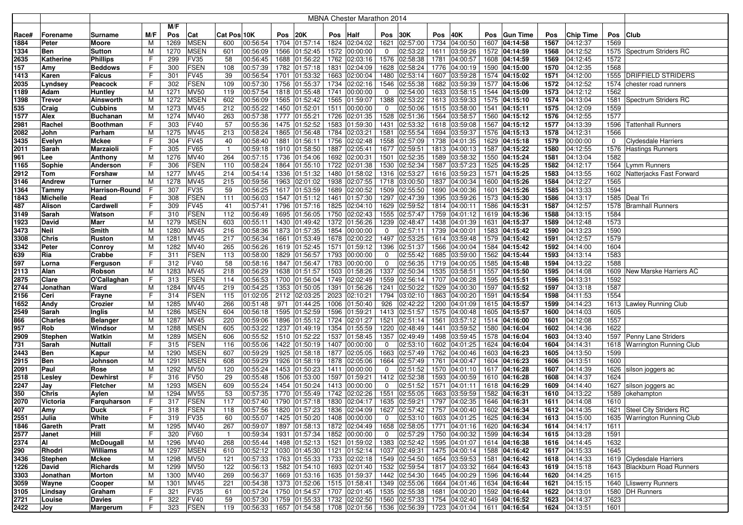| | | MBNA Chester Marathon 2014 | | | | | | | | | | | | | | | | | | | | | | |
|---|---|---|---|---|---|---|---|---|---|---|---|---|---|---|---|---|---|---|---|---|---|---|---|---|
| | | | | M/F | | | | | | | | | | | | | | | | | | | | |
| Race# | Forename | Surname | M/F | Pos | Cat | Cat Pos | 10K | Pos | 20K | Pos | Half | Pos | 30K | Pos | 40K | Pos | Gun Time | Pos | Chip Time | Pos | Club |
| 1884 | Peter | Moore | M | 1269 | MSEN | 600 | 00:56:54 | 1704 | 01:57:14 | 1824 | 02:04:02 | 1621 | 02:57:00 | 1734 | 04:00:50 | 1607 | **04:14:58** | 1567 | 04:12:37 | 1569 | |
| 1334 | Ben | Sutton | M | 1270 | MSEN | 601 | 00:56:09 | 1566 | 01:52:45 | 1572 | 00:00:00 | 0 | 02:53:22 | 1611 | 03:59:26 | 1572 | **04:14:59** | 1568 | 04:12:52 | 1575 | Spectrum Striders RC |
| 2635 | Katherine | Phillips | F | 299 | FV35 | 58 | 00:56:45 | 1688 | 01:56:22 | 1762 | 02:03:16 | 1576 | 02:58:38 | 1781 | 04:00:57 | 1608 | **04:14:59** | 1569 | 04:12:45 | 1572 | |
| 157 | Amy | Beddows | F | 300 | FSEN | 108 | 00:57:39 | 1782 | 01:57:18 | 1831 | 02:04:09 | 1628 | 02:58:24 | 1776 | 04:00:19 | 1590 | **04:15:00** | 1570 | 04:12:35 | 1568 | |
| 1413 | Karen | Falcus | F | 301 | FV45 | 39 | 00:56:54 | 1701 | 01:53:32 | 1663 | 02:00:04 | 1480 | 02:53:14 | 1607 | 03:59:28 | 1574 | **04:15:02** | 1571 | 04:12:00 | 1555 | DRIFFIELD STRIDERS |
| 2035 | Lyndsey | Peacock | F | 302 | FSEN | 109 | 00:57:30 | 1756 | 01:55:37 | 1734 | 02:02:16 | 1546 | 02:55:38 | 1682 | 03:59:39 | 1577 | **04:15:06** | 1572 | 04:12:52 | 1574 | chester road runners |
| 1189 | Adam | Huntley | M | 1271 | MV50 | 119 | 00:57:54 | 1818 | 01:55:48 | 1741 | 00:00:00 | 0 | 02:54:00 | 1633 | 03:58:15 | 1544 | **04:15:09** | 1573 | 04:12:12 | 1562 | |
| 1398 | Trevor | Ainsworth | M | 1272 | MSEN | 602 | 00:56:09 | 1565 | 01:52:42 | 1565 | 01:59:07 | 1388 | 02:53:22 | 1613 | 03:59:33 | 1575 | **04:15:10** | 1574 | 04:13:04 | 1581 | Spectrum Striders RC |
| 535 | Craig | Cubbins | M | 1273 | MV45 | 212 | 00:55:22 | 1450 | 01:52:01 | 1511 | 00:00:00 | 0 | 02:50:06 | 1515 | 03:58:00 | 1541 | **04:15:11** | 1575 | 04:12:09 | 1559 | |
| 1577 | Alex | Buchanan | M | 1274 | MV40 | 263 | 00:57:38 | 1777 | 01:55:21 | 1726 | 02:01:35 | 1528 | 02:51:36 | 1564 | 03:58:57 | 1560 | **04:15:12** | 1576 | 04:12:55 | 1577 | |
| 2981 | Rachel | Boothman | F | 303 | FV40 | 57 | 00:55:36 | 1475 | 01:52:52 | 1583 | 01:59:30 | 1431 | 02:53:32 | 1618 | 03:59:08 | 1567 | **04:15:12** | 1577 | 04:13:39 | 1596 | Tattenhall Runners |
| 2082 | John | Parham | M | 1275 | MV45 | 213 | 00:58:24 | 1865 | 01:56:48 | 1784 | 02:03:21 | 1581 | 02:55:54 | 1694 | 03:59:37 | 1576 | **04:15:13** | 1578 | 04:12:31 | 1566 | |
| 3435 | Evelyn | Mckee | F | 304 | FV45 | 40 | 00:58:40 | 1881 | 01:56:11 | 1756 | 02:02:48 | 1558 | 02:57:09 | 1738 | 04:01:35 | 1629 | **04:15:18** | 1579 | 00:00:00 | 0 | Clydesdale Harriers |
| 2011 | Sarah | Marzaioli | F | 305 | FV65 | 1 | 00:59:18 | 1910 | 01:58:50 | 1887 | 02:05:41 | 1677 | 02:59:51 | 1813 | 04:00:13 | 1587 | **04:15:22** | 1580 | 04:12:55 | 1576 | Hastings Runners |
| 961 | Lee | Anthony | M | 1276 | MV40 | 264 | 00:57:15 | 1736 | 01:54:06 | 1692 | 02:00:31 | 1501 | 02:52:35 | 1589 | 03:58:32 | 1550 | **04:15:24** | 1581 | 04:13:04 | 1582 | |
| 1165 | Sophie | Anderson | F | 306 | FSEN | 110 | 00:58:24 | 1864 | 01:55:10 | 1722 | 02:01:38 | 1530 | 02:52:34 | 1587 | 03:57:23 | 1525 | **04:15:25** | 1582 | 04:12:17 | 1564 | Lymm Runners |
| 2912 | Tom | Forshaw | M | 1277 | MV45 | 214 | 00:54:14 | 1336 | 01:51:32 | 1480 | 01:58:02 | 1316 | 02:53:27 | 1616 | 03:59:23 | 1571 | **04:15:25** | 1583 | 04:13:55 | 1602 | Natterjacks Fast Forward |
| 3146 | Andrew | Turner | M | 1278 | MV45 | 215 | 00:59:56 | 1963 | 02:01:02 | 1938 | 02:07:55 | 1718 | 03:00:50 | 1837 | 04:00:34 | 1600 | **04:15:26** | 1584 | 04:12:27 | 1565 | |
| 1364 | Tammy | Harrison-Round | F | 307 | FV35 | 59 | 00:56:25 | 1617 | 01:53:59 | 1689 | 02:00:52 | 1509 | 02:55:50 | 1690 | 04:00:36 | 1601 | **04:15:26** | 1585 | 04:13:33 | 1594 | |
| 1843 | Michelle | Read | F | 308 | FSEN | 111 | 00:56:03 | 1547 | 01:51:12 | 1461 | 01:57:30 | 1297 | 02:47:39 | 1395 | 03:59:26 | 1573 | **04:15:30** | 1586 | 04:13:17 | 1585 | Deal Tri |
| 487 | Alison | Cardwell | F | 309 | FV45 | 41 | 00:57:41 | 1796 | 01:57:16 | 1825 | 02:04:10 | 1629 | 02:59:52 | 1814 | 04:00:11 | 1586 | **04:15:31** | 1587 | 04:12:57 | 1578 | Bramhall Runners |
| 3149 | Sarah | Watson | F | 310 | FSEN | 112 | 00:56:49 | 1695 | 01:56:05 | 1750 | 02:02:43 | 1555 | 02:57:47 | 1759 | 04:01:12 | 1619 | **04:15:36** | 1588 | 04:13:15 | 1584 | |
| 1923 | David | Marr | M | 1279 | MSEN | 603 | 00:55:11 | 1430 | 01:49:42 | 1372 | 01:56:26 | 1239 | 02:48:47 | 1438 | 04:01:39 | 1631 | **04:15:37** | 1589 | 04:12:48 | 1573 | |
| 3473 | Neil | Smith | M | 1280 | MV45 | 216 | 00:58:36 | 1873 | 01:57:35 | 1854 | 00:00:00 | 0 | 02:57:11 | 1739 | 04:00:01 | 1583 | **04:15:42** | 1590 | 04:13:23 | 1590 | |
| 3308 | Chris | Ruston | M | 1281 | MV45 | 217 | 00:56:34 | 1661 | 01:53:49 | 1678 | 02:00:22 | 1497 | 02:53:25 | 1614 | 03:59:48 | 1579 | **04:15:42** | 1591 | 04:12:57 | 1579 | |
| 3342 | Peter | Conroy | M | 1282 | MV40 | 265 | 00:56:26 | 1619 | 01:52:45 | 1571 | 01:59:12 | 1396 | 02:51:37 | 1566 | 04:00:04 | 1584 | **04:15:42** | 1592 | 04:14:00 | 1604 | |
| 639 | Ria | Crabbe | F | 311 | FSEN | 113 | 00:58:00 | 1829 | 01:56:57 | 1793 | 00:00:00 | 0 | 02:55:42 | 1685 | 03:59:00 | 1562 | **04:15:44** | 1593 | 04:13:14 | 1583 | |
| 597 | Lorna | Ferguson | F | 312 | FV40 | 58 | 00:58:16 | 1847 | 01:56:47 | 1783 | 00:00:00 | 0 | 02:56:35 | 1719 | 04:00:05 | 1585 | **04:15:48** | 1594 | 04:13:22 | 1588 | |
| 2113 | Alan | Robson | M | 1283 | MV45 | 218 | 00:56:29 | 1638 | 01:51:57 | 1503 | 01:58:26 | 1337 | 02:50:34 | 1535 | 03:58:51 | 1557 | **04:15:50** | 1595 | 04:14:08 | 1609 | New Marske Harriers AC |
| 2875 | Clare | O'Callaghan | F | 313 | FSEN | 114 | 00:56:53 | 1700 | 01:56:04 | 1749 | 02:02:49 | 1559 | 02:56:14 | 1707 | 04:00:28 | 1595 | **04:15:51** | 1596 | 04:13:31 | 1592 | |
| 2744 | Jonathan | Ward | M | 1284 | MV45 | 219 | 00:54:25 | 1353 | 01:50:05 | 1391 | 01:56:26 | 1241 | 02:50:22 | 1529 | 04:00:30 | 1597 | **04:15:52** | 1597 | 04:13:18 | 1587 | |
| 2156 | Ceri | Frayne | F | 314 | FSEN | 115 | 01:02:05 | 2112 | 02:03:25 | 2023 | 02:10:21 | 1794 | 03:02:10 | 1863 | 04:00:20 | 1591 | **04:15:54** | 1598 | 04:11:53 | 1554 | |
| 1652 | Andy | Crozier | M | 1285 | MV40 | 266 | 00:51:48 | 971 | 01:44:25 | 1006 | 01:50:40 | 926 | 02:42:22 | 1200 | 04:01:09 | 1615 | **04:15:57** | 1599 | 04:14:23 | 1613 | Lawley Running Club |
| 2549 | Sarah | Inglis | M | 1286 | MSEN | 604 | 00:56:18 | 1595 | 01:52:59 | 1596 | 01:59:21 | 1413 | 02:51:57 | 1575 | 04:00:48 | 1605 | **04:15:57** | 1600 | 04:14:03 | 1605 | |
| 866 | Charles | Belanger | M | 1287 | MV45 | 220 | 00:59:06 | 1896 | 01:55:12 | 1724 | 02:01:27 | 1521 | 02:51:14 | 1561 | 03:57:12 | 1514 | **04:16:00** | 1601 | 04:12:08 | 1557 | |
| 957 | Rob | Windsor | M | 1288 | MSEN | 605 | 00:53:22 | 1237 | 01:49:19 | 1354 | 01:55:59 | 1220 | 02:48:49 | 1441 | 03:59:52 | 1580 | **04:16:04** | 1602 | 04:14:36 | 1622 | |
| 2909 | Stephen | Watkin | M | 1289 | MSEN | 606 | 00:55:52 | 1510 | 01:52:22 | 1537 | 01:58:45 | 1357 | 02:49:49 | 1498 | 03:59:45 | 1578 | **04:16:04** | 1603 | 04:13:40 | 1597 | Penny Lane Striders |
| 731 | Sarah | Nuttall | F | 315 | FSEN | 116 | 00:55:06 | 1422 | 01:50:19 | 1407 | 00:00:00 | 0 | 02:53:10 | 1602 | 04:01:25 | 1624 | **04:16:04** | 1604 | 04:14:31 | 1618 | Warrington Running Club |
| 2443 | Ben | Kapur | M | 1290 | MSEN | 607 | 00:59:29 | 1925 | 01:58:18 | 1877 | 02:05:05 | 1663 | 02:57:49 | 1762 | 04:00:46 | 1603 | **04:16:23** | 1605 | 04:13:50 | 1599 | |
| 2915 | Ben | Johnson | M | 1291 | MSEN | 608 | 00:59:29 | 1926 | 01:58:19 | 1878 | 02:05:06 | 1664 | 02:57:49 | 1761 | 04:00:47 | 1604 | **04:16:23** | 1606 | 04:13:51 | 1600 | |
| 2091 | Paul | Rose | M | 1292 | MV50 | 120 | 00:55:24 | 1453 | 01:50:23 | 1411 | 00:00:00 | 0 | 02:51:52 | 1570 | 04:01:10 | 1617 | **04:16:28** | 1607 | 04:14:39 | 1626 | silson joggers ac |
| 2518 | Lesley | Dewhirst | F | 316 | FV50 | 29 | 00:55:48 | 1506 | 01:53:00 | 1597 | 01:59:21 | 1412 | 02:52:38 | 1593 | 04:00:59 | 1610 | **04:16:28** | 1608 | 04:14:37 | 1624 | |
| 2247 | Jay | Fletcher | M | 1293 | MSEN | 609 | 00:55:24 | 1454 | 01:50:24 | 1413 | 00:00:00 | 0 | 02:51:52 | 1571 | 04:01:11 | 1618 | **04:16:29** | 1609 | 04:14:40 | 1627 | silson joggers ac |
| 350 | Chris | Aylen | M | 1294 | MV55 | 53 | 00:57:35 | 1770 | 01:55:49 | 1742 | 02:02:26 | 1551 | 02:55:05 | 1663 | 03:59:59 | 1582 | **04:16:31** | 1610 | 04:13:22 | 1589 | okehampton |
| 2070 | Victoria | Farquharson | F | 317 | FSEN | 117 | 00:57:40 | 1790 | 01:57:18 | 1830 | 02:04:17 | 1635 | 02:59:21 | 1797 | 04:02:35 | 1646 | **04:16:31** | 1611 | 04:14:08 | 1610 | |
| 407 | Amy | Duck | F | 318 | FSEN | 118 | 00:57:56 | 1820 | 01:57:23 | 1836 | 02:04:09 | 1627 | 02:57:42 | 1757 | 04:00:40 | 1602 | **04:16:34** | 1612 | 04:14:35 | 1621 | Steel City Striders RC |
| 2551 | Julia | White | F | 319 | FV35 | 60 | 00:55:07 | 1425 | 01:50:20 | 1408 | 00:00:00 | 0 | 02:53:10 | 1603 | 04:01:25 | 1625 | **04:16:34** | 1613 | 04:15:00 | 1635 | Warrington Running Club |
| 1846 | Gareth | Pratt | M | 1295 | MV40 | 267 | 00:59:07 | 1897 | 01:58:13 | 1872 | 02:04:49 | 1658 | 02:58:05 | 1771 | 04:01:16 | 1620 | **04:16:34** | 1614 | 04:14:17 | 1611 | |
| 2577 | Janet | Hill | F | 320 | FV60 | 1 | 00:59:34 | 1931 | 01:57:34 | 1852 | 00:00:00 | 0 | 02:57:29 | 1750 | 04:00:32 | 1599 | **04:16:34** | 1615 | 04:13:28 | 1591 | |
| 2374 | Al | McDougall | M | 1296 | MV40 | 268 | 00:55:44 | 1498 | 01:52:13 | 1521 | 01:59:02 | 1383 | 02:52:42 | 1595 | 04:01:07 | 1614 | **04:16:38** | 1616 | 04:14:45 | 1632 | |
| 290 | Rhodri | Williams | M | 1297 | MSEN | 610 | 00:52:12 | 1030 | 01:45:30 | 1121 | 01:52:14 | 1037 | 02:49:31 | 1475 | 04:00:14 | 1588 | **04:16:42** | 1617 | 04:15:33 | 1645 | |
| 3436 | Stephen | Mckee | M | 1298 | MV50 | 121 | 00:57:33 | 1763 | 01:55:33 | 1733 | 02:02:18 | 1549 | 02:54:50 | 1654 | 03:59:53 | 1581 | **04:16:42** | 1618 | 04:14:33 | 1619 | Clydesdale Harriers |
| 1226 | David | Richards | M | 1299 | MV50 | 122 | 00:56:13 | 1582 | 01:54:10 | 1693 | 02:01:40 | 1532 | 02:59:54 | 1817 | 04:03:32 | 1664 | **04:16:43** | 1619 | 04:15:18 | 1643 | Blackburn Road Runners |
| 3303 | Jonathan | Morton | M | 1300 | MV40 | 269 | 00:56:37 | 1669 | 01:53:16 | 1635 | 01:59:37 | 1442 | 02:54:30 | 1645 | 04:00:29 | 1596 | **04:16:44** | 1620 | 04:14:25 | 1615 | |
| 3059 | Wayne | Cooper | M | 1301 | MV45 | 221 | 00:54:38 | 1373 | 01:52:06 | 1515 | 01:58:41 | 1349 | 02:55:06 | 1664 | 04:01:46 | 1634 | **04:16:44** | 1621 | 04:15:15 | 1640 | Lliswerry Runners |
| 3105 | Lindsay | Graham | F | 321 | FV35 | 61 | 00:57:24 | 1750 | 01:54:57 | 1707 | 02:01:45 | 1535 | 02:55:38 | 1681 | 04:00:20 | 1592 | **04:16:44** | 1622 | 04:13:01 | 1580 | DH Runners |
| 2721 | Louise | Davies | F | 322 | FV40 | 59 | 00:57:30 | 1759 | 01:55:33 | 1732 | 02:02:50 | 1560 | 02:57:33 | 1754 | 04:02:40 | 1649 | **04:16:52** | 1623 | 04:14:37 | 1623 | |
| 2422 | Joy | Margerum | F | 323 | FSEN | 119 | 00:56:33 | 1657 | 01:54:58 | 1708 | 02:01:56 | 1536 | 02:56:39 | 1723 | 04:01:04 | 1611 | **04:16:54** | 1624 | 04:13:51 | 1601 | |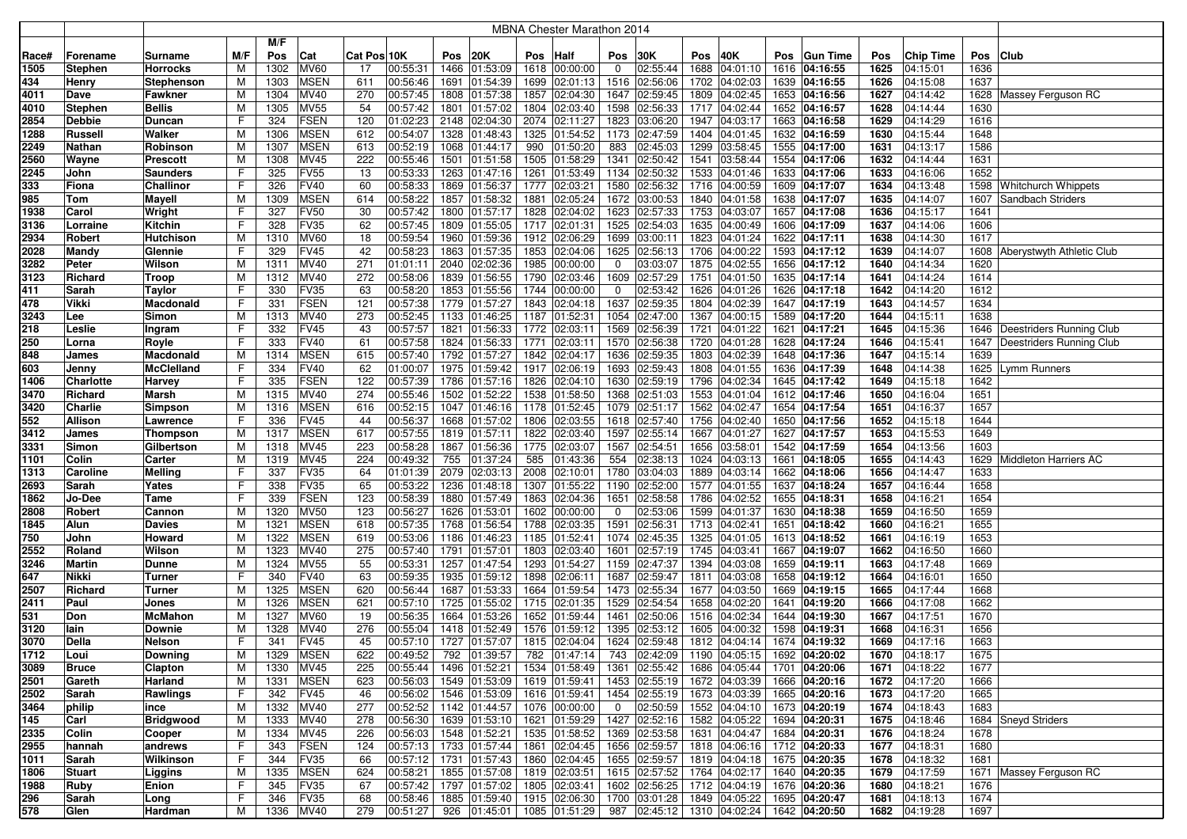| | | MBNA Chester Marathon 2014 | | | | | | | | | | | | | | | | | | | | | |
|---|---|---|---|---|---|---|---|---|---|---|---|---|---|---|---|---|---|---|---|---|---|---|---|
| Race# | Forename | Surname | M/F | M/F Pos | Cat | Cat Pos | 10K | Pos | 20K | Pos | Half | Pos | 30K | Pos | 40K | Pos | Gun Time | Pos | Chip Time | Pos | Club |
| 1505 | Stephen | Horrocks | M | 1302 | MV60 | 17 | 00:55:31 | 1466 | 01:53:09 | 1618 | 00:00:00 | 0 | 02:55:44 | 1688 | 04:01:10 | 1616 | **04:16:55** | 1625 | 04:15:01 | 1636 | |
| 434 | Henry | Stephenson | M | 1303 | MSEN | 611 | 00:56:46 | 1691 | 01:54:39 | 1699 | 02:01:13 | 1516 | 02:56:06 | 1702 | 04:02:03 | 1639 | **04:16:55** | 1626 | 04:15:08 | 1637 | |
| 4011 | Dave | Fawkner | M | 1304 | MV40 | 270 | 00:57:45 | 1808 | 01:57:38 | 1857 | 02:04:30 | 1647 | 02:59:45 | 1809 | 04:02:45 | 1653 | **04:16:56** | 1627 | 04:14:42 | 1628 | Massey Ferguson RC |
| 4010 | Stephen | Bellis | M | 1305 | MV55 | 54 | 00:57:42 | 1801 | 01:57:02 | 1804 | 02:03:40 | 1598 | 02:56:33 | 1717 | 04:02:44 | 1652 | **04:16:57** | 1628 | 04:14:44 | 1630 | |
| 2854 | Debbie | Duncan | F | 324 | FSEN | 120 | 01:02:23 | 2148 | 02:04:30 | 2074 | 02:11:27 | 1823 | 03:06:20 | 1947 | 04:03:17 | 1663 | **04:16:58** | 1629 | 04:14:29 | 1616 | |
| 1288 | Russell | Walker | M | 1306 | MSEN | 612 | 00:54:07 | 1328 | 01:48:43 | 1325 | 01:54:52 | 1173 | 02:47:59 | 1404 | 04:01:45 | 1632 | **04:16:59** | 1630 | 04:15:44 | 1648 | |
| 2249 | Nathan | Robinson | M | 1307 | MSEN | 613 | 00:52:19 | 1068 | 01:44:17 | 990 | 01:50:20 | 883 | 02:45:03 | 1299 | 03:58:45 | 1555 | **04:17:00** | 1631 | 04:13:17 | 1586 | |
| 2560 | Wayne | Prescott | M | 1308 | MV45 | 222 | 00:55:46 | 1501 | 01:51:58 | 1505 | 01:58:29 | 1341 | 02:50:42 | 1541 | 03:58:44 | 1554 | **04:17:06** | 1632 | 04:14:44 | 1631 | |
| 2245 | John | Saunders | F | 325 | FV55 | 13 | 00:53:33 | 1263 | 01:47:16 | 1261 | 01:53:49 | 1134 | 02:50:32 | 1533 | 04:01:46 | 1633 | **04:17:06** | 1633 | 04:16:06 | 1652 | |
| 333 | Fiona | Challinor | F | 326 | FV40 | 60 | 00:58:33 | 1869 | 01:56:37 | 1777 | 02:03:21 | 1580 | 02:56:32 | 1716 | 04:00:59 | 1609 | **04:17:07** | 1634 | 04:13:48 | 1598 | Whitchurch Whippets |
| 985 | Tom | Mayell | M | 1309 | MSEN | 614 | 00:58:22 | 1857 | 01:58:32 | 1881 | 02:05:24 | 1672 | 03:00:53 | 1840 | 04:01:58 | 1638 | **04:17:07** | 1635 | 04:14:07 | 1607 | Sandbach Striders |
| 1938 | Carol | Wright | F | 327 | FV50 | 30 | 00:57:42 | 1800 | 01:57:17 | 1828 | 02:04:02 | 1623 | 02:57:33 | 1753 | 04:03:07 | 1657 | **04:17:08** | 1636 | 04:15:17 | 1641 | |
| 3136 | Lorraine | Kitchin | F | 328 | FV35 | 62 | 00:57:45 | 1809 | 01:55:05 | 1717 | 02:01:31 | 1525 | 02:54:03 | 1635 | 04:00:49 | 1606 | **04:17:09** | 1637 | 04:14:06 | 1606 | |
| 2934 | Robert | Hutchison | M | 1310 | MV60 | 18 | 00:59:54 | 1960 | 01:59:36 | 1912 | 02:06:29 | 1699 | 03:00:11 | 1823 | 04:01:24 | 1622 | **04:17:11** | 1638 | 04:14:30 | 1617 | |
| 2028 | Mandy | Glennie | F | 329 | FV45 | 42 | 00:58:23 | 1863 | 01:57:35 | 1853 | 02:04:06 | 1625 | 02:56:13 | 1706 | 04:00:22 | 1593 | **04:17:12** | 1639 | 04:14:07 | 1608 | Aberystwyth Athletic Club |
| 3282 | Peter | Wilson | M | 1311 | MV40 | 271 | 01:01:11 | 2040 | 02:02:36 | 1985 | 00:00:00 | 0 | 03:03:07 | 1875 | 04:02:55 | 1656 | **04:17:12** | 1640 | 04:14:34 | 1620 | |
| 3123 | Richard | Troop | M | 1312 | MV40 | 272 | 00:58:06 | 1839 | 01:56:55 | 1790 | 02:03:46 | 1609 | 02:57:29 | 1751 | 04:01:50 | 1635 | **04:17:14** | 1641 | 04:14:24 | 1614 | |
| 411 | Sarah | Taylor | F | 330 | FV35 | 63 | 00:58:20 | 1853 | 01:55:56 | 1744 | 00:00:00 | 0 | 02:53:42 | 1626 | 04:01:26 | 1626 | **04:17:18** | 1642 | 04:14:20 | 1612 | |
| 478 | Vikki | Macdonald | F | 331 | FSEN | 121 | 00:57:38 | 1779 | 01:57:27 | 1843 | 02:04:18 | 1637 | 02:59:35 | 1804 | 04:02:39 | 1647 | **04:17:19** | 1643 | 04:14:57 | 1634 | |
| 3243 | Lee | Simon | M | 1313 | MV40 | 273 | 00:52:45 | 1133 | 01:46:25 | 1187 | 01:52:31 | 1054 | 02:47:00 | 1367 | 04:00:15 | 1589 | **04:17:20** | 1644 | 04:15:11 | 1638 | |
| 218 | Leslie | Ingram | F | 332 | FV45 | 43 | 00:57:57 | 1821 | 01:56:33 | 1772 | 02:03:11 | 1569 | 02:56:39 | 1721 | 04:01:22 | 1621 | **04:17:21** | 1645 | 04:15:36 | 1646 | Deestriders Running Club |
| 250 | Lorna | Royle | F | 333 | FV40 | 61 | 00:57:58 | 1824 | 01:56:33 | 1771 | 02:03:11 | 1570 | 02:56:38 | 1720 | 04:01:28 | 1628 | **04:17:24** | 1646 | 04:15:41 | 1647 | Deestriders Running Club |
| 848 | James | Macdonald | M | 1314 | MSEN | 615 | 00:57:40 | 1792 | 01:57:27 | 1842 | 02:04:17 | 1636 | 02:59:35 | 1803 | 04:02:39 | 1648 | **04:17:36** | 1647 | 04:15:14 | 1639 | |
| 603 | Jenny | McClelland | F | 334 | FV40 | 62 | 01:00:07 | 1975 | 01:59:42 | 1917 | 02:06:19 | 1693 | 02:59:43 | 1808 | 04:01:55 | 1636 | **04:17:39** | 1648 | 04:14:38 | 1625 | Lymm Runners |
| 1406 | Charlotte | Harvey | F | 335 | FSEN | 122 | 00:57:39 | 1786 | 01:57:16 | 1826 | 02:04:10 | 1630 | 02:59:19 | 1796 | 04:02:34 | 1645 | **04:17:42** | 1649 | 04:15:18 | 1642 | |
| 3470 | Richard | Marsh | M | 1315 | MV40 | 274 | 00:55:46 | 1502 | 01:52:22 | 1538 | 01:58:50 | 1368 | 02:51:03 | 1553 | 04:01:04 | 1612 | **04:17:46** | 1650 | 04:16:04 | 1651 | |
| 3420 | Charlie | Simpson | M | 1316 | MSEN | 616 | 00:52:15 | 1047 | 01:46:16 | 1178 | 01:52:45 | 1079 | 02:51:17 | 1562 | 04:02:47 | 1654 | **04:17:54** | 1651 | 04:16:37 | 1657 | |
| 552 | Allison | Lawrence | F | 336 | FV45 | 44 | 00:56:37 | 1668 | 01:57:02 | 1806 | 02:03:55 | 1618 | 02:57:40 | 1756 | 04:02:40 | 1650 | **04:17:56** | 1652 | 04:15:18 | 1644 | |
| 3412 | James | Thompson | M | 1317 | MSEN | 617 | 00:57:55 | 1819 | 01:57:11 | 1822 | 02:03:40 | 1597 | 02:55:14 | 1667 | 04:01:27 | 1627 | **04:17:57** | 1653 | 04:15:53 | 1649 | |
| 3331 | Simon | Gilbertson | M | 1318 | MV45 | 223 | 00:58:28 | 1867 | 01:56:36 | 1775 | 02:03:07 | 1567 | 02:54:51 | 1656 | 03:58:01 | 1542 | **04:17:59** | 1654 | 04:13:56 | 1603 | |
| 1101 | Colin | Carter | M | 1319 | MV45 | 224 | 00:49:32 | 755 | 01:37:24 | 585 | 01:43:36 | 554 | 02:38:13 | 1024 | 04:03:13 | 1661 | **04:18:05** | 1655 | 04:14:43 | 1629 | Middleton Harriers AC |
| 1313 | Caroline | Melling | F | 337 | FV35 | 64 | 01:01:39 | 2079 | 02:03:13 | 2008 | 02:10:01 | 1780 | 03:04:03 | 1889 | 04:03:14 | 1662 | **04:18:06** | 1656 | 04:14:47 | 1633 | |
| 2693 | Sarah | Yates | F | 338 | FV35 | 65 | 00:53:22 | 1236 | 01:48:18 | 1307 | 01:55:22 | 1190 | 02:52:00 | 1577 | 04:01:55 | 1637 | **04:18:24** | 1657 | 04:16:44 | 1658 | |
| 1862 | Jo-Dee | Tame | F | 339 | FSEN | 123 | 00:58:39 | 1880 | 01:57:49 | 1863 | 02:04:36 | 1651 | 02:58:58 | 1786 | 04:02:52 | 1655 | **04:18:31** | 1658 | 04:16:21 | 1654 | |
| 2808 | Robert | Cannon | M | 1320 | MV50 | 123 | 00:56:27 | 1626 | 01:53:01 | 1602 | 00:00:00 | 0 | 02:53:06 | 1599 | 04:01:37 | 1630 | **04:18:38** | 1659 | 04:16:00 | 1659 | |
| 1845 | Alun | Davies | M | 1321 | MSEN | 618 | 00:57:35 | 1768 | 01:56:54 | 1788 | 02:03:35 | 1591 | 02:56:31 | 1713 | 04:02:41 | 1651 | **04:18:42** | 1660 | 04:16:21 | 1655 | |
| 750 | John | Howard | M | 1322 | MSEN | 619 | 00:53:06 | 1186 | 01:46:23 | 1185 | 01:52:41 | 1074 | 02:45:35 | 1325 | 04:01:05 | 1613 | **04:18:52** | 1661 | 04:16:19 | 1653 | |
| 2552 | Roland | Wilson | M | 1323 | MV40 | 275 | 00:57:40 | 1791 | 01:57:01 | 1803 | 02:03:40 | 1601 | 02:57:19 | 1745 | 04:03:41 | 1667 | **04:19:07** | 1662 | 04:16:50 | 1660 | |
| 3246 | Martin | Dunne | M | 1324 | MV55 | 55 | 00:53:31 | 1257 | 01:47:54 | 1293 | 01:54:27 | 1159 | 02:47:37 | 1394 | 04:03:08 | 1659 | **04:19:11** | 1663 | 04:17:48 | 1669 | |
| 647 | Nikki | Turner | F | 340 | FV40 | 63 | 00:59:35 | 1935 | 01:59:12 | 1898 | 02:06:11 | 1687 | 02:59:47 | 1811 | 04:03:08 | 1658 | **04:19:12** | 1664 | 04:16:01 | 1650 | |
| 2507 | Richard | Turner | M | 1325 | MSEN | 620 | 00:56:44 | 1687 | 01:53:33 | 1664 | 01:59:54 | 1473 | 02:55:34 | 1677 | 04:03:50 | 1669 | **04:19:15** | 1665 | 04:17:44 | 1668 | |
| 2411 | Paul | Jones | M | 1326 | MSEN | 621 | 00:57:10 | 1725 | 01:55:02 | 1715 | 02:01:35 | 1529 | 02:54:54 | 1658 | 04:02:20 | 1641 | **04:19:20** | 1666 | 04:17:08 | 1662 | |
| 531 | Don | McMahon | M | 1327 | MV60 | 19 | 00:56:35 | 1664 | 01:53:26 | 1652 | 01:59:44 | 1461 | 02:50:06 | 1516 | 04:02:34 | 1644 | **04:19:30** | 1667 | 04:17:51 | 1670 | |
| 3120 | Iain | Downie | M | 1328 | MV40 | 276 | 00:55:04 | 1418 | 01:52:49 | 1576 | 01:59:12 | 1395 | 02:53:12 | 1605 | 04:00:32 | 1598 | **04:19:31** | 1668 | 04:16:31 | 1656 | |
| 3070 | Della | Nelson | F | 341 | FV45 | 45 | 00:57:10 | 1727 | 01:57:07 | 1815 | 02:04:04 | 1624 | 02:59:48 | 1812 | 04:04:14 | 1674 | **04:19:32** | 1669 | 04:17:16 | 1663 | |
| 1712 | Loui | Downing | M | 1329 | MSEN | 622 | 00:49:52 | 792 | 01:39:57 | 782 | 01:47:14 | 743 | 02:42:09 | 1190 | 04:05:15 | 1692 | **04:20:02** | 1670 | 04:18:17 | 1675 | |
| 3089 | Bruce | Clapton | M | 1330 | MV45 | 225 | 00:55:44 | 1496 | 01:52:21 | 1534 | 01:58:49 | 1361 | 02:55:42 | 1686 | 04:05:44 | 1701 | **04:20:06** | 1671 | 04:18:22 | 1677 | |
| 2501 | Gareth | Harland | M | 1331 | MSEN | 623 | 00:56:03 | 1549 | 01:53:09 | 1619 | 01:59:41 | 1453 | 02:55:19 | 1672 | 04:03:39 | 1666 | **04:20:16** | 1672 | 04:17:20 | 1666 | |
| 2502 | Sarah | Rawlings | F | 342 | FV45 | 46 | 00:56:02 | 1546 | 01:53:09 | 1616 | 01:59:41 | 1454 | 02:55:19 | 1673 | 04:03:39 | 1665 | **04:20:16** | 1673 | 04:17:20 | 1665 | |
| 3464 | philip | ince | M | 1332 | MV40 | 277 | 00:52:52 | 1142 | 01:44:57 | 1076 | 00:00:00 | 0 | 02:50:59 | 1552 | 04:04:10 | 1673 | **04:20:19** | 1674 | 04:18:43 | 1683 | |
| 145 | Carl | Bridgwood | M | 1333 | MV40 | 278 | 00:56:30 | 1639 | 01:53:10 | 1621 | 01:59:29 | 1427 | 02:52:16 | 1582 | 04:05:22 | 1694 | **04:20:31** | 1675 | 04:18:46 | 1684 | Sneyd Striders |
| 2335 | Colin | Cooper | M | 1334 | MV45 | 226 | 00:56:03 | 1548 | 01:52:21 | 1535 | 01:58:52 | 1369 | 02:53:58 | 1631 | 04:04:47 | 1684 | **04:20:31** | 1676 | 04:18:24 | 1678 | |
| 2955 | hannah | andrews | F | 343 | FSEN | 124 | 00:57:13 | 1733 | 01:57:44 | 1861 | 02:04:45 | 1656 | 02:59:57 | 1818 | 04:06:16 | 1712 | **04:20:33** | 1677 | 04:18:31 | 1680 | |
| 1011 | Sarah | Wilkinson | F | 344 | FV35 | 66 | 00:57:12 | 1731 | 01:57:43 | 1860 | 02:04:45 | 1655 | 02:59:57 | 1819 | 04:04:18 | 1675 | **04:20:35** | 1678 | 04:18:32 | 1681 | |
| 1806 | Stuart | Liggins | M | 1335 | MSEN | 624 | 00:58:21 | 1855 | 01:57:08 | 1819 | 02:03:51 | 1615 | 02:57:52 | 1764 | 04:02:17 | 1640 | **04:20:35** | 1679 | 04:17:59 | 1671 | Massey Ferguson RC |
| 1988 | Ruby | Enion | F | 345 | FV35 | 67 | 00:57:42 | 1797 | 01:57:02 | 1805 | 02:03:41 | 1602 | 02:56:25 | 1712 | 04:04:19 | 1676 | **04:20:36** | 1680 | 04:18:21 | 1676 | |
| 296 | Sarah | Long | F | 346 | FV35 | 68 | 00:58:46 | 1885 | 01:59:40 | 1915 | 02:06:30 | 1700 | 03:01:28 | 1849 | 04:05:22 | 1695 | **04:20:47** | 1681 | 04:18:13 | 1674 | |
| 578 | Glen | Hardman | M | 1336 | MV40 | 279 | 00:51:27 | 926 | 01:45:01 | 1085 | 01:51:29 | 987 | 02:45:12 | 1310 | 04:02:24 | 1642 | **04:20:50** | 1682 | 04:19:28 | 1697 | |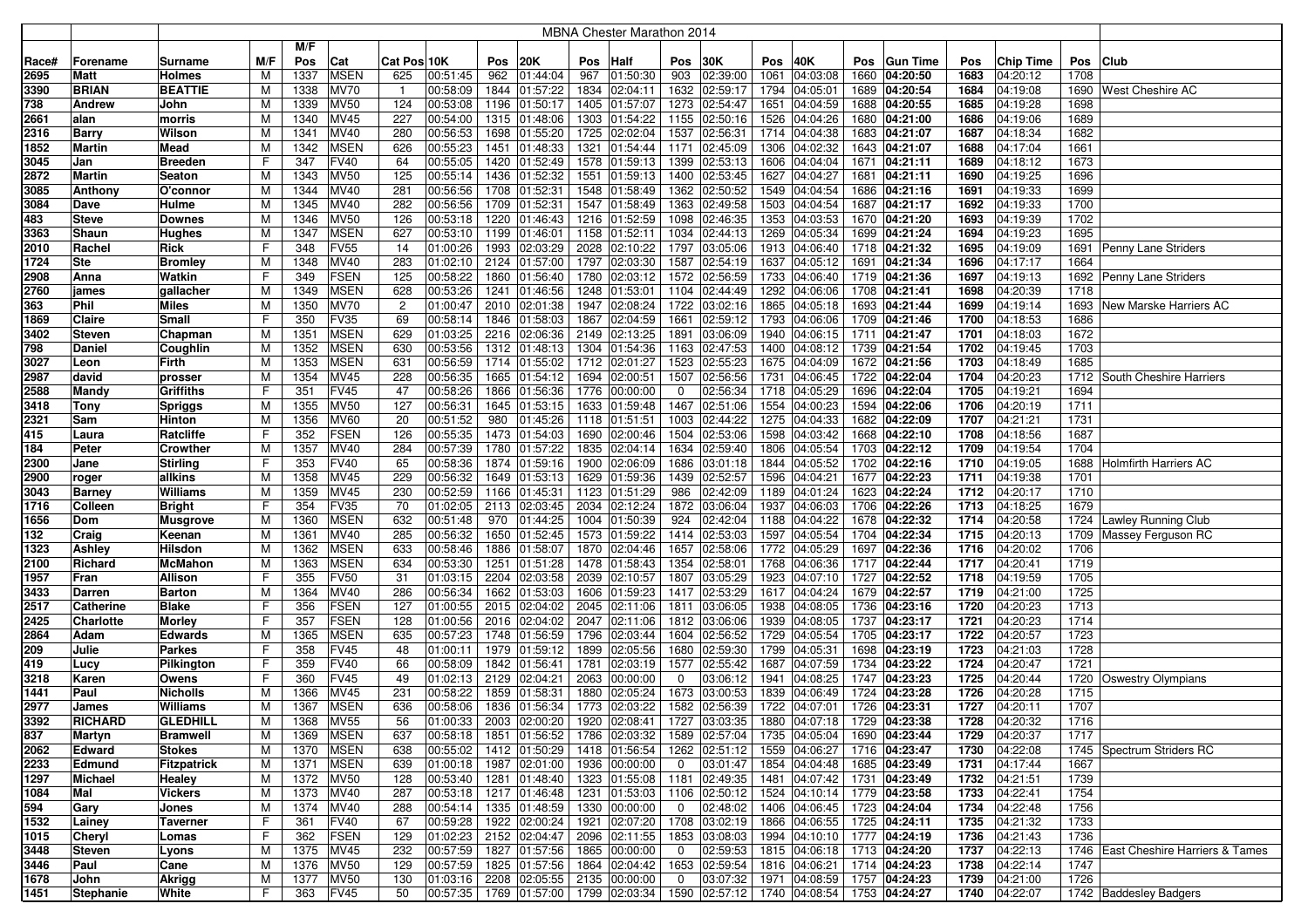# MBNA Chester Marathon 2014

| Race# | Forename | Surname | M/F | M/F Pos | Cat | Cat Pos | 10K | Pos | 20K | Pos | Half | Pos | 30K | Pos | 40K | Pos | Gun Time | Pos | Chip Time | Pos | Club |
|---|---|---|---|---|---|---|---|---|---|---|---|---|---|---|---|---|---|---|---|---|---|
| 2695 | Matt | Holmes | M | 1337 | MSEN | 625 | 00:51:45 | 962 | 01:44:04 | 967 | 01:50:30 | 903 | 02:39:00 | 1061 | 04:03:08 | 1660 | 04:20:50 | 1683 | 04:20:12 | 1708 | |
| 3390 | BRIAN | BEATTIE | M | 1338 | MV70 | 1 | 00:58:09 | 1844 | 01:57:22 | 1834 | 02:04:11 | 1632 | 02:59:17 | 1794 | 04:05:01 | 1689 | 04:20:54 | 1684 | 04:19:08 | 1690 | West Cheshire AC |
| 738 | Andrew | John | M | 1339 | MV50 | 124 | 00:53:08 | 1196 | 01:50:17 | 1405 | 01:57:07 | 1273 | 02:54:47 | 1651 | 04:04:59 | 1688 | 04:20:55 | 1685 | 04:19:28 | 1698 | |
| 2661 | alan | morris | M | 1340 | MV45 | 227 | 00:54:00 | 1315 | 01:48:06 | 1303 | 01:54:22 | 1155 | 02:50:16 | 1526 | 04:04:26 | 1680 | 04:21:00 | 1686 | 04:19:06 | 1689 | |
| 2316 | Barry | Wilson | M | 1341 | MV40 | 280 | 00:56:53 | 1698 | 01:55:20 | 1725 | 02:02:04 | 1537 | 02:56:31 | 1714 | 04:04:38 | 1683 | 04:21:07 | 1687 | 04:18:34 | 1682 | |
| 1852 | Martin | Mead | M | 1342 | MSEN | 626 | 00:55:23 | 1451 | 01:48:33 | 1321 | 01:54:44 | 1171 | 02:45:09 | 1306 | 04:02:32 | 1643 | 04:21:07 | 1688 | 04:17:04 | 1661 | |
| 3045 | Jan | Breeden | F | 347 | FV40 | 64 | 00:55:05 | 1420 | 01:52:49 | 1578 | 01:59:13 | 1399 | 02:53:13 | 1606 | 04:04:04 | 1671 | 04:21:11 | 1689 | 04:18:12 | 1673 | |
| 2872 | Martin | Seaton | M | 1343 | MV50 | 125 | 00:55:14 | 1436 | 01:52:32 | 1551 | 01:59:13 | 1400 | 02:53:45 | 1627 | 04:04:27 | 1681 | 04:21:11 | 1690 | 04:19:25 | 1696 | |
| 3085 | Anthony | O'connor | M | 1344 | MV40 | 281 | 00:56:56 | 1708 | 01:52:31 | 1548 | 01:58:49 | 1362 | 02:50:52 | 1549 | 04:04:54 | 1686 | 04:21:16 | 1691 | 04:19:33 | 1699 | |
| 3084 | Dave | Hulme | M | 1345 | MV40 | 282 | 00:56:56 | 1709 | 01:52:31 | 1547 | 01:58:49 | 1363 | 02:49:58 | 1503 | 04:04:54 | 1687 | 04:21:17 | 1692 | 04:19:33 | 1700 | |
| 483 | Steve | Downes | M | 1346 | MV50 | 126 | 00:53:18 | 1220 | 01:46:43 | 1216 | 01:52:59 | 1098 | 02:46:35 | 1353 | 04:03:53 | 1670 | 04:21:20 | 1693 | 04:19:39 | 1702 | |
| 3363 | Shaun | Hughes | M | 1347 | MSEN | 627 | 00:53:10 | 1199 | 01:46:01 | 1158 | 01:52:11 | 1034 | 02:44:13 | 1269 | 04:05:34 | 1699 | 04:21:24 | 1694 | 04:19:23 | 1695 | |
| 2010 | Rachel | Rick | F | 348 | FV55 | 14 | 01:00:26 | 1993 | 02:03:29 | 2028 | 02:10:22 | 1797 | 03:05:06 | 1913 | 04:06:40 | 1718 | 04:21:32 | 1695 | 04:19:09 | 1691 | Penny Lane Striders |
| 1724 | Ste | Bromley | M | 1348 | MV40 | 283 | 01:02:10 | 2124 | 01:57:00 | 1797 | 02:03:30 | 1587 | 02:54:19 | 1637 | 04:05:12 | 1691 | 04:21:34 | 1696 | 04:17:17 | 1664 | |
| 2908 | Anna | Watkin | F | 349 | FSEN | 125 | 00:58:22 | 1860 | 01:56:40 | 1780 | 02:03:12 | 1572 | 02:56:59 | 1733 | 04:06:40 | 1719 | 04:21:36 | 1697 | 04:19:13 | 1692 | Penny Lane Striders |
| 2760 | james | gallacher | M | 1349 | MSEN | 628 | 00:53:26 | 1241 | 01:46:56 | 1248 | 01:53:01 | 1104 | 02:44:49 | 1292 | 04:06:06 | 1708 | 04:21:41 | 1698 | 04:20:39 | 1718 | |
| 363 | Phil | Miles | M | 1350 | MV70 | 2 | 01:00:47 | 2010 | 02:01:38 | 1947 | 02:08:24 | 1722 | 03:02:16 | 1865 | 04:05:18 | 1693 | 04:21:44 | 1699 | 04:19:14 | 1693 | New Marske Harriers AC |
| 1869 | Claire | Small | F | 350 | FV35 | 69 | 00:58:14 | 1846 | 01:58:03 | 1867 | 02:04:59 | 1661 | 02:59:12 | 1793 | 04:06:06 | 1709 | 04:21:46 | 1700 | 04:18:53 | 1686 | |
| 3402 | Steven | Chapman | M | 1351 | MSEN | 629 | 01:03:25 | 2216 | 02:06:36 | 2149 | 02:13:25 | 1891 | 03:06:09 | 1940 | 04:06:15 | 1711 | 04:21:47 | 1701 | 04:18:03 | 1672 | |
| 798 | Daniel | Coughlin | M | 1352 | MSEN | 630 | 00:53:56 | 1312 | 01:48:13 | 1304 | 01:54:36 | 1163 | 02:47:53 | 1400 | 04:08:12 | 1739 | 04:21:54 | 1702 | 04:19:45 | 1703 | |
| 3027 | Leon | Firth | M | 1353 | MSEN | 631 | 00:56:59 | 1714 | 01:55:02 | 1712 | 02:01:27 | 1523 | 02:55:23 | 1675 | 04:04:09 | 1672 | 04:21:56 | 1703 | 04:18:49 | 1685 | |
| 2987 | david | prosser | M | 1354 | MV45 | 228 | 00:56:35 | 1665 | 01:54:12 | 1694 | 02:00:51 | 1507 | 02:56:56 | 1731 | 04:06:45 | 1722 | 04:22:04 | 1704 | 04:20:23 | 1712 | South Cheshire Harriers |
| 2588 | Mandy | Griffiths | F | 351 | FV45 | 47 | 00:58:26 | 1866 | 01:56:36 | 1776 | 00:00:00 | 0 | 02:56:34 | 1718 | 04:05:29 | 1696 | 04:22:04 | 1705 | 04:19:21 | 1694 | |
| 3418 | Tony | Spriggs | M | 1355 | MV50 | 127 | 00:56:31 | 1645 | 01:53:15 | 1633 | 01:59:48 | 1467 | 02:51:06 | 1554 | 04:00:23 | 1594 | 04:22:06 | 1706 | 04:20:19 | 1711 | |
| 2321 | Sam | Hinton | M | 1356 | MV60 | 20 | 00:51:52 | 980 | 01:45:26 | 1118 | 01:51:51 | 1003 | 02:44:22 | 1275 | 04:04:33 | 1682 | 04:22:09 | 1707 | 04:21:21 | 1731 | |
| 415 | Laura | Ratcliffe | F | 352 | FSEN | 126 | 00:55:35 | 1473 | 01:54:03 | 1690 | 02:00:46 | 1504 | 02:53:06 | 1598 | 04:03:42 | 1668 | 04:22:10 | 1708 | 04:18:56 | 1687 | |
| 184 | Peter | Crowther | M | 1357 | MV40 | 284 | 00:57:39 | 1780 | 01:57:22 | 1835 | 02:04:14 | 1634 | 02:59:40 | 1806 | 04:05:54 | 1703 | 04:22:12 | 1709 | 04:19:54 | 1704 | |
| 2300 | Jane | Stirling | F | 353 | FV40 | 65 | 00:58:36 | 1874 | 01:59:16 | 1900 | 02:06:09 | 1686 | 03:01:18 | 1844 | 04:05:52 | 1702 | 04:22:16 | 1710 | 04:19:05 | 1688 | Holmfirth Harriers AC |
| 2900 | roger | allkins | M | 1358 | MV45 | 229 | 00:56:32 | 1649 | 01:53:13 | 1629 | 01:59:36 | 1439 | 02:52:57 | 1596 | 04:04:21 | 1677 | 04:22:23 | 1711 | 04:19:38 | 1701 | |
| 3043 | Barney | Williams | M | 1359 | MV45 | 230 | 00:52:59 | 1166 | 01:45:31 | 1123 | 01:51:29 | 986 | 02:42:09 | 1189 | 04:01:24 | 1623 | 04:22:24 | 1712 | 04:20:17 | 1710 | |
| 1716 | Colleen | Bright | F | 354 | FV35 | 70 | 01:02:05 | 2113 | 02:03:45 | 2034 | 02:12:24 | 1872 | 03:06:04 | 1937 | 04:06:03 | 1706 | 04:22:26 | 1713 | 04:18:25 | 1679 | |
| 1656 | Dom | Musgrove | M | 1360 | MSEN | 632 | 00:51:48 | 970 | 01:44:25 | 1004 | 01:50:39 | 924 | 02:42:04 | 1188 | 04:04:22 | 1678 | 04:22:32 | 1714 | 04:20:58 | 1724 | Lawley Running Club |
| 132 | Craig | Keenan | M | 1361 | MV40 | 285 | 00:56:32 | 1650 | 01:52:45 | 1573 | 01:59:22 | 1414 | 02:53:03 | 1597 | 04:05:54 | 1704 | 04:22:34 | 1715 | 04:20:13 | 1709 | Massey Ferguson RC |
| 1323 | Ashley | Hilsdon | M | 1362 | MSEN | 633 | 00:58:46 | 1886 | 01:58:07 | 1870 | 02:04:46 | 1657 | 02:58:06 | 1772 | 04:05:29 | 1697 | 04:22:36 | 1716 | 04:20:02 | 1706 | |
| 2100 | Richard | McMahon | M | 1363 | MSEN | 634 | 00:53:30 | 1251 | 01:51:28 | 1478 | 01:58:43 | 1354 | 02:58:01 | 1768 | 04:06:36 | 1717 | 04:22:44 | 1717 | 04:20:41 | 1719 | |
| 1957 | Fran | Allison | F | 355 | FV50 | 31 | 01:03:15 | 2204 | 02:03:58 | 2039 | 02:10:57 | 1807 | 03:05:29 | 1923 | 04:07:10 | 1727 | 04:22:52 | 1718 | 04:19:59 | 1705 | |
| 3433 | Darren | Barton | M | 1364 | MV40 | 286 | 00:56:34 | 1662 | 01:53:03 | 1606 | 01:59:23 | 1417 | 02:53:29 | 1617 | 04:04:24 | 1679 | 04:22:57 | 1719 | 04:21:00 | 1725 | |
| 2517 | Catherine | Blake | F | 356 | FSEN | 127 | 01:00:55 | 2015 | 02:04:02 | 2045 | 02:11:06 | 1811 | 03:06:05 | 1938 | 04:08:05 | 1736 | 04:23:16 | 1720 | 04:20:23 | 1713 | |
| 2425 | Charlotte | Morley | F | 357 | FSEN | 128 | 01:00:56 | 2016 | 02:04:02 | 2047 | 02:11:06 | 1812 | 03:06:06 | 1939 | 04:08:05 | 1737 | 04:23:17 | 1721 | 04:20:23 | 1714 | |
| 2864 | Adam | Edwards | M | 1365 | MSEN | 635 | 00:57:23 | 1748 | 01:56:59 | 1796 | 02:03:44 | 1604 | 02:56:52 | 1729 | 04:05:54 | 1705 | 04:23:17 | 1722 | 04:20:57 | 1723 | |
| 209 | Julie | Parkes | F | 358 | FV45 | 48 | 01:00:11 | 1979 | 01:59:12 | 1899 | 02:05:56 | 1680 | 02:59:30 | 1799 | 04:05:31 | 1698 | 04:23:19 | 1723 | 04:21:03 | 1728 | |
| 419 | Lucy | Pilkington | F | 359 | FV40 | 66 | 00:58:09 | 1842 | 01:56:41 | 1781 | 02:03:19 | 1577 | 02:55:42 | 1687 | 04:07:59 | 1734 | 04:23:22 | 1724 | 04:20:47 | 1721 | |
| 3218 | Karen | Owens | F | 360 | FV45 | 49 | 01:02:13 | 2129 | 02:04:21 | 2063 | 00:00:00 | 0 | 03:06:12 | 1941 | 04:08:25 | 1747 | 04:23:23 | 1725 | 04:20:44 | 1720 | Oswestry Olympians |
| 1441 | Paul | Nicholls | M | 1366 | MV45 | 231 | 00:58:22 | 1859 | 01:58:31 | 1880 | 02:05:24 | 1673 | 03:00:53 | 1839 | 04:06:49 | 1724 | 04:23:28 | 1726 | 04:20:28 | 1715 | |
| 2977 | James | Williams | M | 1367 | MSEN | 636 | 00:58:06 | 1836 | 01:56:34 | 1773 | 02:03:22 | 1582 | 02:56:39 | 1722 | 04:07:01 | 1726 | 04:23:31 | 1727 | 04:20:11 | 1707 | |
| 3392 | RICHARD | GLEDHILL | M | 1368 | MV55 | 56 | 01:00:33 | 2003 | 02:00:20 | 1920 | 02:08:41 | 1727 | 03:03:35 | 1880 | 04:07:18 | 1729 | 04:23:38 | 1728 | 04:20:32 | 1716 | |
| 837 | Martyn | Bramwell | M | 1369 | MSEN | 637 | 00:58:18 | 1851 | 01:56:52 | 1786 | 02:03:32 | 1589 | 02:57:04 | 1735 | 04:05:04 | 1690 | 04:23:44 | 1729 | 04:20:37 | 1717 | |
| 2062 | Edward | Stokes | M | 1370 | MSEN | 638 | 00:55:02 | 1412 | 01:50:29 | 1418 | 01:56:54 | 1262 | 02:51:12 | 1559 | 04:06:27 | 1716 | 04:23:47 | 1730 | 04:22:08 | 1745 | Spectrum Striders RC |
| 2233 | Edmund | Fitzpatrick | M | 1371 | MSEN | 639 | 01:00:18 | 1987 | 02:01:00 | 1936 | 00:00:00 | 0 | 03:01:47 | 1854 | 04:04:48 | 1685 | 04:23:49 | 1731 | 04:17:44 | 1667 | |
| 1297 | Michael | Healey | M | 1372 | MV50 | 128 | 00:53:40 | 1281 | 01:48:40 | 1323 | 01:55:08 | 1181 | 02:49:35 | 1481 | 04:07:42 | 1731 | 04:23:49 | 1732 | 04:21:51 | 1739 | |
| 1084 | Mal | Vickers | M | 1373 | MV40 | 287 | 00:53:18 | 1217 | 01:46:48 | 1231 | 01:53:03 | 1106 | 02:50:12 | 1524 | 04:10:14 | 1779 | 04:23:58 | 1733 | 04:22:41 | 1754 | |
| 594 | Gary | Jones | M | 1374 | MV40 | 288 | 00:54:14 | 1335 | 01:48:59 | 1330 | 00:00:00 | 0 | 02:48:02 | 1406 | 04:06:45 | 1723 | 04:24:04 | 1734 | 04:22:48 | 1756 | |
| 1532 | Lainey | Taverner | F | 361 | FV40 | 67 | 00:59:28 | 1922 | 02:00:24 | 1921 | 02:07:20 | 1708 | 03:02:19 | 1866 | 04:06:55 | 1725 | 04:24:11 | 1735 | 04:21:32 | 1733 | |
| 1015 | Cheryl | Lomas | F | 362 | FSEN | 129 | 01:02:23 | 2152 | 02:04:47 | 2096 | 02:11:55 | 1853 | 03:08:03 | 1994 | 04:10:10 | 1777 | 04:24:19 | 1736 | 04:21:43 | 1736 | |
| 3448 | Steven | Lyons | M | 1375 | MV45 | 232 | 00:57:59 | 1827 | 01:57:56 | 1865 | 00:00:00 | 0 | 02:59:53 | 1815 | 04:06:18 | 1713 | 04:24:20 | 1737 | 04:22:13 | 1746 | East Cheshire Harriers & Tames |
| 3446 | Paul | Cane | M | 1376 | MV50 | 129 | 00:57:59 | 1825 | 01:57:56 | 1864 | 02:04:42 | 1653 | 02:59:54 | 1816 | 04:06:21 | 1714 | 04:24:23 | 1738 | 04:22:14 | 1747 | |
| 1678 | John | Akrigg | M | 1377 | MV50 | 130 | 01:03:16 | 2208 | 02:05:55 | 2135 | 00:00:00 | 0 | 03:07:32 | 1971 | 04:08:59 | 1757 | 04:24:23 | 1739 | 04:21:00 | 1726 | |
| 1451 | Stephanie | White | F | 363 | FV45 | 50 | 00:57:35 | 1769 | 01:57:00 | 1799 | 02:03:34 | 1590 | 02:57:12 | 1740 | 04:08:54 | 1753 | 04:24:27 | 1740 | 04:22:07 | 1742 | Baddesley Badgers |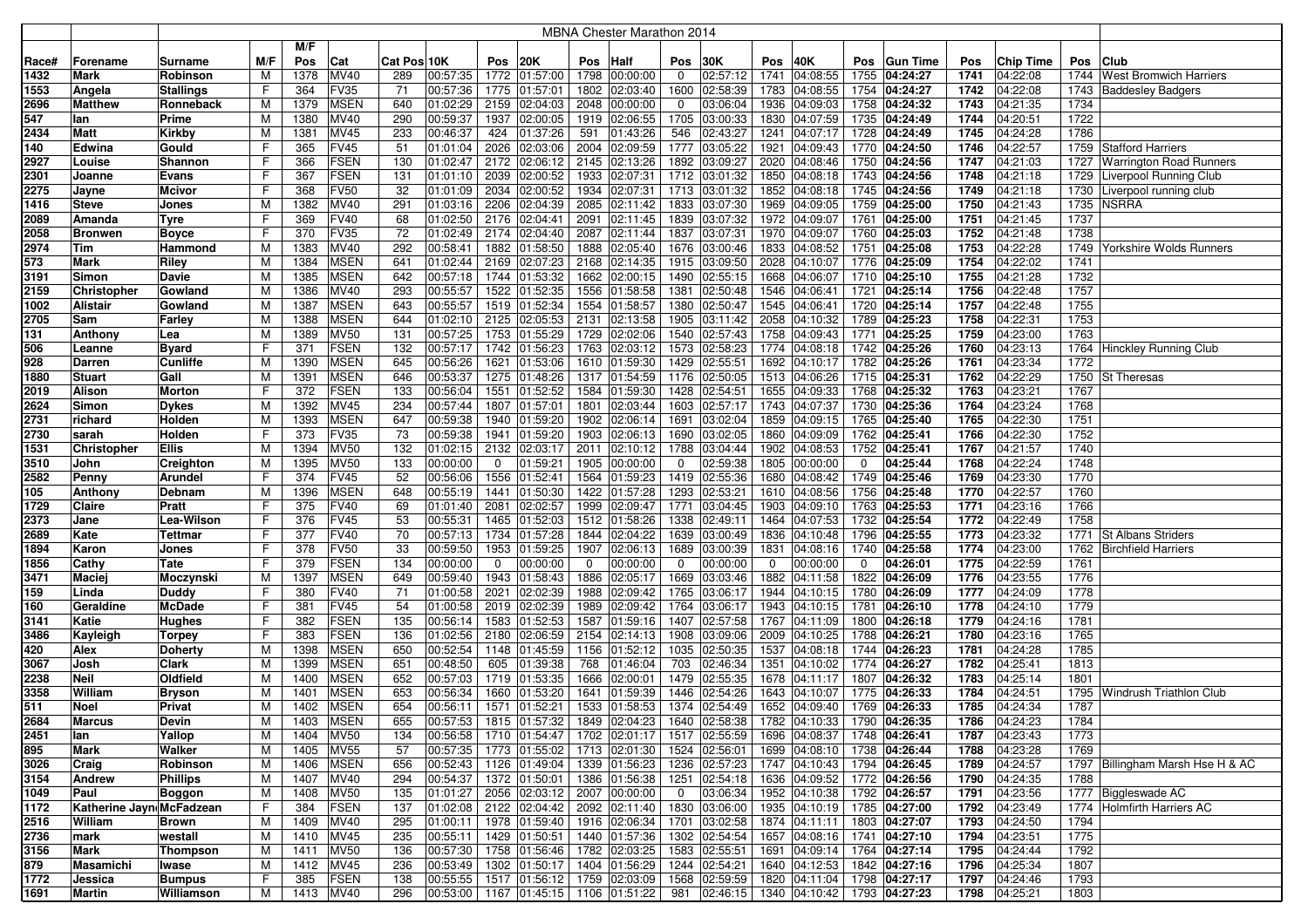| | | MBNA Chester Marathon 2014 | | | | | | | | | | | | | | | | | | | | | |
|---|---|---|---|---|---|---|---|---|---|---|---|---|---|---|---|---|---|---|---|---|---|---|---|
| | | | | M/F | | | | | | | | | | | | | | | | | | | |
| Race# | Forename | Surname | M/F | Pos | Cat | Cat Pos | 10K | Pos | 20K | Pos | Half | Pos | 30K | Pos | 40K | Pos | Gun Time | Pos | Chip Time | Pos | Club |
| 1432 | Mark | Robinson | M | 1378 | MV40 | 289 | 00:57:35 | 1772 | 01:57:00 | 1798 | 00:00:00 | 0 | 02:57:12 | 1741 | 04:08:55 | 1755 | 04:24:27 | 1741 | 04:22:08 | 1744 | West Bromwich Harriers |
| 1553 | Angela | Stallings | F | 364 | FV35 | 71 | 00:57:36 | 1775 | 01:57:01 | 1802 | 02:03:40 | 1600 | 02:58:39 | 1783 | 04:08:55 | 1754 | 04:24:27 | 1742 | 04:22:08 | 1743 | Baddesley Badgers |
| 2696 | Matthew | Ronneback | M | 1379 | MSEN | 640 | 01:02:29 | 2159 | 02:04:03 | 2048 | 00:00:00 | 0 | 03:06:04 | 1936 | 04:09:03 | 1758 | 04:24:32 | 1743 | 04:21:35 | 1734 | |
| 547 | Ian | Prime | M | 1380 | MV40 | 290 | 00:59:37 | 1937 | 02:00:05 | 1919 | 02:06:55 | 1705 | 03:00:33 | 1830 | 04:07:59 | 1735 | 04:24:49 | 1744 | 04:20:51 | 1722 | |
| 2434 | Matt | Kirkby | M | 1381 | MV45 | 233 | 00:46:37 | 424 | 01:37:26 | 591 | 01:43:26 | 546 | 02:43:27 | 1241 | 04:07:17 | 1728 | 04:24:49 | 1745 | 04:24:28 | 1786 | |
| 140 | Edwina | Gould | F | 365 | FV45 | 51 | 01:01:04 | 2026 | 02:03:06 | 2004 | 02:09:59 | 1777 | 03:05:22 | 1921 | 04:09:43 | 1770 | 04:24:50 | 1746 | 04:22:57 | 1759 | Stafford Harriers |
| 2927 | Louise | Shannon | F | 366 | FSEN | 130 | 01:02:47 | 2172 | 02:06:12 | 2145 | 02:13:26 | 1892 | 03:09:27 | 2020 | 04:08:46 | 1750 | 04:24:56 | 1747 | 04:21:03 | 1727 | Warrington Road Runners |
| 2301 | Joanne | Evans | F | 367 | FSEN | 131 | 01:01:10 | 2039 | 02:00:52 | 1933 | 02:07:31 | 1712 | 03:01:32 | 1850 | 04:08:18 | 1743 | 04:24:56 | 1748 | 04:21:18 | 1729 | Liverpool Running Club |
| 2275 | Jayne | Mcivor | F | 368 | FV50 | 32 | 01:01:09 | 2034 | 02:00:52 | 1934 | 02:07:31 | 1713 | 03:01:32 | 1852 | 04:08:18 | 1745 | 04:24:56 | 1749 | 04:21:18 | 1730 | Liverpool running club |
| 1416 | Steve | Jones | M | 1382 | MV40 | 291 | 01:03:16 | 2206 | 02:04:39 | 2085 | 02:11:42 | 1833 | 03:07:30 | 1969 | 04:09:05 | 1759 | 04:25:00 | 1750 | 04:21:43 | 1735 | NSRRA |
| 2089 | Amanda | Tyre | F | 369 | FV40 | 68 | 01:02:50 | 2176 | 02:04:41 | 2091 | 02:11:45 | 1839 | 03:07:32 | 1972 | 04:09:07 | 1761 | 04:25:00 | 1751 | 04:21:45 | 1737 | |
| 2058 | Bronwen | Boyce | F | 370 | FV35 | 72 | 01:02:49 | 2174 | 02:04:40 | 2087 | 02:11:44 | 1837 | 03:07:31 | 1970 | 04:09:07 | 1760 | 04:25:03 | 1752 | 04:21:48 | 1738 | |
| 2974 | Tim | Hammond | M | 1383 | MV40 | 292 | 00:58:41 | 1882 | 01:58:50 | 1888 | 02:05:40 | 1676 | 03:00:46 | 1833 | 04:08:52 | 1751 | 04:25:08 | 1753 | 04:22:28 | 1749 | Yorkshire Wolds Runners |
| 573 | Mark | Riley | M | 1384 | MSEN | 641 | 01:02:44 | 2169 | 02:07:23 | 2168 | 02:14:35 | 1915 | 03:09:50 | 2028 | 04:10:07 | 1776 | 04:25:09 | 1754 | 04:22:02 | 1741 | |
| 3191 | Simon | Davie | M | 1385 | MSEN | 642 | 00:57:18 | 1744 | 01:53:32 | 1662 | 02:00:15 | 1490 | 02:55:15 | 1668 | 04:06:07 | 1710 | 04:25:10 | 1755 | 04:21:28 | 1732 | |
| 2159 | Christopher | Gowland | M | 1386 | MV40 | 293 | 00:55:57 | 1522 | 01:52:35 | 1556 | 01:58:58 | 1381 | 02:50:48 | 1546 | 04:06:41 | 1721 | 04:25:14 | 1756 | 04:22:48 | 1757 | |
| 1002 | Alistair | Gowland | M | 1387 | MSEN | 643 | 00:55:57 | 1519 | 01:52:34 | 1554 | 01:58:57 | 1380 | 02:50:47 | 1545 | 04:06:41 | 1720 | 04:25:14 | 1757 | 04:22:48 | 1755 | |
| 2705 | Sam | Farley | M | 1388 | MSEN | 644 | 01:02:10 | 2125 | 02:05:53 | 2131 | 02:13:08 | 1905 | 03:11:42 | 2058 | 04:10:32 | 1789 | 04:25:23 | 1758 | 04:22:31 | 1753 | |
| 131 | Anthony | Lea | M | 1389 | MV50 | 131 | 00:57:25 | 1753 | 01:55:29 | 1729 | 02:02:06 | 1540 | 02:57:43 | 1758 | 04:09:43 | 1771 | 04:25:25 | 1759 | 04:23:00 | 1763 | |
| 506 | Leanne | Byard | F | 371 | FSEN | 132 | 00:57:17 | 1742 | 01:56:23 | 1763 | 02:03:12 | 1573 | 02:58:23 | 1774 | 04:08:18 | 1742 | 04:25:26 | 1760 | 04:23:13 | 1764 | Hinckley Running Club |
| 928 | Darren | Cunliffe | M | 1390 | MSEN | 645 | 00:56:26 | 1621 | 01:53:06 | 1610 | 01:59:30 | 1429 | 02:55:51 | 1692 | 04:10:17 | 1782 | 04:25:26 | 1761 | 04:23:34 | 1772 | |
| 1880 | Stuart | Gall | M | 1391 | MSEN | 646 | 00:53:37 | 1275 | 01:48:26 | 1317 | 01:54:59 | 1176 | 02:50:05 | 1513 | 04:06:26 | 1715 | 04:25:31 | 1762 | 04:22:29 | 1750 | St Theresas |
| 2019 | Alison | Morton | F | 372 | FSEN | 133 | 00:56:04 | 1551 | 01:52:52 | 1584 | 01:59:30 | 1428 | 02:54:51 | 1655 | 04:09:33 | 1768 | 04:25:32 | 1763 | 04:23:21 | 1767 | |
| 2624 | Simon | Dykes | M | 1392 | MV45 | 234 | 00:57:44 | 1807 | 01:57:01 | 1801 | 02:03:44 | 1603 | 02:57:17 | 1743 | 04:07:37 | 1730 | 04:25:36 | 1764 | 04:23:24 | 1768 | |
| 2731 | richard | Holden | M | 1393 | MSEN | 647 | 00:59:38 | 1940 | 01:59:20 | 1902 | 02:06:14 | 1691 | 03:02:04 | 1859 | 04:09:15 | 1765 | 04:25:40 | 1765 | 04:22:30 | 1751 | |
| 2730 | sarah | Holden | F | 373 | FV35 | 73 | 00:59:38 | 1941 | 01:59:20 | 1903 | 02:06:13 | 1690 | 03:02:05 | 1860 | 04:09:09 | 1762 | 04:25:41 | 1766 | 04:22:30 | 1752 | |
| 1531 | Christopher | Ellis | M | 1394 | MV50 | 132 | 01:02:15 | 2132 | 02:03:17 | 2011 | 02:10:12 | 1788 | 03:04:44 | 1902 | 04:08:53 | 1752 | 04:25:41 | 1767 | 04:21:57 | 1740 | |
| 3510 | John | Creighton | M | 1395 | MV50 | 133 | 00:00:00 | 0 | 01:59:21 | 1905 | 00:00:00 | 0 | 02:59:38 | 1805 | 00:00:00 | 0 | 04:25:44 | 1768 | 04:22:24 | 1748 | |
| 2582 | Penny | Arundel | F | 374 | FV45 | 52 | 00:56:06 | 1556 | 01:52:41 | 1564 | 01:59:23 | 1419 | 02:55:36 | 1680 | 04:08:42 | 1749 | 04:25:46 | 1769 | 04:23:30 | 1770 | |
| 105 | Anthony | Debnam | M | 1396 | MSEN | 648 | 00:55:19 | 1441 | 01:50:30 | 1422 | 01:57:28 | 1293 | 02:53:21 | 1610 | 04:08:56 | 1756 | 04:25:48 | 1770 | 04:22:57 | 1760 | |
| 1729 | Claire | Pratt | F | 375 | FV40 | 69 | 01:01:40 | 2081 | 02:02:57 | 1999 | 02:09:47 | 1771 | 03:04:45 | 1903 | 04:09:10 | 1763 | 04:25:53 | 1771 | 04:23:16 | 1766 | |
| 2373 | Jane | Lea-Wilson | F | 376 | FV45 | 53 | 00:55:31 | 1465 | 01:52:03 | 1512 | 01:58:26 | 1338 | 02:49:11 | 1464 | 04:07:53 | 1732 | 04:25:54 | 1772 | 04:22:49 | 1758 | |
| 2689 | Kate | Tettmar | F | 377 | FV40 | 70 | 00:57:13 | 1734 | 01:57:28 | 1844 | 02:04:22 | 1639 | 03:00:49 | 1836 | 04:10:48 | 1796 | 04:25:55 | 1773 | 04:23:32 | 1771 | St Albans Striders |
| 1894 | Karon | Jones | F | 378 | FV50 | 33 | 00:59:50 | 1953 | 01:59:25 | 1907 | 02:06:13 | 1689 | 03:00:39 | 1831 | 04:08:16 | 1740 | 04:25:58 | 1774 | 04:23:00 | 1762 | Birchfield Harriers |
| 1856 | Cathy | Tate | F | 379 | FSEN | 134 | 00:00:00 | 0 | 00:00:00 | 0 | 00:00:00 | 0 | 00:00:00 | 0 | 00:00:00 | 0 | 04:26:01 | 1775 | 04:22:59 | 1761 | |
| 3471 | Maciej | Moczynski | M | 1397 | MSEN | 649 | 00:59:40 | 1943 | 01:58:43 | 1886 | 02:05:17 | 1669 | 03:03:46 | 1882 | 04:11:58 | 1822 | 04:26:09 | 1776 | 04:23:55 | 1776 | |
| 159 | Linda | Duddy | F | 380 | FV40 | 71 | 01:00:58 | 2021 | 02:02:39 | 1988 | 02:09:42 | 1765 | 03:06:17 | 1944 | 04:10:15 | 1780 | 04:26:09 | 1777 | 04:24:09 | 1778 | |
| 160 | Geraldine | McDade | F | 381 | FV45 | 54 | 01:00:58 | 2019 | 02:02:39 | 1989 | 02:09:42 | 1764 | 03:06:17 | 1943 | 04:10:15 | 1781 | 04:26:10 | 1778 | 04:24:10 | 1779 | |
| 3141 | Katie | Hughes | F | 382 | FSEN | 135 | 00:56:14 | 1583 | 01:52:53 | 1587 | 01:59:16 | 1407 | 02:57:58 | 1767 | 04:11:09 | 1800 | 04:26:18 | 1779 | 04:24:16 | 1781 | |
| 3486 | Kayleigh | Torpey | F | 383 | FSEN | 136 | 01:02:56 | 2180 | 02:06:59 | 2154 | 02:14:13 | 1908 | 03:09:06 | 2009 | 04:10:25 | 1788 | 04:26:21 | 1780 | 04:23:16 | 1765 | |
| 420 | Alex | Doherty | M | 1398 | MSEN | 650 | 00:52:54 | 1148 | 01:45:59 | 1156 | 01:52:12 | 1035 | 02:50:35 | 1537 | 04:08:18 | 1744 | 04:26:23 | 1781 | 04:24:28 | 1785 | |
| 3067 | Josh | Clark | M | 1399 | MSEN | 651 | 00:48:50 | 605 | 01:39:38 | 768 | 01:46:04 | 703 | 02:46:34 | 1351 | 04:10:02 | 1774 | 04:26:27 | 1782 | 04:25:41 | 1813 | |
| 2238 | Neil | Oldfield | M | 1400 | MSEN | 652 | 00:57:03 | 1719 | 01:53:35 | 1666 | 02:00:01 | 1479 | 02:55:35 | 1678 | 04:11:17 | 1807 | 04:26:32 | 1783 | 04:25:14 | 1801 | |
| 3358 | William | Bryson | M | 1401 | MSEN | 653 | 00:56:34 | 1660 | 01:53:20 | 1641 | 01:59:39 | 1446 | 02:54:26 | 1643 | 04:10:07 | 1775 | 04:26:33 | 1784 | 04:24:51 | 1795 | Windrush Triathlon Club |
| 511 | Noel | Privat | M | 1402 | MSEN | 654 | 00:56:11 | 1571 | 01:52:21 | 1533 | 01:58:53 | 1374 | 02:54:49 | 1652 | 04:09:40 | 1769 | 04:26:33 | 1785 | 04:24:34 | 1787 | |
| 2684 | Marcus | Devin | M | 1403 | MSEN | 655 | 00:57:53 | 1815 | 01:57:32 | 1849 | 02:04:23 | 1640 | 02:58:38 | 1782 | 04:10:33 | 1790 | 04:26:35 | 1786 | 04:24:23 | 1784 | |
| 2451 | Ian | Yallop | M | 1404 | MV50 | 134 | 00:56:58 | 1710 | 01:54:47 | 1702 | 02:01:17 | 1517 | 02:55:59 | 1696 | 04:08:37 | 1748 | 04:26:41 | 1787 | 04:23:43 | 1773 | |
| 895 | Mark | Walker | M | 1405 | MV55 | 57 | 00:57:35 | 1773 | 01:55:02 | 1713 | 02:01:30 | 1524 | 02:56:01 | 1699 | 04:08:10 | 1738 | 04:26:44 | 1788 | 04:23:28 | 1769 | |
| 3026 | Craig | Robinson | M | 1406 | MSEN | 656 | 00:52:43 | 1126 | 01:49:04 | 1339 | 01:56:23 | 1236 | 02:57:23 | 1747 | 04:10:43 | 1794 | 04:26:45 | 1789 | 04:24:57 | 1797 | Billingham Marsh Hse H & AC |
| 3154 | Andrew | Phillips | M | 1407 | MV40 | 294 | 00:54:37 | 1372 | 01:50:01 | 1386 | 01:56:38 | 1251 | 02:54:18 | 1636 | 04:09:52 | 1772 | 04:26:56 | 1790 | 04:24:35 | 1788 | |
| 1049 | Paul | Boggon | M | 1408 | MV50 | 135 | 01:01:27 | 2056 | 02:03:12 | 2007 | 00:00:00 | 0 | 03:06:34 | 1952 | 04:10:38 | 1792 | 04:26:57 | 1791 | 04:23:56 | 1777 | Biggleswade AC |
| 1172 | Katherine Jayn | McFadzean | F | 384 | FSEN | 137 | 01:02:08 | 2122 | 02:04:42 | 2092 | 02:11:40 | 1830 | 03:06:00 | 1935 | 04:10:19 | 1785 | 04:27:00 | 1792 | 04:23:49 | 1774 | Holmfirth Harriers AC |
| 2516 | William | Brown | M | 1409 | MV40 | 295 | 01:00:11 | 1978 | 01:59:40 | 1916 | 02:06:34 | 1701 | 03:02:58 | 1874 | 04:11:11 | 1803 | 04:27:07 | 1793 | 04:24:50 | 1794 | |
| 2736 | mark | westall | M | 1410 | MV45 | 235 | 00:55:11 | 1429 | 01:50:51 | 1440 | 01:57:36 | 1302 | 02:54:54 | 1657 | 04:08:16 | 1741 | 04:27:10 | 1794 | 04:23:51 | 1775 | |
| 3156 | Mark | Thompson | M | 1411 | MV50 | 136 | 00:57:30 | 1758 | 01:56:46 | 1782 | 02:03:25 | 1583 | 02:55:51 | 1691 | 04:09:14 | 1764 | 04:27:14 | 1795 | 04:24:44 | 1792 | |
| 879 | Masamichi | Iwase | M | 1412 | MV45 | 236 | 00:53:49 | 1302 | 01:50:17 | 1404 | 01:56:29 | 1244 | 02:54:21 | 1640 | 04:12:53 | 1842 | 04:27:16 | 1796 | 04:25:34 | 1807 | |
| 1772 | Jessica | Bumpus | F | 385 | FSEN | 138 | 00:55:55 | 1517 | 01:56:12 | 1759 | 02:03:09 | 1568 | 02:59:59 | 1820 | 04:11:04 | 1798 | 04:27:17 | 1797 | 04:24:46 | 1793 | |
| 1691 | Martin | Williamson | M | 1413 | MV40 | 296 | 00:53:00 | 1167 | 01:45:15 | 1106 | 01:51:22 | 981 | 02:46:15 | 1340 | 04:10:42 | 1793 | 04:27:23 | 1798 | 04:25:21 | 1803 | |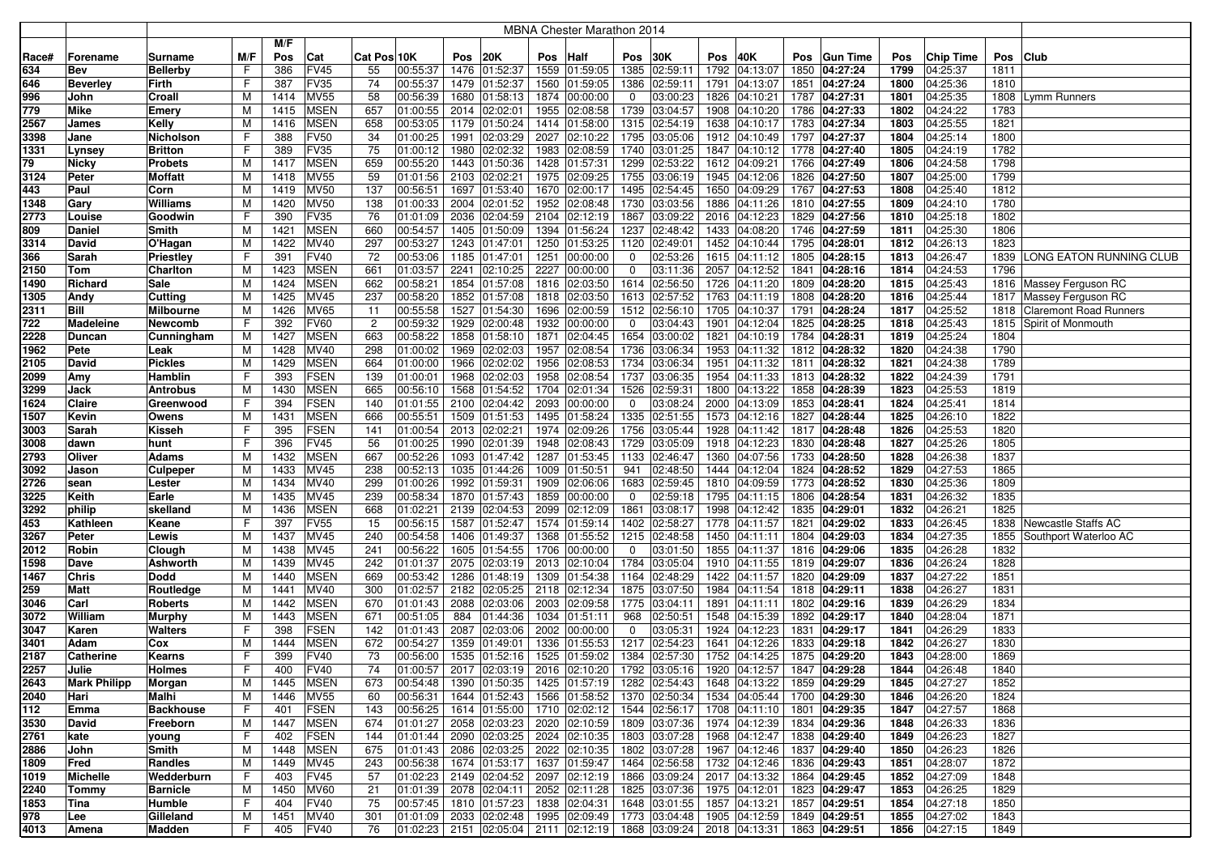| | | MBNA Chester Marathon 2014 | | | | | | | | | | | | | | | | | | | | | | |
|---|---|---|---|---|---|---|---|---|---|---|---|---|---|---|---|---|---|---|---|---|---|---|---|---|
| Race# | Forename | Surname | M/F | M/F Pos | Cat | Cat Pos | 10K | Pos | 20K | Pos | Half | Pos | 30K | Pos | 40K | Pos | Gun Time | Pos | Chip Time | Pos | Club |
| 634 | Bev | Bellerby | F | 386 | FV45 | 55 | 00:55:37 | 1476 | 01:52:37 | 1559 | 01:59:05 | 1385 | 02:59:11 | 1792 | 04:13:07 | 1850 | **04:27:24** | 1799 | 04:25:37 | 1811 | |
| 646 | Beverley | Firth | F | 387 | FV35 | 74 | 00:55:37 | 1479 | 01:52:37 | 1560 | 01:59:05 | 1386 | 02:59:11 | 1791 | 04:13:07 | 1851 | **04:27:24** | 1800 | 04:25:36 | 1810 | |
| 996 | John | Croall | M | 1414 | MV55 | 58 | 00:56:39 | 1680 | 01:58:13 | 1874 | 00:00:00 | 0 | 03:00:23 | 1826 | 04:10:21 | 1787 | **04:27:31** | 1801 | 04:25:35 | 1808 | Lymm Runners |
| 779 | Mike | Emery | M | 1415 | MSEN | 657 | 01:00:55 | 2014 | 02:02:01 | 1955 | 02:08:58 | 1739 | 03:04:57 | 1908 | 04:10:20 | 1786 | **04:27:33** | 1802 | 04:24:22 | 1783 | |
| 2567 | James | Kelly | M | 1416 | MSEN | 658 | 00:53:05 | 1179 | 01:50:24 | 1414 | 01:58:00 | 1315 | 02:54:19 | 1638 | 04:10:17 | 1783 | **04:27:34** | 1803 | 04:25:55 | 1821 | |
| 3398 | Jane | Nicholson | F | 388 | FV50 | 34 | 01:00:25 | 1991 | 02:03:29 | 2027 | 02:10:22 | 1795 | 03:05:06 | 1912 | 04:10:49 | 1797 | **04:27:37** | 1804 | 04:25:14 | 1800 | |
| 1331 | Lynsey | Britton | F | 389 | FV35 | 75 | 01:00:12 | 1980 | 02:02:32 | 1983 | 02:08:59 | 1740 | 03:01:25 | 1847 | 04:10:12 | 1778 | **04:27:40** | 1805 | 04:24:19 | 1782 | |
| 79 | Nicky | Probets | M | 1417 | MSEN | 659 | 00:55:20 | 1443 | 01:50:36 | 1428 | 01:57:31 | 1299 | 02:53:22 | 1612 | 04:09:21 | 1766 | **04:27:49** | 1806 | 04:24:58 | 1798 | |
| 3124 | Peter | Moffatt | M | 1418 | MV55 | 59 | 01:01:56 | 2103 | 02:02:21 | 1975 | 02:09:25 | 1755 | 03:06:19 | 1945 | 04:12:06 | 1826 | **04:27:50** | 1807 | 04:25:00 | 1799 | |
| 443 | Paul | Corn | M | 1419 | MV50 | 137 | 00:56:51 | 1697 | 01:53:40 | 1670 | 02:00:17 | 1495 | 02:54:45 | 1650 | 04:09:51 | 1767 | **04:27:53** | 1808 | 04:25:40 | 1812 | |
| 1348 | Gary | Williams | M | 1420 | MV50 | 138 | 01:00:33 | 2004 | 02:01:52 | 1952 | 02:08:48 | 1730 | 03:03:56 | 1886 | 04:11:26 | 1810 | **04:27:55** | 1809 | 04:24:10 | 1780 | |
| 2773 | Louise | Goodwin | F | 390 | FV35 | 76 | 01:01:09 | 2036 | 02:04:59 | 2104 | 02:12:19 | 1867 | 03:09:22 | 2016 | 04:12:53 | 1829 | **04:27:56** | 1810 | 04:25:18 | 1802 | |
| 809 | Daniel | Smith | M | 1421 | MSEN | 660 | 00:54:57 | 1405 | 01:50:09 | 1394 | 01:56:24 | 1237 | 02:48:42 | 1433 | 04:08:20 | 1746 | **04:27:59** | 1811 | 04:25:30 | 1806 | |
| 3314 | David | O'Hagan | M | 1422 | MV40 | 297 | 00:53:27 | 1243 | 01:47:01 | 1250 | 01:53:25 | 1120 | 02:49:01 | 1452 | 04:10:44 | 1795 | **04:28:01** | 1812 | 04:26:13 | 1823 | |
| 366 | Sarah | Priestley | F | 391 | FV40 | 72 | 00:53:06 | 1185 | 01:47:01 | 1251 | 00:00:00 | 0 | 02:53:26 | 1615 | 04:11:12 | 1805 | **04:28:15** | 1813 | 04:26:47 | 1839 | LONG EATON RUNNING CLUB |
| 2150 | Tom | Charlton | M | 1423 | MSEN | 661 | 01:03:57 | 2241 | 02:10:25 | 2227 | 00:00:00 | 0 | 03:11:36 | 2057 | 04:12:52 | 1841 | **04:28:16** | 1814 | 04:24:53 | 1796 | |
| 1490 | Richard | Sale | M | 1424 | MSEN | 662 | 00:58:21 | 1854 | 01:57:08 | 1816 | 02:03:50 | 1614 | 02:56:50 | 1726 | 04:11:20 | 1809 | **04:28:20** | 1815 | 04:25:43 | 1816 | Massey Ferguson RC |
| 1305 | Andy | Cutting | M | 1425 | MV45 | 237 | 00:58:20 | 1852 | 01:57:08 | 1818 | 02:03:50 | 1613 | 02:57:52 | 1763 | 04:11:19 | 1808 | **04:28:20** | 1816 | 04:25:44 | 1817 | Massey Ferguson RC |
| 2311 | Bill | Milbourne | M | 1426 | MV65 | 11 | 00:55:58 | 1527 | 01:54:30 | 1696 | 02:00:59 | 1512 | 02:56:10 | 1705 | 04:10:37 | 1791 | **04:28:24** | 1817 | 04:25:52 | 1818 | Claremont Road Runners |
| 722 | Madeleine | Newcomb | F | 392 | FV60 | 2 | 00:59:32 | 1929 | 02:00:48 | 1932 | 00:00:00 | 0 | 03:04:43 | 1901 | 04:12:04 | 1825 | **04:28:25** | 1818 | 04:25:43 | 1815 | Spirit of Monmouth |
| 2228 | Duncan | Cunningham | M | 1427 | MSEN | 663 | 00:58:22 | 1858 | 01:58:10 | 1871 | 02:04:45 | 1654 | 03:00:02 | 1821 | 04:10:19 | 1784 | **04:28:31** | 1819 | 04:25:24 | 1804 | |
| 1962 | Pete | Leak | M | 1428 | MV40 | 298 | 01:00:02 | 1969 | 02:02:03 | 1957 | 02:08:54 | 1736 | 03:06:34 | 1953 | 04:11:32 | 1812 | **04:28:32** | 1820 | 04:24:38 | 1790 | |
| 2105 | David | Pickles | M | 1429 | MSEN | 664 | 01:00:00 | 1966 | 02:02:02 | 1956 | 02:08:53 | 1734 | 03:06:34 | 1951 | 04:11:32 | 1811 | **04:28:32** | 1821 | 04:24:38 | 1789 | |
| 2099 | Amy | Hamblin | F | 393 | FSEN | 139 | 01:00:01 | 1968 | 02:02:03 | 1958 | 02:08:54 | 1737 | 03:06:35 | 1954 | 04:11:33 | 1813 | **04:28:32** | 1822 | 04:24:39 | 1791 | |
| 3299 | Jack | Antrobus | M | 1430 | MSEN | 665 | 00:56:10 | 1568 | 01:54:52 | 1704 | 02:01:34 | 1526 | 02:59:31 | 1800 | 04:13:22 | 1858 | **04:28:39** | 1823 | 04:25:53 | 1819 | |
| 1624 | Claire | Greenwood | F | 394 | FSEN | 140 | 01:01:55 | 2100 | 02:04:42 | 2093 | 00:00:00 | 0 | 03:08:24 | 2000 | 04:13:09 | 1853 | **04:28:41** | 1824 | 04:25:41 | 1814 | |
| 1507 | Kevin | Owens | M | 1431 | MSEN | 666 | 00:55:51 | 1509 | 01:51:53 | 1495 | 01:58:24 | 1335 | 02:51:55 | 1573 | 04:12:16 | 1827 | **04:28:44** | 1825 | 04:26:10 | 1822 | |
| 3003 | Sarah | Kisseh | F | 395 | FSEN | 141 | 01:00:54 | 2013 | 02:02:21 | 1974 | 02:09:26 | 1756 | 03:05:44 | 1928 | 04:11:42 | 1817 | **04:28:48** | 1826 | 04:25:53 | 1820 | |
| 3008 | dawn | hunt | F | 396 | FV45 | 56 | 01:00:25 | 1990 | 02:01:39 | 1948 | 02:08:43 | 1729 | 03:05:09 | 1918 | 04:12:23 | 1830 | **04:28:48** | 1827 | 04:25:26 | 1805 | |
| 2793 | Oliver | Adams | M | 1432 | MSEN | 667 | 00:52:26 | 1093 | 01:47:42 | 1287 | 01:53:45 | 1133 | 02:46:47 | 1360 | 04:07:56 | 1733 | **04:28:50** | 1828 | 04:26:38 | 1837 | |
| 3092 | Jason | Culpeper | M | 1433 | MV45 | 238 | 00:52:13 | 1035 | 01:44:26 | 1009 | 01:50:51 | 941 | 02:48:50 | 1444 | 04:12:04 | 1824 | **04:28:52** | 1829 | 04:27:53 | 1865 | |
| 2726 | sean | Lester | M | 1434 | MV40 | 299 | 01:00:26 | 1992 | 01:59:31 | 1909 | 02:06:06 | 1683 | 02:59:45 | 1810 | 04:09:59 | 1773 | **04:28:52** | 1830 | 04:25:36 | 1809 | |
| 3225 | Keith | Earle | M | 1435 | MV45 | 239 | 00:58:34 | 1870 | 01:57:43 | 1859 | 00:00:00 | 0 | 02:59:18 | 1795 | 04:11:15 | 1806 | **04:28:54** | 1831 | 04:26:32 | 1835 | |
| 3292 | philip | skelland | M | 1436 | MSEN | 668 | 01:02:21 | 2139 | 02:04:53 | 2099 | 02:12:09 | 1861 | 03:08:17 | 1998 | 04:12:42 | 1835 | **04:29:01** | 1832 | 04:26:21 | 1825 | |
| 453 | Kathleen | Keane | F | 397 | FV55 | 15 | 00:56:15 | 1587 | 01:52:47 | 1574 | 01:59:14 | 1402 | 02:58:27 | 1778 | 04:11:57 | 1821 | **04:29:02** | 1833 | 04:26:45 | 1838 | Newcastle Staffs AC |
| 3267 | Peter | Lewis | M | 1437 | MV45 | 240 | 00:54:58 | 1406 | 01:49:37 | 1368 | 01:55:52 | 1215 | 02:48:58 | 1450 | 04:11:11 | 1804 | **04:29:03** | 1834 | 04:27:35 | 1855 | Southport Waterloo AC |
| 2012 | Robin | Clough | M | 1438 | MV45 | 241 | 00:56:22 | 1605 | 01:54:55 | 1706 | 00:00:00 | 0 | 03:01:50 | 1855 | 04:11:37 | 1816 | **04:29:06** | 1835 | 04:26:28 | 1832 | |
| 1598 | Dave | Ashworth | M | 1439 | MV45 | 242 | 01:01:37 | 2075 | 02:03:19 | 2013 | 02:10:04 | 1784 | 03:05:04 | 1910 | 04:11:55 | 1819 | **04:29:07** | 1836 | 04:26:24 | 1828 | |
| 1467 | Chris | Dodd | M | 1440 | MSEN | 669 | 00:53:42 | 1286 | 01:48:19 | 1309 | 01:54:38 | 1164 | 02:48:29 | 1422 | 04:11:57 | 1820 | **04:29:09** | 1837 | 04:27:22 | 1851 | |
| 259 | Matt | Routledge | M | 1441 | MV40 | 300 | 01:02:57 | 2182 | 02:05:25 | 2118 | 02:12:34 | 1875 | 03:07:50 | 1984 | 04:11:54 | 1818 | **04:29:11** | 1838 | 04:26:27 | 1831 | |
| 3046 | Carl | Roberts | M | 1442 | MSEN | 670 | 01:01:43 | 2088 | 02:03:06 | 2003 | 02:09:58 | 1775 | 03:04:11 | 1891 | 04:11:11 | 1802 | **04:29:16** | 1839 | 04:26:29 | 1834 | |
| 3072 | William | Murphy | M | 1443 | MSEN | 671 | 00:51:05 | 884 | 01:44:36 | 1034 | 01:51:11 | 968 | 02:50:51 | 1548 | 04:15:39 | 1892 | **04:29:17** | 1840 | 04:28:04 | 1871 | |
| 3047 | Karen | Walters | F | 398 | FSEN | 142 | 01:01:43 | 2087 | 02:03:06 | 2002 | 00:00:00 | 0 | 03:05:31 | 1924 | 04:12:23 | 1831 | **04:29:17** | 1841 | 04:26:29 | 1833 | |
| 3401 | Adam | Cox | M | 1444 | MSEN | 672 | 00:54:27 | 1359 | 01:49:01 | 1336 | 01:55:53 | 1217 | 02:54:23 | 1641 | 04:12:26 | 1833 | **04:29:18** | 1842 | 04:26:27 | 1830 | |
| 2187 | Catherine | Kearns | F | 399 | FV40 | 73 | 00:56:00 | 1535 | 01:52:16 | 1525 | 01:59:02 | 1384 | 02:57:30 | 1752 | 04:14:25 | 1875 | **04:29:20** | 1843 | 04:28:00 | 1869 | |
| 2257 | Julie | Holmes | F | 400 | FV40 | 74 | 01:00:57 | 2017 | 02:03:19 | 2016 | 02:10:20 | 1792 | 03:05:16 | 1920 | 04:12:57 | 1847 | **04:29:28** | 1844 | 04:26:48 | 1840 | |
| 2643 | Mark Philipp | Morgan | M | 1445 | MSEN | 673 | 00:54:48 | 1390 | 01:50:35 | 1425 | 01:57:19 | 1282 | 02:54:43 | 1648 | 04:13:22 | 1859 | **04:29:29** | 1845 | 04:27:27 | 1852 | |
| 2040 | Hari | Malhi | M | 1446 | MV55 | 60 | 00:56:31 | 1644 | 01:52:43 | 1566 | 01:58:52 | 1370 | 02:50:34 | 1534 | 04:05:44 | 1700 | **04:29:30** | 1846 | 04:26:20 | 1824 | |
| 112 | Emma | Backhouse | F | 401 | FSEN | 143 | 00:56:25 | 1614 | 01:55:00 | 1710 | 02:02:12 | 1544 | 02:56:17 | 1708 | 04:11:10 | 1801 | **04:29:35** | 1847 | 04:27:57 | 1868 | |
| 3530 | David | Freeborn | M | 1447 | MSEN | 674 | 01:01:27 | 2058 | 02:03:23 | 2020 | 02:10:59 | 1809 | 03:07:36 | 1974 | 04:12:39 | 1834 | **04:29:36** | 1848 | 04:26:33 | 1836 | |
| 2761 | kate | young | F | 402 | FSEN | 144 | 01:01:44 | 2090 | 02:03:25 | 2024 | 02:10:35 | 1803 | 03:07:28 | 1968 | 04:12:47 | 1838 | **04:29:40** | 1849 | 04:26:23 | 1827 | |
| 2886 | John | Smith | M | 1448 | MSEN | 675 | 01:01:43 | 2086 | 02:03:25 | 2022 | 02:10:35 | 1802 | 03:07:28 | 1967 | 04:12:46 | 1837 | **04:29:40** | 1850 | 04:26:23 | 1826 | |
| 1809 | Fred | Randles | M | 1449 | MV45 | 243 | 00:56:38 | 1674 | 01:53:17 | 1637 | 01:59:47 | 1464 | 02:56:58 | 1732 | 04:12:46 | 1836 | **04:29:43** | 1851 | 04:28:07 | 1872 | |
| 1019 | Michelle | Wedderburn | F | 403 | FV45 | 57 | 01:02:23 | 2149 | 02:04:52 | 2097 | 02:12:19 | 1866 | 03:09:24 | 2017 | 04:13:32 | 1864 | **04:29:45** | 1852 | 04:27:09 | 1848 | |
| 2240 | Tommy | Barnicle | M | 1450 | MV60 | 21 | 01:01:39 | 2078 | 02:04:11 | 2052 | 02:11:28 | 1825 | 03:07:36 | 1975 | 04:12:01 | 1823 | **04:29:47** | 1853 | 04:26:25 | 1829 | |
| 1853 | Tina | Humble | F | 404 | FV40 | 75 | 00:57:45 | 1810 | 01:57:23 | 1838 | 02:04:31 | 1648 | 03:01:55 | 1857 | 04:13:21 | 1857 | **04:29:51** | 1854 | 04:27:18 | 1850 | |
| 978 | Lee | Gilleland | M | 1451 | MV40 | 301 | 01:01:09 | 2033 | 02:02:48 | 1995 | 02:09:49 | 1773 | 03:04:48 | 1905 | 04:12:59 | 1849 | **04:29:51** | 1855 | 04:27:02 | 1843 | |
| 4013 | Amena | Madden | F | 405 | FV40 | 76 | 01:02:23 | 2151 | 02:05:04 | 2111 | 02:12:19 | 1868 | 03:09:24 | 2018 | 04:13:31 | 1863 | **04:29:51** | 1856 | 04:27:15 | 1849 | |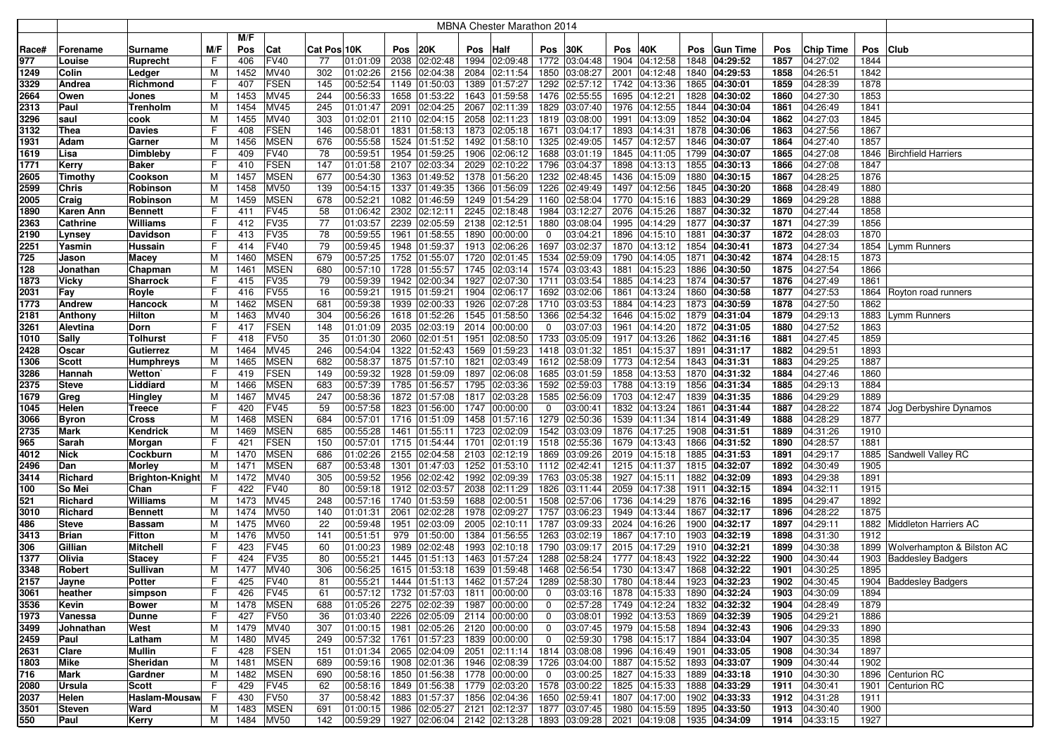# MBNA Chester Marathon 2014

| Race# | Forename | Surname | M/F | M/F Pos | Cat | Cat Pos | 10K | Pos | 20K | Pos | Half | Pos | 30K | Pos | 40K | Pos | Gun Time | Pos | Chip Time | Pos | Club |
|---|---|---|---|---|---|---|---|---|---|---|---|---|---|---|---|---|---|---|---|---|---|
| 977 | Louise | Ruprecht | F | 406 | FV40 | 77 | 01:01:09 | 2038 | 02:02:48 | 1994 | 02:09:48 | 1772 | 03:04:48 | 1904 | 04:12:58 | 1848 | 04:29:52 | 1857 | 04:27:02 | 1844 | |
| 1249 | Colin | Ledger | M | 1452 | MV40 | 302 | 01:02:26 | 2156 | 02:04:38 | 2084 | 02:11:54 | 1850 | 03:08:27 | 2001 | 04:12:48 | 1840 | 04:29:53 | 1858 | 04:26:51 | 1842 | |
| 3329 | Andrea | Richmond | F | 407 | FSEN | 145 | 00:52:54 | 1149 | 01:50:03 | 1389 | 01:57:27 | 1292 | 02:57:12 | 1742 | 04:13:36 | 1865 | 04:30:01 | 1859 | 04:28:39 | 1878 | |
| 2664 | Owen | Jones | M | 1453 | MV45 | 244 | 00:56:33 | 1658 | 01:53:22 | 1643 | 01:59:58 | 1476 | 02:55:55 | 1695 | 04:12:21 | 1828 | 04:30:02 | 1860 | 04:27:30 | 1853 | |
| 2313 | Paul | Trenholm | M | 1454 | MV45 | 245 | 01:01:47 | 2091 | 02:04:25 | 2067 | 02:11:39 | 1829 | 03:07:40 | 1976 | 04:12:55 | 1844 | 04:30:04 | 1861 | 04:26:49 | 1841 | |
| 3296 | saul | cook | M | 1455 | MV40 | 303 | 01:02:01 | 2110 | 02:04:15 | 2058 | 02:11:23 | 1819 | 03:08:00 | 1991 | 04:13:09 | 1852 | 04:30:04 | 1862 | 04:27:03 | 1845 | |
| 3132 | Thea | Davies | F | 408 | FSEN | 146 | 00:58:01 | 1831 | 01:58:13 | 1873 | 02:05:18 | 1671 | 03:04:17 | 1893 | 04:14:31 | 1878 | 04:30:06 | 1863 | 04:27:56 | 1867 | |
| 1931 | Adam | Garner | M | 1456 | MSEN | 676 | 00:55:58 | 1524 | 01:51:52 | 1492 | 01:58:10 | 1325 | 02:49:05 | 1457 | 04:12:57 | 1846 | 04:30:07 | 1864 | 04:27:40 | 1857 | |
| 1619 | Lisa | Dimbleby | F | 409 | FV40 | 78 | 00:59:51 | 1954 | 01:59:25 | 1906 | 02:06:12 | 1688 | 03:01:19 | 1845 | 04:11:05 | 1799 | 04:30:07 | 1865 | 04:27:08 | 1846 | Birchfield Harriers |
| 1771 | Kerry | Baker | F | 410 | FSEN | 147 | 01:01:58 | 2107 | 02:03:34 | 2029 | 02:10:22 | 1796 | 03:04:37 | 1898 | 04:13:13 | 1855 | 04:30:13 | 1866 | 04:27:08 | 1847 | |
| 2605 | Timothy | Cookson | M | 1457 | MSEN | 677 | 00:54:30 | 1363 | 01:49:52 | 1378 | 01:56:20 | 1232 | 02:48:45 | 1436 | 04:15:09 | 1880 | 04:30:15 | 1867 | 04:28:25 | 1876 | |
| 2599 | Chris | Robinson | M | 1458 | MV50 | 139 | 00:54:15 | 1337 | 01:49:35 | 1366 | 01:56:09 | 1226 | 02:49:49 | 1497 | 04:12:56 | 1845 | 04:30:20 | 1868 | 04:28:49 | 1880 | |
| 2005 | Craig | Robinson | M | 1459 | MSEN | 678 | 00:52:21 | 1082 | 01:46:59 | 1249 | 01:54:29 | 1160 | 02:58:04 | 1770 | 04:15:16 | 1883 | 04:30:29 | 1869 | 04:29:28 | 1888 | |
| 1890 | Karen Ann | Bennett | F | 411 | FV45 | 58 | 01:06:42 | 2302 | 02:12:11 | 2245 | 02:18:48 | 1984 | 03:12:27 | 2076 | 04:15:26 | 1887 | 04:30:32 | 1870 | 04:27:44 | 1858 | |
| 2363 | Cathrine | Williams | F | 412 | FV35 | 77 | 01:03:57 | 2239 | 02:05:59 | 2138 | 02:12:51 | 1880 | 03:08:04 | 1995 | 04:14:29 | 1877 | 04:30:37 | 1871 | 04:27:39 | 1856 | |
| 2190 | Lynsey | Davidson | F | 413 | FV35 | 78 | 00:59:55 | 1961 | 01:58:55 | 1890 | 00:00:00 | 0 | 03:04:21 | 1896 | 04:15:10 | 1881 | 04:30:37 | 1872 | 04:28:03 | 1870 | |
| 2251 | Yasmin | Hussain | F | 414 | FV40 | 79 | 00:59:45 | 1948 | 01:59:37 | 1913 | 02:06:26 | 1697 | 03:02:37 | 1870 | 04:13:12 | 1854 | 04:30:41 | 1873 | 04:27:34 | 1854 | Lymm Runners |
| 725 | Jason | Macey | M | 1460 | MSEN | 679 | 00:57:25 | 1752 | 01:55:07 | 1720 | 02:01:45 | 1534 | 02:59:09 | 1790 | 04:14:05 | 1871 | 04:30:42 | 1874 | 04:28:15 | 1873 | |
| 128 | Jonathan | Chapman | M | 1461 | MSEN | 680 | 00:57:10 | 1728 | 01:55:57 | 1745 | 02:03:14 | 1574 | 03:03:43 | 1881 | 04:15:23 | 1886 | 04:30:50 | 1875 | 04:27:54 | 1866 | |
| 1873 | Vicky | Sharrock | F | 415 | FV35 | 79 | 00:59:39 | 1942 | 02:00:34 | 1927 | 02:07:30 | 1711 | 03:03:54 | 1885 | 04:14:23 | 1874 | 04:30:57 | 1876 | 04:27:49 | 1861 | |
| 2031 | Fay | Royle | F | 416 | FV55 | 16 | 00:59:21 | 1915 | 01:59:21 | 1904 | 02:06:17 | 1692 | 03:02:06 | 1861 | 04:13:24 | 1860 | 04:30:58 | 1877 | 04:27:53 | 1864 | Royton road runners |
| 1773 | Andrew | Hancock | M | 1462 | MSEN | 681 | 00:59:38 | 1939 | 02:00:33 | 1926 | 02:07:28 | 1710 | 03:03:53 | 1884 | 04:14:23 | 1873 | 04:30:59 | 1878 | 04:27:50 | 1862 | |
| 2181 | Anthony | Hilton | M | 1463 | MV40 | 304 | 00:56:26 | 1618 | 01:52:26 | 1545 | 01:58:50 | 1366 | 02:54:32 | 1646 | 04:15:02 | 1879 | 04:31:04 | 1879 | 04:29:13 | 1883 | Lymm Runners |
| 3261 | Alevtina | Dorn | F | 417 | FSEN | 148 | 01:01:09 | 2035 | 02:03:19 | 2014 | 00:00:00 | 0 | 03:07:03 | 1961 | 04:14:20 | 1872 | 04:31:05 | 1880 | 04:27:52 | 1863 | |
| 1010 | Sally | Tolhurst | F | 418 | FV50 | 35 | 01:01:30 | 2060 | 02:01:51 | 1951 | 02:08:50 | 1733 | 03:05:09 | 1917 | 04:13:26 | 1862 | 04:31:16 | 1881 | 04:27:45 | 1859 | |
| 2428 | Oscar | Gutierrez | M | 1464 | MV45 | 246 | 00:54:04 | 1322 | 01:52:43 | 1569 | 01:59:23 | 1418 | 03:01:32 | 1851 | 04:15:37 | 1891 | 04:31:17 | 1882 | 04:29:51 | 1893 | |
| 1306 | Scott | Humphreys | M | 1465 | MSEN | 682 | 00:58:37 | 1875 | 01:57:10 | 1821 | 02:03:49 | 1612 | 02:58:09 | 1773 | 04:12:54 | 1843 | 04:31:31 | 1883 | 04:29:25 | 1887 | |
| 3286 | Hannah | Wetton` | F | 419 | FSEN | 149 | 00:59:32 | 1928 | 01:59:09 | 1897 | 02:06:08 | 1685 | 03:01:59 | 1858 | 04:13:53 | 1870 | 04:31:32 | 1884 | 04:27:46 | 1860 | |
| 2375 | Steve | Liddiard | M | 1466 | MSEN | 683 | 00:57:39 | 1785 | 01:56:57 | 1795 | 02:03:36 | 1592 | 02:59:03 | 1788 | 04:13:19 | 1856 | 04:31:34 | 1885 | 04:29:13 | 1884 | |
| 1679 | Greg | Hingley | M | 1467 | MV45 | 247 | 00:58:36 | 1872 | 01:57:08 | 1817 | 02:03:28 | 1585 | 02:56:09 | 1703 | 04:12:47 | 1839 | 04:31:35 | 1886 | 04:29:29 | 1889 | |
| 1045 | Helen | Treece | F | 420 | FV45 | 59 | 00:57:58 | 1823 | 01:56:00 | 1747 | 00:00:00 | 0 | 03:00:41 | 1832 | 04:13:24 | 1861 | 04:31:44 | 1887 | 04:28:22 | 1874 | Jog Derbyshire Dynamos |
| 3066 | Byron | Cross | M | 1468 | MSEN | 684 | 00:57:01 | 1716 | 01:51:09 | 1458 | 01:57:16 | 1279 | 02:50:36 | 1539 | 04:11:34 | 1814 | 04:31:49 | 1888 | 04:28:29 | 1877 | |
| 2735 | Mark | Kendrick | M | 1469 | MSEN | 685 | 00:55:28 | 1461 | 01:55:11 | 1723 | 02:02:09 | 1542 | 03:03:09 | 1876 | 04:17:25 | 1908 | 04:31:51 | 1889 | 04:31:26 | 1910 | |
| 965 | Sarah | Morgan | F | 421 | FSEN | 150 | 00:57:01 | 1715 | 01:54:44 | 1701 | 02:01:19 | 1518 | 02:55:36 | 1679 | 04:13:43 | 1866 | 04:31:52 | 1890 | 04:28:57 | 1881 | |
| 4012 | Nick | Cockburn | M | 1470 | MSEN | 686 | 01:02:26 | 2155 | 02:04:58 | 2103 | 02:12:19 | 1869 | 03:09:26 | 2019 | 04:15:18 | 1885 | 04:31:53 | 1891 | 04:29:17 | 1885 | Sandwell Valley RC |
| 2496 | Dan | Morley | M | 1471 | MSEN | 687 | 00:53:48 | 1301 | 01:47:03 | 1252 | 01:53:10 | 1112 | 02:42:41 | 1215 | 04:11:37 | 1815 | 04:32:07 | 1892 | 04:30:49 | 1905 | |
| 3414 | Richard | Brighton-Knight | M | 1472 | MV40 | 305 | 00:59:52 | 1956 | 02:02:42 | 1992 | 02:09:39 | 1763 | 03:05:38 | 1927 | 04:15:11 | 1882 | 04:32:09 | 1893 | 04:29:38 | 1891 | |
| 100 | So Mei | Chan | F | 422 | FV40 | 80 | 00:59:18 | 1912 | 02:03:57 | 2038 | 02:11:29 | 1826 | 03:11:44 | 2059 | 04:17:38 | 1911 | 04:32:15 | 1894 | 04:32:11 | 1915 | |
| 521 | Richard | Williams | M | 1473 | MV45 | 248 | 00:57:16 | 1740 | 01:53:59 | 1688 | 02:00:51 | 1508 | 02:57:06 | 1736 | 04:14:29 | 1876 | 04:32:16 | 1895 | 04:29:47 | 1892 | |
| 3010 | Richard | Bennett | M | 1474 | MV50 | 140 | 01:01:31 | 2061 | 02:02:28 | 1978 | 02:09:27 | 1757 | 03:06:23 | 1949 | 04:13:44 | 1867 | 04:32:17 | 1896 | 04:28:22 | 1875 | |
| 486 | Steve | Bassam | M | 1475 | MV60 | 22 | 00:59:48 | 1951 | 02:03:09 | 2005 | 02:10:11 | 1787 | 03:09:33 | 2024 | 04:16:26 | 1900 | 04:32:17 | 1897 | 04:29:11 | 1882 | Middleton Harriers AC |
| 3413 | Brian | Fitton | M | 1476 | MV50 | 141 | 00:51:51 | 979 | 01:50:00 | 1384 | 01:56:55 | 1263 | 03:02:19 | 1867 | 04:17:10 | 1903 | 04:32:19 | 1898 | 04:31:30 | 1912 | |
| 306 | Gillian | Mitchell | F | 423 | FV45 | 60 | 01:00:23 | 1989 | 02:02:48 | 1993 | 02:10:18 | 1790 | 03:09:17 | 2015 | 04:17:29 | 1910 | 04:32:21 | 1899 | 04:30:38 | 1899 | Wolverhampton & Bilston AC |
| 1377 | Olivia | Stacey | F | 424 | FV35 | 80 | 00:55:21 | 1445 | 01:51:13 | 1463 | 01:57:24 | 1288 | 02:58:24 | 1777 | 04:18:43 | 1922 | 04:32:22 | 1900 | 04:30:44 | 1903 | Baddesley Badgers |
| 3348 | Robert | Sullivan | M | 1477 | MV40 | 306 | 00:56:25 | 1615 | 01:53:18 | 1639 | 01:59:48 | 1468 | 02:56:54 | 1730 | 04:13:47 | 1868 | 04:32:22 | 1901 | 04:30:25 | 1895 | |
| 2157 | Jayne | Potter | F | 425 | FV40 | 81 | 00:55:21 | 1444 | 01:51:13 | 1462 | 01:57:24 | 1289 | 02:58:30 | 1780 | 04:18:44 | 1923 | 04:32:23 | 1902 | 04:30:45 | 1904 | Baddesley Badgers |
| 3061 | heather | simpson | F | 426 | FV45 | 61 | 00:57:12 | 1732 | 01:57:03 | 1811 | 00:00:00 | 0 | 03:03:16 | 1878 | 04:15:33 | 1890 | 04:32:24 | 1903 | 04:30:09 | 1894 | |
| 3536 | Kevin | Bower | M | 1478 | MSEN | 688 | 01:05:26 | 2275 | 02:02:39 | 1987 | 00:00:00 | 0 | 02:57:28 | 1749 | 04:12:24 | 1832 | 04:32:32 | 1904 | 04:28:49 | 1879 | |
| 1973 | Vanessa | Dunne | F | 427 | FV50 | 36 | 01:03:40 | 2226 | 02:05:09 | 2114 | 00:00:00 | 0 | 03:08:01 | 1992 | 04:13:53 | 1869 | 04:32:39 | 1905 | 04:29:21 | 1886 | |
| 3499 | Johnathan | West | M | 1479 | MV40 | 307 | 01:00:15 | 1981 | 02:05:26 | 2120 | 00:00:00 | 0 | 03:07:45 | 1979 | 04:15:58 | 1894 | 04:32:43 | 1906 | 04:29:33 | 1890 | |
| 2459 | Paul | Latham | M | 1480 | MV45 | 249 | 00:57:32 | 1761 | 01:57:23 | 1839 | 00:00:00 | 0 | 02:59:30 | 1798 | 04:15:17 | 1884 | 04:33:04 | 1907 | 04:30:35 | 1898 | |
| 2631 | Clare | Mullin | F | 428 | FSEN | 151 | 01:01:34 | 2065 | 02:04:09 | 2051 | 02:11:14 | 1814 | 03:08:08 | 1996 | 04:16:49 | 1901 | 04:33:05 | 1908 | 04:30:34 | 1897 | |
| 1803 | Mike | Sheridan | M | 1481 | MSEN | 689 | 00:59:16 | 1908 | 02:01:36 | 1946 | 02:08:39 | 1726 | 03:04:00 | 1887 | 04:15:52 | 1893 | 04:33:07 | 1909 | 04:30:44 | 1902 | |
| 716 | Mark | Gardner | M | 1482 | MSEN | 690 | 00:58:16 | 1850 | 01:56:38 | 1778 | 00:00:00 | 0 | 03:00:25 | 1827 | 04:15:33 | 1889 | 04:33:18 | 1910 | 04:30:30 | 1896 | Centurion RC |
| 2080 | Ursula | Scott | F | 429 | FV45 | 62 | 00:58:16 | 1849 | 01:56:38 | 1779 | 02:03:20 | 1578 | 03:00:22 | 1825 | 04:15:33 | 1888 | 04:33:29 | 1911 | 04:30:41 | 1901 | Centurion RC |
| 2037 | Helen | Haslam-Mousaw | F | 430 | FV50 | 37 | 00:58:42 | 1883 | 01:57:37 | 1856 | 02:04:36 | 1650 | 02:59:41 | 1807 | 04:17:00 | 1902 | 04:33:33 | 1912 | 04:31:28 | 1911 | |
| 3501 | Steven | Ward | M | 1483 | MSEN | 691 | 01:00:15 | 1986 | 02:05:27 | 2121 | 02:12:37 | 1877 | 03:07:45 | 1980 | 04:15:59 | 1895 | 04:33:50 | 1913 | 04:30:40 | 1900 | |
| 550 | Paul | Kerry | M | 1484 | MV50 | 142 | 00:59:29 | 1927 | 02:06:04 | 2142 | 02:13:28 | 1893 | 03:09:28 | 2021 | 04:19:08 | 1935 | 04:34:09 | 1914 | 04:33:15 | 1927 | |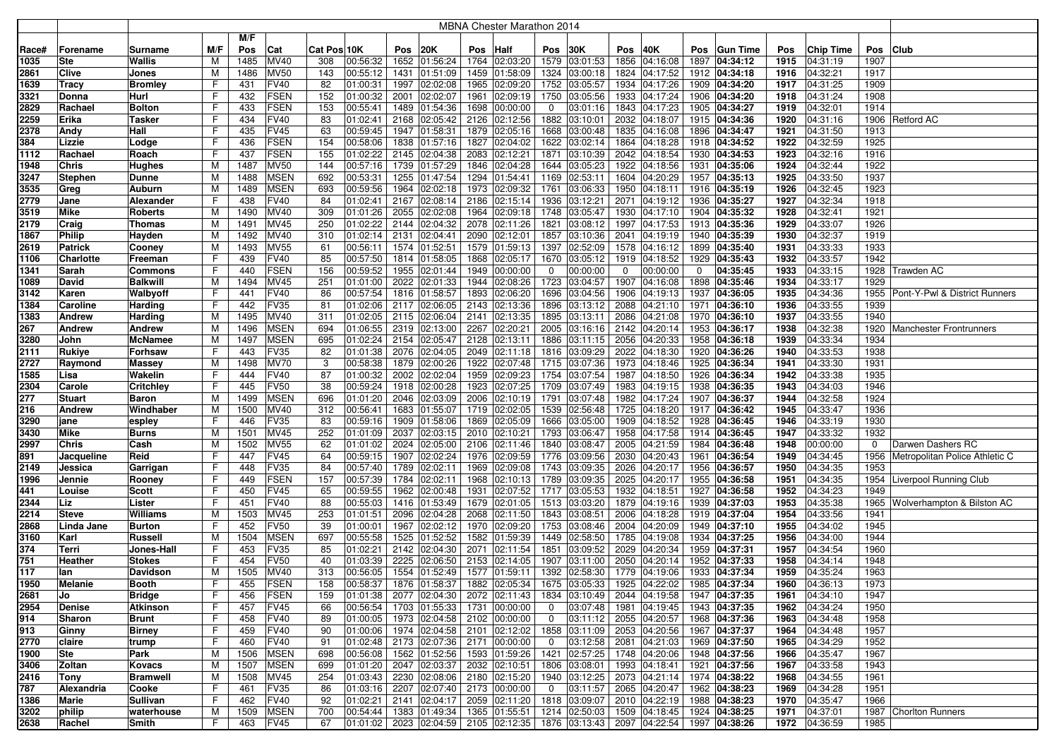| | | MBNA Chester Marathon 2014 | | | | | | | | | | | | | | | | | | | | | |
|---|---|---|---|---|---|---|---|---|---|---|---|---|---|---|---|---|---|---|---|---|---|---|---|
| Race# | Forename | Surname | M/F | M/F Pos | Cat | Cat Pos | 10K | Pos | 20K | Pos | Half | Pos | 30K | Pos | 40K | Pos | Gun Time | Pos | Chip Time | Pos | Club |
| 1035 | Ste | Wallis | M | 1485 | MV40 | 308 | 00:56:32 | 1652 | 01:56:24 | 1764 | 02:03:20 | 1579 | 03:01:53 | 1856 | 04:16:08 | 1897 | 04:34:12 | 1915 | 04:31:19 | 1907 | |
| 2861 | Clive | Jones | M | 1486 | MV50 | 143 | 00:55:12 | 1431 | 01:51:09 | 1459 | 01:58:09 | 1324 | 03:00:18 | 1824 | 04:17:52 | 1912 | 04:34:18 | 1916 | 04:32:21 | 1917 | |
| 1639 | Tracy | Bromley | F | 431 | FV40 | 82 | 01:00:31 | 1997 | 02:02:08 | 1965 | 02:09:20 | 1752 | 03:05:57 | 1934 | 04:17:26 | 1909 | 04:34:20 | 1917 | 04:31:25 | 1909 | |
| 3321 | Donna | Hurl | F | 432 | FSEN | 152 | 01:00:32 | 2001 | 02:02:07 | 1961 | 02:09:19 | 1750 | 03:05:56 | 1933 | 04:17:24 | 1906 | 04:34:20 | 1918 | 04:31:24 | 1908 | |
| 2829 | Rachael | Bolton | F | 433 | FSEN | 153 | 00:55:41 | 1489 | 01:54:36 | 1698 | 00:00:00 | 0 | 03:01:16 | 1843 | 04:17:23 | 1905 | 04:34:27 | 1919 | 04:32:01 | 1914 | |
| 2259 | Erika | Tasker | F | 434 | FV40 | 83 | 01:02:41 | 2168 | 02:05:42 | 2126 | 02:12:56 | 1882 | 03:10:01 | 2032 | 04:18:07 | 1915 | 04:34:36 | 1920 | 04:31:16 | 1906 | Retford AC |
| 2378 | Andy | Hall | F | 435 | FV45 | 63 | 00:59:45 | 1947 | 01:58:31 | 1879 | 02:05:16 | 1668 | 03:00:48 | 1835 | 04:16:08 | 1896 | 04:34:47 | 1921 | 04:31:50 | 1913 | |
| 384 | Lizzie | Lodge | F | 436 | FSEN | 154 | 00:58:06 | 1838 | 01:57:16 | 1827 | 02:04:02 | 1622 | 03:02:14 | 1864 | 04:18:28 | 1918 | 04:34:52 | 1922 | 04:32:59 | 1925 | |
| 1112 | Rachael | Roach | F | 437 | FSEN | 155 | 01:02:22 | 2145 | 02:04:38 | 2083 | 02:12:21 | 1871 | 03:10:39 | 2042 | 04:18:54 | 1930 | 04:34:53 | 1923 | 04:32:16 | 1916 | |
| 1948 | Chris | Hughes | M | 1487 | MV50 | 144 | 00:57:16 | 1739 | 01:57:29 | 1846 | 02:04:28 | 1644 | 03:05:23 | 1922 | 04:18:56 | 1931 | 04:35:06 | 1924 | 04:32:44 | 1922 | |
| 3247 | Stephen | Dunne | M | 1488 | MSEN | 692 | 00:53:31 | 1255 | 01:47:54 | 1294 | 01:54:41 | 1169 | 02:53:11 | 1604 | 04:20:29 | 1957 | 04:35:13 | 1925 | 04:33:50 | 1937 | |
| 3535 | Greg | Auburn | M | 1489 | MSEN | 693 | 00:59:56 | 1964 | 02:02:18 | 1973 | 02:09:32 | 1761 | 03:06:33 | 1950 | 04:18:11 | 1916 | 04:35:19 | 1926 | 04:32:45 | 1923 | |
| 2779 | Jane | Alexander | F | 438 | FV40 | 84 | 01:02:41 | 2167 | 02:08:14 | 2186 | 02:15:14 | 1936 | 03:12:21 | 2071 | 04:19:12 | 1936 | 04:35:27 | 1927 | 04:32:34 | 1918 | |
| 3519 | Mike | Roberts | M | 1490 | MV40 | 309 | 01:01:26 | 2055 | 02:02:08 | 1964 | 02:09:18 | 1748 | 03:05:47 | 1930 | 04:17:10 | 1904 | 04:35:32 | 1928 | 04:32:41 | 1921 | |
| 2179 | Craig | Thomas | M | 1491 | MV45 | 250 | 01:02:22 | 2144 | 02:04:32 | 2078 | 02:11:26 | 1821 | 03:08:12 | 1997 | 04:17:53 | 1913 | 04:35:36 | 1929 | 04:33:07 | 1926 | |
| 1867 | Philip | Hayden | M | 1492 | MV40 | 310 | 01:02:14 | 2131 | 02:04:41 | 2090 | 02:12:01 | 1857 | 03:10:36 | 2041 | 04:19:19 | 1940 | 04:35:39 | 1930 | 04:32:37 | 1919 | |
| 2619 | Patrick | Cooney | M | 1493 | MV55 | 61 | 00:56:11 | 1574 | 01:52:51 | 1579 | 01:59:13 | 1397 | 02:52:09 | 1578 | 04:16:12 | 1899 | 04:35:40 | 1931 | 04:33:33 | 1933 | |
| 1106 | Charlotte | Freeman | F | 439 | FV40 | 85 | 00:57:50 | 1814 | 01:58:05 | 1868 | 02:05:17 | 1670 | 03:05:12 | 1919 | 04:18:52 | 1929 | 04:35:43 | 1932 | 04:33:57 | 1942 | |
| 1341 | Sarah | Commons | F | 440 | FSEN | 156 | 00:59:52 | 1955 | 02:01:44 | 1949 | 00:00:00 | 0 | 00:00:00 | 0 | 00:00:00 | 0 | 04:35:45 | 1933 | 04:33:15 | 1928 | Trawden AC |
| 1089 | David | Balkwill | M | 1494 | MV45 | 251 | 01:01:00 | 2022 | 02:01:33 | 1944 | 02:08:26 | 1723 | 03:04:57 | 1907 | 04:16:08 | 1898 | 04:35:46 | 1934 | 04:33:17 | 1929 | |
| 3142 | Karen | Walbyoff | F | 441 | FV40 | 86 | 00:57:54 | 1816 | 01:58:57 | 1893 | 02:06:20 | 1696 | 03:04:56 | 1906 | 04:19:13 | 1937 | 04:36:05 | 1935 | 04:34:36 | 1955 | Pont-Y-Pwl & District Runners |
| 1384 | Caroline | Harding | F | 442 | FV35 | 81 | 01:02:06 | 2117 | 02:06:05 | 2143 | 02:13:36 | 1896 | 03:13:12 | 2088 | 04:21:10 | 1971 | 04:36:10 | 1936 | 04:33:55 | 1939 | |
| 1383 | Andrew | Harding | M | 1495 | MV40 | 311 | 01:02:05 | 2115 | 02:06:04 | 2141 | 02:13:35 | 1895 | 03:13:11 | 2086 | 04:21:08 | 1970 | 04:36:10 | 1937 | 04:33:55 | 1940 | |
| 267 | Andrew | Andrew | M | 1496 | MSEN | 694 | 01:06:55 | 2319 | 02:13:00 | 2267 | 02:20:21 | 2005 | 03:16:16 | 2142 | 04:20:14 | 1953 | 04:36:17 | 1938 | 04:32:38 | 1920 | Manchester Frontrunners |
| 3280 | John | McNamee | M | 1497 | MSEN | 695 | 01:02:24 | 2154 | 02:05:47 | 2128 | 02:13:11 | 1886 | 03:11:15 | 2056 | 04:20:33 | 1958 | 04:36:18 | 1939 | 04:33:34 | 1934 | |
| 2111 | Rukiye | Forhsaw | F | 443 | FV35 | 82 | 01:01:38 | 2076 | 02:04:05 | 2049 | 02:11:18 | 1816 | 03:09:29 | 2022 | 04:18:30 | 1920 | 04:36:26 | 1940 | 04:33:53 | 1938 | |
| 2727 | Raymond | Massey | M | 1498 | MV70 | 3 | 00:58:38 | 1879 | 02:00:26 | 1922 | 02:07:48 | 1715 | 03:07:36 | 1973 | 04:18:46 | 1925 | 04:36:34 | 1941 | 04:33:30 | 1931 | |
| 1585 | Lisa | Wakelin | F | 444 | FV40 | 87 | 01:00:32 | 2002 | 02:02:04 | 1959 | 02:09:23 | 1754 | 03:07:54 | 1987 | 04:18:50 | 1926 | 04:36:34 | 1942 | 04:33:38 | 1935 | |
| 2304 | Carole | Critchley | F | 445 | FV50 | 38 | 00:59:24 | 1918 | 02:00:28 | 1923 | 02:07:25 | 1709 | 03:07:49 | 1983 | 04:19:15 | 1938 | 04:36:35 | 1943 | 04:34:03 | 1946 | |
| 277 | Stuart | Baron | M | 1499 | MSEN | 696 | 01:01:20 | 2046 | 02:03:09 | 2006 | 02:10:19 | 1791 | 03:07:48 | 1982 | 04:17:24 | 1907 | 04:36:37 | 1944 | 04:32:58 | 1924 | |
| 216 | Andrew | Windhaber | M | 1500 | MV40 | 312 | 00:56:41 | 1683 | 01:55:07 | 1719 | 02:02:05 | 1539 | 02:56:48 | 1725 | 04:18:20 | 1917 | 04:36:42 | 1945 | 04:33:47 | 1936 | |
| 3290 | jane | espley | F | 446 | FV35 | 83 | 00:59:16 | 1909 | 01:58:06 | 1869 | 02:05:09 | 1666 | 03:05:00 | 1909 | 04:18:52 | 1928 | 04:36:45 | 1946 | 04:33:19 | 1930 | |
| 3430 | Mike | Burns | M | 1501 | MV45 | 252 | 01:01:09 | 2037 | 02:03:15 | 2010 | 02:10:21 | 1793 | 03:06:47 | 1958 | 04:17:58 | 1914 | 04:36:45 | 1947 | 04:33:32 | 1932 | |
| 2997 | Chris | Cash | M | 1502 | MV55 | 62 | 01:01:02 | 2024 | 02:05:00 | 2106 | 02:11:46 | 1840 | 03:08:47 | 2005 | 04:21:59 | 1984 | 04:36:48 | 1948 | 00:00:00 | 0 | Darwen Dashers RC |
| 891 | Jacqueline | Reid | F | 447 | FV45 | 64 | 00:59:15 | 1907 | 02:02:24 | 1976 | 02:09:59 | 1776 | 03:09:56 | 2030 | 04:20:43 | 1961 | 04:36:54 | 1949 | 04:34:45 | 1956 | Metropolitan Police Athletic C |
| 2149 | Jessica | Garrigan | F | 448 | FV35 | 84 | 00:57:40 | 1789 | 02:02:11 | 1969 | 02:09:08 | 1743 | 03:09:35 | 2026 | 04:20:17 | 1956 | 04:36:57 | 1950 | 04:34:35 | 1953 | |
| 1996 | Jennie | Rooney | F | 449 | FSEN | 157 | 00:57:39 | 1784 | 02:02:11 | 1968 | 02:10:13 | 1789 | 03:09:35 | 2025 | 04:20:17 | 1955 | 04:36:58 | 1951 | 04:34:35 | 1954 | Liverpool Running Club |
| 441 | Louise | Scott | F | 450 | FV45 | 65 | 00:59:55 | 1962 | 02:00:48 | 1931 | 02:07:52 | 1717 | 03:05:53 | 1932 | 04:18:51 | 1927 | 04:36:58 | 1952 | 04:34:23 | 1949 | |
| 2344 | Liz | Lister | F | 451 | FV40 | 88 | 00:55:03 | 1416 | 01:53:49 | 1679 | 02:01:05 | 1513 | 03:03:20 | 1879 | 04:19:16 | 1939 | 04:37:03 | 1953 | 04:35:38 | 1965 | Wolverhampton & Bilston AC |
| 2214 | Steve | Williams | M | 1503 | MV45 | 253 | 01:01:51 | 2096 | 02:04:28 | 2068 | 02:11:50 | 1843 | 03:08:51 | 2006 | 04:18:28 | 1919 | 04:37:04 | 1954 | 04:33:56 | 1941 | |
| 2868 | Linda Jane | Burton | F | 452 | FV50 | 39 | 01:00:01 | 1967 | 02:02:12 | 1970 | 02:09:20 | 1753 | 03:08:46 | 2004 | 04:20:09 | 1949 | 04:37:10 | 1955 | 04:34:02 | 1945 | |
| 3160 | Karl | Russell | M | 1504 | MSEN | 697 | 00:55:58 | 1525 | 01:52:52 | 1582 | 01:59:39 | 1449 | 02:58:50 | 1785 | 04:19:08 | 1934 | 04:37:25 | 1956 | 04:34:00 | 1944 | |
| 374 | Terri | Jones-Hall | F | 453 | FV35 | 85 | 01:02:21 | 2142 | 02:04:30 | 2071 | 02:11:54 | 1851 | 03:09:52 | 2029 | 04:20:34 | 1959 | 04:37:31 | 1957 | 04:34:54 | 1960 | |
| 751 | Heather | Stokes | F | 454 | FV50 | 40 | 01:03:39 | 2225 | 02:06:50 | 2153 | 02:14:05 | 1907 | 03:11:00 | 2050 | 04:20:14 | 1952 | 04:37:33 | 1958 | 04:34:14 | 1948 | |
| 117 | Ian | Davidson | M | 1505 | MV40 | 313 | 00:56:05 | 1554 | 01:52:49 | 1577 | 01:59:11 | 1392 | 02:58:30 | 1779 | 04:19:06 | 1933 | 04:37:34 | 1959 | 04:35:24 | 1963 | |
| 1950 | Melanie | Booth | F | 455 | FSEN | 158 | 00:58:37 | 1876 | 01:58:37 | 1882 | 02:05:34 | 1675 | 03:05:33 | 1925 | 04:22:02 | 1985 | 04:37:34 | 1960 | 04:36:13 | 1973 | |
| 2681 | Jo | Bridge | F | 456 | FSEN | 159 | 01:01:38 | 2077 | 02:04:30 | 2072 | 02:11:43 | 1834 | 03:10:49 | 2044 | 04:19:58 | 1947 | 04:37:35 | 1961 | 04:34:10 | 1947 | |
| 2954 | Denise | Atkinson | F | 457 | FV45 | 66 | 00:56:54 | 1703 | 01:55:33 | 1731 | 00:00:00 | 0 | 03:07:48 | 1981 | 04:19:45 | 1943 | 04:37:35 | 1962 | 04:34:24 | 1950 | |
| 914 | Sharon | Brunt | F | 458 | FV40 | 89 | 01:00:05 | 1973 | 02:04:58 | 2102 | 00:00:00 | 0 | 03:11:12 | 2055 | 04:20:57 | 1968 | 04:37:36 | 1963 | 04:34:48 | 1958 | |
| 913 | Ginny | Birney | F | 459 | FV40 | 90 | 01:00:06 | 1974 | 02:04:58 | 2101 | 02:12:02 | 1858 | 03:11:09 | 2053 | 04:20:56 | 1967 | 04:37:37 | 1964 | 04:34:48 | 1957 | |
| 2770 | claire | trump | F | 460 | FV40 | 91 | 01:02:48 | 2173 | 02:07:36 | 2171 | 00:00:00 | 0 | 03:12:58 | 2081 | 04:21:03 | 1969 | 04:37:50 | 1965 | 04:34:29 | 1952 | |
| 1900 | Ste | Park | M | 1506 | MSEN | 698 | 00:56:08 | 1562 | 01:52:56 | 1593 | 01:59:26 | 1421 | 02:57:25 | 1748 | 04:20:06 | 1948 | 04:37:56 | 1966 | 04:35:47 | 1967 | |
| 3406 | Zoltan | Kovacs | M | 1507 | MSEN | 699 | 01:01:20 | 2047 | 02:03:37 | 2032 | 02:10:51 | 1806 | 03:08:01 | 1993 | 04:18:41 | 1921 | 04:37:56 | 1967 | 04:33:58 | 1943 | |
| 2416 | Tony | Bramwell | M | 1508 | MV45 | 254 | 01:03:43 | 2230 | 02:08:06 | 2180 | 02:15:20 | 1940 | 03:12:25 | 2073 | 04:21:14 | 1974 | 04:38:22 | 1968 | 04:34:55 | 1961 | |
| 787 | Alexandria | Cooke | F | 461 | FV35 | 86 | 01:03:16 | 2207 | 02:07:40 | 2173 | 00:00:00 | 0 | 03:11:57 | 2065 | 04:20:47 | 1962 | 04:38:23 | 1969 | 04:34:28 | 1951 | |
| 1386 | Marie | Sullivan | F | 462 | FV40 | 92 | 01:02:21 | 2141 | 02:04:17 | 2059 | 02:11:20 | 1818 | 03:09:07 | 2010 | 04:22:19 | 1988 | 04:38:23 | 1970 | 04:35:47 | 1966 | |
| 3202 | philip | waterhouse | M | 1509 | MSEN | 700 | 00:54:44 | 1383 | 01:49:34 | 1365 | 01:55:51 | 1214 | 02:50:03 | 1509 | 04:18:45 | 1924 | 04:38:25 | 1971 | 04:37:01 | 1987 | Chorlton Runners |
| 2638 | Rachel | Smith | F | 463 | FV45 | 67 | 01:01:02 | 2023 | 02:04:59 | 2105 | 02:12:35 | 1876 | 03:13:43 | 2097 | 04:22:54 | 1997 | 04:38:26 | 1972 | 04:36:59 | 1985 | |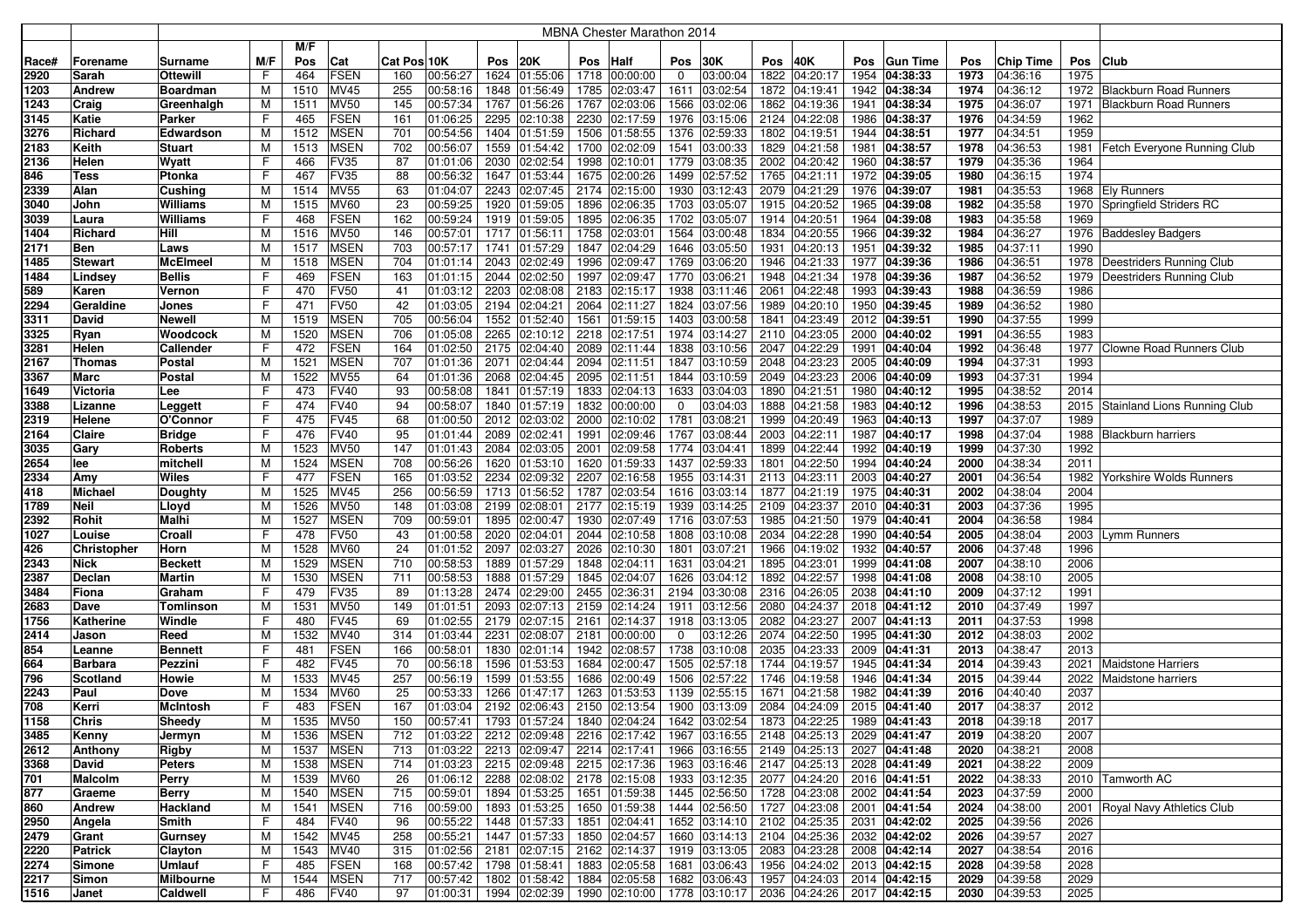| | | MBNA Chester Marathon 2014 | | | | | | | | | | | | | | | | | | | | | |
|---|---|---|---|---|---|---|---|---|---|---|---|---|---|---|---|---|---|---|---|---|---|---|---|
| Race# | Forename | Surname | M/F | M/F Pos | Cat | Cat Pos | 10K | Pos | 20K | Pos | Half | Pos | 30K | Pos | 40K | Pos | Gun Time | Pos | Chip Time | Pos | Club |
| 2920 | Sarah | Ottewill | F | 464 | FSEN | 160 | 00:56:27 | 1624 | 01:55:06 | 1718 | 00:00:00 | 0 | 03:00:04 | 1822 | 04:20:17 | 1954 | 04:38:33 | 1973 | 04:36:16 | 1975 | |
| 1203 | Andrew | Boardman | M | 1510 | MV45 | 255 | 00:58:16 | 1848 | 01:56:49 | 1785 | 02:03:47 | 1611 | 03:02:54 | 1872 | 04:19:41 | 1942 | 04:38:34 | 1974 | 04:36:12 | 1972 | Blackburn Road Runners |
| 1243 | Craig | Greenhalgh | M | 1511 | MV50 | 145 | 00:57:34 | 1767 | 01:56:26 | 1767 | 02:03:06 | 1566 | 03:02:06 | 1862 | 04:19:36 | 1941 | 04:38:34 | 1975 | 04:36:07 | 1971 | Blackburn Road Runners |
| 3145 | Katie | Parker | F | 465 | FSEN | 161 | 01:06:25 | 2295 | 02:10:38 | 2230 | 02:17:59 | 1976 | 03:15:06 | 2124 | 04:22:08 | 1986 | 04:38:37 | 1976 | 04:34:59 | 1962 | |
| 3276 | Richard | Edwardson | M | 1512 | MSEN | 701 | 00:54:56 | 1404 | 01:51:59 | 1506 | 01:58:55 | 1376 | 02:59:33 | 1802 | 04:19:51 | 1944 | 04:38:51 | 1977 | 04:34:51 | 1959 | |
| 2183 | Keith | Stuart | M | 1513 | MSEN | 702 | 00:56:07 | 1559 | 01:54:42 | 1700 | 02:02:09 | 1541 | 03:00:33 | 1829 | 04:21:58 | 1981 | 04:38:57 | 1978 | 04:36:53 | 1981 | Fetch Everyone Running Club |
| 2136 | Helen | Wyatt | F | 466 | FV35 | 87 | 01:01:06 | 2030 | 02:02:54 | 1998 | 02:10:01 | 1779 | 03:08:35 | 2002 | 04:20:42 | 1960 | 04:38:57 | 1979 | 04:35:36 | 1964 | |
| 846 | Tess | Ptonka | F | 467 | FV35 | 88 | 00:56:32 | 1647 | 01:53:44 | 1675 | 02:00:26 | 1499 | 02:57:52 | 1765 | 04:21:11 | 1972 | 04:39:05 | 1980 | 04:36:15 | 1974 | |
| 2339 | Alan | Cushing | M | 1514 | MV55 | 63 | 01:04:07 | 2243 | 02:07:45 | 2174 | 02:15:00 | 1930 | 03:12:43 | 2079 | 04:21:29 | 1976 | 04:39:07 | 1981 | 04:35:53 | 1968 | Ely Runners |
| 3040 | John | Williams | M | 1515 | MV60 | 23 | 00:59:25 | 1920 | 01:59:05 | 1896 | 02:06:35 | 1703 | 03:05:07 | 1915 | 04:20:52 | 1965 | 04:39:08 | 1982 | 04:35:58 | 1970 | Springfield Striders RC |
| 3039 | Laura | Williams | F | 468 | FSEN | 162 | 00:59:24 | 1919 | 01:59:05 | 1895 | 02:06:35 | 1702 | 03:05:07 | 1914 | 04:20:51 | 1964 | 04:39:08 | 1983 | 04:35:58 | 1969 | |
| 1404 | Richard | Hill | M | 1516 | MV50 | 146 | 00:57:01 | 1717 | 01:56:11 | 1758 | 02:03:01 | 1564 | 03:00:48 | 1834 | 04:20:55 | 1966 | 04:39:32 | 1984 | 04:36:27 | 1976 | Baddesley Badgers |
| 2171 | Ben | Laws | M | 1517 | MSEN | 703 | 00:57:17 | 1741 | 01:57:29 | 1847 | 02:04:29 | 1646 | 03:05:50 | 1931 | 04:20:13 | 1951 | 04:39:32 | 1985 | 04:37:11 | 1990 | |
| 1485 | Stewart | McElmeel | M | 1518 | MSEN | 704 | 01:01:14 | 2043 | 02:02:49 | 1996 | 02:09:47 | 1769 | 03:06:20 | 1946 | 04:21:33 | 1977 | 04:39:36 | 1986 | 04:36:51 | 1978 | Deestriders Running Club |
| 1484 | Lindsey | Bellis | F | 469 | FSEN | 163 | 01:01:15 | 2044 | 02:02:50 | 1997 | 02:09:47 | 1770 | 03:06:21 | 1948 | 04:21:34 | 1978 | 04:39:36 | 1987 | 04:36:52 | 1979 | Deestriders Running Club |
| 589 | Karen | Vernon | F | 470 | FV50 | 41 | 01:03:12 | 2203 | 02:08:08 | 2183 | 02:15:17 | 1938 | 03:11:46 | 2061 | 04:22:48 | 1993 | 04:39:43 | 1988 | 04:36:59 | 1986 | |
| 2294 | Geraldine | Jones | F | 471 | FV50 | 42 | 01:03:05 | 2194 | 02:04:21 | 2064 | 02:11:27 | 1824 | 03:07:56 | 1989 | 04:20:10 | 1950 | 04:39:45 | 1989 | 04:36:52 | 1980 | |
| 3311 | David | Newell | M | 1519 | MSEN | 705 | 00:56:04 | 1552 | 01:52:40 | 1561 | 01:59:15 | 1403 | 03:00:58 | 1841 | 04:23:49 | 2012 | 04:39:51 | 1990 | 04:36:55 | 1999 | |
| 3325 | Ryan | Woodcock | M | 1520 | MSEN | 706 | 01:05:08 | 2265 | 02:10:12 | 2218 | 02:17:51 | 1974 | 03:14:27 | 2110 | 04:23:05 | 2000 | 04:40:02 | 1991 | 04:36:55 | 1983 | |
| 3281 | Helen | Callender | F | 472 | FSEN | 164 | 01:02:50 | 2175 | 02:04:40 | 2089 | 02:11:44 | 1838 | 03:10:56 | 2047 | 04:22:29 | 1991 | 04:40:04 | 1992 | 04:36:48 | 1977 | Clowne Road Runners Club |
| 2167 | Thomas | Postal | M | 1521 | MSEN | 707 | 01:01:36 | 2071 | 02:04:44 | 2094 | 02:11:51 | 1847 | 03:10:59 | 2048 | 04:23:23 | 2005 | 04:40:09 | 1994 | 04:37:31 | 1993 | |
| 3367 | Marc | Postal | M | 1522 | MV55 | 64 | 01:01:36 | 2068 | 02:04:45 | 2095 | 02:11:51 | 1844 | 03:10:59 | 2049 | 04:23:23 | 2006 | 04:40:09 | 1993 | 04:37:31 | 1994 | |
| 1649 | Victoria | Lee | F | 473 | FV40 | 93 | 00:58:08 | 1841 | 01:57:19 | 1833 | 02:04:13 | 1633 | 03:04:03 | 1890 | 04:21:51 | 1980 | 04:40:12 | 1995 | 04:38:52 | 2014 | |
| 3388 | Lizanne | Leggett | F | 474 | FV40 | 94 | 00:58:07 | 1840 | 01:57:19 | 1832 | 00:00:00 | 0 | 03:04:03 | 1888 | 04:21:58 | 1983 | 04:40:12 | 1996 | 04:38:53 | 2015 | Stainland Lions Running Club |
| 2319 | Helene | O'Connor | F | 475 | FV45 | 68 | 01:00:50 | 2012 | 02:03:02 | 2000 | 02:10:02 | 1781 | 03:08:21 | 1999 | 04:20:49 | 1963 | 04:40:13 | 1997 | 04:37:07 | 1989 | |
| 2164 | Claire | Bridge | F | 476 | FV40 | 95 | 01:01:44 | 2089 | 02:02:41 | 1991 | 02:09:46 | 1767 | 03:08:44 | 2003 | 04:22:11 | 1987 | 04:40:17 | 1998 | 04:37:04 | 1988 | Blackburn harriers |
| 3035 | Gary | Roberts | M | 1523 | MV50 | 147 | 01:01:43 | 2084 | 02:03:05 | 2001 | 02:09:58 | 1774 | 03:04:41 | 1899 | 04:22:44 | 1992 | 04:40:19 | 1999 | 04:37:30 | 1992 | |
| 2654 | lee | mitchell | M | 1524 | MSEN | 708 | 00:56:26 | 1620 | 01:53:10 | 1620 | 01:59:33 | 1437 | 02:59:33 | 1801 | 04:22:50 | 1994 | 04:40:24 | 2000 | 04:38:34 | 2011 | |
| 2334 | Amy | Wiles | F | 477 | FSEN | 165 | 01:03:52 | 2234 | 02:09:32 | 2207 | 02:16:58 | 1955 | 03:14:31 | 2113 | 04:23:11 | 2003 | 04:40:27 | 2001 | 04:36:54 | 1982 | Yorkshire Wolds Runners |
| 418 | Michael | Doughty | M | 1525 | MV45 | 256 | 00:56:59 | 1713 | 01:56:52 | 1787 | 02:03:54 | 1616 | 03:03:14 | 1877 | 04:21:19 | 1975 | 04:40:31 | 2002 | 04:38:04 | 2004 | |
| 1789 | Neil | Lloyd | M | 1526 | MV50 | 148 | 01:03:08 | 2199 | 02:08:01 | 2177 | 02:15:19 | 1939 | 03:14:25 | 2109 | 04:23:37 | 2010 | 04:40:31 | 2003 | 04:37:36 | 1995 | |
| 2392 | Rohit | Malhi | M | 1527 | MSEN | 709 | 00:59:01 | 1895 | 02:00:47 | 1930 | 02:07:49 | 1716 | 03:07:53 | 1985 | 04:21:50 | 1979 | 04:40:41 | 2004 | 04:36:58 | 1984 | |
| 1027 | Louise | Croall | F | 478 | FV50 | 43 | 01:00:58 | 2020 | 02:04:01 | 2044 | 02:10:58 | 1808 | 03:10:08 | 2034 | 04:22:28 | 1990 | 04:40:54 | 2005 | 04:38:04 | 2003 | Lymm Runners |
| 426 | Christopher | Horn | M | 1528 | MV60 | 24 | 01:01:52 | 2097 | 02:03:27 | 2026 | 02:10:30 | 1801 | 03:07:21 | 1966 | 04:19:02 | 1932 | 04:40:57 | 2006 | 04:37:48 | 1996 | |
| 2343 | Nick | Beckett | M | 1529 | MSEN | 710 | 00:58:53 | 1889 | 01:57:29 | 1848 | 02:04:11 | 1631 | 03:04:21 | 1895 | 04:23:01 | 1999 | 04:41:08 | 2007 | 04:38:10 | 2006 | |
| 2387 | Declan | Martin | M | 1530 | MSEN | 711 | 00:58:53 | 1888 | 01:57:29 | 1845 | 02:04:07 | 1626 | 03:04:12 | 1892 | 04:22:57 | 1998 | 04:41:08 | 2008 | 04:38:10 | 2005 | |
| 3484 | Fiona | Graham | F | 479 | FV35 | 89 | 01:13:28 | 2474 | 02:29:00 | 2455 | 02:36:31 | 2194 | 03:30:08 | 2316 | 04:26:05 | 2038 | 04:41:10 | 2009 | 04:37:12 | 1991 | |
| 2683 | Dave | Tomlinson | M | 1531 | MV50 | 149 | 01:01:51 | 2093 | 02:07:13 | 2159 | 02:14:24 | 1911 | 03:12:56 | 2080 | 04:24:37 | 2018 | 04:41:12 | 2010 | 04:37:49 | 1997 | |
| 1756 | Katherine | Windle | F | 480 | FV45 | 69 | 01:02:55 | 2179 | 02:07:15 | 2161 | 02:14:37 | 1918 | 03:13:05 | 2082 | 04:23:27 | 2007 | 04:41:13 | 2011 | 04:37:53 | 1998 | |
| 2414 | Jason | Reed | M | 1532 | MV40 | 314 | 01:03:44 | 2231 | 02:08:07 | 2181 | 00:00:00 | 0 | 03:12:26 | 2074 | 04:22:50 | 1995 | 04:41:30 | 2012 | 04:38:03 | 2002 | |
| 854 | Leanne | Bennett | F | 481 | FSEN | 166 | 00:58:01 | 1830 | 02:01:14 | 1942 | 02:08:57 | 1738 | 03:10:08 | 2035 | 04:23:33 | 2009 | 04:41:31 | 2013 | 04:38:47 | 2013 | |
| 664 | Barbara | Pezzini | F | 482 | FV45 | 70 | 00:56:18 | 1596 | 01:53:53 | 1684 | 02:00:47 | 1505 | 02:57:18 | 1744 | 04:19:57 | 1945 | 04:41:34 | 2014 | 04:39:43 | 2021 | Maidstone Harriers |
| 796 | Scotland | Howie | M | 1533 | MV45 | 257 | 00:56:19 | 1599 | 01:53:55 | 1686 | 02:00:49 | 1506 | 02:57:22 | 1746 | 04:19:58 | 1946 | 04:41:34 | 2015 | 04:39:44 | 2022 | Maidstone harriers |
| 2243 | Paul | Dove | M | 1534 | MV60 | 25 | 00:53:33 | 1266 | 01:47:17 | 1263 | 01:53:53 | 1139 | 02:55:15 | 1671 | 04:21:58 | 1982 | 04:41:39 | 2016 | 04:40:40 | 2037 | |
| 708 | Kerri | McIntosh | F | 483 | FSEN | 167 | 01:03:04 | 2192 | 02:06:43 | 2150 | 02:13:54 | 1900 | 03:13:09 | 2084 | 04:24:09 | 2015 | 04:41:40 | 2017 | 04:38:37 | 2012 | |
| 1158 | Chris | Sheedy | M | 1535 | MV50 | 150 | 00:57:41 | 1793 | 01:57:24 | 1840 | 02:04:24 | 1642 | 03:02:54 | 1873 | 04:22:25 | 1989 | 04:41:43 | 2018 | 04:39:18 | 2017 | |
| 3485 | Kenny | Jermyn | M | 1536 | MSEN | 712 | 01:03:22 | 2212 | 02:09:48 | 2216 | 02:17:42 | 1967 | 03:16:55 | 2148 | 04:25:13 | 2029 | 04:41:47 | 2019 | 04:38:20 | 2007 | |
| 2612 | Anthony | Rigby | M | 1537 | MSEN | 713 | 01:03:22 | 2213 | 02:09:47 | 2214 | 02:17:41 | 1966 | 03:16:55 | 2149 | 04:25:13 | 2027 | 04:41:48 | 2020 | 04:38:21 | 2008 | |
| 3368 | David | Peters | M | 1538 | MSEN | 714 | 01:03:23 | 2215 | 02:09:48 | 2215 | 02:17:36 | 1963 | 03:16:46 | 2147 | 04:25:13 | 2028 | 04:41:49 | 2021 | 04:38:22 | 2009 | |
| 701 | Malcolm | Perry | M | 1539 | MV60 | 26 | 01:06:12 | 2288 | 02:08:02 | 2178 | 02:15:08 | 1933 | 03:12:35 | 2077 | 04:24:20 | 2016 | 04:41:51 | 2022 | 04:38:33 | 2010 | Tamworth AC |
| 877 | Graeme | Berry | M | 1540 | MSEN | 715 | 00:59:01 | 1894 | 01:53:25 | 1651 | 01:59:38 | 1445 | 02:56:50 | 1728 | 04:23:08 | 2002 | 04:41:54 | 2023 | 04:37:59 | 2000 | |
| 860 | Andrew | Hackland | M | 1541 | MSEN | 716 | 00:59:00 | 1893 | 01:53:25 | 1650 | 01:59:38 | 1444 | 02:56:50 | 1727 | 04:23:08 | 2001 | 04:41:54 | 2024 | 04:38:00 | 2001 | Royal Navy Athletics Club |
| 2950 | Angela | Smith | F | 484 | FV40 | 96 | 00:55:22 | 1448 | 01:57:33 | 1851 | 02:04:41 | 1652 | 03:14:10 | 2102 | 04:25:35 | 2031 | 04:42:02 | 2025 | 04:39:56 | 2026 | |
| 2479 | Grant | Gurnsey | M | 1542 | MV45 | 258 | 00:55:21 | 1447 | 01:57:33 | 1850 | 02:04:57 | 1660 | 03:14:13 | 2104 | 04:25:36 | 2032 | 04:42:02 | 2026 | 04:39:57 | 2027 | |
| 2220 | Patrick | Clayton | M | 1543 | MV40 | 315 | 01:02:56 | 2181 | 02:07:15 | 2162 | 02:14:37 | 1919 | 03:13:05 | 2083 | 04:23:28 | 2008 | 04:42:14 | 2027 | 04:38:54 | 2016 | |
| 2274 | Simone | Umlauf | F | 485 | FSEN | 168 | 00:57:42 | 1798 | 01:58:41 | 1883 | 02:05:58 | 1681 | 03:06:43 | 1956 | 04:24:02 | 2013 | 04:42:15 | 2028 | 04:39:58 | 2028 | |
| 2217 | Simon | Milbourne | M | 1544 | MSEN | 717 | 00:57:42 | 1802 | 01:58:42 | 1884 | 02:05:58 | 1682 | 03:06:43 | 1957 | 04:24:03 | 2014 | 04:42:15 | 2029 | 04:39:58 | 2029 | |
| 1516 | Janet | Caldwell | F | 486 | FV40 | 97 | 01:00:31 | 1994 | 02:02:39 | 1990 | 02:10:00 | 1778 | 03:10:17 | 2036 | 04:24:26 | 2017 | 04:42:15 | 2030 | 04:39:53 | 2025 | |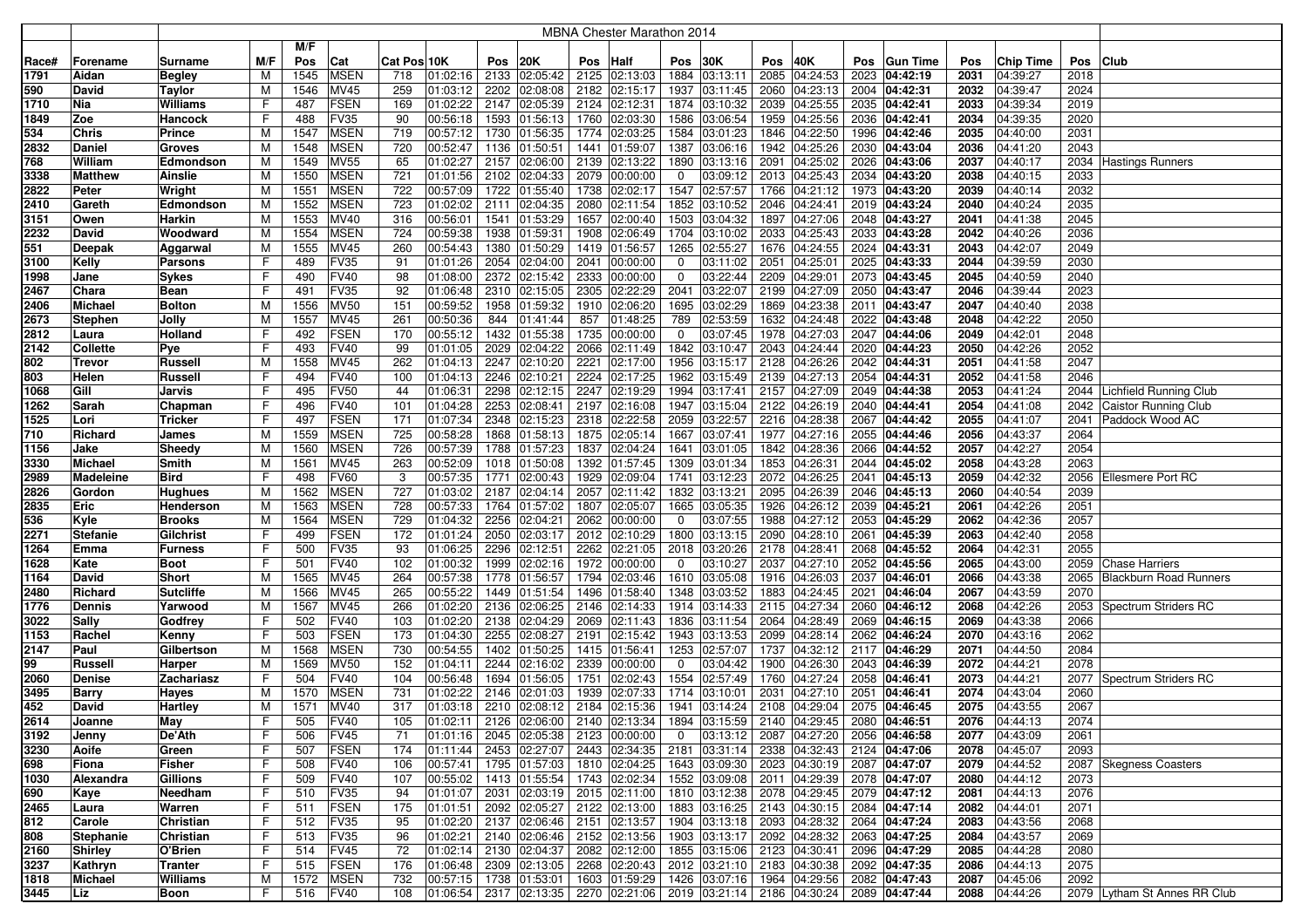| | | MBNA Chester Marathon 2014 | | | | | | | | | | | | | | | | | | | | |
|---|---|---|---|---|---|---|---|---|---|---|---|---|---|---|---|---|---|---|---|---|---|---|
| | | | | M/F | | | | | | | | | | | | | | | | | | |
| Race# | Forename | Surname | M/F | Pos | Cat | Cat Pos | 10K | Pos | 20K | Pos | Half | Pos | 30K | Pos | 40K | Pos | Gun Time | Pos | Chip Time | Pos | Club |
| 1791 | Aidan | Begley | M | 1545 | MSEN | 718 | 01:02:16 | 2133 | 02:05:42 | 2125 | 02:13:03 | 1884 | 03:13:11 | 2085 | 04:24:53 | 2023 | 04:42:19 | 2031 | 04:39:27 | 2018 | |
| 590 | David | Taylor | M | 1546 | MV45 | 259 | 01:03:12 | 2202 | 02:08:08 | 2182 | 02:15:17 | 1937 | 03:11:45 | 2060 | 04:23:13 | 2004 | 04:42:31 | 2032 | 04:39:47 | 2024 | |
| 1710 | Nia | Williams | F | 487 | FSEN | 169 | 01:02:22 | 2147 | 02:05:39 | 2124 | 02:12:31 | 1874 | 03:10:32 | 2039 | 04:25:55 | 2035 | 04:42:41 | 2033 | 04:39:34 | 2019 | |
| 1849 | Zoe | Hancock | F | 488 | FV35 | 90 | 00:56:18 | 1593 | 01:56:13 | 1760 | 02:03:30 | 1586 | 03:06:54 | 1959 | 04:25:56 | 2036 | 04:42:41 | 2034 | 04:39:35 | 2020 | |
| 534 | Chris | Prince | M | 1547 | MSEN | 719 | 00:57:12 | 1730 | 01:56:35 | 1774 | 02:03:25 | 1584 | 03:01:23 | 1846 | 04:22:50 | 1996 | 04:42:46 | 2035 | 04:40:00 | 2031 | |
| 2832 | Daniel | Groves | M | 1548 | MSEN | 720 | 00:52:47 | 1136 | 01:50:51 | 1441 | 01:59:07 | 1387 | 03:06:16 | 1942 | 04:25:26 | 2030 | 04:43:04 | 2036 | 04:41:20 | 2043 | |
| 768 | William | Edmondson | M | 1549 | MV55 | 65 | 01:02:27 | 2157 | 02:06:00 | 2139 | 02:13:22 | 1890 | 03:13:16 | 2091 | 04:25:02 | 2026 | 04:43:06 | 2037 | 04:40:17 | 2034 | Hastings Runners |
| 3338 | Matthew | Ainslie | M | 1550 | MSEN | 721 | 01:01:56 | 2102 | 02:04:33 | 2079 | 00:00:00 | 0 | 03:09:12 | 2013 | 04:25:43 | 2034 | 04:43:20 | 2038 | 04:40:15 | 2033 | |
| 2822 | Peter | Wright | M | 1551 | MSEN | 722 | 00:57:09 | 1722 | 01:55:40 | 1738 | 02:02:17 | 1547 | 02:57:57 | 1766 | 04:21:12 | 1973 | 04:43:20 | 2039 | 04:40:14 | 2032 | |
| 2410 | Gareth | Edmondson | M | 1552 | MSEN | 723 | 01:02:02 | 2111 | 02:04:35 | 2080 | 02:11:54 | 1852 | 03:10:52 | 2046 | 04:24:41 | 2019 | 04:43:24 | 2040 | 04:40:24 | 2035 | |
| 3151 | Owen | Harkin | M | 1553 | MV40 | 316 | 00:56:01 | 1541 | 01:53:29 | 1657 | 02:00:40 | 1503 | 03:04:32 | 1897 | 04:27:06 | 2048 | 04:43:27 | 2041 | 04:41:38 | 2045 | |
| 2232 | David | Woodward | M | 1554 | MSEN | 724 | 00:59:38 | 1938 | 01:59:31 | 1908 | 02:06:49 | 1704 | 03:10:02 | 2033 | 04:25:43 | 2033 | 04:43:28 | 2042 | 04:40:26 | 2036 | |
| 551 | Deepak | Aggarwal | M | 1555 | MV45 | 260 | 00:54:43 | 1380 | 01:50:29 | 1419 | 01:56:57 | 1265 | 02:55:27 | 1676 | 04:24:55 | 2024 | 04:43:31 | 2043 | 04:42:07 | 2049 | |
| 3100 | Kelly | Parsons | F | 489 | FV35 | 91 | 01:01:26 | 2054 | 02:04:00 | 2041 | 00:00:00 | 0 | 03:11:02 | 2051 | 04:25:01 | 2025 | 04:43:33 | 2044 | 04:39:59 | 2030 | |
| 1998 | Jane | Sykes | F | 490 | FV40 | 98 | 01:08:00 | 2372 | 02:15:42 | 2333 | 00:00:00 | 0 | 03:22:44 | 2209 | 04:29:01 | 2073 | 04:43:45 | 2045 | 04:40:59 | 2040 | |
| 2467 | Chara | Bean | F | 491 | FV35 | 92 | 01:06:48 | 2310 | 02:15:05 | 2305 | 02:22:29 | 2041 | 03:22:07 | 2199 | 04:27:09 | 2050 | 04:43:47 | 2046 | 04:39:44 | 2023 | |
| 2406 | Michael | Bolton | M | 1556 | MV50 | 151 | 00:59:52 | 1958 | 01:59:32 | 1910 | 02:06:20 | 1695 | 03:02:29 | 1869 | 04:23:38 | 2011 | 04:43:47 | 2047 | 04:40:40 | 2038 | |
| 2673 | Stephen | Jolly | M | 1557 | MV45 | 261 | 00:50:36 | 844 | 01:41:44 | 857 | 01:48:25 | 789 | 02:53:59 | 1632 | 04:24:48 | 2022 | 04:43:48 | 2048 | 04:42:22 | 2050 | |
| 2812 | Laura | Holland | F | 492 | FSEN | 170 | 00:55:12 | 1432 | 01:55:38 | 1735 | 00:00:00 | 0 | 03:07:45 | 1978 | 04:27:03 | 2047 | 04:44:06 | 2049 | 04:42:01 | 2048 | |
| 2142 | Collette | Pye | F | 493 | FV40 | 99 | 01:01:05 | 2029 | 02:04:22 | 2066 | 02:11:49 | 1842 | 03:10:47 | 2043 | 04:24:44 | 2020 | 04:44:23 | 2050 | 04:42:26 | 2052 | |
| 802 | Trevor | Russell | M | 1558 | MV45 | 262 | 01:04:13 | 2247 | 02:10:20 | 2221 | 02:17:00 | 1956 | 03:15:17 | 2128 | 04:26:26 | 2042 | 04:44:31 | 2051 | 04:41:58 | 2047 | |
| 803 | Helen | Russell | F | 494 | FV40 | 100 | 01:04:13 | 2246 | 02:10:21 | 2224 | 02:17:25 | 1962 | 03:15:49 | 2139 | 04:27:13 | 2054 | 04:44:31 | 2052 | 04:41:58 | 2046 | |
| 1068 | Gill | Jarvis | F | 495 | FV50 | 44 | 01:06:31 | 2298 | 02:12:15 | 2247 | 02:19:29 | 1994 | 03:17:41 | 2157 | 04:27:09 | 2049 | 04:44:38 | 2053 | 04:41:24 | 2044 | Lichfield Running Club |
| 1262 | Sarah | Chapman | F | 496 | FV40 | 101 | 01:04:28 | 2253 | 02:08:41 | 2197 | 02:16:08 | 1947 | 03:15:04 | 2122 | 04:26:19 | 2040 | 04:44:41 | 2054 | 04:41:08 | 2042 | Caistor Running Club |
| 1525 | Lori | Tricker | F | 497 | FSEN | 171 | 01:07:34 | 2348 | 02:15:23 | 2318 | 02:22:58 | 2059 | 03:22:57 | 2216 | 04:28:38 | 2067 | 04:44:42 | 2055 | 04:41:07 | 2041 | Paddock Wood AC |
| 710 | Richard | James | M | 1559 | MSEN | 725 | 00:58:28 | 1868 | 01:58:13 | 1875 | 02:05:14 | 1667 | 03:07:41 | 1977 | 04:27:16 | 2055 | 04:44:46 | 2056 | 04:43:37 | 2064 | |
| 1156 | Jake | Sheedy | M | 1560 | MSEN | 726 | 00:57:39 | 1788 | 01:57:23 | 1837 | 02:04:24 | 1641 | 03:01:05 | 1842 | 04:28:36 | 2066 | 04:44:52 | 2057 | 04:42:27 | 2054 | |
| 3330 | Michael | Smith | M | 1561 | MV45 | 263 | 00:52:09 | 1018 | 01:50:08 | 1392 | 01:57:45 | 1309 | 03:01:34 | 1853 | 04:26:31 | 2044 | 04:45:02 | 2058 | 04:43:28 | 2063 | |
| 2989 | Madeleine | Bird | F | 498 | FV60 | 3 | 00:57:35 | 1771 | 02:00:43 | 1929 | 02:09:04 | 1741 | 03:12:23 | 2072 | 04:26:25 | 2041 | 04:45:13 | 2059 | 04:42:32 | 2056 | Ellesmere Port RC |
| 2826 | Gordon | Hughues | M | 1562 | MSEN | 727 | 01:03:02 | 2187 | 02:04:14 | 2057 | 02:11:42 | 1832 | 03:13:21 | 2095 | 04:26:39 | 2046 | 04:45:13 | 2060 | 04:40:54 | 2039 | |
| 2835 | Eric | Henderson | M | 1563 | MSEN | 728 | 00:57:33 | 1764 | 01:57:02 | 1807 | 02:05:07 | 1665 | 03:05:35 | 1926 | 04:26:12 | 2039 | 04:45:21 | 2061 | 04:42:26 | 2051 | |
| 536 | Kyle | Brooks | M | 1564 | MSEN | 729 | 01:04:32 | 2256 | 02:04:21 | 2062 | 00:00:00 | 0 | 03:07:55 | 1988 | 04:27:12 | 2053 | 04:45:29 | 2062 | 04:42:36 | 2057 | |
| 2271 | Stefanie | Gilchrist | F | 499 | FSEN | 172 | 01:01:24 | 2050 | 02:03:17 | 2012 | 02:10:29 | 1800 | 03:13:15 | 2090 | 04:28:10 | 2061 | 04:45:39 | 2063 | 04:42:40 | 2058 | |
| 1264 | Emma | Furness | F | 500 | FV35 | 93 | 01:06:25 | 2296 | 02:12:51 | 2262 | 02:21:05 | 2018 | 03:20:26 | 2178 | 04:28:41 | 2068 | 04:45:52 | 2064 | 04:42:31 | 2055 | |
| 1628 | Kate | Boot | F | 501 | FV40 | 102 | 01:00:32 | 1999 | 02:02:16 | 1972 | 00:00:00 | 0 | 03:10:27 | 2037 | 04:27:10 | 2052 | 04:45:56 | 2065 | 04:43:00 | 2059 | Chase Harriers |
| 1164 | David | Short | M | 1565 | MV45 | 264 | 00:57:38 | 1778 | 01:56:57 | 1794 | 02:03:46 | 1610 | 03:05:08 | 1916 | 04:26:03 | 2037 | 04:46:01 | 2066 | 04:43:38 | 2065 | Blackburn Road Runners |
| 2480 | Richard | Sutcliffe | M | 1566 | MV45 | 265 | 00:55:22 | 1449 | 01:51:54 | 1496 | 01:58:40 | 1348 | 03:03:52 | 1883 | 04:24:45 | 2021 | 04:46:04 | 2067 | 04:43:59 | 2070 | |
| 1776 | Dennis | Yarwood | M | 1567 | MV45 | 266 | 01:02:20 | 2136 | 02:06:25 | 2146 | 02:14:33 | 1914 | 03:14:33 | 2115 | 04:27:34 | 2060 | 04:46:12 | 2068 | 04:42:26 | 2053 | Spectrum Striders RC |
| 3022 | Sally | Godfrey | F | 502 | FV40 | 103 | 01:02:20 | 2138 | 02:04:29 | 2069 | 02:11:43 | 1836 | 03:11:54 | 2064 | 04:28:49 | 2069 | 04:46:15 | 2069 | 04:43:38 | 2066 | |
| 1153 | Rachel | Kenny | F | 503 | FSEN | 173 | 01:04:30 | 2255 | 02:08:27 | 2191 | 02:15:42 | 1943 | 03:13:53 | 2099 | 04:28:14 | 2062 | 04:46:24 | 2070 | 04:43:16 | 2062 | |
| 2147 | Paul | Gilbertson | M | 1568 | MSEN | 730 | 00:54:55 | 1402 | 01:50:25 | 1415 | 01:56:41 | 1253 | 02:57:07 | 1737 | 04:32:12 | 2117 | 04:46:29 | 2071 | 04:44:50 | 2084 | |
| 99 | Russell | Harper | M | 1569 | MV50 | 152 | 01:04:11 | 2244 | 02:16:02 | 2339 | 00:00:00 | 0 | 03:04:42 | 1900 | 04:26:30 | 2043 | 04:46:39 | 2072 | 04:44:21 | 2078 | |
| 2060 | Denise | Zachariasz | F | 504 | FV40 | 104 | 00:56:48 | 1694 | 01:56:05 | 1751 | 02:02:43 | 1554 | 02:57:49 | 1760 | 04:27:24 | 2058 | 04:46:41 | 2073 | 04:44:21 | 2077 | Spectrum Striders RC |
| 3495 | Barry | Hayes | M | 1570 | MSEN | 731 | 01:02:22 | 2146 | 02:01:03 | 1939 | 02:07:33 | 1714 | 03:10:01 | 2031 | 04:27:10 | 2051 | 04:46:41 | 2074 | 04:43:04 | 2060 | |
| 452 | David | Hartley | M | 1571 | MV40 | 317 | 01:03:18 | 2210 | 02:08:12 | 2184 | 02:15:36 | 1941 | 03:14:24 | 2108 | 04:29:04 | 2075 | 04:46:45 | 2075 | 04:43:55 | 2067 | |
| 2614 | Joanne | May | F | 505 | FV40 | 105 | 01:02:11 | 2126 | 02:06:00 | 2140 | 02:13:34 | 1894 | 03:15:59 | 2140 | 04:29:45 | 2080 | 04:46:51 | 2076 | 04:44:13 | 2074 | |
| 3192 | Jenny | De'Ath | F | 506 | FV45 | 71 | 01:01:16 | 2045 | 02:05:38 | 2123 | 00:00:00 | 0 | 03:13:12 | 2087 | 04:27:20 | 2056 | 04:46:58 | 2077 | 04:43:09 | 2061 | |
| 3230 | Aoife | Green | F | 507 | FSEN | 174 | 01:11:44 | 2453 | 02:27:07 | 2443 | 02:34:35 | 2181 | 03:31:14 | 2338 | 04:32:43 | 2124 | 04:47:06 | 2078 | 04:45:07 | 2093 | |
| 698 | Fiona | Fisher | F | 508 | FV40 | 106 | 00:57:41 | 1795 | 01:57:03 | 1810 | 02:04:25 | 1643 | 03:09:30 | 2023 | 04:30:19 | 2087 | 04:47:07 | 2079 | 04:44:52 | 2087 | Skegness Coasters |
| 1030 | Alexandra | Gillions | F | 509 | FV40 | 107 | 00:55:02 | 1413 | 01:55:54 | 1743 | 02:02:34 | 1552 | 03:09:08 | 2011 | 04:29:39 | 2078 | 04:47:07 | 2080 | 04:44:12 | 2073 | |
| 690 | Kaye | Needham | F | 510 | FV35 | 94 | 01:01:07 | 2031 | 02:03:19 | 2015 | 02:11:00 | 1810 | 03:12:38 | 2078 | 04:29:45 | 2079 | 04:47:12 | 2081 | 04:44:13 | 2076 | |
| 2465 | Laura | Warren | F | 511 | FSEN | 175 | 01:01:51 | 2092 | 02:05:27 | 2122 | 02:13:00 | 1883 | 03:16:25 | 2143 | 04:30:15 | 2084 | 04:47:14 | 2082 | 04:44:01 | 2071 | |
| 812 | Carole | Christian | F | 512 | FV35 | 95 | 01:02:20 | 2137 | 02:06:46 | 2151 | 02:13:57 | 1904 | 03:13:18 | 2093 | 04:28:32 | 2064 | 04:47:24 | 2083 | 04:43:56 | 2068 | |
| 808 | Stephanie | Christian | F | 513 | FV35 | 96 | 01:02:21 | 2140 | 02:06:46 | 2152 | 02:13:56 | 1903 | 03:13:17 | 2092 | 04:28:32 | 2063 | 04:47:25 | 2084 | 04:43:57 | 2069 | |
| 2160 | Shirley | O'Brien | F | 514 | FV45 | 72 | 01:02:14 | 2130 | 02:04:37 | 2082 | 02:12:00 | 1855 | 03:15:06 | 2123 | 04:30:41 | 2096 | 04:47:29 | 2085 | 04:44:28 | 2080 | |
| 3237 | Kathryn | Tranter | F | 515 | FSEN | 176 | 01:06:48 | 2309 | 02:13:05 | 2268 | 02:20:43 | 2012 | 03:21:10 | 2183 | 04:30:38 | 2092 | 04:47:35 | 2086 | 04:44:13 | 2075 | |
| 1818 | Michael | Williams | M | 1572 | MSEN | 732 | 00:57:15 | 1738 | 01:53:01 | 1603 | 01:59:29 | 1426 | 03:07:16 | 1964 | 04:29:56 | 2082 | 04:47:43 | 2087 | 04:45:06 | 2092 | |
| 3445 | Liz | Boon | F | 516 | FV40 | 108 | 01:06:54 | 2317 | 02:13:35 | 2270 | 02:21:06 | 2019 | 03:21:14 | 2186 | 04:30:24 | 2089 | 04:47:44 | 2088 | 04:44:26 | 2079 | Lytham St Annes RR Club |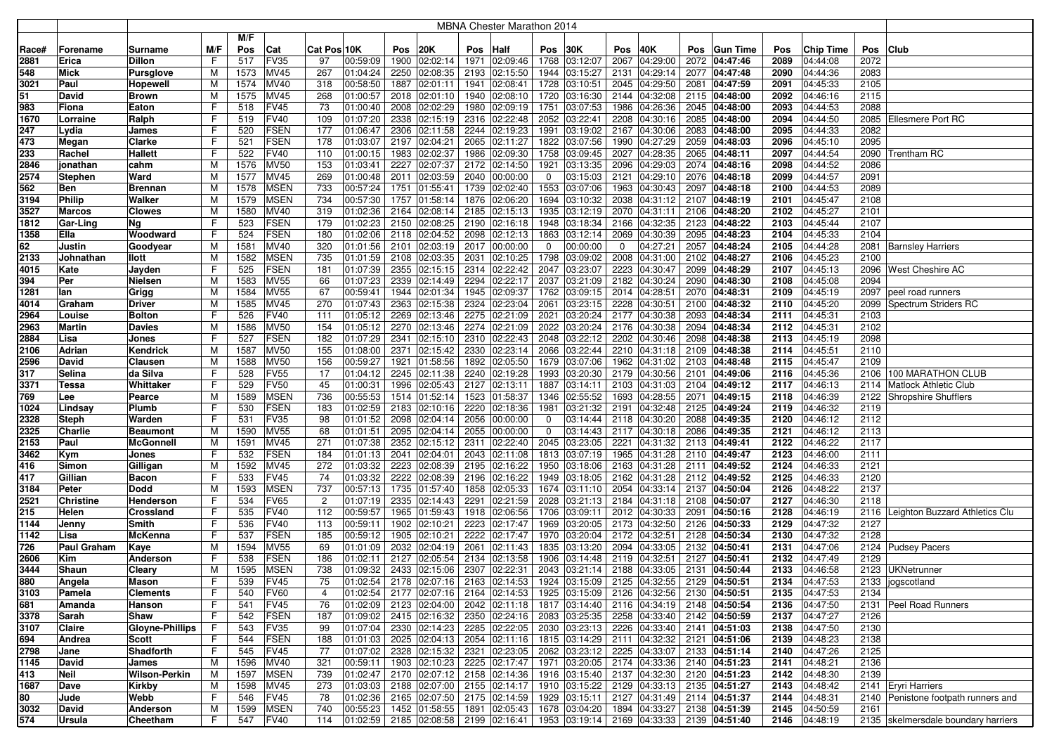MBNA Chester Marathon 2014

| Race# | Forename | Surname | M/F | M/F Pos | Cat | Cat Pos | 10K | Pos | 20K | Pos | Half | Pos | 30K | Pos | 40K | Pos | Gun Time | Pos | Chip Time | Pos | Club |
|---|---|---|---|---|---|---|---|---|---|---|---|---|---|---|---|---|---|---|---|---|---|
| 2881 | Erica | Dillon | F | 517 | FV35 | 97 | 00:59:09 | 1900 | 02:02:14 | 1971 | 02:09:46 | 1768 | 03:12:07 | 2067 | 04:29:00 | 2072 | **04:47:46** | 2089 | 04:44:08 | 2072 | |
| 548 | Mick | Pursglove | M | 1573 | MV45 | 267 | 01:04:24 | 2250 | 02:08:35 | 2193 | 02:15:50 | 1944 | 03:15:27 | 2131 | 04:29:14 | 2077 | **04:47:48** | 2090 | 04:44:36 | 2083 | |
| 3021 | Paul | Hopewell | M | 1574 | MV40 | 318 | 00:58:50 | 1887 | 02:01:11 | 1941 | 02:08:41 | 1728 | 03:10:51 | 2045 | 04:29:50 | 2081 | **04:47:59** | 2091 | 04:45:33 | 2105 | |
| 51 | David | Brown | M | 1575 | MV45 | 268 | 01:00:57 | 2018 | 02:01:10 | 1940 | 02:08:10 | 1720 | 03:16:30 | 2144 | 04:32:08 | 2115 | **04:48:00** | 2092 | 04:46:16 | 2115 | |
| 983 | Fiona | Eaton | F | 518 | FV45 | 73 | 01:00:40 | 2008 | 02:02:29 | 1980 | 02:09:19 | 1751 | 03:07:53 | 1986 | 04:26:36 | 2045 | **04:48:00** | 2093 | 04:44:53 | 2088 | |
| 1670 | Lorraine | Ralph | F | 519 | FV40 | 109 | 01:07:20 | 2338 | 02:15:19 | 2316 | 02:22:48 | 2052 | 03:22:41 | 2208 | 04:30:16 | 2085 | **04:48:00** | 2094 | 04:44:50 | 2085 | Ellesmere Port RC |
| 247 | Lydia | James | F | 520 | FSEN | 177 | 01:06:47 | 2306 | 02:11:58 | 2244 | 02:19:23 | 1991 | 03:19:02 | 2167 | 04:30:06 | 2083 | **04:48:00** | 2095 | 04:44:33 | 2082 | |
| 473 | Megan | Clarke | F | 521 | FSEN | 178 | 01:03:07 | 2197 | 02:04:21 | 2065 | 02:11:27 | 1822 | 03:07:56 | 1990 | 04:27:29 | 2059 | **04:48:03** | 2096 | 04:45:10 | 2095 | |
| 233 | Rachel | Hallett | F | 522 | FV40 | 110 | 01:00:15 | 1983 | 02:02:37 | 1986 | 02:09:30 | 1758 | 03:09:45 | 2027 | 04:28:35 | 2065 | **04:48:11** | 2097 | 04:44:54 | 2090 | Trentham RC |
| 2846 | jonathan | cahm | M | 1576 | MV50 | 153 | 01:03:41 | 2227 | 02:07:37 | 2172 | 02:14:50 | 1921 | 03:13:35 | 2096 | 04:29:03 | 2074 | **04:48:16** | 2098 | 04:44:52 | 2086 | |
| 2574 | Stephen | Ward | M | 1577 | MV45 | 269 | 01:00:48 | 2011 | 02:03:59 | 2040 | 00:00:00 | 0 | 03:15:03 | 2121 | 04:29:10 | 2076 | **04:48:18** | 2099 | 04:44:57 | 2091 | |
| 562 | Ben | Brennan | M | 1578 | MSEN | 733 | 00:57:24 | 1751 | 01:55:41 | 1739 | 02:02:40 | 1553 | 03:07:06 | 1963 | 04:30:43 | 2097 | **04:48:18** | 2100 | 04:44:53 | 2089 | |
| 3194 | Philip | Walker | M | 1579 | MSEN | 734 | 00:57:30 | 1757 | 01:58:14 | 1876 | 02:06:20 | 1694 | 03:10:32 | 2038 | 04:31:12 | 2107 | **04:48:19** | 2101 | 04:45:47 | 2108 | |
| 3527 | Marcos | Clowes | M | 1580 | MV40 | 319 | 01:02:36 | 2164 | 02:08:14 | 2185 | 02:15:13 | 1935 | 03:12:19 | 2070 | 04:31:11 | 2106 | **04:48:20** | 2102 | 04:45:27 | 2101 | |
| 1812 | Gar-Ling | Ng | F | 523 | FSEN | 179 | 01:02:23 | 2150 | 02:08:25 | 2190 | 02:16:18 | 1948 | 03:18:34 | 2166 | 04:32:35 | 2123 | **04:48:22** | 2103 | 04:45:44 | 2107 | |
| 1358 | Ella | Woodward | F | 524 | FSEN | 180 | 01:02:06 | 2118 | 02:04:52 | 2098 | 02:12:13 | 1863 | 03:12:14 | 2069 | 04:30:39 | 2095 | **04:48:23** | 2104 | 04:45:33 | 2104 | |
| 62 | Justin | Goodyear | M | 1581 | MV40 | 320 | 01:01:56 | 2101 | 02:03:19 | 2017 | 00:00:00 | 0 | 00:00:00 | 0 | 04:27:21 | 2057 | **04:48:24** | 2105 | 04:44:28 | 2081 | Barnsley Harriers |
| 2133 | Johnathan | Ilott | M | 1582 | MSEN | 735 | 01:01:59 | 2108 | 02:03:35 | 2031 | 02:10:25 | 1798 | 03:09:02 | 2008 | 04:31:00 | 2102 | **04:48:27** | 2106 | 04:45:23 | 2100 | |
| 4015 | Kate | Jayden | F | 525 | FSEN | 181 | 01:07:39 | 2355 | 02:15:15 | 2314 | 02:22:42 | 2047 | 03:23:07 | 2223 | 04:30:47 | 2099 | **04:48:29** | 2107 | 04:45:13 | 2096 | West Cheshire AC |
| 394 | Per | Nielsen | M | 1583 | MV55 | 66 | 01:07:23 | 2339 | 02:14:49 | 2294 | 02:22:17 | 2037 | 03:21:09 | 2182 | 04:30:24 | 2090 | **04:48:30** | 2108 | 04:45:08 | 2094 | |
| 1281 | Ian | Grigg | M | 1584 | MV55 | 67 | 00:59:41 | 1944 | 02:01:34 | 1945 | 02:09:37 | 1762 | 03:09:15 | 2014 | 04:28:51 | 2070 | **04:48:31** | 2109 | 04:45:19 | 2097 | peel road runners |
| 4014 | Graham | Driver | M | 1585 | MV45 | 270 | 01:07:43 | 2363 | 02:15:38 | 2324 | 02:23:04 | 2061 | 03:23:15 | 2228 | 04:30:51 | 2100 | **04:48:32** | 2110 | 04:45:20 | 2099 | Spectrum Striders RC |
| 2964 | Louise | Bolton | F | 526 | FV40 | 111 | 01:05:12 | 2269 | 02:13:46 | 2275 | 02:21:09 | 2021 | 03:20:24 | 2177 | 04:30:38 | 2093 | **04:48:34** | 2111 | 04:45:31 | 2103 | |
| 2963 | Martin | Davies | M | 1586 | MV50 | 154 | 01:05:12 | 2270 | 02:13:46 | 2274 | 02:21:09 | 2022 | 03:20:24 | 2176 | 04:30:38 | 2094 | **04:48:34** | 2112 | 04:45:31 | 2102 | |
| 2884 | Lisa | Jones | F | 527 | FSEN | 182 | 01:07:29 | 2341 | 02:15:10 | 2310 | 02:22:43 | 2048 | 03:22:12 | 2202 | 04:30:46 | 2098 | **04:48:38** | 2113 | 04:45:19 | 2098 | |
| 2106 | Adrian | Kendrick | M | 1587 | MV50 | 155 | 01:08:00 | 2371 | 02:15:42 | 2330 | 02:23:14 | 2066 | 03:22:44 | 2210 | 04:31:18 | 2109 | **04:48:38** | 2114 | 04:45:51 | 2110 | |
| 2596 | David | Clausen | M | 1588 | MV50 | 156 | 00:59:27 | 1921 | 01:58:56 | 1892 | 02:05:50 | 1679 | 03:07:06 | 1962 | 04:31:02 | 2103 | **04:48:48** | 2115 | 04:45:47 | 2109 | |
| 317 | Selina | da Silva | F | 528 | FV55 | 17 | 01:04:12 | 2245 | 02:11:38 | 2240 | 02:19:28 | 1993 | 03:20:30 | 2179 | 04:30:56 | 2101 | **04:49:06** | 2116 | 04:45:36 | 2106 | 100 MARATHON CLUB |
| 3371 | Tessa | Whittaker | F | 529 | FV50 | 45 | 01:00:31 | 1996 | 02:05:43 | 2127 | 02:13:11 | 1887 | 03:14:11 | 2103 | 04:31:03 | 2104 | **04:49:12** | 2117 | 04:46:13 | 2114 | Matlock Athletic Club |
| 769 | Lee | Pearce | M | 1589 | MSEN | 736 | 00:55:53 | 1514 | 01:52:14 | 1523 | 01:58:37 | 1346 | 02:55:52 | 1693 | 04:28:55 | 2071 | **04:49:15** | 2118 | 04:46:39 | 2122 | Shropshire Shufflers |
| 1024 | Lindsay | Plumb | F | 530 | FSEN | 183 | 01:02:59 | 2183 | 02:10:16 | 2220 | 02:18:36 | 1981 | 03:21:32 | 2191 | 04:32:48 | 2125 | **04:49:24** | 2119 | 04:46:32 | 2119 | |
| 2328 | Steph | Warden | F | 531 | FV35 | 98 | 01:01:52 | 2098 | 02:04:14 | 2056 | 00:00:00 | 0 | 03:14:44 | 2118 | 04:30:20 | 2088 | **04:49:35** | 2120 | 04:46:12 | 2112 | |
| 2325 | Charlie | Beaumont | M | 1590 | MV55 | 68 | 01:01:51 | 2095 | 02:04:14 | 2055 | 00:00:00 | 0 | 03:14:43 | 2117 | 04:30:18 | 2086 | **04:49:35** | 2121 | 04:46:12 | 2113 | |
| 2153 | Paul | McGonnell | M | 1591 | MV45 | 271 | 01:07:38 | 2352 | 02:15:12 | 2311 | 02:22:40 | 2045 | 03:23:05 | 2221 | 04:31:32 | 2113 | **04:49:41** | 2122 | 04:46:22 | 2117 | |
| 3462 | Kym | Jones | F | 532 | FSEN | 184 | 01:01:13 | 2041 | 02:04:01 | 2043 | 02:11:08 | 1813 | 03:07:19 | 1965 | 04:31:28 | 2110 | **04:49:47** | 2123 | 04:46:00 | 2111 | |
| 416 | Simon | Gilligan | M | 1592 | MV45 | 272 | 01:03:32 | 2223 | 02:08:39 | 2195 | 02:16:22 | 1950 | 03:18:06 | 2163 | 04:31:28 | 2111 | **04:49:52** | 2124 | 04:46:33 | 2121 | |
| 417 | Gillian | Bacon | F | 533 | FV45 | 74 | 01:03:32 | 2222 | 02:08:39 | 2196 | 02:16:22 | 1949 | 03:18:05 | 2162 | 04:31:28 | 2112 | **04:49:52** | 2125 | 04:46:33 | 2120 | |
| 3184 | Peter | Dodd | M | 1593 | MSEN | 737 | 00:57:13 | 1735 | 01:57:40 | 1858 | 02:05:33 | 1674 | 03:11:10 | 2054 | 04:33:14 | 2137 | **04:50:04** | 2126 | 04:48:22 | 2137 | |
| 2521 | Christine | Henderson | F | 534 | FV65 | 2 | 01:07:19 | 2335 | 02:14:43 | 2291 | 02:21:59 | 2028 | 03:21:13 | 2184 | 04:31:18 | 2108 | **04:50:07** | 2127 | 04:46:30 | 2118 | |
| 215 | Helen | Crossland | F | 535 | FV40 | 112 | 00:59:57 | 1965 | 01:59:43 | 1918 | 02:06:56 | 1706 | 03:09:11 | 2012 | 04:30:33 | 2091 | **04:50:16** | 2128 | 04:46:19 | 2116 | Leighton Buzzard Athletics Clu |
| 1144 | Jenny | Smith | F | 536 | FV40 | 113 | 00:59:11 | 1902 | 02:10:21 | 2223 | 02:17:47 | 1969 | 03:20:05 | 2173 | 04:32:50 | 2126 | **04:50:33** | 2129 | 04:47:32 | 2127 | |
| 1142 | Lisa | McKenna | F | 537 | FSEN | 185 | 00:59:12 | 1905 | 02:10:21 | 2222 | 02:17:47 | 1970 | 03:20:04 | 2172 | 04:32:51 | 2128 | **04:50:34** | 2130 | 04:47:32 | 2128 | |
| 726 | Paul Graham | Kaye | M | 1594 | MV55 | 69 | 01:01:09 | 2032 | 02:04:19 | 2061 | 02:11:43 | 1835 | 03:13:20 | 2094 | 04:33:05 | 2132 | **04:50:41** | 2131 | 04:47:06 | 2124 | Pudsey Pacers |
| 2606 | Kim | Anderson | F | 538 | FSEN | 186 | 01:02:11 | 2127 | 02:05:54 | 2134 | 02:13:58 | 1906 | 03:14:48 | 2119 | 04:32:51 | 2127 | **04:50:41** | 2132 | 04:47:49 | 2129 | |
| 3444 | Shaun | Cleary | M | 1595 | MSEN | 738 | 01:09:32 | 2433 | 02:15:06 | 2307 | 02:22:31 | 2043 | 03:21:14 | 2188 | 04:33:05 | 2131 | **04:50:44** | 2133 | 04:46:58 | 2123 | UKNetrunner |
| 880 | Angela | Mason | F | 539 | FV45 | 75 | 01:02:54 | 2178 | 02:07:16 | 2163 | 02:14:53 | 1924 | 03:15:09 | 2125 | 04:32:55 | 2129 | **04:50:51** | 2134 | 04:47:53 | 2133 | jogscotland |
| 3103 | Pamela | Clements | F | 540 | FV60 | 4 | 01:02:54 | 2177 | 02:07:16 | 2164 | 02:14:53 | 1925 | 03:15:09 | 2126 | 04:32:56 | 2130 | **04:50:51** | 2135 | 04:47:53 | 2134 | |
| 681 | Amanda | Hanson | F | 541 | FV45 | 76 | 01:02:09 | 2123 | 02:04:00 | 2042 | 02:11:18 | 1817 | 03:14:40 | 2116 | 04:34:19 | 2148 | **04:50:54** | 2136 | 04:47:50 | 2131 | Peel Road Runners |
| 3378 | Sarah | Shaw | F | 542 | FSEN | 187 | 01:09:02 | 2415 | 02:16:32 | 2350 | 02:24:16 | 2083 | 03:25:35 | 2258 | 04:33:40 | 2142 | **04:50:59** | 2137 | 04:47:27 | 2126 | |
| 3107 | Claire | Gloyne-Phillips | F | 543 | FV35 | 99 | 01:07:04 | 2330 | 02:14:23 | 2285 | 02:22:05 | 2030 | 03:23:13 | 2226 | 04:33:40 | 2141 | **04:51:03** | 2138 | 04:47:50 | 2130 | |
| 694 | Andrea | Scott | F | 544 | FSEN | 188 | 01:01:03 | 2025 | 02:04:13 | 2054 | 02:11:16 | 1815 | 03:14:29 | 2111 | 04:32:32 | 2121 | **04:51:06** | 2139 | 04:48:23 | 2138 | |
| 2798 | Jane | Shadforth | F | 545 | FV45 | 77 | 01:07:02 | 2328 | 02:15:32 | 2321 | 02:23:05 | 2062 | 03:23:12 | 2225 | 04:33:07 | 2133 | **04:51:14** | 2140 | 04:47:26 | 2125 | |
| 1145 | David | James | M | 1596 | MV40 | 321 | 00:59:11 | 1903 | 02:10:23 | 2225 | 02:17:47 | 1971 | 03:20:05 | 2174 | 04:33:36 | 2140 | **04:51:23** | 2141 | 04:48:21 | 2136 | |
| 413 | Neil | Wilson-Perkin | M | 1597 | MSEN | 739 | 01:02:47 | 2170 | 02:07:12 | 2158 | 02:14:36 | 1916 | 03:15:40 | 2137 | 04:32:30 | 2120 | **04:51:23** | 2142 | 04:48:30 | 2139 | |
| 1687 | Dave | Kirkby | M | 1598 | MV45 | 273 | 01:03:03 | 2188 | 02:07:00 | 2155 | 02:14:17 | 1910 | 03:15:22 | 2129 | 04:33:13 | 2135 | **04:51:27** | 2143 | 04:48:42 | 2141 | Eryri Harriers |
| 80 | Jude | Webb | F | 546 | FV45 | 78 | 01:02:36 | 2165 | 02:07:50 | 2175 | 02:14:59 | 1929 | 03:15:11 | 2127 | 04:31:49 | 2114 | **04:51:37** | 2144 | 04:48:31 | 2140 | Penistone footpath runners and |
| 3032 | David | Anderson | M | 1599 | MSEN | 740 | 00:55:23 | 1452 | 01:58:55 | 1891 | 02:05:43 | 1678 | 03:04:20 | 1894 | 04:33:27 | 2138 | **04:51:39** | 2145 | 04:50:59 | 2161 | |
| 574 | Ursula | Cheetham | F | 547 | FV40 | 114 | 01:02:59 | 2185 | 02:08:58 | 2199 | 02:16:41 | 1953 | 03:19:14 | 2169 | 04:33:33 | 2139 | **04:51:40** | 2146 | 04:48:19 | 2135 | skelmersdale boundary harriers |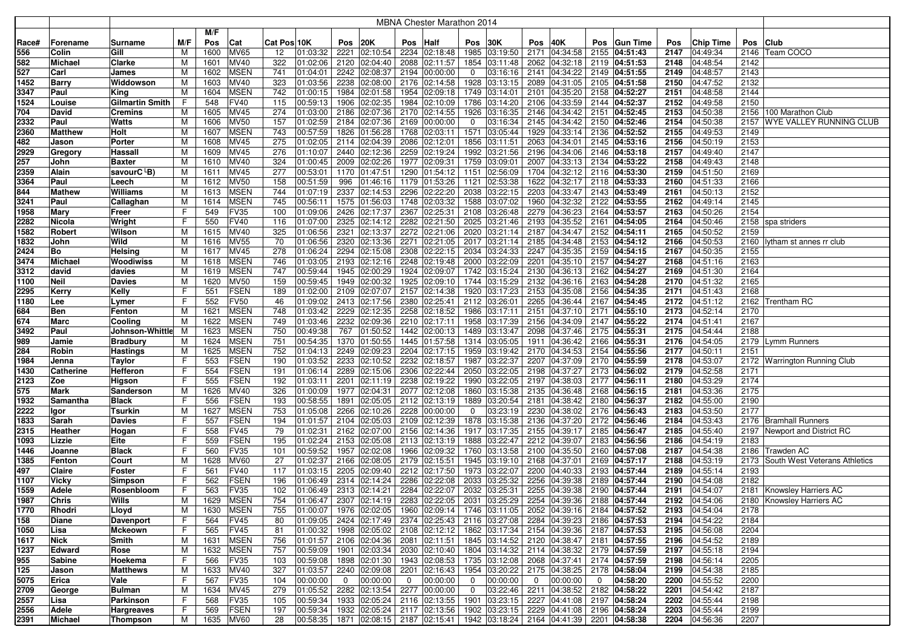| | | MBNA Chester Marathon 2014 | | | | | | | | | | | | | | | | | | | | | |
|---|---|---|---|---|---|---|---|---|---|---|---|---|---|---|---|---|---|---|---|---|---|---|---|
| | | | | M/F | | | | | | | | | | | | | | | | | | | |
| Race# | Forename | Surname | M/F | Pos | Cat | Cat Pos | 10K | Pos | 20K | Pos | Half | Pos | 30K | Pos | 40K | Pos | Gun Time | Pos | Chip Time | Pos | Club |
| 556 | Colin | Gill | M | 1600 | MV65 | 12 | 01:03:32 | 2221 | 02:10:54 | 2234 | 02:18:48 | 1985 | 03:19:50 | 2171 | 04:34:58 | 2155 | 04:51:43 | 2147 | 04:49:34 | 2146 | Team COCO |
| 582 | Michael | Clarke | M | 1601 | MV40 | 322 | 01:02:06 | 2120 | 02:04:40 | 2088 | 02:11:57 | 1854 | 03:11:48 | 2062 | 04:32:18 | 2119 | 04:51:53 | 2148 | 04:48:54 | 2142 | |
| 527 | Carl | James | M | 1602 | MSEN | 741 | 01:04:01 | 2242 | 02:08:37 | 2194 | 00:00:00 | 0 | 03:16:16 | 2141 | 04:34:22 | 2149 | 04:51:55 | 2149 | 04:48:57 | 2143 | |
| 1452 | Barry | Widdowson | M | 1603 | MV40 | 323 | 01:03:56 | 2238 | 02:08:00 | 2176 | 02:14:58 | 1928 | 03:13:15 | 2089 | 04:31:05 | 2105 | 04:51:58 | 2150 | 04:47:52 | 2132 | |
| 3347 | Paul | King | M | 1604 | MSEN | 742 | 01:00:15 | 1984 | 02:01:58 | 1954 | 02:09:18 | 1749 | 03:14:01 | 2101 | 04:35:20 | 2158 | 04:52:27 | 2151 | 04:48:58 | 2144 | |
| 1524 | Louise | Gilmartin Smith | F | 548 | FV40 | 115 | 00:59:13 | 1906 | 02:02:35 | 1984 | 02:10:09 | 1786 | 03:14:20 | 2106 | 04:33:59 | 2144 | 04:52:37 | 2152 | 04:49:58 | 2150 | |
| 704 | David | Cremins | M | 1605 | MV45 | 274 | 01:03:00 | 2186 | 02:07:36 | 2170 | 02:14:55 | 1926 | 03:16:35 | 2146 | 04:34:42 | 2151 | 04:52:45 | 2153 | 04:50:38 | 2156 | 100 Marathon Club |
| 2332 | Paul | Watts | M | 1606 | MV50 | 157 | 01:02:59 | 2184 | 02:07:36 | 2169 | 00:00:00 | 0 | 03:16:34 | 2145 | 04:34:42 | 2150 | 04:52:46 | 2154 | 04:50:38 | 2157 | WYE VALLEY RUNNING CLUB |
| 2360 | Matthew | Holt | M | 1607 | MSEN | 743 | 00:57:59 | 1826 | 01:56:28 | 1768 | 02:03:11 | 1571 | 03:05:44 | 1929 | 04:33:14 | 2136 | 04:52:52 | 2155 | 04:49:53 | 2149 | |
| 482 | Jason | Porter | M | 1608 | MV45 | 275 | 01:02:05 | 2114 | 02:04:39 | 2086 | 02:12:01 | 1856 | 03:11:51 | 2063 | 04:34:01 | 2145 | 04:53:16 | 2156 | 04:50:19 | 2153 | |
| 2929 | Gregory | Hassall | M | 1609 | MV45 | 276 | 01:10:07 | 2440 | 02:12:36 | 2259 | 02:19:24 | 1992 | 03:21:56 | 2196 | 04:34:06 | 2146 | 04:53:18 | 2157 | 04:49:40 | 2147 | |
| 257 | John | Baxter | M | 1610 | MV40 | 324 | 01:00:45 | 2009 | 02:02:26 | 1977 | 02:09:31 | 1759 | 03:09:01 | 2007 | 04:33:13 | 2134 | 04:53:22 | 2158 | 04:49:43 | 2148 | |
| 2359 | Alain | savourC└B) | M | 1611 | MV45 | 277 | 00:53:01 | 1170 | 01:47:51 | 1290 | 01:54:12 | 1151 | 02:56:09 | 1704 | 04:32:12 | 2116 | 04:53:30 | 2159 | 04:51:50 | 2169 | |
| 3364 | Paul | Leech | M | 1612 | MV50 | 158 | 00:51:59 | 996 | 01:46:16 | 1179 | 01:53:26 | 1121 | 02:53:38 | 1622 | 04:32:17 | 2118 | 04:53:33 | 2160 | 04:51:33 | 2166 | |
| 844 | Mathew | Williams | M | 1613 | MSEN | 744 | 01:07:19 | 2337 | 02:14:53 | 2296 | 02:22:20 | 2038 | 03:22:15 | 2203 | 04:33:47 | 2143 | 04:53:49 | 2161 | 04:50:13 | 2152 | |
| 3241 | Paul | Callaghan | M | 1614 | MSEN | 745 | 00:56:11 | 1575 | 01:56:03 | 1748 | 02:03:32 | 1588 | 03:07:02 | 1960 | 04:32:32 | 2122 | 04:53:55 | 2162 | 04:49:14 | 2145 | |
| 1958 | Mary | Freer | F | 549 | FV35 | 100 | 01:09:06 | 2426 | 02:17:37 | 2367 | 02:25:31 | 2108 | 03:26:48 | 2279 | 04:36:23 | 2164 | 04:53:57 | 2163 | 04:50:26 | 2154 | |
| 2282 | Nicola | Wright | F | 550 | FV40 | 116 | 01:07:00 | 2325 | 02:14:12 | 2282 | 02:21:50 | 2025 | 03:21:46 | 2193 | 04:35:52 | 2161 | 04:54:05 | 2164 | 04:50:46 | 2158 | spa striders |
| 1582 | Robert | Wilson | M | 1615 | MV40 | 325 | 01:06:56 | 2321 | 02:13:37 | 2272 | 02:21:06 | 2020 | 03:21:14 | 2187 | 04:34:47 | 2152 | 04:54:11 | 2165 | 04:50:52 | 2159 | |
| 1832 | John | Wild | M | 1616 | MV55 | 70 | 01:06:56 | 2320 | 02:13:36 | 2271 | 02:21:05 | 2017 | 03:21:14 | 2185 | 04:34:48 | 2153 | 04:54:12 | 2166 | 04:50:53 | 2160 | lytham st annes rr club |
| 2424 | Bo | Helsing | M | 1617 | MV45 | 278 | 01:06:24 | 2294 | 02:15:08 | 2308 | 02:22:15 | 2034 | 03:24:33 | 2247 | 04:35:35 | 2159 | 04:54:15 | 2167 | 04:50:35 | 2155 | |
| 3474 | Michael | Woodiwiss | M | 1618 | MSEN | 746 | 01:03:05 | 2193 | 02:12:16 | 2248 | 02:19:48 | 2000 | 03:22:09 | 2201 | 04:35:10 | 2157 | 04:54:27 | 2168 | 04:51:16 | 2163 | |
| 3312 | david | davies | M | 1619 | MSEN | 747 | 00:59:44 | 1945 | 02:00:29 | 1924 | 02:09:07 | 1742 | 03:15:24 | 2130 | 04:36:13 | 2162 | 04:54:27 | 2169 | 04:51:30 | 2164 | |
| 1100 | Neil | Davies | M | 1620 | MV50 | 159 | 00:59:45 | 1949 | 02:00:32 | 1925 | 02:09:10 | 1744 | 03:15:29 | 2132 | 04:36:16 | 2163 | 04:54:28 | 2170 | 04:51:32 | 2165 | |
| 2295 | Kerry | Kelly | F | 551 | FSEN | 189 | 01:02:00 | 2109 | 02:07:07 | 2157 | 02:14:38 | 1920 | 03:17:23 | 2153 | 04:35:08 | 2156 | 04:54:35 | 2171 | 04:51:43 | 2168 | |
| 1180 | Lee | Lymer | F | 552 | FV50 | 46 | 01:09:02 | 2413 | 02:17:56 | 2380 | 02:25:41 | 2112 | 03:26:01 | 2265 | 04:36:44 | 2167 | 04:54:45 | 2172 | 04:51:12 | 2162 | Trentham RC |
| 684 | Ben | Fenton | M | 1621 | MSEN | 748 | 01:03:42 | 2229 | 02:12:35 | 2258 | 02:18:52 | 1986 | 03:17:11 | 2151 | 04:37:10 | 2171 | 04:55:10 | 2173 | 04:52:14 | 2170 | |
| 674 | Marc | Cooling | M | 1622 | MSEN | 749 | 01:03:46 | 2232 | 02:09:36 | 2210 | 02:17:11 | 1958 | 03:17:39 | 2156 | 04:34:09 | 2147 | 04:55:22 | 2174 | 04:51:41 | 2167 | |
| 3492 | Paul | Johnson-Whittle | M | 1623 | MSEN | 750 | 00:49:38 | 767 | 01:50:52 | 1442 | 02:00:13 | 1489 | 03:13:47 | 2098 | 04:37:46 | 2175 | 04:55:31 | 2175 | 04:54:44 | 2188 | |
| 989 | Jamie | Bradbury | M | 1624 | MSEN | 751 | 00:54:35 | 1370 | 01:50:55 | 1445 | 01:57:58 | 1314 | 03:05:05 | 1911 | 04:36:42 | 2166 | 04:55:31 | 2176 | 04:54:05 | 2179 | Lymm Runners |
| 284 | Robin | Hastings | M | 1625 | MSEN | 752 | 01:04:13 | 2249 | 02:09:23 | 2204 | 02:17:15 | 1959 | 03:19:42 | 2170 | 04:34:53 | 2154 | 04:55:56 | 2177 | 04:50:11 | 2151 | |
| 1984 | Jenna | Taylor | F | 553 | FSEN | 190 | 01:03:52 | 2233 | 02:10:52 | 2232 | 02:18:57 | 1987 | 03:22:07 | 2207 | 04:37:09 | 2170 | 04:55:59 | 2178 | 04:53:07 | 2172 | Warrington Running Club |
| 1430 | Catherine | Hefferon | F | 554 | FSEN | 191 | 01:06:14 | 2289 | 02:15:06 | 2306 | 02:22:44 | 2050 | 03:22:05 | 2198 | 04:37:27 | 2173 | 04:56:02 | 2179 | 04:52:58 | 2171 | |
| 2123 | Zoe | Higson | F | 555 | FSEN | 192 | 01:03:11 | 2201 | 02:11:19 | 2238 | 02:19:22 | 1990 | 03:22:05 | 2197 | 04:38:03 | 2177 | 04:56:11 | 2180 | 04:53:29 | 2174 | |
| 575 | Mark | Sanderson | M | 1626 | MV40 | 326 | 01:00:09 | 1977 | 02:04:31 | 2077 | 02:12:08 | 1860 | 03:15:38 | 2135 | 04:36:48 | 2168 | 04:56:15 | 2181 | 04:53:36 | 2175 | |
| 1932 | Samantha | Black | F | 556 | FSEN | 193 | 00:58:55 | 1891 | 02:05:05 | 2112 | 02:13:19 | 1889 | 03:20:54 | 2181 | 04:38:42 | 2180 | 04:56:37 | 2182 | 04:55:00 | 2190 | |
| 2222 | Igor | Tsurkin | M | 1627 | MSEN | 753 | 01:05:08 | 2266 | 02:10:26 | 2228 | 00:00:00 | 0 | 03:23:19 | 2230 | 04:38:02 | 2176 | 04:56:43 | 2183 | 04:53:50 | 2177 | |
| 1833 | Sarah | Davies | F | 557 | FSEN | 194 | 01:01:57 | 2104 | 02:05:03 | 2109 | 02:12:39 | 1878 | 03:15:38 | 2136 | 04:37:20 | 2172 | 04:56:46 | 2184 | 04:53:43 | 2176 | Bramhall Runners |
| 2315 | Heather | Hogan | F | 558 | FV45 | 79 | 01:02:31 | 2162 | 02:07:00 | 2156 | 02:14:36 | 1917 | 03:17:35 | 2155 | 04:39:17 | 2185 | 04:56:47 | 2185 | 04:55:40 | 2197 | Newport and District RC |
| 1093 | Lizzie | Eite | F | 559 | FSEN | 195 | 01:02:24 | 2153 | 02:05:08 | 2113 | 02:13:19 | 1888 | 03:22:47 | 2212 | 04:39:07 | 2183 | 04:56:56 | 2186 | 04:54:19 | 2183 | |
| 1446 | Joanne | Black | F | 560 | FV35 | 101 | 00:59:52 | 1957 | 02:02:08 | 1966 | 02:09:32 | 1760 | 03:13:58 | 2100 | 04:35:50 | 2160 | 04:57:08 | 2187 | 04:54:38 | 2186 | Trawden AC |
| 1385 | Fenton | Court | M | 1628 | MV60 | 27 | 01:02:37 | 2166 | 02:08:05 | 2179 | 02:15:51 | 1945 | 03:19:10 | 2168 | 04:37:01 | 2169 | 04:57:17 | 2188 | 04:53:19 | 2173 | South West Veterans Athletics |
| 497 | Claire | Foster | F | 561 | FV40 | 117 | 01:03:15 | 2205 | 02:09:40 | 2212 | 02:17:50 | 1973 | 03:22:07 | 2200 | 04:40:33 | 2193 | 04:57:44 | 2189 | 04:55:14 | 2193 | |
| 1107 | Vicky | Simpson | F | 562 | FSEN | 196 | 01:06:49 | 2314 | 02:14:24 | 2286 | 02:22:08 | 2033 | 03:25:32 | 2256 | 04:39:38 | 2189 | 04:57:44 | 2190 | 04:54:08 | 2182 | |
| 1559 | Adele | Rosenbloom | F | 563 | FV35 | 102 | 01:06:49 | 2313 | 02:14:21 | 2284 | 02:22:07 | 2032 | 03:25:31 | 2255 | 04:39:38 | 2190 | 04:57:44 | 2191 | 04:54:07 | 2181 | Knowsley Harriers AC |
| 1987 | Chris | Wills | M | 1629 | MSEN | 754 | 01:06:47 | 2307 | 02:14:19 | 2283 | 02:22:05 | 2031 | 03:25:29 | 2254 | 04:39:36 | 2188 | 04:57:44 | 2192 | 04:54:06 | 2180 | Knowsley Harriers AC |
| 1770 | Rhodri | Lloyd | M | 1630 | MSEN | 755 | 01:00:07 | 1976 | 02:02:05 | 1960 | 02:09:14 | 1746 | 03:11:05 | 2052 | 04:39:16 | 2184 | 04:57:52 | 2193 | 04:54:04 | 2178 | |
| 158 | Diane | Davenport | F | 564 | FV45 | 80 | 01:09:05 | 2424 | 02:17:49 | 2374 | 02:25:43 | 2116 | 03:27:08 | 2284 | 04:39:23 | 2186 | 04:57:53 | 2194 | 04:54:22 | 2184 | |
| 1050 | Lisa | Mckeown | F | 565 | FV45 | 81 | 01:00:32 | 1998 | 02:05:02 | 2108 | 02:12:12 | 1862 | 03:17:34 | 2154 | 04:39:36 | 2187 | 04:57:53 | 2195 | 04:56:08 | 2204 | |
| 1617 | Nick | Smith | M | 1631 | MSEN | 756 | 01:01:57 | 2106 | 02:04:36 | 2081 | 02:11:51 | 1845 | 03:14:52 | 2120 | 04:38:47 | 2181 | 04:57:55 | 2196 | 04:54:52 | 2189 | |
| 1237 | Edward | Rose | M | 1632 | MSEN | 757 | 00:59:09 | 1901 | 02:03:34 | 2030 | 02:10:40 | 1804 | 03:14:32 | 2114 | 04:38:32 | 2179 | 04:57:59 | 2197 | 04:55:18 | 2194 | |
| 955 | Sabine | Hoekema | F | 566 | FV35 | 103 | 00:59:08 | 1898 | 02:01:30 | 1943 | 02:08:53 | 1735 | 03:12:08 | 2068 | 04:37:41 | 2174 | 04:57:59 | 2198 | 04:56:14 | 2205 | |
| 125 | Jason | Matthews | M | 1633 | MV40 | 327 | 01:03:57 | 2240 | 02:09:08 | 2201 | 02:16:43 | 1954 | 03:20:22 | 2175 | 04:38:25 | 2178 | 04:58:04 | 2199 | 04:54:38 | 2185 | |
| 5075 | Erica | Vale | F | 567 | FV35 | 104 | 00:00:00 | 0 | 00:00:00 | 0 | 00:00:00 | 0 | 00:00:00 | 0 | 00:00:00 | 0 | 04:58:20 | 2200 | 04:55:52 | 2200 | |
| 2709 | George | Bulman | M | 1634 | MV45 | 279 | 01:05:52 | 2282 | 02:13:54 | 2277 | 00:00:00 | 0 | 03:22:46 | 2211 | 04:38:52 | 2182 | 04:58:22 | 2201 | 04:54:42 | 2187 | |
| 2557 | Lisa | Parkinson | F | 568 | FV35 | 105 | 00:59:34 | 1933 | 02:05:24 | 2116 | 02:13:55 | 1901 | 03:23:15 | 2227 | 04:41:08 | 2197 | 04:58:24 | 2202 | 04:55:44 | 2198 | |
| 2556 | Adele | Hargreaves | F | 569 | FSEN | 197 | 00:59:34 | 1932 | 02:05:24 | 2117 | 02:13:56 | 1902 | 03:23:15 | 2229 | 04:41:08 | 2196 | 04:58:24 | 2203 | 04:55:44 | 2199 | |
| 2391 | Michael | Thompson | M | 1635 | MV60 | 28 | 00:58:35 | 1871 | 02:08:15 | 2187 | 02:15:41 | 1942 | 03:18:24 | 2164 | 04:41:39 | 2201 | 04:58:38 | 2204 | 04:56:36 | 2207 | |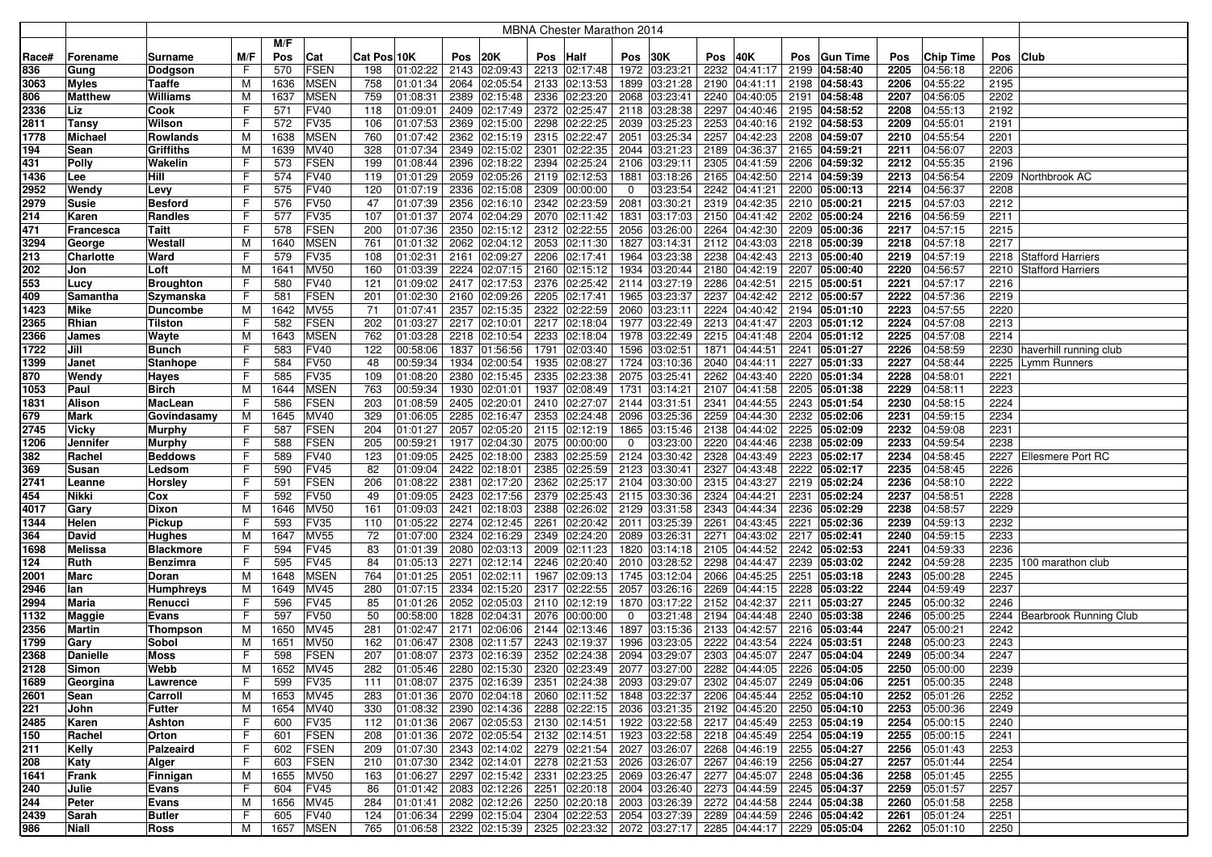# MBNA Chester Marathon 2014

| Race# | Forename | Surname | M/F | M/F Pos | Cat | Cat Pos | 10K | Pos | 20K | Pos | Half | Pos | 30K | Pos | 40K | Pos | Gun Time | Pos | Chip Time | Pos | Club |
|---|---|---|---|---|---|---|---|---|---|---|---|---|---|---|---|---|---|---|---|---|---|
| 836 | Gung | Dodgson | F | 570 | FSEN | 198 | 01:02:22 | 2143 | 02:09:43 | 2213 | 02:17:48 | 1972 | 03:23:21 | 2232 | 04:41:17 | 2199 | **04:58:40** | 2205 | 04:56:18 | 2206 | |
| 3063 | Myles | Taaffe | M | 1636 | MSEN | 758 | 01:01:34 | 2064 | 02:05:54 | 2133 | 02:13:53 | 1899 | 03:21:28 | 2190 | 04:41:11 | 2198 | **04:58:43** | 2206 | 04:55:22 | 2195 | |
| 806 | Matthew | Williams | M | 1637 | MSEN | 759 | 01:08:31 | 2389 | 02:15:48 | 2336 | 02:23:20 | 2068 | 03:23:41 | 2240 | 04:40:05 | 2191 | **04:58:48** | 2207 | 04:56:05 | 2202 | |
| 2336 | Liz | Cook | F | 571 | FV40 | 118 | 01:09:01 | 2409 | 02:17:49 | 2372 | 02:25:47 | 2118 | 03:28:38 | 2297 | 04:40:46 | 2195 | **04:58:52** | 2208 | 04:55:13 | 2192 | |
| 2811 | Tansy | Wilson | F | 572 | FV35 | 106 | 01:07:53 | 2369 | 02:15:00 | 2298 | 02:22:25 | 2039 | 03:25:23 | 2253 | 04:40:16 | 2192 | **04:58:53** | 2209 | 04:55:01 | 2191 | |
| 1778 | Michael | Rowlands | M | 1638 | MSEN | 760 | 01:07:42 | 2362 | 02:15:19 | 2315 | 02:22:47 | 2051 | 03:25:34 | 2257 | 04:42:23 | 2208 | **04:59:07** | 2210 | 04:55:54 | 2201 | |
| 194 | Sean | Griffiths | M | 1639 | MV40 | 328 | 01:07:34 | 2349 | 02:15:02 | 2301 | 02:22:35 | 2044 | 03:21:23 | 2189 | 04:36:37 | 2165 | **04:59:21** | 2211 | 04:56:07 | 2203 | |
| 431 | Polly | Wakelin | F | 573 | FSEN | 199 | 01:08:44 | 2396 | 02:18:22 | 2394 | 02:25:24 | 2106 | 03:29:11 | 2305 | 04:41:59 | 2206 | **04:59:32** | 2212 | 04:55:35 | 2196 | |
| 1436 | Lee | Hill | F | 574 | FV40 | 119 | 01:01:29 | 2059 | 02:05:26 | 2119 | 02:12:53 | 1881 | 03:18:26 | 2165 | 04:42:50 | 2214 | **04:59:39** | 2213 | 04:56:54 | 2209 | Northbrook AC |
| 2952 | Wendy | Levy | F | 575 | FV40 | 120 | 01:07:19 | 2336 | 02:15:08 | 2309 | 00:00:00 | 0 | 03:23:54 | 2242 | 04:41:21 | 2200 | **05:00:13** | 2214 | 04:56:37 | 2208 | |
| 2979 | Susie | Besford | F | 576 | FV50 | 47 | 01:07:39 | 2356 | 02:16:10 | 2342 | 02:23:59 | 2081 | 03:30:21 | 2319 | 04:42:35 | 2210 | **05:00:21** | 2215 | 04:57:03 | 2212 | |
| 214 | Karen | Randles | F | 577 | FV35 | 107 | 01:01:37 | 2074 | 02:04:29 | 2070 | 02:11:42 | 1831 | 03:17:03 | 2150 | 04:41:42 | 2202 | **05:00:24** | 2216 | 04:56:59 | 2211 | |
| 471 | Francesca | Taitt | F | 578 | FSEN | 200 | 01:07:36 | 2350 | 02:15:12 | 2312 | 02:22:55 | 2056 | 03:26:00 | 2264 | 04:42:30 | 2209 | **05:00:36** | 2217 | 04:57:15 | 2215 | |
| 3294 | George | Westall | M | 1640 | MSEN | 761 | 01:01:32 | 2062 | 02:04:12 | 2053 | 02:11:30 | 1827 | 03:14:31 | 2112 | 04:43:03 | 2218 | **05:00:39** | 2218 | 04:57:18 | 2217 | |
| 213 | Charlotte | Ward | F | 579 | FV35 | 108 | 01:02:31 | 2161 | 02:09:27 | 2206 | 02:17:41 | 1964 | 03:23:38 | 2238 | 04:42:43 | 2213 | **05:00:40** | 2219 | 04:57:19 | 2218 | Stafford Harriers |
| 202 | Jon | Loft | M | 1641 | MV50 | 160 | 01:03:39 | 2224 | 02:07:15 | 2160 | 02:15:12 | 1934 | 03:20:44 | 2180 | 04:42:19 | 2207 | **05:00:40** | 2220 | 04:56:57 | 2210 | Stafford Harriers |
| 553 | Lucy | Broughton | F | 580 | FV40 | 121 | 01:09:02 | 2417 | 02:17:53 | 2376 | 02:25:42 | 2114 | 03:27:19 | 2286 | 04:42:51 | 2215 | **05:00:51** | 2221 | 04:57:17 | 2216 | |
| 409 | Samantha | Szymanska | F | 581 | FSEN | 201 | 01:02:30 | 2160 | 02:09:26 | 2205 | 02:17:41 | 1965 | 03:23:37 | 2237 | 04:42:42 | 2212 | **05:00:57** | 2222 | 04:57:36 | 2219 | |
| 1423 | Mike | Duncombe | M | 1642 | MV55 | 71 | 01:07:41 | 2357 | 02:15:35 | 2322 | 02:22:59 | 2060 | 03:23:11 | 2224 | 04:40:42 | 2194 | **05:01:10** | 2223 | 04:57:55 | 2220 | |
| 2365 | Rhian | Tilston | F | 582 | FSEN | 202 | 01:03:27 | 2217 | 02:10:01 | 2217 | 02:18:04 | 1977 | 03:22:49 | 2213 | 04:41:47 | 2203 | **05:01:12** | 2224 | 04:57:08 | 2213 | |
| 2366 | James | Wayte | M | 1643 | MSEN | 762 | 01:03:28 | 2218 | 02:10:54 | 2233 | 02:18:04 | 1978 | 03:22:49 | 2215 | 04:41:48 | 2204 | **05:01:12** | 2225 | 04:57:08 | 2214 | |
| 1722 | Jill | Bunch | F | 583 | FV40 | 122 | 00:58:06 | 1837 | 01:56:56 | 1791 | 02:03:40 | 1596 | 03:02:51 | 1871 | 04:44:51 | 2241 | **05:01:27** | 2226 | 04:58:59 | 2230 | haverhill running club |
| 1399 | Janet | Stanhope | F | 584 | FV50 | 48 | 00:59:34 | 1934 | 02:00:54 | 1935 | 02:08:27 | 1724 | 03:10:36 | 2040 | 04:44:11 | 2227 | **05:01:33** | 2227 | 04:58:44 | 2225 | Lymm Runners |
| 870 | Wendy | Hayes | F | 585 | FV35 | 109 | 01:08:20 | 2380 | 02:15:45 | 2335 | 02:23:38 | 2075 | 03:25:41 | 2262 | 04:43:40 | 2220 | **05:01:34** | 2228 | 04:58:01 | 2221 | |
| 1053 | Paul | Birch | M | 1644 | MSEN | 763 | 00:59:34 | 1930 | 02:01:01 | 1937 | 02:08:49 | 1731 | 03:14:21 | 2107 | 04:41:58 | 2205 | **05:01:38** | 2229 | 04:58:11 | 2223 | |
| 1831 | Alison | MacLean | F | 586 | FSEN | 203 | 01:08:59 | 2405 | 02:20:01 | 2410 | 02:27:07 | 2144 | 03:31:51 | 2341 | 04:44:55 | 2243 | **05:01:54** | 2230 | 04:58:15 | 2224 | |
| 679 | Mark | Govindasamy | M | 1645 | MV40 | 329 | 01:06:05 | 2285 | 02:16:47 | 2353 | 02:24:48 | 2096 | 03:25:36 | 2259 | 04:44:30 | 2232 | **05:02:06** | 2231 | 04:59:15 | 2234 | |
| 2745 | Vicky | Murphy | F | 587 | FSEN | 204 | 01:01:27 | 2057 | 02:05:20 | 2115 | 02:12:19 | 1865 | 03:15:46 | 2138 | 04:44:02 | 2225 | **05:02:09** | 2232 | 04:59:08 | 2231 | |
| 1206 | Jennifer | Murphy | F | 588 | FSEN | 205 | 00:59:21 | 1917 | 02:04:30 | 2075 | 00:00:00 | 0 | 03:23:00 | 2220 | 04:44:46 | 2238 | **05:02:09** | 2233 | 04:59:54 | 2238 | |
| 382 | Rachel | Beddows | F | 589 | FV40 | 123 | 01:09:05 | 2425 | 02:18:00 | 2383 | 02:25:59 | 2124 | 03:30:42 | 2328 | 04:43:49 | 2223 | **05:02:17** | 2234 | 04:58:45 | 2227 | Ellesmere Port RC |
| 369 | Susan | Ledsom | F | 590 | FV45 | 82 | 01:09:04 | 2422 | 02:18:01 | 2385 | 02:25:59 | 2123 | 03:30:41 | 2327 | 04:43:48 | 2222 | **05:02:17** | 2235 | 04:58:45 | 2226 | |
| 2741 | Leanne | Horsley | F | 591 | FSEN | 206 | 01:08:22 | 2381 | 02:17:20 | 2362 | 02:25:17 | 2104 | 03:30:00 | 2315 | 04:43:27 | 2219 | **05:02:24** | 2236 | 04:58:10 | 2222 | |
| 454 | Nikki | Cox | F | 592 | FV50 | 49 | 01:09:05 | 2423 | 02:17:56 | 2379 | 02:25:43 | 2115 | 03:30:36 | 2324 | 04:44:21 | 2231 | **05:02:24** | 2237 | 04:58:51 | 2228 | |
| 4017 | Gary | Dixon | M | 1646 | MV50 | 161 | 01:09:03 | 2421 | 02:18:03 | 2388 | 02:26:02 | 2129 | 03:31:58 | 2343 | 04:44:34 | 2236 | **05:02:29** | 2238 | 04:58:57 | 2229 | |
| 1344 | Helen | Pickup | F | 593 | FV35 | 110 | 01:05:22 | 2274 | 02:12:45 | 2261 | 02:20:42 | 2011 | 03:25:39 | 2261 | 04:43:45 | 2221 | **05:02:36** | 2239 | 04:59:13 | 2232 | |
| 364 | David | Hughes | M | 1647 | MV55 | 72 | 01:07:00 | 2324 | 02:16:29 | 2349 | 02:24:20 | 2089 | 03:26:31 | 2271 | 04:43:02 | 2217 | **05:02:41** | 2240 | 04:59:15 | 2233 | |
| 1698 | Melissa | Blackmore | F | 594 | FV45 | 83 | 01:01:39 | 2080 | 02:03:13 | 2009 | 02:11:23 | 1820 | 03:14:18 | 2105 | 04:44:52 | 2242 | **05:02:53** | 2241 | 04:59:33 | 2236 | |
| 124 | Ruth | Benzimra | F | 595 | FV45 | 84 | 01:05:13 | 2271 | 02:12:14 | 2246 | 02:20:40 | 2010 | 03:28:52 | 2298 | 04:44:47 | 2239 | **05:03:02** | 2242 | 04:59:28 | 2235 | 100 marathon club |
| 2001 | Marc | Doran | M | 1648 | MSEN | 764 | 01:01:25 | 2051 | 02:02:11 | 1967 | 02:09:13 | 1745 | 03:12:04 | 2066 | 04:45:25 | 2251 | **05:03:18** | 2243 | 05:00:28 | 2245 | |
| 2946 | Ian | Humphreys | M | 1649 | MV45 | 280 | 01:07:15 | 2334 | 02:15:20 | 2317 | 02:22:55 | 2057 | 03:26:16 | 2269 | 04:44:15 | 2228 | **05:03:22** | 2244 | 04:59:49 | 2237 | |
| 2994 | Maria | Renucci | F | 596 | FV45 | 85 | 01:01:26 | 2052 | 02:05:03 | 2110 | 02:12:19 | 1870 | 03:17:22 | 2152 | 04:42:37 | 2211 | **05:03:27** | 2245 | 05:00:32 | 2246 | |
| 1132 | Maggie | Evans | F | 597 | FV50 | 50 | 00:58:00 | 1828 | 02:04:31 | 2076 | 00:00:00 | 0 | 03:21:48 | 2194 | 04:44:48 | 2240 | **05:03:38** | 2246 | 05:00:25 | 2244 | Bearbrook Running Club |
| 2356 | Martin | Thompson | M | 1650 | MV45 | 281 | 01:02:47 | 2171 | 02:06:06 | 2144 | 02:13:46 | 1897 | 03:15:36 | 2133 | 04:42:57 | 2216 | **05:03:44** | 2247 | 05:00:21 | 2242 | |
| 1799 | Gary | Sobol | M | 1651 | MV50 | 162 | 01:06:47 | 2308 | 02:11:57 | 2243 | 02:19:37 | 1996 | 03:23:05 | 2222 | 04:43:54 | 2224 | **05:03:51** | 2248 | 05:00:23 | 2243 | |
| 2368 | Danielle | Moss | F | 598 | FSEN | 207 | 01:08:07 | 2373 | 02:16:39 | 2352 | 02:24:38 | 2094 | 03:29:07 | 2303 | 04:45:07 | 2247 | **05:04:04** | 2249 | 05:00:34 | 2247 | |
| 2128 | Simon | Webb | M | 1652 | MV45 | 282 | 01:05:46 | 2280 | 02:15:30 | 2320 | 02:23:49 | 2077 | 03:27:00 | 2282 | 04:44:05 | 2226 | **05:04:05** | 2250 | 05:00:00 | 2239 | |
| 1689 | Georgina | Lawrence | F | 599 | FV35 | 111 | 01:08:07 | 2375 | 02:16:39 | 2351 | 02:24:38 | 2093 | 03:29:07 | 2302 | 04:45:07 | 2249 | **05:04:06** | 2251 | 05:00:35 | 2248 | |
| 2601 | Sean | Carroll | M | 1653 | MV45 | 283 | 01:01:36 | 2070 | 02:04:18 | 2060 | 02:11:52 | 1848 | 03:22:37 | 2206 | 04:45:44 | 2252 | **05:04:10** | 2252 | 05:01:26 | 2252 | |
| 221 | John | Futter | M | 1654 | MV40 | 330 | 01:08:32 | 2390 | 02:14:36 | 2288 | 02:22:15 | 2036 | 03:21:35 | 2192 | 04:45:20 | 2250 | **05:04:10** | 2253 | 05:00:36 | 2249 | |
| 2485 | Karen | Ashton | F | 600 | FV35 | 112 | 01:01:36 | 2067 | 02:05:53 | 2130 | 02:14:51 | 1922 | 03:22:58 | 2217 | 04:45:49 | 2253 | **05:04:19** | 2254 | 05:00:15 | 2240 | |
| 150 | Rachel | Orton | F | 601 | FSEN | 208 | 01:01:36 | 2072 | 02:05:54 | 2132 | 02:14:51 | 1923 | 03:22:58 | 2218 | 04:45:49 | 2254 | **05:04:19** | 2255 | 05:00:15 | 2241 | |
| 211 | Kelly | Palzeaird | F | 602 | FSEN | 209 | 01:07:30 | 2343 | 02:14:02 | 2279 | 02:21:54 | 2027 | 03:26:07 | 2268 | 04:46:19 | 2255 | **05:04:27** | 2256 | 05:01:43 | 2253 | |
| 208 | Katy | Alger | F | 603 | FSEN | 210 | 01:07:30 | 2342 | 02:14:01 | 2278 | 02:21:53 | 2026 | 03:26:07 | 2267 | 04:46:19 | 2256 | **05:04:27** | 2257 | 05:01:44 | 2254 | |
| 1641 | Frank | Finnigan | M | 1655 | MV50 | 163 | 01:06:27 | 2297 | 02:15:42 | 2331 | 02:23:25 | 2069 | 03:26:47 | 2277 | 04:45:07 | 2248 | **05:04:36** | 2258 | 05:01:45 | 2255 | |
| 240 | Julie | Evans | F | 604 | FV45 | 86 | 01:01:42 | 2083 | 02:12:26 | 2251 | 02:20:18 | 2004 | 03:26:40 | 2273 | 04:44:59 | 2245 | **05:04:37** | 2259 | 05:01:57 | 2257 | |
| 244 | Peter | Evans | M | 1656 | MV45 | 284 | 01:01:41 | 2082 | 02:12:26 | 2250 | 02:20:18 | 2003 | 03:26:39 | 2272 | 04:44:58 | 2244 | **05:04:38** | 2260 | 05:01:58 | 2258 | |
| 2439 | Sarah | Butler | F | 605 | FV40 | 124 | 01:06:34 | 2299 | 02:15:04 | 2304 | 02:22:53 | 2054 | 03:27:39 | 2289 | 04:44:59 | 2246 | **05:04:42** | 2261 | 05:01:24 | 2251 | |
| 986 | Niall | Ross | M | 1657 | MSEN | 765 | 01:06:58 | 2322 | 02:15:39 | 2325 | 02:23:32 | 2072 | 03:27:17 | 2285 | 04:44:17 | 2229 | **05:05:04** | 2262 | 05:01:10 | 2250 | |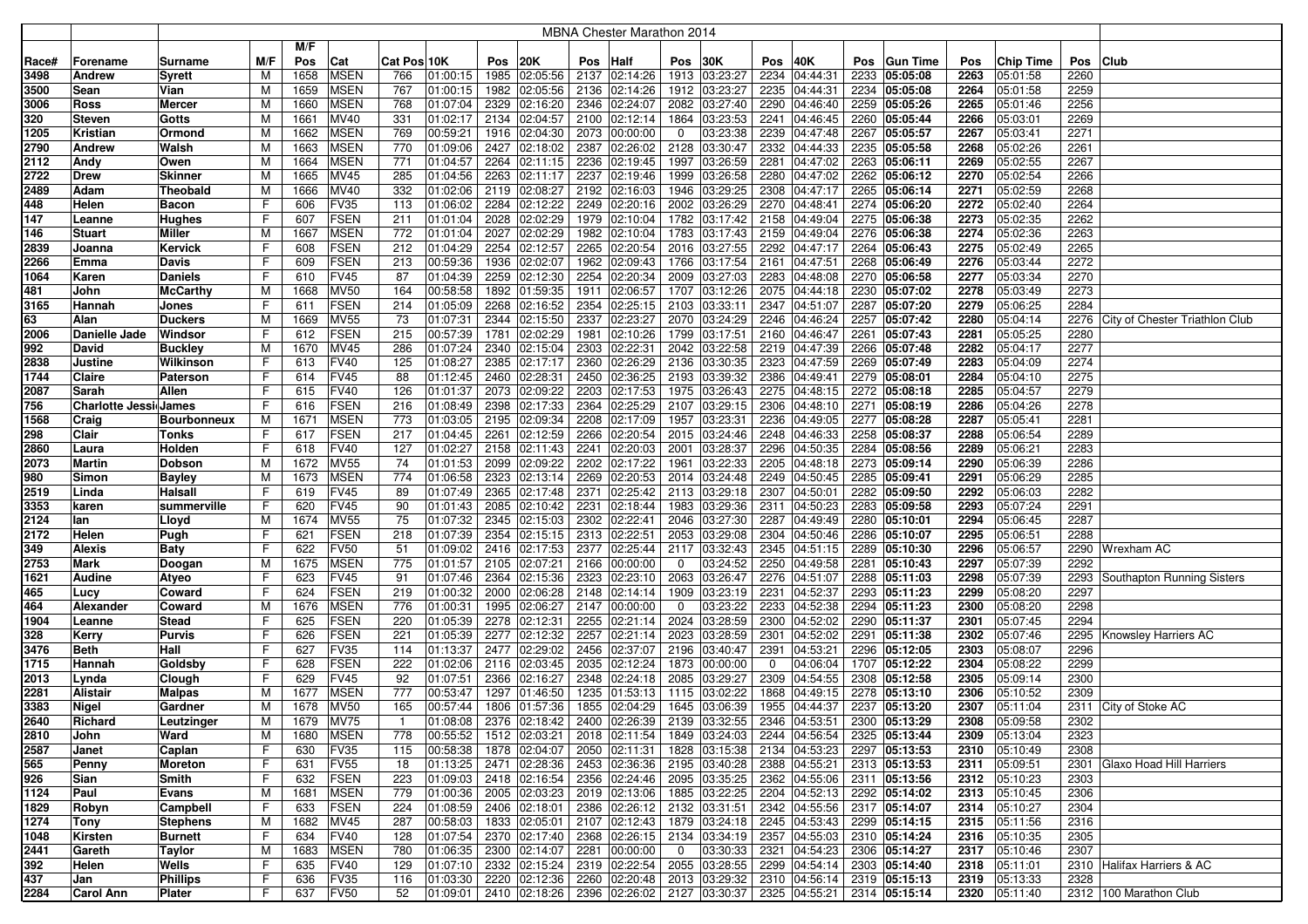| | | MBNA Chester Marathon 2014 | | | | | | | | | | | | | | | | | | | | |
|---|---|---|---|---|---|---|---|---|---|---|---|---|---|---|---|---|---|---|---|---|---|---|
| | | | | M/F | | | | | | | | | | | | | | | | | | |
| Race# | Forename | Surname | M/F | Pos | Cat | Cat Pos | 10K | Pos | 20K | Pos | Half | Pos | 30K | Pos | 40K | Pos | Gun Time | Pos | Chip Time | Pos | Club |
| 3498 | Andrew | Syrett | M | 1658 | MSEN | 766 | 01:00:15 | 1985 | 02:05:56 | 2137 | 02:14:26 | 1913 | 03:23:27 | 2234 | 04:44:31 | 2233 | 05:05:08 | 2263 | 05:01:58 | 2260 | |
| 3500 | Sean | Vian | M | 1659 | MSEN | 767 | 01:00:15 | 1982 | 02:05:56 | 2136 | 02:14:26 | 1912 | 03:23:27 | 2235 | 04:44:31 | 2234 | 05:05:08 | 2264 | 05:01:58 | 2259 | |
| 3006 | Ross | Mercer | M | 1660 | MSEN | 768 | 01:07:04 | 2329 | 02:16:20 | 2346 | 02:24:07 | 2082 | 03:27:40 | 2290 | 04:46:40 | 2259 | 05:05:26 | 2265 | 05:01:46 | 2256 | |
| 320 | Steven | Gotts | M | 1661 | MV40 | 331 | 01:02:17 | 2134 | 02:04:57 | 2100 | 02:12:14 | 1864 | 03:23:53 | 2241 | 04:46:45 | 2260 | 05:05:44 | 2266 | 05:03:01 | 2269 | |
| 1205 | Kristian | Ormond | M | 1662 | MSEN | 769 | 00:59:21 | 1916 | 02:04:30 | 2073 | 00:00:00 | 0 | 03:23:38 | 2239 | 04:47:48 | 2267 | 05:05:57 | 2267 | 05:03:41 | 2271 | |
| 2790 | Andrew | Walsh | M | 1663 | MSEN | 770 | 01:09:06 | 2427 | 02:18:02 | 2387 | 02:26:02 | 2128 | 03:30:47 | 2332 | 04:44:33 | 2235 | 05:05:58 | 2268 | 05:02:26 | 2261 | |
| 2112 | Andy | Owen | M | 1664 | MSEN | 771 | 01:04:57 | 2264 | 02:11:15 | 2236 | 02:19:45 | 1997 | 03:26:59 | 2281 | 04:47:02 | 2263 | 05:06:11 | 2269 | 05:02:55 | 2267 | |
| 2722 | Drew | Skinner | M | 1665 | MV45 | 285 | 01:04:56 | 2263 | 02:11:17 | 2237 | 02:19:46 | 1999 | 03:26:58 | 2280 | 04:47:02 | 2262 | 05:06:12 | 2270 | 05:02:54 | 2266 | |
| 2489 | Adam | Theobald | M | 1666 | MV40 | 332 | 01:02:06 | 2119 | 02:08:27 | 2192 | 02:16:03 | 1946 | 03:29:25 | 2308 | 04:47:17 | 2265 | 05:06:14 | 2271 | 05:02:59 | 2268 | |
| 448 | Helen | Bacon | F | 606 | FV35 | 113 | 01:06:02 | 2284 | 02:12:22 | 2249 | 02:20:16 | 2002 | 03:26:29 | 2270 | 04:48:41 | 2274 | 05:06:20 | 2272 | 05:02:40 | 2264 | |
| 147 | Leanne | Hughes | F | 607 | FSEN | 211 | 01:01:04 | 2028 | 02:02:29 | 1979 | 02:10:04 | 1782 | 03:17:42 | 2158 | 04:49:04 | 2275 | 05:06:38 | 2273 | 05:02:35 | 2262 | |
| 146 | Stuart | Miller | M | 1667 | MSEN | 772 | 01:01:04 | 2027 | 02:02:29 | 1982 | 02:10:04 | 1783 | 03:17:43 | 2159 | 04:49:04 | 2276 | 05:06:38 | 2274 | 05:02:36 | 2263 | |
| 2839 | Joanna | Kervick | F | 608 | FSEN | 212 | 01:04:29 | 2254 | 02:12:57 | 2265 | 02:20:54 | 2016 | 03:27:55 | 2292 | 04:47:17 | 2264 | 05:06:43 | 2275 | 05:02:49 | 2265 | |
| 2266 | Emma | Davis | F | 609 | FSEN | 213 | 00:59:36 | 1936 | 02:02:07 | 1962 | 02:09:43 | 1766 | 03:17:54 | 2161 | 04:47:51 | 2268 | 05:06:49 | 2276 | 05:03:44 | 2272 | |
| 1064 | Karen | Daniels | F | 610 | FV45 | 87 | 01:04:39 | 2259 | 02:12:30 | 2254 | 02:20:34 | 2009 | 03:27:03 | 2283 | 04:48:08 | 2270 | 05:06:58 | 2277 | 05:03:34 | 2270 | |
| 481 | John | McCarthy | M | 1668 | MV50 | 164 | 00:58:58 | 1892 | 01:59:35 | 1911 | 02:06:57 | 1707 | 03:12:26 | 2075 | 04:44:18 | 2230 | 05:07:02 | 2278 | 05:03:49 | 2273 | |
| 3165 | Hannah | Jones | F | 611 | FSEN | 214 | 01:05:09 | 2268 | 02:16:52 | 2354 | 02:25:15 | 2103 | 03:33:11 | 2347 | 04:51:07 | 2287 | 05:07:20 | 2279 | 05:06:25 | 2284 | |
| 63 | Alan | Duckers | M | 1669 | MV55 | 73 | 01:07:31 | 2344 | 02:15:50 | 2337 | 02:23:27 | 2070 | 03:24:29 | 2246 | 04:46:24 | 2257 | 05:07:42 | 2280 | 05:04:14 | 2276 | City of Chester Triathlon Club |
| 2006 | Danielle Jade | Windsor | F | 612 | FSEN | 215 | 00:57:39 | 1781 | 02:02:29 | 1981 | 02:10:26 | 1799 | 03:17:51 | 2160 | 04:46:47 | 2261 | 05:07:43 | 2281 | 05:05:25 | 2280 | |
| 992 | David | Buckley | M | 1670 | MV45 | 286 | 01:07:24 | 2340 | 02:15:04 | 2303 | 02:22:31 | 2042 | 03:22:58 | 2219 | 04:47:39 | 2266 | 05:07:48 | 2282 | 05:04:17 | 2277 | |
| 2838 | Justine | Wilkinson | F | 613 | FV40 | 125 | 01:08:27 | 2385 | 02:17:17 | 2360 | 02:26:29 | 2136 | 03:30:35 | 2323 | 04:47:59 | 2269 | 05:07:49 | 2283 | 05:04:09 | 2274 | |
| 1744 | Claire | Paterson | F | 614 | FV45 | 88 | 01:12:45 | 2460 | 02:28:31 | 2450 | 02:36:25 | 2193 | 03:39:32 | 2386 | 04:49:41 | 2279 | 05:08:01 | 2284 | 05:04:10 | 2275 | |
| 2087 | Sarah | Allen | F | 615 | FV40 | 126 | 01:01:37 | 2073 | 02:09:22 | 2203 | 02:17:53 | 1975 | 03:26:43 | 2275 | 04:48:15 | 2272 | 05:08:18 | 2285 | 05:04:57 | 2279 | |
| 756 | Charlotte Jessi | James | F | 616 | FSEN | 216 | 01:08:49 | 2398 | 02:17:33 | 2364 | 02:25:29 | 2107 | 03:29:15 | 2306 | 04:48:10 | 2271 | 05:08:19 | 2286 | 05:04:26 | 2278 | |
| 1568 | Craig | Bourbonneux | M | 1671 | MSEN | 773 | 01:03:05 | 2195 | 02:09:34 | 2208 | 02:17:09 | 1957 | 03:23:31 | 2236 | 04:49:05 | 2277 | 05:08:28 | 2287 | 05:05:41 | 2281 | |
| 298 | Clair | Tonks | F | 617 | FSEN | 217 | 01:04:45 | 2261 | 02:12:59 | 2266 | 02:20:54 | 2015 | 03:24:46 | 2248 | 04:46:33 | 2258 | 05:08:37 | 2288 | 05:06:54 | 2289 | |
| 2860 | Laura | Holden | F | 618 | FV40 | 127 | 01:02:27 | 2158 | 02:11:43 | 2241 | 02:20:03 | 2001 | 03:28:37 | 2296 | 04:50:35 | 2284 | 05:08:56 | 2289 | 05:06:21 | 2283 | |
| 2073 | Martin | Dobson | M | 1672 | MV55 | 74 | 01:01:53 | 2099 | 02:09:22 | 2202 | 02:17:22 | 1961 | 03:22:33 | 2205 | 04:48:18 | 2273 | 05:09:14 | 2290 | 05:06:39 | 2286 | |
| 980 | Simon | Bayley | M | 1673 | MSEN | 774 | 01:06:58 | 2323 | 02:13:14 | 2269 | 02:20:53 | 2014 | 03:24:48 | 2249 | 04:50:45 | 2285 | 05:09:41 | 2291 | 05:06:29 | 2285 | |
| 2519 | Linda | Halsall | F | 619 | FV45 | 89 | 01:07:49 | 2365 | 02:17:48 | 2371 | 02:25:42 | 2113 | 03:29:18 | 2307 | 04:50:01 | 2282 | 05:09:50 | 2292 | 05:06:03 | 2282 | |
| 3353 | karen | summerville | F | 620 | FV45 | 90 | 01:01:43 | 2085 | 02:10:42 | 2231 | 02:18:44 | 1983 | 03:29:36 | 2311 | 04:50:23 | 2283 | 05:09:58 | 2293 | 05:07:24 | 2291 | |
| 2124 | Ian | Lloyd | M | 1674 | MV55 | 75 | 01:07:32 | 2345 | 02:15:03 | 2302 | 02:22:41 | 2046 | 03:27:30 | 2287 | 04:49:49 | 2280 | 05:10:01 | 2294 | 05:06:45 | 2287 | |
| 2172 | Helen | Pugh | F | 621 | FSEN | 218 | 01:07:39 | 2354 | 02:15:15 | 2313 | 02:22:51 | 2053 | 03:29:08 | 2304 | 04:50:46 | 2286 | 05:10:07 | 2295 | 05:06:51 | 2288 | |
| 349 | Alexis | Baty | F | 622 | FV50 | 51 | 01:09:02 | 2416 | 02:17:53 | 2377 | 02:25:44 | 2117 | 03:32:43 | 2345 | 04:51:15 | 2289 | 05:10:30 | 2296 | 05:06:57 | 2290 | Wrexham AC |
| 2753 | Mark | Doogan | M | 1675 | MSEN | 775 | 01:01:57 | 2105 | 02:07:21 | 2166 | 00:00:00 | 0 | 03:24:52 | 2250 | 04:49:58 | 2281 | 05:10:43 | 2297 | 05:07:39 | 2292 | |
| 1621 | Audine | Atyeo | F | 623 | FV45 | 91 | 01:07:46 | 2364 | 02:15:36 | 2323 | 02:23:10 | 2063 | 03:26:47 | 2276 | 04:51:07 | 2288 | 05:11:03 | 2298 | 05:07:39 | 2293 | Southapton Running Sisters |
| 465 | Lucy | Coward | F | 624 | FSEN | 219 | 01:00:32 | 2000 | 02:06:28 | 2148 | 02:14:14 | 1909 | 03:23:19 | 2231 | 04:52:37 | 2293 | 05:11:23 | 2299 | 05:08:20 | 2297 | |
| 464 | Alexander | Coward | M | 1676 | MSEN | 776 | 01:00:31 | 1995 | 02:06:27 | 2147 | 00:00:00 | 0 | 03:23:22 | 2233 | 04:52:38 | 2294 | 05:11:23 | 2300 | 05:08:20 | 2298 | |
| 1904 | Leanne | Stead | F | 625 | FSEN | 220 | 01:05:39 | 2278 | 02:12:31 | 2255 | 02:21:14 | 2024 | 03:28:59 | 2300 | 04:52:02 | 2290 | 05:11:37 | 2301 | 05:07:45 | 2294 | |
| 328 | Kerry | Purvis | F | 626 | FSEN | 221 | 01:05:39 | 2277 | 02:12:32 | 2257 | 02:21:14 | 2023 | 03:28:59 | 2301 | 04:52:02 | 2291 | 05:11:38 | 2302 | 05:07:46 | 2295 | Knowsley Harriers AC |
| 3476 | Beth | Hall | F | 627 | FV35 | 114 | 01:13:37 | 2477 | 02:29:02 | 2456 | 02:37:07 | 2196 | 03:40:47 | 2391 | 04:53:21 | 2296 | 05:12:05 | 2303 | 05:08:07 | 2296 | |
| 1715 | Hannah | Goldsby | F | 628 | FSEN | 222 | 01:02:06 | 2116 | 02:03:45 | 2035 | 02:12:24 | 1873 | 00:00:00 | 0 | 04:06:04 | 1707 | 05:12:22 | 2304 | 05:08:22 | 2299 | |
| 2013 | Lynda | Clough | F | 629 | FV45 | 92 | 01:07:51 | 2366 | 02:16:27 | 2348 | 02:24:18 | 2085 | 03:29:27 | 2309 | 04:54:55 | 2308 | 05:12:58 | 2305 | 05:09:14 | 2300 | |
| 2281 | Alistair | Malpas | M | 1677 | MSEN | 777 | 00:53:47 | 1297 | 01:46:50 | 1235 | 01:53:13 | 1115 | 03:02:22 | 1868 | 04:49:15 | 2278 | 05:13:10 | 2306 | 05:10:52 | 2309 | |
| 3383 | Nigel | Gardner | M | 1678 | MV50 | 165 | 00:57:44 | 1806 | 01:57:36 | 1855 | 02:04:29 | 1645 | 03:06:39 | 1955 | 04:44:37 | 2237 | 05:13:20 | 2307 | 05:11:04 | 2311 | City of Stoke AC |
| 2640 | Richard | Leutzinger | M | 1679 | MV75 | 1 | 01:08:08 | 2376 | 02:18:42 | 2400 | 02:26:39 | 2139 | 03:32:55 | 2346 | 04:53:51 | 2300 | 05:13:29 | 2308 | 05:09:58 | 2302 | |
| 2810 | John | Ward | M | 1680 | MSEN | 778 | 00:55:52 | 1512 | 02:03:21 | 2018 | 02:11:54 | 1849 | 03:24:03 | 2244 | 04:56:54 | 2325 | 05:13:44 | 2309 | 05:13:04 | 2323 | |
| 2587 | Janet | Caplan | F | 630 | FV35 | 115 | 00:58:38 | 1878 | 02:04:07 | 2050 | 02:11:31 | 1828 | 03:15:38 | 2134 | 04:53:23 | 2297 | 05:13:53 | 2310 | 05:10:49 | 2308 | |
| 565 | Penny | Moreton | F | 631 | FV55 | 18 | 01:13:25 | 2471 | 02:28:36 | 2453 | 02:36:36 | 2195 | 03:40:28 | 2388 | 04:55:21 | 2313 | 05:13:53 | 2311 | 05:09:51 | 2301 | Glaxo Hoad Hill Harriers |
| 926 | Sian | Smith | F | 632 | FSEN | 223 | 01:09:03 | 2418 | 02:16:54 | 2356 | 02:24:46 | 2095 | 03:35:25 | 2362 | 04:55:06 | 2311 | 05:13:56 | 2312 | 05:10:23 | 2303 | |
| 1124 | Paul | Evans | M | 1681 | MSEN | 779 | 01:00:36 | 2005 | 02:03:23 | 2019 | 02:13:06 | 1885 | 03:22:25 | 2204 | 04:52:13 | 2292 | 05:14:02 | 2313 | 05:10:45 | 2306 | |
| 1829 | Robyn | Campbell | F | 633 | FSEN | 224 | 01:08:59 | 2406 | 02:18:01 | 2386 | 02:26:12 | 2132 | 03:31:51 | 2342 | 04:55:51 | 2317 | 05:14:07 | 2314 | 05:10:27 | 2304 | |
| 1274 | Tony | Stephens | M | 1682 | MV45 | 287 | 00:58:03 | 1833 | 02:05:01 | 2107 | 02:12:43 | 1879 | 03:24:18 | 2245 | 04:53:43 | 2299 | 05:14:15 | 2315 | 05:11:56 | 2316 | |
| 1048 | Kirsten | Burnett | F | 634 | FV40 | 128 | 01:07:54 | 2370 | 02:17:40 | 2368 | 02:26:15 | 2134 | 03:34:19 | 2357 | 04:55:03 | 2310 | 05:14:24 | 2316 | 05:10:35 | 2305 | |
| 2441 | Gareth | Taylor | M | 1683 | MSEN | 780 | 01:06:35 | 2300 | 02:14:07 | 2281 | 00:00:00 | 0 | 03:30:33 | 2321 | 04:54:23 | 2306 | 05:14:27 | 2317 | 05:10:46 | 2307 | |
| 392 | Helen | Wells | F | 635 | FV40 | 129 | 01:07:10 | 2332 | 02:15:24 | 2319 | 02:22:54 | 2055 | 03:28:55 | 2299 | 04:54:14 | 2303 | 05:14:40 | 2318 | 05:11:01 | 2310 | Halifax Harriers & AC |
| 437 | Jan | Phillips | F | 636 | FV35 | 116 | 01:03:30 | 2220 | 02:12:36 | 2260 | 02:20:48 | 2013 | 03:29:32 | 2310 | 04:56:14 | 2319 | 05:15:13 | 2319 | 05:13:33 | 2328 | |
| 2284 | Carol Ann | Plater | F | 637 | FV50 | 52 | 01:09:01 | 2410 | 02:18:26 | 2396 | 02:26:02 | 2127 | 03:30:37 | 2325 | 04:55:21 | 2314 | 05:15:14 | 2320 | 05:11:40 | 2312 | 100 Marathon Club |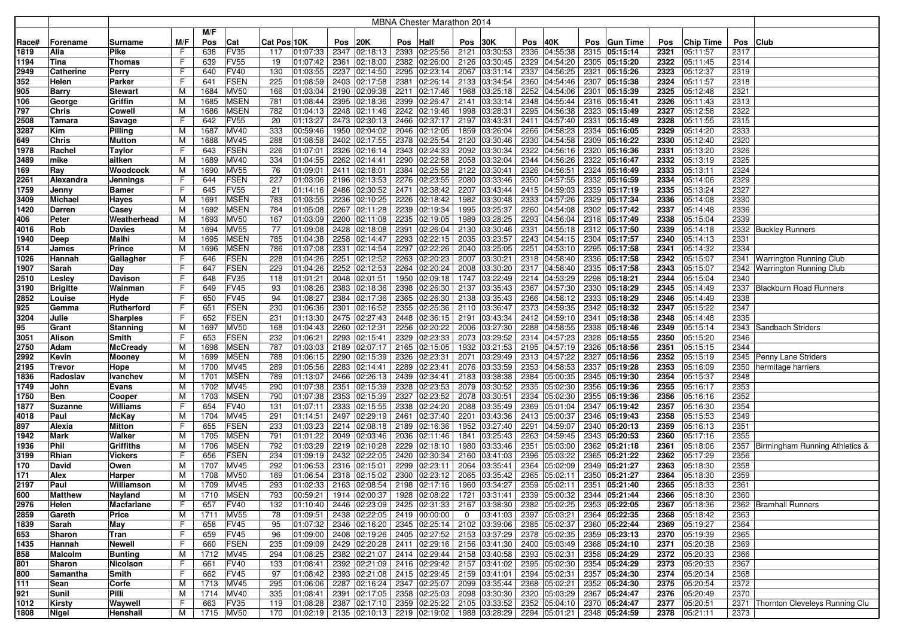# MBNA Chester Marathon 2014

| Race# | Forename | Surname | M/F | M/F Pos | Cat | Cat Pos | 10K | Pos | 20K | Pos | Half | Pos | 30K | Pos | 40K | Pos | Gun Time | Pos | Chip Time | Pos | Club |
|---|---|---|---|---|---|---|---|---|---|---|---|---|---|---|---|---|---|---|---|---|---|
| 1819 | Alia | Pike | F | 638 | FV35 | 117 | 01:07:33 | 2347 | 02:18:13 | 2393 | 02:25:56 | 2121 | 03:30:53 | 2336 | 04:55:38 | 2315 | **05:15:14** | 2321 | 05:11:57 | 2317 | |
| 1194 | Tina | Thomas | F | 639 | FV55 | 19 | 01:07:42 | 2361 | 02:18:00 | 2382 | 02:26:00 | 2126 | 03:30:45 | 2329 | 04:54:20 | 2305 | **05:15:20** | 2322 | 05:11:45 | 2314 | |
| 2949 | Catherine | Perry | F | 640 | FV40 | 130 | 01:03:55 | 2237 | 02:14:50 | 2295 | 02:23:14 | 2067 | 03:31:14 | 2337 | 04:56:25 | 2321 | **05:15:26** | 2323 | 05:12:37 | 2319 | |
| 352 | Helen | Parker | F | 641 | FSEN | 225 | 01:08:59 | 2403 | 02:17:58 | 2381 | 02:26:14 | 2133 | 03:34:54 | 2360 | 04:54:46 | 2307 | **05:15:38** | 2324 | 05:11:57 | 2318 | |
| 905 | Barry | Stewart | M | 1684 | MV50 | 166 | 01:03:04 | 2190 | 02:09:38 | 2211 | 02:17:46 | 1968 | 03:25:18 | 2252 | 04:54:06 | 2301 | **05:15:39** | 2325 | 05:12:48 | 2321 | |
| 106 | George | Griffin | M | 1685 | MSEN | 781 | 01:08:44 | 2395 | 02:18:36 | 2399 | 02:26:47 | 2141 | 03:33:14 | 2348 | 04:55:44 | 2316 | **05:15:41** | 2326 | 05:11:43 | 2313 | |
| 797 | Chris | Cowell | M | 1686 | MSEN | 782 | 01:04:13 | 2248 | 02:11:46 | 2242 | 02:19:46 | 1998 | 03:28:31 | 2295 | 04:56:38 | 2323 | **05:15:49** | 2327 | 05:12:58 | 2322 | |
| 2508 | Tamara | Savage | F | 642 | FV55 | 20 | 01:13:27 | 2473 | 02:30:13 | 2466 | 02:38:32 | 2197 | 03:43:31 | 2411 | 04:57:40 | 2331 | **05:15:49** | 2328 | 05:11:55 | 2315 | |
| 3287 | Kim | Pilling | M | 1687 | MV40 | 333 | 00:59:46 | 1950 | 02:04:02 | 2046 | 02:12:05 | 1859 | 03:26:04 | 2266 | 04:58:23 | 2334 | **05:16:05** | 2329 | 05:14:20 | 2333 | |
| 649 | Chris | Mutton | M | 1688 | MV45 | 288 | 01:08:58 | 2402 | 02:17:55 | 2378 | 02:25:54 | 2120 | 03:30:46 | 2330 | 04:54:58 | 2309 | **05:16:22** | 2330 | 05:12:40 | 2320 | |
| 1978 | Rachel | Taylor | F | 643 | FSEN | 226 | 01:07:01 | 2326 | 02:16:14 | 2343 | 02:24:33 | 2092 | 03:30:34 | 2322 | 04:56:16 | 2320 | **05:16:36** | 2331 | 05:13:20 | 2326 | |
| 3489 | mike | aitken | M | 1689 | MV40 | 334 | 01:04:55 | 2262 | 02:14:41 | 2290 | 02:22:58 | 2058 | 03:32:04 | 2344 | 04:56:26 | 2322 | **05:16:47** | 2332 | 05:13:19 | 2325 | |
| 169 | Ray | Woodcock | M | 1690 | MV55 | 76 | 01:09:01 | 2411 | 02:18:01 | 2384 | 02:25:58 | 2122 | 03:30:41 | 2326 | 04:56:51 | 2324 | **05:16:49** | 2333 | 05:13:11 | 2324 | |
| 2261 | Alexandra | Jennings | F | 644 | FSEN | 227 | 01:03:06 | 2196 | 02:13:53 | 2276 | 02:23:55 | 2080 | 03:33:46 | 2350 | 04:57:55 | 2332 | **05:16:59** | 2334 | 05:14:06 | 2329 | |
| 1759 | Jenny | Bamer | F | 645 | FV55 | 21 | 01:14:16 | 2486 | 02:30:52 | 2471 | 02:38:52 | 2207 | 03:43:44 | 2415 | 04:59:03 | 2339 | **05:17:19** | 2335 | 05:13:24 | 2327 | |
| 3409 | Michael | Hayes | M | 1691 | MSEN | 783 | 01:03:55 | 2236 | 02:10:25 | 2226 | 02:18:42 | 1982 | 03:30:48 | 2333 | 04:57:26 | 2329 | **05:17:34** | 2336 | 05:14:08 | 2330 | |
| 1420 | Darren | Casey | M | 1692 | MSEN | 784 | 01:05:08 | 2267 | 02:11:28 | 2239 | 02:19:34 | 1995 | 03:25:37 | 2260 | 04:54:08 | 2302 | **05:17:42** | 2337 | 05:14:48 | 2336 | |
| 406 | Peter | Weatherhead | M | 1693 | MV50 | 167 | 01:03:09 | 2200 | 02:11:08 | 2235 | 02:19:05 | 1989 | 03:28:25 | 2293 | 04:56:04 | 2318 | **05:17:49** | 2338 | 05:15:04 | 2339 | |
| 4016 | Rob | Davies | M | 1694 | MV55 | 77 | 01:09:08 | 2428 | 02:18:08 | 2391 | 02:26:04 | 2130 | 03:30:46 | 2331 | 04:55:18 | 2312 | **05:17:50** | 2339 | 05:14:18 | 2332 | Buckley Runners |
| 1940 | Deep | Malhi | M | 1695 | MSEN | 785 | 01:04:38 | 2258 | 02:14:47 | 2293 | 02:22:15 | 2035 | 03:23:57 | 2243 | 04:54:15 | 2304 | **05:17:57** | 2340 | 05:14:13 | 2331 | |
| 514 | James | Prince | M | 1696 | MSEN | 786 | 01:07:08 | 2331 | 02:14:54 | 2297 | 02:22:26 | 2040 | 03:25:05 | 2251 | 04:53:10 | 2295 | **05:17:58** | 2341 | 05:14:32 | 2334 | |
| 1026 | Hannah | Gallagher | F | 646 | FSEN | 228 | 01:04:26 | 2251 | 02:12:52 | 2263 | 02:20:23 | 2007 | 03:30:21 | 2318 | 04:58:40 | 2336 | **05:17:58** | 2342 | 05:15:07 | 2341 | Warrington Running Club |
| 1907 | Sarah | Day | F | 647 | FSEN | 229 | 01:04:26 | 2252 | 02:12:53 | 2264 | 02:20:24 | 2008 | 03:30:20 | 2317 | 04:58:40 | 2335 | **05:17:58** | 2343 | 05:15:07 | 2342 | Warrington Running Club |
| 2510 | Lesley | Davison | F | 648 | FV35 | 118 | 01:01:21 | 2048 | 02:01:51 | 1950 | 02:09:18 | 1747 | 03:22:49 | 2214 | 04:53:29 | 2298 | **05:18:21** | 2344 | 05:15:04 | 2340 | |
| 3190 | Brigitte | Wainman | F | 649 | FV45 | 93 | 01:08:26 | 2383 | 02:18:36 | 2398 | 02:26:30 | 2137 | 03:35:43 | 2367 | 04:57:30 | 2330 | **05:18:29** | 2345 | 05:14:49 | 2337 | Blackburn Road Runners |
| 2852 | Louise | Hyde | F | 650 | FV45 | 94 | 01:08:27 | 2384 | 02:17:36 | 2365 | 02:26:30 | 2138 | 03:35:43 | 2366 | 04:58:12 | 2333 | **05:18:29** | 2346 | 05:14:49 | 2338 | |
| 925 | Gemma | Rutherford | F | 651 | FSEN | 230 | 01:06:36 | 2301 | 02:16:52 | 2355 | 02:25:36 | 2110 | 03:36:47 | 2373 | 04:59:35 | 2342 | **05:18:32** | 2347 | 05:15:22 | 2347 | |
| 3204 | Julie | Sharples | F | 652 | FSEN | 231 | 01:13:30 | 2475 | 02:27:43 | 2448 | 02:36:15 | 2191 | 03:43:34 | 2412 | 04:59:10 | 2341 | **05:18:38** | 2348 | 05:14:48 | 2335 | |
| 95 | Grant | Stanning | M | 1697 | MV50 | 168 | 01:04:43 | 2260 | 02:12:31 | 2256 | 02:20:22 | 2006 | 03:27:30 | 2288 | 04:58:55 | 2338 | **05:18:46** | 2349 | 05:15:14 | 2343 | Sandbach Striders |
| 3051 | Alison | Smith | F | 653 | FSEN | 232 | 01:06:21 | 2293 | 02:15:41 | 2329 | 02:23:33 | 2073 | 03:29:52 | 2314 | 04:57:23 | 2328 | **05:18:55** | 2350 | 05:15:20 | 2346 | |
| 2750 | Adam | McCready | M | 1698 | MSEN | 787 | 01:03:03 | 2189 | 02:07:17 | 2165 | 02:15:05 | 1932 | 03:21:53 | 2195 | 04:57:19 | 2326 | **05:18:56** | 2351 | 05:15:15 | 2344 | |
| 2992 | Kevin | Mooney | M | 1699 | MSEN | 788 | 01:06:15 | 2290 | 02:15:39 | 2326 | 02:23:31 | 2071 | 03:29:49 | 2313 | 04:57:22 | 2327 | **05:18:56** | 2352 | 05:15:19 | 2345 | Penny Lane Striders |
| 2195 | Trevor | Hope | M | 1700 | MV45 | 289 | 01:05:56 | 2283 | 02:14:41 | 2289 | 02:23:41 | 2076 | 03:33:59 | 2353 | 04:58:53 | 2337 | **05:19:28** | 2353 | 05:16:09 | 2350 | hermitage harriers |
| 1836 | Radoslav | Ivanchev | M | 1701 | MSEN | 789 | 01:13:07 | 2466 | 02:26:13 | 2439 | 02:34:41 | 2183 | 03:38:38 | 2384 | 05:00:35 | 2345 | **05:19:30** | 2354 | 05:15:37 | 2348 | |
| 1749 | John | Evans | M | 1702 | MV45 | 290 | 01:07:38 | 2351 | 02:15:39 | 2328 | 02:23:53 | 2079 | 03:30:52 | 2335 | 05:02:30 | 2356 | **05:19:36** | 2355 | 05:16:17 | 2353 | |
| 1750 | Ben | Cooper | M | 1703 | MSEN | 790 | 01:07:38 | 2353 | 02:15:39 | 2327 | 02:23:52 | 2078 | 03:30:51 | 2334 | 05:02:30 | 2355 | **05:19:36** | 2356 | 05:16:16 | 2352 | |
| 1877 | Suzanne | Williams | F | 654 | FV40 | 131 | 01:07:11 | 2333 | 02:15:55 | 2338 | 02:24:20 | 2088 | 03:35:49 | 2369 | 05:01:04 | 2347 | **05:19:42** | 2357 | 05:16:30 | 2354 | |
| 4018 | Paul | McKay | M | 1704 | MV45 | 291 | 01:14:51 | 2497 | 02:29:19 | 2461 | 02:37:40 | 2201 | 03:43:36 | 2413 | 05:00:37 | 2346 | **05:19:43** | 2358 | 05:15:53 | 2349 | |
| 897 | Alexia | Mitton | F | 655 | FSEN | 233 | 01:03:23 | 2214 | 02:08:18 | 2189 | 02:16:36 | 1952 | 03:27:40 | 2291 | 04:59:07 | 2340 | **05:20:13** | 2359 | 05:16:13 | 2351 | |
| 1942 | Mark | Walker | M | 1705 | MSEN | 791 | 01:01:22 | 2049 | 02:03:46 | 2036 | 02:11:46 | 1841 | 03:25:43 | 2263 | 04:59:45 | 2343 | **05:20:53** | 2360 | 05:17:16 | 2355 | |
| 1936 | Phil | Griffiths | M | 1706 | MSEN | 792 | 01:03:29 | 2219 | 02:10:28 | 2229 | 02:18:10 | 1980 | 03:33:46 | 2351 | 05:03:00 | 2362 | **05:21:18** | 2361 | 05:18:06 | 2357 | Birmingham Running Athletics & |
| 3199 | Rhian | Vickers | F | 656 | FSEN | 234 | 01:09:19 | 2432 | 02:22:05 | 2420 | 02:30:34 | 2160 | 03:41:03 | 2396 | 05:03:22 | 2365 | **05:21:22** | 2362 | 05:17:29 | 2356 | |
| 170 | David | Owen | M | 1707 | MV45 | 292 | 01:06:53 | 2316 | 02:15:01 | 2299 | 02:23:11 | 2064 | 03:35:41 | 2364 | 05:02:09 | 2349 | **05:21:27** | 2363 | 05:18:30 | 2358 | |
| 171 | Alex | Harper | M | 1708 | MV50 | 169 | 01:06:54 | 2318 | 02:15:02 | 2300 | 02:23:12 | 2065 | 03:35:42 | 2365 | 05:02:11 | 2350 | **05:21:27** | 2364 | 05:18:30 | 2359 | |
| 2197 | Paul | Williamson | M | 1709 | MV45 | 293 | 01:02:33 | 2163 | 02:08:54 | 2198 | 02:17:16 | 1960 | 03:34:27 | 2359 | 05:02:11 | 2351 | **05:21:40** | 2365 | 05:18:33 | 2361 | |
| 600 | Matthew | Nayland | M | 1710 | MSEN | 793 | 00:59:21 | 1914 | 02:00:37 | 1928 | 02:08:22 | 1721 | 03:31:41 | 2339 | 05:00:32 | 2344 | **05:21:44** | 2366 | 05:18:30 | 2360 | |
| 2976 | Helen | Macfarlane | F | 657 | FV40 | 132 | 01:10:40 | 2446 | 02:23:09 | 2425 | 02:31:33 | 2167 | 03:38:30 | 2382 | 05:02:25 | 2353 | **05:22:05** | 2367 | 05:18:36 | 2362 | Bramhall Runners |
| 2859 | Gareth | Price | M | 1711 | MV55 | 78 | 01:09:51 | 2438 | 02:22:05 | 2419 | 00:00:00 | 0 | 03:41:03 | 2397 | 05:03:21 | 2364 | **05:22:35** | 2368 | 05:18:42 | 2363 | |
| 1839 | Sarah | May | F | 658 | FV45 | 95 | 01:07:32 | 2346 | 02:16:20 | 2345 | 02:25:14 | 2102 | 03:39:06 | 2385 | 05:02:37 | 2360 | **05:22:44** | 2369 | 05:19:27 | 2364 | |
| 653 | Sharon | Tran | F | 659 | FV45 | 96 | 01:09:00 | 2408 | 02:19:26 | 2405 | 02:27:52 | 2153 | 03:37:29 | 2378 | 05:02:35 | 2359 | **05:23:13** | 2370 | 05:19:39 | 2365 | |
| 1435 | Hannah | Newell | F | 660 | FSEN | 235 | 01:09:09 | 2429 | 02:20:28 | 2411 | 02:29:16 | 2156 | 03:41:30 | 2400 | 05:03:49 | 2368 | **05:24:10** | 2371 | 05:20:38 | 2369 | |
| 858 | Malcolm | Bunting | M | 1712 | MV45 | 294 | 01:08:25 | 2382 | 02:21:07 | 2414 | 02:29:44 | 2158 | 03:40:58 | 2393 | 05:02:31 | 2358 | **05:24:29** | 2372 | 05:20:33 | 2366 | |
| 801 | Sharon | Nicolson | F | 661 | FV40 | 133 | 01:08:41 | 2392 | 02:21:09 | 2416 | 02:29:42 | 2157 | 03:41:02 | 2395 | 05:02:30 | 2354 | **05:24:29** | 2373 | 05:20:33 | 2367 | |
| 800 | Samantha | Smith | F | 662 | FV45 | 97 | 01:08:42 | 2393 | 02:21:08 | 2415 | 02:29:45 | 2159 | 03:41:01 | 2394 | 05:02:31 | 2357 | **05:24:30** | 2374 | 05:20:34 | 2368 | |
| 111 | Sean | Corfe | M | 1713 | MV45 | 295 | 01:06:06 | 2287 | 02:16:24 | 2347 | 02:25:07 | 2099 | 03:35:44 | 2368 | 05:02:21 | 2352 | **05:24:30** | 2375 | 05:20:54 | 2372 | |
| 921 | Sunil | Pilli | M | 1714 | MV40 | 335 | 01:08:41 | 2391 | 02:17:05 | 2358 | 02:25:03 | 2098 | 03:30:30 | 2320 | 05:03:29 | 2367 | **05:24:47** | 2376 | 05:20:49 | 2370 | |
| 1012 | Kirsty | Waywell | F | 663 | FV35 | 119 | 01:08:28 | 2387 | 02:17:10 | 2359 | 02:25:22 | 2105 | 03:33:52 | 2352 | 05:04:10 | 2370 | **05:24:47** | 2377 | 05:20:51 | 2371 | Thornton Cleveleys Running Clu |
| 1808 | Nigel | Henshall | M | 1715 | MV50 | 170 | 01:02:19 | 2135 | 02:10:13 | 2219 | 02:19:02 | 1988 | 03:28:29 | 2294 | 05:01:21 | 2348 | **05:24:59** | 2378 | 05:21:11 | 2373 | |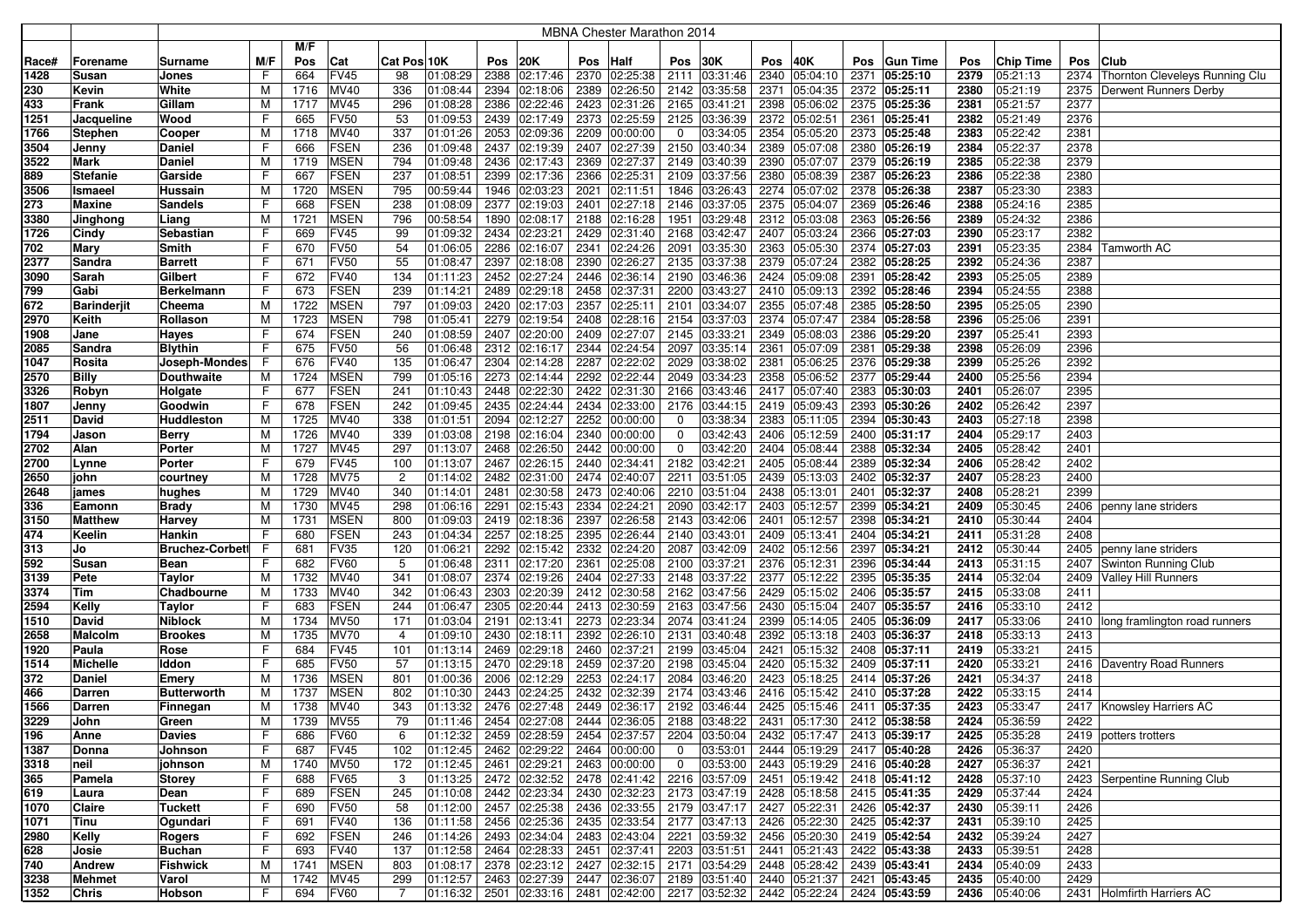MBNA Chester Marathon 2014

| Race# | Forename | Surname | M/F | M/F Pos | Cat | Cat Pos | 10K | Pos | 20K | Pos | Half | Pos | 30K | Pos | 40K | Pos | Gun Time | Pos | Chip Time | Pos | Club |
|---|---|---|---|---|---|---|---|---|---|---|---|---|---|---|---|---|---|---|---|---|---|
| 1428 | Susan | Jones | F | 664 | FV45 | 98 | 01:08:29 | 2388 | 02:17:46 | 2370 | 02:25:38 | 2111 | 03:31:46 | 2340 | 05:04:10 | 2371 | **05:25:10** | 2379 | 05:21:13 | 2374 | Thornton Cleveleys Running Clu |
| 230 | Kevin | White | M | 1716 | MV40 | 336 | 01:08:44 | 2394 | 02:18:06 | 2389 | 02:26:50 | 2142 | 03:35:58 | 2371 | 05:04:35 | 2372 | **05:25:11** | 2380 | 05:21:19 | 2375 | Derwent Runners Derby |
| 433 | Frank | Gillam | M | 1717 | MV45 | 296 | 01:08:28 | 2386 | 02:22:46 | 2423 | 02:31:26 | 2165 | 03:41:21 | 2398 | 05:06:02 | 2375 | **05:25:36** | 2381 | 05:21:57 | 2377 | |
| 1251 | Jacqueline | Wood | F | 665 | FV50 | 53 | 01:09:53 | 2439 | 02:17:49 | 2373 | 02:25:59 | 2125 | 03:36:39 | 2372 | 05:02:51 | 2361 | **05:25:41** | 2382 | 05:21:49 | 2376 | |
| 1766 | Stephen | Cooper | M | 1718 | MV40 | 337 | 01:01:26 | 2053 | 02:09:36 | 2209 | 00:00:00 | 0 | 03:34:05 | 2354 | 05:05:20 | 2373 | **05:25:48** | 2383 | 05:22:42 | 2381 | |
| 3504 | Jenny | Daniel | F | 666 | FSEN | 236 | 01:09:48 | 2437 | 02:19:39 | 2407 | 02:27:39 | 2150 | 03:40:34 | 2389 | 05:07:08 | 2380 | **05:26:19** | 2384 | 05:22:37 | 2378 | |
| 3522 | Mark | Daniel | M | 1719 | MSEN | 794 | 01:09:48 | 2436 | 02:17:43 | 2369 | 02:27:37 | 2149 | 03:40:39 | 2390 | 05:07:07 | 2379 | **05:26:19** | 2385 | 05:22:38 | 2379 | |
| 889 | Stefanie | Garside | F | 667 | FSEN | 237 | 01:08:51 | 2399 | 02:17:36 | 2366 | 02:25:31 | 2109 | 03:37:56 | 2380 | 05:08:39 | 2387 | **05:26:23** | 2386 | 05:22:38 | 2380 | |
| 3506 | Ismaeel | Hussain | M | 1720 | MSEN | 795 | 00:59:44 | 1946 | 02:03:23 | 2021 | 02:11:51 | 1846 | 03:26:43 | 2274 | 05:07:02 | 2378 | **05:26:38** | 2387 | 05:23:30 | 2383 | |
| 273 | Maxine | Sandels | F | 668 | FSEN | 238 | 01:08:09 | 2377 | 02:19:03 | 2401 | 02:27:18 | 2146 | 03:37:05 | 2375 | 05:04:07 | 2369 | **05:26:46** | 2388 | 05:24:16 | 2385 | |
| 3380 | Jinghong | Liang | M | 1721 | MSEN | 796 | 00:58:54 | 1890 | 02:08:17 | 2188 | 02:16:28 | 1951 | 03:29:48 | 2312 | 05:03:08 | 2363 | **05:26:56** | 2389 | 05:24:32 | 2386 | |
| 1726 | Cindy | Sebastian | F | 669 | FV45 | 99 | 01:09:32 | 2434 | 02:23:21 | 2429 | 02:31:40 | 2168 | 03:42:47 | 2407 | 05:03:24 | 2366 | **05:27:03** | 2390 | 05:23:17 | 2382 | |
| 702 | Mary | Smith | F | 670 | FV50 | 54 | 01:06:05 | 2286 | 02:16:07 | 2341 | 02:24:26 | 2091 | 03:35:30 | 2363 | 05:05:30 | 2374 | **05:27:03** | 2391 | 05:23:35 | 2384 | Tamworth AC |
| 2377 | Sandra | Barrett | F | 671 | FV50 | 55 | 01:08:47 | 2397 | 02:18:08 | 2390 | 02:26:27 | 2135 | 03:37:38 | 2379 | 05:07:24 | 2382 | **05:28:25** | 2392 | 05:24:36 | 2387 | |
| 3090 | Sarah | Gilbert | F | 672 | FV40 | 134 | 01:11:23 | 2452 | 02:27:24 | 2446 | 02:36:14 | 2190 | 03:46:36 | 2424 | 05:09:08 | 2391 | **05:28:42** | 2393 | 05:25:05 | 2389 | |
| 799 | Gabi | Berkelmann | F | 673 | FSEN | 239 | 01:14:21 | 2489 | 02:29:18 | 2458 | 02:37:31 | 2200 | 03:43:27 | 2410 | 05:09:13 | 2392 | **05:28:46** | 2394 | 05:24:55 | 2388 | |
| 672 | Barinderjit | Cheema | M | 1722 | MSEN | 797 | 01:09:03 | 2420 | 02:17:03 | 2357 | 02:25:11 | 2101 | 03:34:07 | 2355 | 05:07:48 | 2385 | **05:28:50** | 2395 | 05:25:05 | 2390 | |
| 2970 | Keith | Rollason | M | 1723 | MSEN | 798 | 01:05:41 | 2279 | 02:19:54 | 2408 | 02:28:16 | 2154 | 03:37:03 | 2374 | 05:07:47 | 2384 | **05:28:58** | 2396 | 05:25:06 | 2391 | |
| 1908 | Jane | Hayes | F | 674 | FSEN | 240 | 01:08:59 | 2407 | 02:20:00 | 2409 | 02:27:07 | 2145 | 03:33:21 | 2349 | 05:08:03 | 2386 | **05:29:20** | 2397 | 05:25:41 | 2393 | |
| 2085 | Sandra | Blythin | F | 675 | FV50 | 56 | 01:06:48 | 2312 | 02:16:17 | 2344 | 02:24:54 | 2097 | 03:35:14 | 2361 | 05:07:09 | 2381 | **05:29:38** | 2398 | 05:26:09 | 2396 | |
| 1047 | Rosita | Joseph-Mondes | F | 676 | FV40 | 135 | 01:06:47 | 2304 | 02:14:28 | 2287 | 02:22:02 | 2029 | 03:38:02 | 2381 | 05:06:25 | 2376 | **05:29:38** | 2399 | 05:25:26 | 2392 | |
| 2570 | Billy | Douthwaite | M | 1724 | MSEN | 799 | 01:05:16 | 2273 | 02:14:44 | 2292 | 02:22:44 | 2049 | 03:34:23 | 2358 | 05:06:52 | 2377 | **05:29:44** | 2400 | 05:25:56 | 2394 | |
| 3326 | Robyn | Holgate | F | 677 | FSEN | 241 | 01:10:43 | 2448 | 02:22:30 | 2422 | 02:31:30 | 2166 | 03:43:46 | 2417 | 05:07:40 | 2383 | **05:30:03** | 2401 | 05:26:07 | 2395 | |
| 1807 | Jenny | Goodwin | F | 678 | FSEN | 242 | 01:09:45 | 2435 | 02:24:44 | 2434 | 02:33:00 | 2176 | 03:44:15 | 2419 | 05:09:43 | 2393 | **05:30:26** | 2402 | 05:26:42 | 2397 | |
| 2511 | David | Huddleston | M | 1725 | MV40 | 338 | 01:01:51 | 2094 | 02:12:27 | 2252 | 00:00:00 | 0 | 03:38:34 | 2383 | 05:11:05 | 2394 | **05:30:43** | 2403 | 05:27:18 | 2398 | |
| 1794 | Jason | Berry | M | 1726 | MV40 | 339 | 01:03:08 | 2198 | 02:16:04 | 2340 | 00:00:00 | 0 | 03:42:43 | 2406 | 05:12:59 | 2400 | **05:31:17** | 2404 | 05:29:17 | 2403 | |
| 2702 | Alan | Porter | M | 1727 | MV45 | 297 | 01:13:07 | 2468 | 02:26:50 | 2442 | 00:00:00 | 0 | 03:42:20 | 2404 | 05:08:44 | 2388 | **05:32:34** | 2405 | 05:28:42 | 2401 | |
| 2700 | Lynne | Porter | F | 679 | FV45 | 100 | 01:13:07 | 2467 | 02:26:15 | 2440 | 02:34:41 | 2182 | 03:42:21 | 2405 | 05:08:44 | 2389 | **05:32:34** | 2406 | 05:28:42 | 2402 | |
| 2650 | john | courtney | M | 1728 | MV75 | 2 | 01:14:02 | 2482 | 02:31:00 | 2474 | 02:40:07 | 2211 | 03:51:05 | 2439 | 05:13:03 | 2402 | **05:32:37** | 2407 | 05:28:23 | 2400 | |
| 2648 | james | hughes | M | 1729 | MV40 | 340 | 01:14:01 | 2481 | 02:30:58 | 2473 | 02:40:06 | 2210 | 03:51:04 | 2438 | 05:13:01 | 2401 | **05:32:37** | 2408 | 05:28:21 | 2399 | |
| 336 | Eamonn | Brady | M | 1730 | MV45 | 298 | 01:06:16 | 2291 | 02:15:43 | 2334 | 02:24:21 | 2090 | 03:42:17 | 2403 | 05:12:57 | 2399 | **05:34:21** | 2409 | 05:30:45 | 2406 | penny lane striders |
| 3150 | Matthew | Harvey | M | 1731 | MSEN | 800 | 01:09:03 | 2419 | 02:18:36 | 2397 | 02:26:58 | 2143 | 03:42:06 | 2401 | 05:12:57 | 2398 | **05:34:21** | 2410 | 05:30:44 | 2404 | |
| 474 | Keelin | Hankin | F | 680 | FSEN | 243 | 01:04:34 | 2257 | 02:18:25 | 2395 | 02:26:44 | 2140 | 03:43:01 | 2409 | 05:13:41 | 2404 | **05:34:21** | 2411 | 05:31:28 | 2408 | |
| 313 | Jo | Bruchez-Corbett | F | 681 | FV35 | 120 | 01:06:21 | 2292 | 02:15:42 | 2332 | 02:24:20 | 2087 | 03:42:09 | 2402 | 05:12:56 | 2397 | **05:34:21** | 2412 | 05:30:44 | 2405 | penny lane striders |
| 592 | Susan | Bean | F | 682 | FV60 | 5 | 01:06:48 | 2311 | 02:17:20 | 2361 | 02:25:08 | 2100 | 03:37:21 | 2376 | 05:12:31 | 2396 | **05:34:44** | 2413 | 05:31:15 | 2407 | Swinton Running Club |
| 3139 | Pete | Taylor | M | 1732 | MV40 | 341 | 01:08:07 | 2374 | 02:19:26 | 2404 | 02:27:33 | 2148 | 03:37:22 | 2377 | 05:12:22 | 2395 | **05:35:35** | 2414 | 05:32:04 | 2409 | Valley Hill Runners |
| 3374 | Tim | Chadbourne | M | 1733 | MV40 | 342 | 01:06:43 | 2303 | 02:20:39 | 2412 | 02:30:58 | 2162 | 03:47:56 | 2429 | 05:15:02 | 2406 | **05:35:57** | 2415 | 05:33:08 | 2411 | |
| 2594 | Kelly | Taylor | F | 683 | FSEN | 244 | 01:06:47 | 2305 | 02:20:44 | 2413 | 02:30:59 | 2163 | 03:47:56 | 2430 | 05:15:04 | 2407 | **05:35:57** | 2416 | 05:33:10 | 2412 | |
| 1510 | David | Niblock | M | 1734 | MV50 | 171 | 01:03:04 | 2191 | 02:13:41 | 2273 | 02:23:34 | 2074 | 03:41:24 | 2399 | 05:14:05 | 2405 | **05:36:09** | 2417 | 05:33:06 | 2410 | long framlington road runners |
| 2658 | Malcolm | Brookes | M | 1735 | MV70 | 4 | 01:09:10 | 2430 | 02:18:11 | 2392 | 02:26:10 | 2131 | 03:40:48 | 2392 | 05:13:18 | 2403 | **05:36:37** | 2418 | 05:33:13 | 2413 | |
| 1920 | Paula | Rose | F | 684 | FV45 | 101 | 01:13:14 | 2469 | 02:29:18 | 2460 | 02:37:21 | 2199 | 03:45:04 | 2421 | 05:15:32 | 2408 | **05:37:11** | 2419 | 05:33:21 | 2415 | |
| 1514 | Michelle | Iddon | F | 685 | FV50 | 57 | 01:13:15 | 2470 | 02:29:18 | 2459 | 02:37:20 | 2198 | 03:45:04 | 2420 | 05:15:32 | 2409 | **05:37:11** | 2420 | 05:33:21 | 2416 | Daventry Road Runners |
| 372 | Daniel | Emery | M | 1736 | MSEN | 801 | 01:00:36 | 2006 | 02:12:29 | 2253 | 02:24:17 | 2084 | 03:46:20 | 2423 | 05:18:25 | 2414 | **05:37:26** | 2421 | 05:34:37 | 2418 | |
| 466 | Darren | Butterworth | M | 1737 | MSEN | 802 | 01:10:30 | 2443 | 02:24:25 | 2432 | 02:32:39 | 2174 | 03:43:46 | 2416 | 05:15:42 | 2410 | **05:37:28** | 2422 | 05:33:15 | 2414 | |
| 1566 | Darren | Finnegan | M | 1738 | MV40 | 343 | 01:13:32 | 2476 | 02:27:48 | 2449 | 02:36:17 | 2192 | 03:46:44 | 2425 | 05:15:46 | 2411 | **05:37:35** | 2423 | 05:33:47 | 2417 | Knowsley Harriers AC |
| 3229 | John | Green | M | 1739 | MV55 | 79 | 01:11:46 | 2454 | 02:27:08 | 2444 | 02:36:05 | 2188 | 03:48:22 | 2431 | 05:17:30 | 2412 | **05:38:58** | 2424 | 05:36:59 | 2422 | |
| 196 | Anne | Davies | F | 686 | FV60 | 6 | 01:12:32 | 2459 | 02:28:59 | 2454 | 02:37:57 | 2204 | 03:50:04 | 2432 | 05:17:47 | 2413 | **05:39:17** | 2425 | 05:35:28 | 2419 | potters trotters |
| 1387 | Donna | Johnson | F | 687 | FV45 | 102 | 01:12:45 | 2462 | 02:29:22 | 2464 | 00:00:00 | 0 | 03:53:01 | 2444 | 05:19:29 | 2417 | **05:40:28** | 2426 | 05:36:37 | 2420 | |
| 3318 | neil | johnson | M | 1740 | MV50 | 172 | 01:12:45 | 2461 | 02:29:21 | 2463 | 00:00:00 | 0 | 03:53:00 | 2443 | 05:19:29 | 2416 | **05:40:28** | 2427 | 05:36:37 | 2421 | |
| 365 | Pamela | Storey | F | 688 | FV65 | 3 | 01:13:25 | 2472 | 02:32:52 | 2478 | 02:41:42 | 2216 | 03:57:09 | 2451 | 05:19:42 | 2418 | **05:41:12** | 2428 | 05:37:10 | 2423 | Serpentine Running Club |
| 619 | Laura | Dean | F | 689 | FSEN | 245 | 01:10:08 | 2442 | 02:23:34 | 2430 | 02:32:23 | 2173 | 03:47:19 | 2428 | 05:18:58 | 2415 | **05:41:35** | 2429 | 05:37:44 | 2424 | |
| 1070 | Claire | Tuckett | F | 690 | FV50 | 58 | 01:12:00 | 2457 | 02:25:38 | 2436 | 02:33:55 | 2179 | 03:47:17 | 2427 | 05:22:31 | 2426 | **05:42:37** | 2430 | 05:39:11 | 2426 | |
| 1071 | Tinu | Ogundari | F | 691 | FV40 | 136 | 01:11:58 | 2456 | 02:25:36 | 2435 | 02:33:54 | 2177 | 03:47:13 | 2426 | 05:22:30 | 2425 | **05:42:37** | 2431 | 05:39:10 | 2425 | |
| 2980 | Kelly | Rogers | F | 692 | FSEN | 246 | 01:14:26 | 2493 | 02:34:04 | 2483 | 02:43:04 | 2221 | 03:59:32 | 2456 | 05:20:30 | 2419 | **05:42:54** | 2432 | 05:39:24 | 2427 | |
| 628 | Josie | Buchan | F | 693 | FV40 | 137 | 01:12:58 | 2464 | 02:28:33 | 2451 | 02:37:41 | 2203 | 03:51:51 | 2441 | 05:21:43 | 2422 | **05:43:38** | 2433 | 05:39:51 | 2428 | |
| 740 | Andrew | Fishwick | M | 1741 | MSEN | 803 | 01:08:17 | 2378 | 02:23:12 | 2427 | 02:32:15 | 2171 | 03:54:29 | 2448 | 05:28:42 | 2439 | **05:43:41** | 2434 | 05:40:09 | 2433 | |
| 3238 | Mehmet | Varol | M | 1742 | MV45 | 299 | 01:12:57 | 2463 | 02:27:39 | 2447 | 02:36:07 | 2189 | 03:51:40 | 2440 | 05:21:37 | 2421 | **05:43:45** | 2435 | 05:40:00 | 2429 | |
| 1352 | Chris | Hobson | F | 694 | FV60 | 7 | 01:16:32 | 2501 | 02:33:16 | 2481 | 02:42:00 | 2217 | 03:52:32 | 2442 | 05:22:24 | 2424 | **05:43:59** | 2436 | 05:40:06 | 2431 | Holmfirth Harriers AC |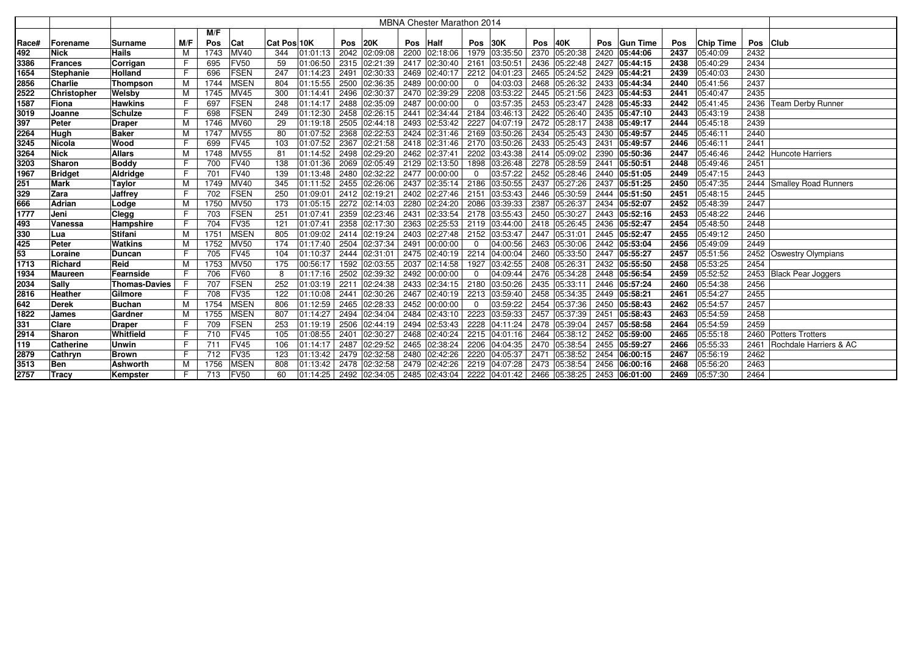| | | MBNA Chester Marathon 2014 | | | | | | | | | | | | | | | | | | | | |
|---|---|---|---|---|---|---|---|---|---|---|---|---|---|---|---|---|---|---|---|---|---|---|
| Race# | Forename | Surname | M/F | M/F Pos | Cat | Cat Pos | 10K | Pos | 20K | Pos | Half | Pos | 30K | Pos | 40K | Pos | Gun Time | Pos | Chip Time | Pos | Club |
| 492 | Nick | Hails | M | 1743 | MV40 | 344 | 01:01:13 | 2042 | 02:09:08 | 2200 | 02:18:06 | 1979 | 03:35:50 | 2370 | 05:20:38 | 2420 | 05:44:06 | 2437 | 05:40:09 | 2432 | |
| 3386 | Frances | Corrigan | F | 695 | FV50 | 59 | 01:06:50 | 2315 | 02:21:39 | 2417 | 02:30:40 | 2161 | 03:50:51 | 2436 | 05:22:48 | 2427 | 05:44:15 | 2438 | 05:40:29 | 2434 | |
| 1654 | Stephanie | Holland | F | 696 | FSEN | 247 | 01:14:23 | 2491 | 02:30:33 | 2469 | 02:40:17 | 2212 | 04:01:23 | 2465 | 05:24:52 | 2429 | 05:44:21 | 2439 | 05:40:03 | 2430 | |
| 2856 | Charlie | Thompson | M | 1744 | MSEN | 804 | 01:15:55 | 2500 | 02:36:35 | 2489 | 00:00:00 | 0 | 04:03:03 | 2468 | 05:26:32 | 2433 | 05:44:34 | 2440 | 05:41:56 | 2437 | |
| 2522 | Christopher | Welsby | M | 1745 | MV45 | 300 | 01:14:41 | 2496 | 02:30:37 | 2470 | 02:39:29 | 2208 | 03:53:22 | 2445 | 05:21:56 | 2423 | 05:44:53 | 2441 | 05:40:47 | 2435 | |
| 1587 | Fiona | Hawkins | F | 697 | FSEN | 248 | 01:14:17 | 2488 | 02:35:09 | 2487 | 00:00:00 | 0 | 03:57:35 | 2453 | 05:23:47 | 2428 | 05:45:33 | 2442 | 05:41:45 | 2436 | Team Derby Runner |
| 3019 | Joanne | Schulze | F | 698 | FSEN | 249 | 01:12:30 | 2458 | 02:26:15 | 2441 | 02:34:44 | 2184 | 03:46:13 | 2422 | 05:26:40 | 2435 | 05:47:10 | 2443 | 05:43:19 | 2438 | |
| 397 | Peter | Draper | M | 1746 | MV60 | 29 | 01:19:18 | 2505 | 02:44:18 | 2493 | 02:53:42 | 2227 | 04:07:19 | 2472 | 05:28:17 | 2438 | 05:49:17 | 2444 | 05:45:18 | 2439 | |
| 2264 | Hugh | Baker | M | 1747 | MV55 | 80 | 01:07:52 | 2368 | 02:22:53 | 2424 | 02:31:46 | 2169 | 03:50:26 | 2434 | 05:25:43 | 2430 | 05:49:57 | 2445 | 05:46:11 | 2440 | |
| 3245 | Nicola | Wood | F | 699 | FV45 | 103 | 01:07:52 | 2367 | 02:21:58 | 2418 | 02:31:46 | 2170 | 03:50:26 | 2433 | 05:25:43 | 2431 | 05:49:57 | 2446 | 05:46:11 | 2441 | |
| 3264 | Nick | Allars | M | 1748 | MV55 | 81 | 01:14:52 | 2498 | 02:29:20 | 2462 | 02:37:41 | 2202 | 03:43:38 | 2414 | 05:09:02 | 2390 | 05:50:36 | 2447 | 05:46:46 | 2442 | Huncote Harriers |
| 3203 | Sharon | Boddy | F | 700 | FV40 | 138 | 01:01:36 | 2069 | 02:05:49 | 2129 | 02:13:50 | 1898 | 03:26:48 | 2278 | 05:28:59 | 2441 | 05:50:51 | 2448 | 05:49:46 | 2451 | |
| 1967 | Bridget | Aldridge | F | 701 | FV40 | 139 | 01:13:48 | 2480 | 02:32:22 | 2477 | 00:00:00 | 0 | 03:57:22 | 2452 | 05:28:46 | 2440 | 05:51:05 | 2449 | 05:47:15 | 2443 | |
| 251 | Mark | Taylor | M | 1749 | MV40 | 345 | 01:11:52 | 2455 | 02:26:06 | 2437 | 02:35:14 | 2186 | 03:50:55 | 2437 | 05:27:26 | 2437 | 05:51:25 | 2450 | 05:47:35 | 2444 | Smalley Road Runners |
| 329 | Zara | Jaffrey | F | 702 | FSEN | 250 | 01:09:01 | 2412 | 02:19:21 | 2402 | 02:27:46 | 2151 | 03:53:43 | 2446 | 05:30:59 | 2444 | 05:51:50 | 2451 | 05:48:15 | 2445 | |
| 666 | Adrian | Lodge | M | 1750 | MV50 | 173 | 01:05:15 | 2272 | 02:14:03 | 2280 | 02:24:20 | 2086 | 03:39:33 | 2387 | 05:26:37 | 2434 | 05:52:07 | 2452 | 05:48:39 | 2447 | |
| 1777 | Jeni | Clegg | F | 703 | FSEN | 251 | 01:07:41 | 2359 | 02:23:46 | 2431 | 02:33:54 | 2178 | 03:55:43 | 2450 | 05:30:27 | 2443 | 05:52:16 | 2453 | 05:48:22 | 2446 | |
| 493 | Vanessa | Hampshire | F | 704 | FV35 | 121 | 01:07:41 | 2358 | 02:17:30 | 2363 | 02:25:53 | 2119 | 03:44:00 | 2418 | 05:26:45 | 2436 | 05:52:47 | 2454 | 05:48:50 | 2448 | |
| 330 | Lua | Stifani | M | 1751 | MSEN | 805 | 01:09:02 | 2414 | 02:19:24 | 2403 | 02:27:48 | 2152 | 03:53:47 | 2447 | 05:31:01 | 2445 | 05:52:47 | 2455 | 05:49:12 | 2450 | |
| 425 | Peter | Watkins | M | 1752 | MV50 | 174 | 01:17:40 | 2504 | 02:37:34 | 2491 | 00:00:00 | 0 | 04:00:56 | 2463 | 05:30:06 | 2442 | 05:53:04 | 2456 | 05:49:09 | 2449 | |
| 53 | Loraine | Duncan | F | 705 | FV45 | 104 | 01:10:37 | 2444 | 02:31:01 | 2475 | 02:40:19 | 2214 | 04:00:04 | 2460 | 05:33:50 | 2447 | 05:55:27 | 2457 | 05:51:56 | 2452 | Oswestry Olympians |
| 1713 | Richard | Reid | M | 1753 | MV50 | 175 | 00:56:17 | 1592 | 02:03:55 | 2037 | 02:14:58 | 1927 | 03:42:55 | 2408 | 05:26:31 | 2432 | 05:55:50 | 2458 | 05:53:25 | 2454 | |
| 1934 | Maureen | Fearnside | F | 706 | FV60 | 8 | 01:17:16 | 2502 | 02:39:32 | 2492 | 00:00:00 | 0 | 04:09:44 | 2476 | 05:34:28 | 2448 | 05:56:54 | 2459 | 05:52:52 | 2453 | Black Pear Joggers |
| 2034 | Sally | Thomas-Davies | F | 707 | FSEN | 252 | 01:03:19 | 2211 | 02:24:38 | 2433 | 02:34:15 | 2180 | 03:50:26 | 2435 | 05:33:11 | 2446 | 05:57:24 | 2460 | 05:54:38 | 2456 | |
| 2816 | Heather | Gilmore | F | 708 | FV35 | 122 | 01:10:08 | 2441 | 02:30:26 | 2467 | 02:40:19 | 2213 | 03:59:40 | 2458 | 05:34:35 | 2449 | 05:58:21 | 2461 | 05:54:27 | 2455 | |
| 642 | Derek | Buchan | M | 1754 | MSEN | 806 | 01:12:59 | 2465 | 02:28:33 | 2452 | 00:00:00 | 0 | 03:59:22 | 2454 | 05:37:36 | 2450 | 05:58:43 | 2462 | 05:54:57 | 2457 | |
| 1822 | James | Gardner | M | 1755 | MSEN | 807 | 01:14:27 | 2494 | 02:34:04 | 2484 | 02:43:10 | 2223 | 03:59:33 | 2457 | 05:37:39 | 2451 | 05:58:43 | 2463 | 05:54:59 | 2458 | |
| 331 | Clare | Draper | F | 709 | FSEN | 253 | 01:19:19 | 2506 | 02:44:19 | 2494 | 02:53:43 | 2228 | 04:11:24 | 2478 | 05:39:04 | 2457 | 05:58:58 | 2464 | 05:54:59 | 2459 | |
| 2914 | Sharon | Whitfield | F | 710 | FV45 | 105 | 01:08:55 | 2401 | 02:30:27 | 2468 | 02:40:24 | 2215 | 04:01:16 | 2464 | 05:38:12 | 2452 | 05:59:00 | 2465 | 05:55:18 | 2460 | Potters Trotters |
| 119 | Catherine | Unwin | F | 711 | FV45 | 106 | 01:14:17 | 2487 | 02:29:52 | 2465 | 02:38:24 | 2206 | 04:04:35 | 2470 | 05:38:54 | 2455 | 05:59:27 | 2466 | 05:55:33 | 2461 | Rochdale Harriers & AC |
| 2879 | Cathryn | Brown | F | 712 | FV35 | 123 | 01:13:42 | 2479 | 02:32:58 | 2480 | 02:42:26 | 2220 | 04:05:37 | 2471 | 05:38:52 | 2454 | 06:00:15 | 2467 | 05:56:19 | 2462 | |
| 3513 | Ben | Ashworth | M | 1756 | MSEN | 808 | 01:13:42 | 2478 | 02:32:58 | 2479 | 02:42:26 | 2219 | 04:07:28 | 2473 | 05:38:54 | 2456 | 06:00:16 | 2468 | 05:56:20 | 2463 | |
| 2757 | Tracy | Kempster | F | 713 | FV50 | 60 | 01:14:25 | 2492 | 02:34:05 | 2485 | 02:43:04 | 2222 | 04:01:42 | 2466 | 05:38:25 | 2453 | 06:01:00 | 2469 | 05:57:30 | 2464 | |